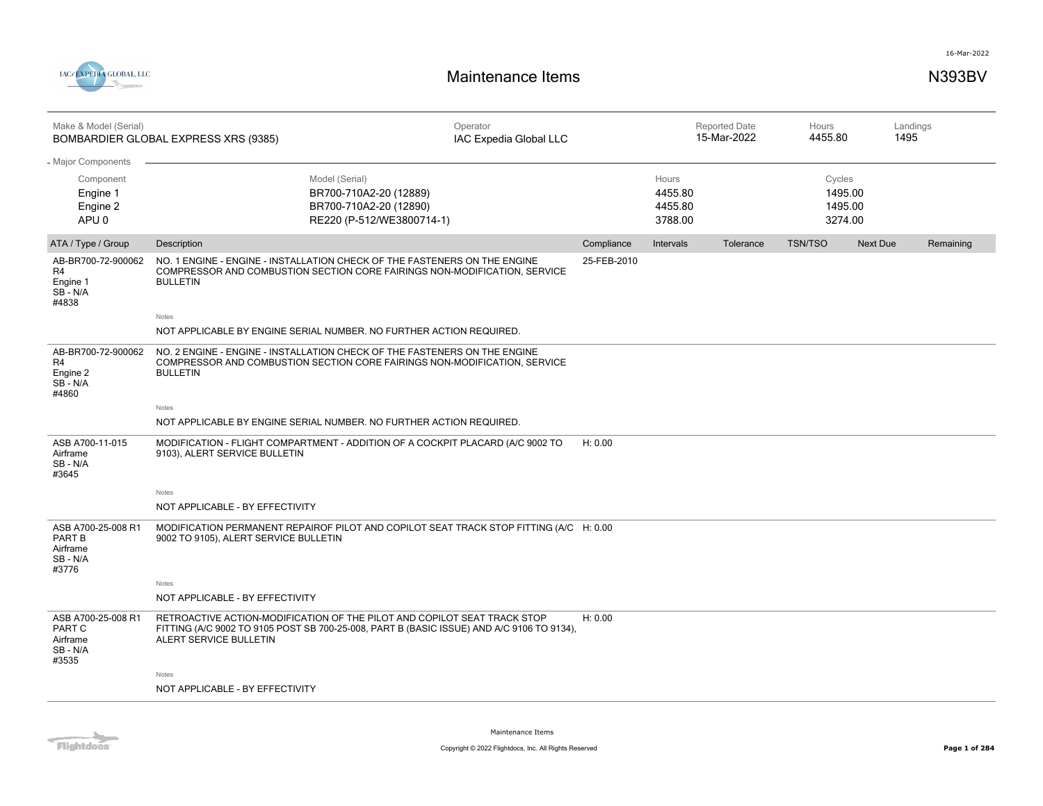16-Mar-2022

IAC/EXPEDIA GLOBAL, LLC

# Maintenance Items

**N393BV**

| Make & Model (Serial) | Operator | Reported Date | Hours | Landings |
|---|---|---|---|---|
| BOMBARDIER GLOBAL EXPRESS XRS (9385) | IAC Expedia Global LLC | 15-Mar-2022 | 4455.80 | 1495 |

**Major Components**

| Component | Model (Serial) | Hours | Cycles |
|---|---|---|---|
| Engine 1 | BR700-710A2-20 (12889) | 4455.80 | 1495.00 |
| Engine 2 | BR700-710A2-20 (12890) | 4455.80 | 1495.00 |
| APU 0 | RE220 (P-512/WE3800714-1) | 3788.00 | 3274.00 |

| ATA / Type / Group | Description | Compliance | Intervals | Tolerance | TSN/TSO | Next Due | Remaining |
|---|---|---|---|---|---|---|---|
| AB-BR700-72-900062 R4 Engine 1 SB - N/A #4838 | NO. 1 ENGINE - ENGINE - INSTALLATION CHECK OF THE FASTENERS ON THE ENGINE COMPRESSOR AND COMBUSTION SECTION CORE FAIRINGS NON-MODIFICATION, SERVICE BULLETIN<br>Notes<br>NOT APPLICABLE BY ENGINE SERIAL NUMBER. NO FURTHER ACTION REQUIRED. | 25-FEB-2010 | | | | | |
| AB-BR700-72-900062 R4 Engine 2 SB - N/A #4860 | NO. 2 ENGINE - ENGINE - INSTALLATION CHECK OF THE FASTENERS ON THE ENGINE COMPRESSOR AND COMBUSTION SECTION CORE FAIRINGS NON-MODIFICATION, SERVICE BULLETIN<br>Notes<br>NOT APPLICABLE BY ENGINE SERIAL NUMBER. NO FURTHER ACTION REQUIRED. | | | | | | |
| ASB A700-11-015 Airframe SB - N/A #3645 | MODIFICATION - FLIGHT COMPARTMENT - ADDITION OF A COCKPIT PLACARD (A/C 9002 TO 9103), ALERT SERVICE BULLETIN<br>Notes<br>NOT APPLICABLE - BY EFFECTIVITY | H: 0.00 | | | | | |
| ASB A700-25-008 R1 PART B Airframe SB - N/A #3776 | MODIFICATION PERMANENT REPAIROF PILOT AND COPILOT SEAT TRACK STOP FITTING (A/C 9002 TO 9105), ALERT SERVICE BULLETIN<br>Notes<br>NOT APPLICABLE - BY EFFECTIVITY | H: 0.00 | | | | | |
| ASB A700-25-008 R1 PART C Airframe SB - N/A #3535 | RETROACTIVE ACTION-MODIFICATION OF THE PILOT AND COPILOT SEAT TRACK STOP FITTING (A/C 9002 TO 9105 POST SB 700-25-008, PART B (BASIC ISSUE) AND A/C 9106 TO 9134), ALERT SERVICE BULLETIN<br>Notes<br>NOT APPLICABLE - BY EFFECTIVITY | H: 0.00 | | | | | |

Maintenance Items

Copyright © 2022 Flightdocs, Inc. All Rights Reserved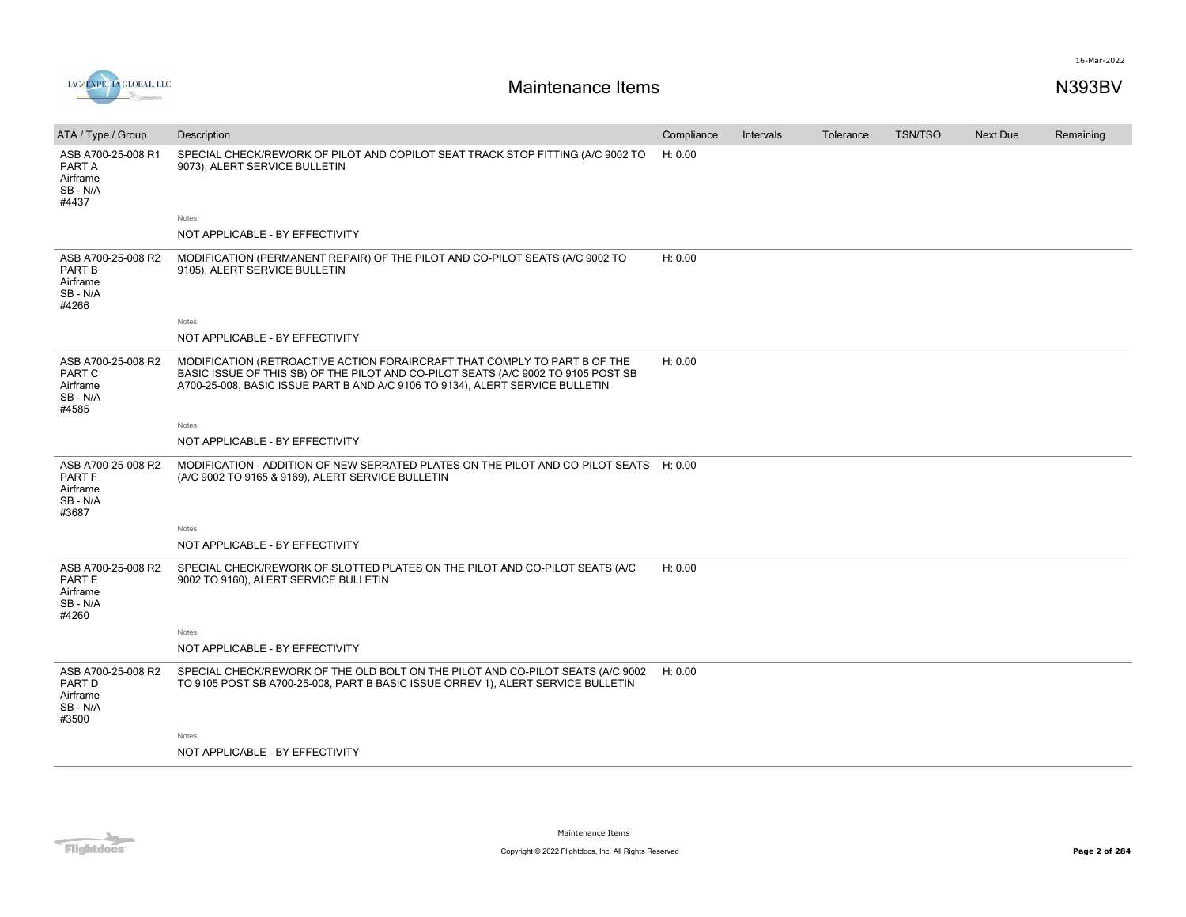| ATA / Type / Group | Description | Compliance | Intervals | Tolerance | TSN/TSO | Next Due | Remaining |
|---|---|---|---|---|---|---|---|
| ASB A700-25-008 R1 PART A Airframe SB - N/A #4437 | SPECIAL CHECK/REWORK OF PILOT AND COPILOT SEAT TRACK STOP FITTING (A/C 9002 TO 9073), ALERT SERVICE BULLETIN | H: 0.00 | | | | | |
| | Notes<br>NOT APPLICABLE - BY EFFECTIVITY | | | | | | |
| ASB A700-25-008 R2 PART B Airframe SB - N/A #4266 | MODIFICATION (PERMANENT REPAIR) OF THE PILOT AND CO-PILOT SEATS (A/C 9002 TO 9105), ALERT SERVICE BULLETIN | H: 0.00 | | | | | |
| | Notes<br>NOT APPLICABLE - BY EFFECTIVITY | | | | | | |
| ASB A700-25-008 R2 PART C Airframe SB - N/A #4585 | MODIFICATION (RETROACTIVE ACTION FORAIRCRAFT THAT COMPLY TO PART B OF THE BASIC ISSUE OF THIS SB) OF THE PILOT AND CO-PILOT SEATS (A/C 9002 TO 9105 POST SB A700-25-008, BASIC ISSUE PART B AND A/C 9106 TO 9134), ALERT SERVICE BULLETIN | H: 0.00 | | | | | |
| | Notes<br>NOT APPLICABLE - BY EFFECTIVITY | | | | | | |
| ASB A700-25-008 R2 PART F Airframe SB - N/A #3687 | MODIFICATION - ADDITION OF NEW SERRATED PLATES ON THE PILOT AND CO-PILOT SEATS (A/C 9002 TO 9165 & 9169), ALERT SERVICE BULLETIN | H: 0.00 | | | | | |
| | Notes<br>NOT APPLICABLE - BY EFFECTIVITY | | | | | | |
| ASB A700-25-008 R2 PART E Airframe SB - N/A #4260 | SPECIAL CHECK/REWORK OF SLOTTED PLATES ON THE PILOT AND CO-PILOT SEATS (A/C 9002 TO 9160), ALERT SERVICE BULLETIN | H: 0.00 | | | | | |
| | Notes<br>NOT APPLICABLE - BY EFFECTIVITY | | | | | | |
| ASB A700-25-008 R2 PART D Airframe SB - N/A #3500 | SPECIAL CHECK/REWORK OF THE OLD BOLT ON THE PILOT AND CO-PILOT SEATS (A/C 9002 TO 9105 POST SB A700-25-008, PART B BASIC ISSUE ORREV 1), ALERT SERVICE BULLETIN | H: 0.00 | | | | | |
| | Notes<br>NOT APPLICABLE - BY EFFECTIVITY | | | | | | |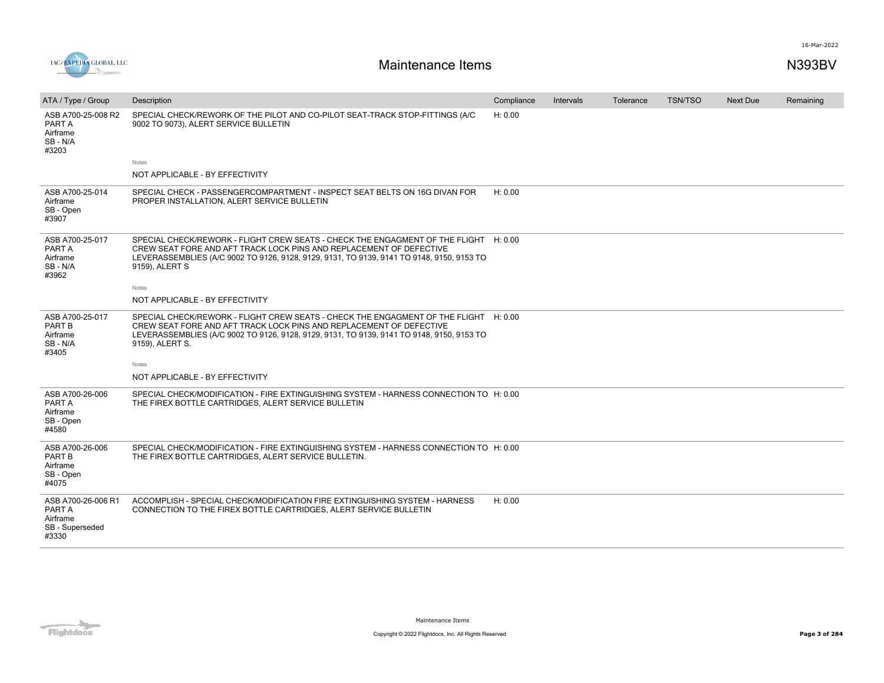| ATA / Type / Group | Description | Compliance | Intervals | Tolerance | TSN/TSO | Next Due | Remaining |
|---|---|---|---|---|---|---|---|
| ASB A700-25-008 R2 PART A Airframe SB - N/A #3203 | SPECIAL CHECK/REWORK OF THE PILOT AND CO-PILOT SEAT-TRACK STOP-FITTINGS (A/C 9002 TO 9073), ALERT SERVICE BULLETIN | H: 0.00 | | | | | |
| | Notes<br>NOT APPLICABLE - BY EFFECTIVITY | | | | | | |
| ASB A700-25-014 Airframe SB - Open #3907 | SPECIAL CHECK - PASSENGERCOMPARTMENT - INSPECT SEAT BELTS ON 16G DIVAN FOR PROPER INSTALLATION, ALERT SERVICE BULLETIN | H: 0.00 | | | | | |
| ASB A700-25-017 PART A Airframe SB - N/A #3962 | SPECIAL CHECK/REWORK - FLIGHT CREW SEATS - CHECK THE ENGAGMENT OF THE FLIGHT CREW SEAT FORE AND AFT TRACK LOCK PINS AND REPLACEMENT OF DEFECTIVE LEVERASSEMBLIES (A/C 9002 TO 9126, 9128, 9129, 9131, TO 9139, 9141 TO 9148, 9150, 9153 TO 9159), ALERT S | H: 0.00 | | | | | |
| | Notes<br>NOT APPLICABLE - BY EFFECTIVITY | | | | | | |
| ASB A700-25-017 PART B Airframe SB - N/A #3405 | SPECIAL CHECK/REWORK - FLIGHT CREW SEATS - CHECK THE ENGAGMENT OF THE FLIGHT CREW SEAT FORE AND AFT TRACK LOCK PINS AND REPLACEMENT OF DEFECTIVE LEVERASSEMBLIES (A/C 9002 TO 9126, 9128, 9129, 9131, TO 9139, 9141 TO 9148, 9150, 9153 TO 9159), ALERT S. | H: 0.00 | | | | | |
| | Notes<br>NOT APPLICABLE - BY EFFECTIVITY | | | | | | |
| ASB A700-26-006 PART A Airframe SB - Open #4580 | SPECIAL CHECK/MODIFICATION - FIRE EXTINGUISHING SYSTEM - HARNESS CONNECTION TO THE FIREX BOTTLE CARTRIDGES, ALERT SERVICE BULLETIN | H: 0.00 | | | | | |
| ASB A700-26-006 PART B Airframe SB - Open #4075 | SPECIAL CHECK/MODIFICATION - FIRE EXTINGUISHING SYSTEM - HARNESS CONNECTION TO THE FIREX BOTTLE CARTRIDGES, ALERT SERVICE BULLETIN. | H: 0.00 | | | | | |
| ASB A700-26-006 R1 PART A Airframe SB - Superseded #3330 | ACCOMPLISH - SPECIAL CHECK/MODIFICATION FIRE EXTINGUISHING SYSTEM - HARNESS CONNECTION TO THE FIREX BOTTLE CARTRIDGES, ALERT SERVICE BULLETIN | H: 0.00 | | | | | |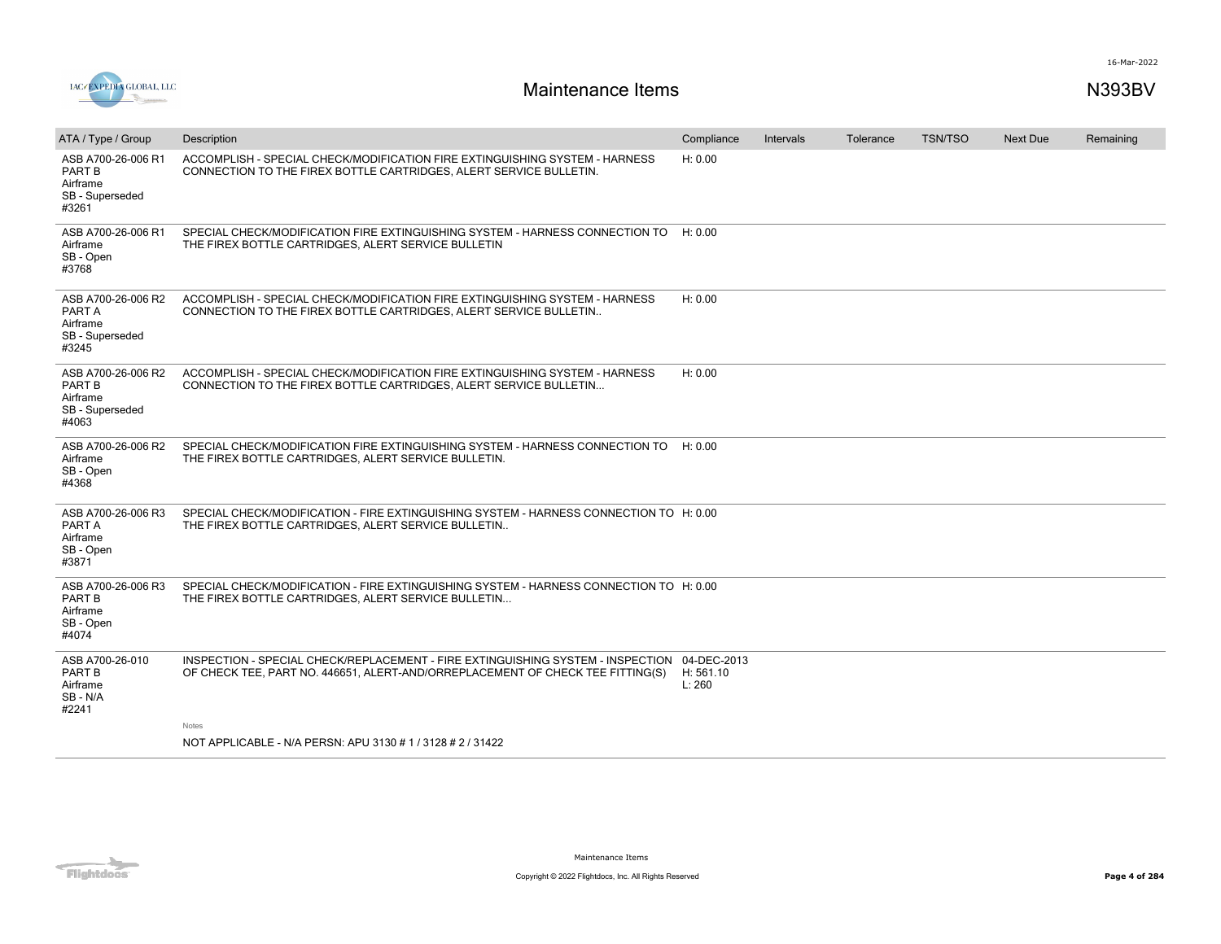# Maintenance Items

N393BV

| ATA / Type / Group | Description | Compliance | Intervals | Tolerance | TSN/TSO | Next Due | Remaining |
|---|---|---|---|---|---|---|---|
| ASB A700-26-006 R1 PART B Airframe SB - Superseded #3261 | ACCOMPLISH - SPECIAL CHECK/MODIFICATION FIRE EXTINGUISHING SYSTEM - HARNESS CONNECTION TO THE FIREX BOTTLE CARTRIDGES, ALERT SERVICE BULLETIN. | H: 0.00 | | | | | |
| ASB A700-26-006 R1 Airframe SB - Open #3768 | SPECIAL CHECK/MODIFICATION FIRE EXTINGUISHING SYSTEM - HARNESS CONNECTION TO THE FIREX BOTTLE CARTRIDGES, ALERT SERVICE BULLETIN | H: 0.00 | | | | | |
| ASB A700-26-006 R2 PART A Airframe SB - Superseded #3245 | ACCOMPLISH - SPECIAL CHECK/MODIFICATION FIRE EXTINGUISHING SYSTEM - HARNESS CONNECTION TO THE FIREX BOTTLE CARTRIDGES, ALERT SERVICE BULLETIN.. | H: 0.00 | | | | | |
| ASB A700-26-006 R2 PART B Airframe SB - Superseded #4063 | ACCOMPLISH - SPECIAL CHECK/MODIFICATION FIRE EXTINGUISHING SYSTEM - HARNESS CONNECTION TO THE FIREX BOTTLE CARTRIDGES, ALERT SERVICE BULLETIN... | H: 0.00 | | | | | |
| ASB A700-26-006 R2 Airframe SB - Open #4368 | SPECIAL CHECK/MODIFICATION FIRE EXTINGUISHING SYSTEM - HARNESS CONNECTION TO THE FIREX BOTTLE CARTRIDGES, ALERT SERVICE BULLETIN. | H: 0.00 | | | | | |
| ASB A700-26-006 R3 PART A Airframe SB - Open #3871 | SPECIAL CHECK/MODIFICATION - FIRE EXTINGUISHING SYSTEM - HARNESS CONNECTION TO THE FIREX BOTTLE CARTRIDGES, ALERT SERVICE BULLETIN.. | H: 0.00 | | | | | |
| ASB A700-26-006 R3 PART B Airframe SB - Open #4074 | SPECIAL CHECK/MODIFICATION - FIRE EXTINGUISHING SYSTEM - HARNESS CONNECTION TO THE FIREX BOTTLE CARTRIDGES, ALERT SERVICE BULLETIN... | H: 0.00 | | | | | |
| ASB A700-26-010 PART B Airframe SB - N/A #2241 | INSPECTION - SPECIAL CHECK/REPLACEMENT - FIRE EXTINGUISHING SYSTEM - INSPECTION OF CHECK TEE, PART NO. 446651, ALERT-AND/ORREPLACEMENT OF CHECK TEE FITTING(S)<br><br>Notes<br>NOT APPLICABLE - N/A PERSN: APU 3130 # 1 / 3128 # 2 / 31422 | 04-DEC-2013 H: 561.10 L: 260 | | | | | |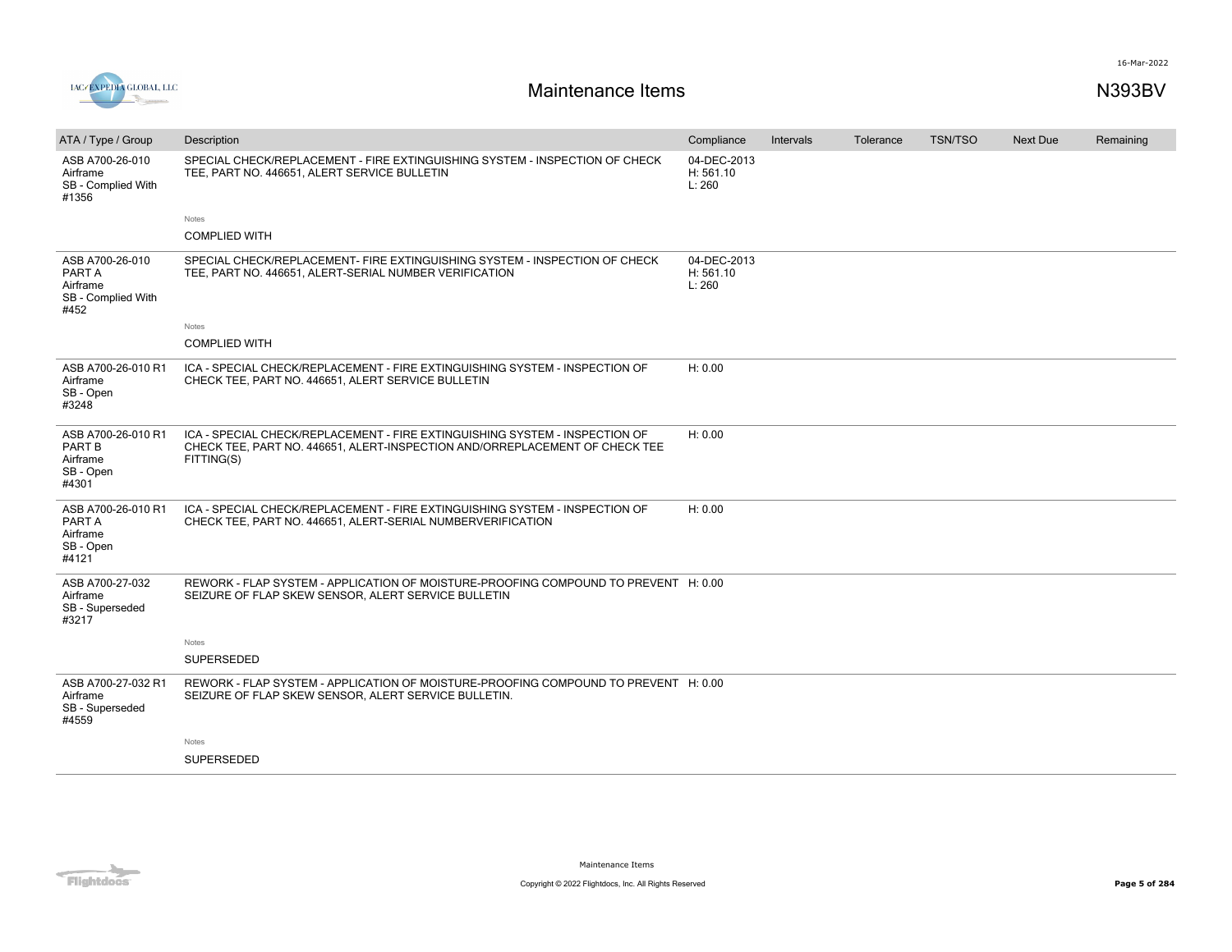# Maintenance Items

N393BV

| ATA / Type / Group | Description | Compliance | Intervals | Tolerance | TSN/TSO | Next Due | Remaining |
|---|---|---|---|---|---|---|---|
| ASB A700-26-010<br>Airframe<br>SB - Complied With<br>#1356 | SPECIAL CHECK/REPLACEMENT - FIRE EXTINGUISHING SYSTEM - INSPECTION OF CHECK TEE, PART NO. 446651, ALERT SERVICE BULLETIN<br><br>Notes<br>COMPLIED WITH | 04-DEC-2013<br>H: 561.10<br>L: 260 | | | | | |
| ASB A700-26-010<br>PART A<br>Airframe<br>SB - Complied With<br>#452 | SPECIAL CHECK/REPLACEMENT- FIRE EXTINGUISHING SYSTEM - INSPECTION OF CHECK TEE, PART NO. 446651, ALERT-SERIAL NUMBER VERIFICATION<br><br>Notes<br>COMPLIED WITH | 04-DEC-2013<br>H: 561.10<br>L: 260 | | | | | |
| ASB A700-26-010 R1<br>Airframe<br>SB - Open<br>#3248 | ICA - SPECIAL CHECK/REPLACEMENT - FIRE EXTINGUISHING SYSTEM - INSPECTION OF CHECK TEE, PART NO. 446651, ALERT SERVICE BULLETIN | H: 0.00 | | | | | |
| ASB A700-26-010 R1<br>PART B<br>Airframe<br>SB - Open<br>#4301 | ICA - SPECIAL CHECK/REPLACEMENT - FIRE EXTINGUISHING SYSTEM - INSPECTION OF CHECK TEE, PART NO. 446651, ALERT-INSPECTION AND/ORREPLACEMENT OF CHECK TEE FITTING(S) | H: 0.00 | | | | | |
| ASB A700-26-010 R1<br>PART A<br>Airframe<br>SB - Open<br>#4121 | ICA - SPECIAL CHECK/REPLACEMENT - FIRE EXTINGUISHING SYSTEM - INSPECTION OF CHECK TEE, PART NO. 446651, ALERT-SERIAL NUMBERVERIFICATION | H: 0.00 | | | | | |
| ASB A700-27-032<br>Airframe<br>SB - Superseded<br>#3217 | REWORK - FLAP SYSTEM - APPLICATION OF MOISTURE-PROOFING COMPOUND TO PREVENT SEIZURE OF FLAP SKEW SENSOR, ALERT SERVICE BULLETIN<br><br>Notes<br>SUPERSEDED | H: 0.00 | | | | | |
| ASB A700-27-032 R1<br>Airframe<br>SB - Superseded<br>#4559 | REWORK - FLAP SYSTEM - APPLICATION OF MOISTURE-PROOFING COMPOUND TO PREVENT SEIZURE OF FLAP SKEW SENSOR, ALERT SERVICE BULLETIN.<br><br>Notes<br>SUPERSEDED | H: 0.00 | | | | | |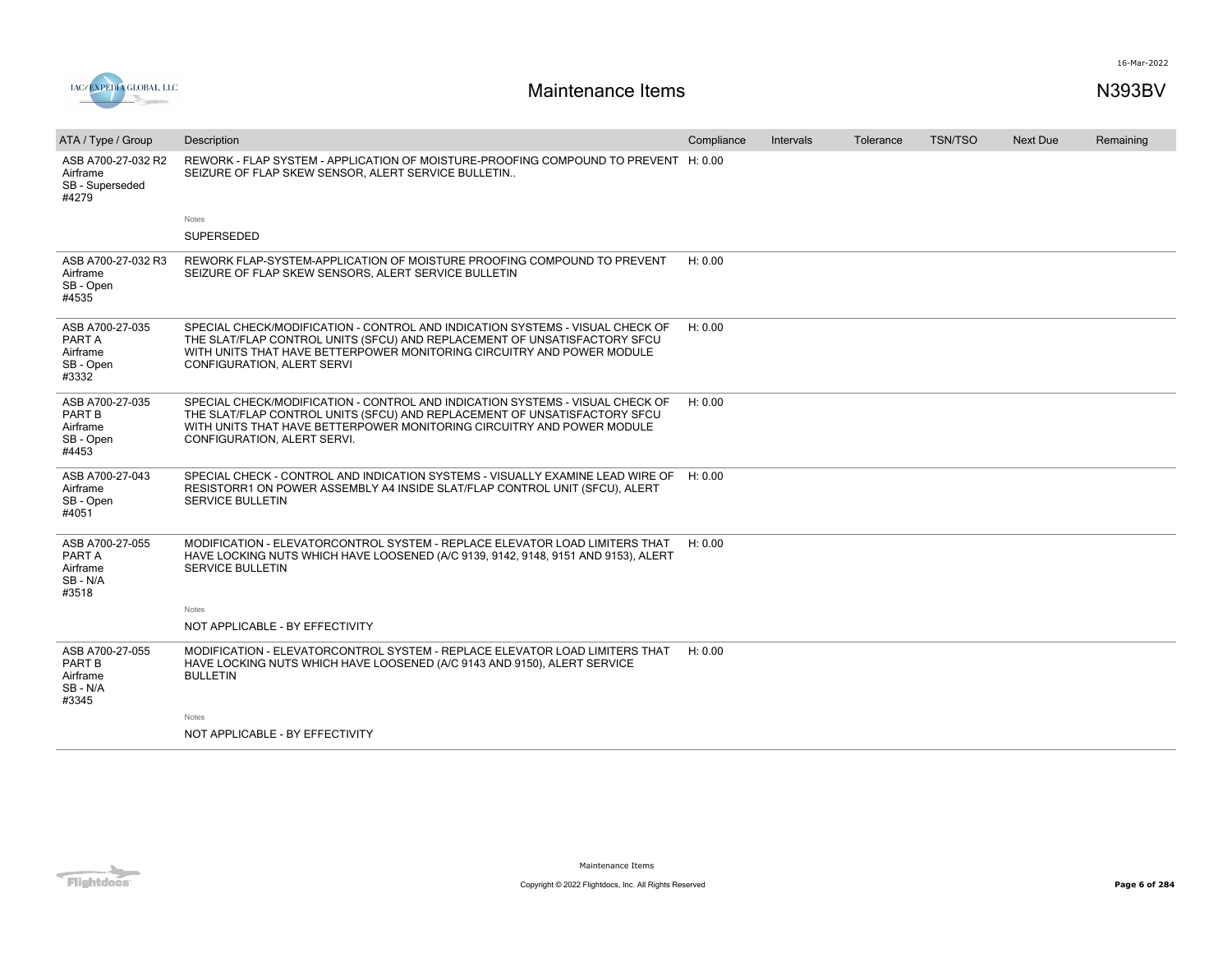| ATA / Type / Group | Description | Compliance | Intervals | Tolerance | TSN/TSO | Next Due | Remaining |
|---|---|---|---|---|---|---|---|
| ASB A700-27-032 R2 Airframe SB - Superseded #4279 | REWORK - FLAP SYSTEM - APPLICATION OF MOISTURE-PROOFING COMPOUND TO PREVENT SEIZURE OF FLAP SKEW SENSOR, ALERT SERVICE BULLETIN.. | H: 0.00 | | | | | |
| | Notes<br>SUPERSEDED | | | | | | |
| ASB A700-27-032 R3 Airframe SB - Open #4535 | REWORK FLAP-SYSTEM-APPLICATION OF MOISTURE PROOFING COMPOUND TO PREVENT SEIZURE OF FLAP SKEW SENSORS, ALERT SERVICE BULLETIN | H: 0.00 | | | | | |
| ASB A700-27-035 PART A Airframe SB - Open #3332 | SPECIAL CHECK/MODIFICATION - CONTROL AND INDICATION SYSTEMS - VISUAL CHECK OF THE SLAT/FLAP CONTROL UNITS (SFCU) AND REPLACEMENT OF UNSATISFACTORY SFCU WITH UNITS THAT HAVE BETTERPOWER MONITORING CIRCUITRY AND POWER MODULE CONFIGURATION, ALERT SERVI | H: 0.00 | | | | | |
| ASB A700-27-035 PART B Airframe SB - Open #4453 | SPECIAL CHECK/MODIFICATION - CONTROL AND INDICATION SYSTEMS - VISUAL CHECK OF THE SLAT/FLAP CONTROL UNITS (SFCU) AND REPLACEMENT OF UNSATISFACTORY SFCU WITH UNITS THAT HAVE BETTERPOWER MONITORING CIRCUITRY AND POWER MODULE CONFIGURATION, ALERT SERVI. | H: 0.00 | | | | | |
| ASB A700-27-043 Airframe SB - Open #4051 | SPECIAL CHECK - CONTROL AND INDICATION SYSTEMS - VISUALLY EXAMINE LEAD WIRE OF RESISTORR1 ON POWER ASSEMBLY A4 INSIDE SLAT/FLAP CONTROL UNIT (SFCU), ALERT SERVICE BULLETIN | H: 0.00 | | | | | |
| ASB A700-27-055 PART A Airframe SB - N/A #3518 | MODIFICATION - ELEVATORCONTROL SYSTEM - REPLACE ELEVATOR LOAD LIMITERS THAT HAVE LOCKING NUTS WHICH HAVE LOOSENED (A/C 9139, 9142, 9148, 9151 AND 9153), ALERT SERVICE BULLETIN | H: 0.00 | | | | | |
| | Notes<br>NOT APPLICABLE - BY EFFECTIVITY | | | | | | |
| ASB A700-27-055 PART B Airframe SB - N/A #3345 | MODIFICATION - ELEVATORCONTROL SYSTEM - REPLACE ELEVATOR LOAD LIMITERS THAT HAVE LOCKING NUTS WHICH HAVE LOOSENED (A/C 9143 AND 9150), ALERT SERVICE BULLETIN | H: 0.00 | | | | | |
| | Notes<br>NOT APPLICABLE - BY EFFECTIVITY | | | | | | |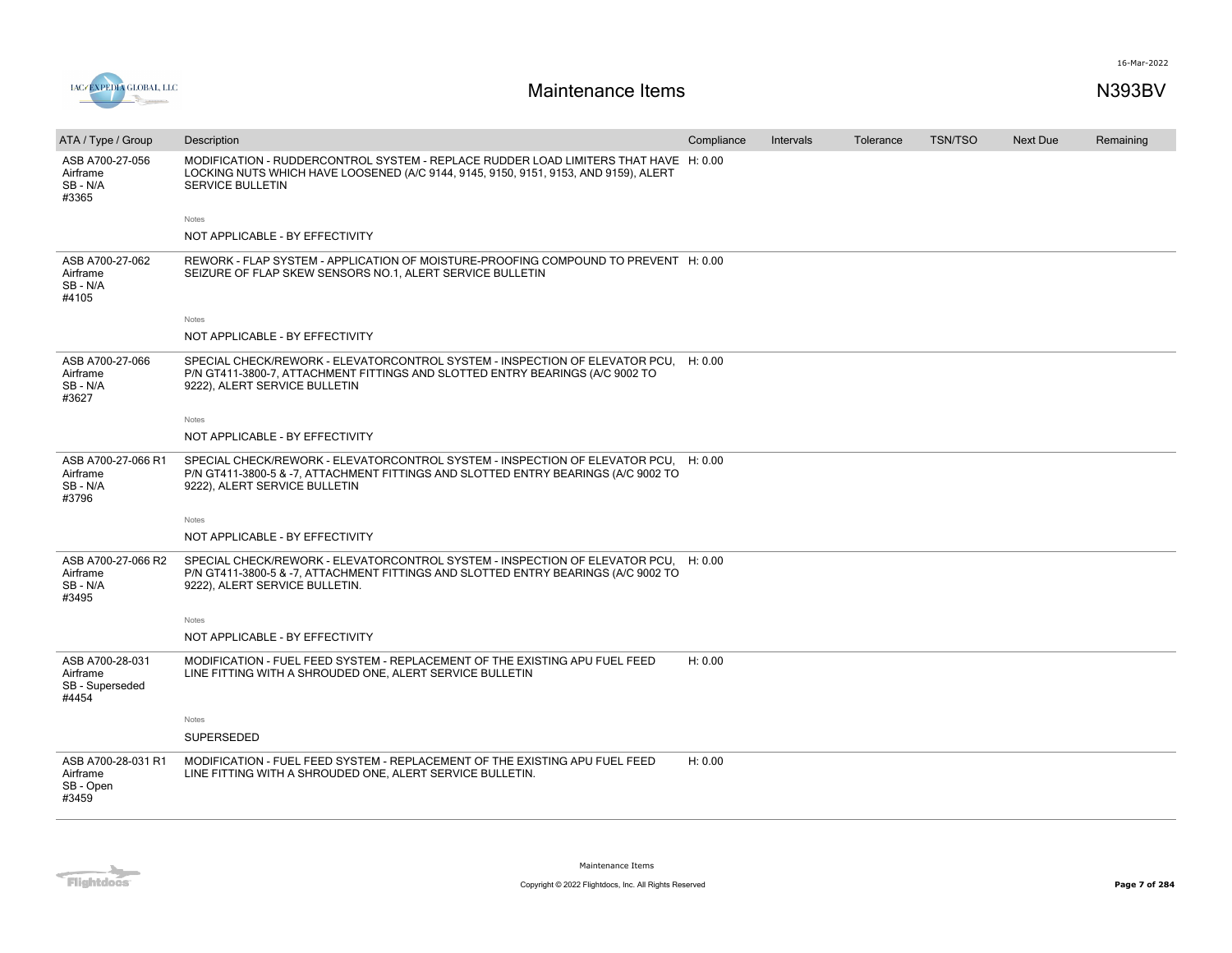# Maintenance Items

N393BV

| ATA / Type / Group | Description | Compliance | Intervals | Tolerance | TSN/TSO | Next Due | Remaining |
|---|---|---|---|---|---|---|---|
| ASB A700-27-056 Airframe SB - N/A #3365 | MODIFICATION - RUDDERCONTROL SYSTEM - REPLACE RUDDER LOAD LIMITERS THAT HAVE LOCKING NUTS WHICH HAVE LOOSENED (A/C 9144, 9145, 9150, 9151, 9153, AND 9159), ALERT SERVICE BULLETIN<br><br>Notes<br>NOT APPLICABLE - BY EFFECTIVITY | H: 0.00 | | | | | |
| ASB A700-27-062 Airframe SB - N/A #4105 | REWORK - FLAP SYSTEM - APPLICATION OF MOISTURE-PROOFING COMPOUND TO PREVENT SEIZURE OF FLAP SKEW SENSORS NO.1, ALERT SERVICE BULLETIN<br><br>Notes<br>NOT APPLICABLE - BY EFFECTIVITY | H: 0.00 | | | | | |
| ASB A700-27-066 Airframe SB - N/A #3627 | SPECIAL CHECK/REWORK - ELEVATORCONTROL SYSTEM - INSPECTION OF ELEVATOR PCU, P/N GT411-3800-7, ATTACHMENT FITTINGS AND SLOTTED ENTRY BEARINGS (A/C 9002 TO 9222), ALERT SERVICE BULLETIN<br><br>Notes<br>NOT APPLICABLE - BY EFFECTIVITY | H: 0.00 | | | | | |
| ASB A700-27-066 R1 Airframe SB - N/A #3796 | SPECIAL CHECK/REWORK - ELEVATORCONTROL SYSTEM - INSPECTION OF ELEVATOR PCU, P/N GT411-3800-5 & -7, ATTACHMENT FITTINGS AND SLOTTED ENTRY BEARINGS (A/C 9002 TO 9222), ALERT SERVICE BULLETIN<br><br>Notes<br>NOT APPLICABLE - BY EFFECTIVITY | H: 0.00 | | | | | |
| ASB A700-27-066 R2 Airframe SB - N/A #3495 | SPECIAL CHECK/REWORK - ELEVATORCONTROL SYSTEM - INSPECTION OF ELEVATOR PCU, P/N GT411-3800-5 & -7, ATTACHMENT FITTINGS AND SLOTTED ENTRY BEARINGS (A/C 9002 TO 9222), ALERT SERVICE BULLETIN.<br><br>Notes<br>NOT APPLICABLE - BY EFFECTIVITY | H: 0.00 | | | | | |
| ASB A700-28-031 Airframe SB - Superseded #4454 | MODIFICATION - FUEL FEED SYSTEM - REPLACEMENT OF THE EXISTING APU FUEL FEED LINE FITTING WITH A SHROUDED ONE, ALERT SERVICE BULLETIN<br><br>Notes<br>SUPERSEDED | H: 0.00 | | | | | |
| ASB A700-28-031 R1 Airframe SB - Open #3459 | MODIFICATION - FUEL FEED SYSTEM - REPLACEMENT OF THE EXISTING APU FUEL FEED LINE FITTING WITH A SHROUDED ONE, ALERT SERVICE BULLETIN. | H: 0.00 | | | | | |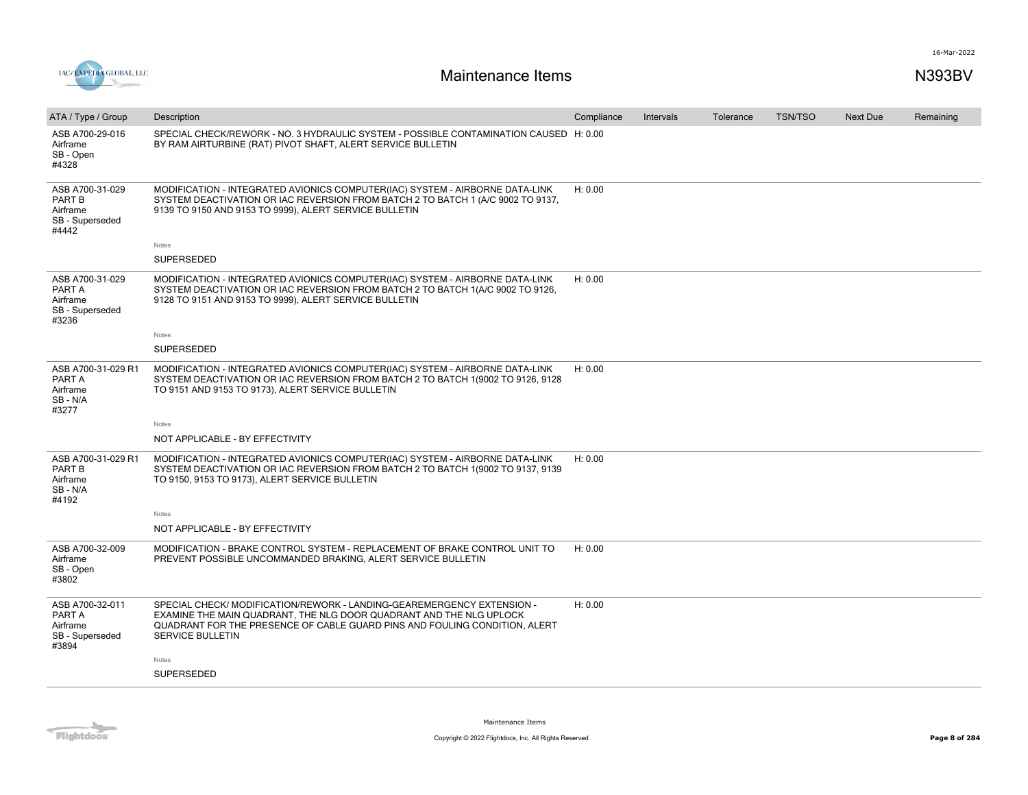# Maintenance Items

N393BV

| ATA / Type / Group | Description | Compliance | Intervals | Tolerance | TSN/TSO | Next Due | Remaining |
|---|---|---|---|---|---|---|---|
| ASB A700-29-016<br>Airframe<br>SB - Open<br>#4328 | SPECIAL CHECK/REWORK - NO. 3 HYDRAULIC SYSTEM - POSSIBLE CONTAMINATION CAUSED BY RAM AIRTURBINE (RAT) PIVOT SHAFT, ALERT SERVICE BULLETIN | H: 0.00 | | | | | |
| ASB A700-31-029<br>PART B<br>Airframe<br>SB - Superseded<br>#4442 | MODIFICATION - INTEGRATED AVIONICS COMPUTER(IAC) SYSTEM - AIRBORNE DATA-LINK SYSTEM DEACTIVATION OR IAC REVERSION FROM BATCH 2 TO BATCH 1 (A/C 9002 TO 9137, 9139 TO 9150 AND 9153 TO 9999), ALERT SERVICE BULLETIN<br><br>Notes<br>SUPERSEDED | H: 0.00 | | | | | |
| ASB A700-31-029<br>PART A<br>Airframe<br>SB - Superseded<br>#3236 | MODIFICATION - INTEGRATED AVIONICS COMPUTER(IAC) SYSTEM - AIRBORNE DATA-LINK SYSTEM DEACTIVATION OR IAC REVERSION FROM BATCH 2 TO BATCH 1(A/C 9002 TO 9126, 9128 TO 9151 AND 9153 TO 9999), ALERT SERVICE BULLETIN<br><br>Notes<br>SUPERSEDED | H: 0.00 | | | | | |
| ASB A700-31-029 R1<br>PART A<br>Airframe<br>SB - N/A<br>#3277 | MODIFICATION - INTEGRATED AVIONICS COMPUTER(IAC) SYSTEM - AIRBORNE DATA-LINK SYSTEM DEACTIVATION OR IAC REVERSION FROM BATCH 2 TO BATCH 1(9002 TO 9126, 9128 TO 9151 AND 9153 TO 9173), ALERT SERVICE BULLETIN<br><br>Notes<br>NOT APPLICABLE - BY EFFECTIVITY | H: 0.00 | | | | | |
| ASB A700-31-029 R1<br>PART B<br>Airframe<br>SB - N/A<br>#4192 | MODIFICATION - INTEGRATED AVIONICS COMPUTER(IAC) SYSTEM - AIRBORNE DATA-LINK SYSTEM DEACTIVATION OR IAC REVERSION FROM BATCH 2 TO BATCH 1(9002 TO 9137, 9139 TO 9150, 9153 TO 9173), ALERT SERVICE BULLETIN<br><br>Notes<br>NOT APPLICABLE - BY EFFECTIVITY | H: 0.00 | | | | | |
| ASB A700-32-009<br>Airframe<br>SB - Open<br>#3802 | MODIFICATION - BRAKE CONTROL SYSTEM - REPLACEMENT OF BRAKE CONTROL UNIT TO PREVENT POSSIBLE UNCOMMANDED BRAKING, ALERT SERVICE BULLETIN | H: 0.00 | | | | | |
| ASB A700-32-011<br>PART A<br>Airframe<br>SB - Superseded<br>#3894 | SPECIAL CHECK/ MODIFICATION/REWORK - LANDING-GEAREMERGENCY EXTENSION - EXAMINE THE MAIN QUADRANT, THE NLG DOOR QUADRANT AND THE NLG UPLOCK QUADRANT FOR THE PRESENCE OF CABLE GUARD PINS AND FOULING CONDITION, ALERT SERVICE BULLETIN<br><br>Notes<br>SUPERSEDED | H: 0.00 | | | | | |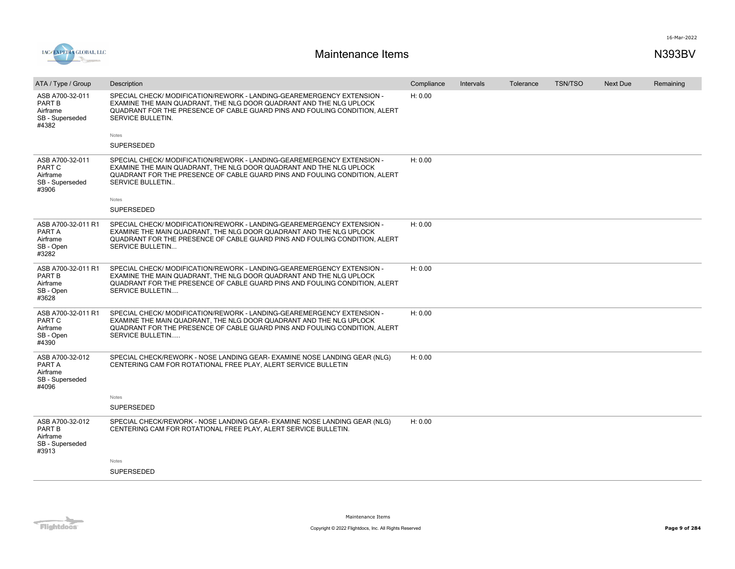| ATA / Type / Group | Description | Compliance | Intervals | Tolerance | TSN/TSO | Next Due | Remaining |
|---|---|---|---|---|---|---|---|
| ASB A700-32-011 PART B Airframe SB - Superseded #4382 | SPECIAL CHECK/ MODIFICATION/REWORK - LANDING-GEAREMERGENCY EXTENSION - EXAMINE THE MAIN QUADRANT, THE NLG DOOR QUADRANT AND THE NLG UPLOCK QUADRANT FOR THE PRESENCE OF CABLE GUARD PINS AND FOULING CONDITION, ALERT SERVICE BULLETIN. <br> Notes <br> SUPERSEDED | H: 0.00 | | | | | |
| ASB A700-32-011 PART C Airframe SB - Superseded #3906 | SPECIAL CHECK/ MODIFICATION/REWORK - LANDING-GEAREMERGENCY EXTENSION - EXAMINE THE MAIN QUADRANT, THE NLG DOOR QUADRANT AND THE NLG UPLOCK QUADRANT FOR THE PRESENCE OF CABLE GUARD PINS AND FOULING CONDITION, ALERT SERVICE BULLETIN.. <br> Notes <br> SUPERSEDED | H: 0.00 | | | | | |
| ASB A700-32-011 R1 PART A Airframe SB - Open #3282 | SPECIAL CHECK/ MODIFICATION/REWORK - LANDING-GEAREMERGENCY EXTENSION - EXAMINE THE MAIN QUADRANT, THE NLG DOOR QUADRANT AND THE NLG UPLOCK QUADRANT FOR THE PRESENCE OF CABLE GUARD PINS AND FOULING CONDITION, ALERT SERVICE BULLETIN... | H: 0.00 | | | | | |
| ASB A700-32-011 R1 PART B Airframe SB - Open #3628 | SPECIAL CHECK/ MODIFICATION/REWORK - LANDING-GEAREMERGENCY EXTENSION - EXAMINE THE MAIN QUADRANT, THE NLG DOOR QUADRANT AND THE NLG UPLOCK QUADRANT FOR THE PRESENCE OF CABLE GUARD PINS AND FOULING CONDITION, ALERT SERVICE BULLETIN.... | H: 0.00 | | | | | |
| ASB A700-32-011 R1 PART C Airframe SB - Open #4390 | SPECIAL CHECK/ MODIFICATION/REWORK - LANDING-GEAREMERGENCY EXTENSION - EXAMINE THE MAIN QUADRANT, THE NLG DOOR QUADRANT AND THE NLG UPLOCK QUADRANT FOR THE PRESENCE OF CABLE GUARD PINS AND FOULING CONDITION, ALERT SERVICE BULLETIN..... | H: 0.00 | | | | | |
| ASB A700-32-012 PART A Airframe SB - Superseded #4096 | SPECIAL CHECK/REWORK - NOSE LANDING GEAR- EXAMINE NOSE LANDING GEAR (NLG) CENTERING CAM FOR ROTATIONAL FREE PLAY, ALERT SERVICE BULLETIN <br> Notes <br> SUPERSEDED | H: 0.00 | | | | | |
| ASB A700-32-012 PART B Airframe SB - Superseded #3913 | SPECIAL CHECK/REWORK - NOSE LANDING GEAR- EXAMINE NOSE LANDING GEAR (NLG) CENTERING CAM FOR ROTATIONAL FREE PLAY, ALERT SERVICE BULLETIN. <br> Notes <br> SUPERSEDED | H: 0.00 | | | | | |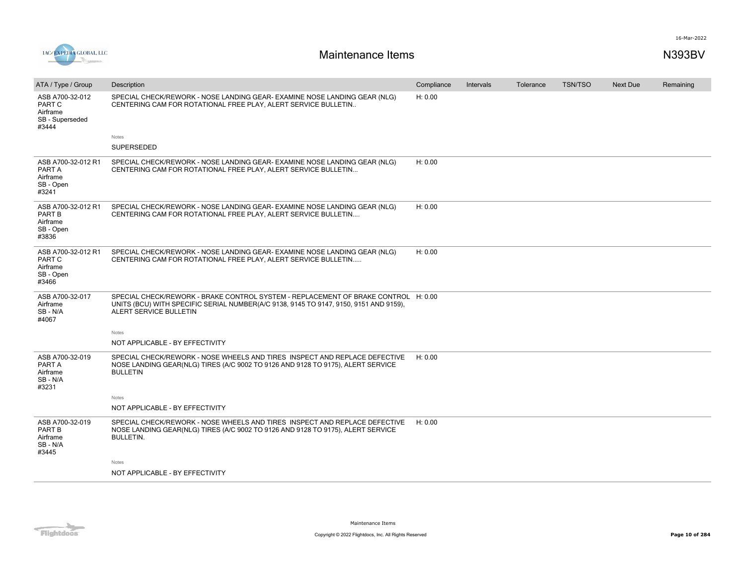# Maintenance Items

N393BV

| ATA / Type / Group | Description | Compliance | Intervals | Tolerance | TSN/TSO | Next Due | Remaining |
|---|---|---|---|---|---|---|---|
| ASB A700-32-012 PART C Airframe SB - Superseded #3444 | SPECIAL CHECK/REWORK - NOSE LANDING GEAR- EXAMINE NOSE LANDING GEAR (NLG) CENTERING CAM FOR ROTATIONAL FREE PLAY, ALERT SERVICE BULLETIN.. | H: 0.00 | | | | | |
| | Notes<br>SUPERSEDED | | | | | | |
| ASB A700-32-012 R1 PART A Airframe SB - Open #3241 | SPECIAL CHECK/REWORK - NOSE LANDING GEAR- EXAMINE NOSE LANDING GEAR (NLG) CENTERING CAM FOR ROTATIONAL FREE PLAY, ALERT SERVICE BULLETIN... | H: 0.00 | | | | | |
| ASB A700-32-012 R1 PART B Airframe SB - Open #3836 | SPECIAL CHECK/REWORK - NOSE LANDING GEAR- EXAMINE NOSE LANDING GEAR (NLG) CENTERING CAM FOR ROTATIONAL FREE PLAY, ALERT SERVICE BULLETIN.... | H: 0.00 | | | | | |
| ASB A700-32-012 R1 PART C Airframe SB - Open #3466 | SPECIAL CHECK/REWORK - NOSE LANDING GEAR- EXAMINE NOSE LANDING GEAR (NLG) CENTERING CAM FOR ROTATIONAL FREE PLAY, ALERT SERVICE BULLETIN..... | H: 0.00 | | | | | |
| ASB A700-32-017 Airframe SB - N/A #4067 | SPECIAL CHECK/REWORK - BRAKE CONTROL SYSTEM - REPLACEMENT OF BRAKE CONTROL UNITS (BCU) WITH SPECIFIC SERIAL NUMBER(A/C 9138, 9145 TO 9147, 9150, 9151 AND 9159), ALERT SERVICE BULLETIN | H: 0.00 | | | | | |
| | Notes<br>NOT APPLICABLE - BY EFFECTIVITY | | | | | | |
| ASB A700-32-019 PART A Airframe SB - N/A #3231 | SPECIAL CHECK/REWORK - NOSE WHEELS AND TIRES INSPECT AND REPLACE DEFECTIVE NOSE LANDING GEAR(NLG) TIRES (A/C 9002 TO 9126 AND 9128 TO 9175), ALERT SERVICE BULLETIN | H: 0.00 | | | | | |
| | Notes<br>NOT APPLICABLE - BY EFFECTIVITY | | | | | | |
| ASB A700-32-019 PART B Airframe SB - N/A #3445 | SPECIAL CHECK/REWORK - NOSE WHEELS AND TIRES INSPECT AND REPLACE DEFECTIVE NOSE LANDING GEAR(NLG) TIRES (A/C 9002 TO 9126 AND 9128 TO 9175), ALERT SERVICE BULLETIN. | H: 0.00 | | | | | |
| | Notes<br>NOT APPLICABLE - BY EFFECTIVITY | | | | | | |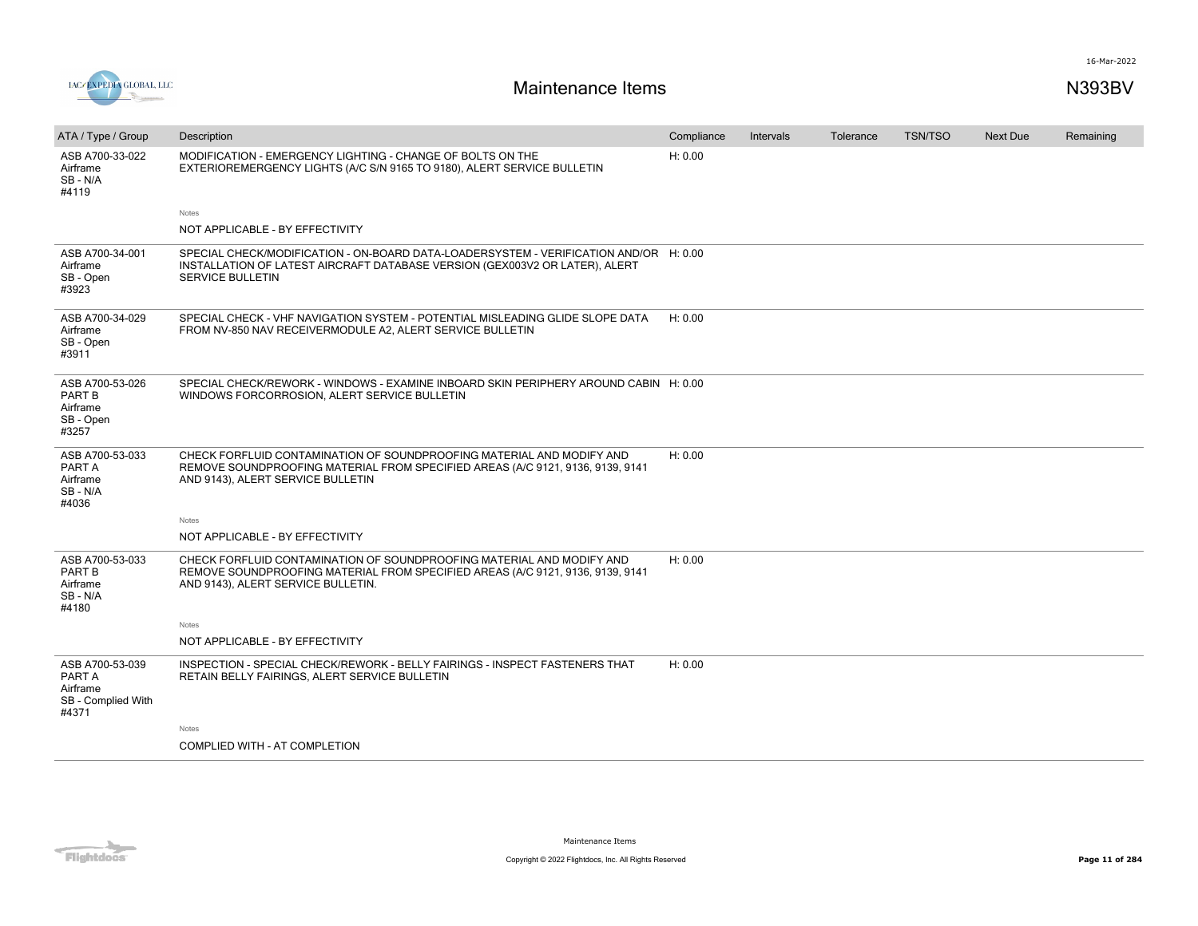# Maintenance Items

N393BV

| ATA / Type / Group | Description | Compliance | Intervals | Tolerance | TSN/TSO | Next Due | Remaining |
|---|---|---|---|---|---|---|---|
| ASB A700-33-022 Airframe SB - N/A #4119 | MODIFICATION - EMERGENCY LIGHTING - CHANGE OF BOLTS ON THE EXTERIOREMERGENCY LIGHTS (A/C S/N 9165 TO 9180), ALERT SERVICE BULLETIN<br><br>Notes<br><br>NOT APPLICABLE - BY EFFECTIVITY | H: 0.00 | | | | | |
| ASB A700-34-001 Airframe SB - Open #3923 | SPECIAL CHECK/MODIFICATION - ON-BOARD DATA-LOADERSYSTEM - VERIFICATION AND/OR INSTALLATION OF LATEST AIRCRAFT DATABASE VERSION (GEX003V2 OR LATER), ALERT SERVICE BULLETIN | H: 0.00 | | | | | |
| ASB A700-34-029 Airframe SB - Open #3911 | SPECIAL CHECK - VHF NAVIGATION SYSTEM - POTENTIAL MISLEADING GLIDE SLOPE DATA FROM NV-850 NAV RECEIVERMODULE A2, ALERT SERVICE BULLETIN | H: 0.00 | | | | | |
| ASB A700-53-026 PART B Airframe SB - Open #3257 | SPECIAL CHECK/REWORK - WINDOWS - EXAMINE INBOARD SKIN PERIPHERY AROUND CABIN WINDOWS FORCORROSION, ALERT SERVICE BULLETIN | H: 0.00 | | | | | |
| ASB A700-53-033 PART A Airframe SB - N/A #4036 | CHECK FORFLUID CONTAMINATION OF SOUNDPROOFING MATERIAL AND MODIFY AND REMOVE SOUNDPROOFING MATERIAL FROM SPECIFIED AREAS (A/C 9121, 9136, 9139, 9141 AND 9143), ALERT SERVICE BULLETIN<br><br>Notes<br><br>NOT APPLICABLE - BY EFFECTIVITY | H: 0.00 | | | | | |
| ASB A700-53-033 PART B Airframe SB - N/A #4180 | CHECK FORFLUID CONTAMINATION OF SOUNDPROOFING MATERIAL AND MODIFY AND REMOVE SOUNDPROOFING MATERIAL FROM SPECIFIED AREAS (A/C 9121, 9136, 9139, 9141 AND 9143), ALERT SERVICE BULLETIN.<br><br>Notes<br><br>NOT APPLICABLE - BY EFFECTIVITY | H: 0.00 | | | | | |
| ASB A700-53-039 PART A Airframe SB - Complied With #4371 | INSPECTION - SPECIAL CHECK/REWORK - BELLY FAIRINGS - INSPECT FASTENERS THAT RETAIN BELLY FAIRINGS, ALERT SERVICE BULLETIN<br><br>Notes<br><br>COMPLIED WITH - AT COMPLETION | H: 0.00 | | | | | |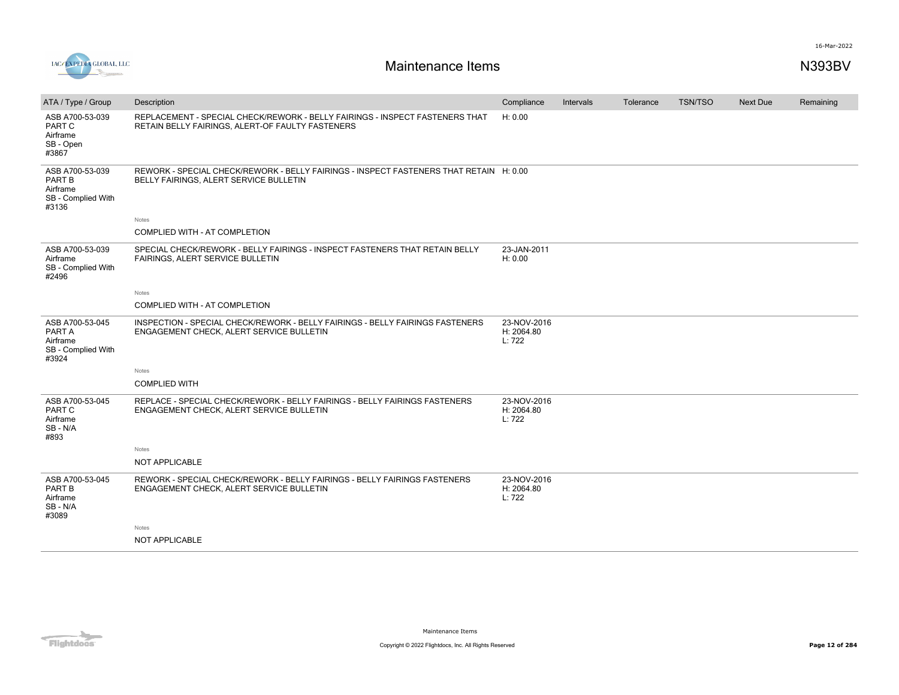# Maintenance Items

N393BV

| ATA / Type / Group | Description | Compliance | Intervals | Tolerance | TSN/TSO | Next Due | Remaining |
|---|---|---|---|---|---|---|---|
| ASB A700-53-039 PART C Airframe SB - Open #3867 | REPLACEMENT - SPECIAL CHECK/REWORK - BELLY FAIRINGS - INSPECT FASTENERS THAT RETAIN BELLY FAIRINGS, ALERT-OF FAULTY FASTENERS | H: 0.00 | | | | | |
| ASB A700-53-039 PART B Airframe SB - Complied With #3136 | REWORK - SPECIAL CHECK/REWORK - BELLY FAIRINGS - INSPECT FASTENERS THAT RETAIN BELLY FAIRINGS, ALERT SERVICE BULLETIN<br><br>Notes<br>COMPLIED WITH - AT COMPLETION | H: 0.00 | | | | | |
| ASB A700-53-039 Airframe SB - Complied With #2496 | SPECIAL CHECK/REWORK - BELLY FAIRINGS - INSPECT FASTENERS THAT RETAIN BELLY FAIRINGS, ALERT SERVICE BULLETIN<br><br>Notes<br>COMPLIED WITH - AT COMPLETION | 23-JAN-2011<br>H: 0.00 | | | | | |
| ASB A700-53-045 PART A Airframe SB - Complied With #3924 | INSPECTION - SPECIAL CHECK/REWORK - BELLY FAIRINGS - BELLY FAIRINGS FASTENERS ENGAGEMENT CHECK, ALERT SERVICE BULLETIN<br><br>Notes<br>COMPLIED WITH | 23-NOV-2016<br>H: 2064.80<br>L: 722 | | | | | |
| ASB A700-53-045 PART C Airframe SB - N/A #893 | REPLACE - SPECIAL CHECK/REWORK - BELLY FAIRINGS - BELLY FAIRINGS FASTENERS ENGAGEMENT CHECK, ALERT SERVICE BULLETIN<br><br>Notes<br>NOT APPLICABLE | 23-NOV-2016<br>H: 2064.80<br>L: 722 | | | | | |
| ASB A700-53-045 PART B Airframe SB - N/A #3089 | REWORK - SPECIAL CHECK/REWORK - BELLY FAIRINGS - BELLY FAIRINGS FASTENERS ENGAGEMENT CHECK, ALERT SERVICE BULLETIN<br><br>Notes<br>NOT APPLICABLE | 23-NOV-2016<br>H: 2064.80<br>L: 722 | | | | | |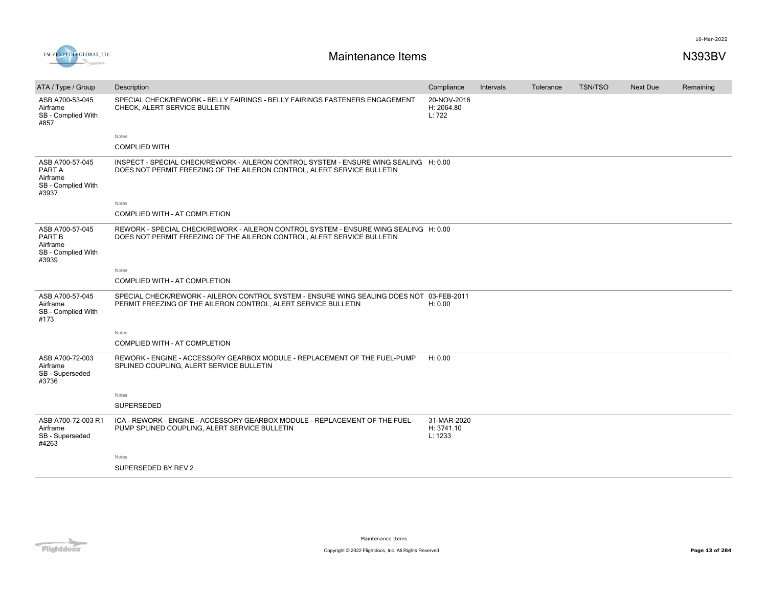# Maintenance Items

N393BV

| ATA / Type / Group | Description | Compliance | Intervals | Tolerance | TSN/TSO | Next Due | Remaining |
|---|---|---|---|---|---|---|---|
| ASB A700-53-045 Airframe SB - Complied With #857 | SPECIAL CHECK/REWORK - BELLY FAIRINGS - BELLY FAIRINGS FASTENERS ENGAGEMENT CHECK, ALERT SERVICE BULLETIN | 20-NOV-2016 H: 2064.80 L: 722 | | | | | |
| | Notes<br>COMPLIED WITH | | | | | | |
| ASB A700-57-045 PART A Airframe SB - Complied With #3937 | INSPECT - SPECIAL CHECK/REWORK - AILERON CONTROL SYSTEM - ENSURE WING SEALING DOES NOT PERMIT FREEZING OF THE AILERON CONTROL, ALERT SERVICE BULLETIN | H: 0.00 | | | | | |
| | Notes<br>COMPLIED WITH - AT COMPLETION | | | | | | |
| ASB A700-57-045 PART B Airframe SB - Complied With #3939 | REWORK - SPECIAL CHECK/REWORK - AILERON CONTROL SYSTEM - ENSURE WING SEALING DOES NOT PERMIT FREEZING OF THE AILERON CONTROL, ALERT SERVICE BULLETIN | H: 0.00 | | | | | |
| | Notes<br>COMPLIED WITH - AT COMPLETION | | | | | | |
| ASB A700-57-045 Airframe SB - Complied With #173 | SPECIAL CHECK/REWORK - AILERON CONTROL SYSTEM - ENSURE WING SEALING DOES NOT PERMIT FREEZING OF THE AILERON CONTROL, ALERT SERVICE BULLETIN | 03-FEB-2011 H: 0.00 | | | | | |
| | Notes<br>COMPLIED WITH - AT COMPLETION | | | | | | |
| ASB A700-72-003 Airframe SB - Superseded #3736 | REWORK - ENGINE - ACCESSORY GEARBOX MODULE - REPLACEMENT OF THE FUEL-PUMP SPLINED COUPLING, ALERT SERVICE BULLETIN | H: 0.00 | | | | | |
| | Notes<br>SUPERSEDED | | | | | | |
| ASB A700-72-003 R1 Airframe SB - Superseded #4263 | ICA - REWORK - ENGINE - ACCESSORY GEARBOX MODULE - REPLACEMENT OF THE FUEL-PUMP SPLINED COUPLING, ALERT SERVICE BULLETIN | 31-MAR-2020 H: 3741.10 L: 1233 | | | | | |
| | Notes<br>SUPERSEDED BY REV 2 | | | | | | |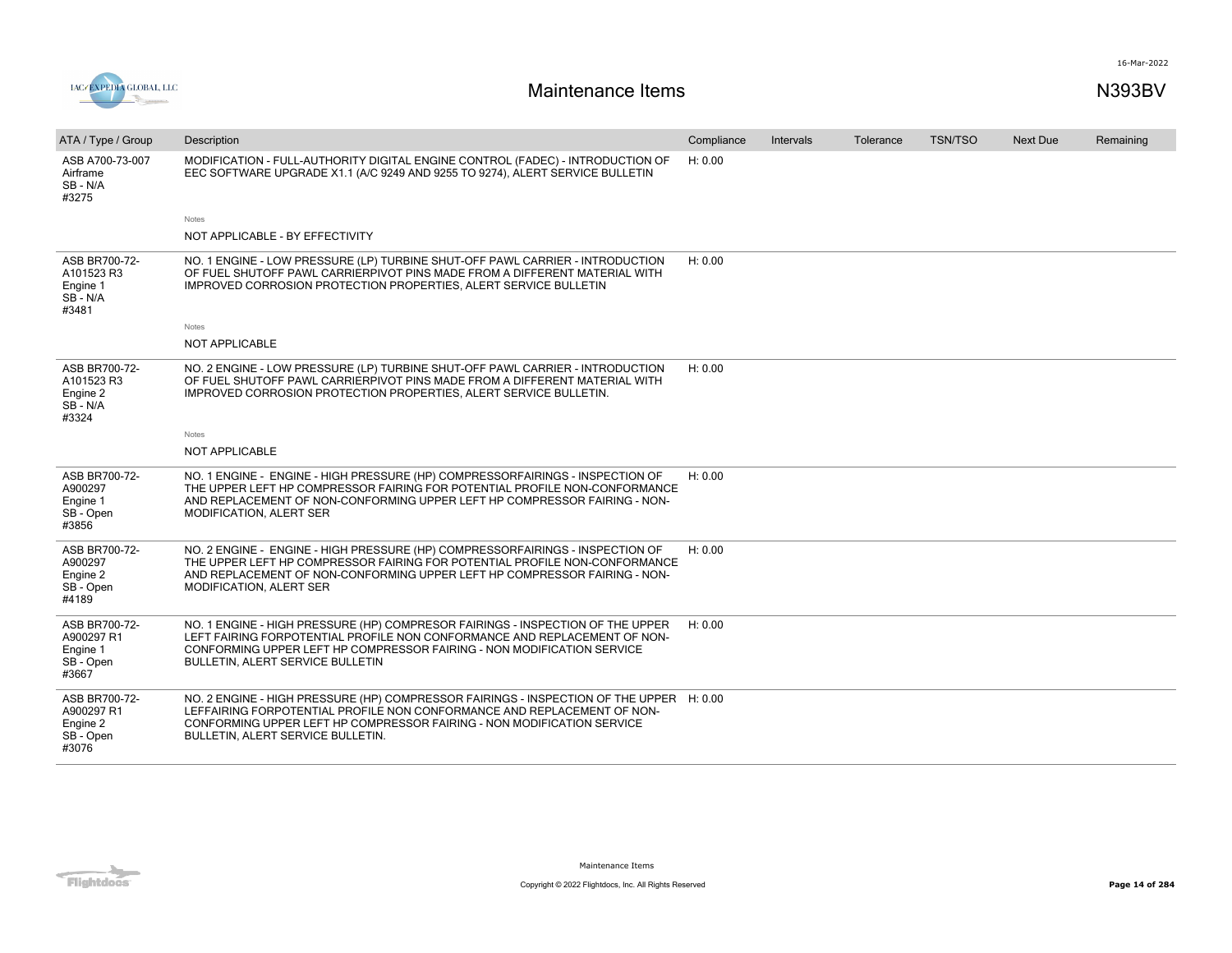# Maintenance Items

N393BV

16-Mar-2022

| ATA / Type / Group | Description | Compliance | Intervals | Tolerance | TSN/TSO | Next Due | Remaining |
|---|---|---|---|---|---|---|---|
| ASB A700-73-007 Airframe SB - N/A #3275 | MODIFICATION - FULL-AUTHORITY DIGITAL ENGINE CONTROL (FADEC) - INTRODUCTION OF EEC SOFTWARE UPGRADE X1.1 (A/C 9249 AND 9255 TO 9274), ALERT SERVICE BULLETIN<br><br>Notes<br>NOT APPLICABLE - BY EFFECTIVITY | H: 0.00 | | | | | |
| ASB BR700-72-A101523 R3 Engine 1 SB - N/A #3481 | NO. 1 ENGINE - LOW PRESSURE (LP) TURBINE SHUT-OFF PAWL CARRIER - INTRODUCTION OF FUEL SHUTOFF PAWL CARRIERPIVOT PINS MADE FROM A DIFFERENT MATERIAL WITH IMPROVED CORROSION PROTECTION PROPERTIES, ALERT SERVICE BULLETIN<br><br>Notes<br>NOT APPLICABLE | H: 0.00 | | | | | |
| ASB BR700-72-A101523 R3 Engine 2 SB - N/A #3324 | NO. 2 ENGINE - LOW PRESSURE (LP) TURBINE SHUT-OFF PAWL CARRIER - INTRODUCTION OF FUEL SHUTOFF PAWL CARRIERPIVOT PINS MADE FROM A DIFFERENT MATERIAL WITH IMPROVED CORROSION PROTECTION PROPERTIES, ALERT SERVICE BULLETIN.<br><br>Notes<br>NOT APPLICABLE | H: 0.00 | | | | | |
| ASB BR700-72-A900297 Engine 1 SB - Open #3856 | NO. 1 ENGINE - ENGINE - HIGH PRESSURE (HP) COMPRESSORFAIRINGS - INSPECTION OF THE UPPER LEFT HP COMPRESSOR FAIRING FOR POTENTIAL PROFILE NON-CONFORMANCE AND REPLACEMENT OF NON-CONFORMING UPPER LEFT HP COMPRESSOR FAIRING - NON-MODIFICATION, ALERT SER | H: 0.00 | | | | | |
| ASB BR700-72-A900297 Engine 2 SB - Open #4189 | NO. 2 ENGINE - ENGINE - HIGH PRESSURE (HP) COMPRESSORFAIRINGS - INSPECTION OF THE UPPER LEFT HP COMPRESSOR FAIRING FOR POTENTIAL PROFILE NON-CONFORMANCE AND REPLACEMENT OF NON-CONFORMING UPPER LEFT HP COMPRESSOR FAIRING - NON-MODIFICATION, ALERT SER | H: 0.00 | | | | | |
| ASB BR700-72-A900297 R1 Engine 1 SB - Open #3667 | NO. 1 ENGINE - HIGH PRESSURE (HP) COMPRESOR FAIRINGS - INSPECTION OF THE UPPER LEFT FAIRING FORPOTENTIAL PROFILE NON CONFORMANCE AND REPLACEMENT OF NON-CONFORMING UPPER LEFT HP COMPRESSOR FAIRING - NON MODIFICATION SERVICE BULLETIN, ALERT SERVICE BULLETIN | H: 0.00 | | | | | |
| ASB BR700-72-A900297 R1 Engine 2 SB - Open #3076 | NO. 2 ENGINE - HIGH PRESSURE (HP) COMPRESSOR FAIRINGS - INSPECTION OF THE UPPER LEFFAIRING FORPOTENTIAL PROFILE NON CONFORMANCE AND REPLACEMENT OF NON-CONFORMING UPPER LEFT HP COMPRESSOR FAIRING - NON MODIFICATION SERVICE BULLETIN, ALERT SERVICE BULLETIN. | H: 0.00 | | | | | |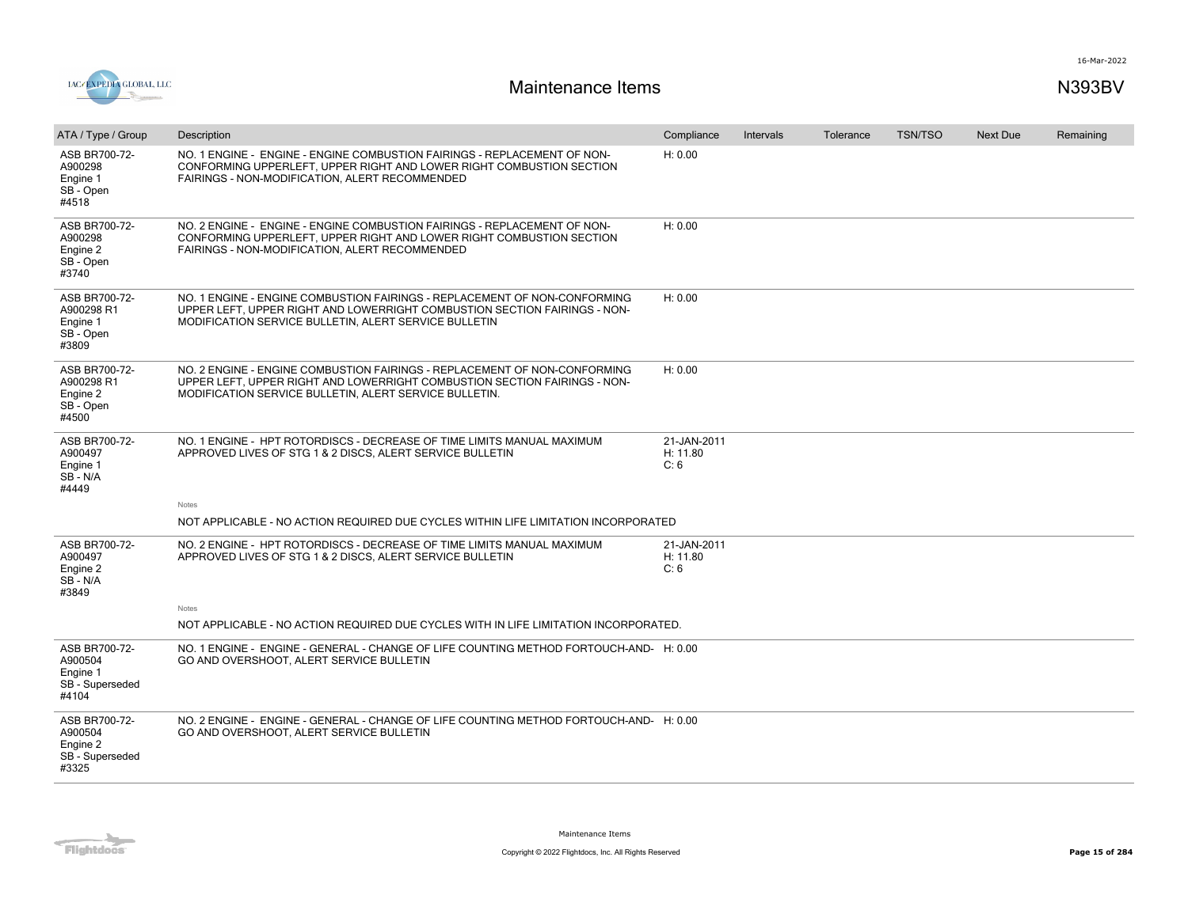# Maintenance Items

| ATA / Type / Group | Description | Compliance | Intervals | Tolerance | TSN/TSO | Next Due | Remaining |
|---|---|---|---|---|---|---|---|
| ASB BR700-72-A900298 Engine 1 SB - Open #4518 | NO. 1 ENGINE - ENGINE - ENGINE COMBUSTION FAIRINGS - REPLACEMENT OF NON-CONFORMING UPPERLEFT, UPPER RIGHT AND LOWER RIGHT COMBUSTION SECTION FAIRINGS - NON-MODIFICATION, ALERT RECOMMENDED | H: 0.00 | | | | | |
| ASB BR700-72-A900298 Engine 2 SB - Open #3740 | NO. 2 ENGINE - ENGINE - ENGINE COMBUSTION FAIRINGS - REPLACEMENT OF NON-CONFORMING UPPERLEFT, UPPER RIGHT AND LOWER RIGHT COMBUSTION SECTION FAIRINGS - NON-MODIFICATION, ALERT RECOMMENDED | H: 0.00 | | | | | |
| ASB BR700-72-A900298 R1 Engine 1 SB - Open #3809 | NO. 1 ENGINE - ENGINE COMBUSTION FAIRINGS - REPLACEMENT OF NON-CONFORMING UPPER LEFT, UPPER RIGHT AND LOWERRIGHT COMBUSTION SECTION FAIRINGS - NON-MODIFICATION SERVICE BULLETIN, ALERT SERVICE BULLETIN | H: 0.00 | | | | | |
| ASB BR700-72-A900298 R1 Engine 2 SB - Open #4500 | NO. 2 ENGINE - ENGINE COMBUSTION FAIRINGS - REPLACEMENT OF NON-CONFORMING UPPER LEFT, UPPER RIGHT AND LOWERRIGHT COMBUSTION SECTION FAIRINGS - NON-MODIFICATION SERVICE BULLETIN, ALERT SERVICE BULLETIN. | H: 0.00 | | | | | |
| ASB BR700-72-A900497 Engine 1 SB - N/A #4449 | NO. 1 ENGINE - HPT ROTORDISCS - DECREASE OF TIME LIMITS MANUAL MAXIMUM APPROVED LIVES OF STG 1 & 2 DISCS, ALERT SERVICE BULLETIN<br>Notes<br>NOT APPLICABLE - NO ACTION REQUIRED DUE CYCLES WITHIN LIFE LIMITATION INCORPORATED | 21-JAN-2011 H: 11.80 C: 6 | | | | | |
| ASB BR700-72-A900497 Engine 2 SB - N/A #3849 | NO. 2 ENGINE - HPT ROTORDISCS - DECREASE OF TIME LIMITS MANUAL MAXIMUM APPROVED LIVES OF STG 1 & 2 DISCS, ALERT SERVICE BULLETIN<br>Notes<br>NOT APPLICABLE - NO ACTION REQUIRED DUE CYCLES WITH IN LIFE LIMITATION INCORPORATED. | 21-JAN-2011 H: 11.80 C: 6 | | | | | |
| ASB BR700-72-A900504 Engine 1 SB - Superseded #4104 | NO. 1 ENGINE - ENGINE - GENERAL - CHANGE OF LIFE COUNTING METHOD FORTOUCH-AND-GO AND OVERSHOOT, ALERT SERVICE BULLETIN | H: 0.00 | | | | | |
| ASB BR700-72-A900504 Engine 2 SB - Superseded #3325 | NO. 2 ENGINE - ENGINE - GENERAL - CHANGE OF LIFE COUNTING METHOD FORTOUCH-AND-GO AND OVERSHOOT, ALERT SERVICE BULLETIN | H: 0.00 | | | | | |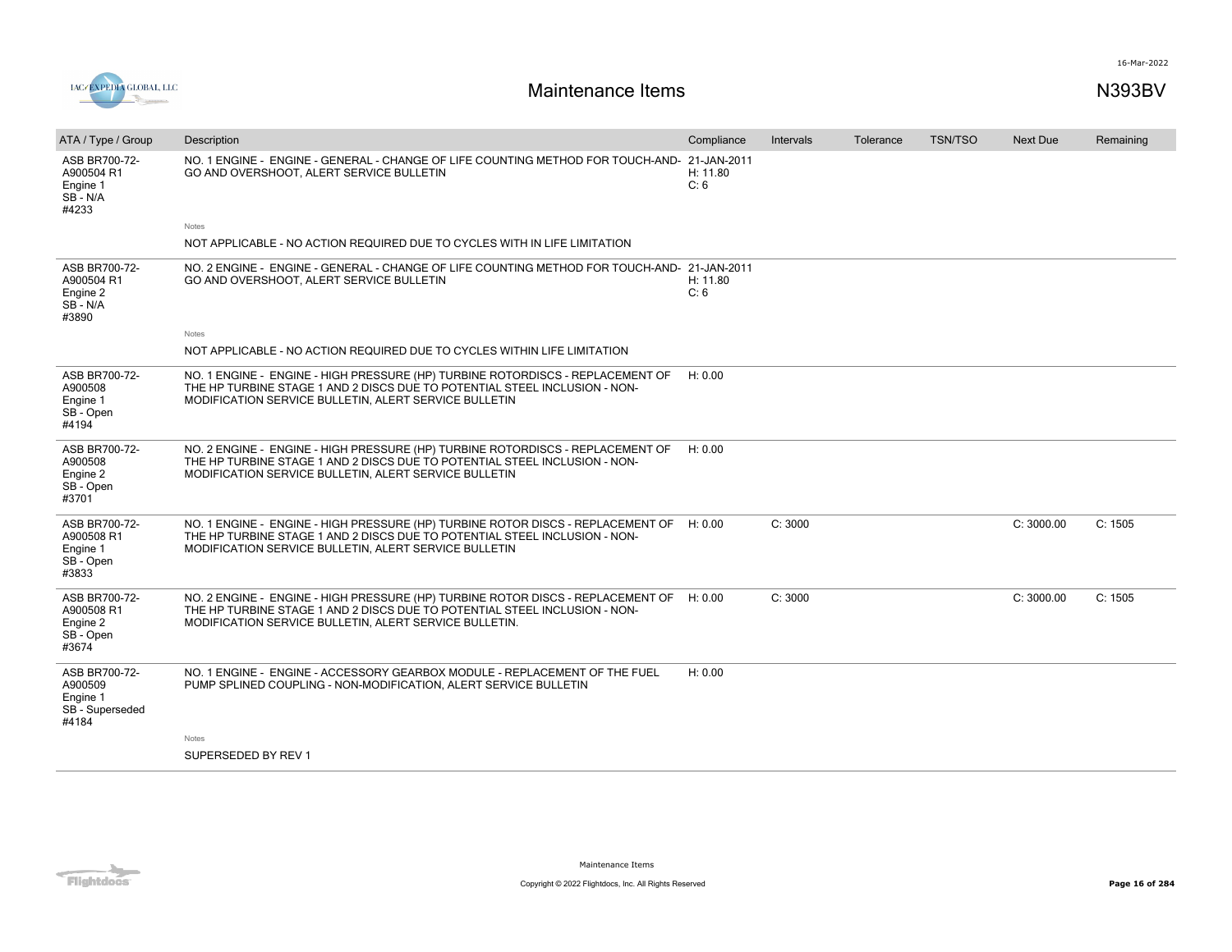# Maintenance Items

N393BV

| ATA / Type / Group | Description | Compliance | Intervals | Tolerance | TSN/TSO | Next Due | Remaining |
|---|---|---|---|---|---|---|---|
| ASB BR700-72-A900504 R1<br>Engine 1<br>SB - N/A<br>#4233 | NO. 1 ENGINE - ENGINE - GENERAL - CHANGE OF LIFE COUNTING METHOD FOR TOUCH-AND-GO AND OVERSHOOT, ALERT SERVICE BULLETIN<br><br>Notes<br><br>NOT APPLICABLE - NO ACTION REQUIRED DUE TO CYCLES WITH IN LIFE LIMITATION | 21-JAN-2011<br>H: 11.80<br>C: 6 | | | | | |
| ASB BR700-72-A900504 R1<br>Engine 2<br>SB - N/A<br>#3890 | NO. 2 ENGINE - ENGINE - GENERAL - CHANGE OF LIFE COUNTING METHOD FOR TOUCH-AND-GO AND OVERSHOOT, ALERT SERVICE BULLETIN<br><br>Notes<br><br>NOT APPLICABLE - NO ACTION REQUIRED DUE TO CYCLES WITHIN LIFE LIMITATION | 21-JAN-2011<br>H: 11.80<br>C: 6 | | | | | |
| ASB BR700-72-A900508<br>Engine 1<br>SB - Open<br>#4194 | NO. 1 ENGINE - ENGINE - HIGH PRESSURE (HP) TURBINE ROTORDISCS - REPLACEMENT OF THE HP TURBINE STAGE 1 AND 2 DISCS DUE TO POTENTIAL STEEL INCLUSION - NON-MODIFICATION SERVICE BULLETIN, ALERT SERVICE BULLETIN | H: 0.00 | | | | | |
| ASB BR700-72-A900508<br>Engine 2<br>SB - Open<br>#3701 | NO. 2 ENGINE - ENGINE - HIGH PRESSURE (HP) TURBINE ROTORDISCS - REPLACEMENT OF THE HP TURBINE STAGE 1 AND 2 DISCS DUE TO POTENTIAL STEEL INCLUSION - NON-MODIFICATION SERVICE BULLETIN, ALERT SERVICE BULLETIN | H: 0.00 | | | | | |
| ASB BR700-72-A900508 R1<br>Engine 1<br>SB - Open<br>#3833 | NO. 1 ENGINE - ENGINE - HIGH PRESSURE (HP) TURBINE ROTOR DISCS - REPLACEMENT OF THE HP TURBINE STAGE 1 AND 2 DISCS DUE TO POTENTIAL STEEL INCLUSION - NON-MODIFICATION SERVICE BULLETIN, ALERT SERVICE BULLETIN | H: 0.00 | C: 3000 | | | C: 3000.00 | C: 1505 |
| ASB BR700-72-A900508 R1<br>Engine 2<br>SB - Open<br>#3674 | NO. 2 ENGINE - ENGINE - HIGH PRESSURE (HP) TURBINE ROTOR DISCS - REPLACEMENT OF THE HP TURBINE STAGE 1 AND 2 DISCS DUE TO POTENTIAL STEEL INCLUSION - NON-MODIFICATION SERVICE BULLETIN, ALERT SERVICE BULLETIN. | H: 0.00 | C: 3000 | | | C: 3000.00 | C: 1505 |
| ASB BR700-72-A900509<br>Engine 1<br>SB - Superseded<br>#4184 | NO. 1 ENGINE - ENGINE - ACCESSORY GEARBOX MODULE - REPLACEMENT OF THE FUEL PUMP SPLINED COUPLING - NON-MODIFICATION, ALERT SERVICE BULLETIN<br><br>Notes<br><br>SUPERSEDED BY REV 1 | H: 0.00 | | | | | |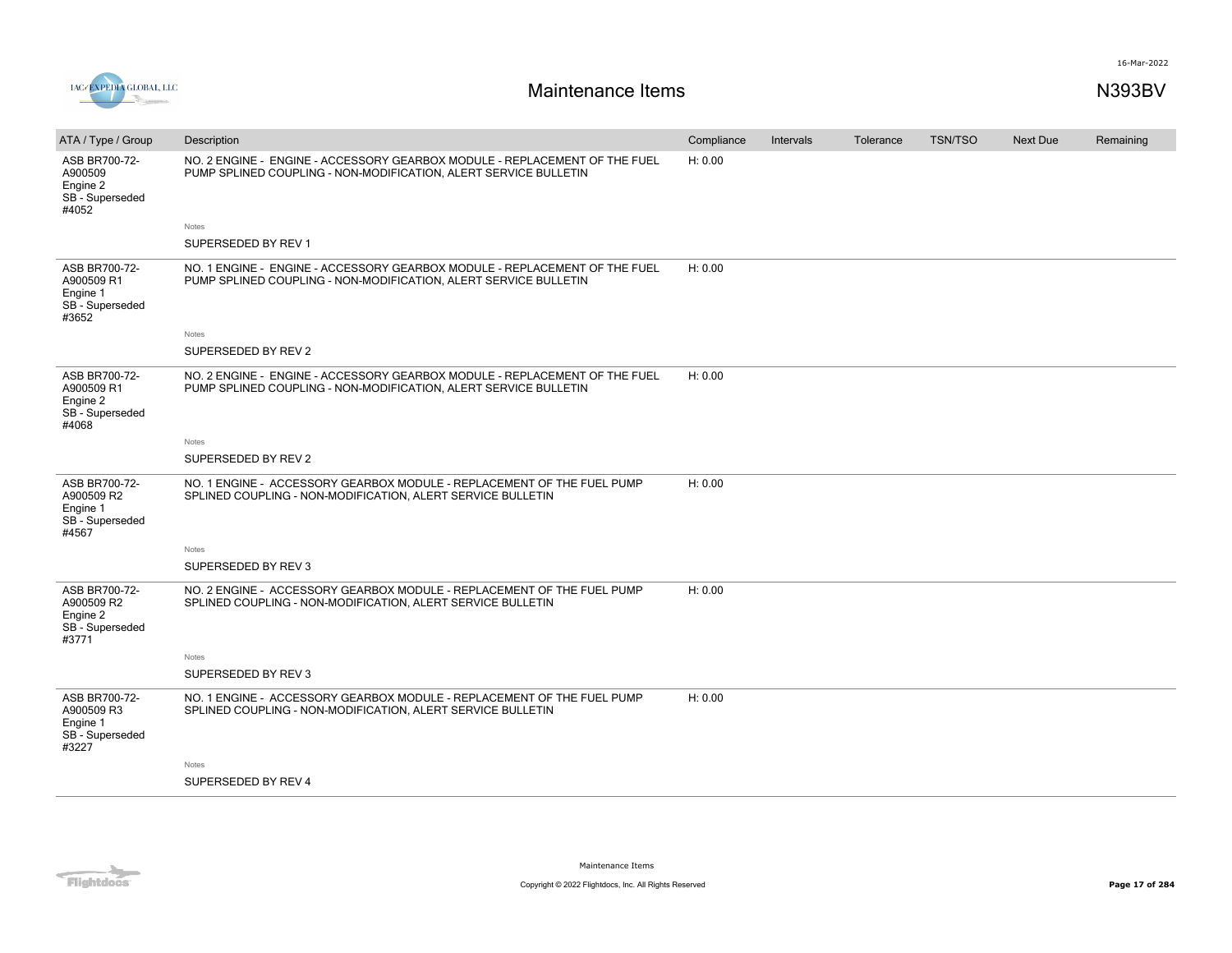| ATA / Type / Group | Description | Compliance | Intervals | Tolerance | TSN/TSO | Next Due | Remaining |
|---|---|---|---|---|---|---|---|
| ASB BR700-72-A900509 Engine 2 SB - Superseded #4052 | NO. 2 ENGINE - ENGINE - ACCESSORY GEARBOX MODULE - REPLACEMENT OF THE FUEL PUMP SPLINED COUPLING - NON-MODIFICATION, ALERT SERVICE BULLETIN<br>Notes<br>SUPERSEDED BY REV 1 | H: 0.00 | | | | | |
| ASB BR700-72-A900509 R1 Engine 1 SB - Superseded #3652 | NO. 1 ENGINE - ENGINE - ACCESSORY GEARBOX MODULE - REPLACEMENT OF THE FUEL PUMP SPLINED COUPLING - NON-MODIFICATION, ALERT SERVICE BULLETIN<br>Notes<br>SUPERSEDED BY REV 2 | H: 0.00 | | | | | |
| ASB BR700-72-A900509 R1 Engine 2 SB - Superseded #4068 | NO. 2 ENGINE - ENGINE - ACCESSORY GEARBOX MODULE - REPLACEMENT OF THE FUEL PUMP SPLINED COUPLING - NON-MODIFICATION, ALERT SERVICE BULLETIN<br>Notes<br>SUPERSEDED BY REV 2 | H: 0.00 | | | | | |
| ASB BR700-72-A900509 R2 Engine 1 SB - Superseded #4567 | NO. 1 ENGINE - ACCESSORY GEARBOX MODULE - REPLACEMENT OF THE FUEL PUMP SPLINED COUPLING - NON-MODIFICATION, ALERT SERVICE BULLETIN<br>Notes<br>SUPERSEDED BY REV 3 | H: 0.00 | | | | | |
| ASB BR700-72-A900509 R2 Engine 2 SB - Superseded #3771 | NO. 2 ENGINE - ACCESSORY GEARBOX MODULE - REPLACEMENT OF THE FUEL PUMP SPLINED COUPLING - NON-MODIFICATION, ALERT SERVICE BULLETIN<br>Notes<br>SUPERSEDED BY REV 3 | H: 0.00 | | | | | |
| ASB BR700-72-A900509 R3 Engine 1 SB - Superseded #3227 | NO. 1 ENGINE - ACCESSORY GEARBOX MODULE - REPLACEMENT OF THE FUEL PUMP SPLINED COUPLING - NON-MODIFICATION, ALERT SERVICE BULLETIN<br>Notes<br>SUPERSEDED BY REV 4 | H: 0.00 | | | | | |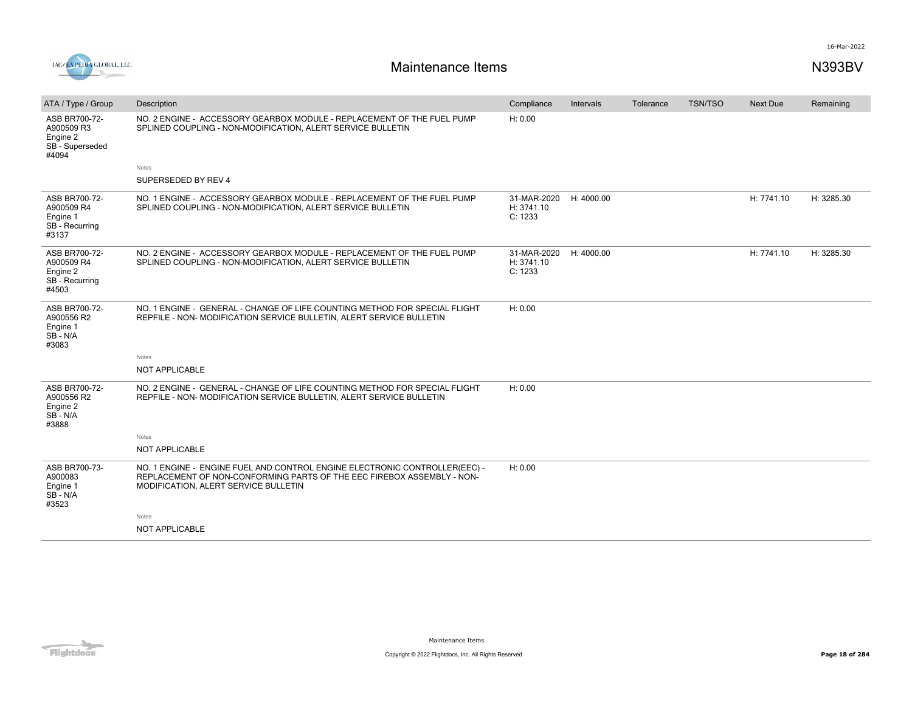# Maintenance Items

N393BV

| ATA / Type / Group | Description | Compliance | Intervals | Tolerance | TSN/TSO | Next Due | Remaining |
|---|---|---|---|---|---|---|---|
| ASB BR700-72-A900509 R3 Engine 2 SB - Superseded #4094 | NO. 2 ENGINE - ACCESSORY GEARBOX MODULE - REPLACEMENT OF THE FUEL PUMP SPLINED COUPLING - NON-MODIFICATION, ALERT SERVICE BULLETIN | H: 0.00 | | | | | |
| | Notes<br>SUPERSEDED BY REV 4 | | | | | | |
| ASB BR700-72-A900509 R4 Engine 1 SB - Recurring #3137 | NO. 1 ENGINE - ACCESSORY GEARBOX MODULE - REPLACEMENT OF THE FUEL PUMP SPLINED COUPLING - NON-MODIFICATION, ALERT SERVICE BULLETIN | 31-MAR-2020<br>H: 3741.10<br>C: 1233 | H: 4000.00 | | | H: 7741.10 | H: 3285.30 |
| ASB BR700-72-A900509 R4 Engine 2 SB - Recurring #4503 | NO. 2 ENGINE - ACCESSORY GEARBOX MODULE - REPLACEMENT OF THE FUEL PUMP SPLINED COUPLING - NON-MODIFICATION, ALERT SERVICE BULLETIN | 31-MAR-2020<br>H: 3741.10<br>C: 1233 | H: 4000.00 | | | H: 7741.10 | H: 3285.30 |
| ASB BR700-72-A900556 R2 Engine 1 SB - N/A #3083 | NO. 1 ENGINE - GENERAL - CHANGE OF LIFE COUNTING METHOD FOR SPECIAL FLIGHT REPFILE - NON- MODIFICATION SERVICE BULLETIN, ALERT SERVICE BULLETIN | H: 0.00 | | | | | |
| | Notes<br>NOT APPLICABLE | | | | | | |
| ASB BR700-72-A900556 R2 Engine 2 SB - N/A #3888 | NO. 2 ENGINE - GENERAL - CHANGE OF LIFE COUNTING METHOD FOR SPECIAL FLIGHT REPFILE - NON- MODIFICATION SERVICE BULLETIN, ALERT SERVICE BULLETIN | H: 0.00 | | | | | |
| | Notes<br>NOT APPLICABLE | | | | | | |
| ASB BR700-73-A900083 Engine 1 SB - N/A #3523 | NO. 1 ENGINE - ENGINE FUEL AND CONTROL ENGINE ELECTRONIC CONTROLLER(EEC) - REPLACEMENT OF NON-CONFORMING PARTS OF THE EEC FIREBOX ASSEMBLY - NON-MODIFICATION, ALERT SERVICE BULLETIN | H: 0.00 | | | | | |
| | Notes<br>NOT APPLICABLE | | | | | | |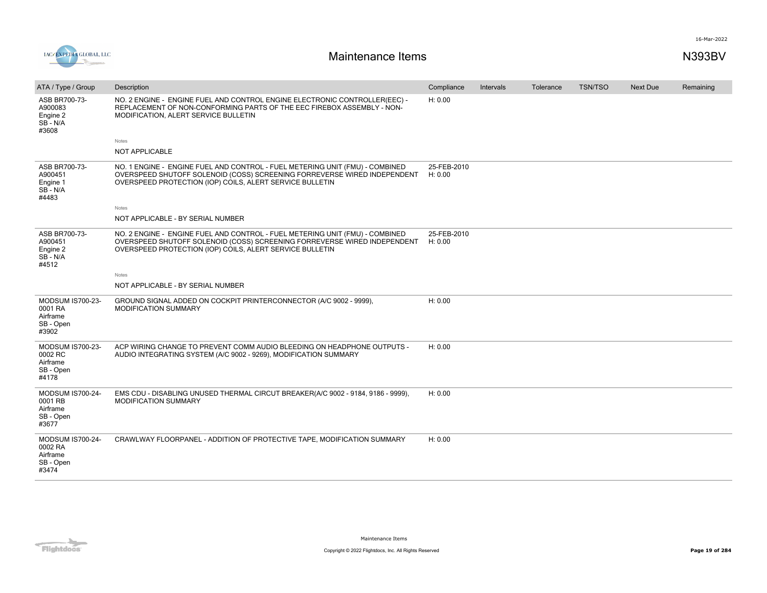# Maintenance Items

N393BV

| ATA / Type / Group | Description | Compliance | Intervals | Tolerance | TSN/TSO | Next Due | Remaining |
|---|---|---|---|---|---|---|---|
| ASB BR700-73-A900083 Engine 2 SB - N/A #3608 | NO. 2 ENGINE - ENGINE FUEL AND CONTROL ENGINE ELECTRONIC CONTROLLER(EEC) - REPLACEMENT OF NON-CONFORMING PARTS OF THE EEC FIREBOX ASSEMBLY - NON-MODIFICATION, ALERT SERVICE BULLETIN<br><br>Notes<br>NOT APPLICABLE | H: 0.00 | | | | | |
| ASB BR700-73-A900451 Engine 1 SB - N/A #4483 | NO. 1 ENGINE - ENGINE FUEL AND CONTROL - FUEL METERING UNIT (FMU) - COMBINED OVERSPEED SHUTOFF SOLENOID (COSS) SCREENING FORREVERSE WIRED INDEPENDENT OVERSPEED PROTECTION (IOP) COILS, ALERT SERVICE BULLETIN<br><br>Notes<br>NOT APPLICABLE - BY SERIAL NUMBER | 25-FEB-2010 H: 0.00 | | | | | |
| ASB BR700-73-A900451 Engine 2 SB - N/A #4512 | NO. 2 ENGINE - ENGINE FUEL AND CONTROL - FUEL METERING UNIT (FMU) - COMBINED OVERSPEED SHUTOFF SOLENOID (COSS) SCREENING FORREVERSE WIRED INDEPENDENT OVERSPEED PROTECTION (IOP) COILS, ALERT SERVICE BULLETIN<br><br>Notes<br>NOT APPLICABLE - BY SERIAL NUMBER | 25-FEB-2010 H: 0.00 | | | | | |
| MODSUM IS700-23-0001 RA Airframe SB - Open #3902 | GROUND SIGNAL ADDED ON COCKPIT PRINTERCONNECTOR (A/C 9002 - 9999), MODIFICATION SUMMARY | H: 0.00 | | | | | |
| MODSUM IS700-23-0002 RC Airframe SB - Open #4178 | ACP WIRING CHANGE TO PREVENT COMM AUDIO BLEEDING ON HEADPHONE OUTPUTS - AUDIO INTEGRATING SYSTEM (A/C 9002 - 9269), MODIFICATION SUMMARY | H: 0.00 | | | | | |
| MODSUM IS700-24-0001 RB Airframe SB - Open #3677 | EMS CDU - DISABLING UNUSED THERMAL CIRCUT BREAKER(A/C 9002 - 9184, 9186 - 9999), MODIFICATION SUMMARY | H: 0.00 | | | | | |
| MODSUM IS700-24-0002 RA Airframe SB - Open #3474 | CRAWLWAY FLOORPANEL - ADDITION OF PROTECTIVE TAPE, MODIFICATION SUMMARY | H: 0.00 | | | | | |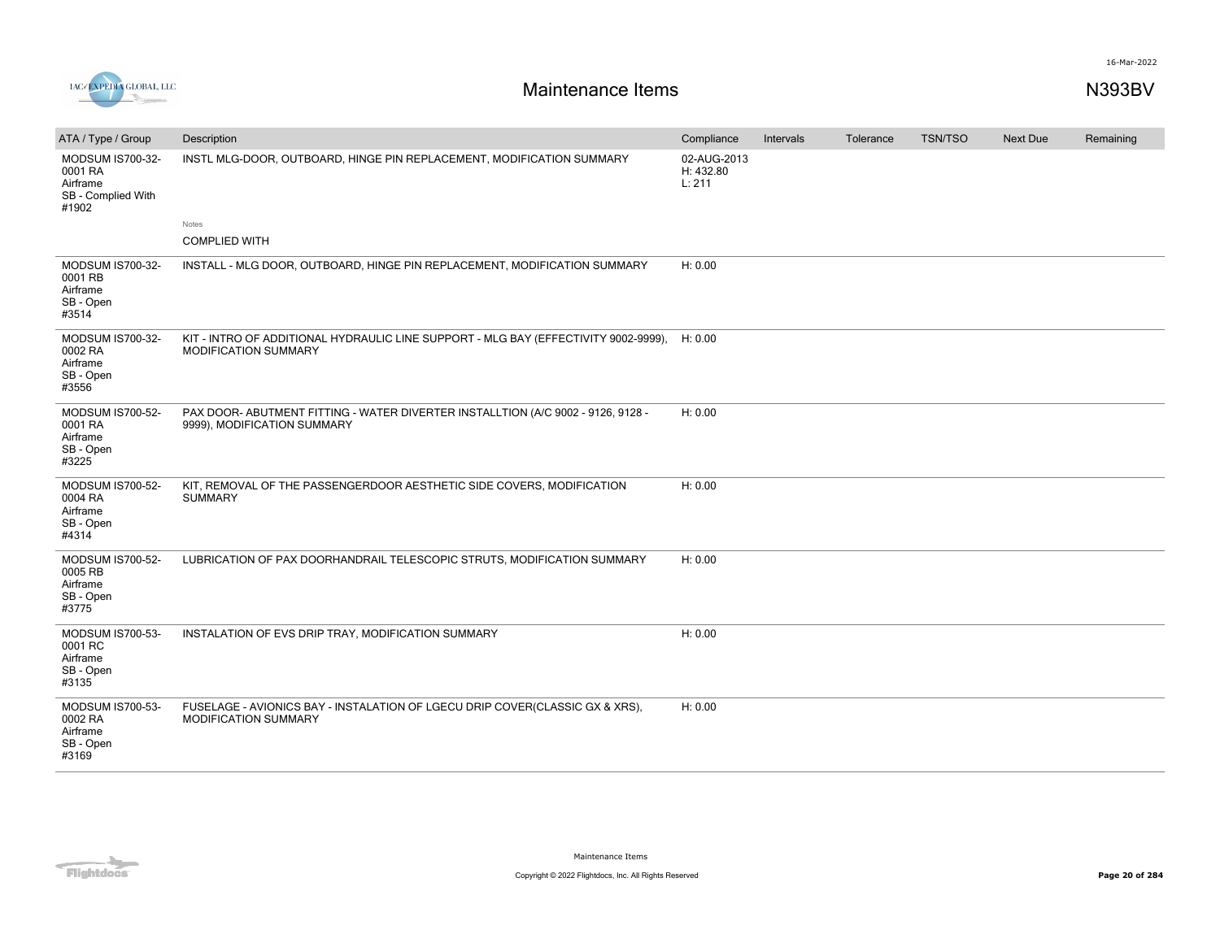# Maintenance Items

N393BV

| ATA / Type / Group | Description | Compliance | Intervals | Tolerance | TSN/TSO | Next Due | Remaining |
|---|---|---|---|---|---|---|---|
| MODSUM IS700-32-0001 RA Airframe SB - Complied With #1902 | INSTL MLG-DOOR, OUTBOARD, HINGE PIN REPLACEMENT, MODIFICATION SUMMARY<br>Notes<br>COMPLIED WITH | 02-AUG-2013 H: 432.80 L: 211 | | | | | |
| MODSUM IS700-32-0001 RB Airframe SB - Open #3514 | INSTALL - MLG DOOR, OUTBOARD, HINGE PIN REPLACEMENT, MODIFICATION SUMMARY | H: 0.00 | | | | | |
| MODSUM IS700-32-0002 RA Airframe SB - Open #3556 | KIT - INTRO OF ADDITIONAL HYDRAULIC LINE SUPPORT - MLG BAY (EFFECTIVITY 9002-9999), MODIFICATION SUMMARY | H: 0.00 | | | | | |
| MODSUM IS700-52-0001 RA Airframe SB - Open #3225 | PAX DOOR- ABUTMENT FITTING - WATER DIVERTER INSTALLTION (A/C 9002 - 9126, 9128 - 9999), MODIFICATION SUMMARY | H: 0.00 | | | | | |
| MODSUM IS700-52-0004 RA Airframe SB - Open #4314 | KIT, REMOVAL OF THE PASSENGERDOOR AESTHETIC SIDE COVERS, MODIFICATION SUMMARY | H: 0.00 | | | | | |
| MODSUM IS700-52-0005 RB Airframe SB - Open #3775 | LUBRICATION OF PAX DOORHANDRAIL TELESCOPIC STRUTS, MODIFICATION SUMMARY | H: 0.00 | | | | | |
| MODSUM IS700-53-0001 RC Airframe SB - Open #3135 | INSTALATION OF EVS DRIP TRAY, MODIFICATION SUMMARY | H: 0.00 | | | | | |
| MODSUM IS700-53-0002 RA Airframe SB - Open #3169 | FUSELAGE - AVIONICS BAY - INSTALATION OF LGECU DRIP COVER(CLASSIC GX & XRS), MODIFICATION SUMMARY | H: 0.00 | | | | | |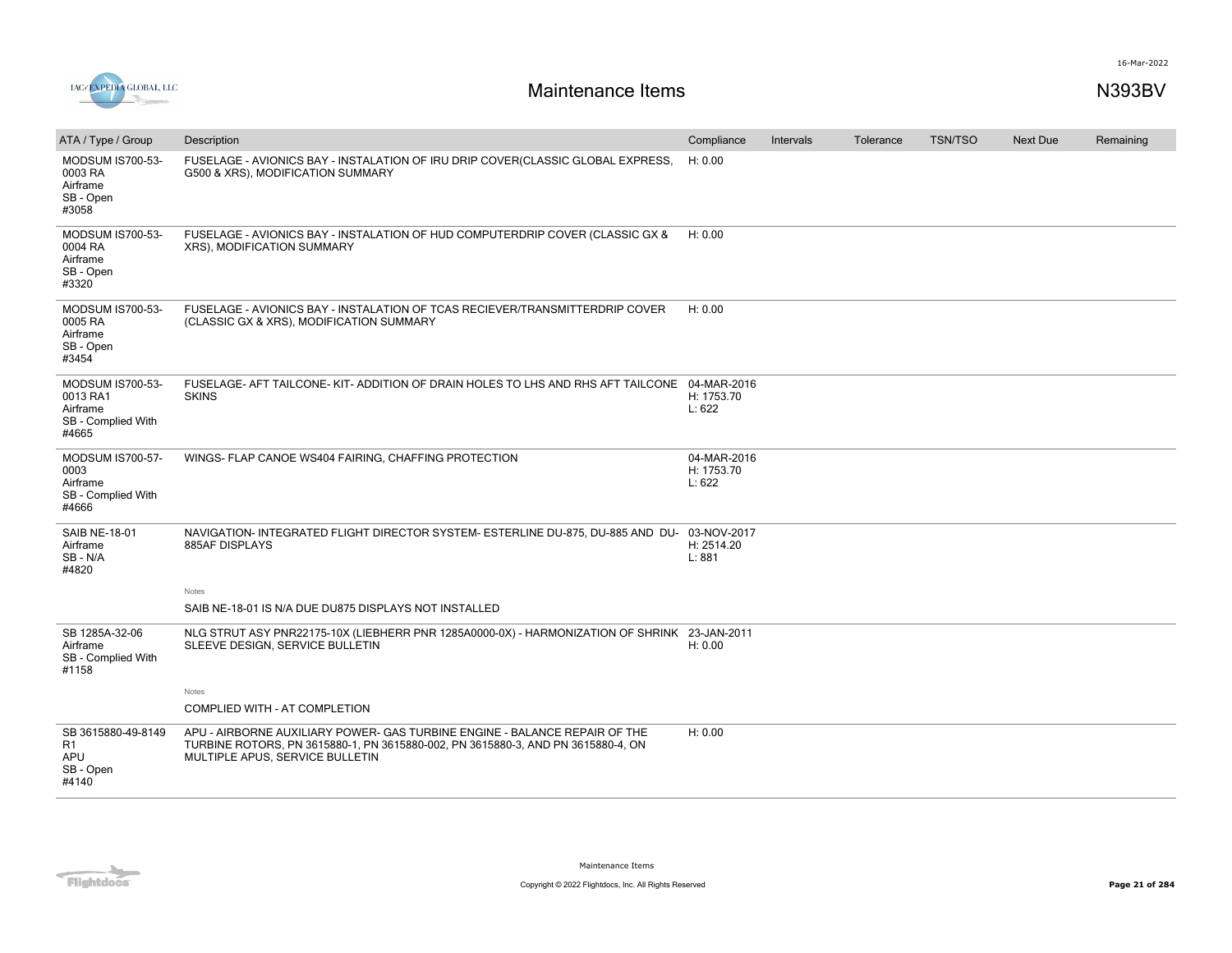# Maintenance Items

N393BV

16-Mar-2022

| ATA / Type / Group | Description | Compliance | Intervals | Tolerance | TSN/TSO | Next Due | Remaining |
|---|---|---|---|---|---|---|---|
| MODSUM IS700-53-0003 RA<br>Airframe<br>SB - Open<br>#3058 | FUSELAGE - AVIONICS BAY - INSTALATION OF IRU DRIP COVER(CLASSIC GLOBAL EXPRESS, G500 & XRS), MODIFICATION SUMMARY | H: 0.00 | | | | | |
| MODSUM IS700-53-0004 RA<br>Airframe<br>SB - Open<br>#3320 | FUSELAGE - AVIONICS BAY - INSTALATION OF HUD COMPUTERDRIP COVER (CLASSIC GX & XRS), MODIFICATION SUMMARY | H: 0.00 | | | | | |
| MODSUM IS700-53-0005 RA<br>Airframe<br>SB - Open<br>#3454 | FUSELAGE - AVIONICS BAY - INSTALATION OF TCAS RECIEVER/TRANSMITTERDRIP COVER (CLASSIC GX & XRS), MODIFICATION SUMMARY | H: 0.00 | | | | | |
| MODSUM IS700-53-0013 RA1<br>Airframe<br>SB - Complied With<br>#4665 | FUSELAGE- AFT TAILCONE- KIT- ADDITION OF DRAIN HOLES TO LHS AND RHS AFT TAILCONE SKINS | 04-MAR-2016<br>H: 1753.70<br>L: 622 | | | | | |
| MODSUM IS700-57-0003<br>Airframe<br>SB - Complied With<br>#4666 | WINGS- FLAP CANOE WS404 FAIRING, CHAFFING PROTECTION | 04-MAR-2016<br>H: 1753.70<br>L: 622 | | | | | |
| SAIB NE-18-01<br>Airframe<br>SB - N/A<br>#4820 | NAVIGATION- INTEGRATED FLIGHT DIRECTOR SYSTEM- ESTERLINE DU-875, DU-885 AND DU-885AF DISPLAYS<br><br>Notes<br>SAIB NE-18-01 IS N/A DUE DU875 DISPLAYS NOT INSTALLED | 03-NOV-2017<br>H: 2514.20<br>L: 881 | | | | | |
| SB 1285A-32-06<br>Airframe<br>SB - Complied With<br>#1158 | NLG STRUT ASY PNR22175-10X (LIEBHERR PNR 1285A0000-0X) - HARMONIZATION OF SHRINK SLEEVE DESIGN, SERVICE BULLETIN<br><br>Notes<br>COMPLIED WITH - AT COMPLETION | 23-JAN-2011<br>H: 0.00 | | | | | |
| SB 3615880-49-8149 R1<br>APU<br>SB - Open<br>#4140 | APU - AIRBORNE AUXILIARY POWER- GAS TURBINE ENGINE - BALANCE REPAIR OF THE TURBINE ROTORS, PN 3615880-1, PN 3615880-002, PN 3615880-3, AND PN 3615880-4, ON MULTIPLE APUS, SERVICE BULLETIN | H: 0.00 | | | | | |

Maintenance Items

Copyright © 2022 Flightdocs, Inc. All Rights Reserved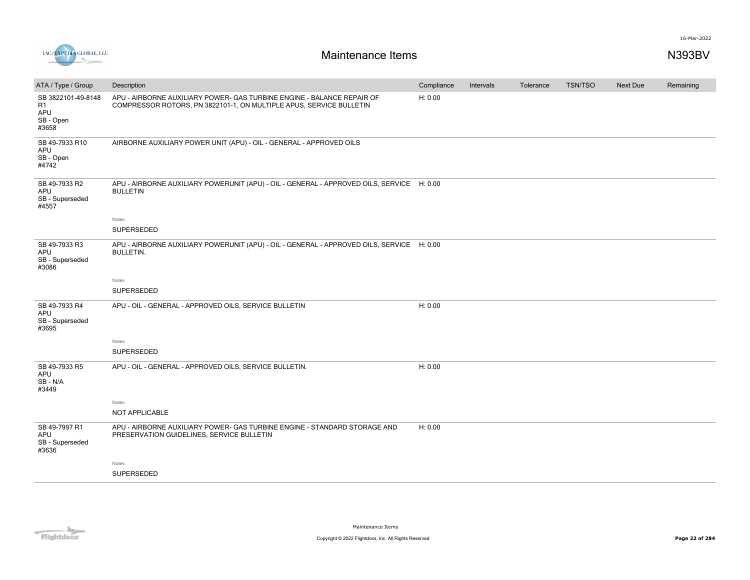# Maintenance Items

N393BV

| ATA / Type / Group | Description | Compliance | Intervals | Tolerance | TSN/TSO | Next Due | Remaining |
|---|---|---|---|---|---|---|---|
| SB 3822101-49-8148 R1<br>APU<br>SB - Open<br>#3658 | APU - AIRBORNE AUXILIARY POWER- GAS TURBINE ENGINE - BALANCE REPAIR OF COMPRESSOR ROTORS, PN 3822101-1, ON MULTIPLE APUS, SERVICE BULLETIN | H: 0.00 | | | | | |
| SB 49-7933 R10<br>APU<br>SB - Open<br>#4742 | AIRBORNE AUXILIARY POWER UNIT (APU) - OIL - GENERAL - APPROVED OILS | | | | | | |
| SB 49-7933 R2<br>APU<br>SB - Superseded<br>#4557 | APU - AIRBORNE AUXILIARY POWERUNIT (APU) - OIL - GENERAL - APPROVED OILS, SERVICE BULLETIN<br><br>Notes<br>SUPERSEDED | H: 0.00 | | | | | |
| SB 49-7933 R3<br>APU<br>SB - Superseded<br>#3086 | APU - AIRBORNE AUXILIARY POWERUNIT (APU) - OIL - GENERAL - APPROVED OILS, SERVICE BULLETIN.<br><br>Notes<br>SUPERSEDED | H: 0.00 | | | | | |
| SB 49-7933 R4<br>APU<br>SB - Superseded<br>#3695 | APU - OIL - GENERAL - APPROVED OILS, SERVICE BULLETIN<br><br>Notes<br>SUPERSEDED | H: 0.00 | | | | | |
| SB 49-7933 R5<br>APU<br>SB - N/A<br>#3449 | APU - OIL - GENERAL - APPROVED OILS, SERVICE BULLETIN.<br><br>Notes<br>NOT APPLICABLE | H: 0.00 | | | | | |
| SB 49-7997 R1<br>APU<br>SB - Superseded<br>#3636 | APU - AIRBORNE AUXILIARY POWER- GAS TURBINE ENGINE - STANDARD STORAGE AND PRESERVATION GUIDELINES, SERVICE BULLETIN<br><br>Notes<br>SUPERSEDED | H: 0.00 | | | | | |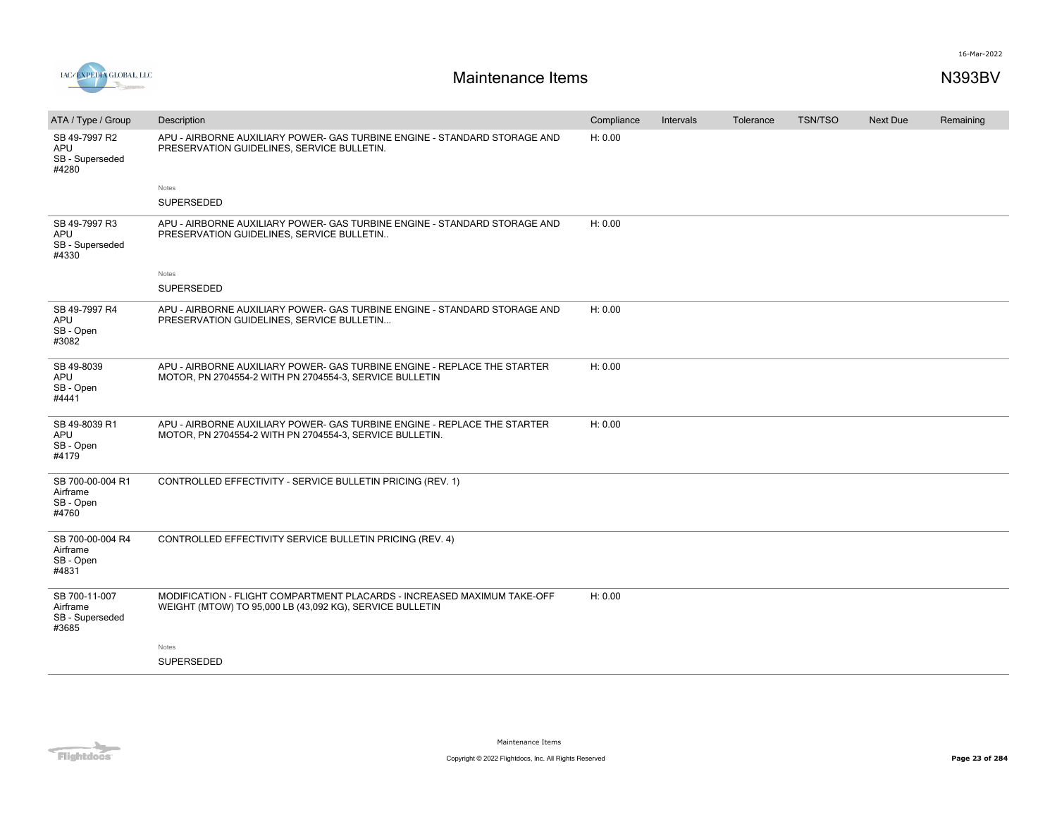# Maintenance Items

N393BV

| ATA / Type / Group | Description | Compliance | Intervals | Tolerance | TSN/TSO | Next Due | Remaining |
|---|---|---|---|---|---|---|---|
| SB 49-7997 R2<br>APU<br>SB - Superseded<br>#4280 | APU - AIRBORNE AUXILIARY POWER- GAS TURBINE ENGINE - STANDARD STORAGE AND PRESERVATION GUIDELINES, SERVICE BULLETIN.<br><br>Notes<br>SUPERSEDED | H: 0.00 | | | | | |
| SB 49-7997 R3<br>APU<br>SB - Superseded<br>#4330 | APU - AIRBORNE AUXILIARY POWER- GAS TURBINE ENGINE - STANDARD STORAGE AND PRESERVATION GUIDELINES, SERVICE BULLETIN..<br><br>Notes<br>SUPERSEDED | H: 0.00 | | | | | |
| SB 49-7997 R4<br>APU<br>SB - Open<br>#3082 | APU - AIRBORNE AUXILIARY POWER- GAS TURBINE ENGINE - STANDARD STORAGE AND PRESERVATION GUIDELINES, SERVICE BULLETIN... | H: 0.00 | | | | | |
| SB 49-8039<br>APU<br>SB - Open<br>#4441 | APU - AIRBORNE AUXILIARY POWER- GAS TURBINE ENGINE - REPLACE THE STARTER MOTOR, PN 2704554-2 WITH PN 2704554-3, SERVICE BULLETIN | H: 0.00 | | | | | |
| SB 49-8039 R1<br>APU<br>SB - Open<br>#4179 | APU - AIRBORNE AUXILIARY POWER- GAS TURBINE ENGINE - REPLACE THE STARTER MOTOR, PN 2704554-2 WITH PN 2704554-3, SERVICE BULLETIN. | H: 0.00 | | | | | |
| SB 700-00-004 R1<br>Airframe<br>SB - Open<br>#4760 | CONTROLLED EFFECTIVITY - SERVICE BULLETIN PRICING (REV. 1) | | | | | | |
| SB 700-00-004 R4<br>Airframe<br>SB - Open<br>#4831 | CONTROLLED EFFECTIVITY SERVICE BULLETIN PRICING (REV. 4) | | | | | | |
| SB 700-11-007<br>Airframe<br>SB - Superseded<br>#3685 | MODIFICATION - FLIGHT COMPARTMENT PLACARDS - INCREASED MAXIMUM TAKE-OFF WEIGHT (MTOW) TO 95,000 LB (43,092 KG), SERVICE BULLETIN<br><br>Notes<br>SUPERSEDED | H: 0.00 | | | | | |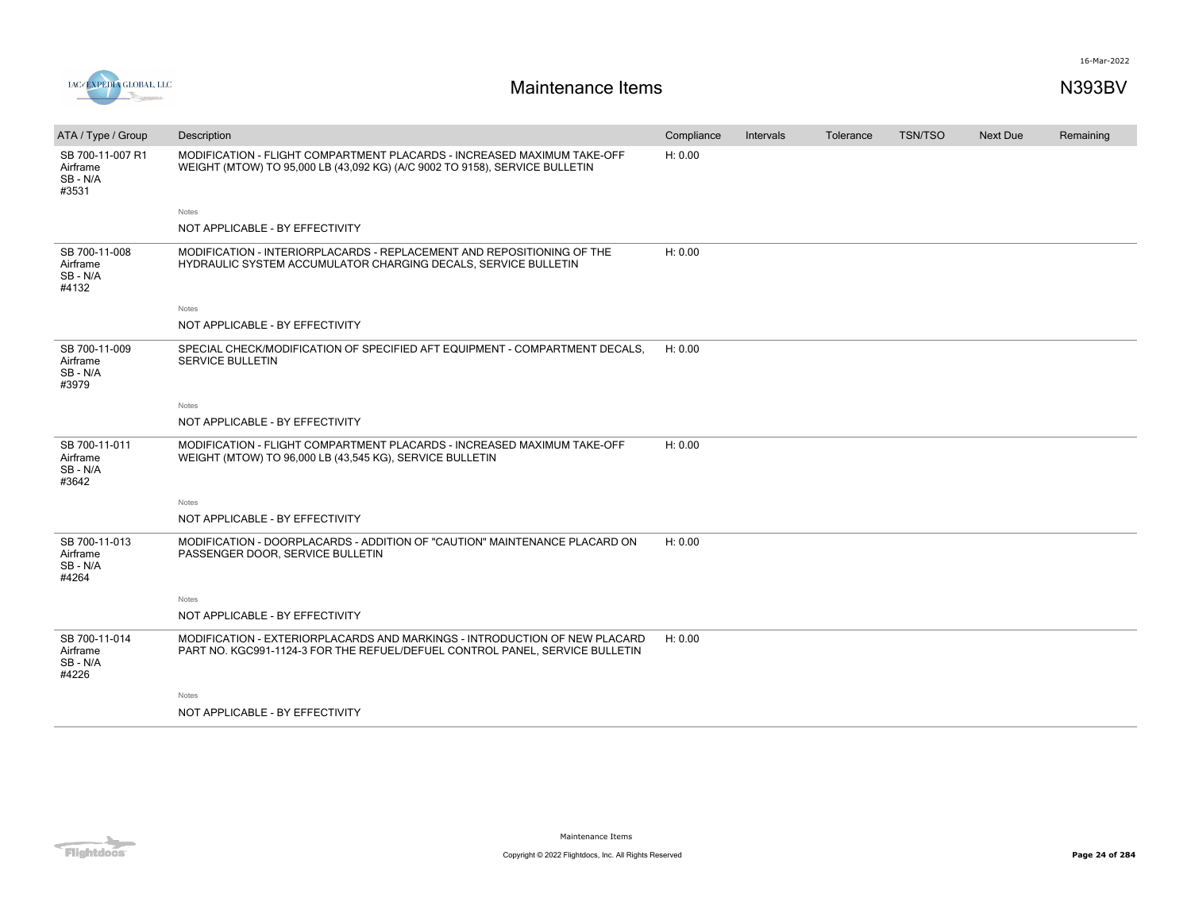# Maintenance Items

N393BV

| ATA / Type / Group | Description | Compliance | Intervals | Tolerance | TSN/TSO | Next Due | Remaining |
|---|---|---|---|---|---|---|---|
| SB 700-11-007 R1<br>Airframe<br>SB - N/A<br>#3531 | MODIFICATION - FLIGHT COMPARTMENT PLACARDS - INCREASED MAXIMUM TAKE-OFF WEIGHT (MTOW) TO 95,000 LB (43,092 KG) (A/C 9002 TO 9158), SERVICE BULLETIN<br><br>Notes<br>NOT APPLICABLE - BY EFFECTIVITY | H: 0.00 | | | | | |
| SB 700-11-008<br>Airframe<br>SB - N/A<br>#4132 | MODIFICATION - INTERIORPLACARDS - REPLACEMENT AND REPOSITIONING OF THE HYDRAULIC SYSTEM ACCUMULATOR CHARGING DECALS, SERVICE BULLETIN<br><br>Notes<br>NOT APPLICABLE - BY EFFECTIVITY | H: 0.00 | | | | | |
| SB 700-11-009<br>Airframe<br>SB - N/A<br>#3979 | SPECIAL CHECK/MODIFICATION OF SPECIFIED AFT EQUIPMENT - COMPARTMENT DECALS, SERVICE BULLETIN<br><br>Notes<br>NOT APPLICABLE - BY EFFECTIVITY | H: 0.00 | | | | | |
| SB 700-11-011<br>Airframe<br>SB - N/A<br>#3642 | MODIFICATION - FLIGHT COMPARTMENT PLACARDS - INCREASED MAXIMUM TAKE-OFF WEIGHT (MTOW) TO 96,000 LB (43,545 KG), SERVICE BULLETIN<br><br>Notes<br>NOT APPLICABLE - BY EFFECTIVITY | H: 0.00 | | | | | |
| SB 700-11-013<br>Airframe<br>SB - N/A<br>#4264 | MODIFICATION - DOORPLACARDS - ADDITION OF "CAUTION" MAINTENANCE PLACARD ON PASSENGER DOOR, SERVICE BULLETIN<br><br>Notes<br>NOT APPLICABLE - BY EFFECTIVITY | H: 0.00 | | | | | |
| SB 700-11-014<br>Airframe<br>SB - N/A<br>#4226 | MODIFICATION - EXTERIORPLACARDS AND MARKINGS - INTRODUCTION OF NEW PLACARD PART NO. KGC991-1124-3 FOR THE REFUEL/DEFUEL CONTROL PANEL, SERVICE BULLETIN<br><br>Notes<br>NOT APPLICABLE - BY EFFECTIVITY | H: 0.00 | | | | | |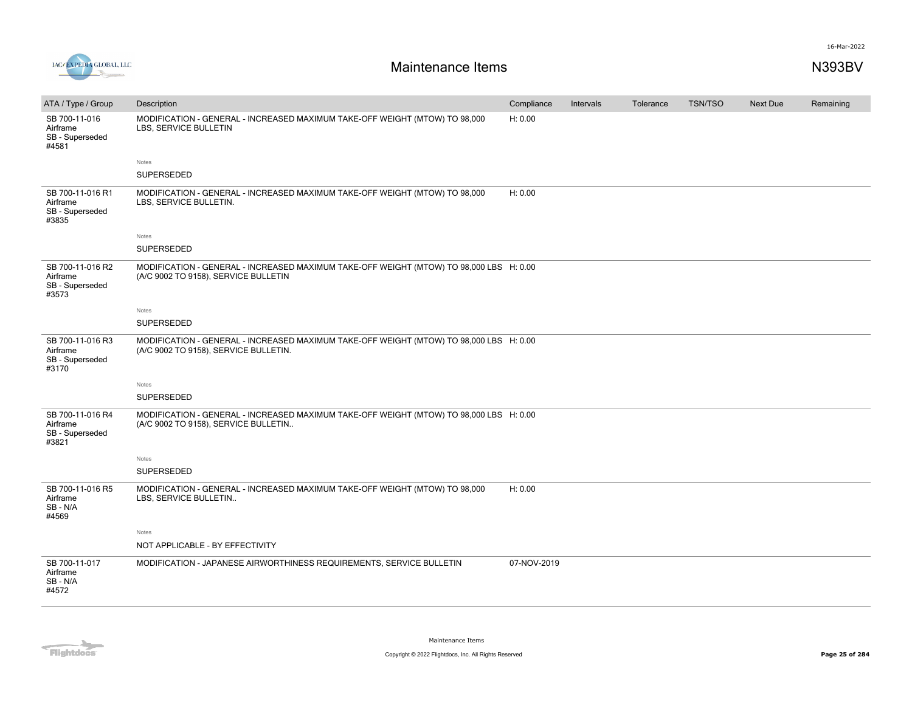# Maintenance Items

N393BV

| ATA / Type / Group | Description | Compliance | Intervals | Tolerance | TSN/TSO | Next Due | Remaining |
|---|---|---|---|---|---|---|---|
| SB 700-11-016 Airframe SB - Superseded #4581 | MODIFICATION - GENERAL - INCREASED MAXIMUM TAKE-OFF WEIGHT (MTOW) TO 98,000 LBS, SERVICE BULLETIN<br><br>Notes<br>SUPERSEDED | H: 0.00 | | | | | |
| SB 700-11-016 R1 Airframe SB - Superseded #3835 | MODIFICATION - GENERAL - INCREASED MAXIMUM TAKE-OFF WEIGHT (MTOW) TO 98,000 LBS, SERVICE BULLETIN.<br><br>Notes<br>SUPERSEDED | H: 0.00 | | | | | |
| SB 700-11-016 R2 Airframe SB - Superseded #3573 | MODIFICATION - GENERAL - INCREASED MAXIMUM TAKE-OFF WEIGHT (MTOW) TO 98,000 LBS (A/C 9002 TO 9158), SERVICE BULLETIN<br><br>Notes<br>SUPERSEDED | H: 0.00 | | | | | |
| SB 700-11-016 R3 Airframe SB - Superseded #3170 | MODIFICATION - GENERAL - INCREASED MAXIMUM TAKE-OFF WEIGHT (MTOW) TO 98,000 LBS (A/C 9002 TO 9158), SERVICE BULLETIN.<br><br>Notes<br>SUPERSEDED | H: 0.00 | | | | | |
| SB 700-11-016 R4 Airframe SB - Superseded #3821 | MODIFICATION - GENERAL - INCREASED MAXIMUM TAKE-OFF WEIGHT (MTOW) TO 98,000 LBS (A/C 9002 TO 9158), SERVICE BULLETIN..<br><br>Notes<br>SUPERSEDED | H: 0.00 | | | | | |
| SB 700-11-016 R5 Airframe SB - N/A #4569 | MODIFICATION - GENERAL - INCREASED MAXIMUM TAKE-OFF WEIGHT (MTOW) TO 98,000 LBS, SERVICE BULLETIN..<br><br>Notes<br>NOT APPLICABLE - BY EFFECTIVITY | H: 0.00 | | | | | |
| SB 700-11-017 Airframe SB - N/A #4572 | MODIFICATION - JAPANESE AIRWORTHINESS REQUIREMENTS, SERVICE BULLETIN | 07-NOV-2019 | | | | | |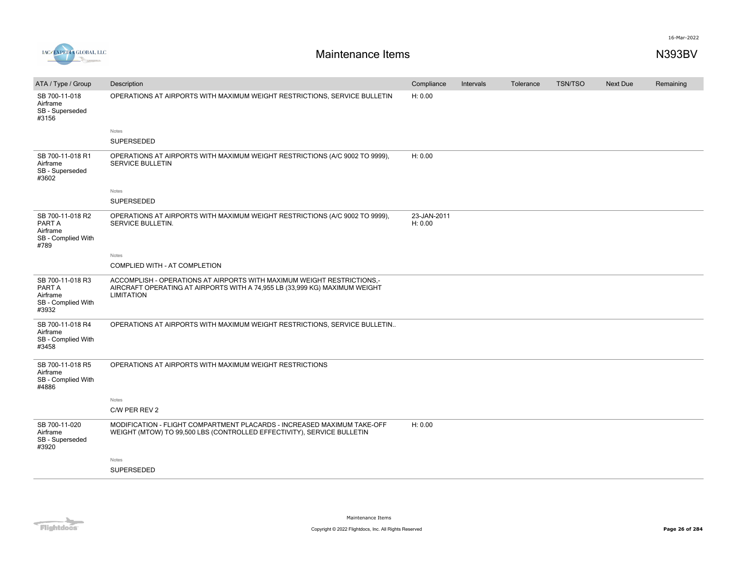| ATA / Type / Group | Description | Compliance | Intervals | Tolerance | TSN/TSO | Next Due | Remaining |
|---|---|---|---|---|---|---|---|
| SB 700-11-018 Airframe SB - Superseded #3156 | OPERATIONS AT AIRPORTS WITH MAXIMUM WEIGHT RESTRICTIONS, SERVICE BULLETIN | H: 0.00 | | | | | |
| | Notes<br>SUPERSEDED | | | | | | |
| SB 700-11-018 R1 Airframe SB - Superseded #3602 | OPERATIONS AT AIRPORTS WITH MAXIMUM WEIGHT RESTRICTIONS (A/C 9002 TO 9999), SERVICE BULLETIN | H: 0.00 | | | | | |
| | Notes<br>SUPERSEDED | | | | | | |
| SB 700-11-018 R2 PART A Airframe SB - Complied With #789 | OPERATIONS AT AIRPORTS WITH MAXIMUM WEIGHT RESTRICTIONS (A/C 9002 TO 9999), SERVICE BULLETIN. | 23-JAN-2011 H: 0.00 | | | | | |
| | Notes<br>COMPLIED WITH - AT COMPLETION | | | | | | |
| SB 700-11-018 R3 PART A Airframe SB - Complied With #3932 | ACCOMPLISH - OPERATIONS AT AIRPORTS WITH MAXIMUM WEIGHT RESTRICTIONS,- AIRCRAFT OPERATING AT AIRPORTS WITH A 74,955 LB (33,999 KG) MAXIMUM WEIGHT LIMITATION | | | | | | |
| SB 700-11-018 R4 Airframe SB - Complied With #3458 | OPERATIONS AT AIRPORTS WITH MAXIMUM WEIGHT RESTRICTIONS, SERVICE BULLETIN.. | | | | | | |
| SB 700-11-018 R5 Airframe SB - Complied With #4886 | OPERATIONS AT AIRPORTS WITH MAXIMUM WEIGHT RESTRICTIONS | | | | | | |
| | Notes<br>C/W PER REV 2 | | | | | | |
| SB 700-11-020 Airframe SB - Superseded #3920 | MODIFICATION - FLIGHT COMPARTMENT PLACARDS - INCREASED MAXIMUM TAKE-OFF WEIGHT (MTOW) TO 99,500 LBS (CONTROLLED EFFECTIVITY), SERVICE BULLETIN | H: 0.00 | | | | | |
| | Notes<br>SUPERSEDED | | | | | | |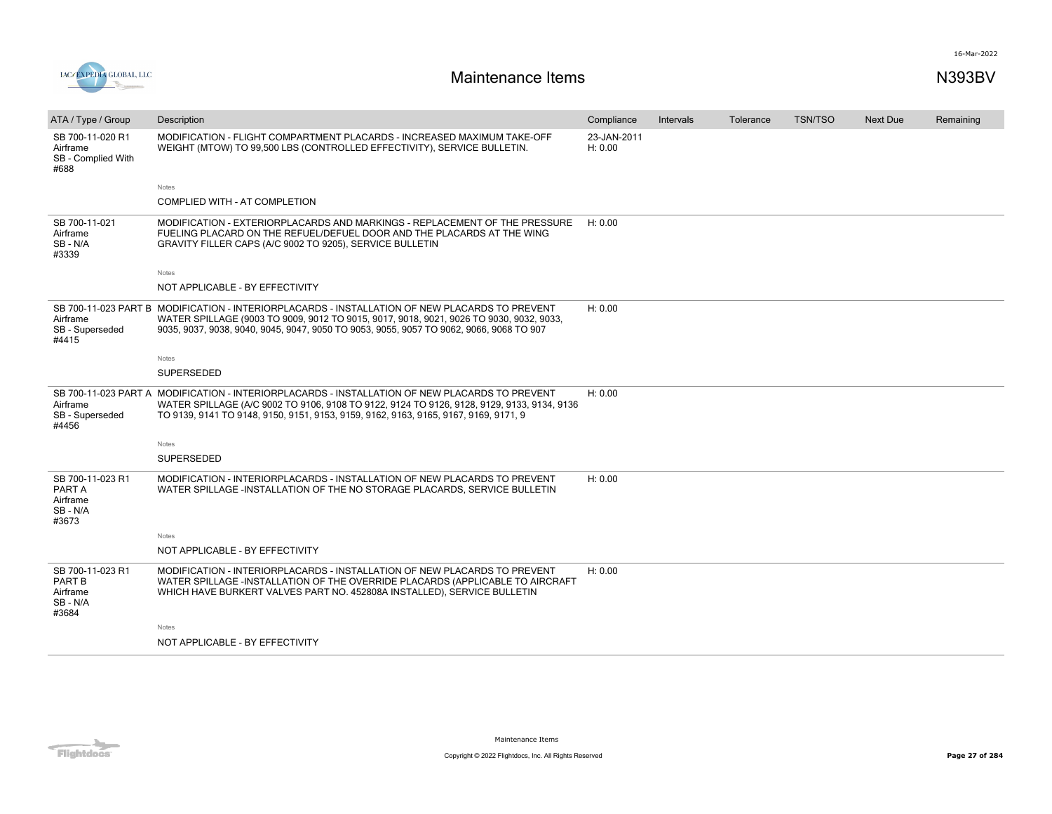| ATA / Type / Group | Description | Compliance | Intervals | Tolerance | TSN/TSO | Next Due | Remaining |
|---|---|---|---|---|---|---|---|
| SB 700-11-020 R1 Airframe SB - Complied With #688 | MODIFICATION - FLIGHT COMPARTMENT PLACARDS - INCREASED MAXIMUM TAKE-OFF WEIGHT (MTOW) TO 99,500 LBS (CONTROLLED EFFECTIVITY), SERVICE BULLETIN. | 23-JAN-2011 H: 0.00 | | | | | |
| | Notes<br>COMPLIED WITH - AT COMPLETION | | | | | | |
| SB 700-11-021 Airframe SB - N/A #3339 | MODIFICATION - EXTERIORPLACARDS AND MARKINGS - REPLACEMENT OF THE PRESSURE FUELING PLACARD ON THE REFUEL/DEFUEL DOOR AND THE PLACARDS AT THE WING GRAVITY FILLER CAPS (A/C 9002 TO 9205), SERVICE BULLETIN | H: 0.00 | | | | | |
| | Notes<br>NOT APPLICABLE - BY EFFECTIVITY | | | | | | |
| SB 700-11-023 PART B Airframe SB - Superseded #4415 | MODIFICATION - INTERIORPLACARDS - INSTALLATION OF NEW PLACARDS TO PREVENT WATER SPILLAGE (9003 TO 9009, 9012 TO 9015, 9017, 9018, 9021, 9026 TO 9030, 9032, 9033, 9035, 9037, 9038, 9040, 9045, 9047, 9050 TO 9053, 9055, 9057 TO 9062, 9066, 9068 TO 907 | H: 0.00 | | | | | |
| | Notes<br>SUPERSEDED | | | | | | |
| SB 700-11-023 PART A Airframe SB - Superseded #4456 | MODIFICATION - INTERIORPLACARDS - INSTALLATION OF NEW PLACARDS TO PREVENT WATER SPILLAGE (A/C 9002 TO 9106, 9108 TO 9122, 9124 TO 9126, 9128, 9129, 9133, 9134, 9136 TO 9139, 9141 TO 9148, 9150, 9151, 9153, 9159, 9162, 9163, 9165, 9167, 9169, 9171, 9 | H: 0.00 | | | | | |
| | Notes<br>SUPERSEDED | | | | | | |
| SB 700-11-023 R1 PART A Airframe SB - N/A #3673 | MODIFICATION - INTERIORPLACARDS - INSTALLATION OF NEW PLACARDS TO PREVENT WATER SPILLAGE -INSTALLATION OF THE NO STORAGE PLACARDS, SERVICE BULLETIN | H: 0.00 | | | | | |
| | Notes<br>NOT APPLICABLE - BY EFFECTIVITY | | | | | | |
| SB 700-11-023 R1 PART B Airframe SB - N/A #3684 | MODIFICATION - INTERIORPLACARDS - INSTALLATION OF NEW PLACARDS TO PREVENT WATER SPILLAGE -INSTALLATION OF THE OVERRIDE PLACARDS (APPLICABLE TO AIRCRAFT WHICH HAVE BURKERT VALVES PART NO. 452808A INSTALLED), SERVICE BULLETIN | H: 0.00 | | | | | |
| | Notes<br>NOT APPLICABLE - BY EFFECTIVITY | | | | | | |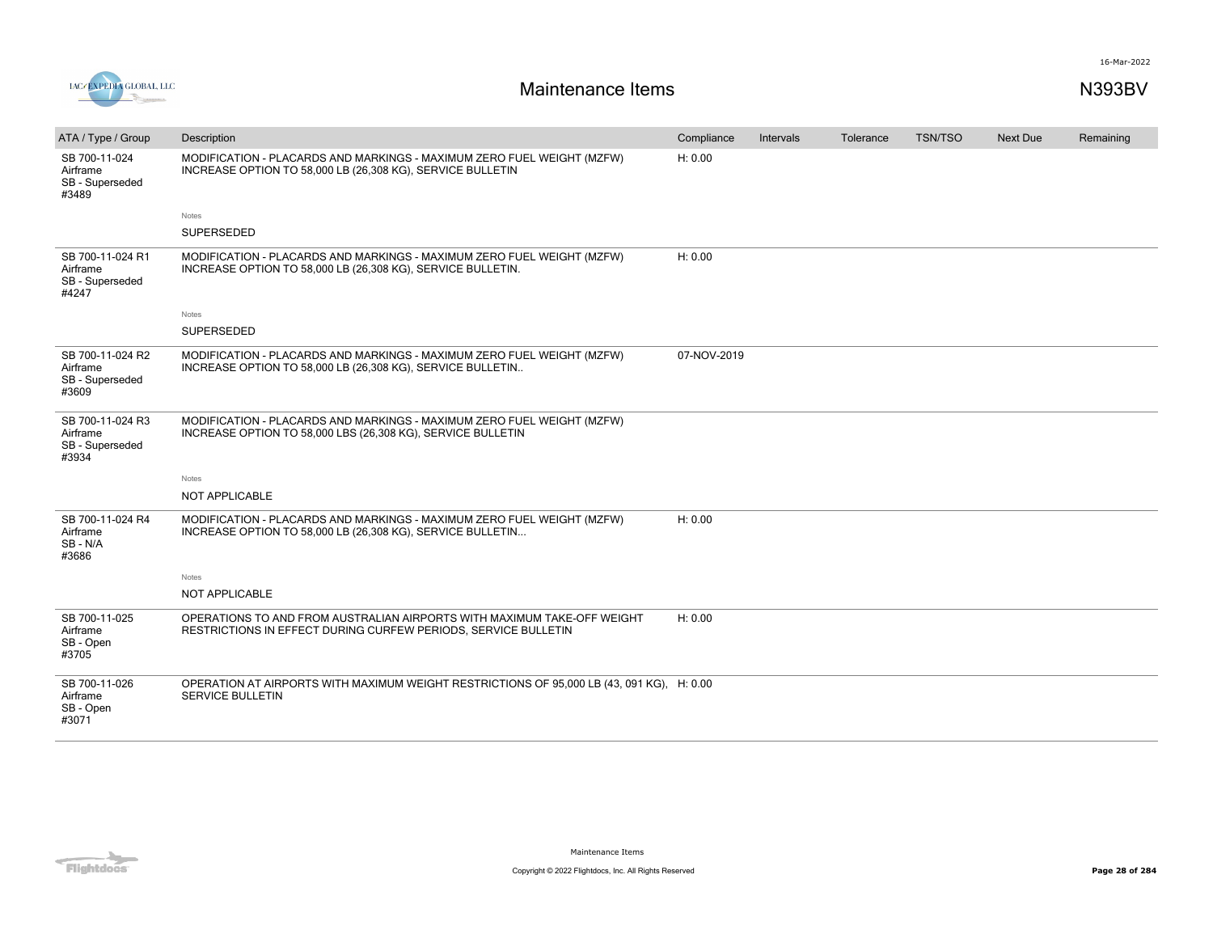# Maintenance Items

N393BV

| ATA / Type / Group | Description | Compliance | Intervals | Tolerance | TSN/TSO | Next Due | Remaining |
|---|---|---|---|---|---|---|---|
| SB 700-11-024 Airframe SB - Superseded #3489 | MODIFICATION - PLACARDS AND MARKINGS - MAXIMUM ZERO FUEL WEIGHT (MZFW) INCREASE OPTION TO 58,000 LB (26,308 KG), SERVICE BULLETIN<br>Notes<br>SUPERSEDED | H: 0.00 | | | | | |
| SB 700-11-024 R1 Airframe SB - Superseded #4247 | MODIFICATION - PLACARDS AND MARKINGS - MAXIMUM ZERO FUEL WEIGHT (MZFW) INCREASE OPTION TO 58,000 LB (26,308 KG), SERVICE BULLETIN.<br>Notes<br>SUPERSEDED | H: 0.00 | | | | | |
| SB 700-11-024 R2 Airframe SB - Superseded #3609 | MODIFICATION - PLACARDS AND MARKINGS - MAXIMUM ZERO FUEL WEIGHT (MZFW) INCREASE OPTION TO 58,000 LB (26,308 KG), SERVICE BULLETIN.. | 07-NOV-2019 | | | | | |
| SB 700-11-024 R3 Airframe SB - Superseded #3934 | MODIFICATION - PLACARDS AND MARKINGS - MAXIMUM ZERO FUEL WEIGHT (MZFW) INCREASE OPTION TO 58,000 LBS (26,308 KG), SERVICE BULLETIN<br>Notes<br>NOT APPLICABLE | | | | | | |
| SB 700-11-024 R4 Airframe SB - N/A #3686 | MODIFICATION - PLACARDS AND MARKINGS - MAXIMUM ZERO FUEL WEIGHT (MZFW) INCREASE OPTION TO 58,000 LB (26,308 KG), SERVICE BULLETIN...<br>Notes<br>NOT APPLICABLE | H: 0.00 | | | | | |
| SB 700-11-025 Airframe SB - Open #3705 | OPERATIONS TO AND FROM AUSTRALIAN AIRPORTS WITH MAXIMUM TAKE-OFF WEIGHT RESTRICTIONS IN EFFECT DURING CURFEW PERIODS, SERVICE BULLETIN | H: 0.00 | | | | | |
| SB 700-11-026 Airframe SB - Open #3071 | OPERATION AT AIRPORTS WITH MAXIMUM WEIGHT RESTRICTIONS OF 95,000 LB (43, 091 KG), SERVICE BULLETIN | H: 0.00 | | | | | |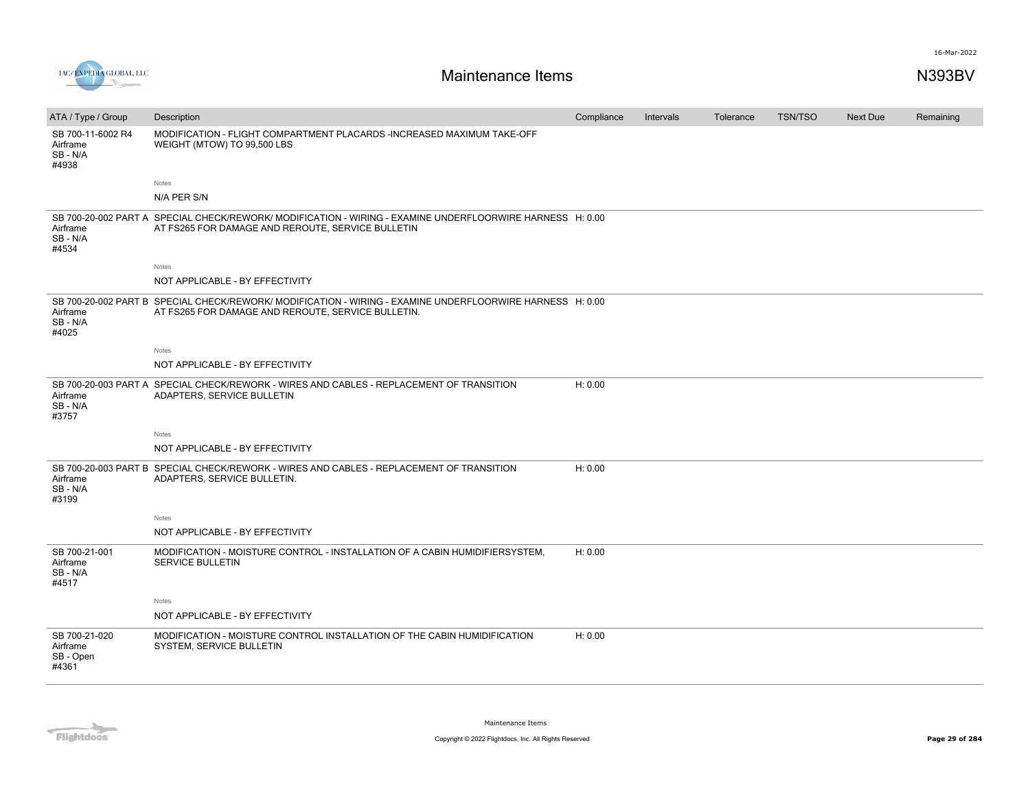# Maintenance Items

N393BV

| ATA / Type / Group | Description | Compliance | Intervals | Tolerance | TSN/TSO | Next Due | Remaining |
|---|---|---|---|---|---|---|---|
| SB 700-11-6002 R4<br>Airframe<br>SB - N/A<br>#4938 | MODIFICATION - FLIGHT COMPARTMENT PLACARDS -INCREASED MAXIMUM TAKE-OFF WEIGHT (MTOW) TO 99,500 LBS<br><br>Notes<br>N/A PER S/N | | | | | | |
| SB 700-20-002 PART A<br>Airframe<br>SB - N/A<br>#4534 | SPECIAL CHECK/REWORK/ MODIFICATION - WIRING - EXAMINE UNDERFLOORWIRE HARNESS AT FS265 FOR DAMAGE AND REROUTE, SERVICE BULLETIN<br><br>Notes<br>NOT APPLICABLE - BY EFFECTIVITY | H: 0.00 | | | | | |
| SB 700-20-002 PART B<br>Airframe<br>SB - N/A<br>#4025 | SPECIAL CHECK/REWORK/ MODIFICATION - WIRING - EXAMINE UNDERFLOORWIRE HARNESS AT FS265 FOR DAMAGE AND REROUTE, SERVICE BULLETIN.<br><br>Notes<br>NOT APPLICABLE - BY EFFECTIVITY | H: 0.00 | | | | | |
| SB 700-20-003 PART A<br>Airframe<br>SB - N/A<br>#3757 | SPECIAL CHECK/REWORK - WIRES AND CABLES - REPLACEMENT OF TRANSITION ADAPTERS, SERVICE BULLETIN<br><br>Notes<br>NOT APPLICABLE - BY EFFECTIVITY | H: 0.00 | | | | | |
| SB 700-20-003 PART B<br>Airframe<br>SB - N/A<br>#3199 | SPECIAL CHECK/REWORK - WIRES AND CABLES - REPLACEMENT OF TRANSITION ADAPTERS, SERVICE BULLETIN.<br><br>Notes<br>NOT APPLICABLE - BY EFFECTIVITY | H: 0.00 | | | | | |
| SB 700-21-001<br>Airframe<br>SB - N/A<br>#4517 | MODIFICATION - MOISTURE CONTROL - INSTALLATION OF A CABIN HUMIDIFIERSYSTEM, SERVICE BULLETIN<br><br>Notes<br>NOT APPLICABLE - BY EFFECTIVITY | H: 0.00 | | | | | |
| SB 700-21-020<br>Airframe<br>SB - Open<br>#4361 | MODIFICATION - MOISTURE CONTROL INSTALLATION OF THE CABIN HUMIDIFICATION SYSTEM, SERVICE BULLETIN | H: 0.00 | | | | | |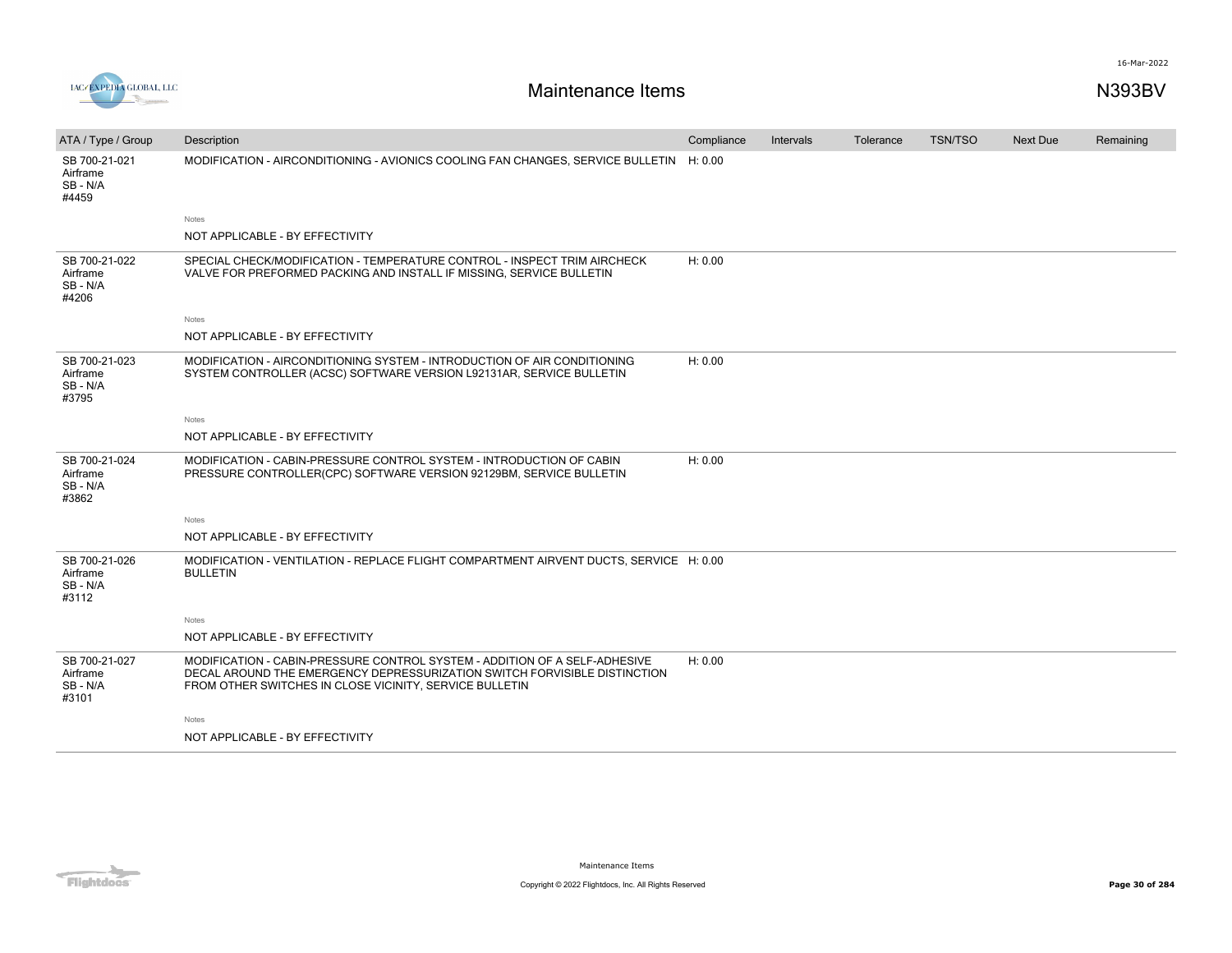# Maintenance Items

N393BV

| ATA / Type / Group | Description | Compliance | Intervals | Tolerance | TSN/TSO | Next Due | Remaining |
|---|---|---|---|---|---|---|---|
| SB 700-21-021 Airframe SB - N/A #4459 | MODIFICATION - AIRCONDITIONING - AVIONICS COOLING FAN CHANGES, SERVICE BULLETIN | H: 0.00 | | | | | |
| | Notes<br>NOT APPLICABLE - BY EFFECTIVITY | | | | | | |
| SB 700-21-022 Airframe SB - N/A #4206 | SPECIAL CHECK/MODIFICATION - TEMPERATURE CONTROL - INSPECT TRIM AIRCHECK VALVE FOR PREFORMED PACKING AND INSTALL IF MISSING, SERVICE BULLETIN | H: 0.00 | | | | | |
| | Notes<br>NOT APPLICABLE - BY EFFECTIVITY | | | | | | |
| SB 700-21-023 Airframe SB - N/A #3795 | MODIFICATION - AIRCONDITIONING SYSTEM - INTRODUCTION OF AIR CONDITIONING SYSTEM CONTROLLER (ACSC) SOFTWARE VERSION L92131AR, SERVICE BULLETIN | H: 0.00 | | | | | |
| | Notes<br>NOT APPLICABLE - BY EFFECTIVITY | | | | | | |
| SB 700-21-024 Airframe SB - N/A #3862 | MODIFICATION - CABIN-PRESSURE CONTROL SYSTEM - INTRODUCTION OF CABIN PRESSURE CONTROLLER(CPC) SOFTWARE VERSION 92129BM, SERVICE BULLETIN | H: 0.00 | | | | | |
| | Notes<br>NOT APPLICABLE - BY EFFECTIVITY | | | | | | |
| SB 700-21-026 Airframe SB - N/A #3112 | MODIFICATION - VENTILATION - REPLACE FLIGHT COMPARTMENT AIRVENT DUCTS, SERVICE BULLETIN | H: 0.00 | | | | | |
| | Notes<br>NOT APPLICABLE - BY EFFECTIVITY | | | | | | |
| SB 700-21-027 Airframe SB - N/A #3101 | MODIFICATION - CABIN-PRESSURE CONTROL SYSTEM - ADDITION OF A SELF-ADHESIVE DECAL AROUND THE EMERGENCY DEPRESSURIZATION SWITCH FORVISIBLE DISTINCTION FROM OTHER SWITCHES IN CLOSE VICINITY, SERVICE BULLETIN | H: 0.00 | | | | | |
| | Notes<br>NOT APPLICABLE - BY EFFECTIVITY | | | | | | |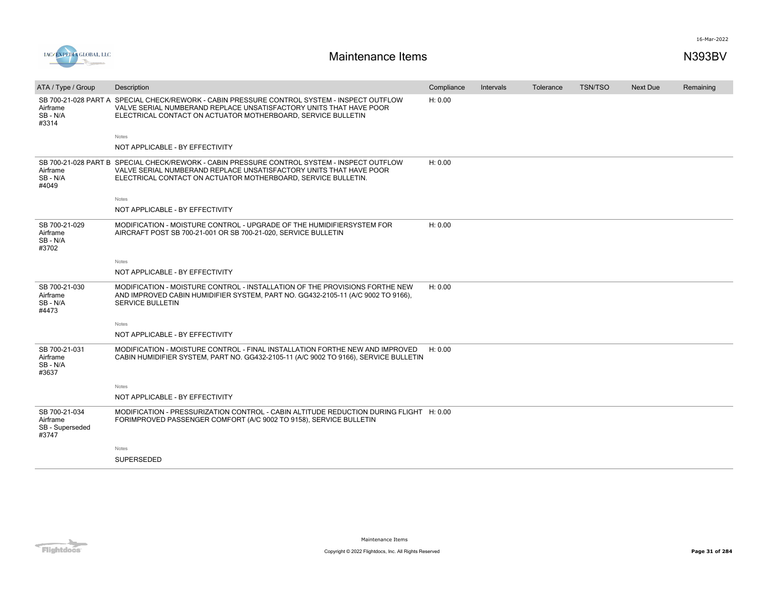# Maintenance Items

N393BV

| ATA / Type / Group | Description | Compliance | Intervals | Tolerance | TSN/TSO | Next Due | Remaining |
|---|---|---|---|---|---|---|---|
| SB 700-21-028 PART A<br>Airframe<br>SB - N/A<br>#3314 | SPECIAL CHECK/REWORK - CABIN PRESSURE CONTROL SYSTEM - INSPECT OUTFLOW VALVE SERIAL NUMBERAND REPLACE UNSATISFACTORY UNITS THAT HAVE POOR ELECTRICAL CONTACT ON ACTUATOR MOTHERBOARD, SERVICE BULLETIN<br><br>Notes<br>NOT APPLICABLE - BY EFFECTIVITY | H: 0.00 | | | | | |
| SB 700-21-028 PART B<br>Airframe<br>SB - N/A<br>#4049 | SPECIAL CHECK/REWORK - CABIN PRESSURE CONTROL SYSTEM - INSPECT OUTFLOW VALVE SERIAL NUMBERAND REPLACE UNSATISFACTORY UNITS THAT HAVE POOR ELECTRICAL CONTACT ON ACTUATOR MOTHERBOARD, SERVICE BULLETIN.<br><br>Notes<br>NOT APPLICABLE - BY EFFECTIVITY | H: 0.00 | | | | | |
| SB 700-21-029<br>Airframe<br>SB - N/A<br>#3702 | MODIFICATION - MOISTURE CONTROL - UPGRADE OF THE HUMIDIFIERSYSTEM FOR AIRCRAFT POST SB 700-21-001 OR SB 700-21-020, SERVICE BULLETIN<br><br>Notes<br>NOT APPLICABLE - BY EFFECTIVITY | H: 0.00 | | | | | |
| SB 700-21-030<br>Airframe<br>SB - N/A<br>#4473 | MODIFICATION - MOISTURE CONTROL - INSTALLATION OF THE PROVISIONS FORTHE NEW AND IMPROVED CABIN HUMIDIFIER SYSTEM, PART NO. GG432-2105-11 (A/C 9002 TO 9166), SERVICE BULLETIN<br><br>Notes<br>NOT APPLICABLE - BY EFFECTIVITY | H: 0.00 | | | | | |
| SB 700-21-031<br>Airframe<br>SB - N/A<br>#3637 | MODIFICATION - MOISTURE CONTROL - FINAL INSTALLATION FORTHE NEW AND IMPROVED CABIN HUMIDIFIER SYSTEM, PART NO. GG432-2105-11 (A/C 9002 TO 9166), SERVICE BULLETIN<br><br>Notes<br>NOT APPLICABLE - BY EFFECTIVITY | H: 0.00 | | | | | |
| SB 700-21-034<br>Airframe<br>SB - Superseded<br>#3747 | MODIFICATION - PRESSURIZATION CONTROL - CABIN ALTITUDE REDUCTION DURING FLIGHT FORIMPROVED PASSENGER COMFORT (A/C 9002 TO 9158), SERVICE BULLETIN<br><br>Notes<br>SUPERSEDED | H: 0.00 | | | | | |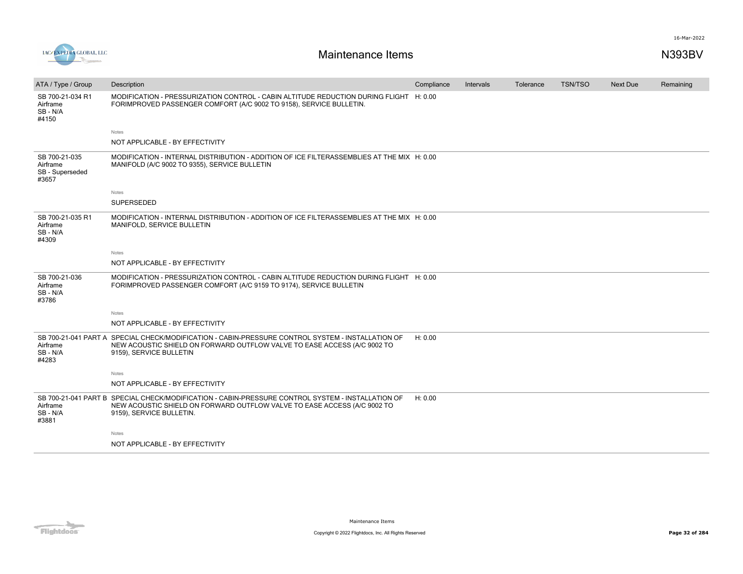# Maintenance Items

N393BV

| ATA / Type / Group | Description | Compliance | Intervals | Tolerance | TSN/TSO | Next Due | Remaining |
|---|---|---|---|---|---|---|---|
| SB 700-21-034 R1<br>Airframe<br>SB - N/A<br>#4150 | MODIFICATION - PRESSURIZATION CONTROL - CABIN ALTITUDE REDUCTION DURING FLIGHT FORIMPROVED PASSENGER COMFORT (A/C 9002 TO 9158), SERVICE BULLETIN.<br><br>Notes<br>NOT APPLICABLE - BY EFFECTIVITY | H: 0.00 | | | | | |
| SB 700-21-035<br>Airframe<br>SB - Superseded<br>#3657 | MODIFICATION - INTERNAL DISTRIBUTION - ADDITION OF ICE FILTERASSEMBLIES AT THE MIX MANIFOLD (A/C 9002 TO 9355), SERVICE BULLETIN<br><br>Notes<br>SUPERSEDED | H: 0.00 | | | | | |
| SB 700-21-035 R1<br>Airframe<br>SB - N/A<br>#4309 | MODIFICATION - INTERNAL DISTRIBUTION - ADDITION OF ICE FILTERASSEMBLIES AT THE MIX MANIFOLD, SERVICE BULLETIN<br><br>Notes<br>NOT APPLICABLE - BY EFFECTIVITY | H: 0.00 | | | | | |
| SB 700-21-036<br>Airframe<br>SB - N/A<br>#3786 | MODIFICATION - PRESSURIZATION CONTROL - CABIN ALTITUDE REDUCTION DURING FLIGHT FORIMPROVED PASSENGER COMFORT (A/C 9159 TO 9174), SERVICE BULLETIN<br><br>Notes<br>NOT APPLICABLE - BY EFFECTIVITY | H: 0.00 | | | | | |
| SB 700-21-041 PART A<br>Airframe<br>SB - N/A<br>#4283 | SPECIAL CHECK/MODIFICATION - CABIN-PRESSURE CONTROL SYSTEM - INSTALLATION OF NEW ACOUSTIC SHIELD ON FORWARD OUTFLOW VALVE TO EASE ACCESS (A/C 9002 TO 9159), SERVICE BULLETIN<br><br>Notes<br>NOT APPLICABLE - BY EFFECTIVITY | H: 0.00 | | | | | |
| SB 700-21-041 PART B<br>Airframe<br>SB - N/A<br>#3881 | SPECIAL CHECK/MODIFICATION - CABIN-PRESSURE CONTROL SYSTEM - INSTALLATION OF NEW ACOUSTIC SHIELD ON FORWARD OUTFLOW VALVE TO EASE ACCESS (A/C 9002 TO 9159), SERVICE BULLETIN.<br><br>Notes<br>NOT APPLICABLE - BY EFFECTIVITY | H: 0.00 | | | | | |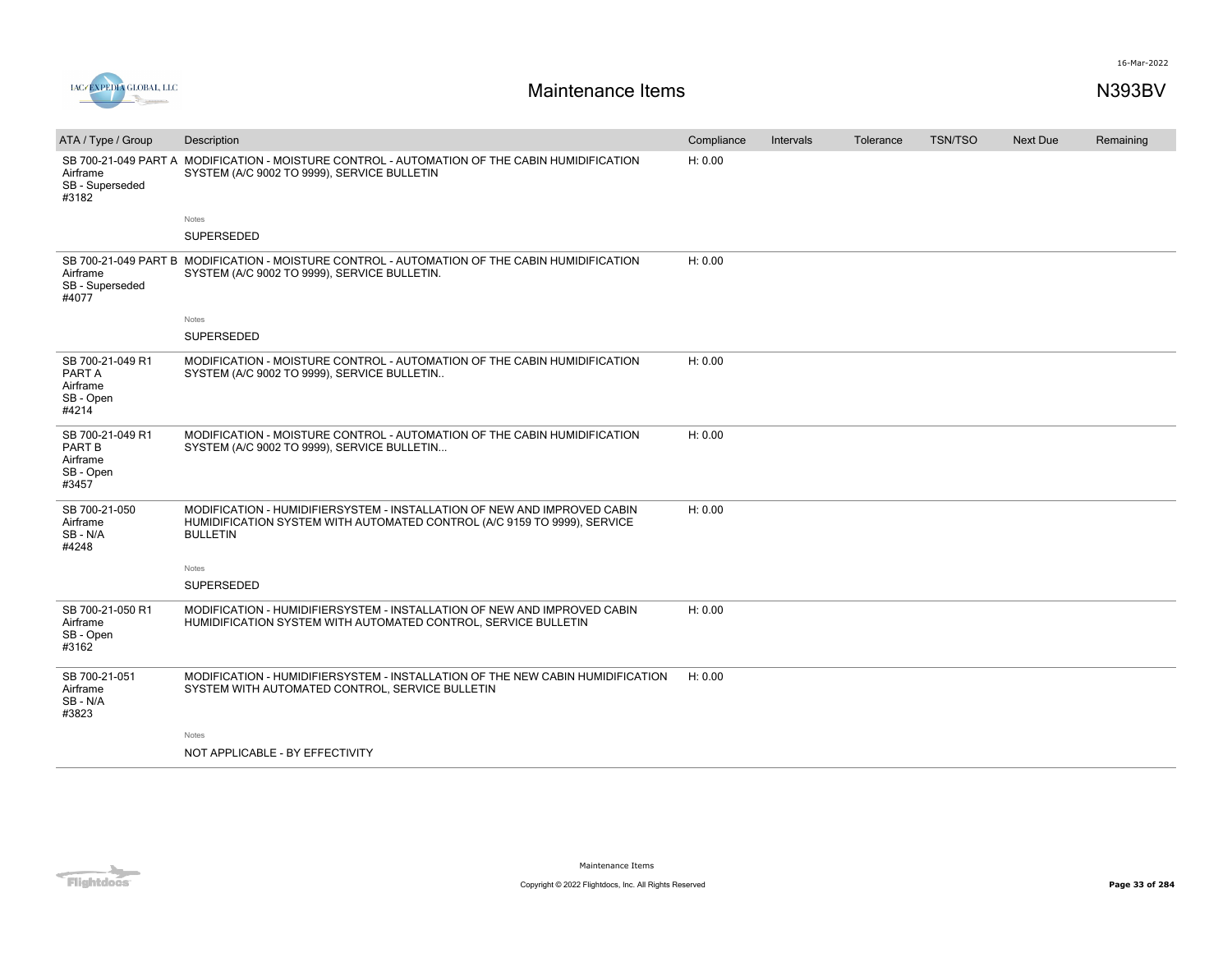# Maintenance Items

N393BV

16-Mar-2022

| ATA / Type / Group | Description | Compliance | Intervals | Tolerance | TSN/TSO | Next Due | Remaining |
|---|---|---|---|---|---|---|---|
| SB 700-21-049 PART A Airframe SB - Superseded #3182 | MODIFICATION - MOISTURE CONTROL - AUTOMATION OF THE CABIN HUMIDIFICATION SYSTEM (A/C 9002 TO 9999), SERVICE BULLETIN<br><br>Notes<br>SUPERSEDED | H: 0.00 | | | | | |
| SB 700-21-049 PART B Airframe SB - Superseded #4077 | MODIFICATION - MOISTURE CONTROL - AUTOMATION OF THE CABIN HUMIDIFICATION SYSTEM (A/C 9002 TO 9999), SERVICE BULLETIN.<br><br>Notes<br>SUPERSEDED | H: 0.00 | | | | | |
| SB 700-21-049 R1 PART A Airframe SB - Open #4214 | MODIFICATION - MOISTURE CONTROL - AUTOMATION OF THE CABIN HUMIDIFICATION SYSTEM (A/C 9002 TO 9999), SERVICE BULLETIN.. | H: 0.00 | | | | | |
| SB 700-21-049 R1 PART B Airframe SB - Open #3457 | MODIFICATION - MOISTURE CONTROL - AUTOMATION OF THE CABIN HUMIDIFICATION SYSTEM (A/C 9002 TO 9999), SERVICE BULLETIN... | H: 0.00 | | | | | |
| SB 700-21-050 Airframe SB - N/A #4248 | MODIFICATION - HUMIDIFIERSYSTEM - INSTALLATION OF NEW AND IMPROVED CABIN HUMIDIFICATION SYSTEM WITH AUTOMATED CONTROL (A/C 9159 TO 9999), SERVICE BULLETIN<br><br>Notes<br>SUPERSEDED | H: 0.00 | | | | | |
| SB 700-21-050 R1 Airframe SB - Open #3162 | MODIFICATION - HUMIDIFIERSYSTEM - INSTALLATION OF NEW AND IMPROVED CABIN HUMIDIFICATION SYSTEM WITH AUTOMATED CONTROL, SERVICE BULLETIN | H: 0.00 | | | | | |
| SB 700-21-051 Airframe SB - N/A #3823 | MODIFICATION - HUMIDIFIERSYSTEM - INSTALLATION OF THE NEW CABIN HUMIDIFICATION SYSTEM WITH AUTOMATED CONTROL, SERVICE BULLETIN<br><br>Notes<br>NOT APPLICABLE - BY EFFECTIVITY | H: 0.00 | | | | | |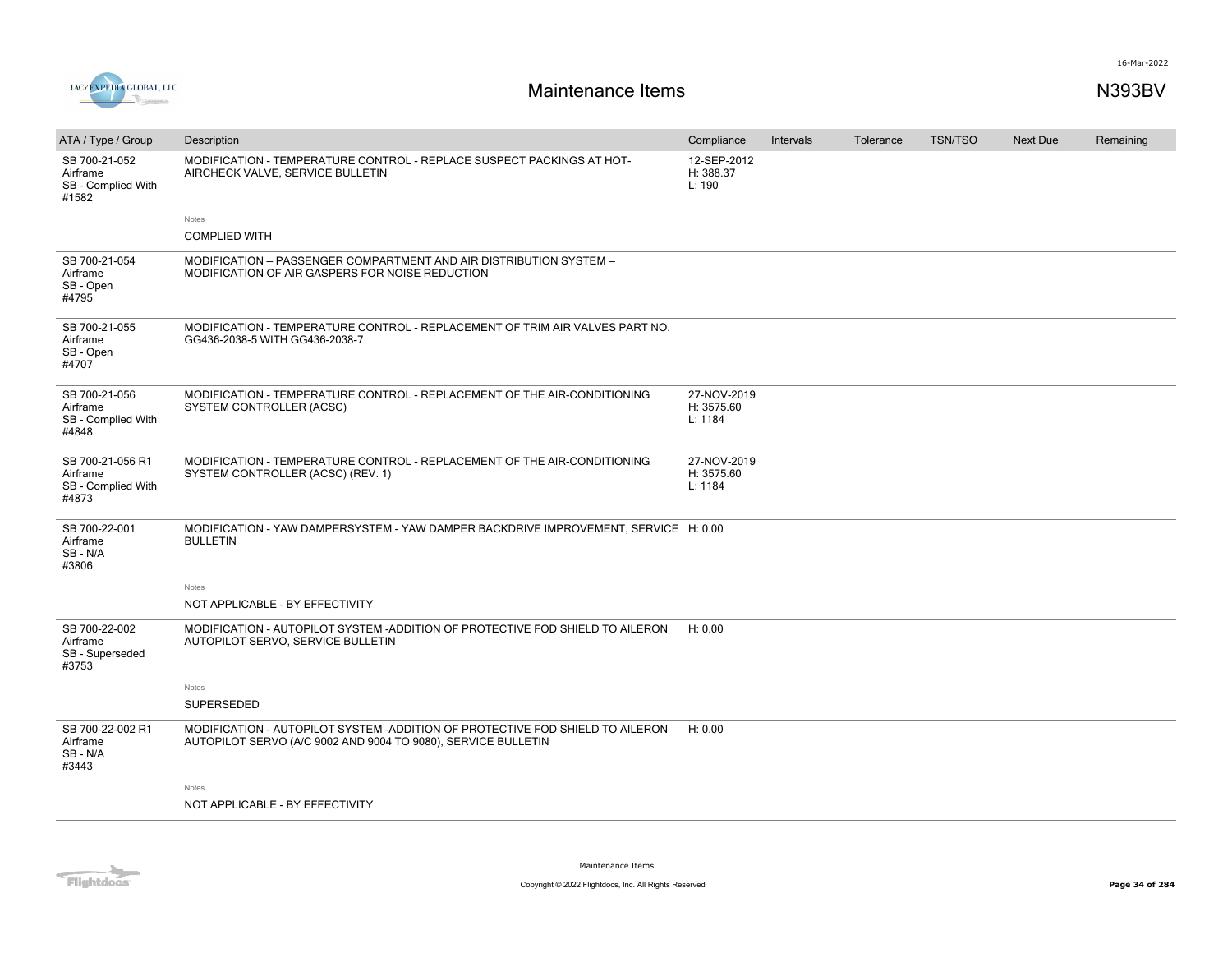# Maintenance Items

N393BV

| ATA / Type / Group | Description | Compliance | Intervals | Tolerance | TSN/TSO | Next Due | Remaining |
|---|---|---|---|---|---|---|---|
| SB 700-21-052<br>Airframe<br>SB - Complied With<br>#1582 | MODIFICATION - TEMPERATURE CONTROL - REPLACE SUSPECT PACKINGS AT HOT-AIRCHECK VALVE, SERVICE BULLETIN<br><br>Notes<br>COMPLIED WITH | 12-SEP-2012<br>H: 388.37<br>L: 190 | | | | | |
| SB 700-21-054<br>Airframe<br>SB - Open<br>#4795 | MODIFICATION – PASSENGER COMPARTMENT AND AIR DISTRIBUTION SYSTEM – MODIFICATION OF AIR GASPERS FOR NOISE REDUCTION | | | | | | |
| SB 700-21-055<br>Airframe<br>SB - Open<br>#4707 | MODIFICATION - TEMPERATURE CONTROL - REPLACEMENT OF TRIM AIR VALVES PART NO. GG436-2038-5 WITH GG436-2038-7 | | | | | | |
| SB 700-21-056<br>Airframe<br>SB - Complied With<br>#4848 | MODIFICATION - TEMPERATURE CONTROL - REPLACEMENT OF THE AIR-CONDITIONING SYSTEM CONTROLLER (ACSC) | 27-NOV-2019<br>H: 3575.60<br>L: 1184 | | | | | |
| SB 700-21-056 R1<br>Airframe<br>SB - Complied With<br>#4873 | MODIFICATION - TEMPERATURE CONTROL - REPLACEMENT OF THE AIR-CONDITIONING SYSTEM CONTROLLER (ACSC) (REV. 1) | 27-NOV-2019<br>H: 3575.60<br>L: 1184 | | | | | |
| SB 700-22-001<br>Airframe<br>SB - N/A<br>#3806 | MODIFICATION - YAW DAMPERSYSTEM - YAW DAMPER BACKDRIVE IMPROVEMENT, SERVICE BULLETIN<br><br>Notes<br>NOT APPLICABLE - BY EFFECTIVITY | H: 0.00 | | | | | |
| SB 700-22-002<br>Airframe<br>SB - Superseded<br>#3753 | MODIFICATION - AUTOPILOT SYSTEM -ADDITION OF PROTECTIVE FOD SHIELD TO AILERON AUTOPILOT SERVO, SERVICE BULLETIN<br><br>Notes<br>SUPERSEDED | H: 0.00 | | | | | |
| SB 700-22-002 R1<br>Airframe<br>SB - N/A<br>#3443 | MODIFICATION - AUTOPILOT SYSTEM -ADDITION OF PROTECTIVE FOD SHIELD TO AILERON AUTOPILOT SERVO (A/C 9002 AND 9004 TO 9080), SERVICE BULLETIN<br><br>Notes<br>NOT APPLICABLE - BY EFFECTIVITY | H: 0.00 | | | | | |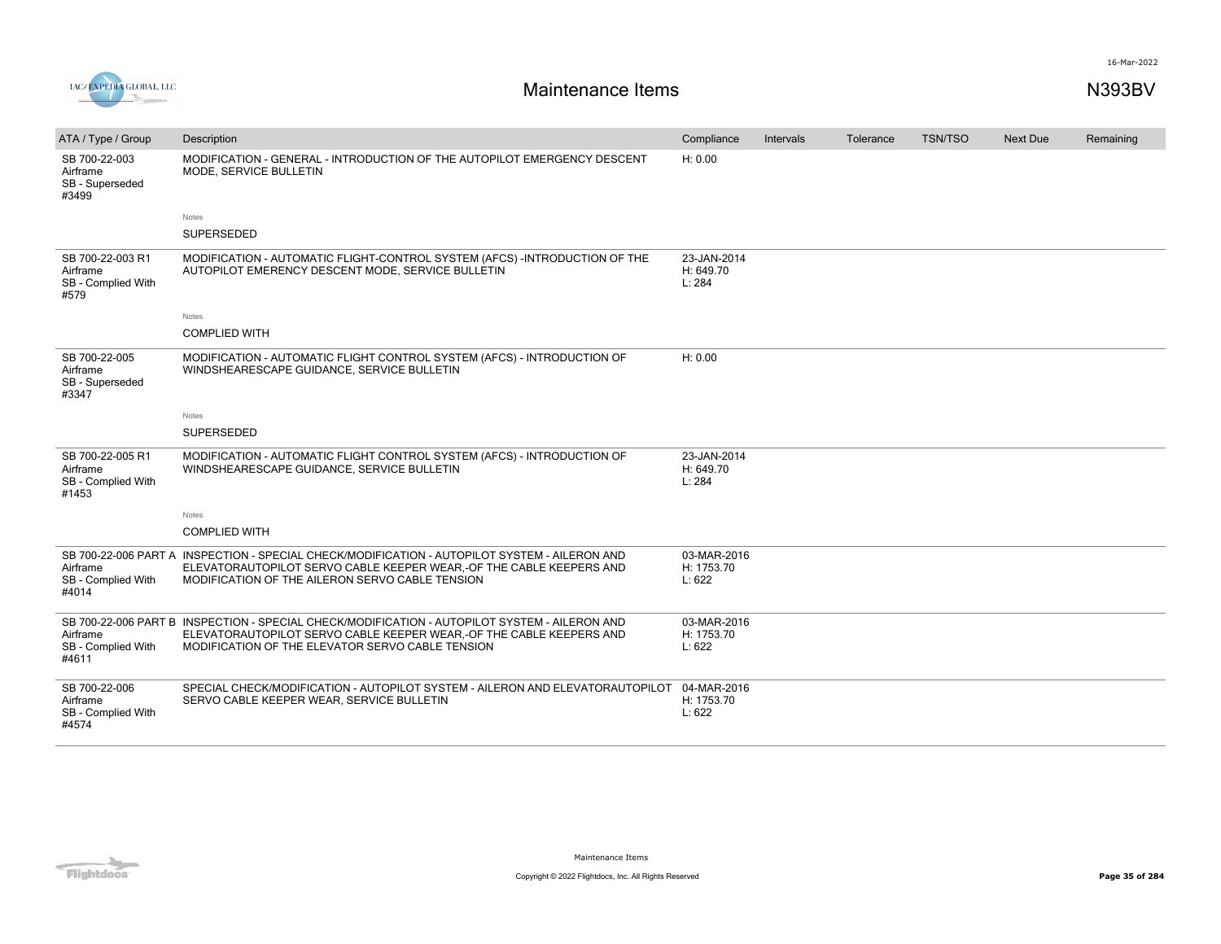# Maintenance Items

N393BV

| ATA / Type / Group | Description | Compliance | Intervals | Tolerance | TSN/TSO | Next Due | Remaining |
|---|---|---|---|---|---|---|---|
| SB 700-22-003<br>Airframe<br>SB - Superseded<br>#3499 | MODIFICATION - GENERAL - INTRODUCTION OF THE AUTOPILOT EMERGENCY DESCENT MODE, SERVICE BULLETIN<br><br>Notes<br>SUPERSEDED | H: 0.00 | | | | | |
| SB 700-22-003 R1<br>Airframe<br>SB - Complied With<br>#579 | MODIFICATION - AUTOMATIC FLIGHT-CONTROL SYSTEM (AFCS) -INTRODUCTION OF THE AUTOPILOT EMERENCY DESCENT MODE, SERVICE BULLETIN<br><br>Notes<br>COMPLIED WITH | 23-JAN-2014<br>H: 649.70<br>L: 284 | | | | | |
| SB 700-22-005<br>Airframe<br>SB - Superseded<br>#3347 | MODIFICATION - AUTOMATIC FLIGHT CONTROL SYSTEM (AFCS) - INTRODUCTION OF WINDSHEARESCAPE GUIDANCE, SERVICE BULLETIN<br><br>Notes<br>SUPERSEDED | H: 0.00 | | | | | |
| SB 700-22-005 R1<br>Airframe<br>SB - Complied With<br>#1453 | MODIFICATION - AUTOMATIC FLIGHT CONTROL SYSTEM (AFCS) - INTRODUCTION OF WINDSHEARESCAPE GUIDANCE, SERVICE BULLETIN<br><br>Notes<br>COMPLIED WITH | 23-JAN-2014<br>H: 649.70<br>L: 284 | | | | | |
| SB 700-22-006 PART A<br>Airframe<br>SB - Complied With<br>#4014 | INSPECTION - SPECIAL CHECK/MODIFICATION - AUTOPILOT SYSTEM - AILERON AND ELEVATORAUTOPILOT SERVO CABLE KEEPER WEAR,-OF THE CABLE KEEPERS AND MODIFICATION OF THE AILERON SERVO CABLE TENSION | 03-MAR-2016<br>H: 1753.70<br>L: 622 | | | | | |
| SB 700-22-006 PART B<br>Airframe<br>SB - Complied With<br>#4611 | INSPECTION - SPECIAL CHECK/MODIFICATION - AUTOPILOT SYSTEM - AILERON AND ELEVATORAUTOPILOT SERVO CABLE KEEPER WEAR,-OF THE CABLE KEEPERS AND MODIFICATION OF THE ELEVATOR SERVO CABLE TENSION | 03-MAR-2016<br>H: 1753.70<br>L: 622 | | | | | |
| SB 700-22-006<br>Airframe<br>SB - Complied With<br>#4574 | SPECIAL CHECK/MODIFICATION - AUTOPILOT SYSTEM - AILERON AND ELEVATORAUTOPILOT SERVO CABLE KEEPER WEAR, SERVICE BULLETIN | 04-MAR-2016<br>H: 1753.70<br>L: 622 | | | | | |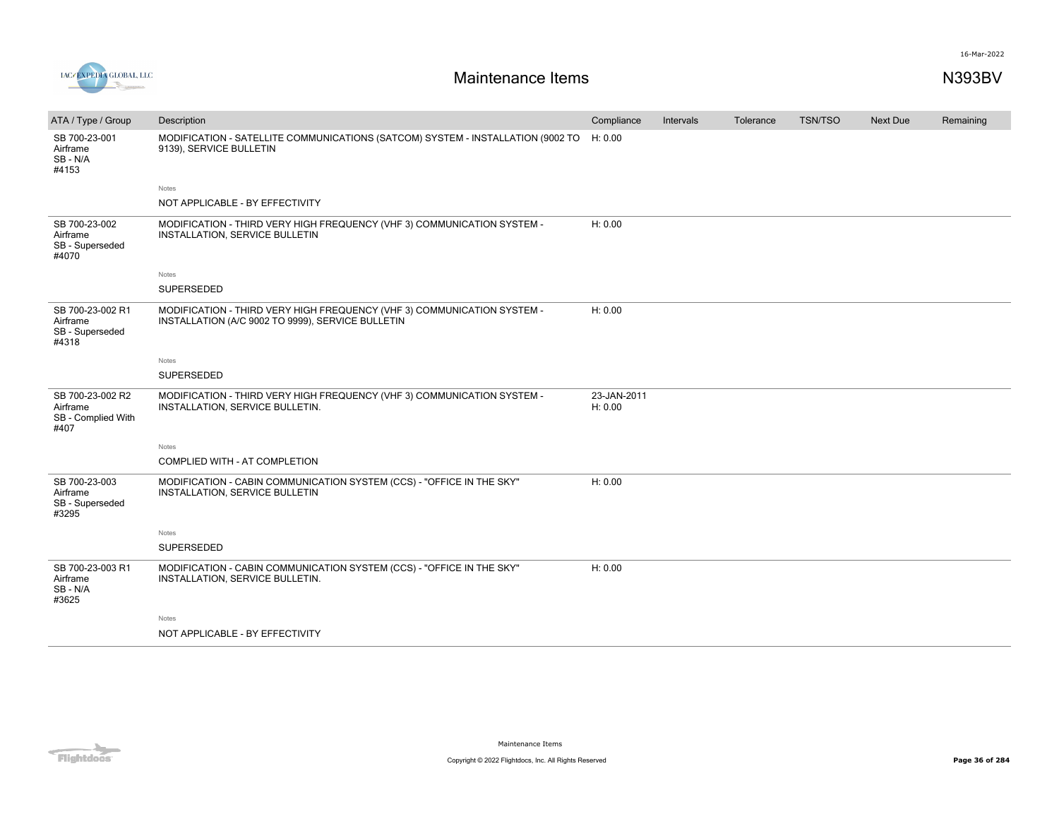# Maintenance Items

N393BV

| ATA / Type / Group | Description | Compliance | Intervals | Tolerance | TSN/TSO | Next Due | Remaining |
|---|---|---|---|---|---|---|---|
| SB 700-23-001 Airframe SB - N/A #4153 | MODIFICATION - SATELLITE COMMUNICATIONS (SATCOM) SYSTEM - INSTALLATION (9002 TO 9139), SERVICE BULLETIN | H: 0.00 | | | | | |
| | Notes<br>NOT APPLICABLE - BY EFFECTIVITY | | | | | | |
| SB 700-23-002 Airframe SB - Superseded #4070 | MODIFICATION - THIRD VERY HIGH FREQUENCY (VHF 3) COMMUNICATION SYSTEM - INSTALLATION, SERVICE BULLETIN | H: 0.00 | | | | | |
| | Notes<br>SUPERSEDED | | | | | | |
| SB 700-23-002 R1 Airframe SB - Superseded #4318 | MODIFICATION - THIRD VERY HIGH FREQUENCY (VHF 3) COMMUNICATION SYSTEM - INSTALLATION (A/C 9002 TO 9999), SERVICE BULLETIN | H: 0.00 | | | | | |
| | Notes<br>SUPERSEDED | | | | | | |
| SB 700-23-002 R2 Airframe SB - Complied With #407 | MODIFICATION - THIRD VERY HIGH FREQUENCY (VHF 3) COMMUNICATION SYSTEM - INSTALLATION, SERVICE BULLETIN. | 23-JAN-2011<br>H: 0.00 | | | | | |
| | Notes<br>COMPLIED WITH - AT COMPLETION | | | | | | |
| SB 700-23-003 Airframe SB - Superseded #3295 | MODIFICATION - CABIN COMMUNICATION SYSTEM (CCS) - "OFFICE IN THE SKY" INSTALLATION, SERVICE BULLETIN | H: 0.00 | | | | | |
| | Notes<br>SUPERSEDED | | | | | | |
| SB 700-23-003 R1 Airframe SB - N/A #3625 | MODIFICATION - CABIN COMMUNICATION SYSTEM (CCS) - "OFFICE IN THE SKY" INSTALLATION, SERVICE BULLETIN. | H: 0.00 | | | | | |
| | Notes<br>NOT APPLICABLE - BY EFFECTIVITY | | | | | | |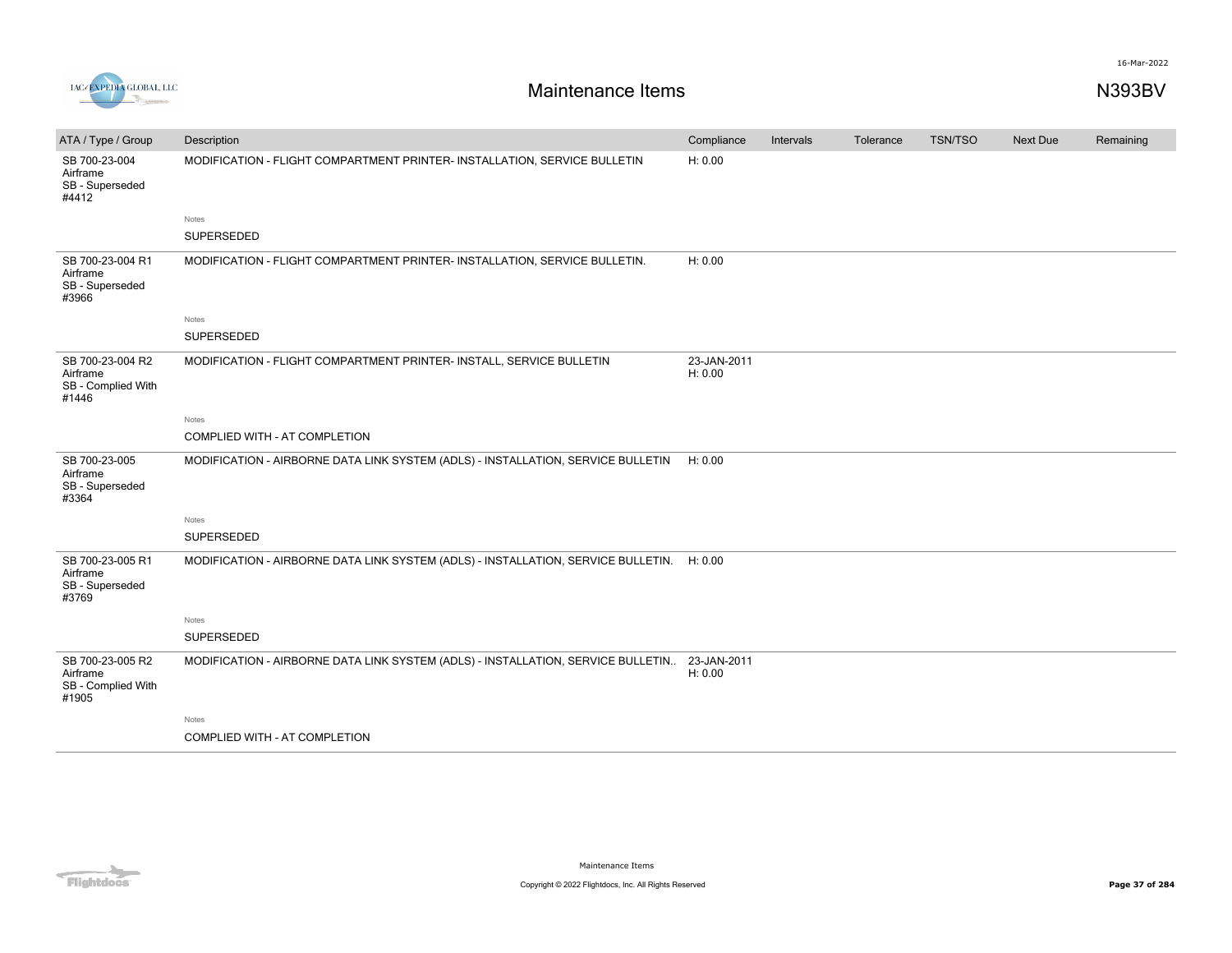# Maintenance Items

N393BV

| ATA / Type / Group | Description | Compliance | Intervals | Tolerance | TSN/TSO | Next Due | Remaining |
|---|---|---|---|---|---|---|---|
| SB 700-23-004<br>Airframe<br>SB - Superseded<br>#4412 | MODIFICATION - FLIGHT COMPARTMENT PRINTER- INSTALLATION, SERVICE BULLETIN<br><br>Notes<br>SUPERSEDED | H: 0.00 | | | | | |
| SB 700-23-004 R1<br>Airframe<br>SB - Superseded<br>#3966 | MODIFICATION - FLIGHT COMPARTMENT PRINTER- INSTALLATION, SERVICE BULLETIN.<br><br>Notes<br>SUPERSEDED | H: 0.00 | | | | | |
| SB 700-23-004 R2<br>Airframe<br>SB - Complied With<br>#1446 | MODIFICATION - FLIGHT COMPARTMENT PRINTER- INSTALL, SERVICE BULLETIN<br><br>Notes<br>COMPLIED WITH - AT COMPLETION | 23-JAN-2011<br>H: 0.00 | | | | | |
| SB 700-23-005<br>Airframe<br>SB - Superseded<br>#3364 | MODIFICATION - AIRBORNE DATA LINK SYSTEM (ADLS) - INSTALLATION, SERVICE BULLETIN<br><br>Notes<br>SUPERSEDED | H: 0.00 | | | | | |
| SB 700-23-005 R1<br>Airframe<br>SB - Superseded<br>#3769 | MODIFICATION - AIRBORNE DATA LINK SYSTEM (ADLS) - INSTALLATION, SERVICE BULLETIN.<br><br>Notes<br>SUPERSEDED | H: 0.00 | | | | | |
| SB 700-23-005 R2<br>Airframe<br>SB - Complied With<br>#1905 | MODIFICATION - AIRBORNE DATA LINK SYSTEM (ADLS) - INSTALLATION, SERVICE BULLETIN..<br><br>Notes<br>COMPLIED WITH - AT COMPLETION | 23-JAN-2011<br>H: 0.00 | | | | | |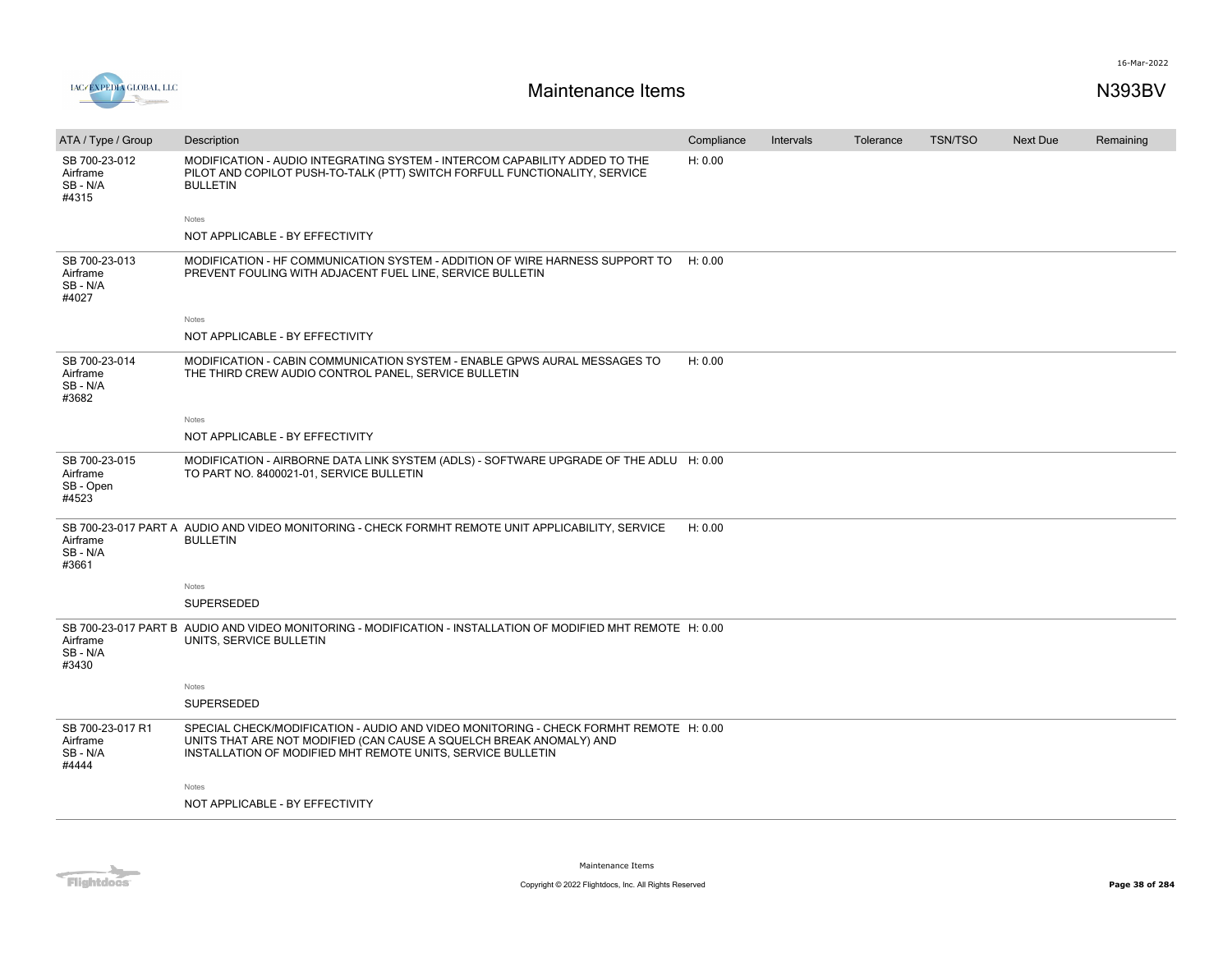# Maintenance Items

N393BV

| ATA / Type / Group | Description | Compliance | Intervals | Tolerance | TSN/TSO | Next Due | Remaining |
|---|---|---|---|---|---|---|---|
| SB 700-23-012<br>Airframe<br>SB - N/A<br>#4315 | MODIFICATION - AUDIO INTEGRATING SYSTEM - INTERCOM CAPABILITY ADDED TO THE PILOT AND COPILOT PUSH-TO-TALK (PTT) SWITCH FORFULL FUNCTIONALITY, SERVICE BULLETIN<br><br>Notes<br>NOT APPLICABLE - BY EFFECTIVITY | H: 0.00 | | | | | |
| SB 700-23-013<br>Airframe<br>SB - N/A<br>#4027 | MODIFICATION - HF COMMUNICATION SYSTEM - ADDITION OF WIRE HARNESS SUPPORT TO PREVENT FOULING WITH ADJACENT FUEL LINE, SERVICE BULLETIN<br><br>Notes<br>NOT APPLICABLE - BY EFFECTIVITY | H: 0.00 | | | | | |
| SB 700-23-014<br>Airframe<br>SB - N/A<br>#3682 | MODIFICATION - CABIN COMMUNICATION SYSTEM - ENABLE GPWS AURAL MESSAGES TO THE THIRD CREW AUDIO CONTROL PANEL, SERVICE BULLETIN<br><br>Notes<br>NOT APPLICABLE - BY EFFECTIVITY | H: 0.00 | | | | | |
| SB 700-23-015<br>Airframe<br>SB - Open<br>#4523 | MODIFICATION - AIRBORNE DATA LINK SYSTEM (ADLS) - SOFTWARE UPGRADE OF THE ADLU TO PART NO. 8400021-01, SERVICE BULLETIN | H: 0.00 | | | | | |
| SB 700-23-017 PART A<br>Airframe<br>SB - N/A<br>#3661 | AUDIO AND VIDEO MONITORING - CHECK FORMHT REMOTE UNIT APPLICABILITY, SERVICE BULLETIN<br><br>Notes<br>SUPERSEDED | H: 0.00 | | | | | |
| SB 700-23-017 PART B<br>Airframe<br>SB - N/A<br>#3430 | AUDIO AND VIDEO MONITORING - MODIFICATION - INSTALLATION OF MODIFIED MHT REMOTE UNITS, SERVICE BULLETIN<br><br>Notes<br>SUPERSEDED | H: 0.00 | | | | | |
| SB 700-23-017 R1<br>Airframe<br>SB - N/A<br>#4444 | SPECIAL CHECK/MODIFICATION - AUDIO AND VIDEO MONITORING - CHECK FORMHT REMOTE UNITS THAT ARE NOT MODIFIED (CAN CAUSE A SQUELCH BREAK ANOMALY) AND INSTALLATION OF MODIFIED MHT REMOTE UNITS, SERVICE BULLETIN<br><br>Notes<br>NOT APPLICABLE - BY EFFECTIVITY | H: 0.00 | | | | | |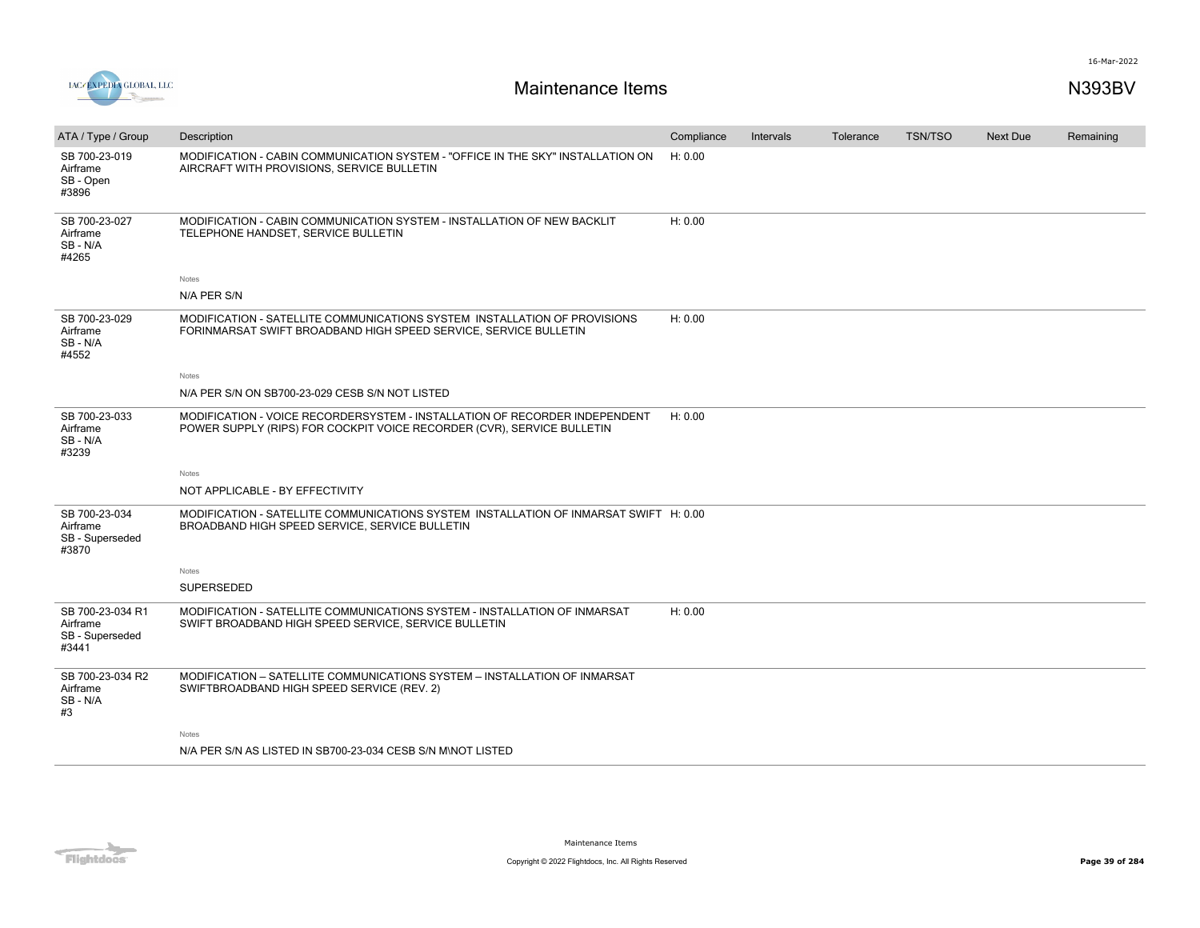# Maintenance Items

N393BV

| ATA / Type / Group | Description | Compliance | Intervals | Tolerance | TSN/TSO | Next Due | Remaining |
|---|---|---|---|---|---|---|---|
| SB 700-23-019 Airframe SB - Open #3896 | MODIFICATION - CABIN COMMUNICATION SYSTEM - "OFFICE IN THE SKY" INSTALLATION ON AIRCRAFT WITH PROVISIONS, SERVICE BULLETIN | H: 0.00 | | | | | |
| SB 700-23-027 Airframe SB - N/A #4265 | MODIFICATION - CABIN COMMUNICATION SYSTEM - INSTALLATION OF NEW BACKLIT TELEPHONE HANDSET, SERVICE BULLETIN<br><br>Notes<br>N/A PER S/N | H: 0.00 | | | | | |
| SB 700-23-029 Airframe SB - N/A #4552 | MODIFICATION - SATELLITE COMMUNICATIONS SYSTEM INSTALLATION OF PROVISIONS FORINMARSAT SWIFT BROADBAND HIGH SPEED SERVICE, SERVICE BULLETIN<br><br>Notes<br>N/A PER S/N ON SB700-23-029 CESB S/N NOT LISTED | H: 0.00 | | | | | |
| SB 700-23-033 Airframe SB - N/A #3239 | MODIFICATION - VOICE RECORDERSYSTEM - INSTALLATION OF RECORDER INDEPENDENT POWER SUPPLY (RIPS) FOR COCKPIT VOICE RECORDER (CVR), SERVICE BULLETIN<br><br>Notes<br>NOT APPLICABLE - BY EFFECTIVITY | H: 0.00 | | | | | |
| SB 700-23-034 Airframe SB - Superseded #3870 | MODIFICATION - SATELLITE COMMUNICATIONS SYSTEM INSTALLATION OF INMARSAT SWIFT BROADBAND HIGH SPEED SERVICE, SERVICE BULLETIN<br><br>Notes<br>SUPERSEDED | H: 0.00 | | | | | |
| SB 700-23-034 R1 Airframe SB - Superseded #3441 | MODIFICATION - SATELLITE COMMUNICATIONS SYSTEM - INSTALLATION OF INMARSAT SWIFT BROADBAND HIGH SPEED SERVICE, SERVICE BULLETIN | H: 0.00 | | | | | |
| SB 700-23-034 R2 Airframe SB - N/A #3 | MODIFICATION – SATELLITE COMMUNICATIONS SYSTEM – INSTALLATION OF INMARSAT SWIFTBROADBAND HIGH SPEED SERVICE (REV. 2)<br><br>Notes<br>N/A PER S/N AS LISTED IN SB700-23-034 CESB S/N M\NOT LISTED | | | | | | |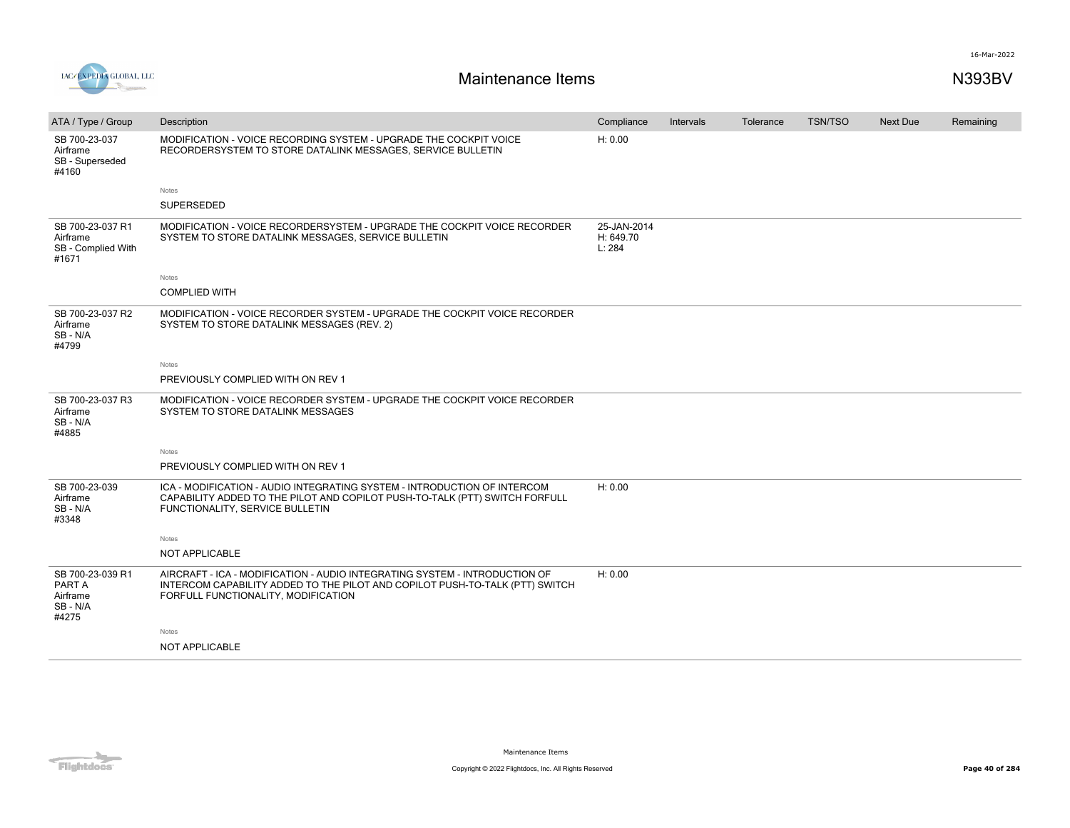# Maintenance Items

N393BV

| ATA / Type / Group | Description | Compliance | Intervals | Tolerance | TSN/TSO | Next Due | Remaining |
|---|---|---|---|---|---|---|---|
| SB 700-23-037<br>Airframe<br>SB - Superseded<br>#4160 | MODIFICATION - VOICE RECORDING SYSTEM - UPGRADE THE COCKPIT VOICE RECORDERSYSTEM TO STORE DATALINK MESSAGES, SERVICE BULLETIN<br><br>Notes<br>SUPERSEDED | H: 0.00 | | | | | |
| SB 700-23-037 R1<br>Airframe<br>SB - Complied With<br>#1671 | MODIFICATION - VOICE RECORDERSYSTEM - UPGRADE THE COCKPIT VOICE RECORDER SYSTEM TO STORE DATALINK MESSAGES, SERVICE BULLETIN<br><br>Notes<br>COMPLIED WITH | 25-JAN-2014<br>H: 649.70<br>L: 284 | | | | | |
| SB 700-23-037 R2<br>Airframe<br>SB - N/A<br>#4799 | MODIFICATION - VOICE RECORDER SYSTEM - UPGRADE THE COCKPIT VOICE RECORDER SYSTEM TO STORE DATALINK MESSAGES (REV. 2)<br><br>Notes<br>PREVIOUSLY COMPLIED WITH ON REV 1 | | | | | | |
| SB 700-23-037 R3<br>Airframe<br>SB - N/A<br>#4885 | MODIFICATION - VOICE RECORDER SYSTEM - UPGRADE THE COCKPIT VOICE RECORDER SYSTEM TO STORE DATALINK MESSAGES<br><br>Notes<br>PREVIOUSLY COMPLIED WITH ON REV 1 | | | | | | |
| SB 700-23-039<br>Airframe<br>SB - N/A<br>#3348 | ICA - MODIFICATION - AUDIO INTEGRATING SYSTEM - INTRODUCTION OF INTERCOM CAPABILITY ADDED TO THE PILOT AND COPILOT PUSH-TO-TALK (PTT) SWITCH FORFULL FUNCTIONALITY, SERVICE BULLETIN<br><br>Notes<br>NOT APPLICABLE | H: 0.00 | | | | | |
| SB 700-23-039 R1<br>PART A<br>Airframe<br>SB - N/A<br>#4275 | AIRCRAFT - ICA - MODIFICATION - AUDIO INTEGRATING SYSTEM - INTRODUCTION OF INTERCOM CAPABILITY ADDED TO THE PILOT AND COPILOT PUSH-TO-TALK (PTT) SWITCH FORFULL FUNCTIONALITY, MODIFICATION<br><br>Notes<br>NOT APPLICABLE | H: 0.00 | | | | | |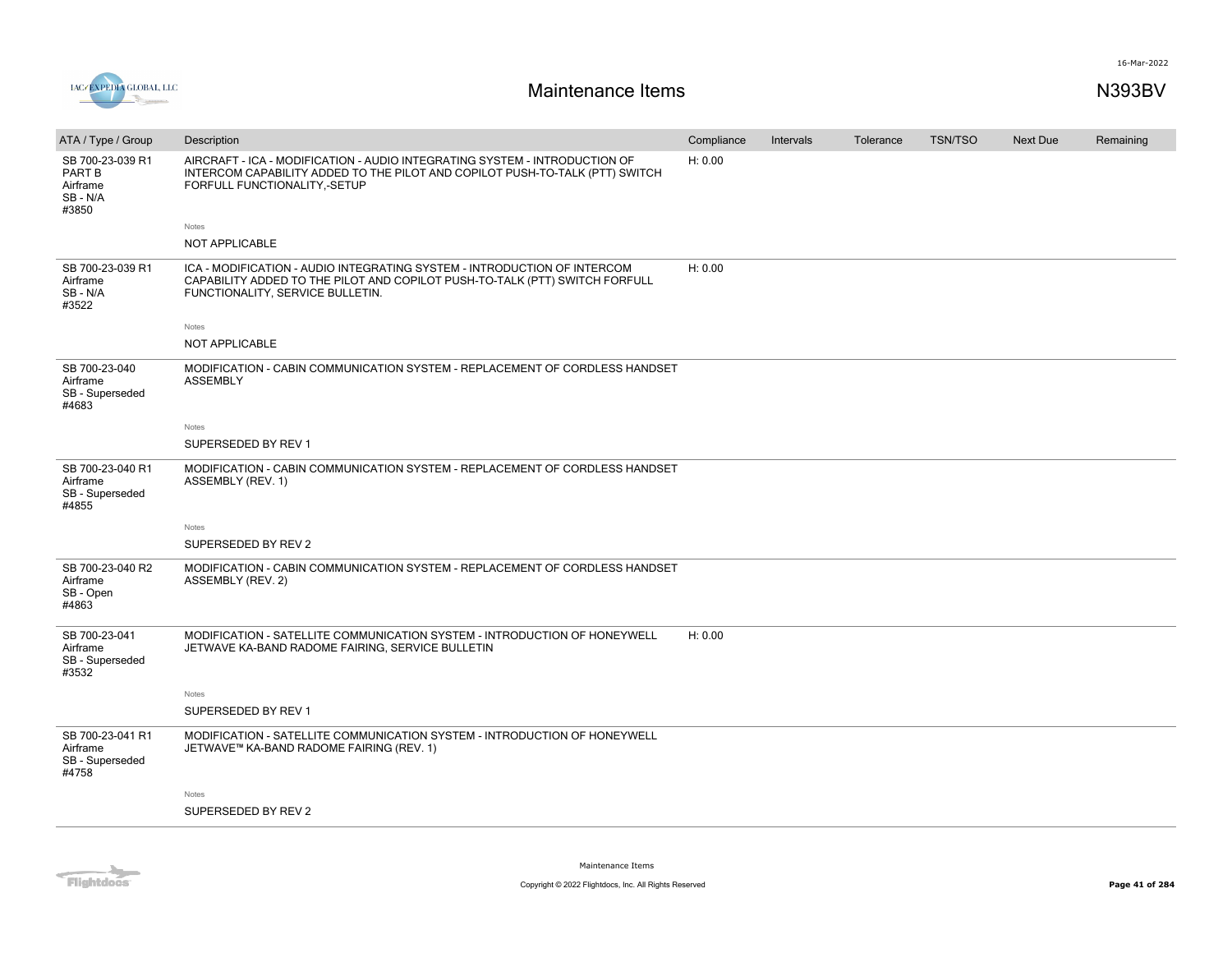# Maintenance Items

N393BV

| ATA / Type / Group | Description | Compliance | Intervals | Tolerance | TSN/TSO | Next Due | Remaining |
|---|---|---|---|---|---|---|---|
| SB 700-23-039 R1 PART B Airframe SB - N/A #3850 | AIRCRAFT - ICA - MODIFICATION - AUDIO INTEGRATING SYSTEM - INTRODUCTION OF INTERCOM CAPABILITY ADDED TO THE PILOT AND COPILOT PUSH-TO-TALK (PTT) SWITCH FORFULL FUNCTIONALITY,-SETUP<br>Notes<br>NOT APPLICABLE | H: 0.00 | | | | | |
| SB 700-23-039 R1 Airframe SB - N/A #3522 | ICA - MODIFICATION - AUDIO INTEGRATING SYSTEM - INTRODUCTION OF INTERCOM CAPABILITY ADDED TO THE PILOT AND COPILOT PUSH-TO-TALK (PTT) SWITCH FORFULL FUNCTIONALITY, SERVICE BULLETIN.<br>Notes<br>NOT APPLICABLE | H: 0.00 | | | | | |
| SB 700-23-040 Airframe SB - Superseded #4683 | MODIFICATION - CABIN COMMUNICATION SYSTEM - REPLACEMENT OF CORDLESS HANDSET ASSEMBLY<br>Notes<br>SUPERSEDED BY REV 1 | | | | | | |
| SB 700-23-040 R1 Airframe SB - Superseded #4855 | MODIFICATION - CABIN COMMUNICATION SYSTEM - REPLACEMENT OF CORDLESS HANDSET ASSEMBLY (REV. 1)<br>Notes<br>SUPERSEDED BY REV 2 | | | | | | |
| SB 700-23-040 R2 Airframe SB - Open #4863 | MODIFICATION - CABIN COMMUNICATION SYSTEM - REPLACEMENT OF CORDLESS HANDSET ASSEMBLY (REV. 2) | | | | | | |
| SB 700-23-041 Airframe SB - Superseded #3532 | MODIFICATION - SATELLITE COMMUNICATION SYSTEM - INTRODUCTION OF HONEYWELL JETWAVE KA-BAND RADOME FAIRING, SERVICE BULLETIN<br>Notes<br>SUPERSEDED BY REV 1 | H: 0.00 | | | | | |
| SB 700-23-041 R1 Airframe SB - Superseded #4758 | MODIFICATION - SATELLITE COMMUNICATION SYSTEM - INTRODUCTION OF HONEYWELL JETWAVE™ KA-BAND RADOME FAIRING (REV. 1)<br>Notes<br>SUPERSEDED BY REV 2 | | | | | | |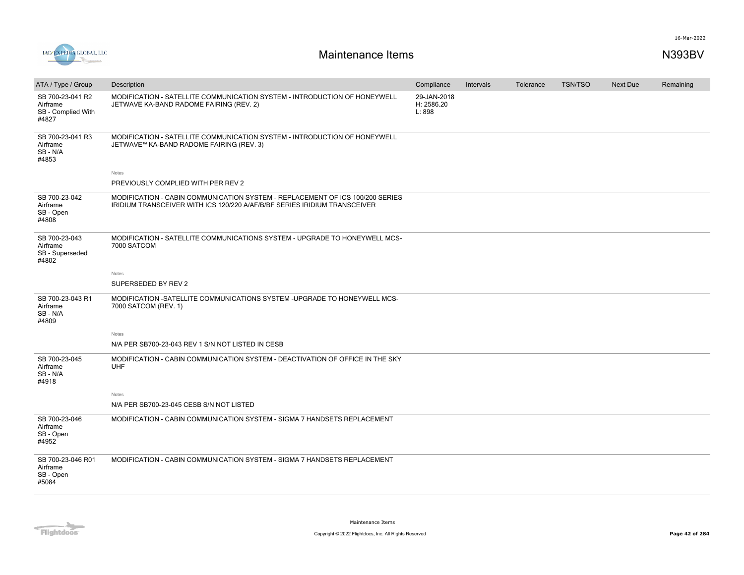# Maintenance Items

N393BV

| ATA / Type / Group | Description | Compliance | Intervals | Tolerance | TSN/TSO | Next Due | Remaining |
|---|---|---|---|---|---|---|---|
| SB 700-23-041 R2 Airframe SB - Complied With #4827 | MODIFICATION - SATELLITE COMMUNICATION SYSTEM - INTRODUCTION OF HONEYWELL JETWAVE KA-BAND RADOME FAIRING (REV. 2) | 29-JAN-2018 H: 2586.20 L: 898 | | | | | |
| SB 700-23-041 R3 Airframe SB - N/A #4853 | MODIFICATION - SATELLITE COMMUNICATION SYSTEM - INTRODUCTION OF HONEYWELL JETWAVE™ KA-BAND RADOME FAIRING (REV. 3) | | | | | | |
| | Notes<br>PREVIOUSLY COMPLIED WITH PER REV 2 | | | | | | |
| SB 700-23-042 Airframe SB - Open #4808 | MODIFICATION - CABIN COMMUNICATION SYSTEM - REPLACEMENT OF ICS 100/200 SERIES IRIDIUM TRANSCEIVER WITH ICS 120/220 A/AF/B/BF SERIES IRIDIUM TRANSCEIVER | | | | | | |
| SB 700-23-043 Airframe SB - Superseded #4802 | MODIFICATION - SATELLITE COMMUNICATIONS SYSTEM - UPGRADE TO HONEYWELL MCS-7000 SATCOM | | | | | | |
| | Notes<br>SUPERSEDED BY REV 2 | | | | | | |
| SB 700-23-043 R1 Airframe SB - N/A #4809 | MODIFICATION -SATELLITE COMMUNICATIONS SYSTEM -UPGRADE TO HONEYWELL MCS-7000 SATCOM (REV. 1) | | | | | | |
| | Notes<br>N/A PER SB700-23-043 REV 1 S/N NOT LISTED IN CESB | | | | | | |
| SB 700-23-045 Airframe SB - N/A #4918 | MODIFICATION - CABIN COMMUNICATION SYSTEM - DEACTIVATION OF OFFICE IN THE SKY UHF | | | | | | |
| | Notes<br>N/A PER SB700-23-045 CESB S/N NOT LISTED | | | | | | |
| SB 700-23-046 Airframe SB - Open #4952 | MODIFICATION - CABIN COMMUNICATION SYSTEM - SIGMA 7 HANDSETS REPLACEMENT | | | | | | |
| SB 700-23-046 R01 Airframe SB - Open #5084 | MODIFICATION - CABIN COMMUNICATION SYSTEM - SIGMA 7 HANDSETS REPLACEMENT | | | | | | |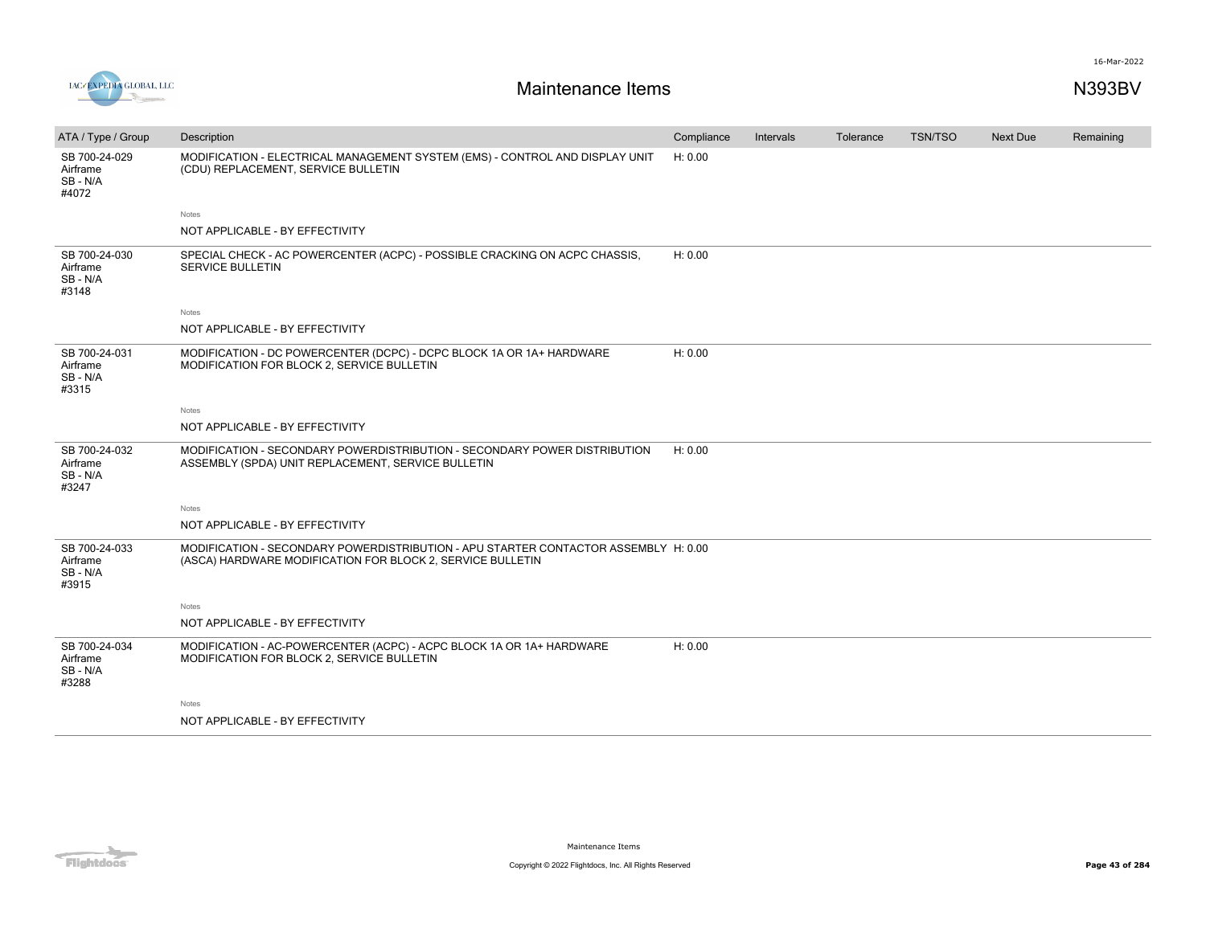| ATA / Type / Group | Description | Compliance | Intervals | Tolerance | TSN/TSO | Next Due | Remaining |
|---|---|---|---|---|---|---|---|
| SB 700-24-029 Airframe SB - N/A #4072 | MODIFICATION - ELECTRICAL MANAGEMENT SYSTEM (EMS) - CONTROL AND DISPLAY UNIT (CDU) REPLACEMENT, SERVICE BULLETIN | H: 0.00 | | | | | |
| | Notes | | | | | | |
| | NOT APPLICABLE - BY EFFECTIVITY | | | | | | |
| SB 700-24-030 Airframe SB - N/A #3148 | SPECIAL CHECK - AC POWERCENTER (ACPC) - POSSIBLE CRACKING ON ACPC CHASSIS, SERVICE BULLETIN | H: 0.00 | | | | | |
| | Notes | | | | | | |
| | NOT APPLICABLE - BY EFFECTIVITY | | | | | | |
| SB 700-24-031 Airframe SB - N/A #3315 | MODIFICATION - DC POWERCENTER (DCPC) - DCPC BLOCK 1A OR 1A+ HARDWARE MODIFICATION FOR BLOCK 2, SERVICE BULLETIN | H: 0.00 | | | | | |
| | Notes | | | | | | |
| | NOT APPLICABLE - BY EFFECTIVITY | | | | | | |
| SB 700-24-032 Airframe SB - N/A #3247 | MODIFICATION - SECONDARY POWERDISTRIBUTION - SECONDARY POWER DISTRIBUTION ASSEMBLY (SPDA) UNIT REPLACEMENT, SERVICE BULLETIN | H: 0.00 | | | | | |
| | Notes | | | | | | |
| | NOT APPLICABLE - BY EFFECTIVITY | | | | | | |
| SB 700-24-033 Airframe SB - N/A #3915 | MODIFICATION - SECONDARY POWERDISTRIBUTION - APU STARTER CONTACTOR ASSEMBLY (ASCA) HARDWARE MODIFICATION FOR BLOCK 2, SERVICE BULLETIN | H: 0.00 | | | | | |
| | Notes | | | | | | |
| | NOT APPLICABLE - BY EFFECTIVITY | | | | | | |
| SB 700-24-034 Airframe SB - N/A #3288 | MODIFICATION - AC-POWERCENTER (ACPC) - ACPC BLOCK 1A OR 1A+ HARDWARE MODIFICATION FOR BLOCK 2, SERVICE BULLETIN | H: 0.00 | | | | | |
| | Notes | | | | | | |
| | NOT APPLICABLE - BY EFFECTIVITY | | | | | | |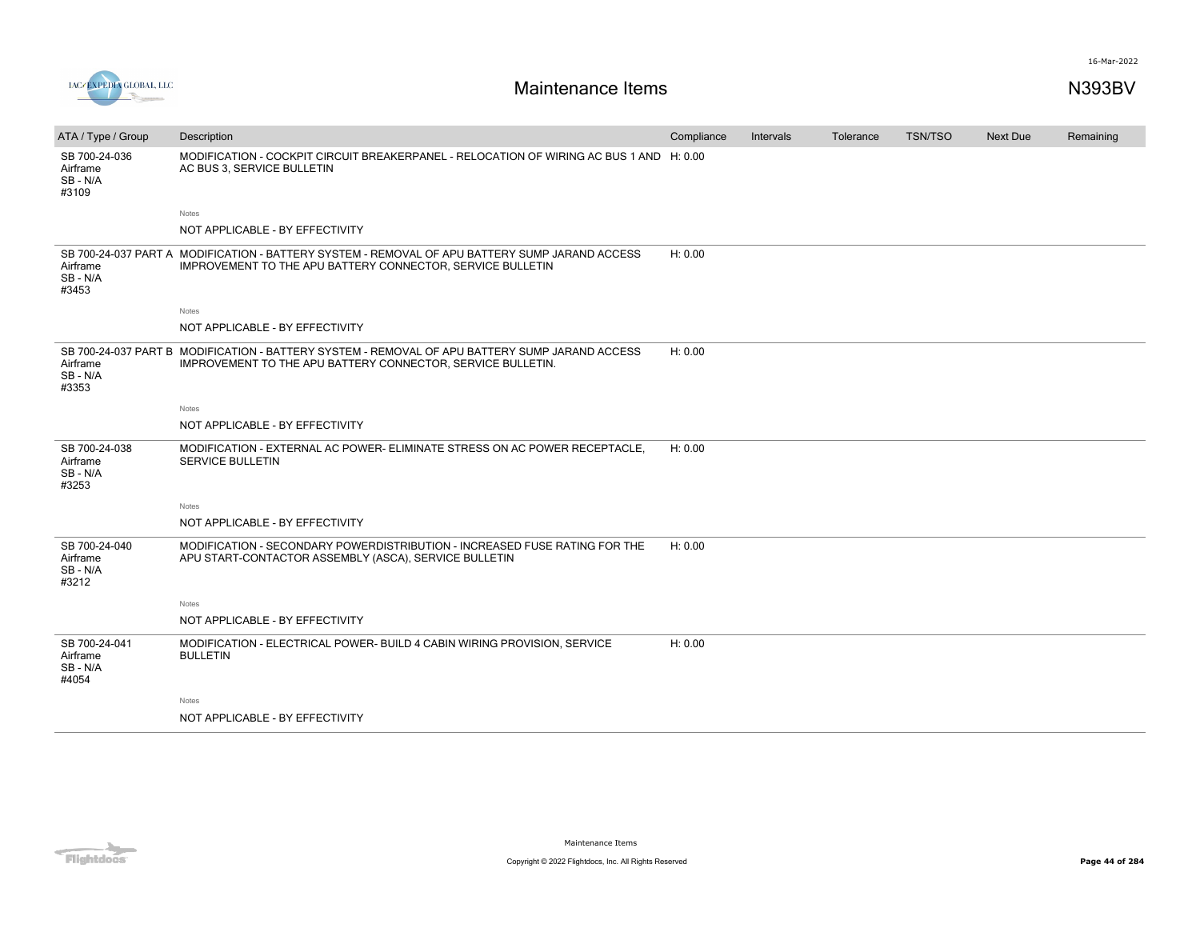# Maintenance Items

N393BV

| ATA / Type / Group | Description | Compliance | Intervals | Tolerance | TSN/TSO | Next Due | Remaining |
|---|---|---|---|---|---|---|---|
| SB 700-24-036 Airframe SB - N/A #3109 | MODIFICATION - COCKPIT CIRCUIT BREAKERPANEL - RELOCATION OF WIRING AC BUS 1 AND AC BUS 3, SERVICE BULLETIN | H: 0.00 | | | | | |
| | Notes | | | | | | |
| | NOT APPLICABLE - BY EFFECTIVITY | | | | | | |
| SB 700-24-037 PART A Airframe SB - N/A #3453 | MODIFICATION - BATTERY SYSTEM - REMOVAL OF APU BATTERY SUMP JARAND ACCESS IMPROVEMENT TO THE APU BATTERY CONNECTOR, SERVICE BULLETIN | H: 0.00 | | | | | |
| | Notes | | | | | | |
| | NOT APPLICABLE - BY EFFECTIVITY | | | | | | |
| SB 700-24-037 PART B Airframe SB - N/A #3353 | MODIFICATION - BATTERY SYSTEM - REMOVAL OF APU BATTERY SUMP JARAND ACCESS IMPROVEMENT TO THE APU BATTERY CONNECTOR, SERVICE BULLETIN. | H: 0.00 | | | | | |
| | Notes | | | | | | |
| | NOT APPLICABLE - BY EFFECTIVITY | | | | | | |
| SB 700-24-038 Airframe SB - N/A #3253 | MODIFICATION - EXTERNAL AC POWER- ELIMINATE STRESS ON AC POWER RECEPTACLE, SERVICE BULLETIN | H: 0.00 | | | | | |
| | Notes | | | | | | |
| | NOT APPLICABLE - BY EFFECTIVITY | | | | | | |
| SB 700-24-040 Airframe SB - N/A #3212 | MODIFICATION - SECONDARY POWERDISTRIBUTION - INCREASED FUSE RATING FOR THE APU START-CONTACTOR ASSEMBLY (ASCA), SERVICE BULLETIN | H: 0.00 | | | | | |
| | Notes | | | | | | |
| | NOT APPLICABLE - BY EFFECTIVITY | | | | | | |
| SB 700-24-041 Airframe SB - N/A #4054 | MODIFICATION - ELECTRICAL POWER- BUILD 4 CABIN WIRING PROVISION, SERVICE BULLETIN | H: 0.00 | | | | | |
| | Notes | | | | | | |
| | NOT APPLICABLE - BY EFFECTIVITY | | | | | | |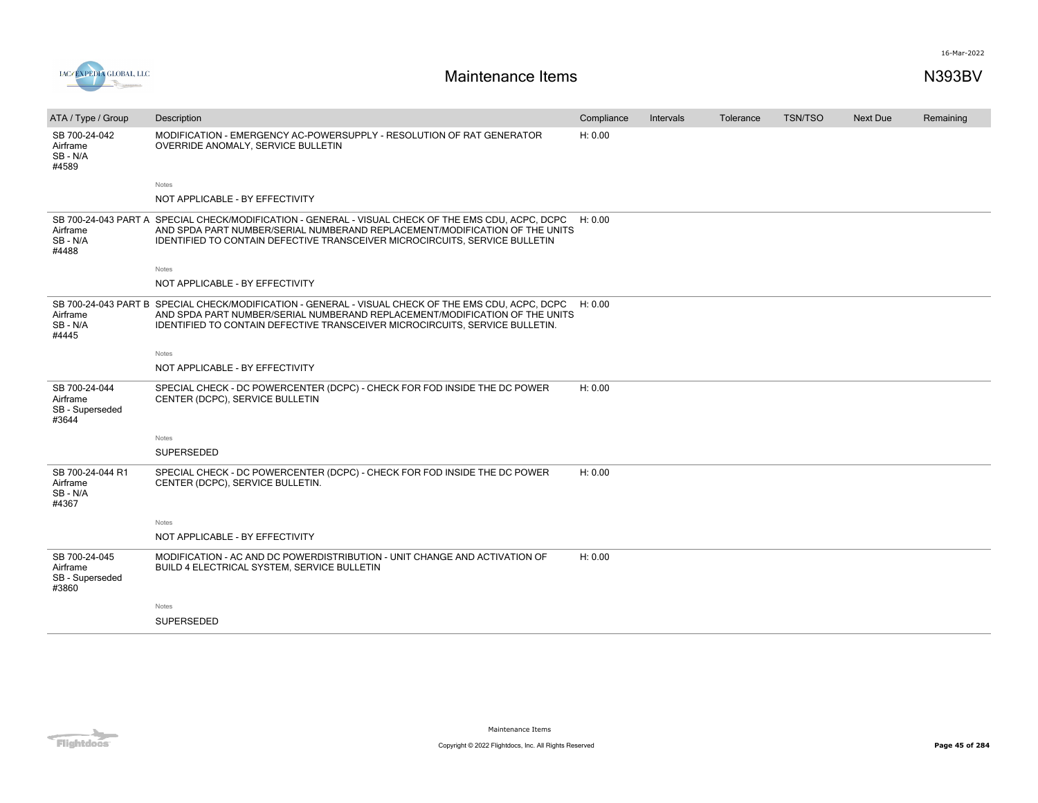# Maintenance Items

N393BV

| ATA / Type / Group | Description | Compliance | Intervals | Tolerance | TSN/TSO | Next Due | Remaining |
|---|---|---|---|---|---|---|---|
| SB 700-24-042<br>Airframe<br>SB - N/A<br>#4589 | MODIFICATION - EMERGENCY AC-POWERSUPPLY - RESOLUTION OF RAT GENERATOR OVERRIDE ANOMALY, SERVICE BULLETIN<br><br>Notes<br>NOT APPLICABLE - BY EFFECTIVITY | H: 0.00 | | | | | |
| SB 700-24-043 PART A<br>Airframe<br>SB - N/A<br>#4488 | SPECIAL CHECK/MODIFICATION - GENERAL - VISUAL CHECK OF THE EMS CDU, ACPC, DCPC AND SPDA PART NUMBER/SERIAL NUMBERAND REPLACEMENT/MODIFICATION OF THE UNITS IDENTIFIED TO CONTAIN DEFECTIVE TRANSCEIVER MICROCIRCUITS, SERVICE BULLETIN<br><br>Notes<br>NOT APPLICABLE - BY EFFECTIVITY | H: 0.00 | | | | | |
| SB 700-24-043 PART B<br>Airframe<br>SB - N/A<br>#4445 | SPECIAL CHECK/MODIFICATION - GENERAL - VISUAL CHECK OF THE EMS CDU, ACPC, DCPC AND SPDA PART NUMBER/SERIAL NUMBERAND REPLACEMENT/MODIFICATION OF THE UNITS IDENTIFIED TO CONTAIN DEFECTIVE TRANSCEIVER MICROCIRCUITS, SERVICE BULLETIN.<br><br>Notes<br>NOT APPLICABLE - BY EFFECTIVITY | H: 0.00 | | | | | |
| SB 700-24-044<br>Airframe<br>SB - Superseded<br>#3644 | SPECIAL CHECK - DC POWERCENTER (DCPC) - CHECK FOR FOD INSIDE THE DC POWER CENTER (DCPC), SERVICE BULLETIN<br><br>Notes<br>SUPERSEDED | H: 0.00 | | | | | |
| SB 700-24-044 R1<br>Airframe<br>SB - N/A<br>#4367 | SPECIAL CHECK - DC POWERCENTER (DCPC) - CHECK FOR FOD INSIDE THE DC POWER CENTER (DCPC), SERVICE BULLETIN.<br><br>Notes<br>NOT APPLICABLE - BY EFFECTIVITY | H: 0.00 | | | | | |
| SB 700-24-045<br>Airframe<br>SB - Superseded<br>#3860 | MODIFICATION - AC AND DC POWERDISTRIBUTION - UNIT CHANGE AND ACTIVATION OF BUILD 4 ELECTRICAL SYSTEM, SERVICE BULLETIN<br><br>Notes<br>SUPERSEDED | H: 0.00 | | | | | |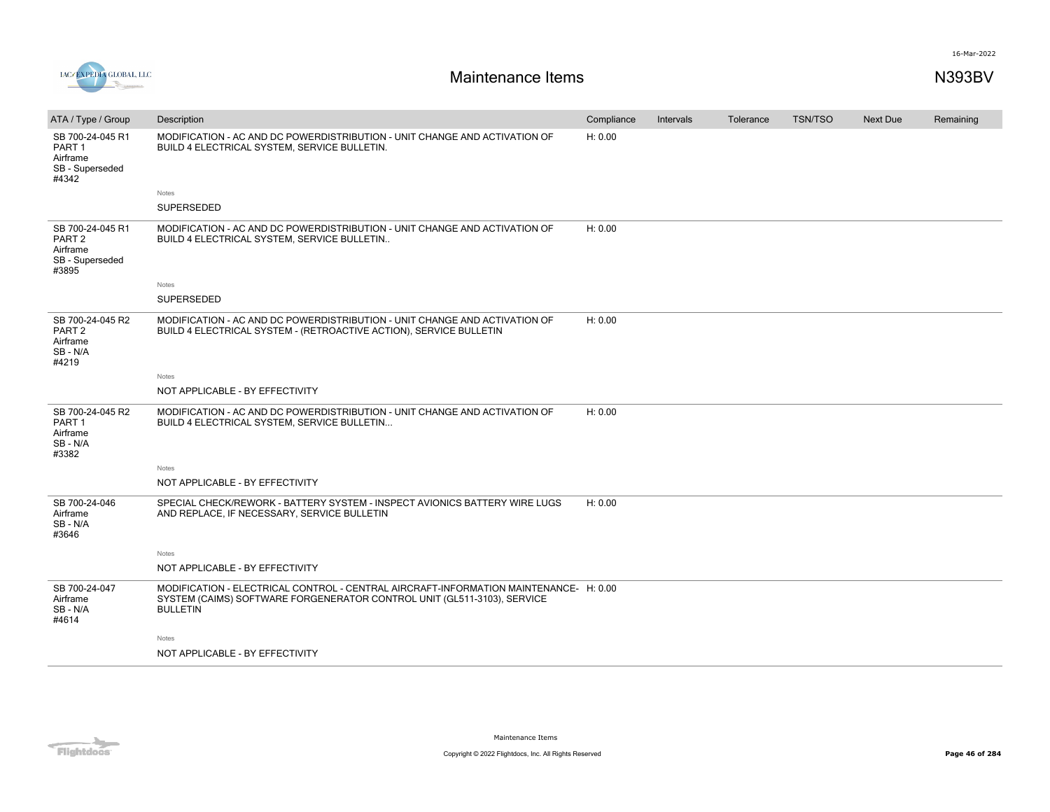# Maintenance Items

N393BV

| ATA / Type / Group | Description | Compliance | Intervals | Tolerance | TSN/TSO | Next Due | Remaining |
|---|---|---|---|---|---|---|---|
| SB 700-24-045 R1 PART 1 Airframe SB - Superseded #4342 | MODIFICATION - AC AND DC POWERDISTRIBUTION - UNIT CHANGE AND ACTIVATION OF BUILD 4 ELECTRICAL SYSTEM, SERVICE BULLETIN. | H: 0.00 | | | | | |
| | Notes<br>SUPERSEDED | | | | | | |
| SB 700-24-045 R1 PART 2 Airframe SB - Superseded #3895 | MODIFICATION - AC AND DC POWERDISTRIBUTION - UNIT CHANGE AND ACTIVATION OF BUILD 4 ELECTRICAL SYSTEM, SERVICE BULLETIN.. | H: 0.00 | | | | | |
| | Notes<br>SUPERSEDED | | | | | | |
| SB 700-24-045 R2 PART 2 Airframe SB - N/A #4219 | MODIFICATION - AC AND DC POWERDISTRIBUTION - UNIT CHANGE AND ACTIVATION OF BUILD 4 ELECTRICAL SYSTEM - (RETROACTIVE ACTION), SERVICE BULLETIN | H: 0.00 | | | | | |
| | Notes<br>NOT APPLICABLE - BY EFFECTIVITY | | | | | | |
| SB 700-24-045 R2 PART 1 Airframe SB - N/A #3382 | MODIFICATION - AC AND DC POWERDISTRIBUTION - UNIT CHANGE AND ACTIVATION OF BUILD 4 ELECTRICAL SYSTEM, SERVICE BULLETIN... | H: 0.00 | | | | | |
| | Notes<br>NOT APPLICABLE - BY EFFECTIVITY | | | | | | |
| SB 700-24-046 Airframe SB - N/A #3646 | SPECIAL CHECK/REWORK - BATTERY SYSTEM - INSPECT AVIONICS BATTERY WIRE LUGS AND REPLACE, IF NECESSARY, SERVICE BULLETIN | H: 0.00 | | | | | |
| | Notes<br>NOT APPLICABLE - BY EFFECTIVITY | | | | | | |
| SB 700-24-047 Airframe SB - N/A #4614 | MODIFICATION - ELECTRICAL CONTROL - CENTRAL AIRCRAFT-INFORMATION MAINTENANCE-SYSTEM (CAIMS) SOFTWARE FORGENERATOR CONTROL UNIT (GL511-3103), SERVICE BULLETIN | H: 0.00 | | | | | |
| | Notes<br>NOT APPLICABLE - BY EFFECTIVITY | | | | | | |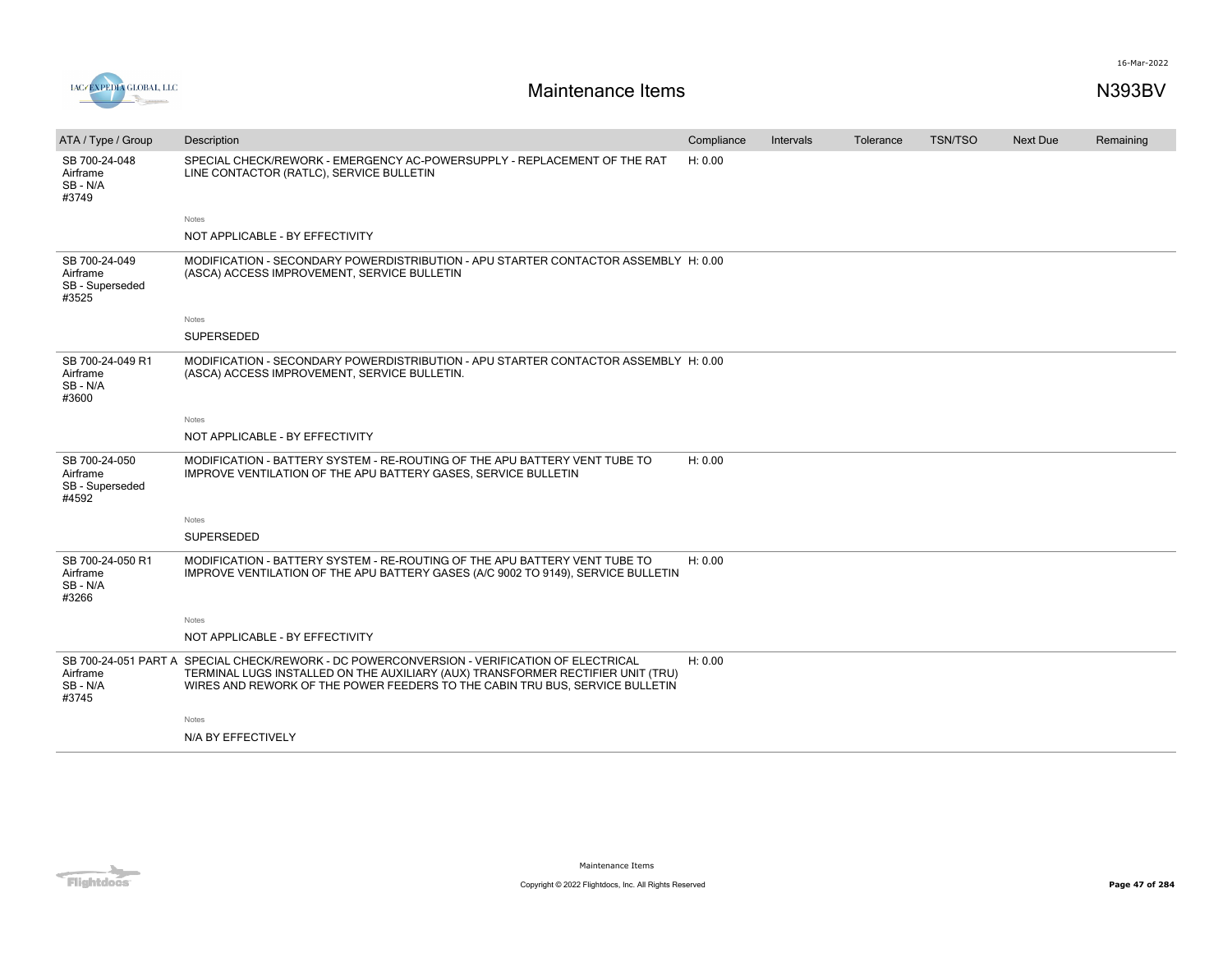# Maintenance Items

N393BV

| ATA / Type / Group | Description | Compliance | Intervals | Tolerance | TSN/TSO | Next Due | Remaining |
|---|---|---|---|---|---|---|---|
| SB 700-24-048<br>Airframe<br>SB - N/A<br>#3749 | SPECIAL CHECK/REWORK - EMERGENCY AC-POWERSUPPLY - REPLACEMENT OF THE RAT LINE CONTACTOR (RATLC), SERVICE BULLETIN<br><br>Notes<br>NOT APPLICABLE - BY EFFECTIVITY | H: 0.00 | | | | | |
| SB 700-24-049<br>Airframe<br>SB - Superseded<br>#3525 | MODIFICATION - SECONDARY POWERDISTRIBUTION - APU STARTER CONTACTOR ASSEMBLY (ASCA) ACCESS IMPROVEMENT, SERVICE BULLETIN<br><br>Notes<br>SUPERSEDED | H: 0.00 | | | | | |
| SB 700-24-049 R1<br>Airframe<br>SB - N/A<br>#3600 | MODIFICATION - SECONDARY POWERDISTRIBUTION - APU STARTER CONTACTOR ASSEMBLY (ASCA) ACCESS IMPROVEMENT, SERVICE BULLETIN.<br><br>Notes<br>NOT APPLICABLE - BY EFFECTIVITY | H: 0.00 | | | | | |
| SB 700-24-050<br>Airframe<br>SB - Superseded<br>#4592 | MODIFICATION - BATTERY SYSTEM - RE-ROUTING OF THE APU BATTERY VENT TUBE TO IMPROVE VENTILATION OF THE APU BATTERY GASES, SERVICE BULLETIN<br><br>Notes<br>SUPERSEDED | H: 0.00 | | | | | |
| SB 700-24-050 R1<br>Airframe<br>SB - N/A<br>#3266 | MODIFICATION - BATTERY SYSTEM - RE-ROUTING OF THE APU BATTERY VENT TUBE TO IMPROVE VENTILATION OF THE APU BATTERY GASES (A/C 9002 TO 9149), SERVICE BULLETIN<br><br>Notes<br>NOT APPLICABLE - BY EFFECTIVITY | H: 0.00 | | | | | |
| SB 700-24-051 PART A<br>Airframe<br>SB - N/A<br>#3745 | SPECIAL CHECK/REWORK - DC POWERCONVERSION - VERIFICATION OF ELECTRICAL TERMINAL LUGS INSTALLED ON THE AUXILIARY (AUX) TRANSFORMER RECTIFIER UNIT (TRU) WIRES AND REWORK OF THE POWER FEEDERS TO THE CABIN TRU BUS, SERVICE BULLETIN<br><br>Notes<br>N/A BY EFFECTIVELY | H: 0.00 | | | | | |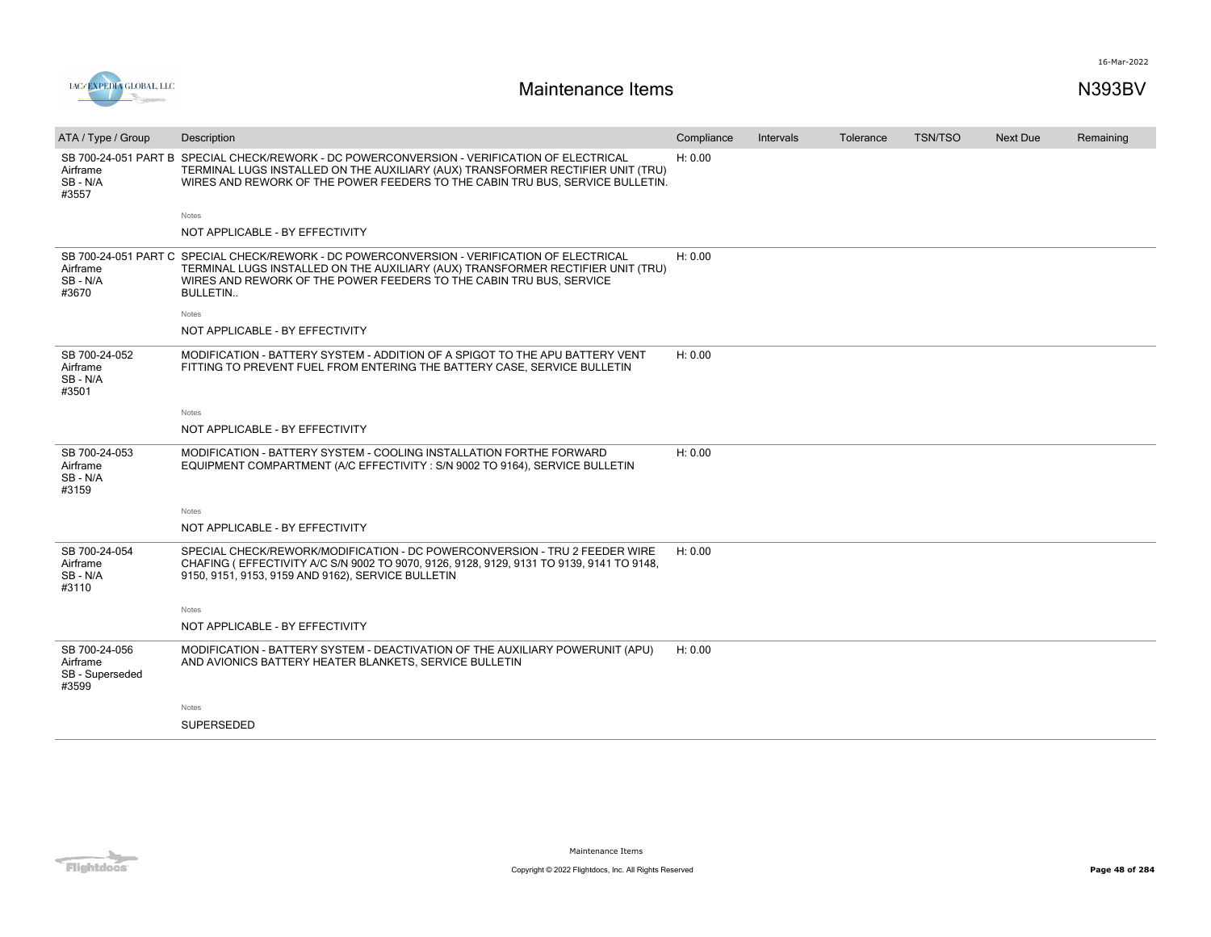# Maintenance Items

N393BV

| ATA / Type / Group | Description | Compliance | Intervals | Tolerance | TSN/TSO | Next Due | Remaining |
|---|---|---|---|---|---|---|---|
| SB 700-24-051 PART B<br>Airframe<br>SB - N/A<br>#3557 | SPECIAL CHECK/REWORK - DC POWERCONVERSION - VERIFICATION OF ELECTRICAL TERMINAL LUGS INSTALLED ON THE AUXILIARY (AUX) TRANSFORMER RECTIFIER UNIT (TRU) WIRES AND REWORK OF THE POWER FEEDERS TO THE CABIN TRU BUS, SERVICE BULLETIN.<br>Notes<br>NOT APPLICABLE - BY EFFECTIVITY | H: 0.00 | | | | | |
| SB 700-24-051 PART C<br>Airframe<br>SB - N/A<br>#3670 | SPECIAL CHECK/REWORK - DC POWERCONVERSION - VERIFICATION OF ELECTRICAL TERMINAL LUGS INSTALLED ON THE AUXILIARY (AUX) TRANSFORMER RECTIFIER UNIT (TRU) WIRES AND REWORK OF THE POWER FEEDERS TO THE CABIN TRU BUS, SERVICE BULLETIN..<br>Notes<br>NOT APPLICABLE - BY EFFECTIVITY | H: 0.00 | | | | | |
| SB 700-24-052<br>Airframe<br>SB - N/A<br>#3501 | MODIFICATION - BATTERY SYSTEM - ADDITION OF A SPIGOT TO THE APU BATTERY VENT FITTING TO PREVENT FUEL FROM ENTERING THE BATTERY CASE, SERVICE BULLETIN<br>Notes<br>NOT APPLICABLE - BY EFFECTIVITY | H: 0.00 | | | | | |
| SB 700-24-053<br>Airframe<br>SB - N/A<br>#3159 | MODIFICATION - BATTERY SYSTEM - COOLING INSTALLATION FORTHE FORWARD EQUIPMENT COMPARTMENT (A/C EFFECTIVITY : S/N 9002 TO 9164), SERVICE BULLETIN<br>Notes<br>NOT APPLICABLE - BY EFFECTIVITY | H: 0.00 | | | | | |
| SB 700-24-054<br>Airframe<br>SB - N/A<br>#3110 | SPECIAL CHECK/REWORK/MODIFICATION - DC POWERCONVERSION - TRU 2 FEEDER WIRE CHAFING ( EFFECTIVITY A/C S/N 9002 TO 9070, 9126, 9128, 9129, 9131 TO 9139, 9141 TO 9148, 9150, 9151, 9153, 9159 AND 9162), SERVICE BULLETIN<br>Notes<br>NOT APPLICABLE - BY EFFECTIVITY | H: 0.00 | | | | | |
| SB 700-24-056<br>Airframe<br>SB - Superseded<br>#3599 | MODIFICATION - BATTERY SYSTEM - DEACTIVATION OF THE AUXILIARY POWERUNIT (APU) AND AVIONICS BATTERY HEATER BLANKETS, SERVICE BULLETIN<br>Notes<br>SUPERSEDED | H: 0.00 | | | | | |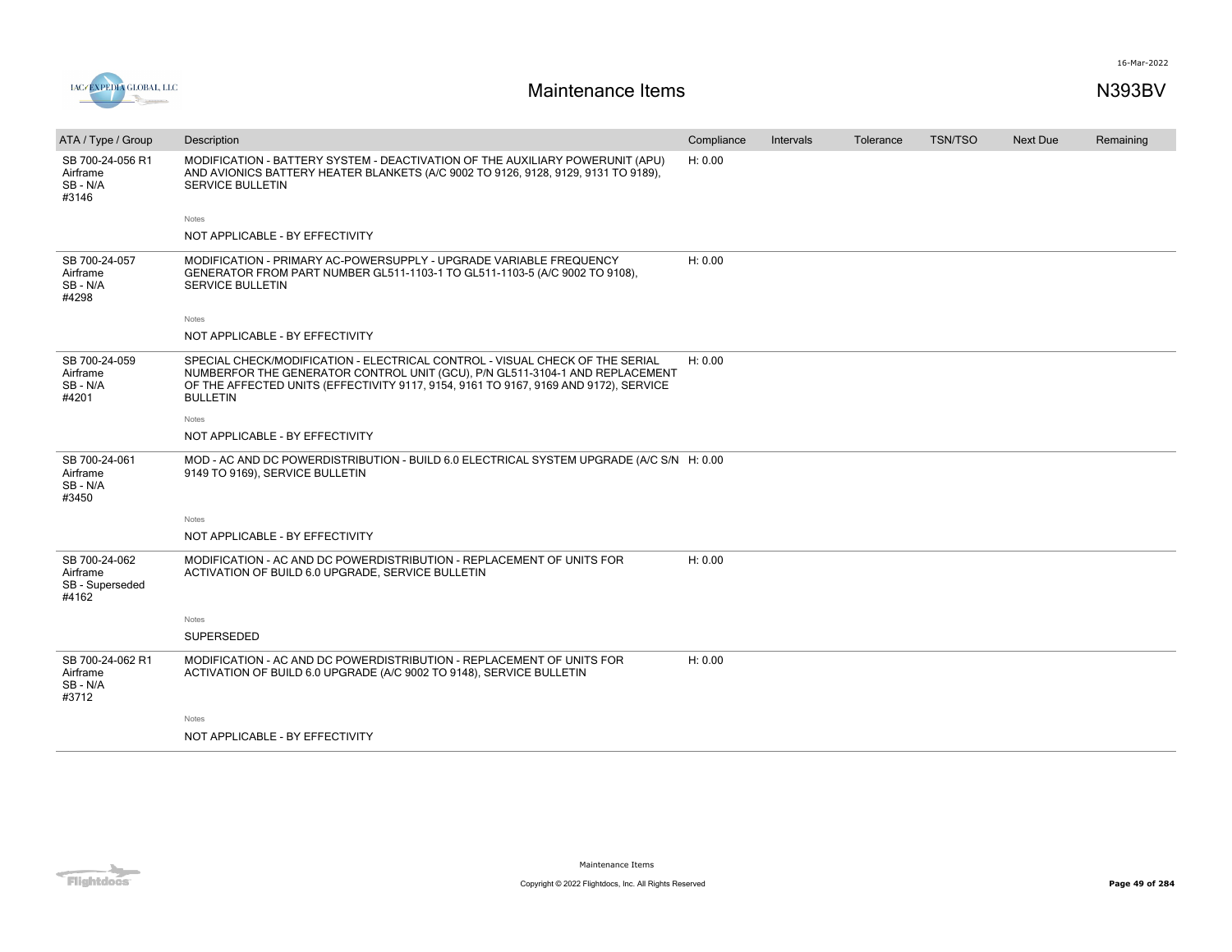# Maintenance Items

N393BV

| ATA / Type / Group | Description | Compliance | Intervals | Tolerance | TSN/TSO | Next Due | Remaining |
|---|---|---|---|---|---|---|---|
| SB 700-24-056 R1<br>Airframe<br>SB - N/A<br>#3146 | MODIFICATION - BATTERY SYSTEM - DEACTIVATION OF THE AUXILIARY POWERUNIT (APU) AND AVIONICS BATTERY HEATER BLANKETS (A/C 9002 TO 9126, 9128, 9129, 9131 TO 9189), SERVICE BULLETIN<br><br>Notes<br>NOT APPLICABLE - BY EFFECTIVITY | H: 0.00 | | | | | |
| SB 700-24-057<br>Airframe<br>SB - N/A<br>#4298 | MODIFICATION - PRIMARY AC-POWERSUPPLY - UPGRADE VARIABLE FREQUENCY GENERATOR FROM PART NUMBER GL511-1103-1 TO GL511-1103-5 (A/C 9002 TO 9108), SERVICE BULLETIN<br><br>Notes<br>NOT APPLICABLE - BY EFFECTIVITY | H: 0.00 | | | | | |
| SB 700-24-059<br>Airframe<br>SB - N/A<br>#4201 | SPECIAL CHECK/MODIFICATION - ELECTRICAL CONTROL - VISUAL CHECK OF THE SERIAL NUMBERFOR THE GENERATOR CONTROL UNIT (GCU), P/N GL511-3104-1 AND REPLACEMENT OF THE AFFECTED UNITS (EFFECTIVITY 9117, 9154, 9161 TO 9167, 9169 AND 9172), SERVICE BULLETIN<br><br>Notes<br>NOT APPLICABLE - BY EFFECTIVITY | H: 0.00 | | | | | |
| SB 700-24-061<br>Airframe<br>SB - N/A<br>#3450 | MOD - AC AND DC POWERDISTRIBUTION - BUILD 6.0 ELECTRICAL SYSTEM UPGRADE (A/C S/N 9149 TO 9169), SERVICE BULLETIN<br><br>Notes<br>NOT APPLICABLE - BY EFFECTIVITY | H: 0.00 | | | | | |
| SB 700-24-062<br>Airframe<br>SB - Superseded<br>#4162 | MODIFICATION - AC AND DC POWERDISTRIBUTION - REPLACEMENT OF UNITS FOR ACTIVATION OF BUILD 6.0 UPGRADE, SERVICE BULLETIN<br><br>Notes<br>SUPERSEDED | H: 0.00 | | | | | |
| SB 700-24-062 R1<br>Airframe<br>SB - N/A<br>#3712 | MODIFICATION - AC AND DC POWERDISTRIBUTION - REPLACEMENT OF UNITS FOR ACTIVATION OF BUILD 6.0 UPGRADE (A/C 9002 TO 9148), SERVICE BULLETIN<br><br>Notes<br>NOT APPLICABLE - BY EFFECTIVITY | H: 0.00 | | | | | |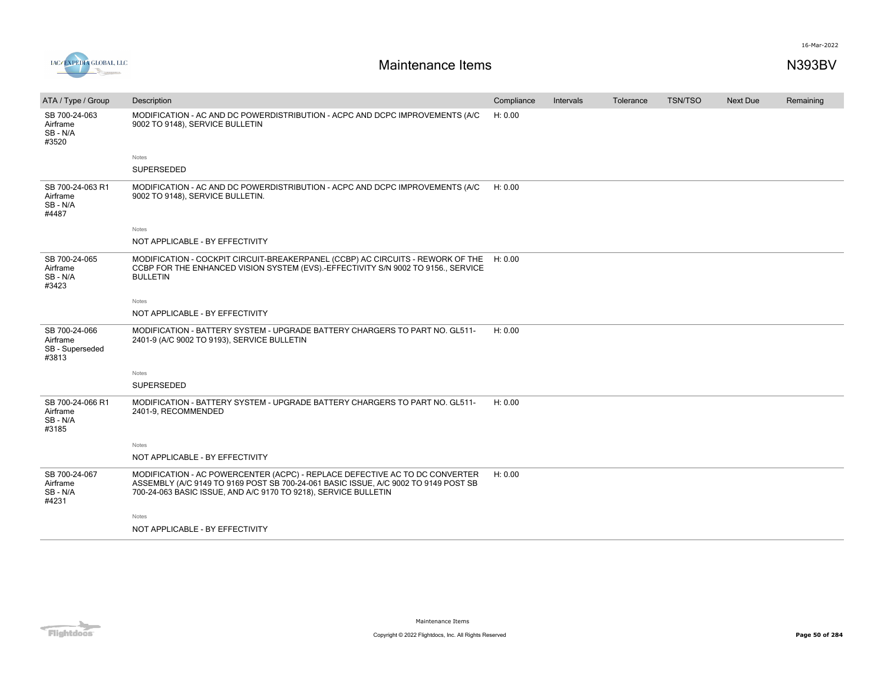# Maintenance Items

N393BV

| ATA / Type / Group | Description | Compliance | Intervals | Tolerance | TSN/TSO | Next Due | Remaining |
|---|---|---|---|---|---|---|---|
| SB 700-24-063 Airframe SB - N/A #3520 | MODIFICATION - AC AND DC POWERDISTRIBUTION - ACPC AND DCPC IMPROVEMENTS (A/C 9002 TO 9148), SERVICE BULLETIN | H: 0.00 | | | | | |
| | Notes<br>SUPERSEDED | | | | | | |
| SB 700-24-063 R1 Airframe SB - N/A #4487 | MODIFICATION - AC AND DC POWERDISTRIBUTION - ACPC AND DCPC IMPROVEMENTS (A/C 9002 TO 9148), SERVICE BULLETIN. | H: 0.00 | | | | | |
| | Notes<br>NOT APPLICABLE - BY EFFECTIVITY | | | | | | |
| SB 700-24-065 Airframe SB - N/A #3423 | MODIFICATION - COCKPIT CIRCUIT-BREAKERPANEL (CCBP) AC CIRCUITS - REWORK OF THE CCBP FOR THE ENHANCED VISION SYSTEM (EVS).-EFFECTIVITY S/N 9002 TO 9156., SERVICE BULLETIN | H: 0.00 | | | | | |
| | Notes<br>NOT APPLICABLE - BY EFFECTIVITY | | | | | | |
| SB 700-24-066 Airframe SB - Superseded #3813 | MODIFICATION - BATTERY SYSTEM - UPGRADE BATTERY CHARGERS TO PART NO. GL511-2401-9 (A/C 9002 TO 9193), SERVICE BULLETIN | H: 0.00 | | | | | |
| | Notes<br>SUPERSEDED | | | | | | |
| SB 700-24-066 R1 Airframe SB - N/A #3185 | MODIFICATION - BATTERY SYSTEM - UPGRADE BATTERY CHARGERS TO PART NO. GL511-2401-9, RECOMMENDED | H: 0.00 | | | | | |
| | Notes<br>NOT APPLICABLE - BY EFFECTIVITY | | | | | | |
| SB 700-24-067 Airframe SB - N/A #4231 | MODIFICATION - AC POWERCENTER (ACPC) - REPLACE DEFECTIVE AC TO DC CONVERTER ASSEMBLY (A/C 9149 TO 9169 POST SB 700-24-061 BASIC ISSUE, A/C 9002 TO 9149 POST SB 700-24-063 BASIC ISSUE, AND A/C 9170 TO 9218), SERVICE BULLETIN | H: 0.00 | | | | | |
| | Notes<br>NOT APPLICABLE - BY EFFECTIVITY | | | | | | |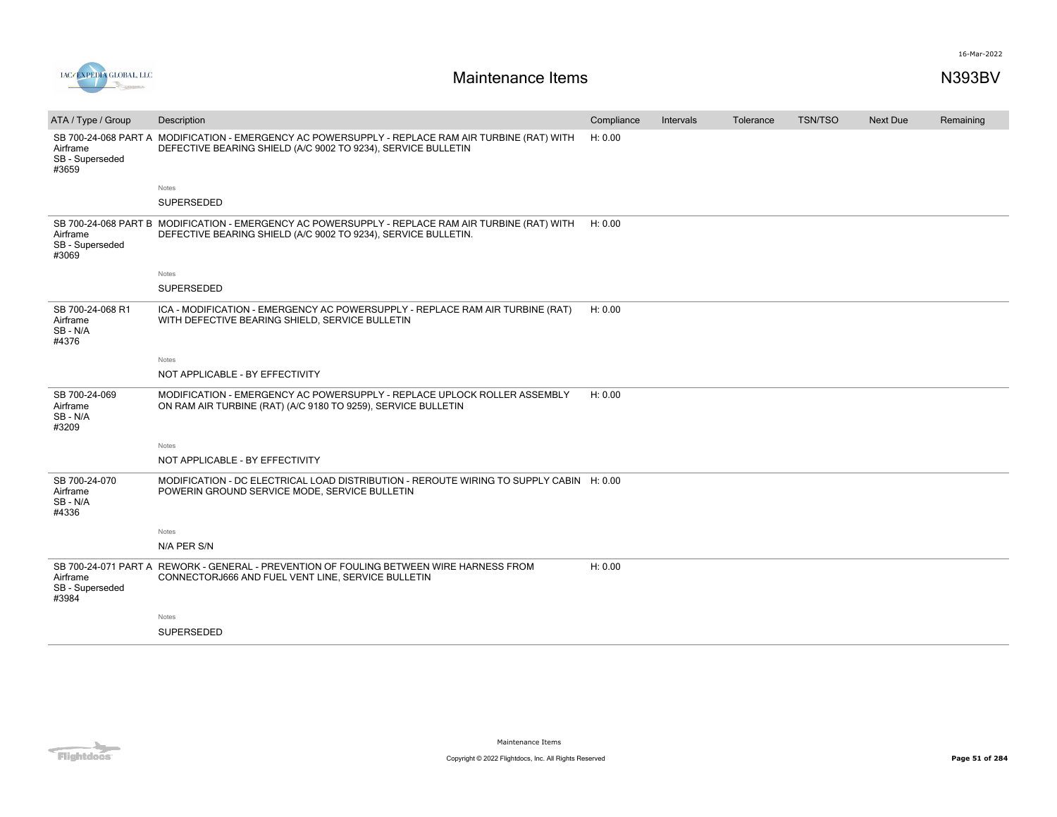# Maintenance Items

N393BV

| ATA / Type / Group | Description | Compliance | Intervals | Tolerance | TSN/TSO | Next Due | Remaining |
|---|---|---|---|---|---|---|---|
| SB 700-24-068 PART A Airframe SB - Superseded #3659 | MODIFICATION - EMERGENCY AC POWERSUPPLY - REPLACE RAM AIR TURBINE (RAT) WITH DEFECTIVE BEARING SHIELD (A/C 9002 TO 9234), SERVICE BULLETIN | H: 0.00 | | | | | |
| | Notes<br>SUPERSEDED | | | | | | |
| SB 700-24-068 PART B Airframe SB - Superseded #3069 | MODIFICATION - EMERGENCY AC POWERSUPPLY - REPLACE RAM AIR TURBINE (RAT) WITH DEFECTIVE BEARING SHIELD (A/C 9002 TO 9234), SERVICE BULLETIN. | H: 0.00 | | | | | |
| | Notes<br>SUPERSEDED | | | | | | |
| SB 700-24-068 R1 Airframe SB - N/A #4376 | ICA - MODIFICATION - EMERGENCY AC POWERSUPPLY - REPLACE RAM AIR TURBINE (RAT) WITH DEFECTIVE BEARING SHIELD, SERVICE BULLETIN | H: 0.00 | | | | | |
| | Notes<br>NOT APPLICABLE - BY EFFECTIVITY | | | | | | |
| SB 700-24-069 Airframe SB - N/A #3209 | MODIFICATION - EMERGENCY AC POWERSUPPLY - REPLACE UPLOCK ROLLER ASSEMBLY ON RAM AIR TURBINE (RAT) (A/C 9180 TO 9259), SERVICE BULLETIN | H: 0.00 | | | | | |
| | Notes<br>NOT APPLICABLE - BY EFFECTIVITY | | | | | | |
| SB 700-24-070 Airframe SB - N/A #4336 | MODIFICATION - DC ELECTRICAL LOAD DISTRIBUTION - REROUTE WIRING TO SUPPLY CABIN POWERIN GROUND SERVICE MODE, SERVICE BULLETIN | H: 0.00 | | | | | |
| | Notes<br>N/A PER S/N | | | | | | |
| SB 700-24-071 PART A Airframe SB - Superseded #3984 | REWORK - GENERAL - PREVENTION OF FOULING BETWEEN WIRE HARNESS FROM CONNECTORJ666 AND FUEL VENT LINE, SERVICE BULLETIN | H: 0.00 | | | | | |
| | Notes<br>SUPERSEDED | | | | | | |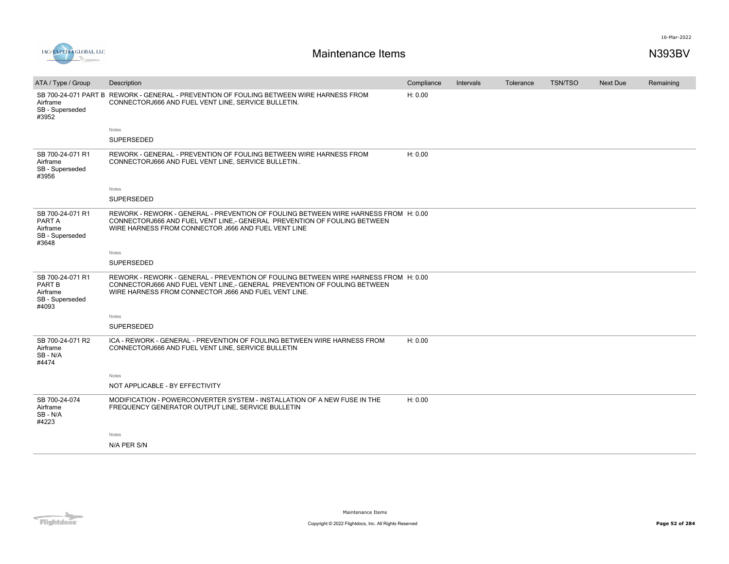# Maintenance Items

N393BV

| ATA / Type / Group | Description | Compliance | Intervals | Tolerance | TSN/TSO | Next Due | Remaining |
|---|---|---|---|---|---|---|---|
| SB 700-24-071 PART B<br>Airframe<br>SB - Superseded<br>#3952 | REWORK - GENERAL - PREVENTION OF FOULING BETWEEN WIRE HARNESS FROM CONNECTORJ666 AND FUEL VENT LINE, SERVICE BULLETIN.<br><br>Notes<br>SUPERSEDED | H: 0.00 | | | | | |
| SB 700-24-071 R1<br>Airframe<br>SB - Superseded<br>#3956 | REWORK - GENERAL - PREVENTION OF FOULING BETWEEN WIRE HARNESS FROM CONNECTORJ666 AND FUEL VENT LINE, SERVICE BULLETIN..<br><br>Notes<br>SUPERSEDED | H: 0.00 | | | | | |
| SB 700-24-071 R1<br>PART A<br>Airframe<br>SB - Superseded<br>#3648 | REWORK - REWORK - GENERAL - PREVENTION OF FOULING BETWEEN WIRE HARNESS FROM CONNECTORJ666 AND FUEL VENT LINE,- GENERAL PREVENTION OF FOULING BETWEEN WIRE HARNESS FROM CONNECTOR J666 AND FUEL VENT LINE<br><br>Notes<br>SUPERSEDED | H: 0.00 | | | | | |
| SB 700-24-071 R1<br>PART B<br>Airframe<br>SB - Superseded<br>#4093 | REWORK - REWORK - GENERAL - PREVENTION OF FOULING BETWEEN WIRE HARNESS FROM CONNECTORJ666 AND FUEL VENT LINE,- GENERAL PREVENTION OF FOULING BETWEEN WIRE HARNESS FROM CONNECTOR J666 AND FUEL VENT LINE.<br><br>Notes<br>SUPERSEDED | H: 0.00 | | | | | |
| SB 700-24-071 R2<br>Airframe<br>SB - N/A<br>#4474 | ICA - REWORK - GENERAL - PREVENTION OF FOULING BETWEEN WIRE HARNESS FROM CONNECTORJ666 AND FUEL VENT LINE, SERVICE BULLETIN<br><br>Notes<br>NOT APPLICABLE - BY EFFECTIVITY | H: 0.00 | | | | | |
| SB 700-24-074<br>Airframe<br>SB - N/A<br>#4223 | MODIFICATION - POWERCONVERTER SYSTEM - INSTALLATION OF A NEW FUSE IN THE FREQUENCY GENERATOR OUTPUT LINE, SERVICE BULLETIN<br><br>Notes<br>N/A PER S/N | H: 0.00 | | | | | |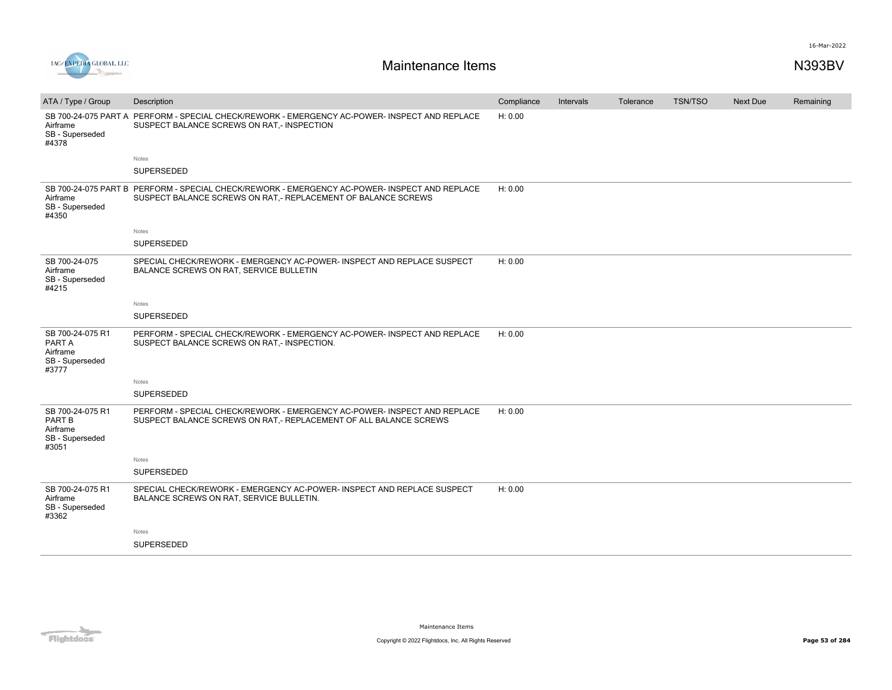# Maintenance Items

N393BV

| ATA / Type / Group | Description | Compliance | Intervals | Tolerance | TSN/TSO | Next Due | Remaining |
|---|---|---|---|---|---|---|---|
| SB 700-24-075 PART A Airframe SB - Superseded #4378 | PERFORM - SPECIAL CHECK/REWORK - EMERGENCY AC-POWER- INSPECT AND REPLACE SUSPECT BALANCE SCREWS ON RAT,- INSPECTION | H: 0.00 | | | | | |
| | Notes<br>SUPERSEDED | | | | | | |
| SB 700-24-075 PART B Airframe SB - Superseded #4350 | PERFORM - SPECIAL CHECK/REWORK - EMERGENCY AC-POWER- INSPECT AND REPLACE SUSPECT BALANCE SCREWS ON RAT,- REPLACEMENT OF BALANCE SCREWS | H: 0.00 | | | | | |
| | Notes<br>SUPERSEDED | | | | | | |
| SB 700-24-075 Airframe SB - Superseded #4215 | SPECIAL CHECK/REWORK - EMERGENCY AC-POWER- INSPECT AND REPLACE SUSPECT BALANCE SCREWS ON RAT, SERVICE BULLETIN | H: 0.00 | | | | | |
| | Notes<br>SUPERSEDED | | | | | | |
| SB 700-24-075 R1 PART A Airframe SB - Superseded #3777 | PERFORM - SPECIAL CHECK/REWORK - EMERGENCY AC-POWER- INSPECT AND REPLACE SUSPECT BALANCE SCREWS ON RAT,- INSPECTION. | H: 0.00 | | | | | |
| | Notes<br>SUPERSEDED | | | | | | |
| SB 700-24-075 R1 PART B Airframe SB - Superseded #3051 | PERFORM - SPECIAL CHECK/REWORK - EMERGENCY AC-POWER- INSPECT AND REPLACE SUSPECT BALANCE SCREWS ON RAT,- REPLACEMENT OF ALL BALANCE SCREWS | H: 0.00 | | | | | |
| | Notes<br>SUPERSEDED | | | | | | |
| SB 700-24-075 R1 Airframe SB - Superseded #3362 | SPECIAL CHECK/REWORK - EMERGENCY AC-POWER- INSPECT AND REPLACE SUSPECT BALANCE SCREWS ON RAT, SERVICE BULLETIN. | H: 0.00 | | | | | |
| | Notes<br>SUPERSEDED | | | | | | |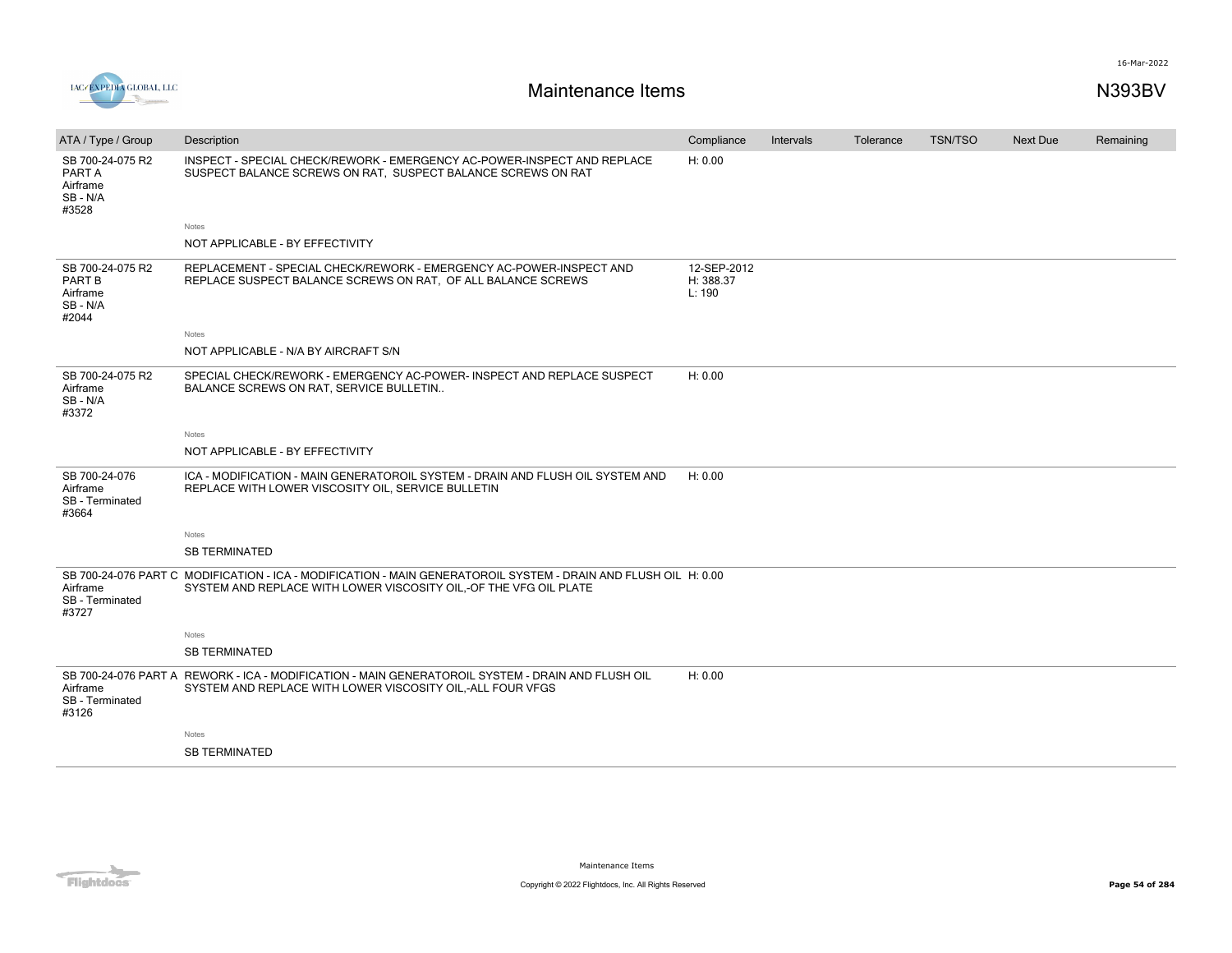# Maintenance Items

N393BV

| ATA / Type / Group | Description | Compliance | Intervals | Tolerance | TSN/TSO | Next Due | Remaining |
|---|---|---|---|---|---|---|---|
| SB 700-24-075 R2 PART A Airframe SB - N/A #3528 | INSPECT - SPECIAL CHECK/REWORK - EMERGENCY AC-POWER-INSPECT AND REPLACE SUSPECT BALANCE SCREWS ON RAT, SUSPECT BALANCE SCREWS ON RAT | H: 0.00 | | | | | |
| | Notes<br>NOT APPLICABLE - BY EFFECTIVITY | | | | | | |
| SB 700-24-075 R2 PART B Airframe SB - N/A #2044 | REPLACEMENT - SPECIAL CHECK/REWORK - EMERGENCY AC-POWER-INSPECT AND REPLACE SUSPECT BALANCE SCREWS ON RAT, OF ALL BALANCE SCREWS | 12-SEP-2012 H: 388.37 L: 190 | | | | | |
| | Notes<br>NOT APPLICABLE - N/A BY AIRCRAFT S/N | | | | | | |
| SB 700-24-075 R2 Airframe SB - N/A #3372 | SPECIAL CHECK/REWORK - EMERGENCY AC-POWER- INSPECT AND REPLACE SUSPECT BALANCE SCREWS ON RAT, SERVICE BULLETIN.. | H: 0.00 | | | | | |
| | Notes<br>NOT APPLICABLE - BY EFFECTIVITY | | | | | | |
| SB 700-24-076 Airframe SB - Terminated #3664 | ICA - MODIFICATION - MAIN GENERATOROIL SYSTEM - DRAIN AND FLUSH OIL SYSTEM AND REPLACE WITH LOWER VISCOSITY OIL, SERVICE BULLETIN | H: 0.00 | | | | | |
| | Notes<br>SB TERMINATED | | | | | | |
| SB 700-24-076 PART C Airframe SB - Terminated #3727 | MODIFICATION - ICA - MODIFICATION - MAIN GENERATOROIL SYSTEM - DRAIN AND FLUSH OIL SYSTEM AND REPLACE WITH LOWER VISCOSITY OIL,-OF THE VFG OIL PLATE | H: 0.00 | | | | | |
| | Notes<br>SB TERMINATED | | | | | | |
| SB 700-24-076 PART A Airframe SB - Terminated #3126 | REWORK - ICA - MODIFICATION - MAIN GENERATOROIL SYSTEM - DRAIN AND FLUSH OIL SYSTEM AND REPLACE WITH LOWER VISCOSITY OIL,-ALL FOUR VFGS | H: 0.00 | | | | | |
| | Notes<br>SB TERMINATED | | | | | | |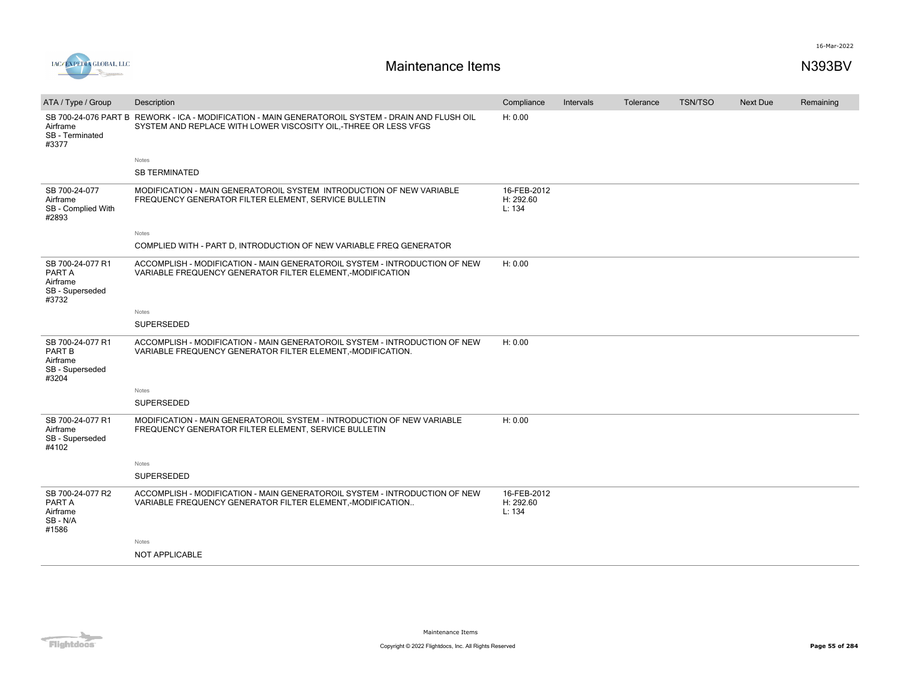# Maintenance Items

N393BV

| ATA / Type / Group | Description | Compliance | Intervals | Tolerance | TSN/TSO | Next Due | Remaining |
|---|---|---|---|---|---|---|---|
| SB 700-24-076 PART B Airframe SB - Terminated #3377 | REWORK - ICA - MODIFICATION - MAIN GENERATOROIL SYSTEM - DRAIN AND FLUSH OIL SYSTEM AND REPLACE WITH LOWER VISCOSITY OIL,-THREE OR LESS VFGS<br><br>Notes<br>SB TERMINATED | H: 0.00 | | | | | |
| SB 700-24-077 Airframe SB - Complied With #2893 | MODIFICATION - MAIN GENERATOROIL SYSTEM INTRODUCTION OF NEW VARIABLE FREQUENCY GENERATOR FILTER ELEMENT, SERVICE BULLETIN<br><br>Notes<br>COMPLIED WITH - PART D, INTRODUCTION OF NEW VARIABLE FREQ GENERATOR | 16-FEB-2012 H: 292.60 L: 134 | | | | | |
| SB 700-24-077 R1 PART A Airframe SB - Superseded #3732 | ACCOMPLISH - MODIFICATION - MAIN GENERATOROIL SYSTEM - INTRODUCTION OF NEW VARIABLE FREQUENCY GENERATOR FILTER ELEMENT,-MODIFICATION<br><br>Notes<br>SUPERSEDED | H: 0.00 | | | | | |
| SB 700-24-077 R1 PART B Airframe SB - Superseded #3204 | ACCOMPLISH - MODIFICATION - MAIN GENERATOROIL SYSTEM - INTRODUCTION OF NEW VARIABLE FREQUENCY GENERATOR FILTER ELEMENT,-MODIFICATION.<br><br>Notes<br>SUPERSEDED | H: 0.00 | | | | | |
| SB 700-24-077 R1 Airframe SB - Superseded #4102 | MODIFICATION - MAIN GENERATOROIL SYSTEM - INTRODUCTION OF NEW VARIABLE FREQUENCY GENERATOR FILTER ELEMENT, SERVICE BULLETIN<br><br>Notes<br>SUPERSEDED | H: 0.00 | | | | | |
| SB 700-24-077 R2 PART A Airframe SB - N/A #1586 | ACCOMPLISH - MODIFICATION - MAIN GENERATOROIL SYSTEM - INTRODUCTION OF NEW VARIABLE FREQUENCY GENERATOR FILTER ELEMENT,-MODIFICATION..<br><br>Notes<br>NOT APPLICABLE | 16-FEB-2012 H: 292.60 L: 134 | | | | | |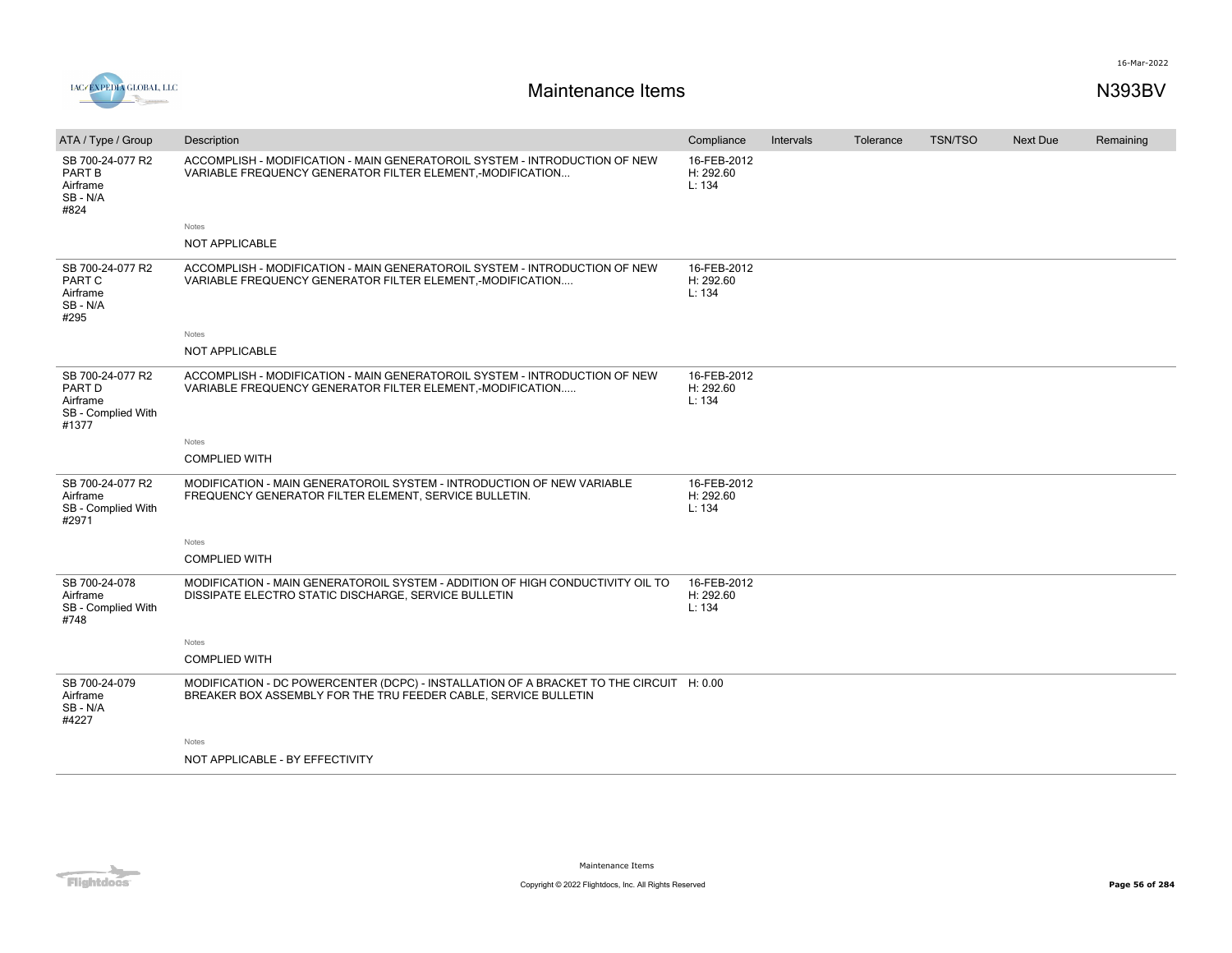| ATA / Type / Group | Description | Compliance | Intervals | Tolerance | TSN/TSO | Next Due | Remaining |
|---|---|---|---|---|---|---|---|
| SB 700-24-077 R2 PART B Airframe SB - N/A #824 | ACCOMPLISH - MODIFICATION - MAIN GENERATOROIL SYSTEM - INTRODUCTION OF NEW VARIABLE FREQUENCY GENERATOR FILTER ELEMENT,-MODIFICATION...<br><br>Notes<br>NOT APPLICABLE | 16-FEB-2012 H: 292.60 L: 134 | | | | | |
| SB 700-24-077 R2 PART C Airframe SB - N/A #295 | ACCOMPLISH - MODIFICATION - MAIN GENERATOROIL SYSTEM - INTRODUCTION OF NEW VARIABLE FREQUENCY GENERATOR FILTER ELEMENT,-MODIFICATION....<br><br>Notes<br>NOT APPLICABLE | 16-FEB-2012 H: 292.60 L: 134 | | | | | |
| SB 700-24-077 R2 PART D Airframe SB - Complied With #1377 | ACCOMPLISH - MODIFICATION - MAIN GENERATOROIL SYSTEM - INTRODUCTION OF NEW VARIABLE FREQUENCY GENERATOR FILTER ELEMENT,-MODIFICATION.....<br><br>Notes<br>COMPLIED WITH | 16-FEB-2012 H: 292.60 L: 134 | | | | | |
| SB 700-24-077 R2 Airframe SB - Complied With #2971 | MODIFICATION - MAIN GENERATOROIL SYSTEM - INTRODUCTION OF NEW VARIABLE FREQUENCY GENERATOR FILTER ELEMENT, SERVICE BULLETIN.<br><br>Notes<br>COMPLIED WITH | 16-FEB-2012 H: 292.60 L: 134 | | | | | |
| SB 700-24-078 Airframe SB - Complied With #748 | MODIFICATION - MAIN GENERATOROIL SYSTEM - ADDITION OF HIGH CONDUCTIVITY OIL TO DISSIPATE ELECTRO STATIC DISCHARGE, SERVICE BULLETIN<br><br>Notes<br>COMPLIED WITH | 16-FEB-2012 H: 292.60 L: 134 | | | | | |
| SB 700-24-079 Airframe SB - N/A #4227 | MODIFICATION - DC POWERCENTER (DCPC) - INSTALLATION OF A BRACKET TO THE CIRCUIT BREAKER BOX ASSEMBLY FOR THE TRU FEEDER CABLE, SERVICE BULLETIN<br><br>Notes<br>NOT APPLICABLE - BY EFFECTIVITY | H: 0.00 | | | | | |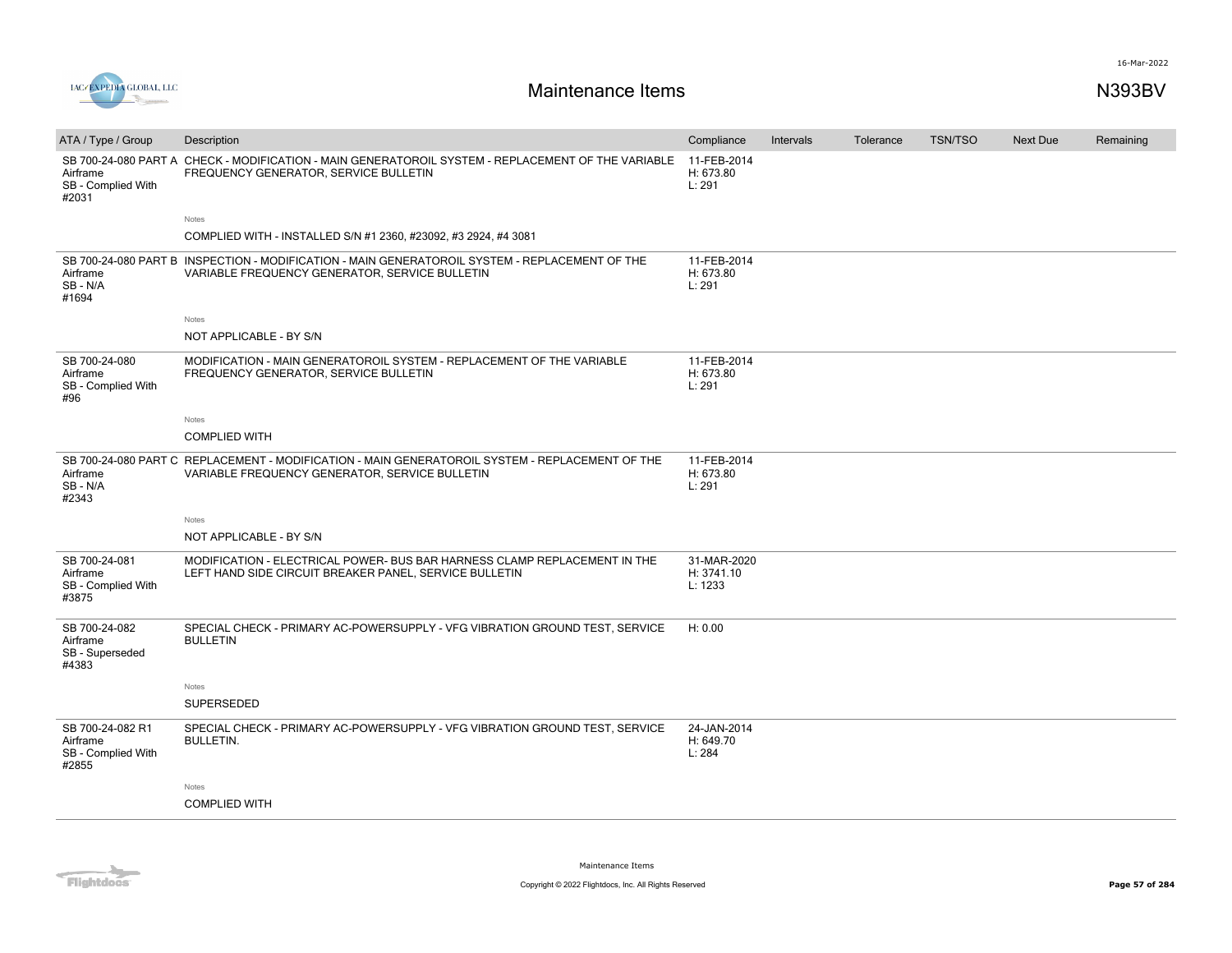# Maintenance Items

N393BV

| ATA / Type / Group | Description | Compliance | Intervals | Tolerance | TSN/TSO | Next Due | Remaining |
|---|---|---|---|---|---|---|---|
| SB 700-24-080 PART A<br>Airframe<br>SB - Complied With<br>#2031 | CHECK - MODIFICATION - MAIN GENERATOROIL SYSTEM - REPLACEMENT OF THE VARIABLE FREQUENCY GENERATOR, SERVICE BULLETIN<br><br>Notes<br>COMPLIED WITH - INSTALLED S/N #1 2360, #23092, #3 2924, #4 3081 | 11-FEB-2014<br>H: 673.80<br>L: 291 | | | | | |
| SB 700-24-080 PART B<br>Airframe<br>SB - N/A<br>#1694 | INSPECTION - MODIFICATION - MAIN GENERATOROIL SYSTEM - REPLACEMENT OF THE VARIABLE FREQUENCY GENERATOR, SERVICE BULLETIN<br><br>Notes<br>NOT APPLICABLE - BY S/N | 11-FEB-2014<br>H: 673.80<br>L: 291 | | | | | |
| SB 700-24-080<br>Airframe<br>SB - Complied With<br>#96 | MODIFICATION - MAIN GENERATOROIL SYSTEM - REPLACEMENT OF THE VARIABLE FREQUENCY GENERATOR, SERVICE BULLETIN<br><br>Notes<br>COMPLIED WITH | 11-FEB-2014<br>H: 673.80<br>L: 291 | | | | | |
| SB 700-24-080 PART C<br>Airframe<br>SB - N/A<br>#2343 | REPLACEMENT - MODIFICATION - MAIN GENERATOROIL SYSTEM - REPLACEMENT OF THE VARIABLE FREQUENCY GENERATOR, SERVICE BULLETIN<br><br>Notes<br>NOT APPLICABLE - BY S/N | 11-FEB-2014<br>H: 673.80<br>L: 291 | | | | | |
| SB 700-24-081<br>Airframe<br>SB - Complied With<br>#3875 | MODIFICATION - ELECTRICAL POWER- BUS BAR HARNESS CLAMP REPLACEMENT IN THE LEFT HAND SIDE CIRCUIT BREAKER PANEL, SERVICE BULLETIN | 31-MAR-2020<br>H: 3741.10<br>L: 1233 | | | | | |
| SB 700-24-082<br>Airframe<br>SB - Superseded<br>#4383 | SPECIAL CHECK - PRIMARY AC-POWERSUPPLY - VFG VIBRATION GROUND TEST, SERVICE BULLETIN<br><br>Notes<br>SUPERSEDED | H: 0.00 | | | | | |
| SB 700-24-082 R1<br>Airframe<br>SB - Complied With<br>#2855 | SPECIAL CHECK - PRIMARY AC-POWERSUPPLY - VFG VIBRATION GROUND TEST, SERVICE BULLETIN.<br><br>Notes<br>COMPLIED WITH | 24-JAN-2014<br>H: 649.70<br>L: 284 | | | | | |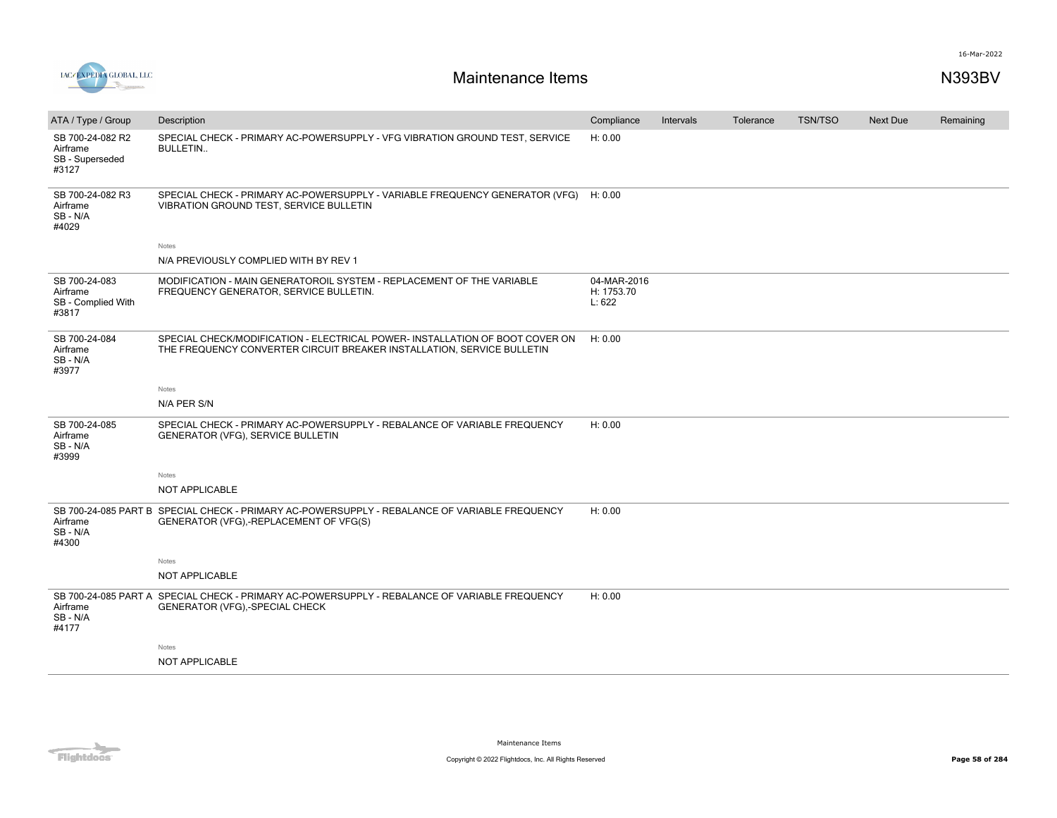# Maintenance Items

N393BV

| ATA / Type / Group | Description | Compliance | Intervals | Tolerance | TSN/TSO | Next Due | Remaining |
|---|---|---|---|---|---|---|---|
| SB 700-24-082 R2<br>Airframe<br>SB - Superseded<br>#3127 | SPECIAL CHECK - PRIMARY AC-POWERSUPPLY - VFG VIBRATION GROUND TEST, SERVICE BULLETIN.. | H: 0.00 | | | | | |
| SB 700-24-082 R3<br>Airframe<br>SB - N/A<br>#4029 | SPECIAL CHECK - PRIMARY AC-POWERSUPPLY - VARIABLE FREQUENCY GENERATOR (VFG) VIBRATION GROUND TEST, SERVICE BULLETIN<br><br>Notes<br>N/A PREVIOUSLY COMPLIED WITH BY REV 1 | H: 0.00 | | | | | |
| SB 700-24-083<br>Airframe<br>SB - Complied With<br>#3817 | MODIFICATION - MAIN GENERATOROIL SYSTEM - REPLACEMENT OF THE VARIABLE FREQUENCY GENERATOR, SERVICE BULLETIN. | 04-MAR-2016<br>H: 1753.70<br>L: 622 | | | | | |
| SB 700-24-084<br>Airframe<br>SB - N/A<br>#3977 | SPECIAL CHECK/MODIFICATION - ELECTRICAL POWER- INSTALLATION OF BOOT COVER ON THE FREQUENCY CONVERTER CIRCUIT BREAKER INSTALLATION, SERVICE BULLETIN<br><br>Notes<br>N/A PER S/N | H: 0.00 | | | | | |
| SB 700-24-085<br>Airframe<br>SB - N/A<br>#3999 | SPECIAL CHECK - PRIMARY AC-POWERSUPPLY - REBALANCE OF VARIABLE FREQUENCY GENERATOR (VFG), SERVICE BULLETIN<br><br>Notes<br>NOT APPLICABLE | H: 0.00 | | | | | |
| SB 700-24-085 PART B<br>Airframe<br>SB - N/A<br>#4300 | SPECIAL CHECK - PRIMARY AC-POWERSUPPLY - REBALANCE OF VARIABLE FREQUENCY GENERATOR (VFG),-REPLACEMENT OF VFG(S)<br><br>Notes<br>NOT APPLICABLE | H: 0.00 | | | | | |
| SB 700-24-085 PART A<br>Airframe<br>SB - N/A<br>#4177 | SPECIAL CHECK - PRIMARY AC-POWERSUPPLY - REBALANCE OF VARIABLE FREQUENCY GENERATOR (VFG),-SPECIAL CHECK<br><br>Notes<br>NOT APPLICABLE | H: 0.00 | | | | | |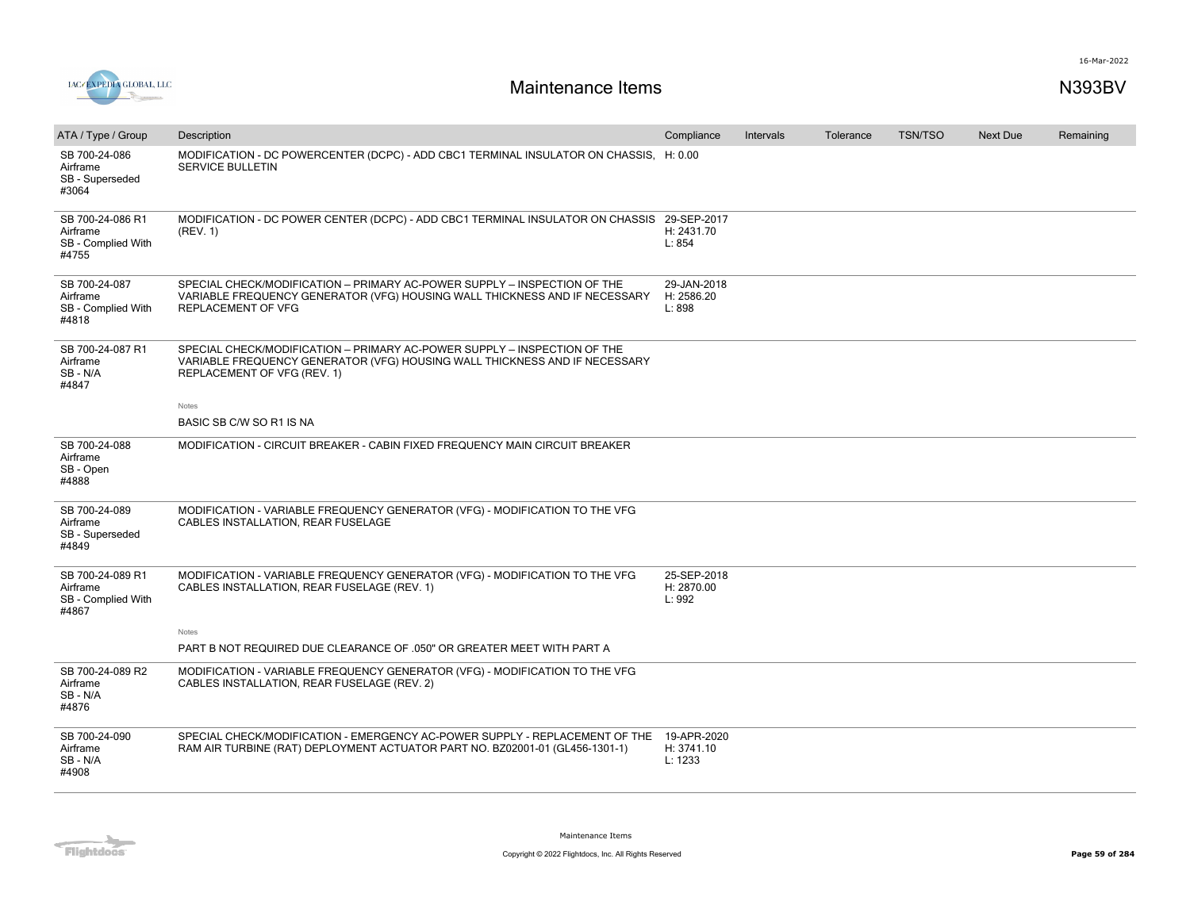# Maintenance Items

N393BV

| ATA / Type / Group | Description | Compliance | Intervals | Tolerance | TSN/TSO | Next Due | Remaining |
|---|---|---|---|---|---|---|---|
| SB 700-24-086<br>Airframe<br>SB - Superseded<br>#3064 | MODIFICATION - DC POWERCENTER (DCPC) - ADD CBC1 TERMINAL INSULATOR ON CHASSIS, SERVICE BULLETIN | H: 0.00 | | | | | |
| SB 700-24-086 R1<br>Airframe<br>SB - Complied With<br>#4755 | MODIFICATION - DC POWER CENTER (DCPC) - ADD CBC1 TERMINAL INSULATOR ON CHASSIS (REV. 1) | 29-SEP-2017<br>H: 2431.70<br>L: 854 | | | | | |
| SB 700-24-087<br>Airframe<br>SB - Complied With<br>#4818 | SPECIAL CHECK/MODIFICATION – PRIMARY AC-POWER SUPPLY – INSPECTION OF THE VARIABLE FREQUENCY GENERATOR (VFG) HOUSING WALL THICKNESS AND IF NECESSARY REPLACEMENT OF VFG | 29-JAN-2018<br>H: 2586.20<br>L: 898 | | | | | |
| SB 700-24-087 R1<br>Airframe<br>SB - N/A<br>#4847 | SPECIAL CHECK/MODIFICATION – PRIMARY AC-POWER SUPPLY – INSPECTION OF THE VARIABLE FREQUENCY GENERATOR (VFG) HOUSING WALL THICKNESS AND IF NECESSARY REPLACEMENT OF VFG (REV. 1)<br><br>Notes<br>BASIC SB C/W SO R1 IS NA | | | | | | |
| SB 700-24-088<br>Airframe<br>SB - Open<br>#4888 | MODIFICATION - CIRCUIT BREAKER - CABIN FIXED FREQUENCY MAIN CIRCUIT BREAKER | | | | | | |
| SB 700-24-089<br>Airframe<br>SB - Superseded<br>#4849 | MODIFICATION - VARIABLE FREQUENCY GENERATOR (VFG) - MODIFICATION TO THE VFG CABLES INSTALLATION, REAR FUSELAGE | | | | | | |
| SB 700-24-089 R1<br>Airframe<br>SB - Complied With<br>#4867 | MODIFICATION - VARIABLE FREQUENCY GENERATOR (VFG) - MODIFICATION TO THE VFG CABLES INSTALLATION, REAR FUSELAGE (REV. 1)<br><br>Notes<br>PART B NOT REQUIRED DUE CLEARANCE OF .050" OR GREATER MEET WITH PART A | 25-SEP-2018<br>H: 2870.00<br>L: 992 | | | | | |
| SB 700-24-089 R2<br>Airframe<br>SB - N/A<br>#4876 | MODIFICATION - VARIABLE FREQUENCY GENERATOR (VFG) - MODIFICATION TO THE VFG CABLES INSTALLATION, REAR FUSELAGE (REV. 2) | | | | | | |
| SB 700-24-090<br>Airframe<br>SB - N/A<br>#4908 | SPECIAL CHECK/MODIFICATION - EMERGENCY AC-POWER SUPPLY - REPLACEMENT OF THE RAM AIR TURBINE (RAT) DEPLOYMENT ACTUATOR PART NO. BZ02001-01 (GL456-1301-1) | 19-APR-2020<br>H: 3741.10<br>L: 1233 | | | | | |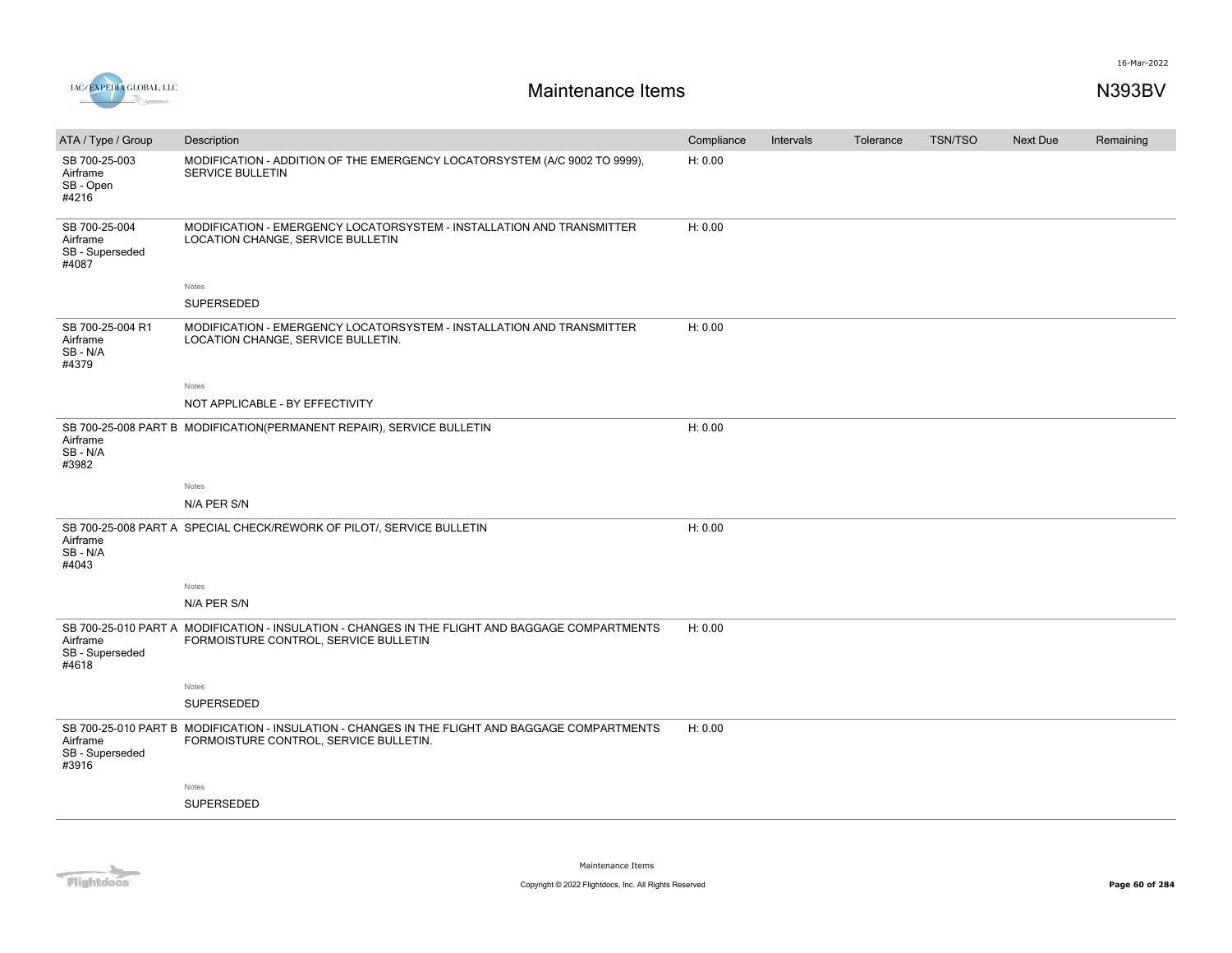# Maintenance Items

N393BV

| ATA / Type / Group | Description | Compliance | Intervals | Tolerance | TSN/TSO | Next Due | Remaining |
|---|---|---|---|---|---|---|---|
| SB 700-25-003 Airframe SB - Open #4216 | MODIFICATION - ADDITION OF THE EMERGENCY LOCATORSYSTEM (A/C 9002 TO 9999), SERVICE BULLETIN | H: 0.00 | | | | | |
| SB 700-25-004 Airframe SB - Superseded #4087 | MODIFICATION - EMERGENCY LOCATORSYSTEM - INSTALLATION AND TRANSMITTER LOCATION CHANGE, SERVICE BULLETIN<br><br>Notes<br>SUPERSEDED | H: 0.00 | | | | | |
| SB 700-25-004 R1 Airframe SB - N/A #4379 | MODIFICATION - EMERGENCY LOCATORSYSTEM - INSTALLATION AND TRANSMITTER LOCATION CHANGE, SERVICE BULLETIN.<br><br>Notes<br>NOT APPLICABLE - BY EFFECTIVITY | H: 0.00 | | | | | |
| SB 700-25-008 PART B Airframe SB - N/A #3982 | MODIFICATION(PERMANENT REPAIR), SERVICE BULLETIN<br><br>Notes<br>N/A PER S/N | H: 0.00 | | | | | |
| SB 700-25-008 PART A Airframe SB - N/A #4043 | SPECIAL CHECK/REWORK OF PILOT/, SERVICE BULLETIN<br><br>Notes<br>N/A PER S/N | H: 0.00 | | | | | |
| SB 700-25-010 PART A Airframe SB - Superseded #4618 | MODIFICATION - INSULATION - CHANGES IN THE FLIGHT AND BAGGAGE COMPARTMENTS FORMOISTURE CONTROL, SERVICE BULLETIN<br><br>Notes<br>SUPERSEDED | H: 0.00 | | | | | |
| SB 700-25-010 PART B Airframe SB - Superseded #3916 | MODIFICATION - INSULATION - CHANGES IN THE FLIGHT AND BAGGAGE COMPARTMENTS FORMOISTURE CONTROL, SERVICE BULLETIN.<br><br>Notes<br>SUPERSEDED | H: 0.00 | | | | | |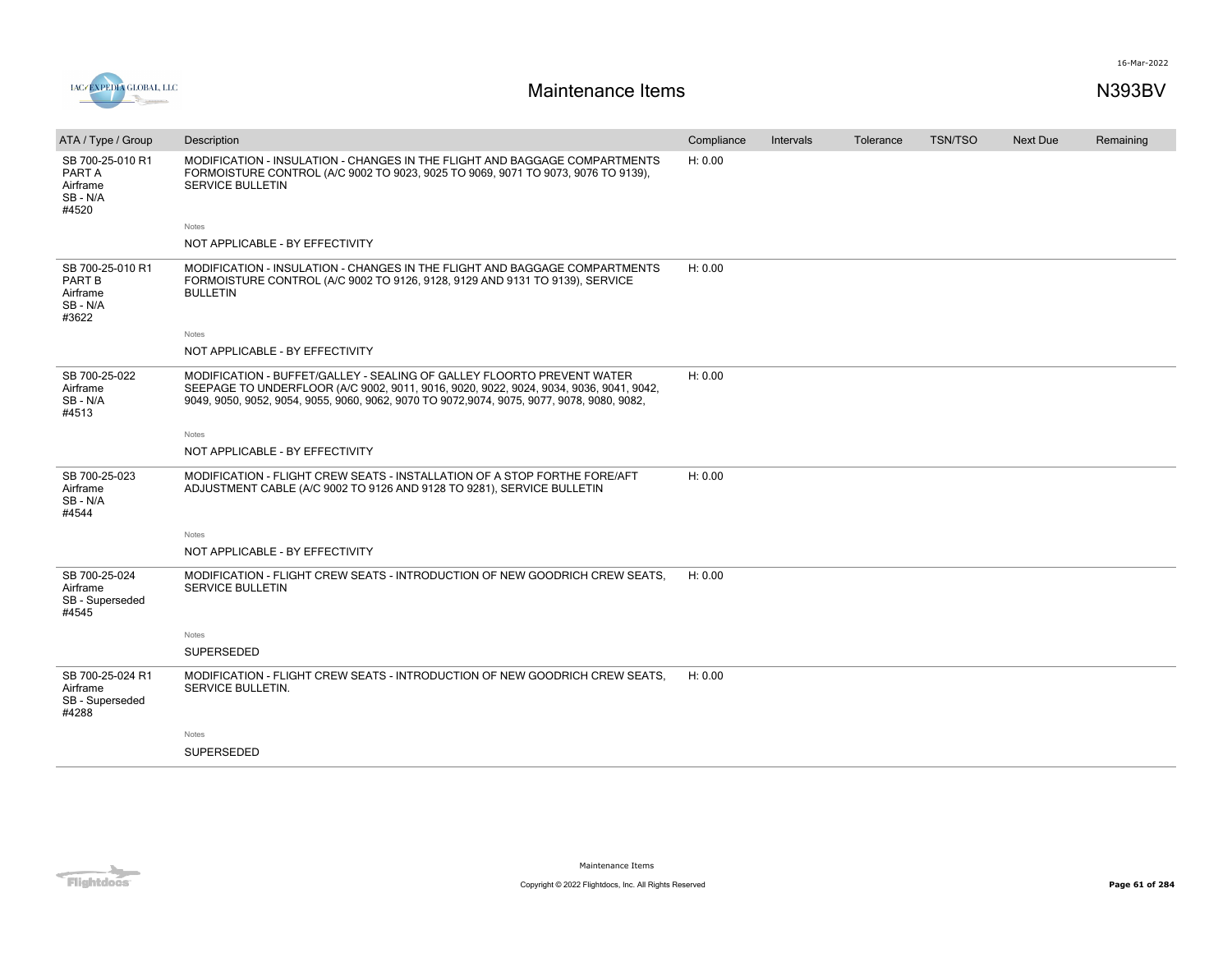| ATA / Type / Group | Description | Compliance | Intervals | Tolerance | TSN/TSO | Next Due | Remaining |
|---|---|---|---|---|---|---|---|
| SB 700-25-010 R1 PART A Airframe SB - N/A #4520 | MODIFICATION - INSULATION - CHANGES IN THE FLIGHT AND BAGGAGE COMPARTMENTS FORMOISTURE CONTROL (A/C 9002 TO 9023, 9025 TO 9069, 9071 TO 9073, 9076 TO 9139), SERVICE BULLETIN | H: 0.00 | | | | | |
| | Notes<br>NOT APPLICABLE - BY EFFECTIVITY | | | | | | |
| SB 700-25-010 R1 PART B Airframe SB - N/A #3622 | MODIFICATION - INSULATION - CHANGES IN THE FLIGHT AND BAGGAGE COMPARTMENTS FORMOISTURE CONTROL (A/C 9002 TO 9126, 9128, 9129 AND 9131 TO 9139), SERVICE BULLETIN | H: 0.00 | | | | | |
| | Notes<br>NOT APPLICABLE - BY EFFECTIVITY | | | | | | |
| SB 700-25-022 Airframe SB - N/A #4513 | MODIFICATION - BUFFET/GALLEY - SEALING OF GALLEY FLOORTO PREVENT WATER SEEPAGE TO UNDERFLOOR (A/C 9002, 9011, 9016, 9020, 9022, 9024, 9034, 9036, 9041, 9042, 9049, 9050, 9052, 9054, 9055, 9060, 9062, 9070 TO 9072,9074, 9075, 9077, 9078, 9080, 9082, | H: 0.00 | | | | | |
| | Notes<br>NOT APPLICABLE - BY EFFECTIVITY | | | | | | |
| SB 700-25-023 Airframe SB - N/A #4544 | MODIFICATION - FLIGHT CREW SEATS - INSTALLATION OF A STOP FORTHE FORE/AFT ADJUSTMENT CABLE (A/C 9002 TO 9126 AND 9128 TO 9281), SERVICE BULLETIN | H: 0.00 | | | | | |
| | Notes<br>NOT APPLICABLE - BY EFFECTIVITY | | | | | | |
| SB 700-25-024 Airframe SB - Superseded #4545 | MODIFICATION - FLIGHT CREW SEATS - INTRODUCTION OF NEW GOODRICH CREW SEATS, SERVICE BULLETIN | H: 0.00 | | | | | |
| | Notes<br>SUPERSEDED | | | | | | |
| SB 700-25-024 R1 Airframe SB - Superseded #4288 | MODIFICATION - FLIGHT CREW SEATS - INTRODUCTION OF NEW GOODRICH CREW SEATS, SERVICE BULLETIN. | H: 0.00 | | | | | |
| | Notes<br>SUPERSEDED | | | | | | |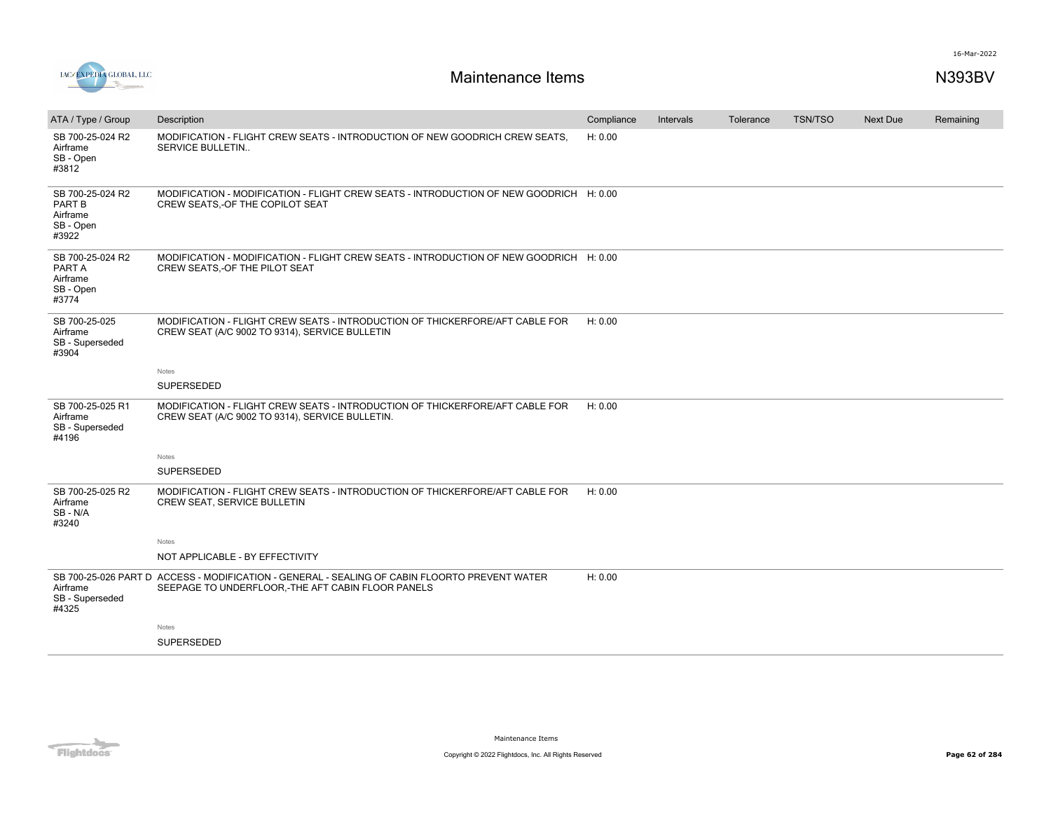# Maintenance Items

N393BV

| ATA / Type / Group | Description | Compliance | Intervals | Tolerance | TSN/TSO | Next Due | Remaining |
|---|---|---|---|---|---|---|---|
| SB 700-25-024 R2<br>Airframe<br>SB - Open<br>#3812 | MODIFICATION - FLIGHT CREW SEATS - INTRODUCTION OF NEW GOODRICH CREW SEATS, SERVICE BULLETIN.. | H: 0.00 | | | | | |
| SB 700-25-024 R2<br>PART B<br>Airframe<br>SB - Open<br>#3922 | MODIFICATION - MODIFICATION - FLIGHT CREW SEATS - INTRODUCTION OF NEW GOODRICH CREW SEATS,-OF THE COPILOT SEAT | H: 0.00 | | | | | |
| SB 700-25-024 R2<br>PART A<br>Airframe<br>SB - Open<br>#3774 | MODIFICATION - MODIFICATION - FLIGHT CREW SEATS - INTRODUCTION OF NEW GOODRICH CREW SEATS,-OF THE PILOT SEAT | H: 0.00 | | | | | |
| SB 700-25-025<br>Airframe<br>SB - Superseded<br>#3904 | MODIFICATION - FLIGHT CREW SEATS - INTRODUCTION OF THICKERFORE/AFT CABLE FOR CREW SEAT (A/C 9002 TO 9314), SERVICE BULLETIN<br><br>Notes<br>SUPERSEDED | H: 0.00 | | | | | |
| SB 700-25-025 R1<br>Airframe<br>SB - Superseded<br>#4196 | MODIFICATION - FLIGHT CREW SEATS - INTRODUCTION OF THICKERFORE/AFT CABLE FOR CREW SEAT (A/C 9002 TO 9314), SERVICE BULLETIN.<br><br>Notes<br>SUPERSEDED | H: 0.00 | | | | | |
| SB 700-25-025 R2<br>Airframe<br>SB - N/A<br>#3240 | MODIFICATION - FLIGHT CREW SEATS - INTRODUCTION OF THICKERFORE/AFT CABLE FOR CREW SEAT, SERVICE BULLETIN<br><br>Notes<br>NOT APPLICABLE - BY EFFECTIVITY | H: 0.00 | | | | | |
| SB 700-25-026 PART D<br>Airframe<br>SB - Superseded<br>#4325 | ACCESS - MODIFICATION - GENERAL - SEALING OF CABIN FLOORTO PREVENT WATER SEEPAGE TO UNDERFLOOR,-THE AFT CABIN FLOOR PANELS<br><br>Notes<br>SUPERSEDED | H: 0.00 | | | | | |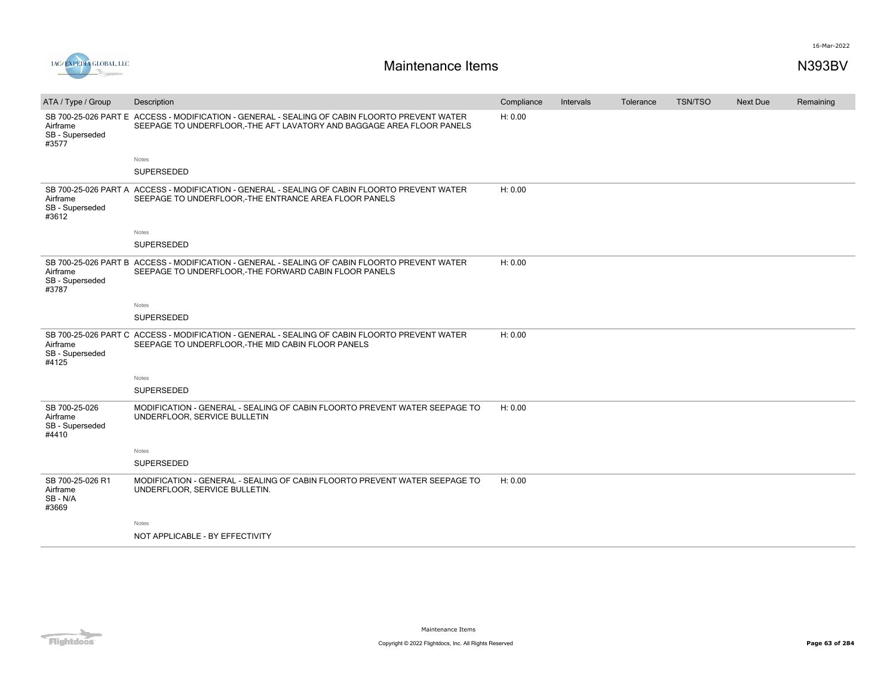| ATA / Type / Group | Description | Compliance | Intervals | Tolerance | TSN/TSO | Next Due | Remaining |
|---|---|---|---|---|---|---|---|
| SB 700-25-026 PART E<br>Airframe<br>SB - Superseded<br>#3577 | ACCESS - MODIFICATION - GENERAL - SEALING OF CABIN FLOORTO PREVENT WATER SEEPAGE TO UNDERFLOOR,-THE AFT LAVATORY AND BAGGAGE AREA FLOOR PANELS<br><br>Notes<br>SUPERSEDED | H: 0.00 | | | | | |
| SB 700-25-026 PART A<br>Airframe<br>SB - Superseded<br>#3612 | ACCESS - MODIFICATION - GENERAL - SEALING OF CABIN FLOORTO PREVENT WATER SEEPAGE TO UNDERFLOOR,-THE ENTRANCE AREA FLOOR PANELS<br><br>Notes<br>SUPERSEDED | H: 0.00 | | | | | |
| SB 700-25-026 PART B<br>Airframe<br>SB - Superseded<br>#3787 | ACCESS - MODIFICATION - GENERAL - SEALING OF CABIN FLOORTO PREVENT WATER SEEPAGE TO UNDERFLOOR,-THE FORWARD CABIN FLOOR PANELS<br><br>Notes<br>SUPERSEDED | H: 0.00 | | | | | |
| SB 700-25-026 PART C<br>Airframe<br>SB - Superseded<br>#4125 | ACCESS - MODIFICATION - GENERAL - SEALING OF CABIN FLOORTO PREVENT WATER SEEPAGE TO UNDERFLOOR,-THE MID CABIN FLOOR PANELS<br><br>Notes<br>SUPERSEDED | H: 0.00 | | | | | |
| SB 700-25-026<br>Airframe<br>SB - Superseded<br>#4410 | MODIFICATION - GENERAL - SEALING OF CABIN FLOORTO PREVENT WATER SEEPAGE TO UNDERFLOOR, SERVICE BULLETIN<br><br>Notes<br>SUPERSEDED | H: 0.00 | | | | | |
| SB 700-25-026 R1<br>Airframe<br>SB - N/A<br>#3669 | MODIFICATION - GENERAL - SEALING OF CABIN FLOORTO PREVENT WATER SEEPAGE TO UNDERFLOOR, SERVICE BULLETIN.<br><br>Notes<br>NOT APPLICABLE - BY EFFECTIVITY | H: 0.00 | | | | | |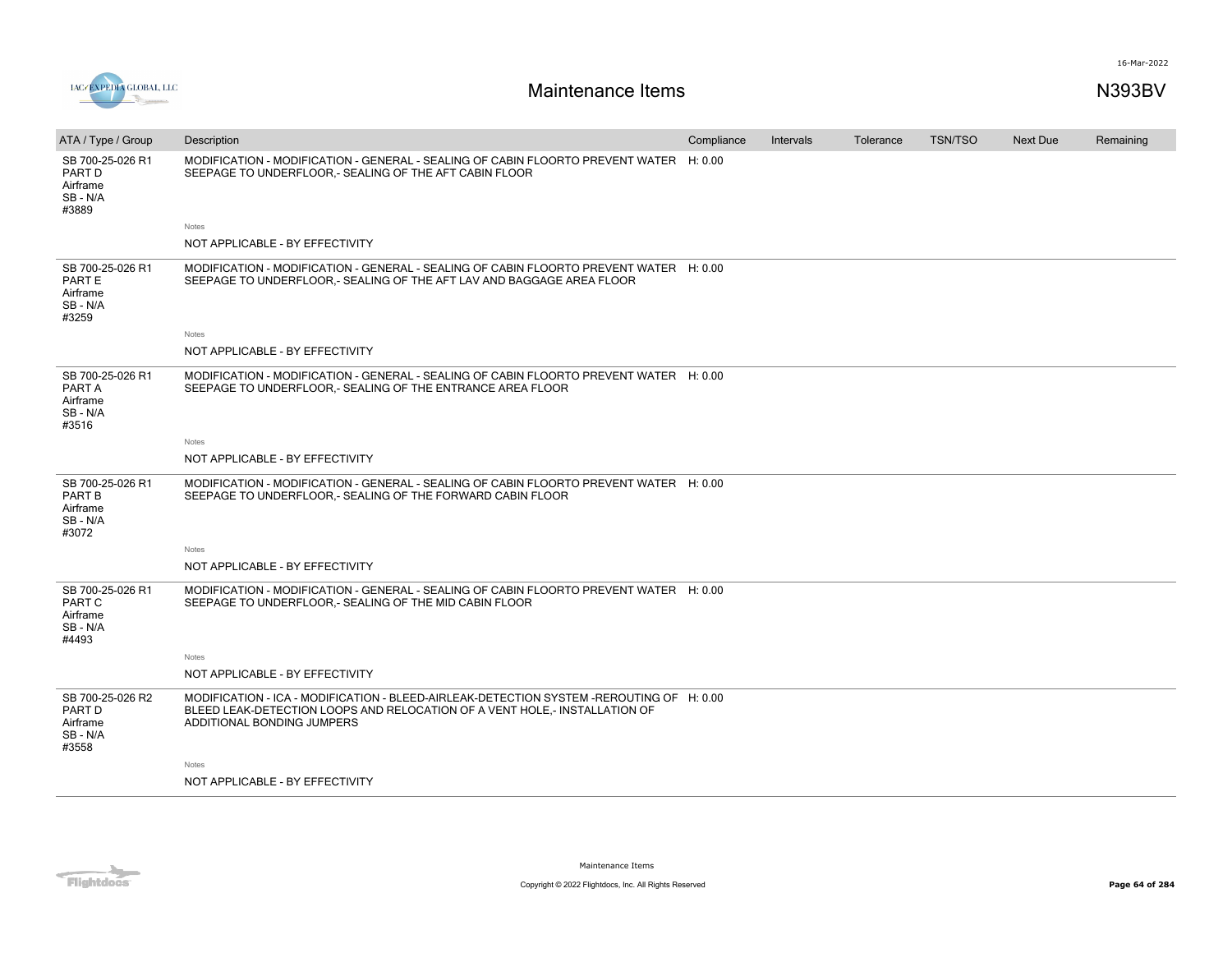| ATA / Type / Group | Description | Compliance | Intervals | Tolerance | TSN/TSO | Next Due | Remaining |
|---|---|---|---|---|---|---|---|
| SB 700-25-026 R1 PART D Airframe SB - N/A #3889 | MODIFICATION - MODIFICATION - GENERAL - SEALING OF CABIN FLOORTO PREVENT WATER SEEPAGE TO UNDERFLOOR,- SEALING OF THE AFT CABIN FLOOR | H: 0.00 | | | | | |
| | Notes<br>NOT APPLICABLE - BY EFFECTIVITY | | | | | | |
| SB 700-25-026 R1 PART E Airframe SB - N/A #3259 | MODIFICATION - MODIFICATION - GENERAL - SEALING OF CABIN FLOORTO PREVENT WATER SEEPAGE TO UNDERFLOOR,- SEALING OF THE AFT LAV AND BAGGAGE AREA FLOOR | H: 0.00 | | | | | |
| | Notes<br>NOT APPLICABLE - BY EFFECTIVITY | | | | | | |
| SB 700-25-026 R1 PART A Airframe SB - N/A #3516 | MODIFICATION - MODIFICATION - GENERAL - SEALING OF CABIN FLOORTO PREVENT WATER SEEPAGE TO UNDERFLOOR,- SEALING OF THE ENTRANCE AREA FLOOR | H: 0.00 | | | | | |
| | Notes<br>NOT APPLICABLE - BY EFFECTIVITY | | | | | | |
| SB 700-25-026 R1 PART B Airframe SB - N/A #3072 | MODIFICATION - MODIFICATION - GENERAL - SEALING OF CABIN FLOORTO PREVENT WATER SEEPAGE TO UNDERFLOOR,- SEALING OF THE FORWARD CABIN FLOOR | H: 0.00 | | | | | |
| | Notes<br>NOT APPLICABLE - BY EFFECTIVITY | | | | | | |
| SB 700-25-026 R1 PART C Airframe SB - N/A #4493 | MODIFICATION - MODIFICATION - GENERAL - SEALING OF CABIN FLOORTO PREVENT WATER SEEPAGE TO UNDERFLOOR,- SEALING OF THE MID CABIN FLOOR | H: 0.00 | | | | | |
| | Notes<br>NOT APPLICABLE - BY EFFECTIVITY | | | | | | |
| SB 700-25-026 R2 PART D Airframe SB - N/A #3558 | MODIFICATION - ICA - MODIFICATION - BLEED-AIRLEAK-DETECTION SYSTEM -REROUTING OF BLEED LEAK-DETECTION LOOPS AND RELOCATION OF A VENT HOLE,- INSTALLATION OF ADDITIONAL BONDING JUMPERS | H: 0.00 | | | | | |
| | Notes<br>NOT APPLICABLE - BY EFFECTIVITY | | | | | | |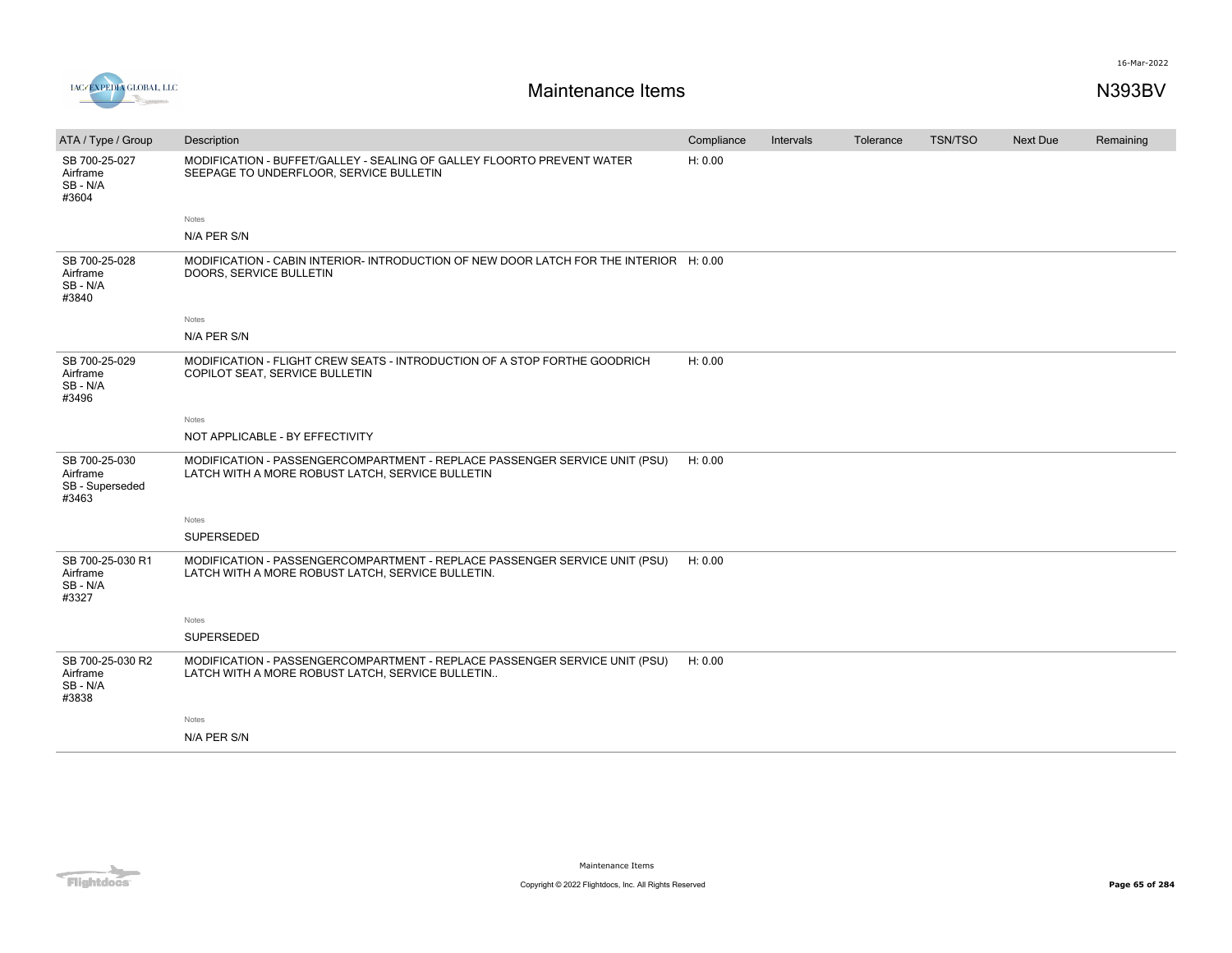# Maintenance Items

N393BV

| ATA / Type / Group | Description | Compliance | Intervals | Tolerance | TSN/TSO | Next Due | Remaining |
|---|---|---|---|---|---|---|---|
| SB 700-25-027<br>Airframe<br>SB - N/A<br>#3604 | MODIFICATION - BUFFET/GALLEY - SEALING OF GALLEY FLOORTO PREVENT WATER SEEPAGE TO UNDERFLOOR, SERVICE BULLETIN<br><br>Notes<br>N/A PER S/N | H: 0.00 | | | | | |
| SB 700-25-028<br>Airframe<br>SB - N/A<br>#3840 | MODIFICATION - CABIN INTERIOR- INTRODUCTION OF NEW DOOR LATCH FOR THE INTERIOR DOORS, SERVICE BULLETIN<br><br>Notes<br>N/A PER S/N | H: 0.00 | | | | | |
| SB 700-25-029<br>Airframe<br>SB - N/A<br>#3496 | MODIFICATION - FLIGHT CREW SEATS - INTRODUCTION OF A STOP FORTHE GOODRICH COPILOT SEAT, SERVICE BULLETIN<br><br>Notes<br>NOT APPLICABLE - BY EFFECTIVITY | H: 0.00 | | | | | |
| SB 700-25-030<br>Airframe<br>SB - Superseded<br>#3463 | MODIFICATION - PASSENGERCOMPARTMENT - REPLACE PASSENGER SERVICE UNIT (PSU) LATCH WITH A MORE ROBUST LATCH, SERVICE BULLETIN<br><br>Notes<br>SUPERSEDED | H: 0.00 | | | | | |
| SB 700-25-030 R1<br>Airframe<br>SB - N/A<br>#3327 | MODIFICATION - PASSENGERCOMPARTMENT - REPLACE PASSENGER SERVICE UNIT (PSU) LATCH WITH A MORE ROBUST LATCH, SERVICE BULLETIN.<br><br>Notes<br>SUPERSEDED | H: 0.00 | | | | | |
| SB 700-25-030 R2<br>Airframe<br>SB - N/A<br>#3838 | MODIFICATION - PASSENGERCOMPARTMENT - REPLACE PASSENGER SERVICE UNIT (PSU) LATCH WITH A MORE ROBUST LATCH, SERVICE BULLETIN..<br><br>Notes<br>N/A PER S/N | H: 0.00 | | | | | |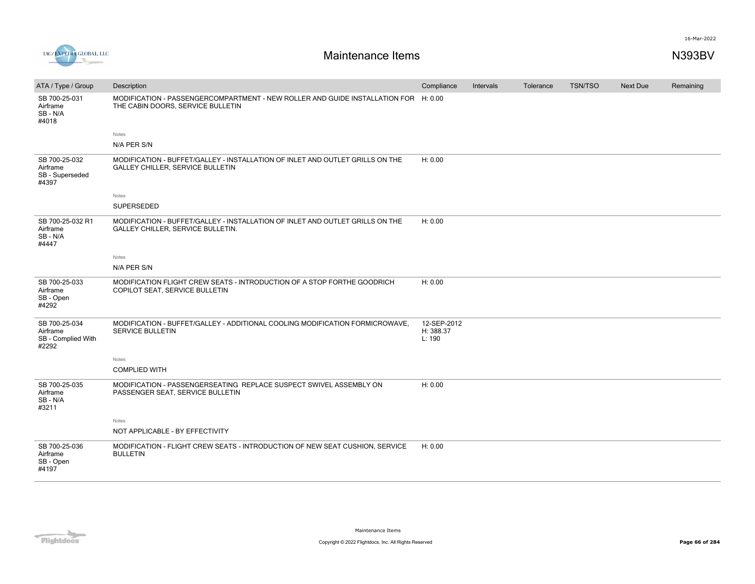| ATA / Type / Group | Description | Compliance | Intervals | Tolerance | TSN/TSO | Next Due | Remaining |
|---|---|---|---|---|---|---|---|
| SB 700-25-031<br>Airframe<br>SB - N/A<br>#4018 | MODIFICATION - PASSENGERCOMPARTMENT - NEW ROLLER AND GUIDE INSTALLATION FOR THE CABIN DOORS, SERVICE BULLETIN<br><br>Notes<br>N/A PER S/N | H: 0.00 | | | | | |
| SB 700-25-032<br>Airframe<br>SB - Superseded<br>#4397 | MODIFICATION - BUFFET/GALLEY - INSTALLATION OF INLET AND OUTLET GRILLS ON THE GALLEY CHILLER, SERVICE BULLETIN<br><br>Notes<br>SUPERSEDED | H: 0.00 | | | | | |
| SB 700-25-032 R1<br>Airframe<br>SB - N/A<br>#4447 | MODIFICATION - BUFFET/GALLEY - INSTALLATION OF INLET AND OUTLET GRILLS ON THE GALLEY CHILLER, SERVICE BULLETIN.<br><br>Notes<br>N/A PER S/N | H: 0.00 | | | | | |
| SB 700-25-033<br>Airframe<br>SB - Open<br>#4292 | MODIFICATION FLIGHT CREW SEATS - INTRODUCTION OF A STOP FORTHE GOODRICH COPILOT SEAT, SERVICE BULLETIN | H: 0.00 | | | | | |
| SB 700-25-034<br>Airframe<br>SB - Complied With<br>#2292 | MODIFICATION - BUFFET/GALLEY - ADDITIONAL COOLING MODIFICATION FORMICROWAVE, SERVICE BULLETIN<br><br>Notes<br>COMPLIED WITH | 12-SEP-2012<br>H: 388.37<br>L: 190 | | | | | |
| SB 700-25-035<br>Airframe<br>SB - N/A<br>#3211 | MODIFICATION - PASSENGERSEATING REPLACE SUSPECT SWIVEL ASSEMBLY ON PASSENGER SEAT, SERVICE BULLETIN<br><br>Notes<br>NOT APPLICABLE - BY EFFECTIVITY | H: 0.00 | | | | | |
| SB 700-25-036<br>Airframe<br>SB - Open<br>#4197 | MODIFICATION - FLIGHT CREW SEATS - INTRODUCTION OF NEW SEAT CUSHION, SERVICE BULLETIN | H: 0.00 | | | | | |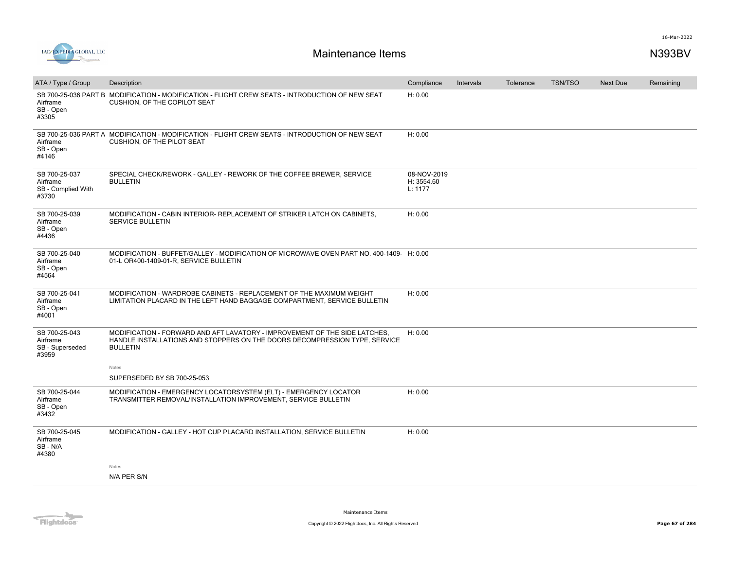# Maintenance Items

N393BV

| ATA / Type / Group | Description | Compliance | Intervals | Tolerance | TSN/TSO | Next Due | Remaining |
|---|---|---|---|---|---|---|---|
| SB 700-25-036 PART B Airframe SB - Open #3305 | MODIFICATION - MODIFICATION - FLIGHT CREW SEATS - INTRODUCTION OF NEW SEAT CUSHION, OF THE COPILOT SEAT | H: 0.00 | | | | | |
| SB 700-25-036 PART A Airframe SB - Open #4146 | MODIFICATION - MODIFICATION - FLIGHT CREW SEATS - INTRODUCTION OF NEW SEAT CUSHION, OF THE PILOT SEAT | H: 0.00 | | | | | |
| SB 700-25-037 Airframe SB - Complied With #3730 | SPECIAL CHECK/REWORK - GALLEY - REWORK OF THE COFFEE BREWER, SERVICE BULLETIN | 08-NOV-2019 H: 3554.60 L: 1177 | | | | | |
| SB 700-25-039 Airframe SB - Open #4436 | MODIFICATION - CABIN INTERIOR- REPLACEMENT OF STRIKER LATCH ON CABINETS, SERVICE BULLETIN | H: 0.00 | | | | | |
| SB 700-25-040 Airframe SB - Open #4564 | MODIFICATION - BUFFET/GALLEY - MODIFICATION OF MICROWAVE OVEN PART NO. 400-1409-01-L OR400-1409-01-R, SERVICE BULLETIN | H: 0.00 | | | | | |
| SB 700-25-041 Airframe SB - Open #4001 | MODIFICATION - WARDROBE CABINETS - REPLACEMENT OF THE MAXIMUM WEIGHT LIMITATION PLACARD IN THE LEFT HAND BAGGAGE COMPARTMENT, SERVICE BULLETIN | H: 0.00 | | | | | |
| SB 700-25-043 Airframe SB - Superseded #3959 | MODIFICATION - FORWARD AND AFT LAVATORY - IMPROVEMENT OF THE SIDE LATCHES, HANDLE INSTALLATIONS AND STOPPERS ON THE DOORS DECOMPRESSION TYPE, SERVICE BULLETIN<br>Notes<br>SUPERSEDED BY SB 700-25-053 | H: 0.00 | | | | | |
| SB 700-25-044 Airframe SB - Open #3432 | MODIFICATION - EMERGENCY LOCATORSYSTEM (ELT) - EMERGENCY LOCATOR TRANSMITTER REMOVAL/INSTALLATION IMPROVEMENT, SERVICE BULLETIN | H: 0.00 | | | | | |
| SB 700-25-045 Airframe SB - N/A #4380 | MODIFICATION - GALLEY - HOT CUP PLACARD INSTALLATION, SERVICE BULLETIN<br>Notes<br>N/A PER S/N | H: 0.00 | | | | | |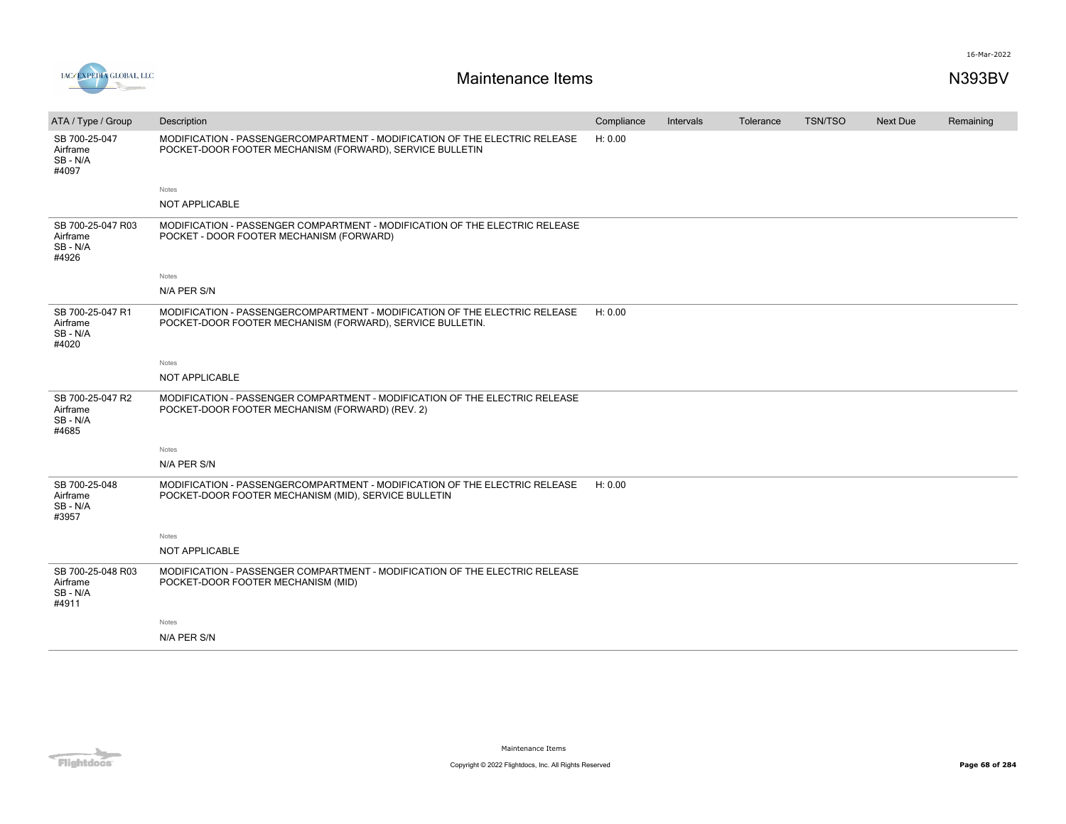# Maintenance Items

N393BV

| ATA / Type / Group | Description | Compliance | Intervals | Tolerance | TSN/TSO | Next Due | Remaining |
|---|---|---|---|---|---|---|---|
| SB 700-25-047 Airframe SB - N/A #4097 | MODIFICATION - PASSENGERCOMPARTMENT - MODIFICATION OF THE ELECTRIC RELEASE POCKET-DOOR FOOTER MECHANISM (FORWARD), SERVICE BULLETIN | H: 0.00 | | | | | |
| | Notes<br>NOT APPLICABLE | | | | | | |
| SB 700-25-047 R03 Airframe SB - N/A #4926 | MODIFICATION - PASSENGER COMPARTMENT - MODIFICATION OF THE ELECTRIC RELEASE POCKET - DOOR FOOTER MECHANISM (FORWARD) | | | | | | |
| | Notes<br>N/A PER S/N | | | | | | |
| SB 700-25-047 R1 Airframe SB - N/A #4020 | MODIFICATION - PASSENGERCOMPARTMENT - MODIFICATION OF THE ELECTRIC RELEASE POCKET-DOOR FOOTER MECHANISM (FORWARD), SERVICE BULLETIN. | H: 0.00 | | | | | |
| | Notes<br>NOT APPLICABLE | | | | | | |
| SB 700-25-047 R2 Airframe SB - N/A #4685 | MODIFICATION - PASSENGER COMPARTMENT - MODIFICATION OF THE ELECTRIC RELEASE POCKET-DOOR FOOTER MECHANISM (FORWARD) (REV. 2) | | | | | | |
| | Notes<br>N/A PER S/N | | | | | | |
| SB 700-25-048 Airframe SB - N/A #3957 | MODIFICATION - PASSENGERCOMPARTMENT - MODIFICATION OF THE ELECTRIC RELEASE POCKET-DOOR FOOTER MECHANISM (MID), SERVICE BULLETIN | H: 0.00 | | | | | |
| | Notes<br>NOT APPLICABLE | | | | | | |
| SB 700-25-048 R03 Airframe SB - N/A #4911 | MODIFICATION - PASSENGER COMPARTMENT - MODIFICATION OF THE ELECTRIC RELEASE POCKET-DOOR FOOTER MECHANISM (MID) | | | | | | |
| | Notes<br>N/A PER S/N | | | | | | |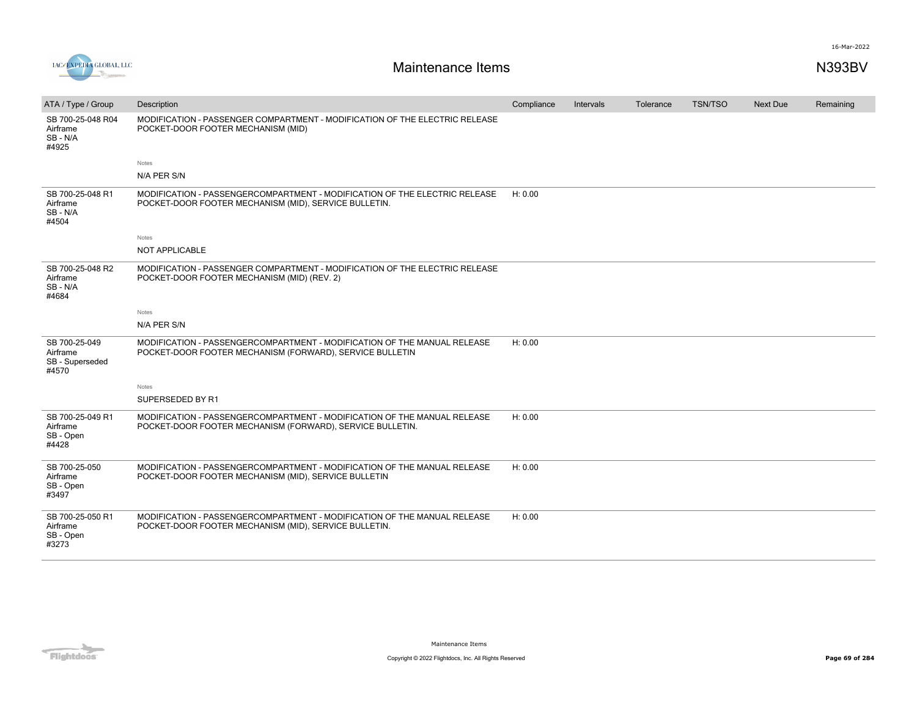# Maintenance Items

N393BV

| ATA / Type / Group | Description | Compliance | Intervals | Tolerance | TSN/TSO | Next Due | Remaining |
|---|---|---|---|---|---|---|---|
| SB 700-25-048 R04<br>Airframe<br>SB - N/A<br>#4925 | MODIFICATION - PASSENGER COMPARTMENT - MODIFICATION OF THE ELECTRIC RELEASE POCKET-DOOR FOOTER MECHANISM (MID)<br><br>Notes<br>N/A PER S/N | | | | | | |
| SB 700-25-048 R1<br>Airframe<br>SB - N/A<br>#4504 | MODIFICATION - PASSENGERCOMPARTMENT - MODIFICATION OF THE ELECTRIC RELEASE POCKET-DOOR FOOTER MECHANISM (MID), SERVICE BULLETIN.<br><br>Notes<br>NOT APPLICABLE | H: 0.00 | | | | | |
| SB 700-25-048 R2<br>Airframe<br>SB - N/A<br>#4684 | MODIFICATION - PASSENGER COMPARTMENT - MODIFICATION OF THE ELECTRIC RELEASE POCKET-DOOR FOOTER MECHANISM (MID) (REV. 2)<br><br>Notes<br>N/A PER S/N | | | | | | |
| SB 700-25-049<br>Airframe<br>SB - Superseded<br>#4570 | MODIFICATION - PASSENGERCOMPARTMENT - MODIFICATION OF THE MANUAL RELEASE POCKET-DOOR FOOTER MECHANISM (FORWARD), SERVICE BULLETIN<br><br>Notes<br>SUPERSEDED BY R1 | H: 0.00 | | | | | |
| SB 700-25-049 R1<br>Airframe<br>SB - Open<br>#4428 | MODIFICATION - PASSENGERCOMPARTMENT - MODIFICATION OF THE MANUAL RELEASE POCKET-DOOR FOOTER MECHANISM (FORWARD), SERVICE BULLETIN. | H: 0.00 | | | | | |
| SB 700-25-050<br>Airframe<br>SB - Open<br>#3497 | MODIFICATION - PASSENGERCOMPARTMENT - MODIFICATION OF THE MANUAL RELEASE POCKET-DOOR FOOTER MECHANISM (MID), SERVICE BULLETIN | H: 0.00 | | | | | |
| SB 700-25-050 R1<br>Airframe<br>SB - Open<br>#3273 | MODIFICATION - PASSENGERCOMPARTMENT - MODIFICATION OF THE MANUAL RELEASE POCKET-DOOR FOOTER MECHANISM (MID), SERVICE BULLETIN. | H: 0.00 | | | | | |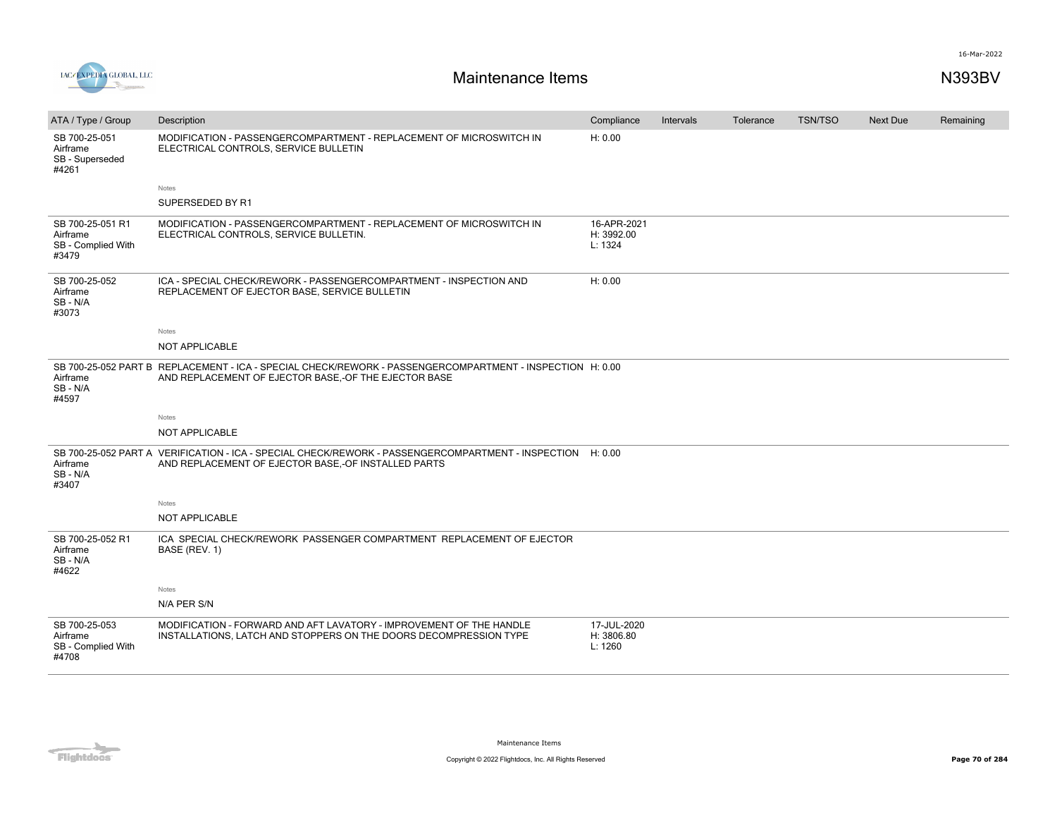# Maintenance Items

N393BV

| ATA / Type / Group | Description | Compliance | Intervals | Tolerance | TSN/TSO | Next Due | Remaining |
|---|---|---|---|---|---|---|---|
| SB 700-25-051<br>Airframe<br>SB - Superseded<br>#4261 | MODIFICATION - PASSENGERCOMPARTMENT - REPLACEMENT OF MICROSWITCH IN ELECTRICAL CONTROLS, SERVICE BULLETIN<br><br>Notes<br>SUPERSEDED BY R1 | H: 0.00 | | | | | |
| SB 700-25-051 R1<br>Airframe<br>SB - Complied With<br>#3479 | MODIFICATION - PASSENGERCOMPARTMENT - REPLACEMENT OF MICROSWITCH IN ELECTRICAL CONTROLS, SERVICE BULLETIN. | 16-APR-2021<br>H: 3992.00<br>L: 1324 | | | | | |
| SB 700-25-052<br>Airframe<br>SB - N/A<br>#3073 | ICA - SPECIAL CHECK/REWORK - PASSENGERCOMPARTMENT - INSPECTION AND REPLACEMENT OF EJECTOR BASE, SERVICE BULLETIN<br><br>Notes<br>NOT APPLICABLE | H: 0.00 | | | | | |
| SB 700-25-052 PART B<br>Airframe<br>SB - N/A<br>#4597 | REPLACEMENT - ICA - SPECIAL CHECK/REWORK - PASSENGERCOMPARTMENT - INSPECTION AND REPLACEMENT OF EJECTOR BASE,-OF THE EJECTOR BASE<br><br>Notes<br>NOT APPLICABLE | H: 0.00 | | | | | |
| SB 700-25-052 PART A<br>Airframe<br>SB - N/A<br>#3407 | VERIFICATION - ICA - SPECIAL CHECK/REWORK - PASSENGERCOMPARTMENT - INSPECTION AND REPLACEMENT OF EJECTOR BASE,-OF INSTALLED PARTS<br><br>Notes<br>NOT APPLICABLE | H: 0.00 | | | | | |
| SB 700-25-052 R1<br>Airframe<br>SB - N/A<br>#4622 | ICA SPECIAL CHECK/REWORK PASSENGER COMPARTMENT REPLACEMENT OF EJECTOR BASE (REV. 1)<br><br>Notes<br>N/A PER S/N | | | | | | |
| SB 700-25-053<br>Airframe<br>SB - Complied With<br>#4708 | MODIFICATION - FORWARD AND AFT LAVATORY - IMPROVEMENT OF THE HANDLE INSTALLATIONS, LATCH AND STOPPERS ON THE DOORS DECOMPRESSION TYPE | 17-JUL-2020<br>H: 3806.80<br>L: 1260 | | | | | |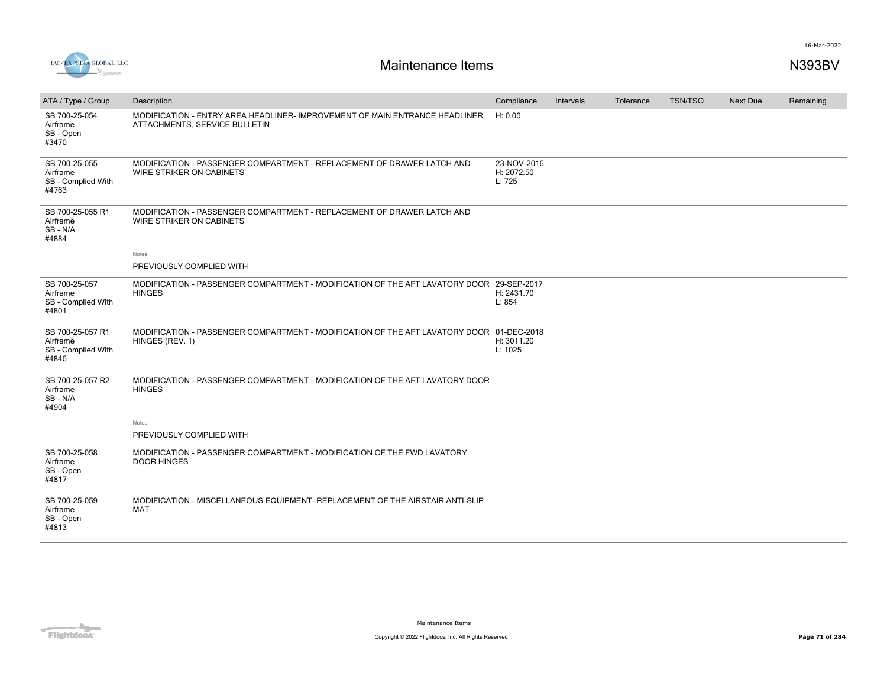# Maintenance Items

N393BV

| ATA / Type / Group | Description | Compliance | Intervals | Tolerance | TSN/TSO | Next Due | Remaining |
|---|---|---|---|---|---|---|---|
| SB 700-25-054 Airframe SB - Open #3470 | MODIFICATION - ENTRY AREA HEADLINER- IMPROVEMENT OF MAIN ENTRANCE HEADLINER ATTACHMENTS, SERVICE BULLETIN | H: 0.00 | | | | | |
| SB 700-25-055 Airframe SB - Complied With #4763 | MODIFICATION - PASSENGER COMPARTMENT - REPLACEMENT OF DRAWER LATCH AND WIRE STRIKER ON CABINETS | 23-NOV-2016 H: 2072.50 L: 725 | | | | | |
| SB 700-25-055 R1 Airframe SB - N/A #4884 | MODIFICATION - PASSENGER COMPARTMENT - REPLACEMENT OF DRAWER LATCH AND WIRE STRIKER ON CABINETS<br><br>Notes<br>PREVIOUSLY COMPLIED WITH | | | | | | |
| SB 700-25-057 Airframe SB - Complied With #4801 | MODIFICATION - PASSENGER COMPARTMENT - MODIFICATION OF THE AFT LAVATORY DOOR HINGES | 29-SEP-2017 H: 2431.70 L: 854 | | | | | |
| SB 700-25-057 R1 Airframe SB - Complied With #4846 | MODIFICATION - PASSENGER COMPARTMENT - MODIFICATION OF THE AFT LAVATORY DOOR HINGES (REV. 1) | 01-DEC-2018 H: 3011.20 L: 1025 | | | | | |
| SB 700-25-057 R2 Airframe SB - N/A #4904 | MODIFICATION - PASSENGER COMPARTMENT - MODIFICATION OF THE AFT LAVATORY DOOR HINGES<br><br>Notes<br>PREVIOUSLY COMPLIED WITH | | | | | | |
| SB 700-25-058 Airframe SB - Open #4817 | MODIFICATION - PASSENGER COMPARTMENT - MODIFICATION OF THE FWD LAVATORY DOOR HINGES | | | | | | |
| SB 700-25-059 Airframe SB - Open #4813 | MODIFICATION - MISCELLANEOUS EQUIPMENT- REPLACEMENT OF THE AIRSTAIR ANTI-SLIP MAT | | | | | | |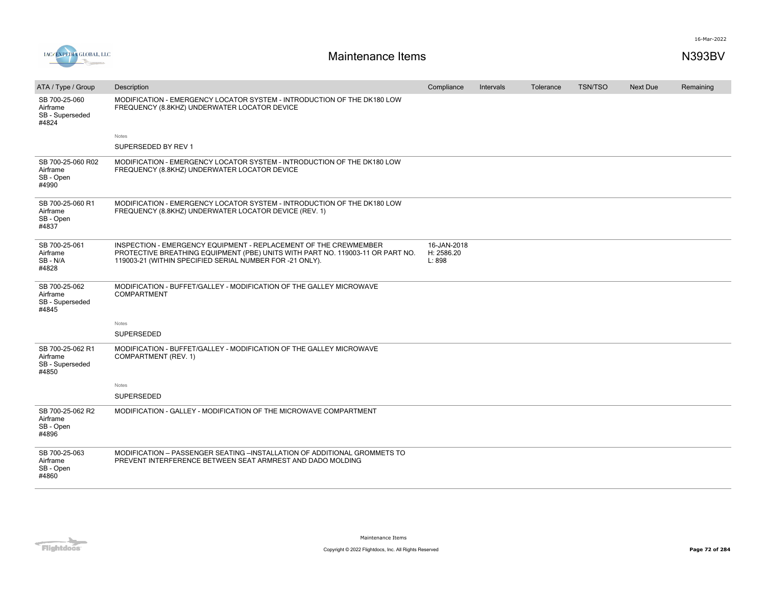# Maintenance Items

N393BV

| ATA / Type / Group | Description | Compliance | Intervals | Tolerance | TSN/TSO | Next Due | Remaining |
|---|---|---|---|---|---|---|---|
| SB 700-25-060<br>Airframe<br>SB - Superseded<br>#4824 | MODIFICATION - EMERGENCY LOCATOR SYSTEM - INTRODUCTION OF THE DK180 LOW FREQUENCY (8.8KHZ) UNDERWATER LOCATOR DEVICE<br><br>Notes<br>SUPERSEDED BY REV 1 | | | | | | |
| SB 700-25-060 R02<br>Airframe<br>SB - Open<br>#4990 | MODIFICATION - EMERGENCY LOCATOR SYSTEM - INTRODUCTION OF THE DK180 LOW FREQUENCY (8.8KHZ) UNDERWATER LOCATOR DEVICE | | | | | | |
| SB 700-25-060 R1<br>Airframe<br>SB - Open<br>#4837 | MODIFICATION - EMERGENCY LOCATOR SYSTEM - INTRODUCTION OF THE DK180 LOW FREQUENCY (8.8KHZ) UNDERWATER LOCATOR DEVICE (REV. 1) | | | | | | |
| SB 700-25-061<br>Airframe<br>SB - N/A<br>#4828 | INSPECTION - EMERGENCY EQUIPMENT - REPLACEMENT OF THE CREWMEMBER PROTECTIVE BREATHING EQUIPMENT (PBE) UNITS WITH PART NO. 119003-11 OR PART NO. 119003-21 (WITHIN SPECIFIED SERIAL NUMBER FOR -21 ONLY). | 16-JAN-2018<br>H: 2586.20<br>L: 898 | | | | | |
| SB 700-25-062<br>Airframe<br>SB - Superseded<br>#4845 | MODIFICATION - BUFFET/GALLEY - MODIFICATION OF THE GALLEY MICROWAVE COMPARTMENT<br><br>Notes<br>SUPERSEDED | | | | | | |
| SB 700-25-062 R1<br>Airframe<br>SB - Superseded<br>#4850 | MODIFICATION - BUFFET/GALLEY - MODIFICATION OF THE GALLEY MICROWAVE COMPARTMENT (REV. 1)<br><br>Notes<br>SUPERSEDED | | | | | | |
| SB 700-25-062 R2<br>Airframe<br>SB - Open<br>#4896 | MODIFICATION - GALLEY - MODIFICATION OF THE MICROWAVE COMPARTMENT | | | | | | |
| SB 700-25-063<br>Airframe<br>SB - Open<br>#4860 | MODIFICATION – PASSENGER SEATING –INSTALLATION OF ADDITIONAL GROMMETS TO PREVENT INTERFERENCE BETWEEN SEAT ARMREST AND DADO MOLDING | | | | | | |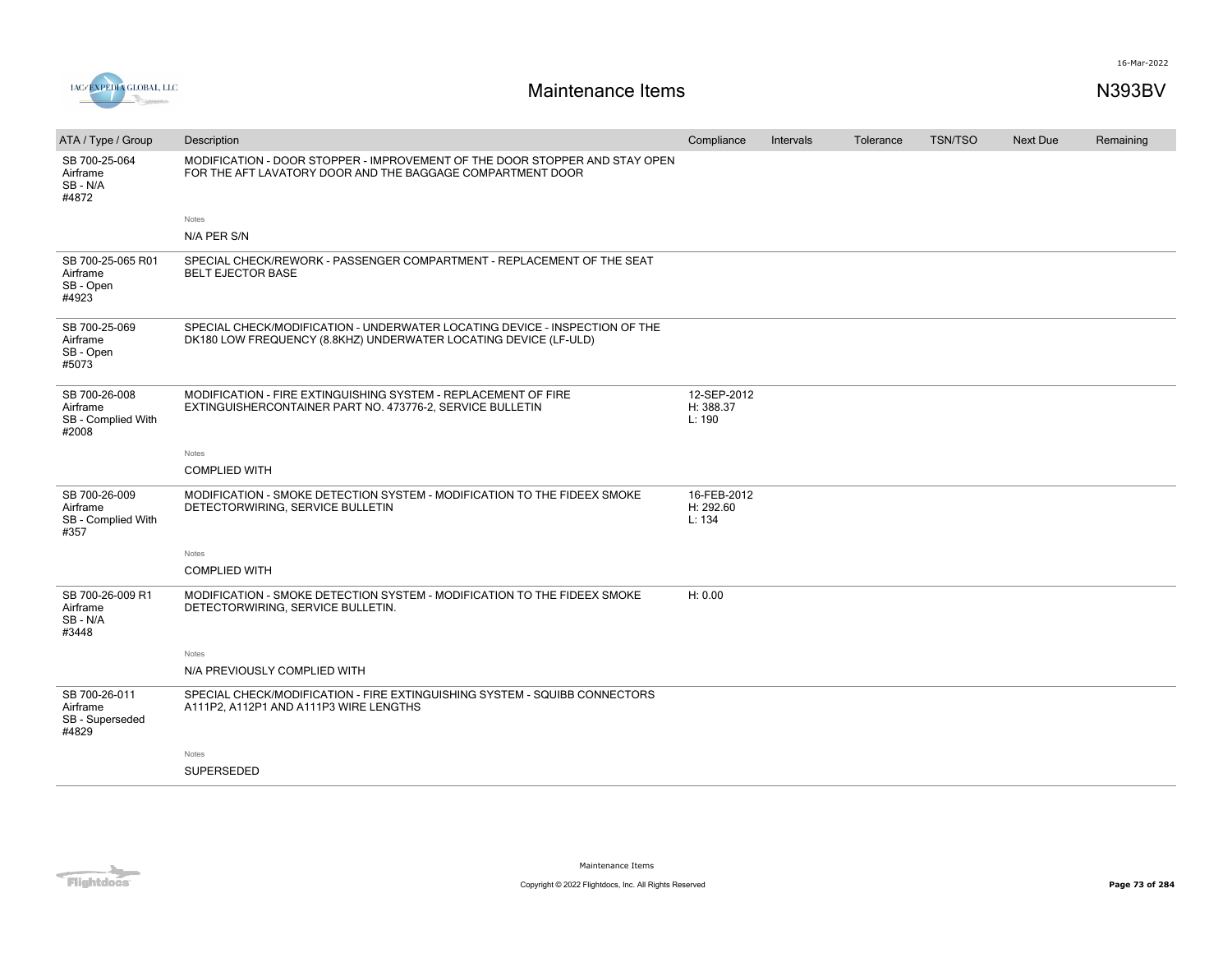| ATA / Type / Group | Description | Compliance | Intervals | Tolerance | TSN/TSO | Next Due | Remaining |
|---|---|---|---|---|---|---|---|
| SB 700-25-064<br>Airframe<br>SB - N/A<br>#4872 | MODIFICATION - DOOR STOPPER - IMPROVEMENT OF THE DOOR STOPPER AND STAY OPEN FOR THE AFT LAVATORY DOOR AND THE BAGGAGE COMPARTMENT DOOR<br><br>Notes<br>N/A PER S/N | | | | | | |
| SB 700-25-065 R01<br>Airframe<br>SB - Open<br>#4923 | SPECIAL CHECK/REWORK - PASSENGER COMPARTMENT - REPLACEMENT OF THE SEAT BELT EJECTOR BASE | | | | | | |
| SB 700-25-069<br>Airframe<br>SB - Open<br>#5073 | SPECIAL CHECK/MODIFICATION - UNDERWATER LOCATING DEVICE - INSPECTION OF THE DK180 LOW FREQUENCY (8.8KHZ) UNDERWATER LOCATING DEVICE (LF-ULD) | | | | | | |
| SB 700-26-008<br>Airframe<br>SB - Complied With<br>#2008 | MODIFICATION - FIRE EXTINGUISHING SYSTEM - REPLACEMENT OF FIRE EXTINGUISHERCONTAINER PART NO. 473776-2, SERVICE BULLETIN<br><br>Notes<br>COMPLIED WITH | 12-SEP-2012<br>H: 388.37<br>L: 190 | | | | | |
| SB 700-26-009<br>Airframe<br>SB - Complied With<br>#357 | MODIFICATION - SMOKE DETECTION SYSTEM - MODIFICATION TO THE FIDEEX SMOKE DETECTORWIRING, SERVICE BULLETIN<br><br>Notes<br>COMPLIED WITH | 16-FEB-2012<br>H: 292.60<br>L: 134 | | | | | |
| SB 700-26-009 R1<br>Airframe<br>SB - N/A<br>#3448 | MODIFICATION - SMOKE DETECTION SYSTEM - MODIFICATION TO THE FIDEEX SMOKE DETECTORWIRING, SERVICE BULLETIN.<br><br>Notes<br>N/A PREVIOUSLY COMPLIED WITH | H: 0.00 | | | | | |
| SB 700-26-011<br>Airframe<br>SB - Superseded<br>#4829 | SPECIAL CHECK/MODIFICATION - FIRE EXTINGUISHING SYSTEM - SQUIBB CONNECTORS A111P2, A112P1 AND A111P3 WIRE LENGTHS<br><br>Notes<br>SUPERSEDED | | | | | | |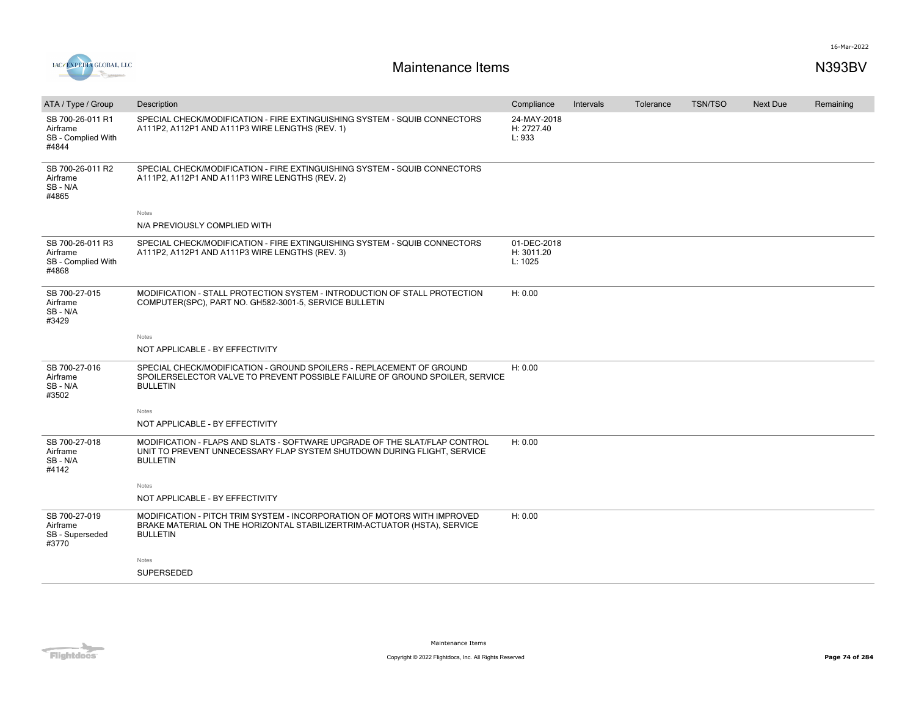# Maintenance Items

N393BV

| ATA / Type / Group | Description | Compliance | Intervals | Tolerance | TSN/TSO | Next Due | Remaining |
|---|---|---|---|---|---|---|---|
| SB 700-26-011 R1<br>Airframe<br>SB - Complied With<br>#4844 | SPECIAL CHECK/MODIFICATION - FIRE EXTINGUISHING SYSTEM - SQUIB CONNECTORS A111P2, A112P1 AND A111P3 WIRE LENGTHS (REV. 1) | 24-MAY-2018<br>H: 2727.40<br>L: 933 | | | | | |
| SB 700-26-011 R2<br>Airframe<br>SB - N/A<br>#4865 | SPECIAL CHECK/MODIFICATION - FIRE EXTINGUISHING SYSTEM - SQUIB CONNECTORS A111P2, A112P1 AND A111P3 WIRE LENGTHS (REV. 2)<br><br>Notes<br>N/A PREVIOUSLY COMPLIED WITH | | | | | | |
| SB 700-26-011 R3<br>Airframe<br>SB - Complied With<br>#4868 | SPECIAL CHECK/MODIFICATION - FIRE EXTINGUISHING SYSTEM - SQUIB CONNECTORS A111P2, A112P1 AND A111P3 WIRE LENGTHS (REV. 3) | 01-DEC-2018<br>H: 3011.20<br>L: 1025 | | | | | |
| SB 700-27-015<br>Airframe<br>SB - N/A<br>#3429 | MODIFICATION - STALL PROTECTION SYSTEM - INTRODUCTION OF STALL PROTECTION COMPUTER(SPC), PART NO. GH582-3001-5, SERVICE BULLETIN<br><br>Notes<br>NOT APPLICABLE - BY EFFECTIVITY | H: 0.00 | | | | | |
| SB 700-27-016<br>Airframe<br>SB - N/A<br>#3502 | SPECIAL CHECK/MODIFICATION - GROUND SPOILERS - REPLACEMENT OF GROUND SPOILERSELECTOR VALVE TO PREVENT POSSIBLE FAILURE OF GROUND SPOILER, SERVICE BULLETIN<br><br>Notes<br>NOT APPLICABLE - BY EFFECTIVITY | H: 0.00 | | | | | |
| SB 700-27-018<br>Airframe<br>SB - N/A<br>#4142 | MODIFICATION - FLAPS AND SLATS - SOFTWARE UPGRADE OF THE SLAT/FLAP CONTROL UNIT TO PREVENT UNNECESSARY FLAP SYSTEM SHUTDOWN DURING FLIGHT, SERVICE BULLETIN<br><br>Notes<br>NOT APPLICABLE - BY EFFECTIVITY | H: 0.00 | | | | | |
| SB 700-27-019<br>Airframe<br>SB - Superseded<br>#3770 | MODIFICATION - PITCH TRIM SYSTEM - INCORPORATION OF MOTORS WITH IMPROVED BRAKE MATERIAL ON THE HORIZONTAL STABILIZERTRIM-ACTUATOR (HSTA), SERVICE BULLETIN<br><br>Notes<br>SUPERSEDED | H: 0.00 | | | | | |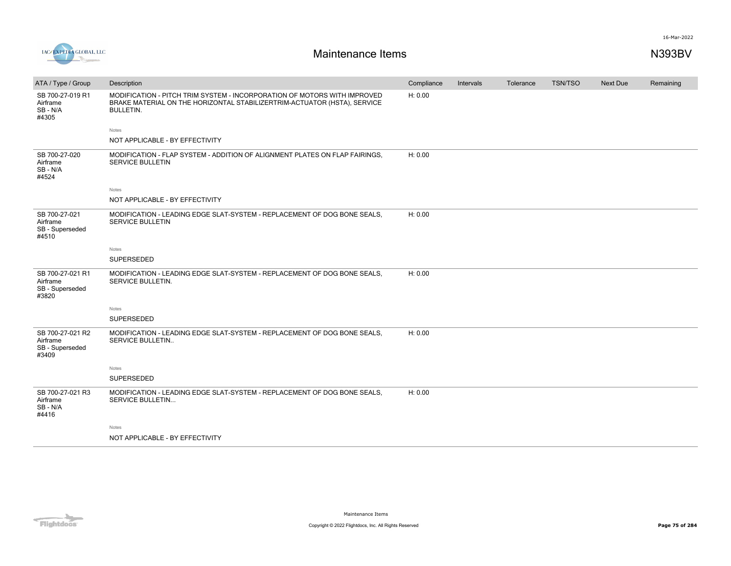# Maintenance Items

N393BV

| ATA / Type / Group | Description | Compliance | Intervals | Tolerance | TSN/TSO | Next Due | Remaining |
|---|---|---|---|---|---|---|---|
| SB 700-27-019 R1<br>Airframe<br>SB - N/A<br>#4305 | MODIFICATION - PITCH TRIM SYSTEM - INCORPORATION OF MOTORS WITH IMPROVED BRAKE MATERIAL ON THE HORIZONTAL STABILIZERTRIM-ACTUATOR (HSTA), SERVICE BULLETIN.<br><br>Notes<br>NOT APPLICABLE - BY EFFECTIVITY | H: 0.00 | | | | | |
| SB 700-27-020<br>Airframe<br>SB - N/A<br>#4524 | MODIFICATION - FLAP SYSTEM - ADDITION OF ALIGNMENT PLATES ON FLAP FAIRINGS, SERVICE BULLETIN<br><br>Notes<br>NOT APPLICABLE - BY EFFECTIVITY | H: 0.00 | | | | | |
| SB 700-27-021<br>Airframe<br>SB - Superseded<br>#4510 | MODIFICATION - LEADING EDGE SLAT-SYSTEM - REPLACEMENT OF DOG BONE SEALS, SERVICE BULLETIN<br><br>Notes<br>SUPERSEDED | H: 0.00 | | | | | |
| SB 700-27-021 R1<br>Airframe<br>SB - Superseded<br>#3820 | MODIFICATION - LEADING EDGE SLAT-SYSTEM - REPLACEMENT OF DOG BONE SEALS, SERVICE BULLETIN.<br><br>Notes<br>SUPERSEDED | H: 0.00 | | | | | |
| SB 700-27-021 R2<br>Airframe<br>SB - Superseded<br>#3409 | MODIFICATION - LEADING EDGE SLAT-SYSTEM - REPLACEMENT OF DOG BONE SEALS, SERVICE BULLETIN..<br><br>Notes<br>SUPERSEDED | H: 0.00 | | | | | |
| SB 700-27-021 R3<br>Airframe<br>SB - N/A<br>#4416 | MODIFICATION - LEADING EDGE SLAT-SYSTEM - REPLACEMENT OF DOG BONE SEALS, SERVICE BULLETIN...<br><br>Notes<br>NOT APPLICABLE - BY EFFECTIVITY | H: 0.00 | | | | | |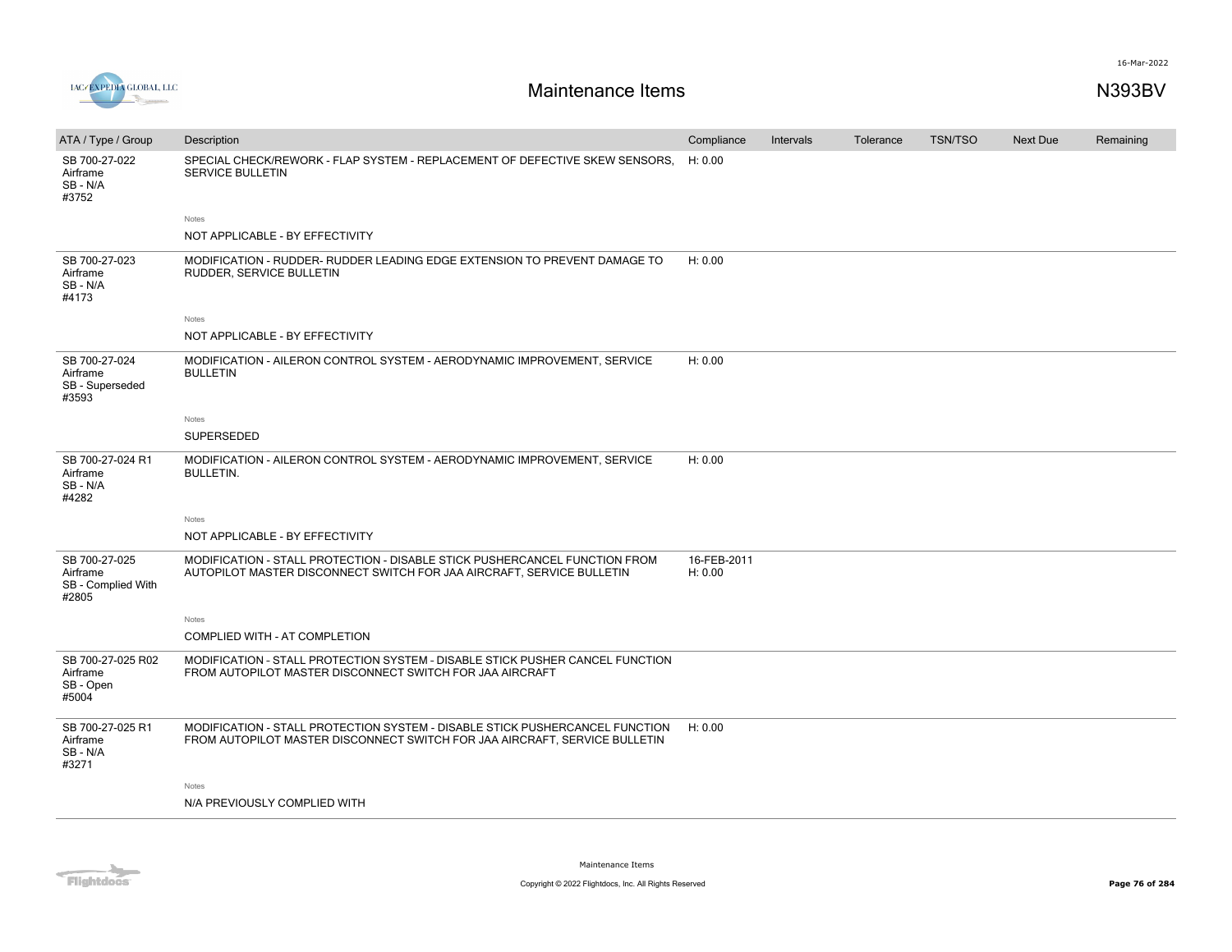# Maintenance Items

N393BV

| ATA / Type / Group | Description | Compliance | Intervals | Tolerance | TSN/TSO | Next Due | Remaining |
|---|---|---|---|---|---|---|---|
| SB 700-27-022<br>Airframe<br>SB - N/A<br>#3752 | SPECIAL CHECK/REWORK - FLAP SYSTEM - REPLACEMENT OF DEFECTIVE SKEW SENSORS, SERVICE BULLETIN<br><br>Notes<br>NOT APPLICABLE - BY EFFECTIVITY | H: 0.00 | | | | | |
| SB 700-27-023<br>Airframe<br>SB - N/A<br>#4173 | MODIFICATION - RUDDER- RUDDER LEADING EDGE EXTENSION TO PREVENT DAMAGE TO RUDDER, SERVICE BULLETIN<br><br>Notes<br>NOT APPLICABLE - BY EFFECTIVITY | H: 0.00 | | | | | |
| SB 700-27-024<br>Airframe<br>SB - Superseded<br>#3593 | MODIFICATION - AILERON CONTROL SYSTEM - AERODYNAMIC IMPROVEMENT, SERVICE BULLETIN<br><br>Notes<br>SUPERSEDED | H: 0.00 | | | | | |
| SB 700-27-024 R1<br>Airframe<br>SB - N/A<br>#4282 | MODIFICATION - AILERON CONTROL SYSTEM - AERODYNAMIC IMPROVEMENT, SERVICE BULLETIN.<br><br>Notes<br>NOT APPLICABLE - BY EFFECTIVITY | H: 0.00 | | | | | |
| SB 700-27-025<br>Airframe<br>SB - Complied With<br>#2805 | MODIFICATION - STALL PROTECTION - DISABLE STICK PUSHERCANCEL FUNCTION FROM AUTOPILOT MASTER DISCONNECT SWITCH FOR JAA AIRCRAFT, SERVICE BULLETIN<br><br>Notes<br>COMPLIED WITH - AT COMPLETION | 16-FEB-2011<br>H: 0.00 | | | | | |
| SB 700-27-025 R02<br>Airframe<br>SB - Open<br>#5004 | MODIFICATION - STALL PROTECTION SYSTEM - DISABLE STICK PUSHER CANCEL FUNCTION FROM AUTOPILOT MASTER DISCONNECT SWITCH FOR JAA AIRCRAFT | | | | | | |
| SB 700-27-025 R1<br>Airframe<br>SB - N/A<br>#3271 | MODIFICATION - STALL PROTECTION SYSTEM - DISABLE STICK PUSHERCANCEL FUNCTION FROM AUTOPILOT MASTER DISCONNECT SWITCH FOR JAA AIRCRAFT, SERVICE BULLETIN<br><br>Notes<br>N/A PREVIOUSLY COMPLIED WITH | H: 0.00 | | | | | |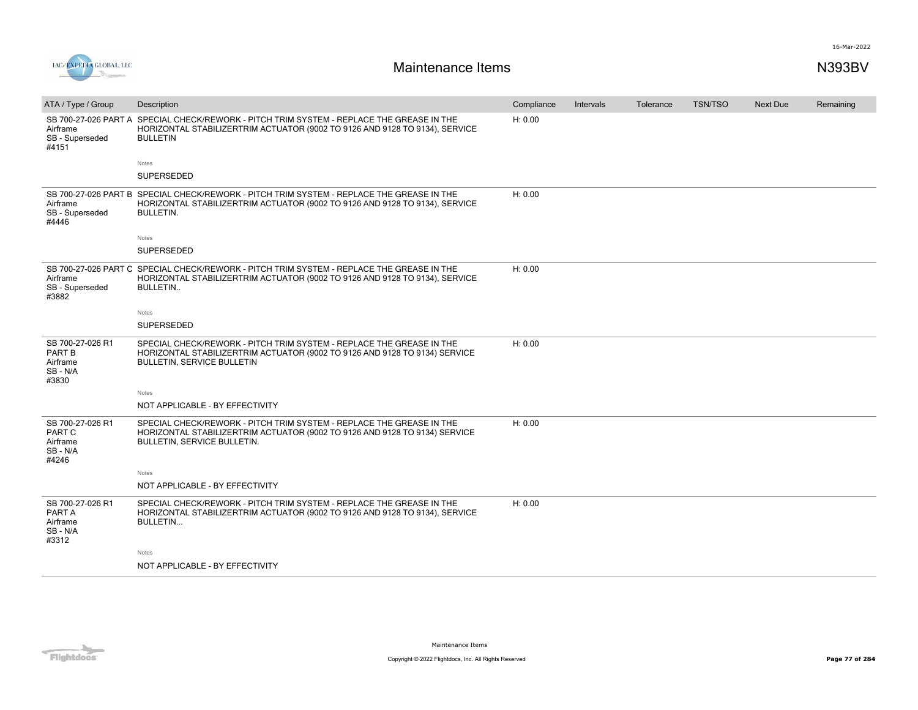# Maintenance Items

N393BV

| ATA / Type / Group | Description | Compliance | Intervals | Tolerance | TSN/TSO | Next Due | Remaining |
|---|---|---|---|---|---|---|---|
| SB 700-27-026 PART A Airframe SB - Superseded #4151 | SPECIAL CHECK/REWORK - PITCH TRIM SYSTEM - REPLACE THE GREASE IN THE HORIZONTAL STABILIZERTRIM ACTUATOR (9002 TO 9126 AND 9128 TO 9134), SERVICE BULLETIN | H: 0.00 | | | | | |
| | Notes<br>SUPERSEDED | | | | | | |
| SB 700-27-026 PART B Airframe SB - Superseded #4446 | SPECIAL CHECK/REWORK - PITCH TRIM SYSTEM - REPLACE THE GREASE IN THE HORIZONTAL STABILIZERTRIM ACTUATOR (9002 TO 9126 AND 9128 TO 9134), SERVICE BULLETIN. | H: 0.00 | | | | | |
| | Notes<br>SUPERSEDED | | | | | | |
| SB 700-27-026 PART C Airframe SB - Superseded #3882 | SPECIAL CHECK/REWORK - PITCH TRIM SYSTEM - REPLACE THE GREASE IN THE HORIZONTAL STABILIZERTRIM ACTUATOR (9002 TO 9126 AND 9128 TO 9134), SERVICE BULLETIN.. | H: 0.00 | | | | | |
| | Notes<br>SUPERSEDED | | | | | | |
| SB 700-27-026 R1 PART B Airframe SB - N/A #3830 | SPECIAL CHECK/REWORK - PITCH TRIM SYSTEM - REPLACE THE GREASE IN THE HORIZONTAL STABILIZERTRIM ACTUATOR (9002 TO 9126 AND 9128 TO 9134) SERVICE BULLETIN, SERVICE BULLETIN | H: 0.00 | | | | | |
| | Notes<br>NOT APPLICABLE - BY EFFECTIVITY | | | | | | |
| SB 700-27-026 R1 PART C Airframe SB - N/A #4246 | SPECIAL CHECK/REWORK - PITCH TRIM SYSTEM - REPLACE THE GREASE IN THE HORIZONTAL STABILIZERTRIM ACTUATOR (9002 TO 9126 AND 9128 TO 9134) SERVICE BULLETIN, SERVICE BULLETIN. | H: 0.00 | | | | | |
| | Notes<br>NOT APPLICABLE - BY EFFECTIVITY | | | | | | |
| SB 700-27-026 R1 PART A Airframe SB - N/A #3312 | SPECIAL CHECK/REWORK - PITCH TRIM SYSTEM - REPLACE THE GREASE IN THE HORIZONTAL STABILIZERTRIM ACTUATOR (9002 TO 9126 AND 9128 TO 9134), SERVICE BULLETIN... | H: 0.00 | | | | | |
| | Notes<br>NOT APPLICABLE - BY EFFECTIVITY | | | | | | |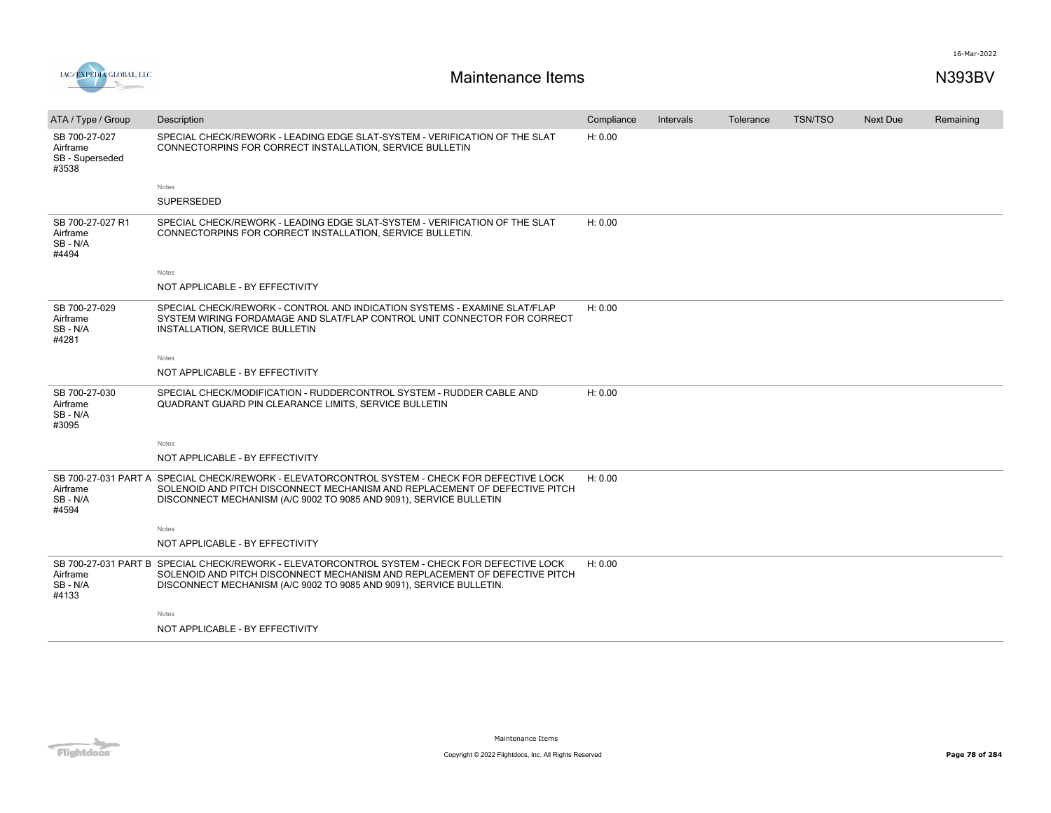# Maintenance Items

N393BV

| ATA / Type / Group | Description | Compliance | Intervals | Tolerance | TSN/TSO | Next Due | Remaining |
|---|---|---|---|---|---|---|---|
| SB 700-27-027 Airframe SB - Superseded #3538 | SPECIAL CHECK/REWORK - LEADING EDGE SLAT-SYSTEM - VERIFICATION OF THE SLAT CONNECTORPINS FOR CORRECT INSTALLATION, SERVICE BULLETIN | H: 0.00 | | | | | |
| | Notes<br>SUPERSEDED | | | | | | |
| SB 700-27-027 R1 Airframe SB - N/A #4494 | SPECIAL CHECK/REWORK - LEADING EDGE SLAT-SYSTEM - VERIFICATION OF THE SLAT CONNECTORPINS FOR CORRECT INSTALLATION, SERVICE BULLETIN. | H: 0.00 | | | | | |
| | Notes<br>NOT APPLICABLE - BY EFFECTIVITY | | | | | | |
| SB 700-27-029 Airframe SB - N/A #4281 | SPECIAL CHECK/REWORK - CONTROL AND INDICATION SYSTEMS - EXAMINE SLAT/FLAP SYSTEM WIRING FORDAMAGE AND SLAT/FLAP CONTROL UNIT CONNECTOR FOR CORRECT INSTALLATION, SERVICE BULLETIN | H: 0.00 | | | | | |
| | Notes<br>NOT APPLICABLE - BY EFFECTIVITY | | | | | | |
| SB 700-27-030 Airframe SB - N/A #3095 | SPECIAL CHECK/MODIFICATION - RUDDERCONTROL SYSTEM - RUDDER CABLE AND QUADRANT GUARD PIN CLEARANCE LIMITS, SERVICE BULLETIN | H: 0.00 | | | | | |
| | Notes<br>NOT APPLICABLE - BY EFFECTIVITY | | | | | | |
| SB 700-27-031 PART A Airframe SB - N/A #4594 | SPECIAL CHECK/REWORK - ELEVATORCONTROL SYSTEM - CHECK FOR DEFECTIVE LOCK SOLENOID AND PITCH DISCONNECT MECHANISM AND REPLACEMENT OF DEFECTIVE PITCH DISCONNECT MECHANISM (A/C 9002 TO 9085 AND 9091), SERVICE BULLETIN | H: 0.00 | | | | | |
| | Notes<br>NOT APPLICABLE - BY EFFECTIVITY | | | | | | |
| SB 700-27-031 PART B Airframe SB - N/A #4133 | SPECIAL CHECK/REWORK - ELEVATORCONTROL SYSTEM - CHECK FOR DEFECTIVE LOCK SOLENOID AND PITCH DISCONNECT MECHANISM AND REPLACEMENT OF DEFECTIVE PITCH DISCONNECT MECHANISM (A/C 9002 TO 9085 AND 9091), SERVICE BULLETIN. | H: 0.00 | | | | | |
| | Notes<br>NOT APPLICABLE - BY EFFECTIVITY | | | | | | |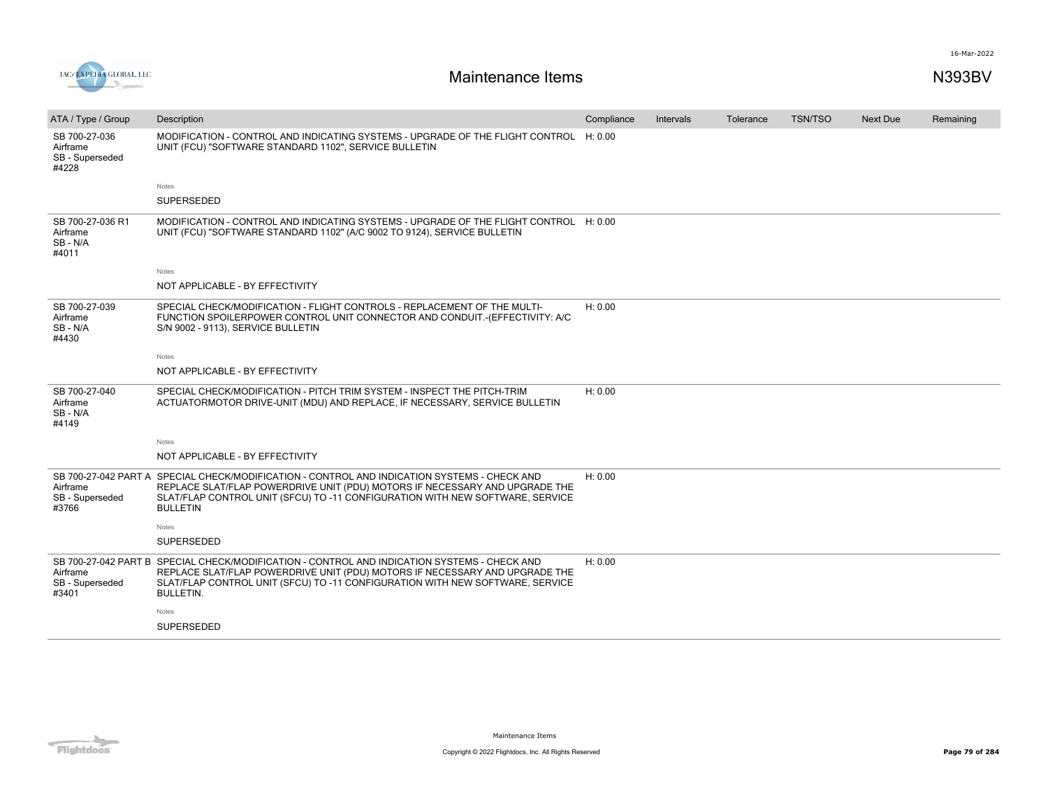# Maintenance Items

N393BV

| ATA / Type / Group | Description | Compliance | Intervals | Tolerance | TSN/TSO | Next Due | Remaining |
|---|---|---|---|---|---|---|---|
| SB 700-27-036 Airframe SB - Superseded #4228 | MODIFICATION - CONTROL AND INDICATING SYSTEMS - UPGRADE OF THE FLIGHT CONTROL UNIT (FCU) "SOFTWARE STANDARD 1102", SERVICE BULLETIN | H: 0.00 | | | | | |
| | Notes<br>SUPERSEDED | | | | | | |
| SB 700-27-036 R1 Airframe SB - N/A #4011 | MODIFICATION - CONTROL AND INDICATING SYSTEMS - UPGRADE OF THE FLIGHT CONTROL UNIT (FCU) "SOFTWARE STANDARD 1102" (A/C 9002 TO 9124), SERVICE BULLETIN | H: 0.00 | | | | | |
| | Notes<br>NOT APPLICABLE - BY EFFECTIVITY | | | | | | |
| SB 700-27-039 Airframe SB - N/A #4430 | SPECIAL CHECK/MODIFICATION - FLIGHT CONTROLS - REPLACEMENT OF THE MULTI-FUNCTION SPOILERPOWER CONTROL UNIT CONNECTOR AND CONDUIT.-(EFFECTIVITY: A/C S/N 9002 - 9113), SERVICE BULLETIN | H: 0.00 | | | | | |
| | Notes<br>NOT APPLICABLE - BY EFFECTIVITY | | | | | | |
| SB 700-27-040 Airframe SB - N/A #4149 | SPECIAL CHECK/MODIFICATION - PITCH TRIM SYSTEM - INSPECT THE PITCH-TRIM ACTUATORMOTOR DRIVE-UNIT (MDU) AND REPLACE, IF NECESSARY, SERVICE BULLETIN | H: 0.00 | | | | | |
| | Notes<br>NOT APPLICABLE - BY EFFECTIVITY | | | | | | |
| SB 700-27-042 PART A Airframe SB - Superseded #3766 | SPECIAL CHECK/MODIFICATION - CONTROL AND INDICATION SYSTEMS - CHECK AND REPLACE SLAT/FLAP POWERDRIVE UNIT (PDU) MOTORS IF NECESSARY AND UPGRADE THE SLAT/FLAP CONTROL UNIT (SFCU) TO -11 CONFIGURATION WITH NEW SOFTWARE, SERVICE BULLETIN | H: 0.00 | | | | | |
| | Notes<br>SUPERSEDED | | | | | | |
| SB 700-27-042 PART B Airframe SB - Superseded #3401 | SPECIAL CHECK/MODIFICATION - CONTROL AND INDICATION SYSTEMS - CHECK AND REPLACE SLAT/FLAP POWERDRIVE UNIT (PDU) MOTORS IF NECESSARY AND UPGRADE THE SLAT/FLAP CONTROL UNIT (SFCU) TO -11 CONFIGURATION WITH NEW SOFTWARE, SERVICE BULLETIN. | H: 0.00 | | | | | |
| | Notes<br>SUPERSEDED | | | | | | |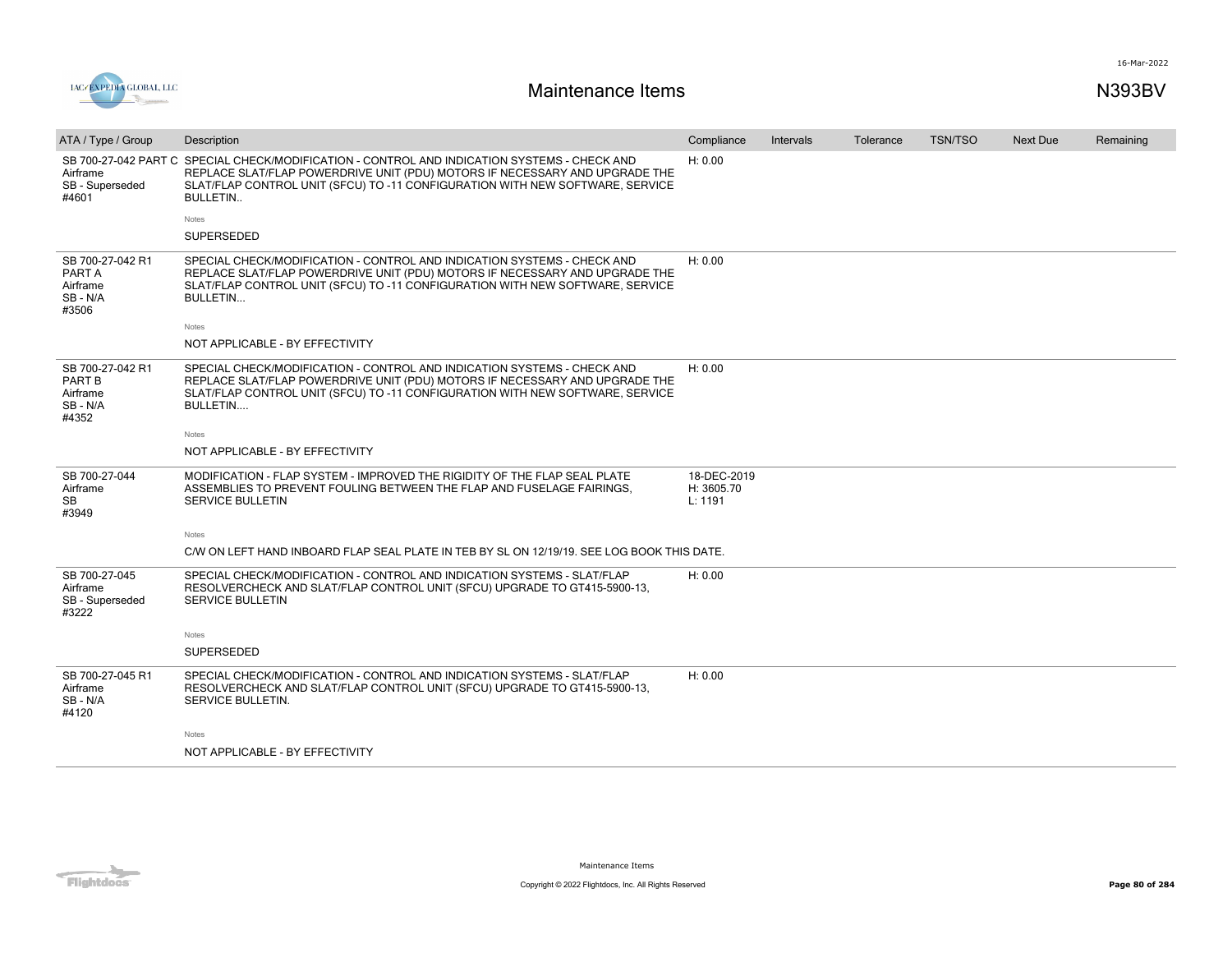# Maintenance Items

N393BV

| ATA / Type / Group | Description | Compliance | Intervals | Tolerance | TSN/TSO | Next Due | Remaining |
|---|---|---|---|---|---|---|---|
| SB 700-27-042 PART C Airframe SB - Superseded #4601 | SPECIAL CHECK/MODIFICATION - CONTROL AND INDICATION SYSTEMS - CHECK AND REPLACE SLAT/FLAP POWERDRIVE UNIT (PDU) MOTORS IF NECESSARY AND UPGRADE THE SLAT/FLAP CONTROL UNIT (SFCU) TO -11 CONFIGURATION WITH NEW SOFTWARE, SERVICE BULLETIN.. <br> Notes <br> SUPERSEDED | H: 0.00 | | | | | |
| SB 700-27-042 R1 PART A Airframe SB - N/A #3506 | SPECIAL CHECK/MODIFICATION - CONTROL AND INDICATION SYSTEMS - CHECK AND REPLACE SLAT/FLAP POWERDRIVE UNIT (PDU) MOTORS IF NECESSARY AND UPGRADE THE SLAT/FLAP CONTROL UNIT (SFCU) TO -11 CONFIGURATION WITH NEW SOFTWARE, SERVICE BULLETIN... <br> Notes <br> NOT APPLICABLE - BY EFFECTIVITY | H: 0.00 | | | | | |
| SB 700-27-042 R1 PART B Airframe SB - N/A #4352 | SPECIAL CHECK/MODIFICATION - CONTROL AND INDICATION SYSTEMS - CHECK AND REPLACE SLAT/FLAP POWERDRIVE UNIT (PDU) MOTORS IF NECESSARY AND UPGRADE THE SLAT/FLAP CONTROL UNIT (SFCU) TO -11 CONFIGURATION WITH NEW SOFTWARE, SERVICE BULLETIN.... <br> Notes <br> NOT APPLICABLE - BY EFFECTIVITY | H: 0.00 | | | | | |
| SB 700-27-044 Airframe SB #3949 | MODIFICATION - FLAP SYSTEM - IMPROVED THE RIGIDITY OF THE FLAP SEAL PLATE ASSEMBLIES TO PREVENT FOULING BETWEEN THE FLAP AND FUSELAGE FAIRINGS, SERVICE BULLETIN <br> Notes <br> C/W ON LEFT HAND INBOARD FLAP SEAL PLATE IN TEB BY SL ON 12/19/19. SEE LOG BOOK THIS DATE. | 18-DEC-2019 H: 3605.70 L: 1191 | | | | | |
| SB 700-27-045 Airframe SB - Superseded #3222 | SPECIAL CHECK/MODIFICATION - CONTROL AND INDICATION SYSTEMS - SLAT/FLAP RESOLVERCHECK AND SLAT/FLAP CONTROL UNIT (SFCU) UPGRADE TO GT415-5900-13, SERVICE BULLETIN <br> Notes <br> SUPERSEDED | H: 0.00 | | | | | |
| SB 700-27-045 R1 Airframe SB - N/A #4120 | SPECIAL CHECK/MODIFICATION - CONTROL AND INDICATION SYSTEMS - SLAT/FLAP RESOLVERCHECK AND SLAT/FLAP CONTROL UNIT (SFCU) UPGRADE TO GT415-5900-13, SERVICE BULLETIN. <br> Notes <br> NOT APPLICABLE - BY EFFECTIVITY | H: 0.00 | | | | | |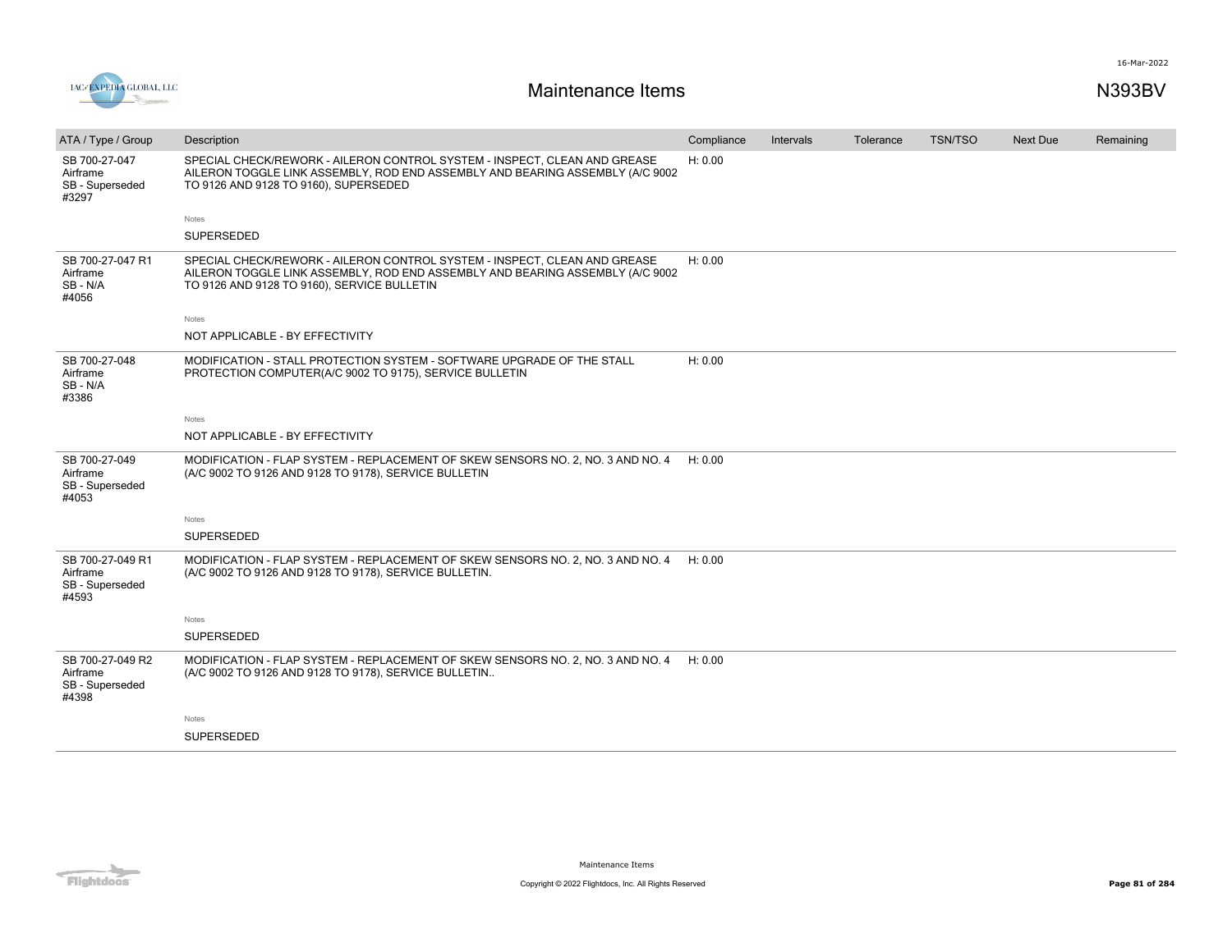# Maintenance Items

N393BV

| ATA / Type / Group | Description | Compliance | Intervals | Tolerance | TSN/TSO | Next Due | Remaining |
|---|---|---|---|---|---|---|---|
| SB 700-27-047 Airframe SB - Superseded #3297 | SPECIAL CHECK/REWORK - AILERON CONTROL SYSTEM - INSPECT, CLEAN AND GREASE AILERON TOGGLE LINK ASSEMBLY, ROD END ASSEMBLY AND BEARING ASSEMBLY (A/C 9002 TO 9126 AND 9128 TO 9160), SUPERSEDED<br><br>Notes<br>SUPERSEDED | H: 0.00 | | | | | |
| SB 700-27-047 R1 Airframe SB - N/A #4056 | SPECIAL CHECK/REWORK - AILERON CONTROL SYSTEM - INSPECT, CLEAN AND GREASE AILERON TOGGLE LINK ASSEMBLY, ROD END ASSEMBLY AND BEARING ASSEMBLY (A/C 9002 TO 9126 AND 9128 TO 9160), SERVICE BULLETIN<br><br>Notes<br>NOT APPLICABLE - BY EFFECTIVITY | H: 0.00 | | | | | |
| SB 700-27-048 Airframe SB - N/A #3386 | MODIFICATION - STALL PROTECTION SYSTEM - SOFTWARE UPGRADE OF THE STALL PROTECTION COMPUTER(A/C 9002 TO 9175), SERVICE BULLETIN<br><br>Notes<br>NOT APPLICABLE - BY EFFECTIVITY | H: 0.00 | | | | | |
| SB 700-27-049 Airframe SB - Superseded #4053 | MODIFICATION - FLAP SYSTEM - REPLACEMENT OF SKEW SENSORS NO. 2, NO. 3 AND NO. 4 (A/C 9002 TO 9126 AND 9128 TO 9178), SERVICE BULLETIN<br><br>Notes<br>SUPERSEDED | H: 0.00 | | | | | |
| SB 700-27-049 R1 Airframe SB - Superseded #4593 | MODIFICATION - FLAP SYSTEM - REPLACEMENT OF SKEW SENSORS NO. 2, NO. 3 AND NO. 4 (A/C 9002 TO 9126 AND 9128 TO 9178), SERVICE BULLETIN.<br><br>Notes<br>SUPERSEDED | H: 0.00 | | | | | |
| SB 700-27-049 R2 Airframe SB - Superseded #4398 | MODIFICATION - FLAP SYSTEM - REPLACEMENT OF SKEW SENSORS NO. 2, NO. 3 AND NO. 4 (A/C 9002 TO 9126 AND 9128 TO 9178), SERVICE BULLETIN..<br><br>Notes<br>SUPERSEDED | H: 0.00 | | | | | |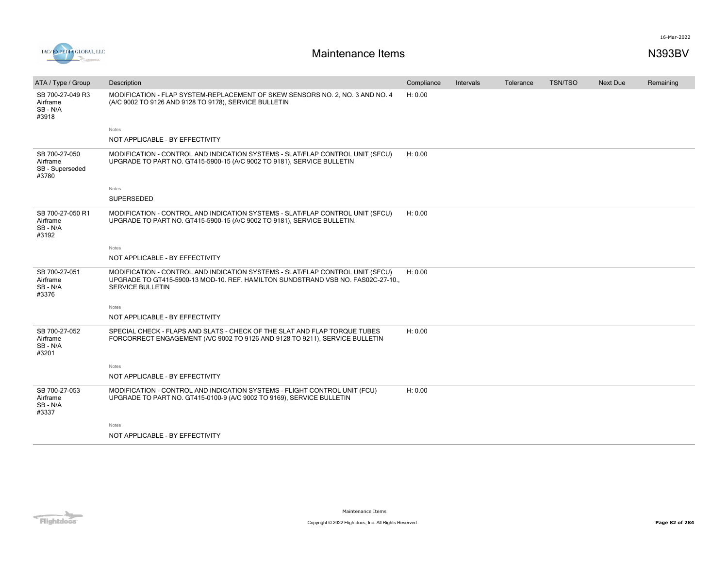| ATA / Type / Group | Description | Compliance | Intervals | Tolerance | TSN/TSO | Next Due | Remaining |
|---|---|---|---|---|---|---|---|
| SB 700-27-049 R3 Airframe SB - N/A #3918 | MODIFICATION - FLAP SYSTEM-REPLACEMENT OF SKEW SENSORS NO. 2, NO. 3 AND NO. 4 (A/C 9002 TO 9126 AND 9128 TO 9178), SERVICE BULLETIN | H: 0.00 | | | | | |
| | Notes<br>NOT APPLICABLE - BY EFFECTIVITY | | | | | | |
| SB 700-27-050 Airframe SB - Superseded #3780 | MODIFICATION - CONTROL AND INDICATION SYSTEMS - SLAT/FLAP CONTROL UNIT (SFCU) UPGRADE TO PART NO. GT415-5900-15 (A/C 9002 TO 9181), SERVICE BULLETIN | H: 0.00 | | | | | |
| | Notes<br>SUPERSEDED | | | | | | |
| SB 700-27-050 R1 Airframe SB - N/A #3192 | MODIFICATION - CONTROL AND INDICATION SYSTEMS - SLAT/FLAP CONTROL UNIT (SFCU) UPGRADE TO PART NO. GT415-5900-15 (A/C 9002 TO 9181), SERVICE BULLETIN. | H: 0.00 | | | | | |
| | Notes<br>NOT APPLICABLE - BY EFFECTIVITY | | | | | | |
| SB 700-27-051 Airframe SB - N/A #3376 | MODIFICATION - CONTROL AND INDICATION SYSTEMS - SLAT/FLAP CONTROL UNIT (SFCU) UPGRADE TO GT415-5900-13 MOD-10. REF. HAMILTON SUNDSTRAND VSB NO. FAS02C-27-10., SERVICE BULLETIN | H: 0.00 | | | | | |
| | Notes<br>NOT APPLICABLE - BY EFFECTIVITY | | | | | | |
| SB 700-27-052 Airframe SB - N/A #3201 | SPECIAL CHECK - FLAPS AND SLATS - CHECK OF THE SLAT AND FLAP TORQUE TUBES FORCORRECT ENGAGEMENT (A/C 9002 TO 9126 AND 9128 TO 9211), SERVICE BULLETIN | H: 0.00 | | | | | |
| | Notes<br>NOT APPLICABLE - BY EFFECTIVITY | | | | | | |
| SB 700-27-053 Airframe SB - N/A #3337 | MODIFICATION - CONTROL AND INDICATION SYSTEMS - FLIGHT CONTROL UNIT (FCU) UPGRADE TO PART NO. GT415-0100-9 (A/C 9002 TO 9169), SERVICE BULLETIN | H: 0.00 | | | | | |
| | Notes<br>NOT APPLICABLE - BY EFFECTIVITY | | | | | | |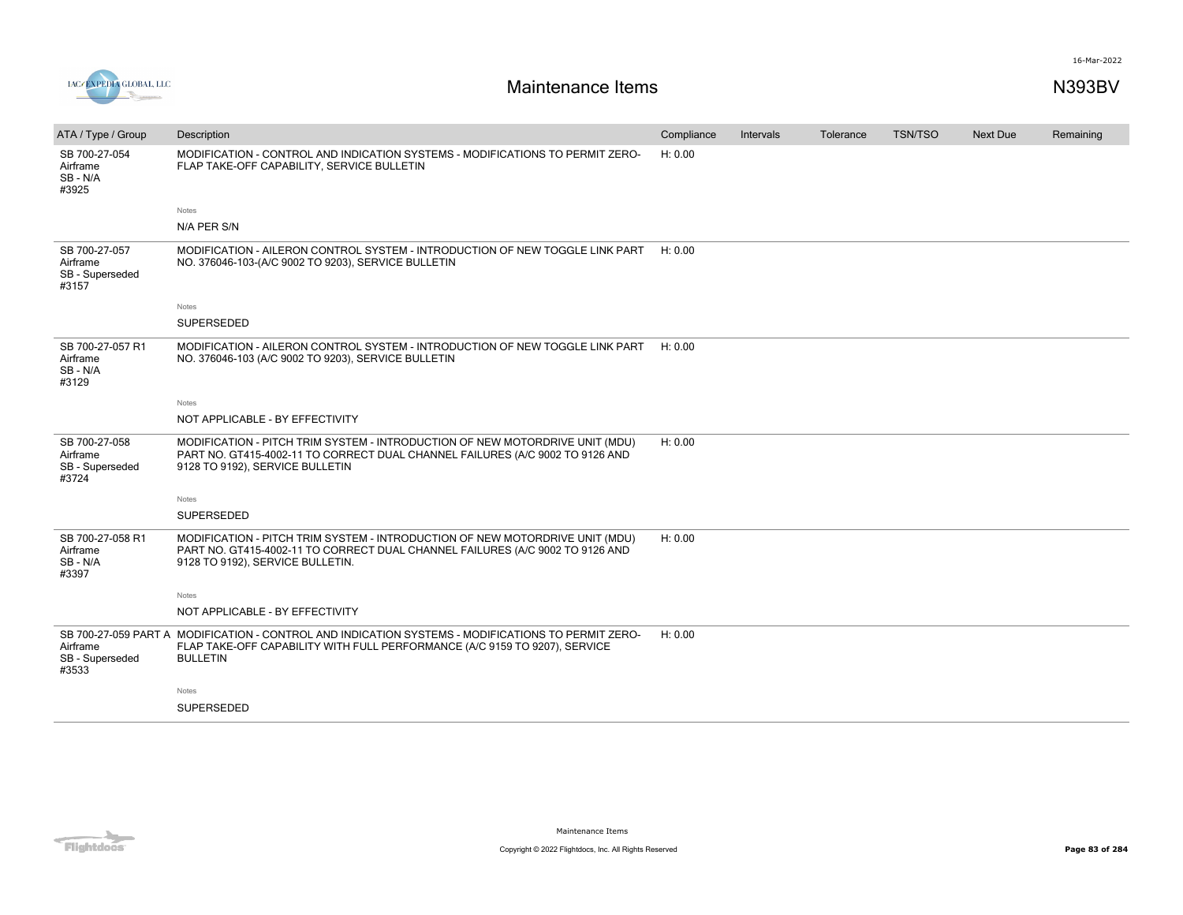# Maintenance Items

N393BV

| ATA / Type / Group | Description | Compliance | Intervals | Tolerance | TSN/TSO | Next Due | Remaining |
|---|---|---|---|---|---|---|---|
| SB 700-27-054 Airframe SB - N/A #3925 | MODIFICATION - CONTROL AND INDICATION SYSTEMS - MODIFICATIONS TO PERMIT ZERO-FLAP TAKE-OFF CAPABILITY, SERVICE BULLETIN | H: 0.00 | | | | | |
| | Notes<br>N/A PER S/N | | | | | | |
| SB 700-27-057 Airframe SB - Superseded #3157 | MODIFICATION - AILERON CONTROL SYSTEM - INTRODUCTION OF NEW TOGGLE LINK PART NO. 376046-103-(A/C 9002 TO 9203), SERVICE BULLETIN | H: 0.00 | | | | | |
| | Notes<br>SUPERSEDED | | | | | | |
| SB 700-27-057 R1 Airframe SB - N/A #3129 | MODIFICATION - AILERON CONTROL SYSTEM - INTRODUCTION OF NEW TOGGLE LINK PART NO. 376046-103 (A/C 9002 TO 9203), SERVICE BULLETIN | H: 0.00 | | | | | |
| | Notes<br>NOT APPLICABLE - BY EFFECTIVITY | | | | | | |
| SB 700-27-058 Airframe SB - Superseded #3724 | MODIFICATION - PITCH TRIM SYSTEM - INTRODUCTION OF NEW MOTORDRIVE UNIT (MDU) PART NO. GT415-4002-11 TO CORRECT DUAL CHANNEL FAILURES (A/C 9002 TO 9126 AND 9128 TO 9192), SERVICE BULLETIN | H: 0.00 | | | | | |
| | Notes<br>SUPERSEDED | | | | | | |
| SB 700-27-058 R1 Airframe SB - N/A #3397 | MODIFICATION - PITCH TRIM SYSTEM - INTRODUCTION OF NEW MOTORDRIVE UNIT (MDU) PART NO. GT415-4002-11 TO CORRECT DUAL CHANNEL FAILURES (A/C 9002 TO 9126 AND 9128 TO 9192), SERVICE BULLETIN. | H: 0.00 | | | | | |
| | Notes<br>NOT APPLICABLE - BY EFFECTIVITY | | | | | | |
| SB 700-27-059 PART A Airframe SB - Superseded #3533 | MODIFICATION - CONTROL AND INDICATION SYSTEMS - MODIFICATIONS TO PERMIT ZERO-FLAP TAKE-OFF CAPABILITY WITH FULL PERFORMANCE (A/C 9159 TO 9207), SERVICE BULLETIN | H: 0.00 | | | | | |
| | Notes<br>SUPERSEDED | | | | | | |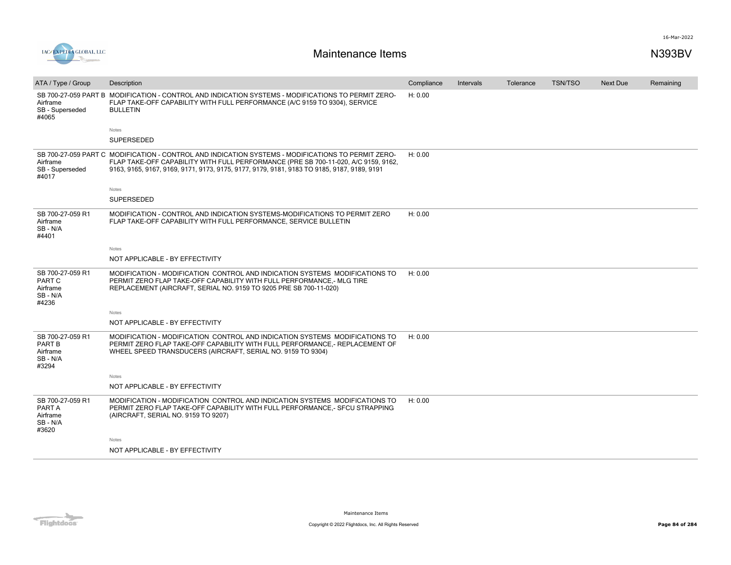| ATA / Type / Group | Description | Compliance | Intervals | Tolerance | TSN/TSO | Next Due | Remaining |
|---|---|---|---|---|---|---|---|
| SB 700-27-059 PART B<br>Airframe<br>SB - Superseded<br>#4065 | MODIFICATION - CONTROL AND INDICATION SYSTEMS - MODIFICATIONS TO PERMIT ZERO-FLAP TAKE-OFF CAPABILITY WITH FULL PERFORMANCE (A/C 9159 TO 9304), SERVICE BULLETIN<br><br>Notes<br>SUPERSEDED | H: 0.00 | | | | | |
| SB 700-27-059 PART C<br>Airframe<br>SB - Superseded<br>#4017 | MODIFICATION - CONTROL AND INDICATION SYSTEMS - MODIFICATIONS TO PERMIT ZERO-FLAP TAKE-OFF CAPABILITY WITH FULL PERFORMANCE (PRE SB 700-11-020, A/C 9159, 9162, 9163, 9165, 9167, 9169, 9171, 9173, 9175, 9177, 9179, 9181, 9183 TO 9185, 9187, 9189, 9191<br><br>Notes<br>SUPERSEDED | H: 0.00 | | | | | |
| SB 700-27-059 R1<br>Airframe<br>SB - N/A<br>#4401 | MODIFICATION - CONTROL AND INDICATION SYSTEMS-MODIFICATIONS TO PERMIT ZERO FLAP TAKE-OFF CAPABILITY WITH FULL PERFORMANCE, SERVICE BULLETIN<br><br>Notes<br>NOT APPLICABLE - BY EFFECTIVITY | H: 0.00 | | | | | |
| SB 700-27-059 R1<br>PART C<br>Airframe<br>SB - N/A<br>#4236 | MODIFICATION - MODIFICATION CONTROL AND INDICATION SYSTEMS MODIFICATIONS TO PERMIT ZERO FLAP TAKE-OFF CAPABILITY WITH FULL PERFORMANCE,- MLG TIRE REPLACEMENT (AIRCRAFT, SERIAL NO. 9159 TO 9205 PRE SB 700-11-020)<br><br>Notes<br>NOT APPLICABLE - BY EFFECTIVITY | H: 0.00 | | | | | |
| SB 700-27-059 R1<br>PART B<br>Airframe<br>SB - N/A<br>#3294 | MODIFICATION - MODIFICATION CONTROL AND INDICATION SYSTEMS MODIFICATIONS TO PERMIT ZERO FLAP TAKE-OFF CAPABILITY WITH FULL PERFORMANCE,- REPLACEMENT OF WHEEL SPEED TRANSDUCERS (AIRCRAFT, SERIAL NO. 9159 TO 9304)<br><br>Notes<br>NOT APPLICABLE - BY EFFECTIVITY | H: 0.00 | | | | | |
| SB 700-27-059 R1<br>PART A<br>Airframe<br>SB - N/A<br>#3620 | MODIFICATION - MODIFICATION CONTROL AND INDICATION SYSTEMS MODIFICATIONS TO PERMIT ZERO FLAP TAKE-OFF CAPABILITY WITH FULL PERFORMANCE,- SFCU STRAPPING (AIRCRAFT, SERIAL NO. 9159 TO 9207)<br><br>Notes<br>NOT APPLICABLE - BY EFFECTIVITY | H: 0.00 | | | | | |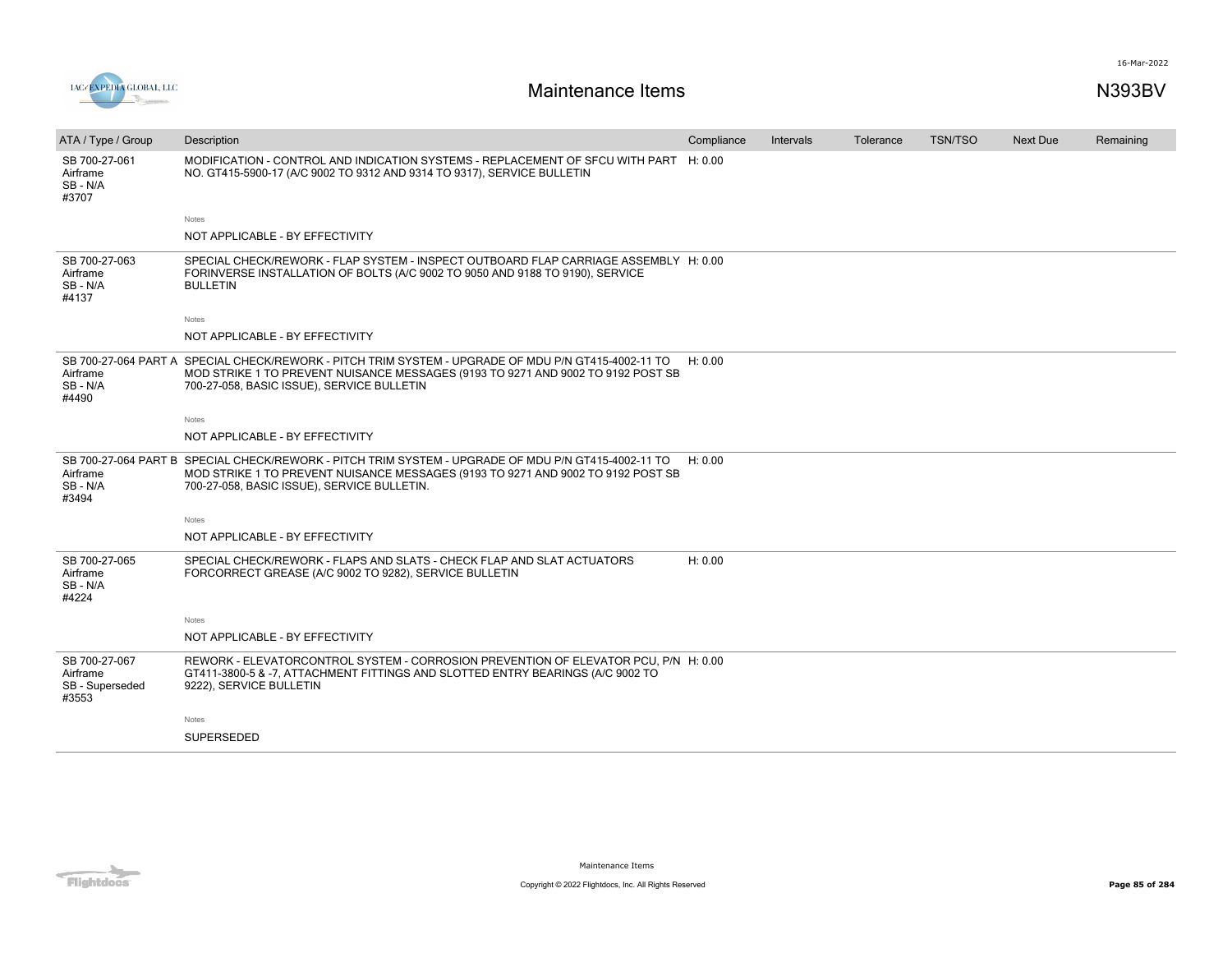| ATA / Type / Group | Description | Compliance | Intervals | Tolerance | TSN/TSO | Next Due | Remaining |
|---|---|---|---|---|---|---|---|
| SB 700-27-061<br>Airframe<br>SB - N/A<br>#3707 | MODIFICATION - CONTROL AND INDICATION SYSTEMS - REPLACEMENT OF SFCU WITH PART NO. GT415-5900-17 (A/C 9002 TO 9312 AND 9314 TO 9317), SERVICE BULLETIN<br><br>Notes<br>NOT APPLICABLE - BY EFFECTIVITY | H: 0.00 | | | | | |
| SB 700-27-063<br>Airframe<br>SB - N/A<br>#4137 | SPECIAL CHECK/REWORK - FLAP SYSTEM - INSPECT OUTBOARD FLAP CARRIAGE ASSEMBLY FORINVERSE INSTALLATION OF BOLTS (A/C 9002 TO 9050 AND 9188 TO 9190), SERVICE BULLETIN<br><br>Notes<br>NOT APPLICABLE - BY EFFECTIVITY | H: 0.00 | | | | | |
| SB 700-27-064 PART A<br>Airframe<br>SB - N/A<br>#4490 | SPECIAL CHECK/REWORK - PITCH TRIM SYSTEM - UPGRADE OF MDU P/N GT415-4002-11 TO MOD STRIKE 1 TO PREVENT NUISANCE MESSAGES (9193 TO 9271 AND 9002 TO 9192 POST SB 700-27-058, BASIC ISSUE), SERVICE BULLETIN<br><br>Notes<br>NOT APPLICABLE - BY EFFECTIVITY | H: 0.00 | | | | | |
| SB 700-27-064 PART B<br>Airframe<br>SB - N/A<br>#3494 | SPECIAL CHECK/REWORK - PITCH TRIM SYSTEM - UPGRADE OF MDU P/N GT415-4002-11 TO MOD STRIKE 1 TO PREVENT NUISANCE MESSAGES (9193 TO 9271 AND 9002 TO 9192 POST SB 700-27-058, BASIC ISSUE), SERVICE BULLETIN.<br><br>Notes<br>NOT APPLICABLE - BY EFFECTIVITY | H: 0.00 | | | | | |
| SB 700-27-065<br>Airframe<br>SB - N/A<br>#4224 | SPECIAL CHECK/REWORK - FLAPS AND SLATS - CHECK FLAP AND SLAT ACTUATORS FORCORRECT GREASE (A/C 9002 TO 9282), SERVICE BULLETIN<br><br>Notes<br>NOT APPLICABLE - BY EFFECTIVITY | H: 0.00 | | | | | |
| SB 700-27-067<br>Airframe<br>SB - Superseded<br>#3553 | REWORK - ELEVATORCONTROL SYSTEM - CORROSION PREVENTION OF ELEVATOR PCU, P/N GT411-3800-5 & -7, ATTACHMENT FITTINGS AND SLOTTED ENTRY BEARINGS (A/C 9002 TO 9222), SERVICE BULLETIN<br><br>Notes<br>SUPERSEDED | H: 0.00 | | | | | |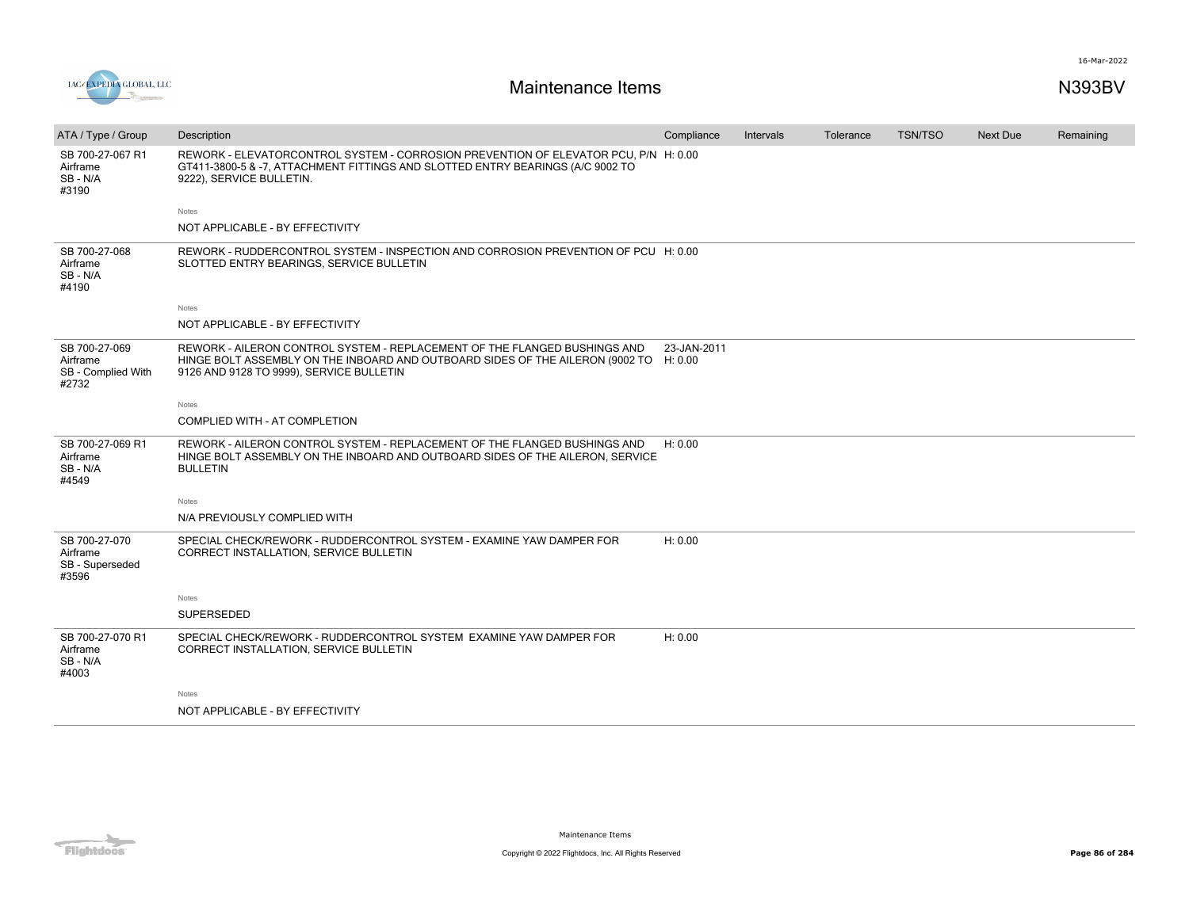# Maintenance Items

N393BV

| ATA / Type / Group | Description | Compliance | Intervals | Tolerance | TSN/TSO | Next Due | Remaining |
|---|---|---|---|---|---|---|---|
| SB 700-27-067 R1<br>Airframe<br>SB - N/A<br>#3190 | REWORK - ELEVATORCONTROL SYSTEM - CORROSION PREVENTION OF ELEVATOR PCU, P/N GT411-3800-5 & -7, ATTACHMENT FITTINGS AND SLOTTED ENTRY BEARINGS (A/C 9002 TO 9222), SERVICE BULLETIN.<br><br>Notes<br>NOT APPLICABLE - BY EFFECTIVITY | H: 0.00 | | | | | |
| SB 700-27-068<br>Airframe<br>SB - N/A<br>#4190 | REWORK - RUDDERCONTROL SYSTEM - INSPECTION AND CORROSION PREVENTION OF PCU SLOTTED ENTRY BEARINGS, SERVICE BULLETIN<br><br>Notes<br>NOT APPLICABLE - BY EFFECTIVITY | H: 0.00 | | | | | |
| SB 700-27-069<br>Airframe<br>SB - Complied With<br>#2732 | REWORK - AILERON CONTROL SYSTEM - REPLACEMENT OF THE FLANGED BUSHINGS AND HINGE BOLT ASSEMBLY ON THE INBOARD AND OUTBOARD SIDES OF THE AILERON (9002 TO 9126 AND 9128 TO 9999), SERVICE BULLETIN<br><br>Notes<br>COMPLIED WITH - AT COMPLETION | 23-JAN-2011<br>H: 0.00 | | | | | |
| SB 700-27-069 R1<br>Airframe<br>SB - N/A<br>#4549 | REWORK - AILERON CONTROL SYSTEM - REPLACEMENT OF THE FLANGED BUSHINGS AND HINGE BOLT ASSEMBLY ON THE INBOARD AND OUTBOARD SIDES OF THE AILERON, SERVICE BULLETIN<br><br>Notes<br>N/A PREVIOUSLY COMPLIED WITH | H: 0.00 | | | | | |
| SB 700-27-070<br>Airframe<br>SB - Superseded<br>#3596 | SPECIAL CHECK/REWORK - RUDDERCONTROL SYSTEM - EXAMINE YAW DAMPER FOR CORRECT INSTALLATION, SERVICE BULLETIN<br><br>Notes<br>SUPERSEDED | H: 0.00 | | | | | |
| SB 700-27-070 R1<br>Airframe<br>SB - N/A<br>#4003 | SPECIAL CHECK/REWORK - RUDDERCONTROL SYSTEM EXAMINE YAW DAMPER FOR CORRECT INSTALLATION, SERVICE BULLETIN<br><br>Notes<br>NOT APPLICABLE - BY EFFECTIVITY | H: 0.00 | | | | | |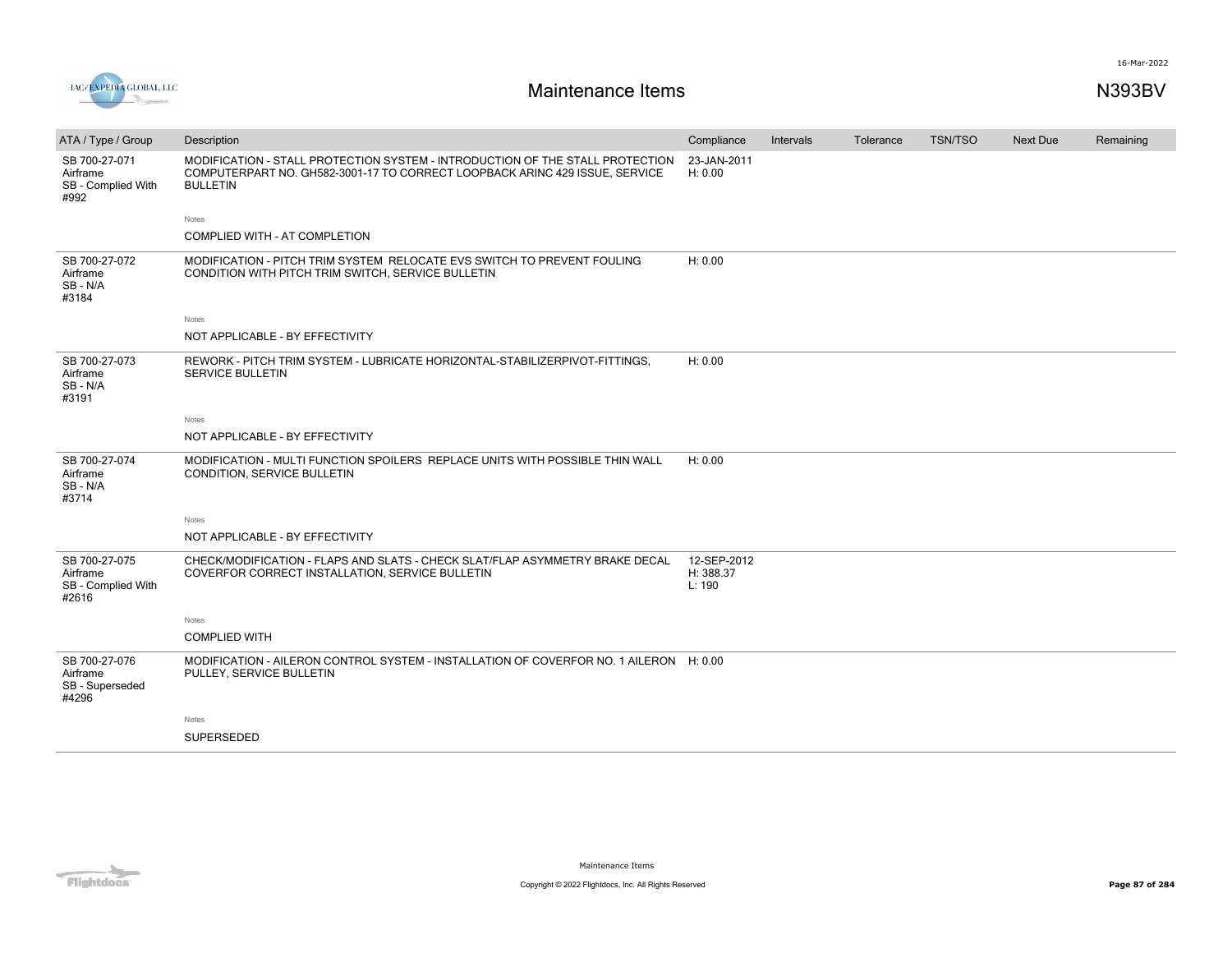| ATA / Type / Group | Description | Compliance | Intervals | Tolerance | TSN/TSO | Next Due | Remaining |
|---|---|---|---|---|---|---|---|
| SB 700-27-071 Airframe SB - Complied With #992 | MODIFICATION - STALL PROTECTION SYSTEM - INTRODUCTION OF THE STALL PROTECTION COMPUTERPART NO. GH582-3001-17 TO CORRECT LOOPBACK ARINC 429 ISSUE, SERVICE BULLETIN | 23-JAN-2011 H: 0.00 | | | | | |
| | Notes<br>COMPLIED WITH - AT COMPLETION | | | | | | |
| SB 700-27-072 Airframe SB - N/A #3184 | MODIFICATION - PITCH TRIM SYSTEM RELOCATE EVS SWITCH TO PREVENT FOULING CONDITION WITH PITCH TRIM SWITCH, SERVICE BULLETIN | H: 0.00 | | | | | |
| | Notes<br>NOT APPLICABLE - BY EFFECTIVITY | | | | | | |
| SB 700-27-073 Airframe SB - N/A #3191 | REWORK - PITCH TRIM SYSTEM - LUBRICATE HORIZONTAL-STABILIZERPIVOT-FITTINGS, SERVICE BULLETIN | H: 0.00 | | | | | |
| | Notes<br>NOT APPLICABLE - BY EFFECTIVITY | | | | | | |
| SB 700-27-074 Airframe SB - N/A #3714 | MODIFICATION - MULTI FUNCTION SPOILERS REPLACE UNITS WITH POSSIBLE THIN WALL CONDITION, SERVICE BULLETIN | H: 0.00 | | | | | |
| | Notes<br>NOT APPLICABLE - BY EFFECTIVITY | | | | | | |
| SB 700-27-075 Airframe SB - Complied With #2616 | CHECK/MODIFICATION - FLAPS AND SLATS - CHECK SLAT/FLAP ASYMMETRY BRAKE DECAL COVERFOR CORRECT INSTALLATION, SERVICE BULLETIN | 12-SEP-2012 H: 388.37 L: 190 | | | | | |
| | Notes<br>COMPLIED WITH | | | | | | |
| SB 700-27-076 Airframe SB - Superseded #4296 | MODIFICATION - AILERON CONTROL SYSTEM - INSTALLATION OF COVERFOR NO. 1 AILERON PULLEY, SERVICE BULLETIN | H: 0.00 | | | | | |
| | Notes<br>SUPERSEDED | | | | | | |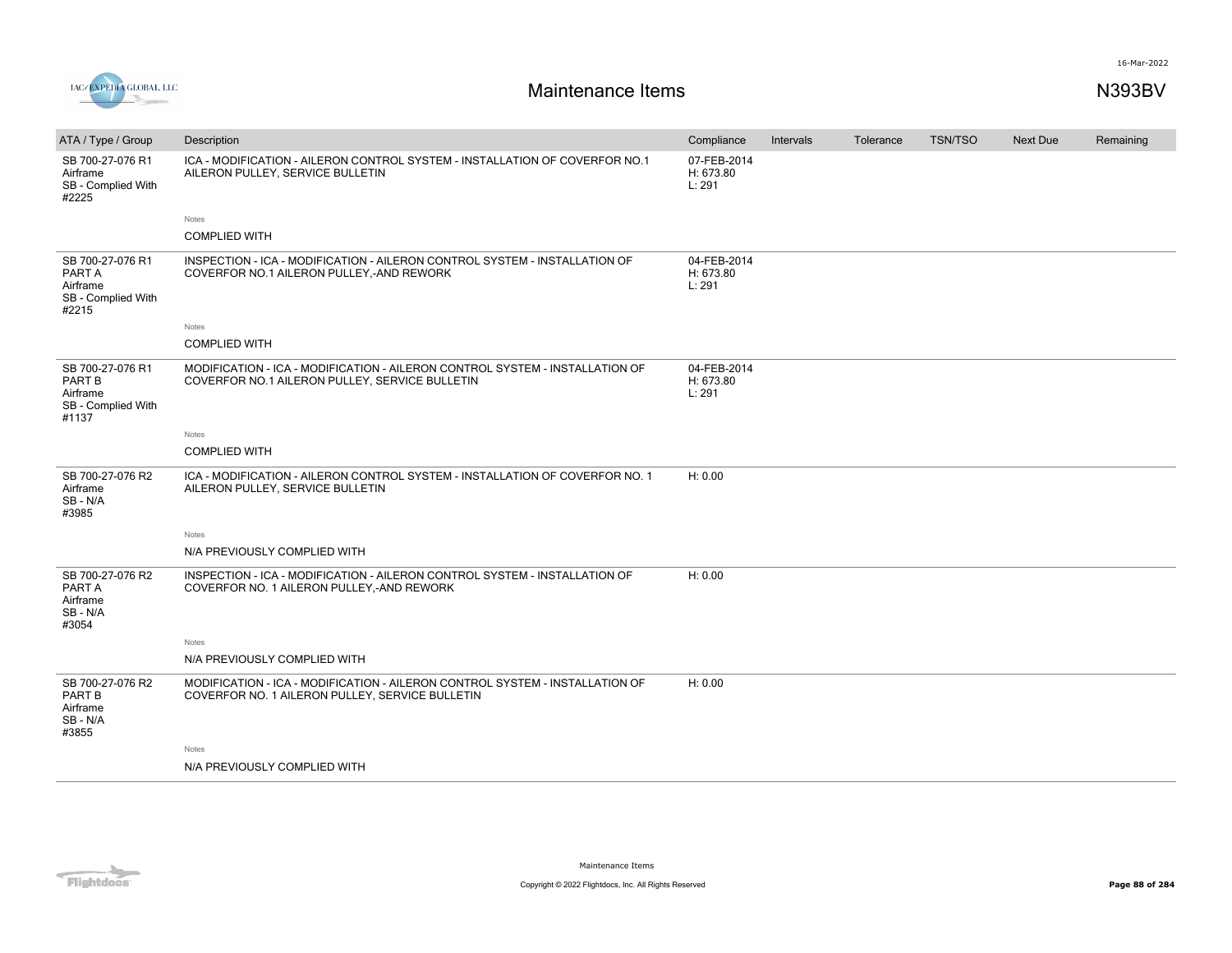# Maintenance Items

N393BV

| ATA / Type / Group | Description | Compliance | Intervals | Tolerance | TSN/TSO | Next Due | Remaining |
|---|---|---|---|---|---|---|---|
| SB 700-27-076 R1 Airframe SB - Complied With #2225 | ICA - MODIFICATION - AILERON CONTROL SYSTEM - INSTALLATION OF COVERFOR NO.1 AILERON PULLEY, SERVICE BULLETIN | 07-FEB-2014 H: 673.80 L: 291 | | | | | |
| | Notes: COMPLIED WITH | | | | | | |
| SB 700-27-076 R1 PART A Airframe SB - Complied With #2215 | INSPECTION - ICA - MODIFICATION - AILERON CONTROL SYSTEM - INSTALLATION OF COVERFOR NO.1 AILERON PULLEY,-AND REWORK | 04-FEB-2014 H: 673.80 L: 291 | | | | | |
| | Notes: COMPLIED WITH | | | | | | |
| SB 700-27-076 R1 PART B Airframe SB - Complied With #1137 | MODIFICATION - ICA - MODIFICATION - AILERON CONTROL SYSTEM - INSTALLATION OF COVERFOR NO.1 AILERON PULLEY, SERVICE BULLETIN | 04-FEB-2014 H: 673.80 L: 291 | | | | | |
| | Notes: COMPLIED WITH | | | | | | |
| SB 700-27-076 R2 Airframe SB - N/A #3985 | ICA - MODIFICATION - AILERON CONTROL SYSTEM - INSTALLATION OF COVERFOR NO. 1 AILERON PULLEY, SERVICE BULLETIN | H: 0.00 | | | | | |
| | Notes: N/A PREVIOUSLY COMPLIED WITH | | | | | | |
| SB 700-27-076 R2 PART A Airframe SB - N/A #3054 | INSPECTION - ICA - MODIFICATION - AILERON CONTROL SYSTEM - INSTALLATION OF COVERFOR NO. 1 AILERON PULLEY,-AND REWORK | H: 0.00 | | | | | |
| | Notes: N/A PREVIOUSLY COMPLIED WITH | | | | | | |
| SB 700-27-076 R2 PART B Airframe SB - N/A #3855 | MODIFICATION - ICA - MODIFICATION - AILERON CONTROL SYSTEM - INSTALLATION OF COVERFOR NO. 1 AILERON PULLEY, SERVICE BULLETIN | H: 0.00 | | | | | |
| | Notes: N/A PREVIOUSLY COMPLIED WITH | | | | | | |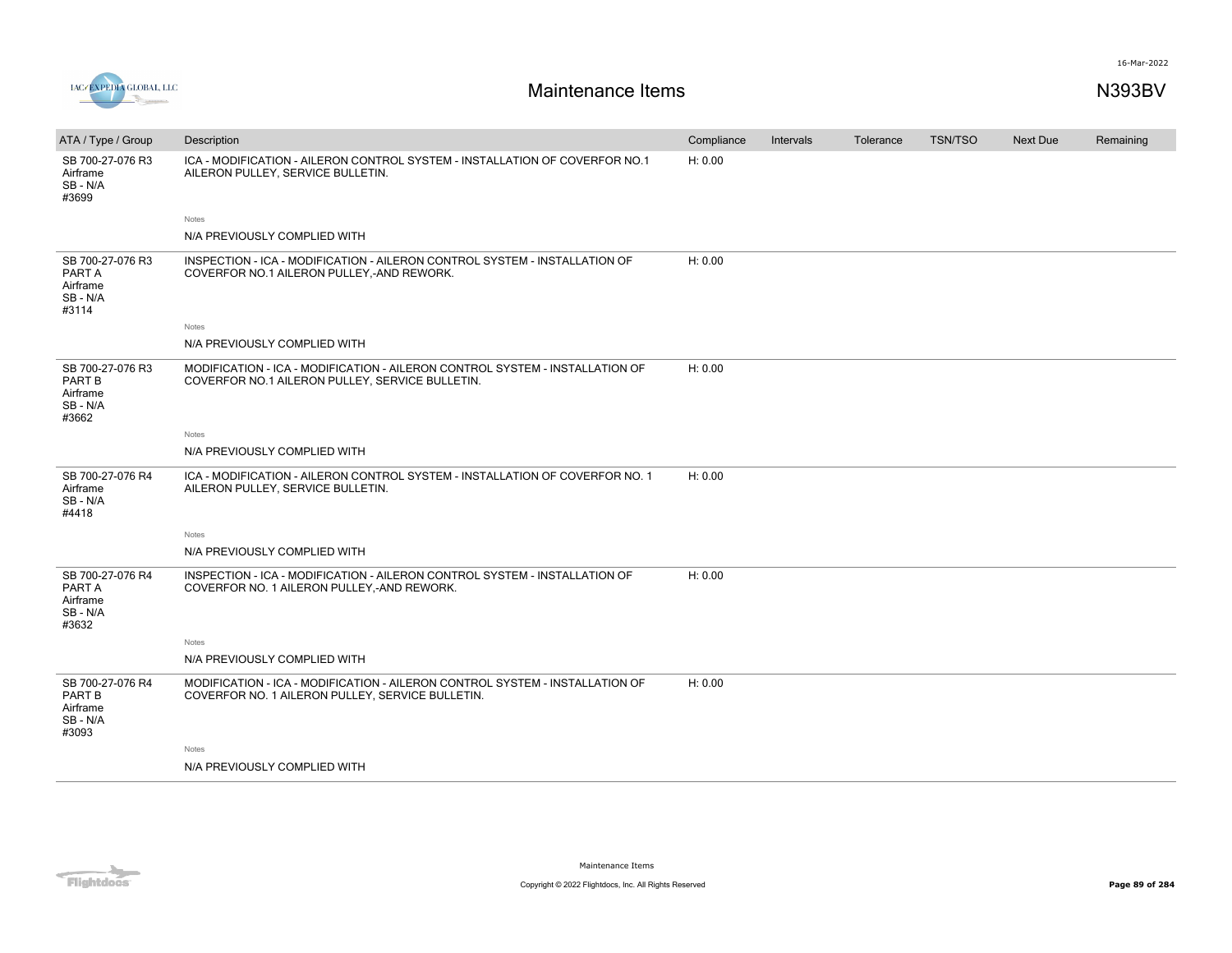| ATA / Type / Group | Description | Compliance | Intervals | Tolerance | TSN/TSO | Next Due | Remaining |
|---|---|---|---|---|---|---|---|
| SB 700-27-076 R3 Airframe SB - N/A #3699 | ICA - MODIFICATION - AILERON CONTROL SYSTEM - INSTALLATION OF COVERFOR NO.1 AILERON PULLEY, SERVICE BULLETIN.<br>Notes<br>N/A PREVIOUSLY COMPLIED WITH | H: 0.00 | | | | | |
| SB 700-27-076 R3 PART A Airframe SB - N/A #3114 | INSPECTION - ICA - MODIFICATION - AILERON CONTROL SYSTEM - INSTALLATION OF COVERFOR NO.1 AILERON PULLEY,-AND REWORK.<br>Notes<br>N/A PREVIOUSLY COMPLIED WITH | H: 0.00 | | | | | |
| SB 700-27-076 R3 PART B Airframe SB - N/A #3662 | MODIFICATION - ICA - MODIFICATION - AILERON CONTROL SYSTEM - INSTALLATION OF COVERFOR NO.1 AILERON PULLEY, SERVICE BULLETIN.<br>Notes<br>N/A PREVIOUSLY COMPLIED WITH | H: 0.00 | | | | | |
| SB 700-27-076 R4 Airframe SB - N/A #4418 | ICA - MODIFICATION - AILERON CONTROL SYSTEM - INSTALLATION OF COVERFOR NO. 1 AILERON PULLEY, SERVICE BULLETIN.<br>Notes<br>N/A PREVIOUSLY COMPLIED WITH | H: 0.00 | | | | | |
| SB 700-27-076 R4 PART A Airframe SB - N/A #3632 | INSPECTION - ICA - MODIFICATION - AILERON CONTROL SYSTEM - INSTALLATION OF COVERFOR NO. 1 AILERON PULLEY,-AND REWORK.<br>Notes<br>N/A PREVIOUSLY COMPLIED WITH | H: 0.00 | | | | | |
| SB 700-27-076 R4 PART B Airframe SB - N/A #3093 | MODIFICATION - ICA - MODIFICATION - AILERON CONTROL SYSTEM - INSTALLATION OF COVERFOR NO. 1 AILERON PULLEY, SERVICE BULLETIN.<br>Notes<br>N/A PREVIOUSLY COMPLIED WITH | H: 0.00 | | | | | |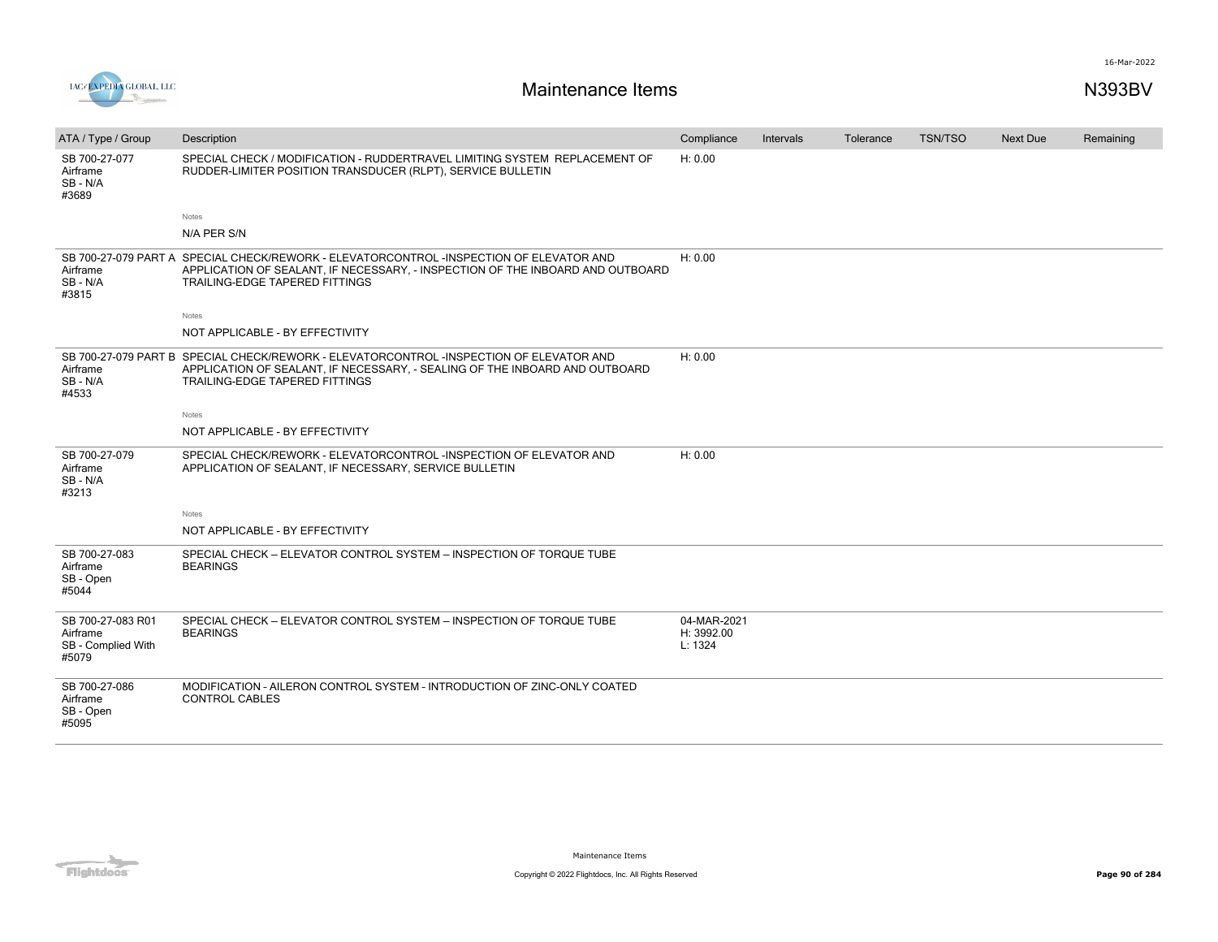# Maintenance Items

N393BV

| ATA / Type / Group | Description | Compliance | Intervals | Tolerance | TSN/TSO | Next Due | Remaining |
|---|---|---|---|---|---|---|---|
| SB 700-27-077<br>Airframe<br>SB - N/A<br>#3689 | SPECIAL CHECK / MODIFICATION - RUDDERTRAVEL LIMITING SYSTEM REPLACEMENT OF RUDDER-LIMITER POSITION TRANSDUCER (RLPT), SERVICE BULLETIN<br><br>Notes<br>N/A PER S/N | H: 0.00 | | | | | |
| SB 700-27-079 PART A<br>Airframe<br>SB - N/A<br>#3815 | SPECIAL CHECK/REWORK - ELEVATORCONTROL -INSPECTION OF ELEVATOR AND APPLICATION OF SEALANT, IF NECESSARY, - INSPECTION OF THE INBOARD AND OUTBOARD TRAILING-EDGE TAPERED FITTINGS<br><br>Notes<br>NOT APPLICABLE - BY EFFECTIVITY | H: 0.00 | | | | | |
| SB 700-27-079 PART B<br>Airframe<br>SB - N/A<br>#4533 | SPECIAL CHECK/REWORK - ELEVATORCONTROL -INSPECTION OF ELEVATOR AND APPLICATION OF SEALANT, IF NECESSARY, - SEALING OF THE INBOARD AND OUTBOARD TRAILING-EDGE TAPERED FITTINGS<br><br>Notes<br>NOT APPLICABLE - BY EFFECTIVITY | H: 0.00 | | | | | |
| SB 700-27-079<br>Airframe<br>SB - N/A<br>#3213 | SPECIAL CHECK/REWORK - ELEVATORCONTROL -INSPECTION OF ELEVATOR AND APPLICATION OF SEALANT, IF NECESSARY, SERVICE BULLETIN<br><br>Notes<br>NOT APPLICABLE - BY EFFECTIVITY | H: 0.00 | | | | | |
| SB 700-27-083<br>Airframe<br>SB - Open<br>#5044 | SPECIAL CHECK – ELEVATOR CONTROL SYSTEM – INSPECTION OF TORQUE TUBE BEARINGS | | | | | | |
| SB 700-27-083 R01<br>Airframe<br>SB - Complied With<br>#5079 | SPECIAL CHECK – ELEVATOR CONTROL SYSTEM – INSPECTION OF TORQUE TUBE BEARINGS | 04-MAR-2021<br>H: 3992.00<br>L: 1324 | | | | | |
| SB 700-27-086<br>Airframe<br>SB - Open<br>#5095 | MODIFICATION - AILERON CONTROL SYSTEM - INTRODUCTION OF ZINC-ONLY COATED CONTROL CABLES | | | | | | |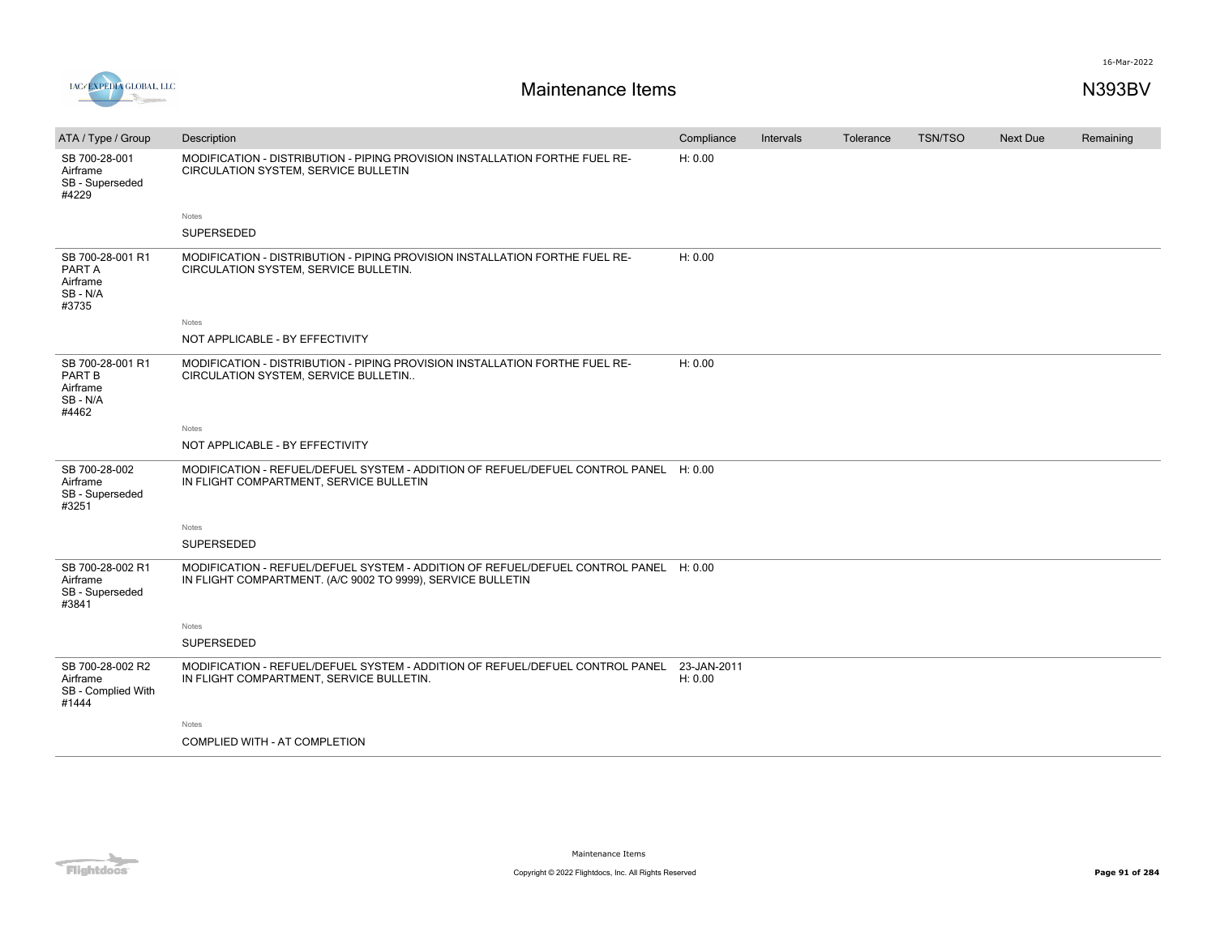# Maintenance Items

N393BV

| ATA / Type / Group | Description | Compliance | Intervals | Tolerance | TSN/TSO | Next Due | Remaining |
|---|---|---|---|---|---|---|---|
| SB 700-28-001<br>Airframe<br>SB - Superseded<br>#4229 | MODIFICATION - DISTRIBUTION - PIPING PROVISION INSTALLATION FORTHE FUEL RE-CIRCULATION SYSTEM, SERVICE BULLETIN | H: 0.00 | | | | | |
| | Notes<br>SUPERSEDED | | | | | | |
| SB 700-28-001 R1<br>PART A<br>Airframe<br>SB - N/A<br>#3735 | MODIFICATION - DISTRIBUTION - PIPING PROVISION INSTALLATION FORTHE FUEL RE-CIRCULATION SYSTEM, SERVICE BULLETIN. | H: 0.00 | | | | | |
| | Notes<br>NOT APPLICABLE - BY EFFECTIVITY | | | | | | |
| SB 700-28-001 R1<br>PART B<br>Airframe<br>SB - N/A<br>#4462 | MODIFICATION - DISTRIBUTION - PIPING PROVISION INSTALLATION FORTHE FUEL RE-CIRCULATION SYSTEM, SERVICE BULLETIN.. | H: 0.00 | | | | | |
| | Notes<br>NOT APPLICABLE - BY EFFECTIVITY | | | | | | |
| SB 700-28-002<br>Airframe<br>SB - Superseded<br>#3251 | MODIFICATION - REFUEL/DEFUEL SYSTEM - ADDITION OF REFUEL/DEFUEL CONTROL PANEL IN FLIGHT COMPARTMENT, SERVICE BULLETIN | H: 0.00 | | | | | |
| | Notes<br>SUPERSEDED | | | | | | |
| SB 700-28-002 R1<br>Airframe<br>SB - Superseded<br>#3841 | MODIFICATION - REFUEL/DEFUEL SYSTEM - ADDITION OF REFUEL/DEFUEL CONTROL PANEL IN FLIGHT COMPARTMENT. (A/C 9002 TO 9999), SERVICE BULLETIN | H: 0.00 | | | | | |
| | Notes<br>SUPERSEDED | | | | | | |
| SB 700-28-002 R2<br>Airframe<br>SB - Complied With<br>#1444 | MODIFICATION - REFUEL/DEFUEL SYSTEM - ADDITION OF REFUEL/DEFUEL CONTROL PANEL IN FLIGHT COMPARTMENT, SERVICE BULLETIN. | 23-JAN-2011<br>H: 0.00 | | | | | |
| | Notes<br>COMPLIED WITH - AT COMPLETION | | | | | | |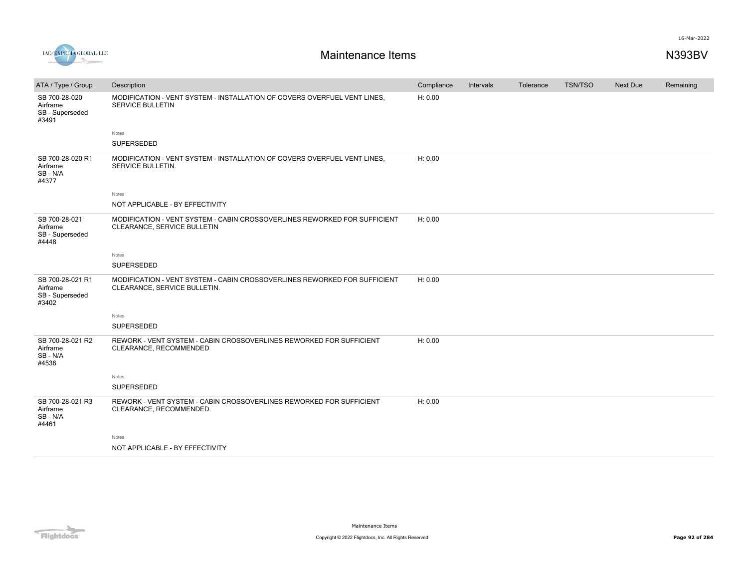| ATA / Type / Group | Description | Compliance | Intervals | Tolerance | TSN/TSO | Next Due | Remaining |
|---|---|---|---|---|---|---|---|
| SB 700-28-020<br>Airframe<br>SB - Superseded<br>#3491 | MODIFICATION - VENT SYSTEM - INSTALLATION OF COVERS OVERFUEL VENT LINES, SERVICE BULLETIN<br><br>Notes<br>SUPERSEDED | H: 0.00 | | | | | |
| SB 700-28-020 R1<br>Airframe<br>SB - N/A<br>#4377 | MODIFICATION - VENT SYSTEM - INSTALLATION OF COVERS OVERFUEL VENT LINES, SERVICE BULLETIN.<br><br>Notes<br>NOT APPLICABLE - BY EFFECTIVITY | H: 0.00 | | | | | |
| SB 700-28-021<br>Airframe<br>SB - Superseded<br>#4448 | MODIFICATION - VENT SYSTEM - CABIN CROSSOVERLINES REWORKED FOR SUFFICIENT CLEARANCE, SERVICE BULLETIN<br><br>Notes<br>SUPERSEDED | H: 0.00 | | | | | |
| SB 700-28-021 R1<br>Airframe<br>SB - Superseded<br>#3402 | MODIFICATION - VENT SYSTEM - CABIN CROSSOVERLINES REWORKED FOR SUFFICIENT CLEARANCE, SERVICE BULLETIN.<br><br>Notes<br>SUPERSEDED | H: 0.00 | | | | | |
| SB 700-28-021 R2<br>Airframe<br>SB - N/A<br>#4536 | REWORK - VENT SYSTEM - CABIN CROSSOVERLINES REWORKED FOR SUFFICIENT CLEARANCE, RECOMMENDED<br><br>Notes<br>SUPERSEDED | H: 0.00 | | | | | |
| SB 700-28-021 R3<br>Airframe<br>SB - N/A<br>#4461 | REWORK - VENT SYSTEM - CABIN CROSSOVERLINES REWORKED FOR SUFFICIENT CLEARANCE, RECOMMENDED.<br><br>Notes<br>NOT APPLICABLE - BY EFFECTIVITY | H: 0.00 | | | | | |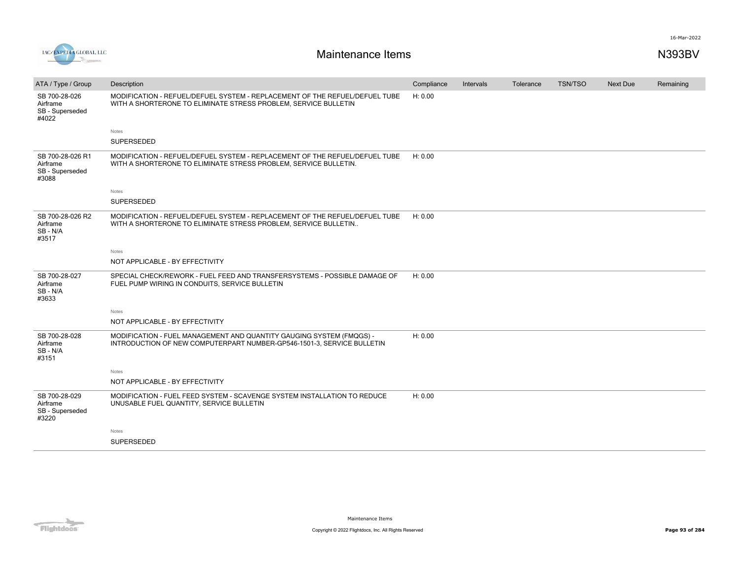# Maintenance Items

N393BV

| ATA / Type / Group | Description | Compliance | Intervals | Tolerance | TSN/TSO | Next Due | Remaining |
|---|---|---|---|---|---|---|---|
| SB 700-28-026 Airframe SB - Superseded #4022 | MODIFICATION - REFUEL/DEFUEL SYSTEM - REPLACEMENT OF THE REFUEL/DEFUEL TUBE WITH A SHORTERONE TO ELIMINATE STRESS PROBLEM, SERVICE BULLETIN | H: 0.00 | | | | | |
| | Notes<br>SUPERSEDED | | | | | | |
| SB 700-28-026 R1 Airframe SB - Superseded #3088 | MODIFICATION - REFUEL/DEFUEL SYSTEM - REPLACEMENT OF THE REFUEL/DEFUEL TUBE WITH A SHORTERONE TO ELIMINATE STRESS PROBLEM, SERVICE BULLETIN. | H: 0.00 | | | | | |
| | Notes<br>SUPERSEDED | | | | | | |
| SB 700-28-026 R2 Airframe SB - N/A #3517 | MODIFICATION - REFUEL/DEFUEL SYSTEM - REPLACEMENT OF THE REFUEL/DEFUEL TUBE WITH A SHORTERONE TO ELIMINATE STRESS PROBLEM, SERVICE BULLETIN.. | H: 0.00 | | | | | |
| | Notes<br>NOT APPLICABLE - BY EFFECTIVITY | | | | | | |
| SB 700-28-027 Airframe SB - N/A #3633 | SPECIAL CHECK/REWORK - FUEL FEED AND TRANSFERSYSTEMS - POSSIBLE DAMAGE OF FUEL PUMP WIRING IN CONDUITS, SERVICE BULLETIN | H: 0.00 | | | | | |
| | Notes<br>NOT APPLICABLE - BY EFFECTIVITY | | | | | | |
| SB 700-28-028 Airframe SB - N/A #3151 | MODIFICATION - FUEL MANAGEMENT AND QUANTITY GAUGING SYSTEM (FMQGS) - INTRODUCTION OF NEW COMPUTERPART NUMBER-GP546-1501-3, SERVICE BULLETIN | H: 0.00 | | | | | |
| | Notes<br>NOT APPLICABLE - BY EFFECTIVITY | | | | | | |
| SB 700-28-029 Airframe SB - Superseded #3220 | MODIFICATION - FUEL FEED SYSTEM - SCAVENGE SYSTEM INSTALLATION TO REDUCE UNUSABLE FUEL QUANTITY, SERVICE BULLETIN | H: 0.00 | | | | | |
| | Notes<br>SUPERSEDED | | | | | | |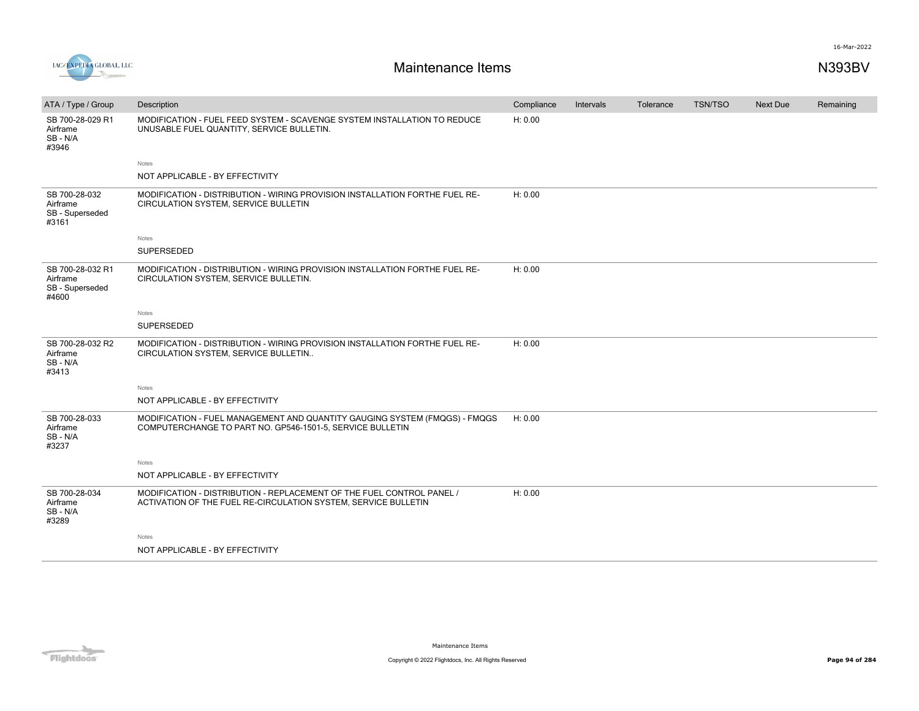# Maintenance Items

N393BV

| ATA / Type / Group | Description | Compliance | Intervals | Tolerance | TSN/TSO | Next Due | Remaining |
|---|---|---|---|---|---|---|---|
| SB 700-28-029 R1<br>Airframe<br>SB - N/A<br>#3946 | MODIFICATION - FUEL FEED SYSTEM - SCAVENGE SYSTEM INSTALLATION TO REDUCE UNUSABLE FUEL QUANTITY, SERVICE BULLETIN.<br><br>Notes<br>NOT APPLICABLE - BY EFFECTIVITY | H: 0.00 | | | | | |
| SB 700-28-032<br>Airframe<br>SB - Superseded<br>#3161 | MODIFICATION - DISTRIBUTION - WIRING PROVISION INSTALLATION FORTHE FUEL RE-CIRCULATION SYSTEM, SERVICE BULLETIN<br><br>Notes<br>SUPERSEDED | H: 0.00 | | | | | |
| SB 700-28-032 R1<br>Airframe<br>SB - Superseded<br>#4600 | MODIFICATION - DISTRIBUTION - WIRING PROVISION INSTALLATION FORTHE FUEL RE-CIRCULATION SYSTEM, SERVICE BULLETIN.<br><br>Notes<br>SUPERSEDED | H: 0.00 | | | | | |
| SB 700-28-032 R2<br>Airframe<br>SB - N/A<br>#3413 | MODIFICATION - DISTRIBUTION - WIRING PROVISION INSTALLATION FORTHE FUEL RE-CIRCULATION SYSTEM, SERVICE BULLETIN..<br><br>Notes<br>NOT APPLICABLE - BY EFFECTIVITY | H: 0.00 | | | | | |
| SB 700-28-033<br>Airframe<br>SB - N/A<br>#3237 | MODIFICATION - FUEL MANAGEMENT AND QUANTITY GAUGING SYSTEM (FMQGS) - FMQGS COMPUTERCHANGE TO PART NO. GP546-1501-5, SERVICE BULLETIN<br><br>Notes<br>NOT APPLICABLE - BY EFFECTIVITY | H: 0.00 | | | | | |
| SB 700-28-034<br>Airframe<br>SB - N/A<br>#3289 | MODIFICATION - DISTRIBUTION - REPLACEMENT OF THE FUEL CONTROL PANEL / ACTIVATION OF THE FUEL RE-CIRCULATION SYSTEM, SERVICE BULLETIN<br><br>Notes<br>NOT APPLICABLE - BY EFFECTIVITY | H: 0.00 | | | | | |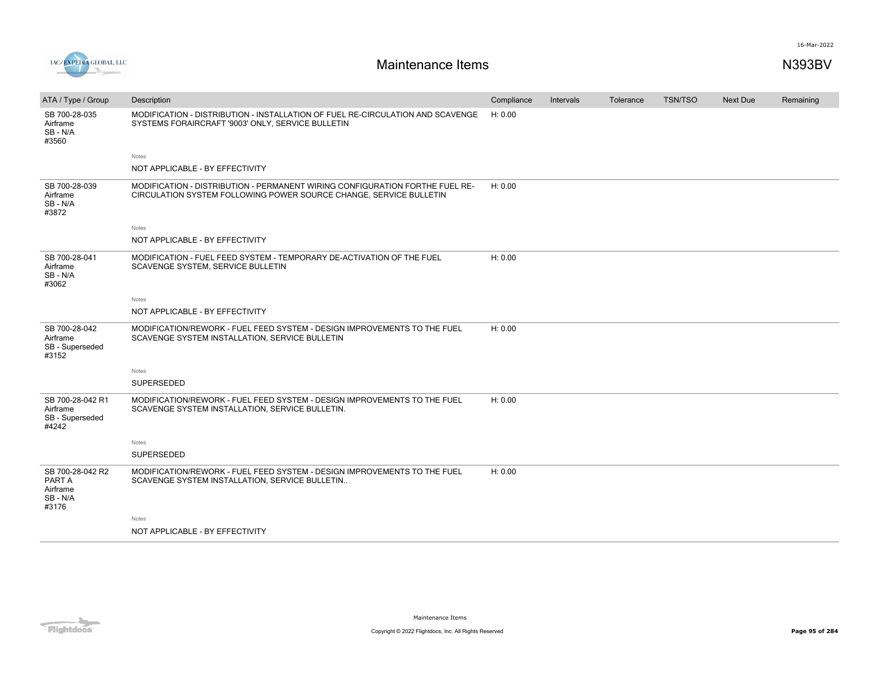| ATA / Type / Group | Description | Compliance | Intervals | Tolerance | TSN/TSO | Next Due | Remaining |
|---|---|---|---|---|---|---|---|
| SB 700-28-035 Airframe SB - N/A #3560 | MODIFICATION - DISTRIBUTION - INSTALLATION OF FUEL RE-CIRCULATION AND SCAVENGE SYSTEMS FORAIRCRAFT '9003' ONLY, SERVICE BULLETIN | H: 0.00 | | | | | |
| | Notes<br>NOT APPLICABLE - BY EFFECTIVITY | | | | | | |
| SB 700-28-039 Airframe SB - N/A #3872 | MODIFICATION - DISTRIBUTION - PERMANENT WIRING CONFIGURATION FORTHE FUEL RE-CIRCULATION SYSTEM FOLLOWING POWER SOURCE CHANGE, SERVICE BULLETIN | H: 0.00 | | | | | |
| | Notes<br>NOT APPLICABLE - BY EFFECTIVITY | | | | | | |
| SB 700-28-041 Airframe SB - N/A #3062 | MODIFICATION - FUEL FEED SYSTEM - TEMPORARY DE-ACTIVATION OF THE FUEL SCAVENGE SYSTEM, SERVICE BULLETIN | H: 0.00 | | | | | |
| | Notes<br>NOT APPLICABLE - BY EFFECTIVITY | | | | | | |
| SB 700-28-042 Airframe SB - Superseded #3152 | MODIFICATION/REWORK - FUEL FEED SYSTEM - DESIGN IMPROVEMENTS TO THE FUEL SCAVENGE SYSTEM INSTALLATION, SERVICE BULLETIN | H: 0.00 | | | | | |
| | Notes<br>SUPERSEDED | | | | | | |
| SB 700-28-042 R1 Airframe SB - Superseded #4242 | MODIFICATION/REWORK - FUEL FEED SYSTEM - DESIGN IMPROVEMENTS TO THE FUEL SCAVENGE SYSTEM INSTALLATION, SERVICE BULLETIN. | H: 0.00 | | | | | |
| | Notes<br>SUPERSEDED | | | | | | |
| SB 700-28-042 R2 PART A Airframe SB - N/A #3176 | MODIFICATION/REWORK - FUEL FEED SYSTEM - DESIGN IMPROVEMENTS TO THE FUEL SCAVENGE SYSTEM INSTALLATION, SERVICE BULLETIN.. | H: 0.00 | | | | | |
| | Notes<br>NOT APPLICABLE - BY EFFECTIVITY | | | | | | |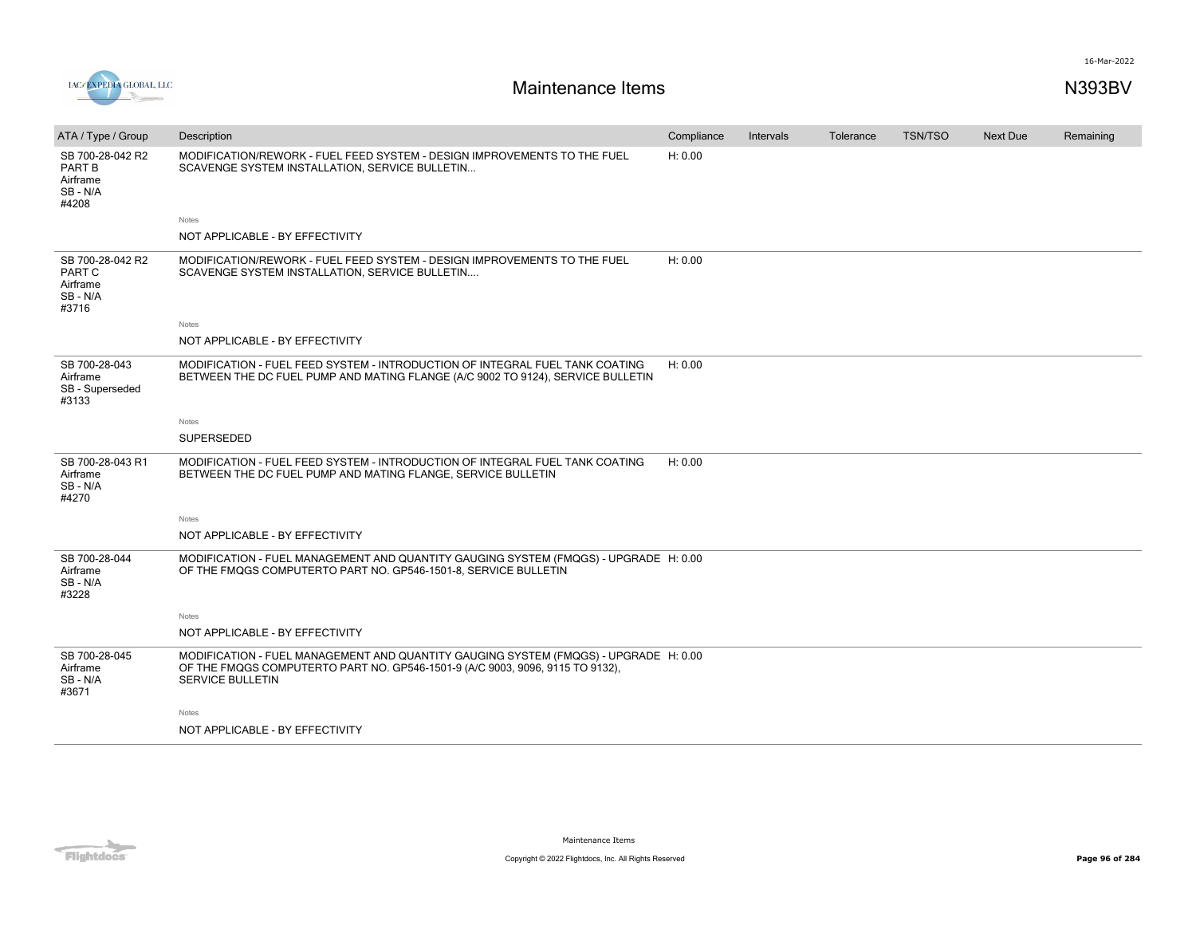# Maintenance Items

N393BV

| ATA / Type / Group | Description | Compliance | Intervals | Tolerance | TSN/TSO | Next Due | Remaining |
|---|---|---|---|---|---|---|---|
| SB 700-28-042 R2 PART B Airframe SB - N/A #4208 | MODIFICATION/REWORK - FUEL FEED SYSTEM - DESIGN IMPROVEMENTS TO THE FUEL SCAVENGE SYSTEM INSTALLATION, SERVICE BULLETIN... | H: 0.00 | | | | | |
| | Notes<br>NOT APPLICABLE - BY EFFECTIVITY | | | | | | |
| SB 700-28-042 R2 PART C Airframe SB - N/A #3716 | MODIFICATION/REWORK - FUEL FEED SYSTEM - DESIGN IMPROVEMENTS TO THE FUEL SCAVENGE SYSTEM INSTALLATION, SERVICE BULLETIN.... | H: 0.00 | | | | | |
| | Notes<br>NOT APPLICABLE - BY EFFECTIVITY | | | | | | |
| SB 700-28-043 Airframe SB - Superseded #3133 | MODIFICATION - FUEL FEED SYSTEM - INTRODUCTION OF INTEGRAL FUEL TANK COATING BETWEEN THE DC FUEL PUMP AND MATING FLANGE (A/C 9002 TO 9124), SERVICE BULLETIN | H: 0.00 | | | | | |
| | Notes<br>SUPERSEDED | | | | | | |
| SB 700-28-043 R1 Airframe SB - N/A #4270 | MODIFICATION - FUEL FEED SYSTEM - INTRODUCTION OF INTEGRAL FUEL TANK COATING BETWEEN THE DC FUEL PUMP AND MATING FLANGE, SERVICE BULLETIN | H: 0.00 | | | | | |
| | Notes<br>NOT APPLICABLE - BY EFFECTIVITY | | | | | | |
| SB 700-28-044 Airframe SB - N/A #3228 | MODIFICATION - FUEL MANAGEMENT AND QUANTITY GAUGING SYSTEM (FMQGS) - UPGRADE OF THE FMQGS COMPUTERTO PART NO. GP546-1501-8, SERVICE BULLETIN | H: 0.00 | | | | | |
| | Notes<br>NOT APPLICABLE - BY EFFECTIVITY | | | | | | |
| SB 700-28-045 Airframe SB - N/A #3671 | MODIFICATION - FUEL MANAGEMENT AND QUANTITY GAUGING SYSTEM (FMQGS) - UPGRADE OF THE FMQGS COMPUTERTO PART NO. GP546-1501-9 (A/C 9003, 9096, 9115 TO 9132), SERVICE BULLETIN | H: 0.00 | | | | | |
| | Notes<br>NOT APPLICABLE - BY EFFECTIVITY | | | | | | |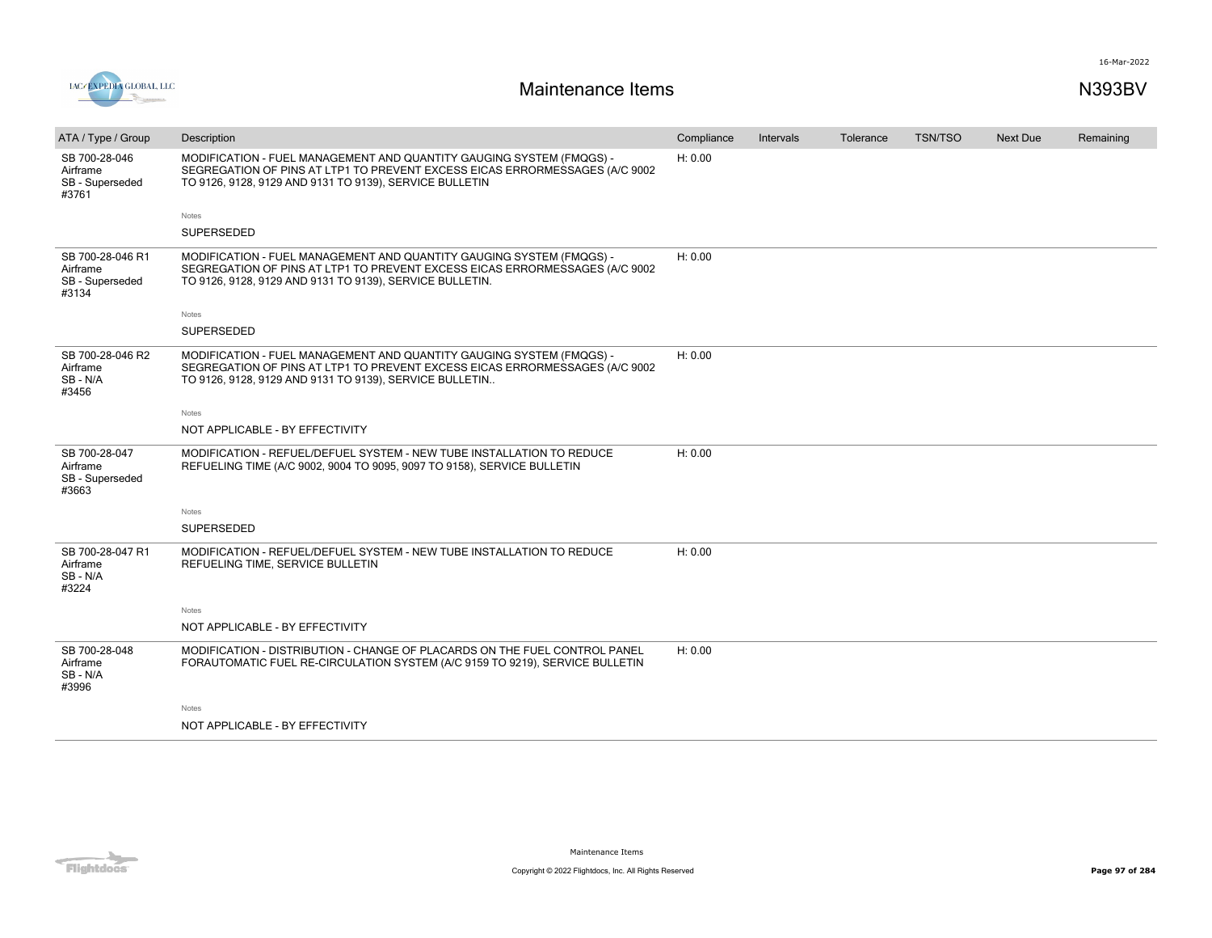# Maintenance Items

N393BV

| ATA / Type / Group | Description | Compliance | Intervals | Tolerance | TSN/TSO | Next Due | Remaining |
|---|---|---|---|---|---|---|---|
| SB 700-28-046 Airframe SB - Superseded #3761 | MODIFICATION - FUEL MANAGEMENT AND QUANTITY GAUGING SYSTEM (FMQGS) - SEGREGATION OF PINS AT LTP1 TO PREVENT EXCESS EICAS ERRORMESSAGES (A/C 9002 TO 9126, 9128, 9129 AND 9131 TO 9139), SERVICE BULLETIN<br><br>Notes<br>SUPERSEDED | H: 0.00 | | | | | |
| SB 700-28-046 R1 Airframe SB - Superseded #3134 | MODIFICATION - FUEL MANAGEMENT AND QUANTITY GAUGING SYSTEM (FMQGS) - SEGREGATION OF PINS AT LTP1 TO PREVENT EXCESS EICAS ERRORMESSAGES (A/C 9002 TO 9126, 9128, 9129 AND 9131 TO 9139), SERVICE BULLETIN.<br><br>Notes<br>SUPERSEDED | H: 0.00 | | | | | |
| SB 700-28-046 R2 Airframe SB - N/A #3456 | MODIFICATION - FUEL MANAGEMENT AND QUANTITY GAUGING SYSTEM (FMQGS) - SEGREGATION OF PINS AT LTP1 TO PREVENT EXCESS EICAS ERRORMESSAGES (A/C 9002 TO 9126, 9128, 9129 AND 9131 TO 9139), SERVICE BULLETIN..<br><br>Notes<br>NOT APPLICABLE - BY EFFECTIVITY | H: 0.00 | | | | | |
| SB 700-28-047 Airframe SB - Superseded #3663 | MODIFICATION - REFUEL/DEFUEL SYSTEM - NEW TUBE INSTALLATION TO REDUCE REFUELING TIME (A/C 9002, 9004 TO 9095, 9097 TO 9158), SERVICE BULLETIN<br><br>Notes<br>SUPERSEDED | H: 0.00 | | | | | |
| SB 700-28-047 R1 Airframe SB - N/A #3224 | MODIFICATION - REFUEL/DEFUEL SYSTEM - NEW TUBE INSTALLATION TO REDUCE REFUELING TIME, SERVICE BULLETIN<br><br>Notes<br>NOT APPLICABLE - BY EFFECTIVITY | H: 0.00 | | | | | |
| SB 700-28-048 Airframe SB - N/A #3996 | MODIFICATION - DISTRIBUTION - CHANGE OF PLACARDS ON THE FUEL CONTROL PANEL FORAUTOMATIC FUEL RE-CIRCULATION SYSTEM (A/C 9159 TO 9219), SERVICE BULLETIN<br><br>Notes<br>NOT APPLICABLE - BY EFFECTIVITY | H: 0.00 | | | | | |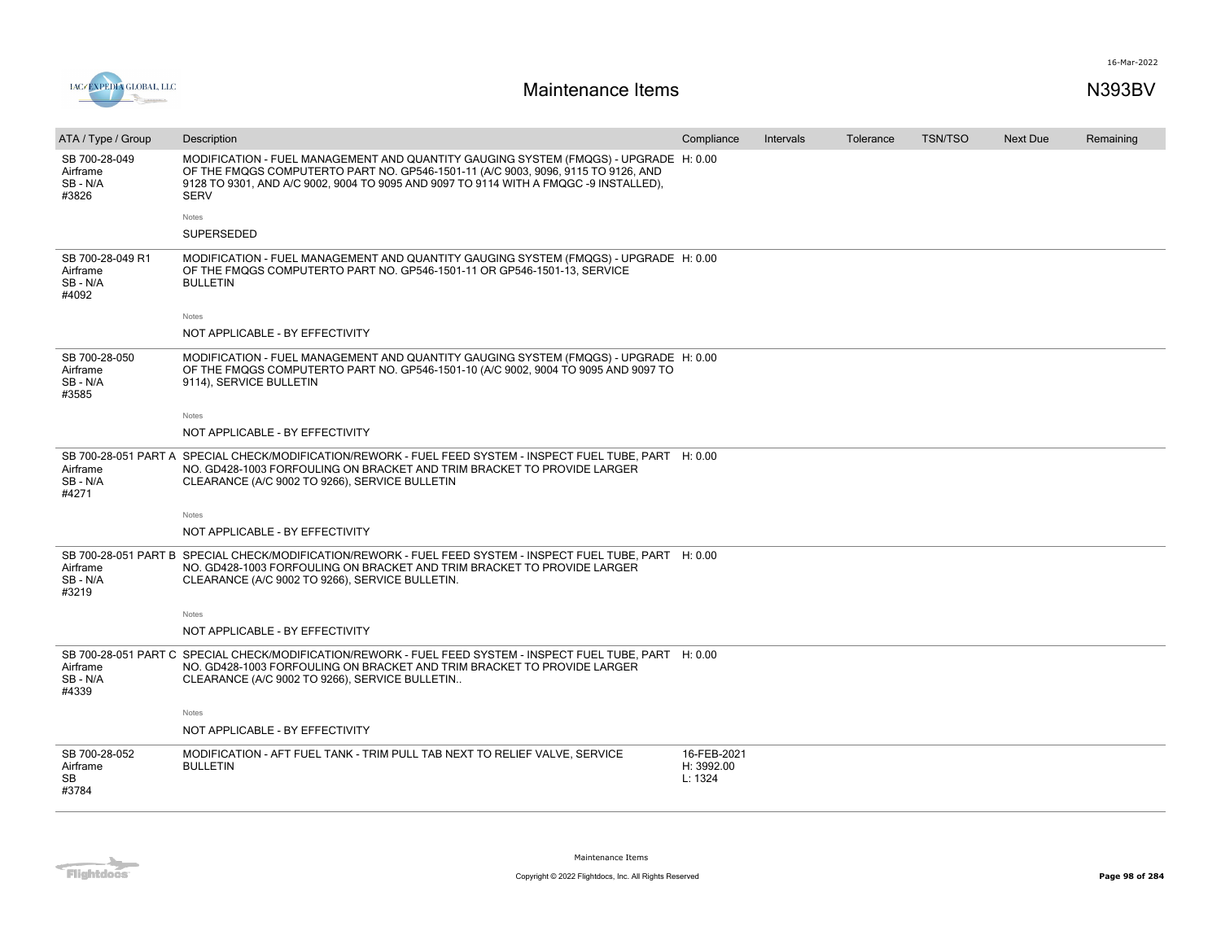# Maintenance Items

N393BV

| ATA / Type / Group | Description | Compliance | Intervals | Tolerance | TSN/TSO | Next Due | Remaining |
|---|---|---|---|---|---|---|---|
| SB 700-28-049<br>Airframe<br>SB - N/A<br>#3826 | MODIFICATION - FUEL MANAGEMENT AND QUANTITY GAUGING SYSTEM (FMQGS) - UPGRADE OF THE FMQGS COMPUTERTO PART NO. GP546-1501-11 (A/C 9003, 9096, 9115 TO 9126, AND 9128 TO 9301, AND A/C 9002, 9004 TO 9095 AND 9097 TO 9114 WITH A FMQGC -9 INSTALLED), SERV<br><br>Notes<br>SUPERSEDED | H: 0.00 | | | | | |
| SB 700-28-049 R1<br>Airframe<br>SB - N/A<br>#4092 | MODIFICATION - FUEL MANAGEMENT AND QUANTITY GAUGING SYSTEM (FMQGS) - UPGRADE OF THE FMQGS COMPUTERTO PART NO. GP546-1501-11 OR GP546-1501-13, SERVICE BULLETIN<br><br>Notes<br>NOT APPLICABLE - BY EFFECTIVITY | H: 0.00 | | | | | |
| SB 700-28-050<br>Airframe<br>SB - N/A<br>#3585 | MODIFICATION - FUEL MANAGEMENT AND QUANTITY GAUGING SYSTEM (FMQGS) - UPGRADE OF THE FMQGS COMPUTERTO PART NO. GP546-1501-10 (A/C 9002, 9004 TO 9095 AND 9097 TO 9114), SERVICE BULLETIN<br><br>Notes<br>NOT APPLICABLE - BY EFFECTIVITY | H: 0.00 | | | | | |
| SB 700-28-051 PART A<br>Airframe<br>SB - N/A<br>#4271 | SPECIAL CHECK/MODIFICATION/REWORK - FUEL FEED SYSTEM - INSPECT FUEL TUBE, PART NO. GD428-1003 FORFOULING ON BRACKET AND TRIM BRACKET TO PROVIDE LARGER CLEARANCE (A/C 9002 TO 9266), SERVICE BULLETIN<br><br>Notes<br>NOT APPLICABLE - BY EFFECTIVITY | H: 0.00 | | | | | |
| SB 700-28-051 PART B<br>Airframe<br>SB - N/A<br>#3219 | SPECIAL CHECK/MODIFICATION/REWORK - FUEL FEED SYSTEM - INSPECT FUEL TUBE, PART NO. GD428-1003 FORFOULING ON BRACKET AND TRIM BRACKET TO PROVIDE LARGER CLEARANCE (A/C 9002 TO 9266), SERVICE BULLETIN.<br><br>Notes<br>NOT APPLICABLE - BY EFFECTIVITY | H: 0.00 | | | | | |
| SB 700-28-051 PART C<br>Airframe<br>SB - N/A<br>#4339 | SPECIAL CHECK/MODIFICATION/REWORK - FUEL FEED SYSTEM - INSPECT FUEL TUBE, PART NO. GD428-1003 FORFOULING ON BRACKET AND TRIM BRACKET TO PROVIDE LARGER CLEARANCE (A/C 9002 TO 9266), SERVICE BULLETIN..<br><br>Notes<br>NOT APPLICABLE - BY EFFECTIVITY | H: 0.00 | | | | | |
| SB 700-28-052<br>Airframe<br>SB<br>#3784 | MODIFICATION - AFT FUEL TANK - TRIM PULL TAB NEXT TO RELIEF VALVE, SERVICE BULLETIN | 16-FEB-2021<br>H: 3992.00<br>L: 1324 | | | | | |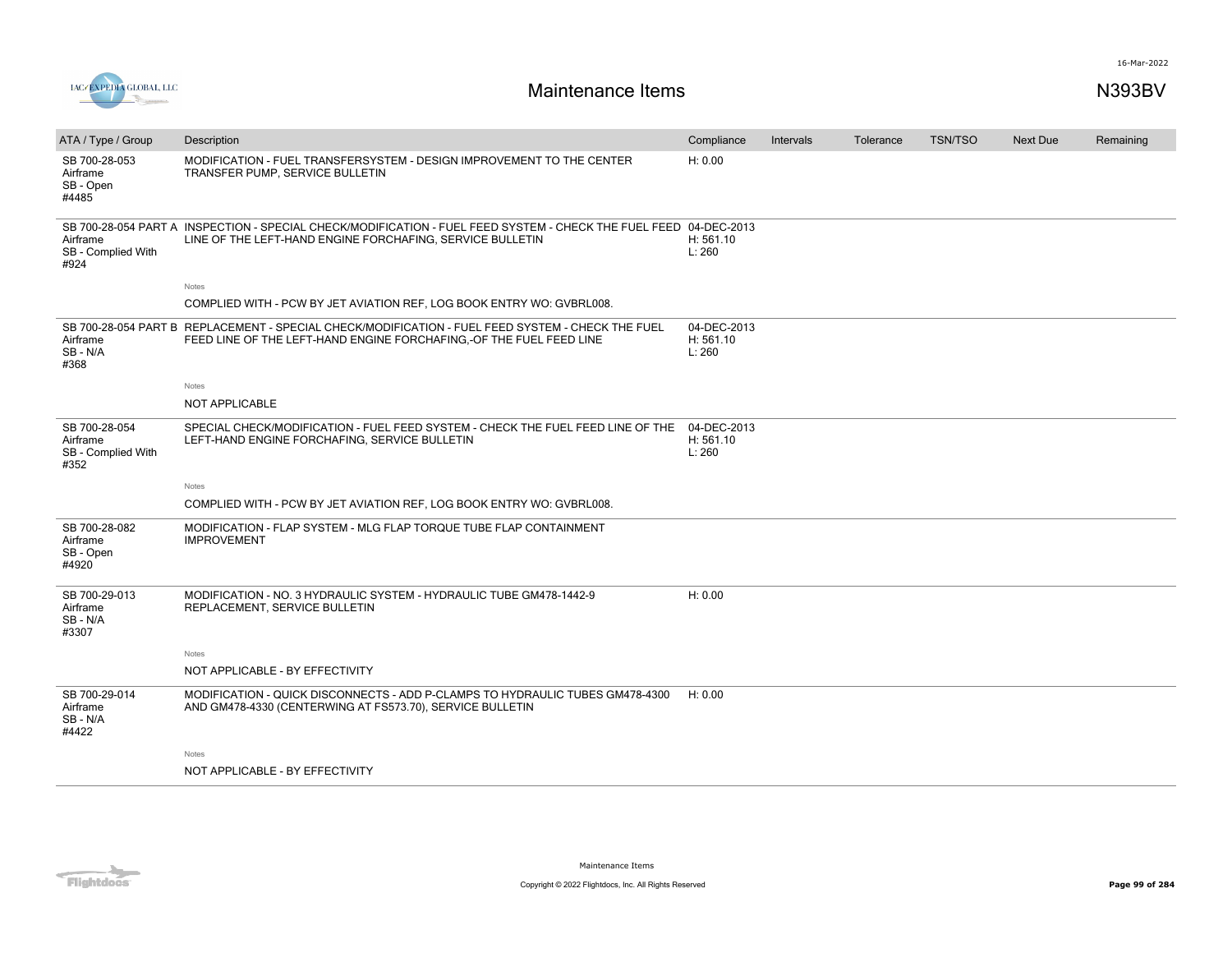# Maintenance Items

N393BV

| ATA / Type / Group | Description | Compliance | Intervals | Tolerance | TSN/TSO | Next Due | Remaining |
|---|---|---|---|---|---|---|---|
| SB 700-28-053<br>Airframe<br>SB - Open<br>#4485 | MODIFICATION - FUEL TRANSFERSYSTEM - DESIGN IMPROVEMENT TO THE CENTER TRANSFER PUMP, SERVICE BULLETIN | H: 0.00 | | | | | |
| SB 700-28-054 PART A<br>Airframe<br>SB - Complied With<br>#924 | INSPECTION - SPECIAL CHECK/MODIFICATION - FUEL FEED SYSTEM - CHECK THE FUEL FEED LINE OF THE LEFT-HAND ENGINE FORCHAFING, SERVICE BULLETIN | 04-DEC-2013<br>H: 561.10<br>L: 260 | | | | | |
| | Notes<br>COMPLIED WITH - PCW BY JET AVIATION REF, LOG BOOK ENTRY WO: GVBRL008. | | | | | | |
| SB 700-28-054 PART B<br>Airframe<br>SB - N/A<br>#368 | REPLACEMENT - SPECIAL CHECK/MODIFICATION - FUEL FEED SYSTEM - CHECK THE FUEL FEED LINE OF THE LEFT-HAND ENGINE FORCHAFING,-OF THE FUEL FEED LINE | 04-DEC-2013<br>H: 561.10<br>L: 260 | | | | | |
| | Notes<br>NOT APPLICABLE | | | | | | |
| SB 700-28-054<br>Airframe<br>SB - Complied With<br>#352 | SPECIAL CHECK/MODIFICATION - FUEL FEED SYSTEM - CHECK THE FUEL FEED LINE OF THE LEFT-HAND ENGINE FORCHAFING, SERVICE BULLETIN | 04-DEC-2013<br>H: 561.10<br>L: 260 | | | | | |
| | Notes<br>COMPLIED WITH - PCW BY JET AVIATION REF, LOG BOOK ENTRY WO: GVBRL008. | | | | | | |
| SB 700-28-082<br>Airframe<br>SB - Open<br>#4920 | MODIFICATION - FLAP SYSTEM - MLG FLAP TORQUE TUBE FLAP CONTAINMENT IMPROVEMENT | | | | | | |
| SB 700-29-013<br>Airframe<br>SB - N/A<br>#3307 | MODIFICATION - NO. 3 HYDRAULIC SYSTEM - HYDRAULIC TUBE GM478-1442-9 REPLACEMENT, SERVICE BULLETIN | H: 0.00 | | | | | |
| | Notes<br>NOT APPLICABLE - BY EFFECTIVITY | | | | | | |
| SB 700-29-014<br>Airframe<br>SB - N/A<br>#4422 | MODIFICATION - QUICK DISCONNECTS - ADD P-CLAMPS TO HYDRAULIC TUBES GM478-4300 AND GM478-4330 (CENTERWING AT FS573.70), SERVICE BULLETIN | H: 0.00 | | | | | |
| | Notes<br>NOT APPLICABLE - BY EFFECTIVITY | | | | | | |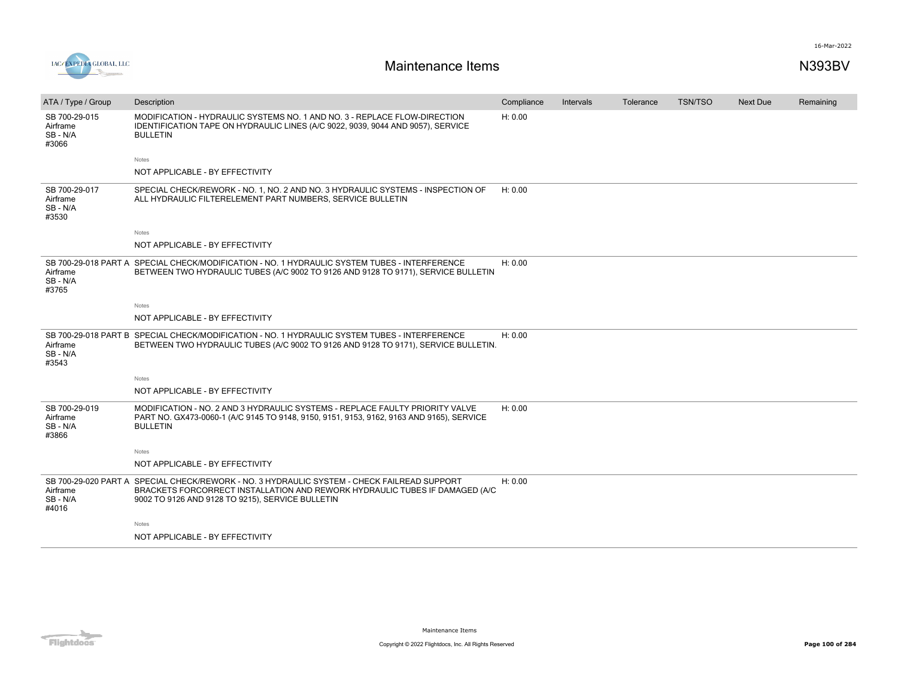# Maintenance Items

N393BV

| ATA / Type / Group | Description | Compliance | Intervals | Tolerance | TSN/TSO | Next Due | Remaining |
|---|---|---|---|---|---|---|---|
| SB 700-29-015<br>Airframe<br>SB - N/A<br>#3066 | MODIFICATION - HYDRAULIC SYSTEMS NO. 1 AND NO. 3 - REPLACE FLOW-DIRECTION IDENTIFICATION TAPE ON HYDRAULIC LINES (A/C 9022, 9039, 9044 AND 9057), SERVICE BULLETIN<br><br>Notes<br>NOT APPLICABLE - BY EFFECTIVITY | H: 0.00 | | | | | |
| SB 700-29-017<br>Airframe<br>SB - N/A<br>#3530 | SPECIAL CHECK/REWORK - NO. 1, NO. 2 AND NO. 3 HYDRAULIC SYSTEMS - INSPECTION OF ALL HYDRAULIC FILTERELEMENT PART NUMBERS, SERVICE BULLETIN<br><br>Notes<br>NOT APPLICABLE - BY EFFECTIVITY | H: 0.00 | | | | | |
| SB 700-29-018 PART A<br>Airframe<br>SB - N/A<br>#3765 | SPECIAL CHECK/MODIFICATION - NO. 1 HYDRAULIC SYSTEM TUBES - INTERFERENCE BETWEEN TWO HYDRAULIC TUBES (A/C 9002 TO 9126 AND 9128 TO 9171), SERVICE BULLETIN<br><br>Notes<br>NOT APPLICABLE - BY EFFECTIVITY | H: 0.00 | | | | | |
| SB 700-29-018 PART B<br>Airframe<br>SB - N/A<br>#3543 | SPECIAL CHECK/MODIFICATION - NO. 1 HYDRAULIC SYSTEM TUBES - INTERFERENCE BETWEEN TWO HYDRAULIC TUBES (A/C 9002 TO 9126 AND 9128 TO 9171), SERVICE BULLETIN.<br><br>Notes<br>NOT APPLICABLE - BY EFFECTIVITY | H: 0.00 | | | | | |
| SB 700-29-019<br>Airframe<br>SB - N/A<br>#3866 | MODIFICATION - NO. 2 AND 3 HYDRAULIC SYSTEMS - REPLACE FAULTY PRIORITY VALVE PART NO. GX473-0060-1 (A/C 9145 TO 9148, 9150, 9151, 9153, 9162, 9163 AND 9165), SERVICE BULLETIN<br><br>Notes<br>NOT APPLICABLE - BY EFFECTIVITY | H: 0.00 | | | | | |
| SB 700-29-020 PART A<br>Airframe<br>SB - N/A<br>#4016 | SPECIAL CHECK/REWORK - NO. 3 HYDRAULIC SYSTEM - CHECK FAILREAD SUPPORT BRACKETS FORCORRECT INSTALLATION AND REWORK HYDRAULIC TUBES IF DAMAGED (A/C 9002 TO 9126 AND 9128 TO 9215), SERVICE BULLETIN<br><br>Notes<br>NOT APPLICABLE - BY EFFECTIVITY | H: 0.00 | | | | | |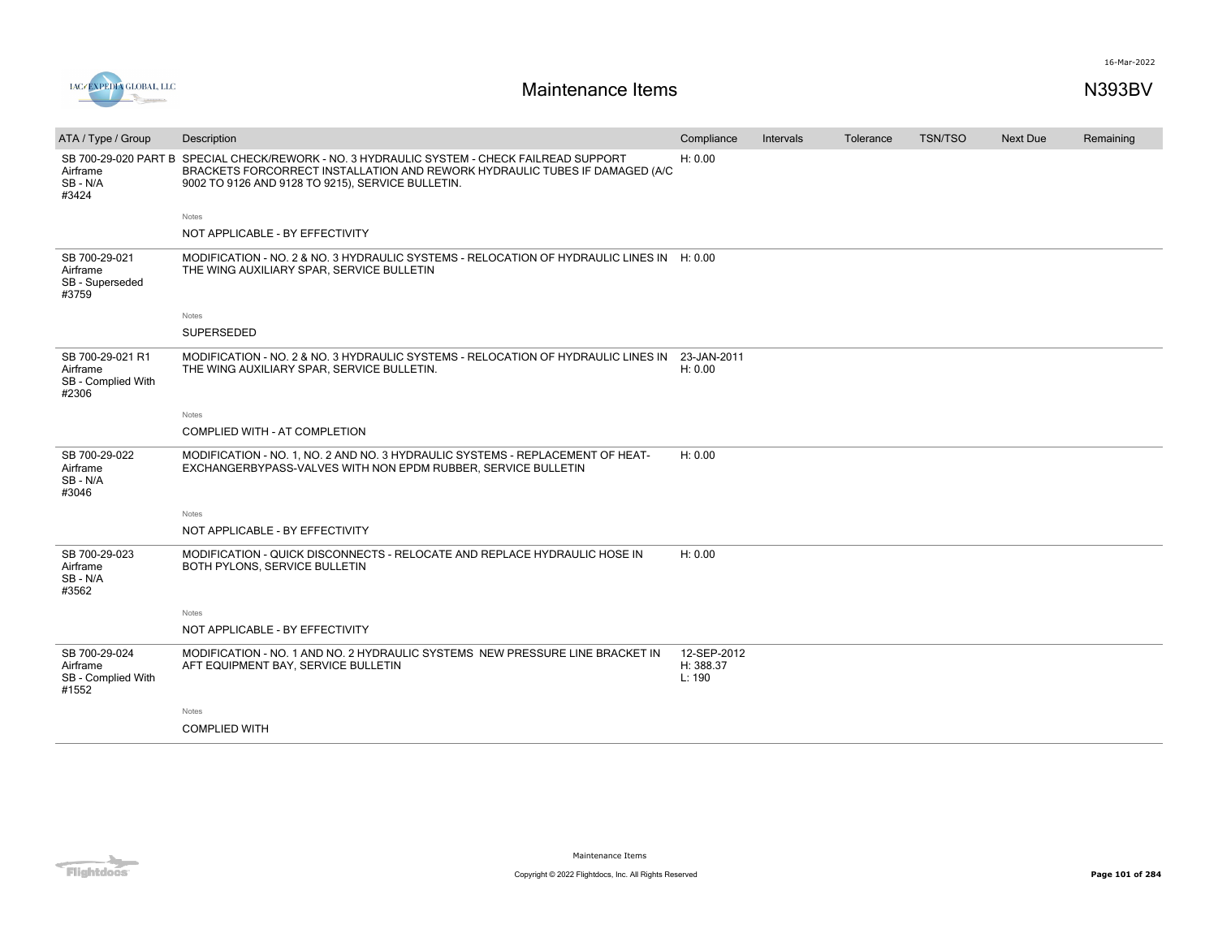# Maintenance Items

N393BV

| ATA / Type / Group | Description | Compliance | Intervals | Tolerance | TSN/TSO | Next Due | Remaining |
|---|---|---|---|---|---|---|---|
| SB 700-29-020 PART B<br>Airframe<br>SB - N/A<br>#3424 | SPECIAL CHECK/REWORK - NO. 3 HYDRAULIC SYSTEM - CHECK FAILREAD SUPPORT BRACKETS FORCORRECT INSTALLATION AND REWORK HYDRAULIC TUBES IF DAMAGED (A/C 9002 TO 9126 AND 9128 TO 9215), SERVICE BULLETIN.<br><br>Notes<br>NOT APPLICABLE - BY EFFECTIVITY | H: 0.00 | | | | | |
| SB 700-29-021<br>Airframe<br>SB - Superseded<br>#3759 | MODIFICATION - NO. 2 & NO. 3 HYDRAULIC SYSTEMS - RELOCATION OF HYDRAULIC LINES IN THE WING AUXILIARY SPAR, SERVICE BULLETIN<br><br>Notes<br>SUPERSEDED | H: 0.00 | | | | | |
| SB 700-29-021 R1<br>Airframe<br>SB - Complied With<br>#2306 | MODIFICATION - NO. 2 & NO. 3 HYDRAULIC SYSTEMS - RELOCATION OF HYDRAULIC LINES IN THE WING AUXILIARY SPAR, SERVICE BULLETIN.<br><br>Notes<br>COMPLIED WITH - AT COMPLETION | 23-JAN-2011<br>H: 0.00 | | | | | |
| SB 700-29-022<br>Airframe<br>SB - N/A<br>#3046 | MODIFICATION - NO. 1, NO. 2 AND NO. 3 HYDRAULIC SYSTEMS - REPLACEMENT OF HEAT-EXCHANGERBYPASS-VALVES WITH NON EPDM RUBBER, SERVICE BULLETIN<br><br>Notes<br>NOT APPLICABLE - BY EFFECTIVITY | H: 0.00 | | | | | |
| SB 700-29-023<br>Airframe<br>SB - N/A<br>#3562 | MODIFICATION - QUICK DISCONNECTS - RELOCATE AND REPLACE HYDRAULIC HOSE IN BOTH PYLONS, SERVICE BULLETIN<br><br>Notes<br>NOT APPLICABLE - BY EFFECTIVITY | H: 0.00 | | | | | |
| SB 700-29-024<br>Airframe<br>SB - Complied With<br>#1552 | MODIFICATION - NO. 1 AND NO. 2 HYDRAULIC SYSTEMS NEW PRESSURE LINE BRACKET IN AFT EQUIPMENT BAY, SERVICE BULLETIN<br><br>Notes<br>COMPLIED WITH | 12-SEP-2012<br>H: 388.37<br>L: 190 | | | | | |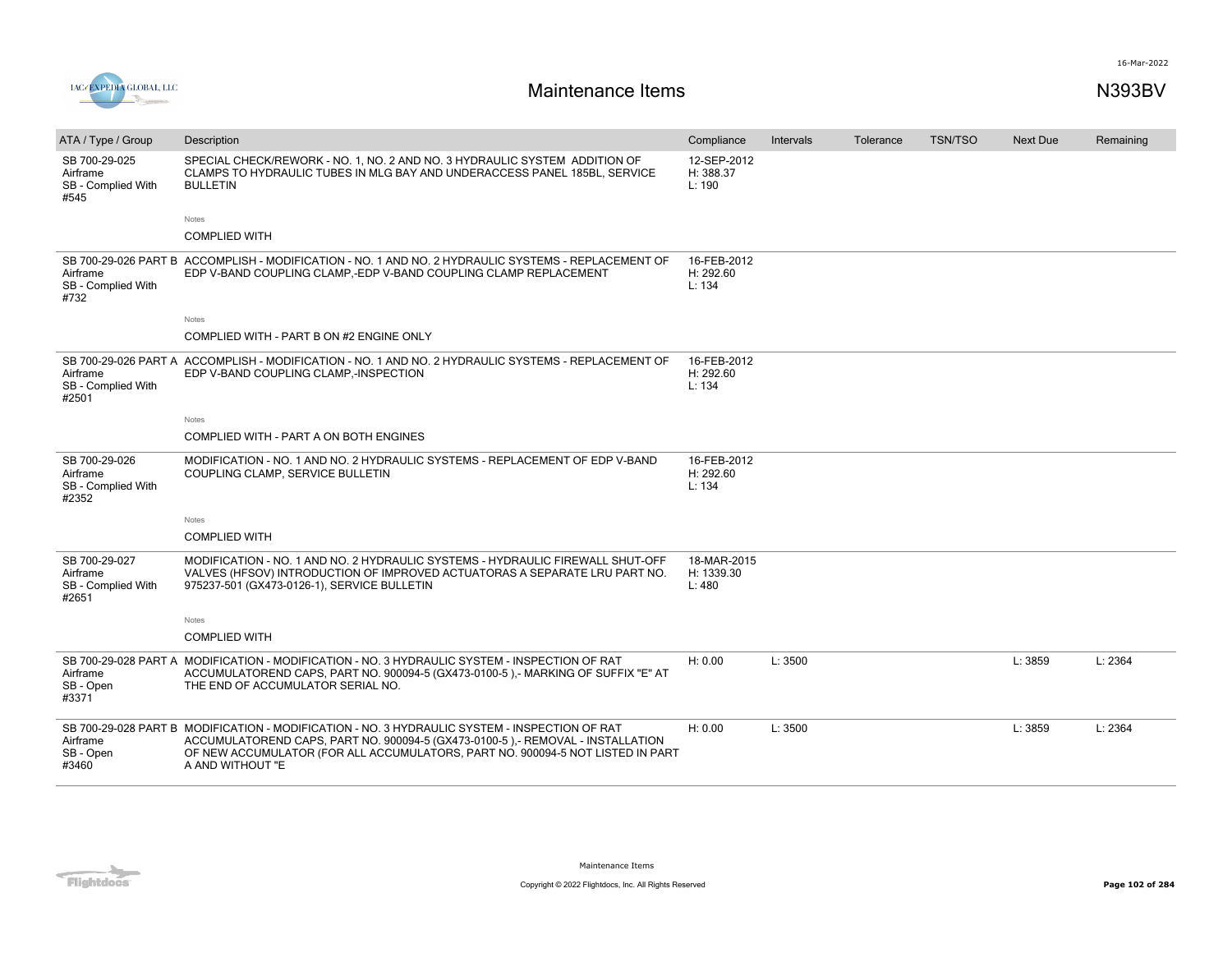# Maintenance Items

N393BV

| ATA / Type / Group | Description | Compliance | Intervals | Tolerance | TSN/TSO | Next Due | Remaining |
|---|---|---|---|---|---|---|---|
| SB 700-29-025<br>Airframe<br>SB - Complied With<br>#545 | SPECIAL CHECK/REWORK - NO. 1, NO. 2 AND NO. 3 HYDRAULIC SYSTEM ADDITION OF CLAMPS TO HYDRAULIC TUBES IN MLG BAY AND UNDERACCESS PANEL 185BL, SERVICE BULLETIN<br><br>Notes<br>COMPLIED WITH | 12-SEP-2012<br>H: 388.37<br>L: 190 | | | | | |
| SB 700-29-026 PART B<br>Airframe<br>SB - Complied With<br>#732 | ACCOMPLISH - MODIFICATION - NO. 1 AND NO. 2 HYDRAULIC SYSTEMS - REPLACEMENT OF EDP V-BAND COUPLING CLAMP,-EDP V-BAND COUPLING CLAMP REPLACEMENT<br><br>Notes<br>COMPLIED WITH - PART B ON #2 ENGINE ONLY | 16-FEB-2012<br>H: 292.60<br>L: 134 | | | | | |
| SB 700-29-026 PART A<br>Airframe<br>SB - Complied With<br>#2501 | ACCOMPLISH - MODIFICATION - NO. 1 AND NO. 2 HYDRAULIC SYSTEMS - REPLACEMENT OF EDP V-BAND COUPLING CLAMP,-INSPECTION<br><br>Notes<br>COMPLIED WITH - PART A ON BOTH ENGINES | 16-FEB-2012<br>H: 292.60<br>L: 134 | | | | | |
| SB 700-29-026<br>Airframe<br>SB - Complied With<br>#2352 | MODIFICATION - NO. 1 AND NO. 2 HYDRAULIC SYSTEMS - REPLACEMENT OF EDP V-BAND COUPLING CLAMP, SERVICE BULLETIN<br><br>Notes<br>COMPLIED WITH | 16-FEB-2012<br>H: 292.60<br>L: 134 | | | | | |
| SB 700-29-027<br>Airframe<br>SB - Complied With<br>#2651 | MODIFICATION - NO. 1 AND NO. 2 HYDRAULIC SYSTEMS - HYDRAULIC FIREWALL SHUT-OFF VALVES (HFSOV) INTRODUCTION OF IMPROVED ACTUATORAS A SEPARATE LRU PART NO. 975237-501 (GX473-0126-1), SERVICE BULLETIN<br><br>Notes<br>COMPLIED WITH | 18-MAR-2015<br>H: 1339.30<br>L: 480 | | | | | |
| SB 700-29-028 PART A<br>Airframe<br>SB - Open<br>#3371 | MODIFICATION - MODIFICATION - NO. 3 HYDRAULIC SYSTEM - INSPECTION OF RAT ACCUMULATOREND CAPS, PART NO. 900094-5 (GX473-0100-5 ),- MARKING OF SUFFIX "E" AT THE END OF ACCUMULATOR SERIAL NO. | H: 0.00 | L: 3500 | | | L: 3859 | L: 2364 |
| SB 700-29-028 PART B<br>Airframe<br>SB - Open<br>#3460 | MODIFICATION - MODIFICATION - NO. 3 HYDRAULIC SYSTEM - INSPECTION OF RAT ACCUMULATOREND CAPS, PART NO. 900094-5 (GX473-0100-5 ),- REMOVAL - INSTALLATION OF NEW ACCUMULATOR (FOR ALL ACCUMULATORS, PART NO. 900094-5 NOT LISTED IN PART A AND WITHOUT "E | H: 0.00 | L: 3500 | | | L: 3859 | L: 2364 |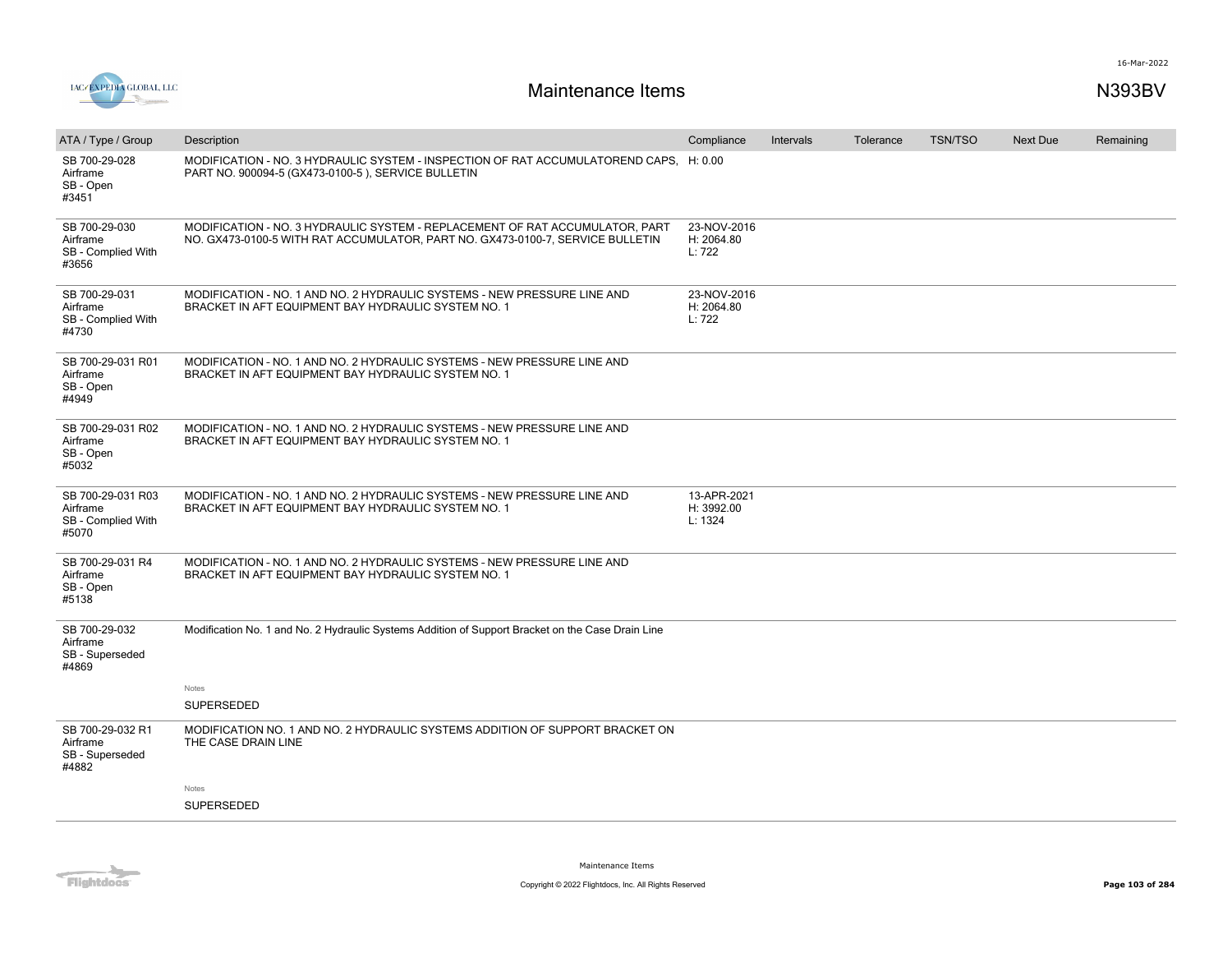# Maintenance Items

N393BV

| ATA / Type / Group | Description | Compliance | Intervals | Tolerance | TSN/TSO | Next Due | Remaining |
|---|---|---|---|---|---|---|---|
| SB 700-29-028 Airframe SB - Open #3451 | MODIFICATION - NO. 3 HYDRAULIC SYSTEM - INSPECTION OF RAT ACCUMULATOREND CAPS, PART NO. 900094-5 (GX473-0100-5 ), SERVICE BULLETIN | H: 0.00 | | | | | |
| SB 700-29-030 Airframe SB - Complied With #3656 | MODIFICATION - NO. 3 HYDRAULIC SYSTEM - REPLACEMENT OF RAT ACCUMULATOR, PART NO. GX473-0100-5 WITH RAT ACCUMULATOR, PART NO. GX473-0100-7, SERVICE BULLETIN | 23-NOV-2016 H: 2064.80 L: 722 | | | | | |
| SB 700-29-031 Airframe SB - Complied With #4730 | MODIFICATION - NO. 1 AND NO. 2 HYDRAULIC SYSTEMS - NEW PRESSURE LINE AND BRACKET IN AFT EQUIPMENT BAY HYDRAULIC SYSTEM NO. 1 | 23-NOV-2016 H: 2064.80 L: 722 | | | | | |
| SB 700-29-031 R01 Airframe SB - Open #4949 | MODIFICATION - NO. 1 AND NO. 2 HYDRAULIC SYSTEMS - NEW PRESSURE LINE AND BRACKET IN AFT EQUIPMENT BAY HYDRAULIC SYSTEM NO. 1 | | | | | | |
| SB 700-29-031 R02 Airframe SB - Open #5032 | MODIFICATION - NO. 1 AND NO. 2 HYDRAULIC SYSTEMS - NEW PRESSURE LINE AND BRACKET IN AFT EQUIPMENT BAY HYDRAULIC SYSTEM NO. 1 | | | | | | |
| SB 700-29-031 R03 Airframe SB - Complied With #5070 | MODIFICATION - NO. 1 AND NO. 2 HYDRAULIC SYSTEMS - NEW PRESSURE LINE AND BRACKET IN AFT EQUIPMENT BAY HYDRAULIC SYSTEM NO. 1 | 13-APR-2021 H: 3992.00 L: 1324 | | | | | |
| SB 700-29-031 R4 Airframe SB - Open #5138 | MODIFICATION - NO. 1 AND NO. 2 HYDRAULIC SYSTEMS - NEW PRESSURE LINE AND BRACKET IN AFT EQUIPMENT BAY HYDRAULIC SYSTEM NO. 1 | | | | | | |
| SB 700-29-032 Airframe SB - Superseded #4869 | Modification No. 1 and No. 2 Hydraulic Systems Addition of Support Bracket on the Case Drain Line<br><br>Notes<br>SUPERSEDED | | | | | | |
| SB 700-29-032 R1 Airframe SB - Superseded #4882 | MODIFICATION NO. 1 AND NO. 2 HYDRAULIC SYSTEMS ADDITION OF SUPPORT BRACKET ON THE CASE DRAIN LINE<br><br>Notes<br>SUPERSEDED | | | | | | |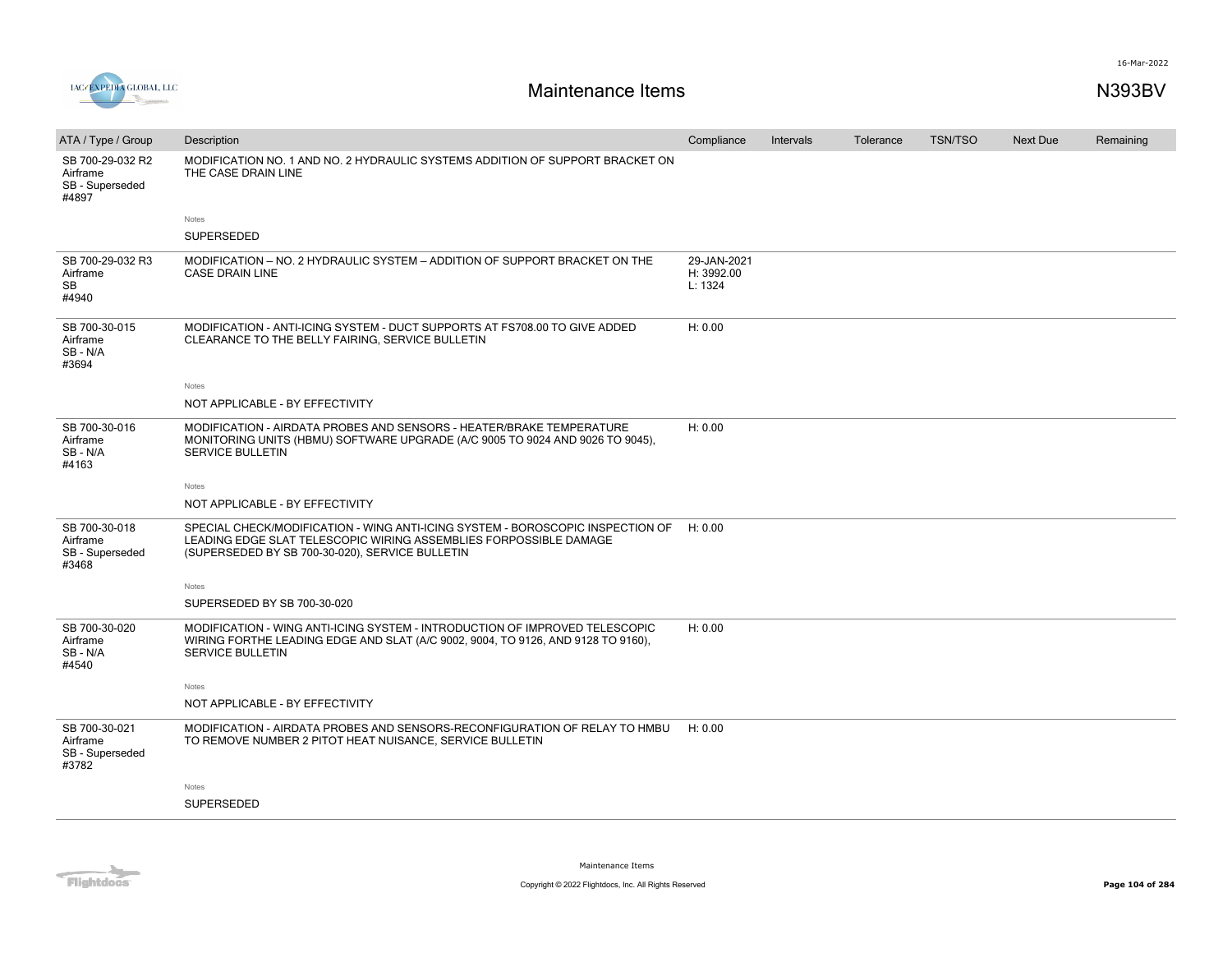# Maintenance Items

N393BV

| ATA / Type / Group | Description | Compliance | Intervals | Tolerance | TSN/TSO | Next Due | Remaining |
|---|---|---|---|---|---|---|---|
| SB 700-29-032 R2<br>Airframe<br>SB - Superseded<br>#4897 | MODIFICATION NO. 1 AND NO. 2 HYDRAULIC SYSTEMS ADDITION OF SUPPORT BRACKET ON THE CASE DRAIN LINE<br><br>Notes<br>SUPERSEDED | | | | | | |
| SB 700-29-032 R3<br>Airframe<br>SB<br>#4940 | MODIFICATION – NO. 2 HYDRAULIC SYSTEM – ADDITION OF SUPPORT BRACKET ON THE CASE DRAIN LINE | 29-JAN-2021<br>H: 3992.00<br>L: 1324 | | | | | |
| SB 700-30-015<br>Airframe<br>SB - N/A<br>#3694 | MODIFICATION - ANTI-ICING SYSTEM - DUCT SUPPORTS AT FS708.00 TO GIVE ADDED CLEARANCE TO THE BELLY FAIRING, SERVICE BULLETIN<br><br>Notes<br>NOT APPLICABLE - BY EFFECTIVITY | H: 0.00 | | | | | |
| SB 700-30-016<br>Airframe<br>SB - N/A<br>#4163 | MODIFICATION - AIRDATA PROBES AND SENSORS - HEATER/BRAKE TEMPERATURE MONITORING UNITS (HBMU) SOFTWARE UPGRADE (A/C 9005 TO 9024 AND 9026 TO 9045), SERVICE BULLETIN<br><br>Notes<br>NOT APPLICABLE - BY EFFECTIVITY | H: 0.00 | | | | | |
| SB 700-30-018<br>Airframe<br>SB - Superseded<br>#3468 | SPECIAL CHECK/MODIFICATION - WING ANTI-ICING SYSTEM - BOROSCOPIC INSPECTION OF LEADING EDGE SLAT TELESCOPIC WIRING ASSEMBLIES FORPOSSIBLE DAMAGE (SUPERSEDED BY SB 700-30-020), SERVICE BULLETIN<br><br>Notes<br>SUPERSEDED BY SB 700-30-020 | H: 0.00 | | | | | |
| SB 700-30-020<br>Airframe<br>SB - N/A<br>#4540 | MODIFICATION - WING ANTI-ICING SYSTEM - INTRODUCTION OF IMPROVED TELESCOPIC WIRING FORTHE LEADING EDGE AND SLAT (A/C 9002, 9004, TO 9126, AND 9128 TO 9160), SERVICE BULLETIN<br><br>Notes<br>NOT APPLICABLE - BY EFFECTIVITY | H: 0.00 | | | | | |
| SB 700-30-021<br>Airframe<br>SB - Superseded<br>#3782 | MODIFICATION - AIRDATA PROBES AND SENSORS-RECONFIGURATION OF RELAY TO HMBU TO REMOVE NUMBER 2 PITOT HEAT NUISANCE, SERVICE BULLETIN<br><br>Notes<br>SUPERSEDED | H: 0.00 | | | | | |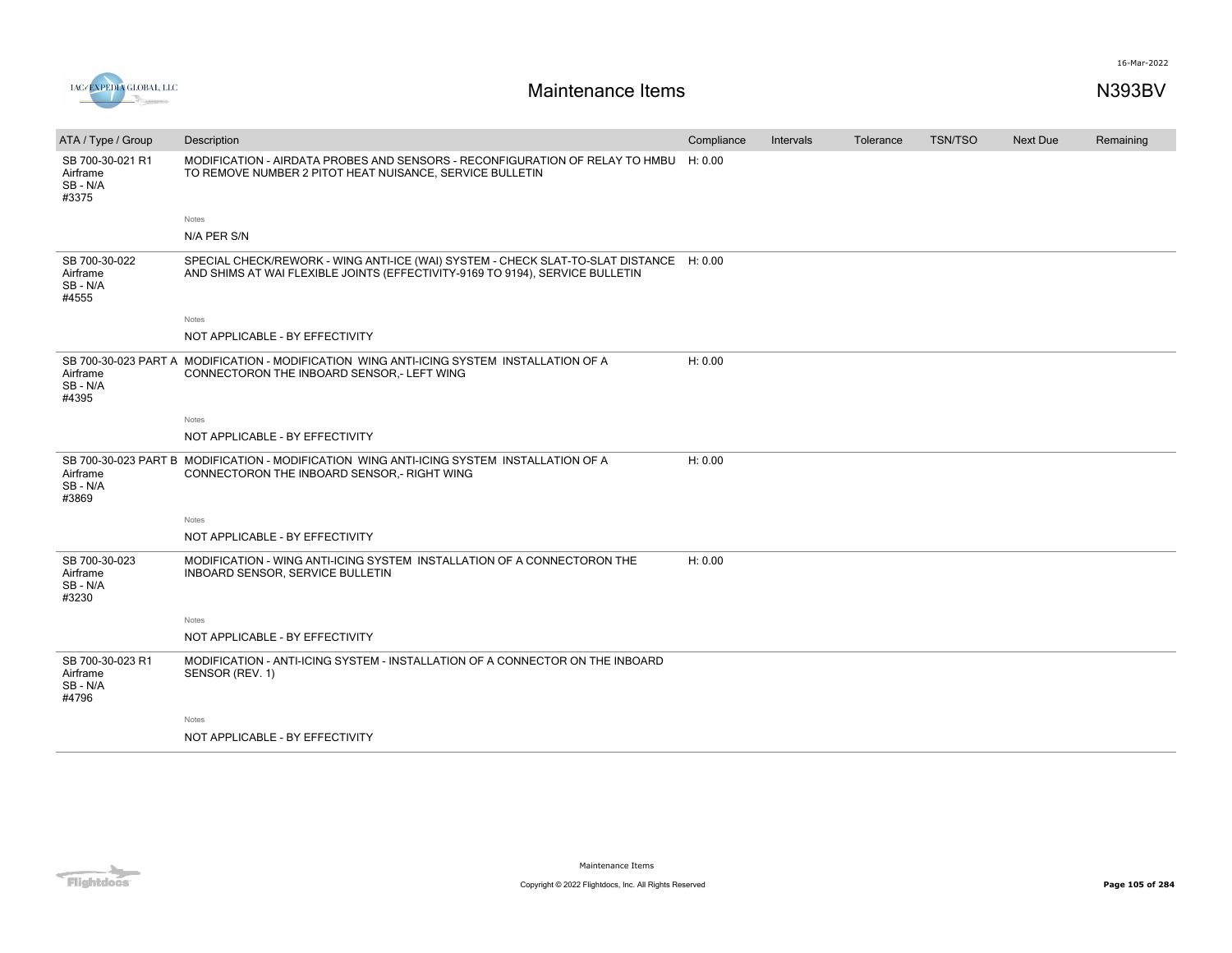# Maintenance Items

N393BV

| ATA / Type / Group | Description | Compliance | Intervals | Tolerance | TSN/TSO | Next Due | Remaining |
|---|---|---|---|---|---|---|---|
| SB 700-30-021 R1<br>Airframe<br>SB - N/A<br>#3375 | MODIFICATION - AIRDATA PROBES AND SENSORS - RECONFIGURATION OF RELAY TO HMBU TO REMOVE NUMBER 2 PITOT HEAT NUISANCE, SERVICE BULLETIN | H: 0.00 | | | | | |
| | Notes<br>N/A PER S/N | | | | | | |
| SB 700-30-022<br>Airframe<br>SB - N/A<br>#4555 | SPECIAL CHECK/REWORK - WING ANTI-ICE (WAI) SYSTEM - CHECK SLAT-TO-SLAT DISTANCE AND SHIMS AT WAI FLEXIBLE JOINTS (EFFECTIVITY-9169 TO 9194), SERVICE BULLETIN | H: 0.00 | | | | | |
| | Notes<br>NOT APPLICABLE - BY EFFECTIVITY | | | | | | |
| SB 700-30-023 PART A<br>Airframe<br>SB - N/A<br>#4395 | MODIFICATION - MODIFICATION WING ANTI-ICING SYSTEM INSTALLATION OF A CONNECTORON THE INBOARD SENSOR,- LEFT WING | H: 0.00 | | | | | |
| | Notes<br>NOT APPLICABLE - BY EFFECTIVITY | | | | | | |
| SB 700-30-023 PART B<br>Airframe<br>SB - N/A<br>#3869 | MODIFICATION - MODIFICATION WING ANTI-ICING SYSTEM INSTALLATION OF A CONNECTORON THE INBOARD SENSOR,- RIGHT WING | H: 0.00 | | | | | |
| | Notes<br>NOT APPLICABLE - BY EFFECTIVITY | | | | | | |
| SB 700-30-023<br>Airframe<br>SB - N/A<br>#3230 | MODIFICATION - WING ANTI-ICING SYSTEM INSTALLATION OF A CONNECTORON THE INBOARD SENSOR, SERVICE BULLETIN | H: 0.00 | | | | | |
| | Notes<br>NOT APPLICABLE - BY EFFECTIVITY | | | | | | |
| SB 700-30-023 R1<br>Airframe<br>SB - N/A<br>#4796 | MODIFICATION - ANTI-ICING SYSTEM - INSTALLATION OF A CONNECTOR ON THE INBOARD SENSOR (REV. 1) | | | | | | |
| | Notes<br>NOT APPLICABLE - BY EFFECTIVITY | | | | | | |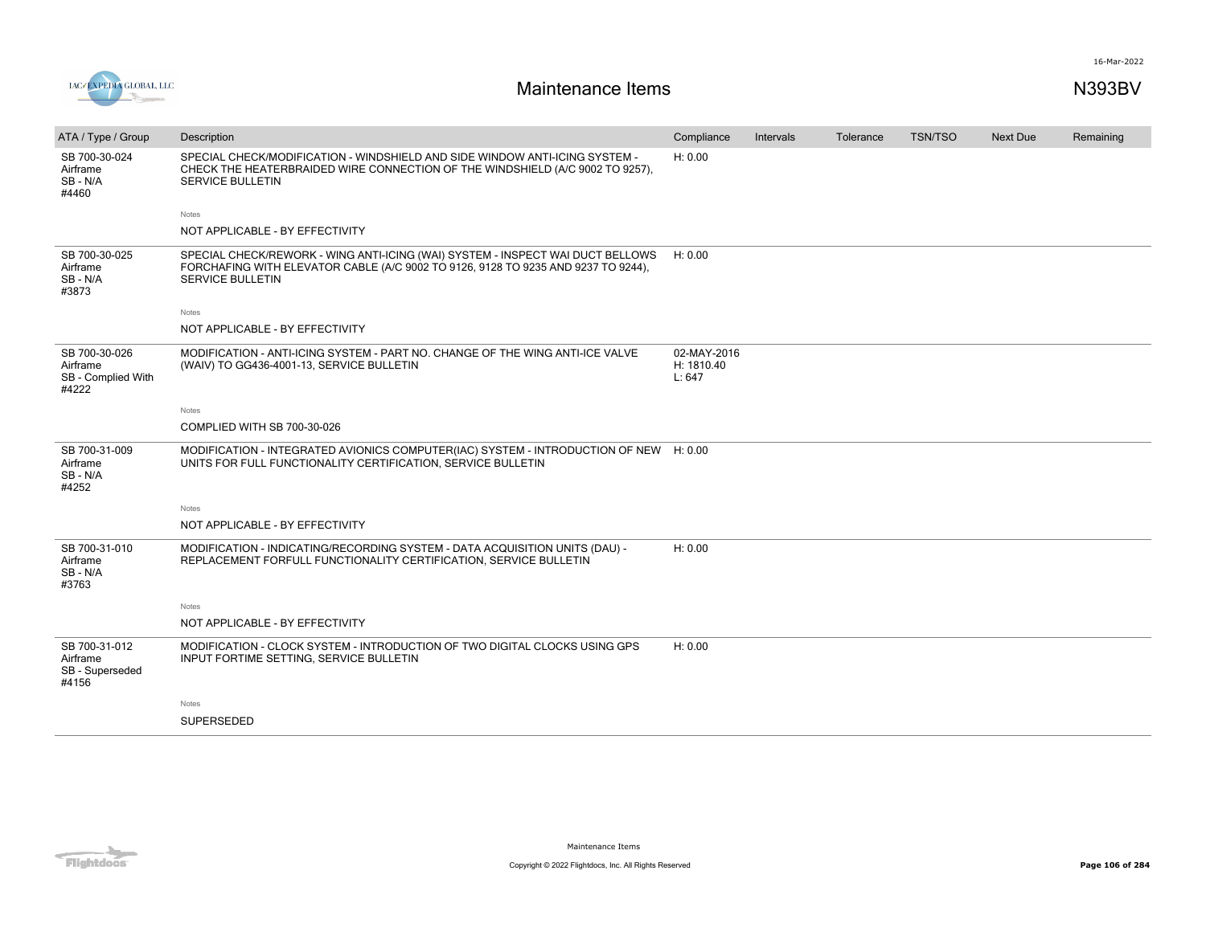# Maintenance Items

N393BV

| ATA / Type / Group | Description | Compliance | Intervals | Tolerance | TSN/TSO | Next Due | Remaining |
|---|---|---|---|---|---|---|---|
| SB 700-30-024 Airframe SB - N/A #4460 | SPECIAL CHECK/MODIFICATION - WINDSHIELD AND SIDE WINDOW ANTI-ICING SYSTEM - CHECK THE HEATERBRAIDED WIRE CONNECTION OF THE WINDSHIELD (A/C 9002 TO 9257), SERVICE BULLETIN | H: 0.00 | | | | | |
| | Notes<br>NOT APPLICABLE - BY EFFECTIVITY | | | | | | |
| SB 700-30-025 Airframe SB - N/A #3873 | SPECIAL CHECK/REWORK - WING ANTI-ICING (WAI) SYSTEM - INSPECT WAI DUCT BELLOWS FORCHAFING WITH ELEVATOR CABLE (A/C 9002 TO 9126, 9128 TO 9235 AND 9237 TO 9244), SERVICE BULLETIN | H: 0.00 | | | | | |
| | Notes<br>NOT APPLICABLE - BY EFFECTIVITY | | | | | | |
| SB 700-30-026 Airframe SB - Complied With #4222 | MODIFICATION - ANTI-ICING SYSTEM - PART NO. CHANGE OF THE WING ANTI-ICE VALVE (WAIV) TO GG436-4001-13, SERVICE BULLETIN | 02-MAY-2016<br>H: 1810.40<br>L: 647 | | | | | |
| | Notes<br>COMPLIED WITH SB 700-30-026 | | | | | | |
| SB 700-31-009 Airframe SB - N/A #4252 | MODIFICATION - INTEGRATED AVIONICS COMPUTER(IAC) SYSTEM - INTRODUCTION OF NEW UNITS FOR FULL FUNCTIONALITY CERTIFICATION, SERVICE BULLETIN | H: 0.00 | | | | | |
| | Notes<br>NOT APPLICABLE - BY EFFECTIVITY | | | | | | |
| SB 700-31-010 Airframe SB - N/A #3763 | MODIFICATION - INDICATING/RECORDING SYSTEM - DATA ACQUISITION UNITS (DAU) - REPLACEMENT FORFULL FUNCTIONALITY CERTIFICATION, SERVICE BULLETIN | H: 0.00 | | | | | |
| | Notes<br>NOT APPLICABLE - BY EFFECTIVITY | | | | | | |
| SB 700-31-012 Airframe SB - Superseded #4156 | MODIFICATION - CLOCK SYSTEM - INTRODUCTION OF TWO DIGITAL CLOCKS USING GPS INPUT FORTIME SETTING, SERVICE BULLETIN | H: 0.00 | | | | | |
| | Notes<br>SUPERSEDED | | | | | | |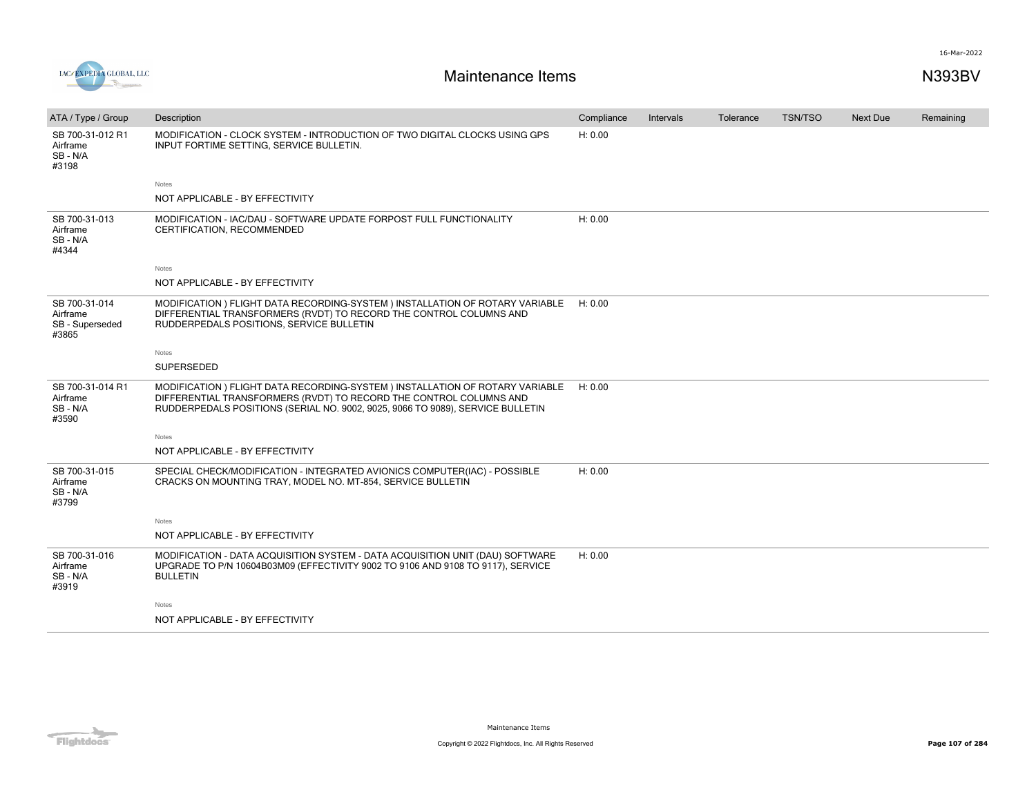# Maintenance Items

N393BV

| ATA / Type / Group | Description | Compliance | Intervals | Tolerance | TSN/TSO | Next Due | Remaining |
|---|---|---|---|---|---|---|---|
| SB 700-31-012 R1 Airframe SB - N/A #3198 | MODIFICATION - CLOCK SYSTEM - INTRODUCTION OF TWO DIGITAL CLOCKS USING GPS INPUT FORTIME SETTING, SERVICE BULLETIN. | H: 0.00 | | | | | |
| | Notes<br>NOT APPLICABLE - BY EFFECTIVITY | | | | | | |
| SB 700-31-013 Airframe SB - N/A #4344 | MODIFICATION - IAC/DAU - SOFTWARE UPDATE FORPOST FULL FUNCTIONALITY CERTIFICATION, RECOMMENDED | H: 0.00 | | | | | |
| | Notes<br>NOT APPLICABLE - BY EFFECTIVITY | | | | | | |
| SB 700-31-014 Airframe SB - Superseded #3865 | MODIFICATION ) FLIGHT DATA RECORDING-SYSTEM ) INSTALLATION OF ROTARY VARIABLE DIFFERENTIAL TRANSFORMERS (RVDT) TO RECORD THE CONTROL COLUMNS AND RUDDERPEDALS POSITIONS, SERVICE BULLETIN | H: 0.00 | | | | | |
| | Notes<br>SUPERSEDED | | | | | | |
| SB 700-31-014 R1 Airframe SB - N/A #3590 | MODIFICATION ) FLIGHT DATA RECORDING-SYSTEM ) INSTALLATION OF ROTARY VARIABLE DIFFERENTIAL TRANSFORMERS (RVDT) TO RECORD THE CONTROL COLUMNS AND RUDDERPEDALS POSITIONS (SERIAL NO. 9002, 9025, 9066 TO 9089), SERVICE BULLETIN | H: 0.00 | | | | | |
| | Notes<br>NOT APPLICABLE - BY EFFECTIVITY | | | | | | |
| SB 700-31-015 Airframe SB - N/A #3799 | SPECIAL CHECK/MODIFICATION - INTEGRATED AVIONICS COMPUTER(IAC) - POSSIBLE CRACKS ON MOUNTING TRAY, MODEL NO. MT-854, SERVICE BULLETIN | H: 0.00 | | | | | |
| | Notes<br>NOT APPLICABLE - BY EFFECTIVITY | | | | | | |
| SB 700-31-016 Airframe SB - N/A #3919 | MODIFICATION - DATA ACQUISITION SYSTEM - DATA ACQUISITION UNIT (DAU) SOFTWARE UPGRADE TO P/N 10604B03M09 (EFFECTIVITY 9002 TO 9106 AND 9108 TO 9117), SERVICE BULLETIN | H: 0.00 | | | | | |
| | Notes<br>NOT APPLICABLE - BY EFFECTIVITY | | | | | | |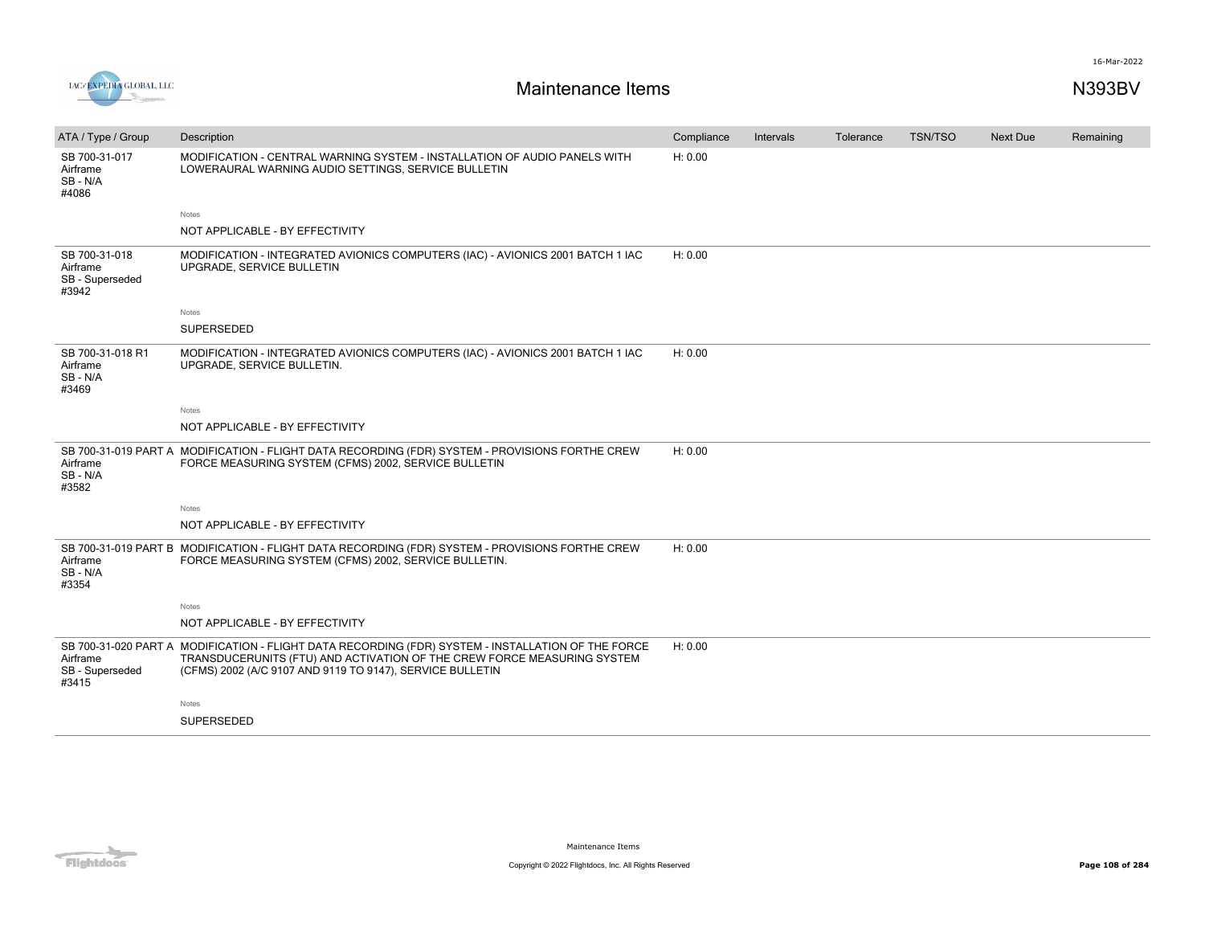| ATA / Type / Group | Description | Compliance | Intervals | Tolerance | TSN/TSO | Next Due | Remaining |
|---|---|---|---|---|---|---|---|
| SB 700-31-017 Airframe SB - N/A #4086 | MODIFICATION - CENTRAL WARNING SYSTEM - INSTALLATION OF AUDIO PANELS WITH LOWERAURAL WARNING AUDIO SETTINGS, SERVICE BULLETIN | H: 0.00 | | | | | |
| | Notes: NOT APPLICABLE - BY EFFECTIVITY | | | | | | |
| SB 700-31-018 Airframe SB - Superseded #3942 | MODIFICATION - INTEGRATED AVIONICS COMPUTERS (IAC) - AVIONICS 2001 BATCH 1 IAC UPGRADE, SERVICE BULLETIN | H: 0.00 | | | | | |
| | Notes: SUPERSEDED | | | | | | |
| SB 700-31-018 R1 Airframe SB - N/A #3469 | MODIFICATION - INTEGRATED AVIONICS COMPUTERS (IAC) - AVIONICS 2001 BATCH 1 IAC UPGRADE, SERVICE BULLETIN. | H: 0.00 | | | | | |
| | Notes: NOT APPLICABLE - BY EFFECTIVITY | | | | | | |
| SB 700-31-019 PART A Airframe SB - N/A #3582 | MODIFICATION - FLIGHT DATA RECORDING (FDR) SYSTEM - PROVISIONS FORTHE CREW FORCE MEASURING SYSTEM (CFMS) 2002, SERVICE BULLETIN | H: 0.00 | | | | | |
| | Notes: NOT APPLICABLE - BY EFFECTIVITY | | | | | | |
| SB 700-31-019 PART B Airframe SB - N/A #3354 | MODIFICATION - FLIGHT DATA RECORDING (FDR) SYSTEM - PROVISIONS FORTHE CREW FORCE MEASURING SYSTEM (CFMS) 2002, SERVICE BULLETIN. | H: 0.00 | | | | | |
| | Notes: NOT APPLICABLE - BY EFFECTIVITY | | | | | | |
| SB 700-31-020 PART A Airframe SB - Superseded #3415 | MODIFICATION - FLIGHT DATA RECORDING (FDR) SYSTEM - INSTALLATION OF THE FORCE TRANSDUCERUNITS (FTU) AND ACTIVATION OF THE CREW FORCE MEASURING SYSTEM (CFMS) 2002 (A/C 9107 AND 9119 TO 9147), SERVICE BULLETIN | H: 0.00 | | | | | |
| | Notes: SUPERSEDED | | | | | | |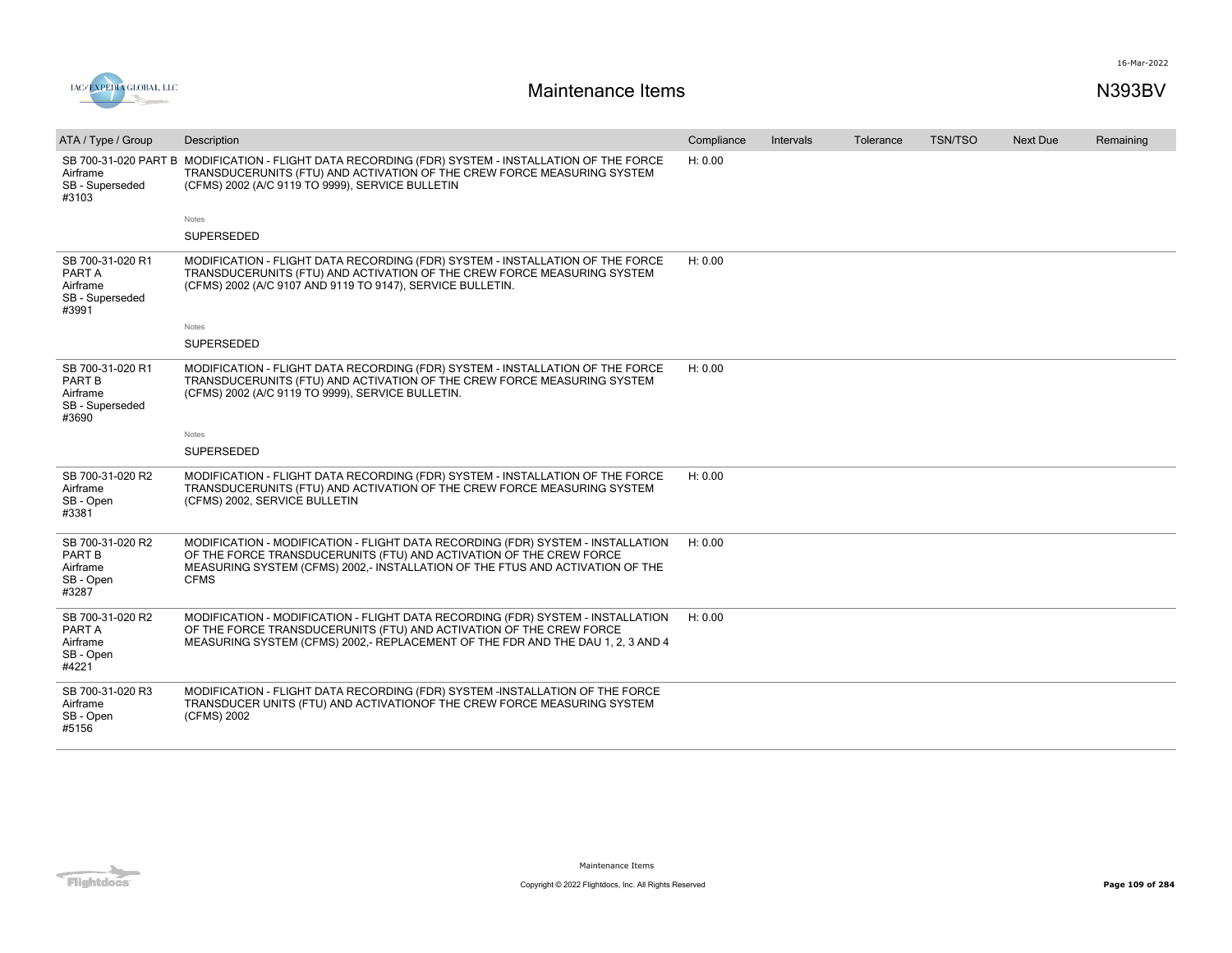| ATA / Type / Group | Description | Compliance | Intervals | Tolerance | TSN/TSO | Next Due | Remaining |
|---|---|---|---|---|---|---|---|
| SB 700-31-020 PART B Airframe SB - Superseded #3103 | MODIFICATION - FLIGHT DATA RECORDING (FDR) SYSTEM - INSTALLATION OF THE FORCE TRANSDUCERUNITS (FTU) AND ACTIVATION OF THE CREW FORCE MEASURING SYSTEM (CFMS) 2002 (A/C 9119 TO 9999), SERVICE BULLETIN<br><br>Notes<br>SUPERSEDED | H: 0.00 | | | | | |
| SB 700-31-020 R1 PART A Airframe SB - Superseded #3991 | MODIFICATION - FLIGHT DATA RECORDING (FDR) SYSTEM - INSTALLATION OF THE FORCE TRANSDUCERUNITS (FTU) AND ACTIVATION OF THE CREW FORCE MEASURING SYSTEM (CFMS) 2002 (A/C 9107 AND 9119 TO 9147), SERVICE BULLETIN.<br><br>Notes<br>SUPERSEDED | H: 0.00 | | | | | |
| SB 700-31-020 R1 PART B Airframe SB - Superseded #3690 | MODIFICATION - FLIGHT DATA RECORDING (FDR) SYSTEM - INSTALLATION OF THE FORCE TRANSDUCERUNITS (FTU) AND ACTIVATION OF THE CREW FORCE MEASURING SYSTEM (CFMS) 2002 (A/C 9119 TO 9999), SERVICE BULLETIN.<br><br>Notes<br>SUPERSEDED | H: 0.00 | | | | | |
| SB 700-31-020 R2 Airframe SB - Open #3381 | MODIFICATION - FLIGHT DATA RECORDING (FDR) SYSTEM - INSTALLATION OF THE FORCE TRANSDUCERUNITS (FTU) AND ACTIVATION OF THE CREW FORCE MEASURING SYSTEM (CFMS) 2002, SERVICE BULLETIN | H: 0.00 | | | | | |
| SB 700-31-020 R2 PART B Airframe SB - Open #3287 | MODIFICATION - MODIFICATION - FLIGHT DATA RECORDING (FDR) SYSTEM - INSTALLATION OF THE FORCE TRANSDUCERUNITS (FTU) AND ACTIVATION OF THE CREW FORCE MEASURING SYSTEM (CFMS) 2002,- INSTALLATION OF THE FTUS AND ACTIVATION OF THE CFMS | H: 0.00 | | | | | |
| SB 700-31-020 R2 PART A Airframe SB - Open #4221 | MODIFICATION - MODIFICATION - FLIGHT DATA RECORDING (FDR) SYSTEM - INSTALLATION OF THE FORCE TRANSDUCERUNITS (FTU) AND ACTIVATION OF THE CREW FORCE MEASURING SYSTEM (CFMS) 2002,- REPLACEMENT OF THE FDR AND THE DAU 1, 2, 3 AND 4 | H: 0.00 | | | | | |
| SB 700-31-020 R3 Airframe SB - Open #5156 | MODIFICATION - FLIGHT DATA RECORDING (FDR) SYSTEM -INSTALLATION OF THE FORCE TRANSDUCER UNITS (FTU) AND ACTIVATIONOF THE CREW FORCE MEASURING SYSTEM (CFMS) 2002 | | | | | | |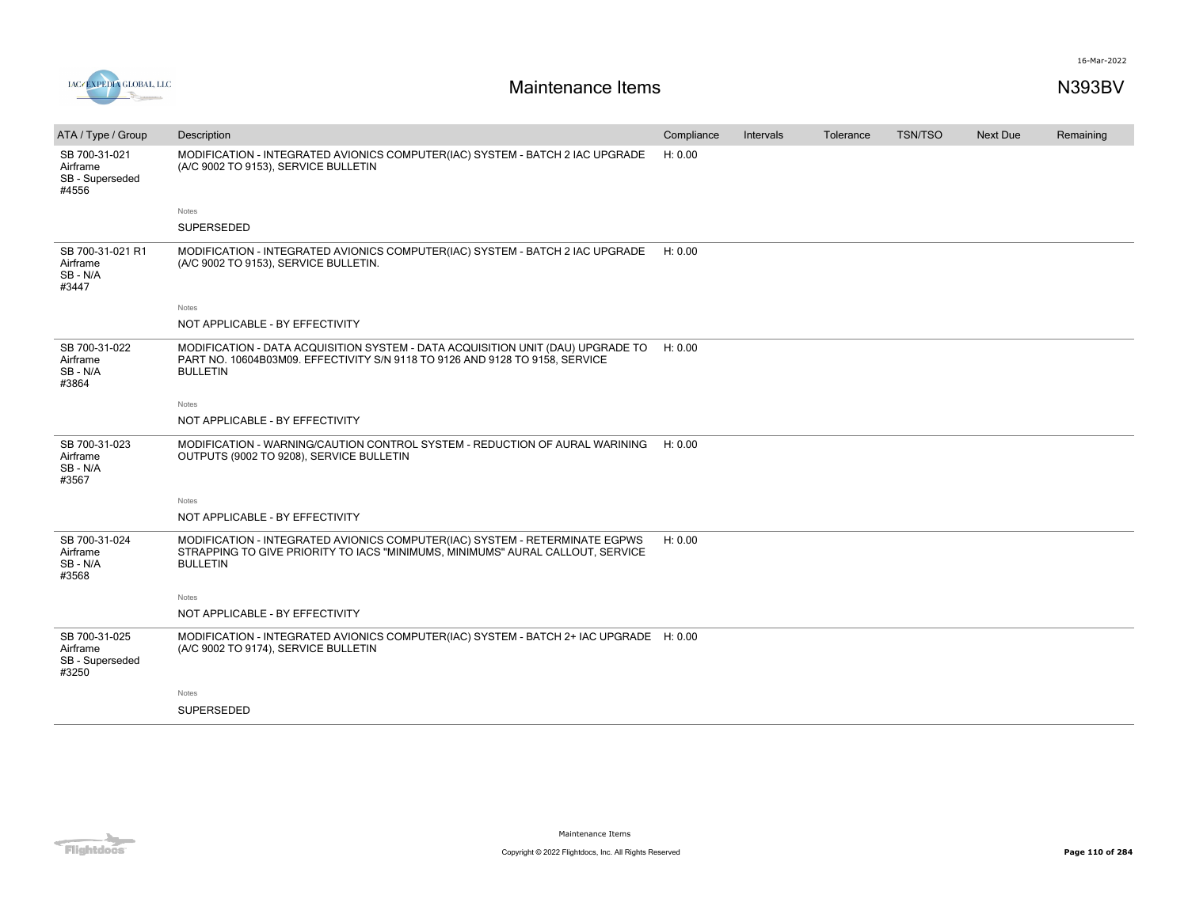| ATA / Type / Group | Description | Compliance | Intervals | Tolerance | TSN/TSO | Next Due | Remaining |
|---|---|---|---|---|---|---|---|
| SB 700-31-021 Airframe SB - Superseded #4556 | MODIFICATION - INTEGRATED AVIONICS COMPUTER(IAC) SYSTEM - BATCH 2 IAC UPGRADE (A/C 9002 TO 9153), SERVICE BULLETIN | H: 0.00 | | | | | |
| | Notes | | | | | | |
| | SUPERSEDED | | | | | | |
| SB 700-31-021 R1 Airframe SB - N/A #3447 | MODIFICATION - INTEGRATED AVIONICS COMPUTER(IAC) SYSTEM - BATCH 2 IAC UPGRADE (A/C 9002 TO 9153), SERVICE BULLETIN. | H: 0.00 | | | | | |
| | Notes | | | | | | |
| | NOT APPLICABLE - BY EFFECTIVITY | | | | | | |
| SB 700-31-022 Airframe SB - N/A #3864 | MODIFICATION - DATA ACQUISITION SYSTEM - DATA ACQUISITION UNIT (DAU) UPGRADE TO PART NO. 10604B03M09. EFFECTIVITY S/N 9118 TO 9126 AND 9128 TO 9158, SERVICE BULLETIN | H: 0.00 | | | | | |
| | Notes | | | | | | |
| | NOT APPLICABLE - BY EFFECTIVITY | | | | | | |
| SB 700-31-023 Airframe SB - N/A #3567 | MODIFICATION - WARNING/CAUTION CONTROL SYSTEM - REDUCTION OF AURAL WARINING OUTPUTS (9002 TO 9208), SERVICE BULLETIN | H: 0.00 | | | | | |
| | Notes | | | | | | |
| | NOT APPLICABLE - BY EFFECTIVITY | | | | | | |
| SB 700-31-024 Airframe SB - N/A #3568 | MODIFICATION - INTEGRATED AVIONICS COMPUTER(IAC) SYSTEM - RETERMINATE EGPWS STRAPPING TO GIVE PRIORITY TO IACS "MINIMUMS, MINIMUMS" AURAL CALLOUT, SERVICE BULLETIN | H: 0.00 | | | | | |
| | Notes | | | | | | |
| | NOT APPLICABLE - BY EFFECTIVITY | | | | | | |
| SB 700-31-025 Airframe SB - Superseded #3250 | MODIFICATION - INTEGRATED AVIONICS COMPUTER(IAC) SYSTEM - BATCH 2+ IAC UPGRADE (A/C 9002 TO 9174), SERVICE BULLETIN | H: 0.00 | | | | | |
| | Notes | | | | | | |
| | SUPERSEDED | | | | | | |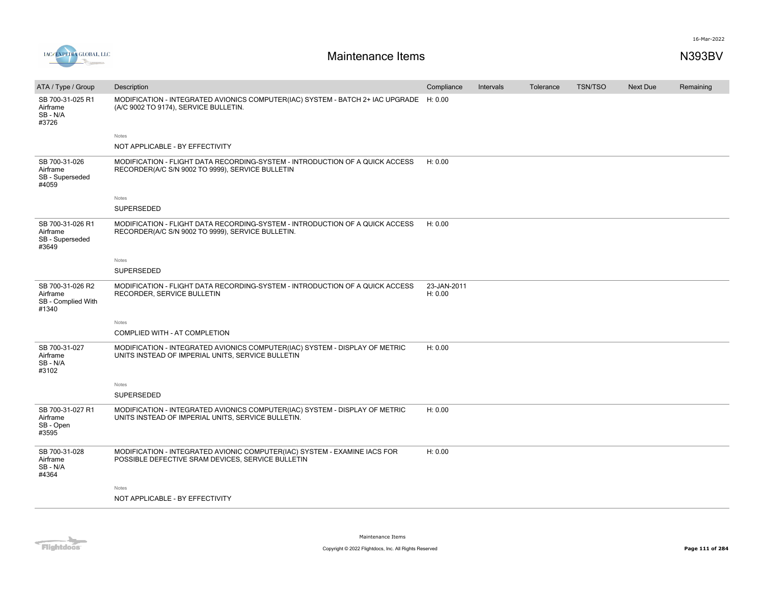# Maintenance Items

N393BV

| ATA / Type / Group | Description | Compliance | Intervals | Tolerance | TSN/TSO | Next Due | Remaining |
|---|---|---|---|---|---|---|---|
| SB 700-31-025 R1<br>Airframe<br>SB - N/A<br>#3726 | MODIFICATION - INTEGRATED AVIONICS COMPUTER(IAC) SYSTEM - BATCH 2+ IAC UPGRADE (A/C 9002 TO 9174), SERVICE BULLETIN.<br><br>Notes<br>NOT APPLICABLE - BY EFFECTIVITY | H: 0.00 | | | | | |
| SB 700-31-026<br>Airframe<br>SB - Superseded<br>#4059 | MODIFICATION - FLIGHT DATA RECORDING-SYSTEM - INTRODUCTION OF A QUICK ACCESS RECORDER(A/C S/N 9002 TO 9999), SERVICE BULLETIN<br><br>Notes<br>SUPERSEDED | H: 0.00 | | | | | |
| SB 700-31-026 R1<br>Airframe<br>SB - Superseded<br>#3649 | MODIFICATION - FLIGHT DATA RECORDING-SYSTEM - INTRODUCTION OF A QUICK ACCESS RECORDER(A/C S/N 9002 TO 9999), SERVICE BULLETIN.<br><br>Notes<br>SUPERSEDED | H: 0.00 | | | | | |
| SB 700-31-026 R2<br>Airframe<br>SB - Complied With<br>#1340 | MODIFICATION - FLIGHT DATA RECORDING-SYSTEM - INTRODUCTION OF A QUICK ACCESS RECORDER, SERVICE BULLETIN<br><br>Notes<br>COMPLIED WITH - AT COMPLETION | 23-JAN-2011<br>H: 0.00 | | | | | |
| SB 700-31-027<br>Airframe<br>SB - N/A<br>#3102 | MODIFICATION - INTEGRATED AVIONICS COMPUTER(IAC) SYSTEM - DISPLAY OF METRIC UNITS INSTEAD OF IMPERIAL UNITS, SERVICE BULLETIN<br><br>Notes<br>SUPERSEDED | H: 0.00 | | | | | |
| SB 700-31-027 R1<br>Airframe<br>SB - Open<br>#3595 | MODIFICATION - INTEGRATED AVIONICS COMPUTER(IAC) SYSTEM - DISPLAY OF METRIC UNITS INSTEAD OF IMPERIAL UNITS, SERVICE BULLETIN. | H: 0.00 | | | | | |
| SB 700-31-028<br>Airframe<br>SB - N/A<br>#4364 | MODIFICATION - INTEGRATED AVIONIC COMPUTER(IAC) SYSTEM - EXAMINE IACS FOR POSSIBLE DEFECTIVE SRAM DEVICES, SERVICE BULLETIN<br><br>Notes<br>NOT APPLICABLE - BY EFFECTIVITY | H: 0.00 | | | | | |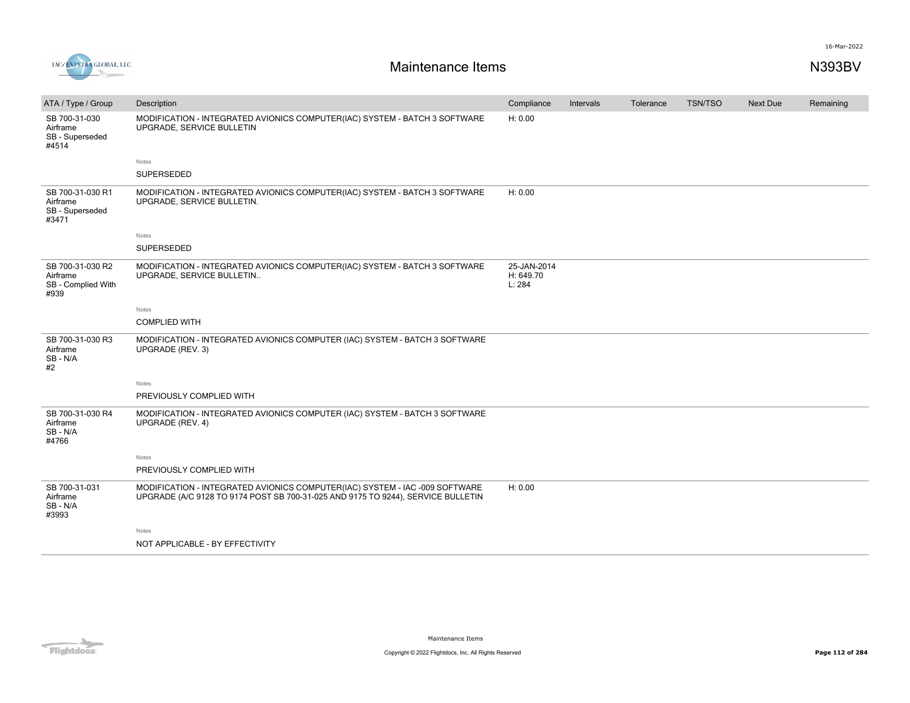# Maintenance Items

N393BV

| ATA / Type / Group | Description | Compliance | Intervals | Tolerance | TSN/TSO | Next Due | Remaining |
|---|---|---|---|---|---|---|---|
| SB 700-31-030<br>Airframe<br>SB - Superseded<br>#4514 | MODIFICATION - INTEGRATED AVIONICS COMPUTER(IAC) SYSTEM - BATCH 3 SOFTWARE UPGRADE, SERVICE BULLETIN<br><br>Notes<br>SUPERSEDED | H: 0.00 | | | | | |
| SB 700-31-030 R1<br>Airframe<br>SB - Superseded<br>#3471 | MODIFICATION - INTEGRATED AVIONICS COMPUTER(IAC) SYSTEM - BATCH 3 SOFTWARE UPGRADE, SERVICE BULLETIN.<br><br>Notes<br>SUPERSEDED | H: 0.00 | | | | | |
| SB 700-31-030 R2<br>Airframe<br>SB - Complied With<br>#939 | MODIFICATION - INTEGRATED AVIONICS COMPUTER(IAC) SYSTEM - BATCH 3 SOFTWARE UPGRADE, SERVICE BULLETIN..<br><br>Notes<br>COMPLIED WITH | 25-JAN-2014<br>H: 649.70<br>L: 284 | | | | | |
| SB 700-31-030 R3<br>Airframe<br>SB - N/A<br>#2 | MODIFICATION - INTEGRATED AVIONICS COMPUTER (IAC) SYSTEM - BATCH 3 SOFTWARE UPGRADE (REV. 3)<br><br>Notes<br>PREVIOUSLY COMPLIED WITH | | | | | | |
| SB 700-31-030 R4<br>Airframe<br>SB - N/A<br>#4766 | MODIFICATION - INTEGRATED AVIONICS COMPUTER (IAC) SYSTEM - BATCH 3 SOFTWARE UPGRADE (REV. 4)<br><br>Notes<br>PREVIOUSLY COMPLIED WITH | | | | | | |
| SB 700-31-031<br>Airframe<br>SB - N/A<br>#3993 | MODIFICATION - INTEGRATED AVIONICS COMPUTER(IAC) SYSTEM - IAC -009 SOFTWARE UPGRADE (A/C 9128 TO 9174 POST SB 700-31-025 AND 9175 TO 9244), SERVICE BULLETIN<br><br>Notes<br>NOT APPLICABLE - BY EFFECTIVITY | H: 0.00 | | | | | |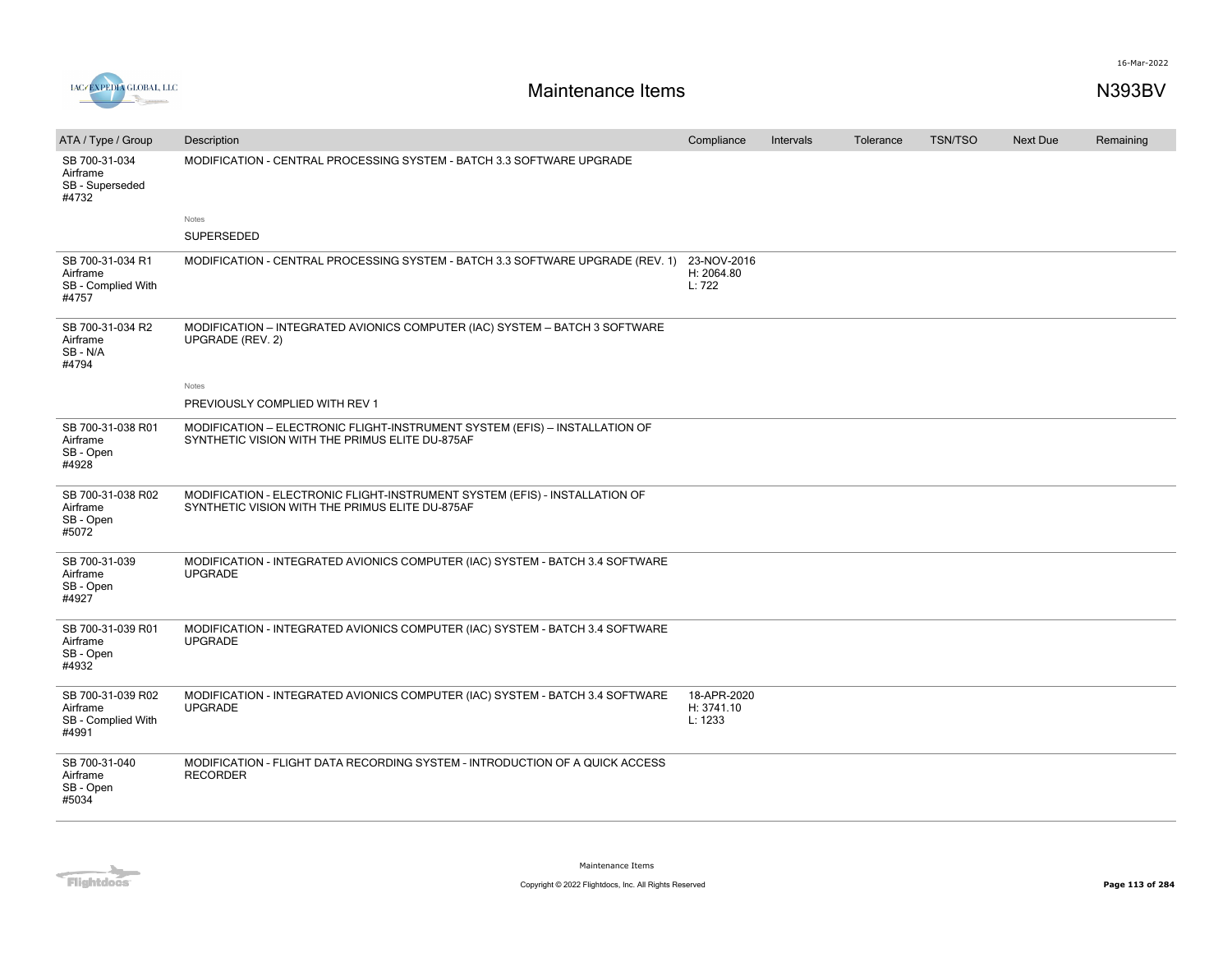# Maintenance Items

N393BV

| ATA / Type / Group | Description | Compliance | Intervals | Tolerance | TSN/TSO | Next Due | Remaining |
|---|---|---|---|---|---|---|---|
| SB 700-31-034<br>Airframe<br>SB - Superseded<br>#4732 | MODIFICATION - CENTRAL PROCESSING SYSTEM - BATCH 3.3 SOFTWARE UPGRADE<br><br>Notes<br>SUPERSEDED | | | | | | |
| SB 700-31-034 R1<br>Airframe<br>SB - Complied With<br>#4757 | MODIFICATION - CENTRAL PROCESSING SYSTEM - BATCH 3.3 SOFTWARE UPGRADE (REV. 1) | 23-NOV-2016<br>H: 2064.80<br>L: 722 | | | | | |
| SB 700-31-034 R2<br>Airframe<br>SB - N/A<br>#4794 | MODIFICATION – INTEGRATED AVIONICS COMPUTER (IAC) SYSTEM – BATCH 3 SOFTWARE UPGRADE (REV. 2)<br><br>Notes<br>PREVIOUSLY COMPLIED WITH REV 1 | | | | | | |
| SB 700-31-038 R01<br>Airframe<br>SB - Open<br>#4928 | MODIFICATION – ELECTRONIC FLIGHT-INSTRUMENT SYSTEM (EFIS) – INSTALLATION OF SYNTHETIC VISION WITH THE PRIMUS ELITE DU-875AF | | | | | | |
| SB 700-31-038 R02<br>Airframe<br>SB - Open<br>#5072 | MODIFICATION - ELECTRONIC FLIGHT-INSTRUMENT SYSTEM (EFIS) - INSTALLATION OF SYNTHETIC VISION WITH THE PRIMUS ELITE DU-875AF | | | | | | |
| SB 700-31-039<br>Airframe<br>SB - Open<br>#4927 | MODIFICATION - INTEGRATED AVIONICS COMPUTER (IAC) SYSTEM - BATCH 3.4 SOFTWARE UPGRADE | | | | | | |
| SB 700-31-039 R01<br>Airframe<br>SB - Open<br>#4932 | MODIFICATION - INTEGRATED AVIONICS COMPUTER (IAC) SYSTEM - BATCH 3.4 SOFTWARE UPGRADE | | | | | | |
| SB 700-31-039 R02<br>Airframe<br>SB - Complied With<br>#4991 | MODIFICATION - INTEGRATED AVIONICS COMPUTER (IAC) SYSTEM - BATCH 3.4 SOFTWARE UPGRADE | 18-APR-2020<br>H: 3741.10<br>L: 1233 | | | | | |
| SB 700-31-040<br>Airframe<br>SB - Open<br>#5034 | MODIFICATION - FLIGHT DATA RECORDING SYSTEM - INTRODUCTION OF A QUICK ACCESS RECORDER | | | | | | |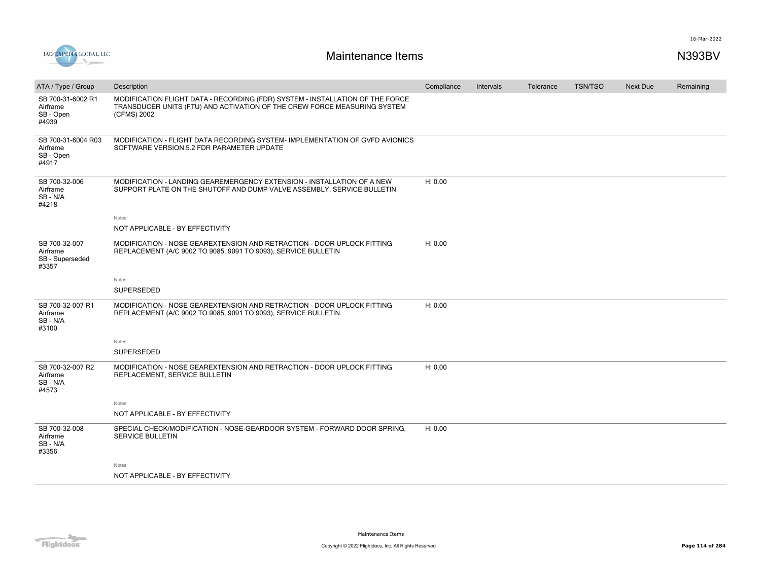# Maintenance Items

N393BV

| ATA / Type / Group | Description | Compliance | Intervals | Tolerance | TSN/TSO | Next Due | Remaining |
|---|---|---|---|---|---|---|---|
| SB 700-31-6002 R1<br>Airframe<br>SB - Open<br>#4939 | MODIFICATION FLIGHT DATA - RECORDING (FDR) SYSTEM - INSTALLATION OF THE FORCE TRANSDUCER UNITS (FTU) AND ACTIVATION OF THE CREW FORCE MEASURING SYSTEM (CFMS) 2002 | | | | | | |
| SB 700-31-6004 R03<br>Airframe<br>SB - Open<br>#4917 | MODIFICATION - FLIGHT DATA RECORDING SYSTEM- IMPLEMENTATION OF GVFD AVIONICS SOFTWARE VERSION 5.2 FDR PARAMETER UPDATE | | | | | | |
| SB 700-32-006<br>Airframe<br>SB - N/A<br>#4218 | MODIFICATION - LANDING GEAREMERGENCY EXTENSION - INSTALLATION OF A NEW SUPPORT PLATE ON THE SHUTOFF AND DUMP VALVE ASSEMBLY, SERVICE BULLETIN<br><br>Notes<br>NOT APPLICABLE - BY EFFECTIVITY | H: 0.00 | | | | | |
| SB 700-32-007<br>Airframe<br>SB - Superseded<br>#3357 | MODIFICATION - NOSE GEAREXTENSION AND RETRACTION - DOOR UPLOCK FITTING REPLACEMENT (A/C 9002 TO 9085, 9091 TO 9093), SERVICE BULLETIN<br><br>Notes<br>SUPERSEDED | H: 0.00 | | | | | |
| SB 700-32-007 R1<br>Airframe<br>SB - N/A<br>#3100 | MODIFICATION - NOSE GEAREXTENSION AND RETRACTION - DOOR UPLOCK FITTING REPLACEMENT (A/C 9002 TO 9085, 9091 TO 9093), SERVICE BULLETIN.<br><br>Notes<br>SUPERSEDED | H: 0.00 | | | | | |
| SB 700-32-007 R2<br>Airframe<br>SB - N/A<br>#4573 | MODIFICATION - NOSE GEAREXTENSION AND RETRACTION - DOOR UPLOCK FITTING REPLACEMENT, SERVICE BULLETIN<br><br>Notes<br>NOT APPLICABLE - BY EFFECTIVITY | H: 0.00 | | | | | |
| SB 700-32-008<br>Airframe<br>SB - N/A<br>#3356 | SPECIAL CHECK/MODIFICATION - NOSE-GEARDOOR SYSTEM - FORWARD DOOR SPRING, SERVICE BULLETIN<br><br>Notes<br>NOT APPLICABLE - BY EFFECTIVITY | H: 0.00 | | | | | |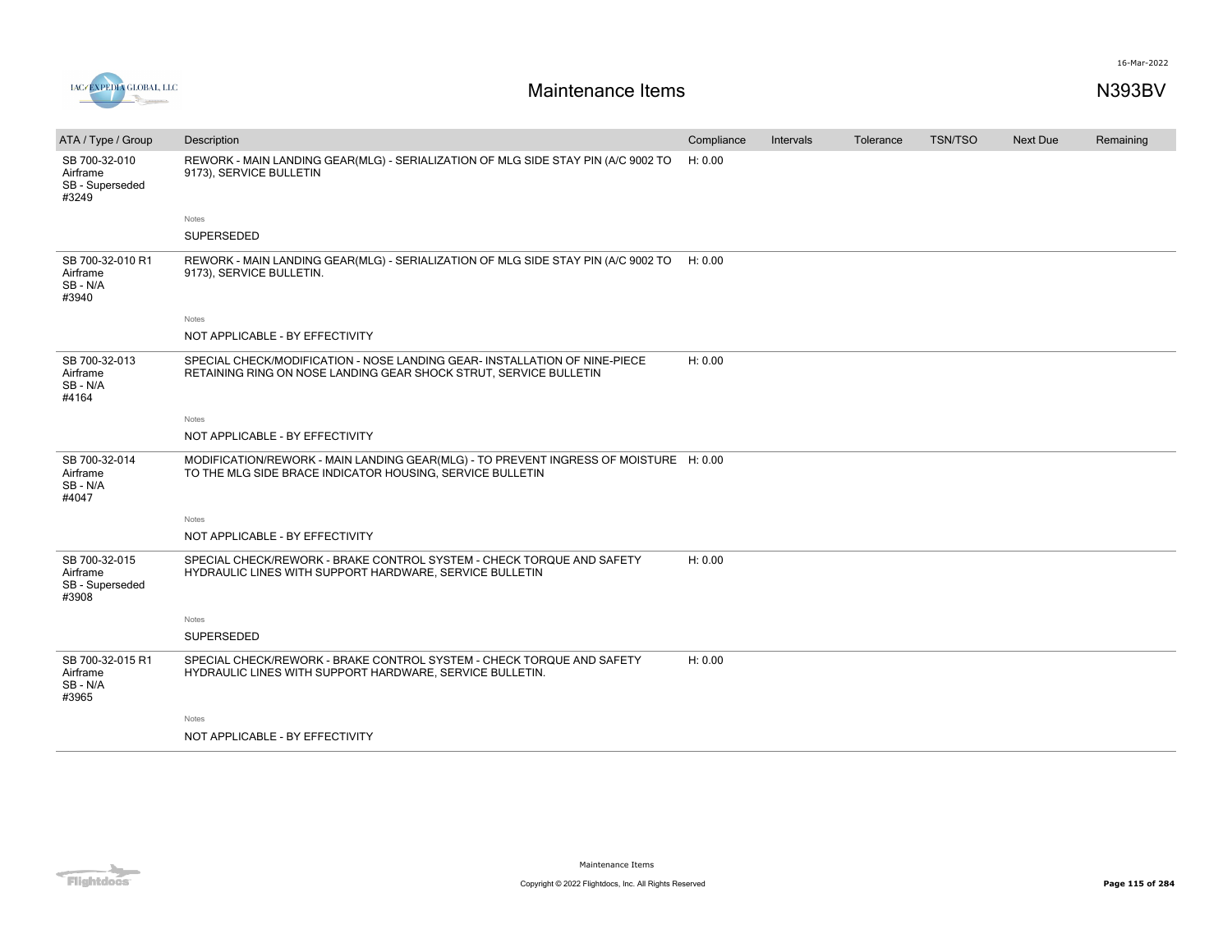# Maintenance Items

N393BV

| ATA / Type / Group | Description | Compliance | Intervals | Tolerance | TSN/TSO | Next Due | Remaining |
|---|---|---|---|---|---|---|---|
| SB 700-32-010 Airframe SB - Superseded #3249 | REWORK - MAIN LANDING GEAR(MLG) - SERIALIZATION OF MLG SIDE STAY PIN (A/C 9002 TO 9173), SERVICE BULLETIN | H: 0.00 | | | | | |
| | Notes: SUPERSEDED | | | | | | |
| SB 700-32-010 R1 Airframe SB - N/A #3940 | REWORK - MAIN LANDING GEAR(MLG) - SERIALIZATION OF MLG SIDE STAY PIN (A/C 9002 TO 9173), SERVICE BULLETIN. | H: 0.00 | | | | | |
| | Notes: NOT APPLICABLE - BY EFFECTIVITY | | | | | | |
| SB 700-32-013 Airframe SB - N/A #4164 | SPECIAL CHECK/MODIFICATION - NOSE LANDING GEAR- INSTALLATION OF NINE-PIECE RETAINING RING ON NOSE LANDING GEAR SHOCK STRUT, SERVICE BULLETIN | H: 0.00 | | | | | |
| | Notes: NOT APPLICABLE - BY EFFECTIVITY | | | | | | |
| SB 700-32-014 Airframe SB - N/A #4047 | MODIFICATION/REWORK - MAIN LANDING GEAR(MLG) - TO PREVENT INGRESS OF MOISTURE TO THE MLG SIDE BRACE INDICATOR HOUSING, SERVICE BULLETIN | H: 0.00 | | | | | |
| | Notes: NOT APPLICABLE - BY EFFECTIVITY | | | | | | |
| SB 700-32-015 Airframe SB - Superseded #3908 | SPECIAL CHECK/REWORK - BRAKE CONTROL SYSTEM - CHECK TORQUE AND SAFETY HYDRAULIC LINES WITH SUPPORT HARDWARE, SERVICE BULLETIN | H: 0.00 | | | | | |
| | Notes: SUPERSEDED | | | | | | |
| SB 700-32-015 R1 Airframe SB - N/A #3965 | SPECIAL CHECK/REWORK - BRAKE CONTROL SYSTEM - CHECK TORQUE AND SAFETY HYDRAULIC LINES WITH SUPPORT HARDWARE, SERVICE BULLETIN. | H: 0.00 | | | | | |
| | Notes: NOT APPLICABLE - BY EFFECTIVITY | | | | | | |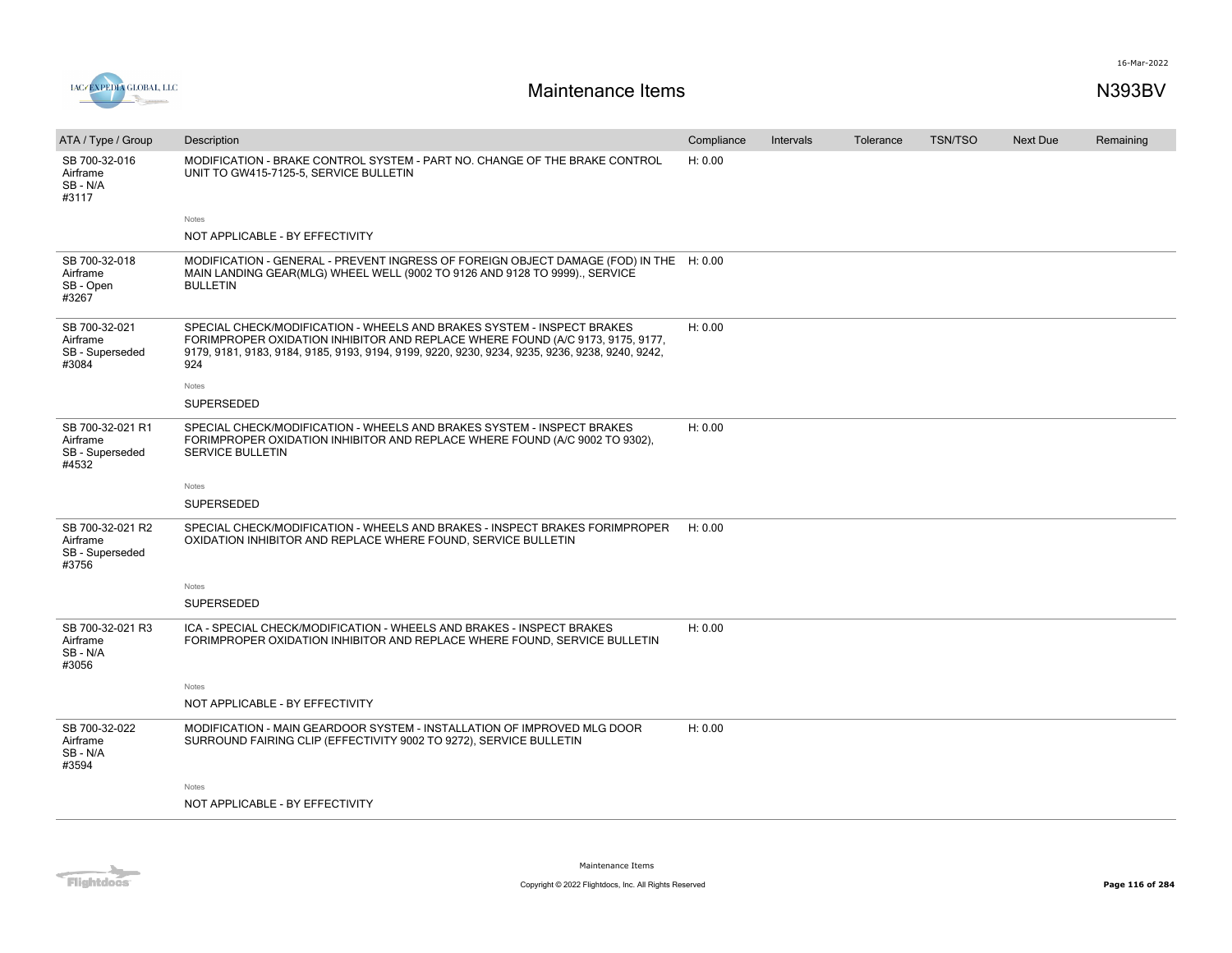# Maintenance Items

N393BV

| ATA / Type / Group | Description | Compliance | Intervals | Tolerance | TSN/TSO | Next Due | Remaining |
|---|---|---|---|---|---|---|---|
| SB 700-32-016 Airframe SB - N/A #3117 | MODIFICATION - BRAKE CONTROL SYSTEM - PART NO. CHANGE OF THE BRAKE CONTROL UNIT TO GW415-7125-5, SERVICE BULLETIN<br><br>Notes<br>NOT APPLICABLE - BY EFFECTIVITY | H: 0.00 | | | | | |
| SB 700-32-018 Airframe SB - Open #3267 | MODIFICATION - GENERAL - PREVENT INGRESS OF FOREIGN OBJECT DAMAGE (FOD) IN THE MAIN LANDING GEAR(MLG) WHEEL WELL (9002 TO 9126 AND 9128 TO 9999)., SERVICE BULLETIN | H: 0.00 | | | | | |
| SB 700-32-021 Airframe SB - Superseded #3084 | SPECIAL CHECK/MODIFICATION - WHEELS AND BRAKES SYSTEM - INSPECT BRAKES FORIMPROPER OXIDATION INHIBITOR AND REPLACE WHERE FOUND (A/C 9173, 9175, 9177, 9179, 9181, 9183, 9184, 9185, 9193, 9194, 9199, 9220, 9230, 9234, 9235, 9236, 9238, 9240, 9242, 924<br><br>Notes<br>SUPERSEDED | H: 0.00 | | | | | |
| SB 700-32-021 R1 Airframe SB - Superseded #4532 | SPECIAL CHECK/MODIFICATION - WHEELS AND BRAKES SYSTEM - INSPECT BRAKES FORIMPROPER OXIDATION INHIBITOR AND REPLACE WHERE FOUND (A/C 9002 TO 9302), SERVICE BULLETIN<br><br>Notes<br>SUPERSEDED | H: 0.00 | | | | | |
| SB 700-32-021 R2 Airframe SB - Superseded #3756 | SPECIAL CHECK/MODIFICATION - WHEELS AND BRAKES - INSPECT BRAKES FORIMPROPER OXIDATION INHIBITOR AND REPLACE WHERE FOUND, SERVICE BULLETIN<br><br>Notes<br>SUPERSEDED | H: 0.00 | | | | | |
| SB 700-32-021 R3 Airframe SB - N/A #3056 | ICA - SPECIAL CHECK/MODIFICATION - WHEELS AND BRAKES - INSPECT BRAKES FORIMPROPER OXIDATION INHIBITOR AND REPLACE WHERE FOUND, SERVICE BULLETIN<br><br>Notes<br>NOT APPLICABLE - BY EFFECTIVITY | H: 0.00 | | | | | |
| SB 700-32-022 Airframe SB - N/A #3594 | MODIFICATION - MAIN GEARDOOR SYSTEM - INSTALLATION OF IMPROVED MLG DOOR SURROUND FAIRING CLIP (EFFECTIVITY 9002 TO 9272), SERVICE BULLETIN<br><br>Notes<br>NOT APPLICABLE - BY EFFECTIVITY | H: 0.00 | | | | | |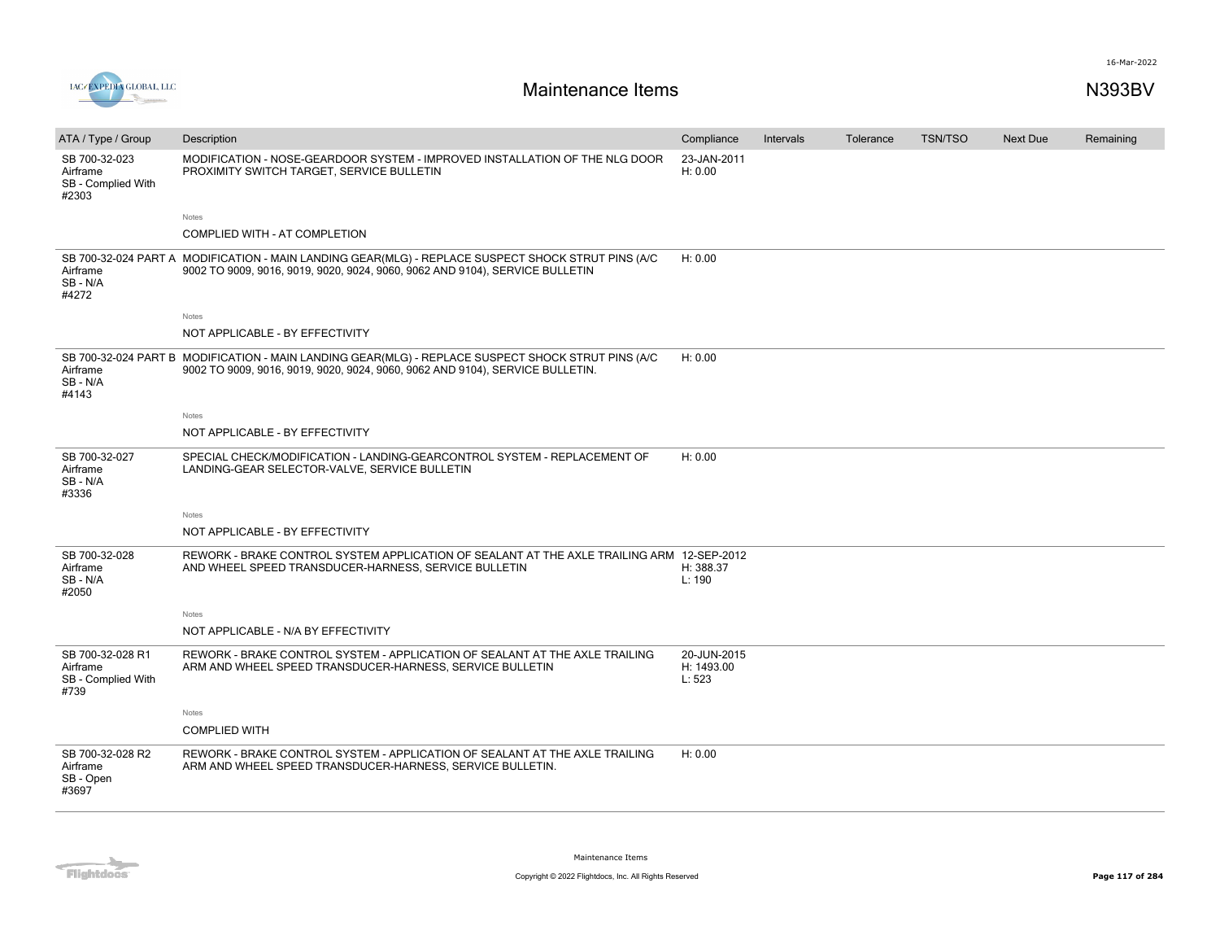# Maintenance Items

N393BV

| ATA / Type / Group | Description | Compliance | Intervals | Tolerance | TSN/TSO | Next Due | Remaining |
|---|---|---|---|---|---|---|---|
| SB 700-32-023<br>Airframe<br>SB - Complied With<br>#2303 | MODIFICATION - NOSE-GEARDOOR SYSTEM - IMPROVED INSTALLATION OF THE NLG DOOR PROXIMITY SWITCH TARGET, SERVICE BULLETIN | 23-JAN-2011<br>H: 0.00 | | | | | |
| | Notes<br>COMPLIED WITH - AT COMPLETION | | | | | | |
| SB 700-32-024 PART A<br>Airframe<br>SB - N/A<br>#4272 | MODIFICATION - MAIN LANDING GEAR(MLG) - REPLACE SUSPECT SHOCK STRUT PINS (A/C 9002 TO 9009, 9016, 9019, 9020, 9024, 9060, 9062 AND 9104), SERVICE BULLETIN | H: 0.00 | | | | | |
| | Notes<br>NOT APPLICABLE - BY EFFECTIVITY | | | | | | |
| SB 700-32-024 PART B<br>Airframe<br>SB - N/A<br>#4143 | MODIFICATION - MAIN LANDING GEAR(MLG) - REPLACE SUSPECT SHOCK STRUT PINS (A/C 9002 TO 9009, 9016, 9019, 9020, 9024, 9060, 9062 AND 9104), SERVICE BULLETIN. | H: 0.00 | | | | | |
| | Notes<br>NOT APPLICABLE - BY EFFECTIVITY | | | | | | |
| SB 700-32-027<br>Airframe<br>SB - N/A<br>#3336 | SPECIAL CHECK/MODIFICATION - LANDING-GEARCONTROL SYSTEM - REPLACEMENT OF LANDING-GEAR SELECTOR-VALVE, SERVICE BULLETIN | H: 0.00 | | | | | |
| | Notes<br>NOT APPLICABLE - BY EFFECTIVITY | | | | | | |
| SB 700-32-028<br>Airframe<br>SB - N/A<br>#2050 | REWORK - BRAKE CONTROL SYSTEM APPLICATION OF SEALANT AT THE AXLE TRAILING ARM AND WHEEL SPEED TRANSDUCER-HARNESS, SERVICE BULLETIN | 12-SEP-2012<br>H: 388.37<br>L: 190 | | | | | |
| | Notes<br>NOT APPLICABLE - N/A BY EFFECTIVITY | | | | | | |
| SB 700-32-028 R1<br>Airframe<br>SB - Complied With<br>#739 | REWORK - BRAKE CONTROL SYSTEM - APPLICATION OF SEALANT AT THE AXLE TRAILING ARM AND WHEEL SPEED TRANSDUCER-HARNESS, SERVICE BULLETIN | 20-JUN-2015<br>H: 1493.00<br>L: 523 | | | | | |
| | Notes<br>COMPLIED WITH | | | | | | |
| SB 700-32-028 R2<br>Airframe<br>SB - Open<br>#3697 | REWORK - BRAKE CONTROL SYSTEM - APPLICATION OF SEALANT AT THE AXLE TRAILING ARM AND WHEEL SPEED TRANSDUCER-HARNESS, SERVICE BULLETIN. | H: 0.00 | | | | | |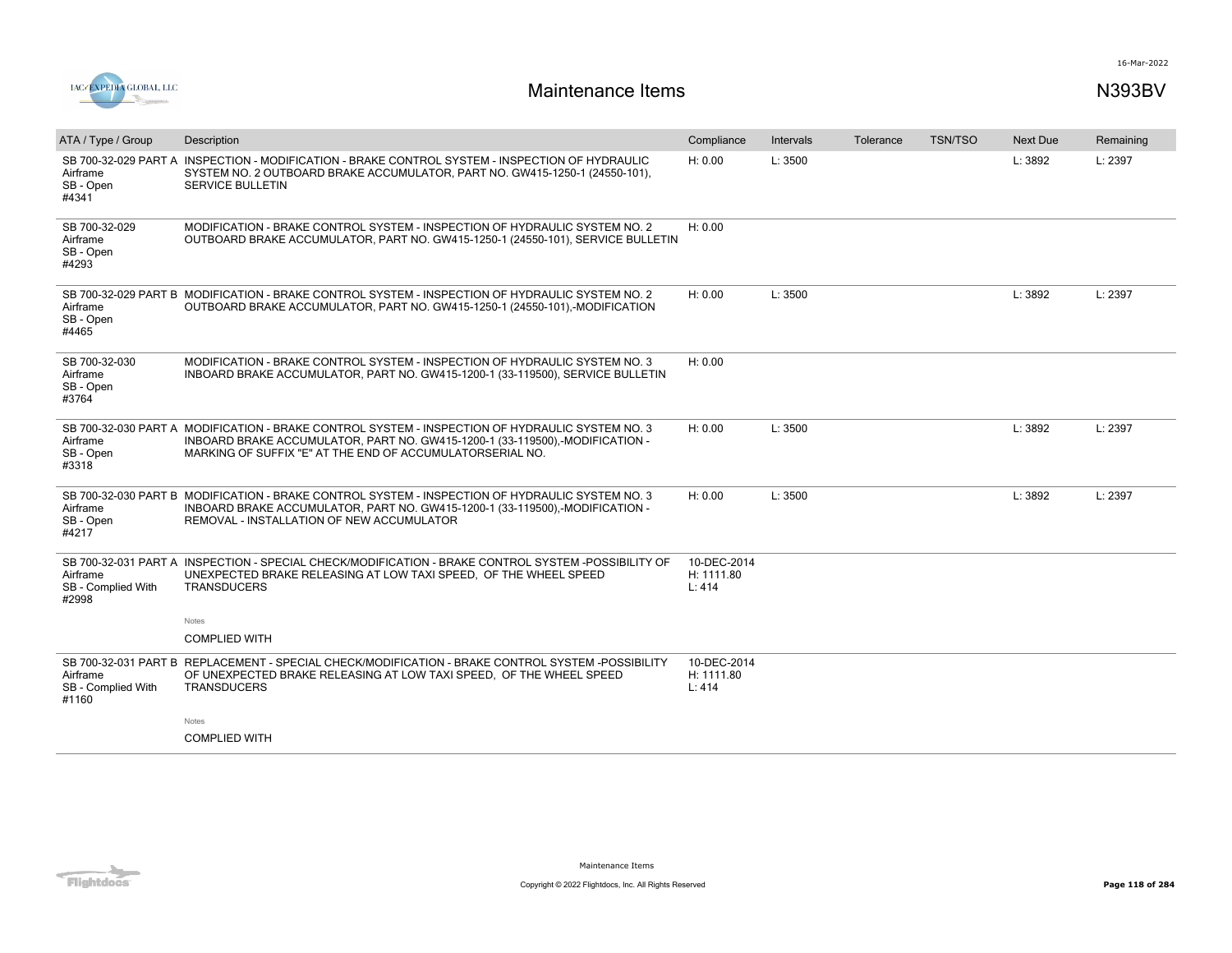# Maintenance Items

N393BV

| ATA / Type / Group | Description | Compliance | Intervals | Tolerance | TSN/TSO | Next Due | Remaining |
|---|---|---|---|---|---|---|---|
| SB 700-32-029 PART A Airframe SB - Open #4341 | INSPECTION - MODIFICATION - BRAKE CONTROL SYSTEM - INSPECTION OF HYDRAULIC SYSTEM NO. 2 OUTBOARD BRAKE ACCUMULATOR, PART NO. GW415-1250-1 (24550-101), SERVICE BULLETIN | H: 0.00 | L: 3500 | | | L: 3892 | L: 2397 |
| SB 700-32-029 Airframe SB - Open #4293 | MODIFICATION - BRAKE CONTROL SYSTEM - INSPECTION OF HYDRAULIC SYSTEM NO. 2 OUTBOARD BRAKE ACCUMULATOR, PART NO. GW415-1250-1 (24550-101), SERVICE BULLETIN | H: 0.00 | | | | | |
| SB 700-32-029 PART B Airframe SB - Open #4465 | MODIFICATION - BRAKE CONTROL SYSTEM - INSPECTION OF HYDRAULIC SYSTEM NO. 2 OUTBOARD BRAKE ACCUMULATOR, PART NO. GW415-1250-1 (24550-101),-MODIFICATION | H: 0.00 | L: 3500 | | | L: 3892 | L: 2397 |
| SB 700-32-030 Airframe SB - Open #3764 | MODIFICATION - BRAKE CONTROL SYSTEM - INSPECTION OF HYDRAULIC SYSTEM NO. 3 INBOARD BRAKE ACCUMULATOR, PART NO. GW415-1200-1 (33-119500), SERVICE BULLETIN | H: 0.00 | | | | | |
| SB 700-32-030 PART A Airframe SB - Open #3318 | MODIFICATION - BRAKE CONTROL SYSTEM - INSPECTION OF HYDRAULIC SYSTEM NO. 3 INBOARD BRAKE ACCUMULATOR, PART NO. GW415-1200-1 (33-119500),-MODIFICATION - MARKING OF SUFFIX "E" AT THE END OF ACCUMULATORSERIAL NO. | H: 0.00 | L: 3500 | | | L: 3892 | L: 2397 |
| SB 700-32-030 PART B Airframe SB - Open #4217 | MODIFICATION - BRAKE CONTROL SYSTEM - INSPECTION OF HYDRAULIC SYSTEM NO. 3 INBOARD BRAKE ACCUMULATOR, PART NO. GW415-1200-1 (33-119500),-MODIFICATION - REMOVAL - INSTALLATION OF NEW ACCUMULATOR | H: 0.00 | L: 3500 | | | L: 3892 | L: 2397 |
| SB 700-32-031 PART A Airframe SB - Complied With #2998 | INSPECTION - SPECIAL CHECK/MODIFICATION - BRAKE CONTROL SYSTEM -POSSIBILITY OF UNEXPECTED BRAKE RELEASING AT LOW TAXI SPEED, OF THE WHEEL SPEED TRANSDUCERS<br><br>Notes<br>COMPLIED WITH | 10-DEC-2014 H: 1111.80 L: 414 | | | | | |
| SB 700-32-031 PART B Airframe SB - Complied With #1160 | REPLACEMENT - SPECIAL CHECK/MODIFICATION - BRAKE CONTROL SYSTEM -POSSIBILITY OF UNEXPECTED BRAKE RELEASING AT LOW TAXI SPEED, OF THE WHEEL SPEED TRANSDUCERS<br><br>Notes<br>COMPLIED WITH | 10-DEC-2014 H: 1111.80 L: 414 | | | | | |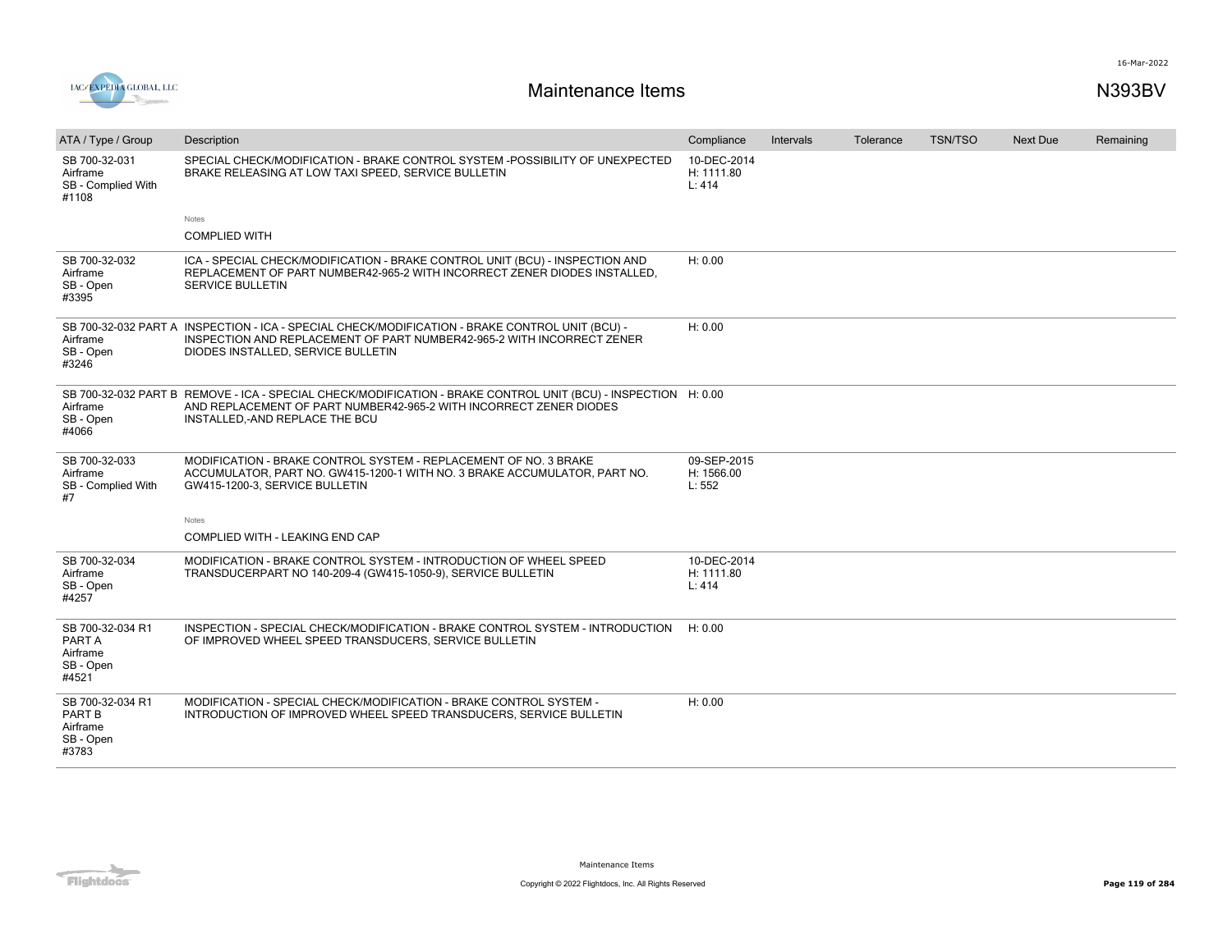# Maintenance Items

N393BV

| ATA / Type / Group | Description | Compliance | Intervals | Tolerance | TSN/TSO | Next Due | Remaining |
|---|---|---|---|---|---|---|---|
| SB 700-32-031<br>Airframe<br>SB - Complied With<br>#1108 | SPECIAL CHECK/MODIFICATION - BRAKE CONTROL SYSTEM -POSSIBILITY OF UNEXPECTED BRAKE RELEASING AT LOW TAXI SPEED, SERVICE BULLETIN<br><br>Notes<br>COMPLIED WITH | 10-DEC-2014<br>H: 1111.80<br>L: 414 | | | | | |
| SB 700-32-032<br>Airframe<br>SB - Open<br>#3395 | ICA - SPECIAL CHECK/MODIFICATION - BRAKE CONTROL UNIT (BCU) - INSPECTION AND REPLACEMENT OF PART NUMBER42-965-2 WITH INCORRECT ZENER DIODES INSTALLED, SERVICE BULLETIN | H: 0.00 | | | | | |
| SB 700-32-032 PART A<br>Airframe<br>SB - Open<br>#3246 | INSPECTION - ICA - SPECIAL CHECK/MODIFICATION - BRAKE CONTROL UNIT (BCU) - INSPECTION AND REPLACEMENT OF PART NUMBER42-965-2 WITH INCORRECT ZENER DIODES INSTALLED, SERVICE BULLETIN | H: 0.00 | | | | | |
| SB 700-32-032 PART B<br>Airframe<br>SB - Open<br>#4066 | REMOVE - ICA - SPECIAL CHECK/MODIFICATION - BRAKE CONTROL UNIT (BCU) - INSPECTION AND REPLACEMENT OF PART NUMBER42-965-2 WITH INCORRECT ZENER DIODES INSTALLED,-AND REPLACE THE BCU | H: 0.00 | | | | | |
| SB 700-32-033<br>Airframe<br>SB - Complied With<br>#7 | MODIFICATION - BRAKE CONTROL SYSTEM - REPLACEMENT OF NO. 3 BRAKE ACCUMULATOR, PART NO. GW415-1200-1 WITH NO. 3 BRAKE ACCUMULATOR, PART NO. GW415-1200-3, SERVICE BULLETIN<br><br>Notes<br>COMPLIED WITH - LEAKING END CAP | 09-SEP-2015<br>H: 1566.00<br>L: 552 | | | | | |
| SB 700-32-034<br>Airframe<br>SB - Open<br>#4257 | MODIFICATION - BRAKE CONTROL SYSTEM - INTRODUCTION OF WHEEL SPEED TRANSDUCERPART NO 140-209-4 (GW415-1050-9), SERVICE BULLETIN | 10-DEC-2014<br>H: 1111.80<br>L: 414 | | | | | |
| SB 700-32-034 R1 PART A<br>Airframe<br>SB - Open<br>#4521 | INSPECTION - SPECIAL CHECK/MODIFICATION - BRAKE CONTROL SYSTEM - INTRODUCTION OF IMPROVED WHEEL SPEED TRANSDUCERS, SERVICE BULLETIN | H: 0.00 | | | | | |
| SB 700-32-034 R1 PART B<br>Airframe<br>SB - Open<br>#3783 | MODIFICATION - SPECIAL CHECK/MODIFICATION - BRAKE CONTROL SYSTEM - INTRODUCTION OF IMPROVED WHEEL SPEED TRANSDUCERS, SERVICE BULLETIN | H: 0.00 | | | | | |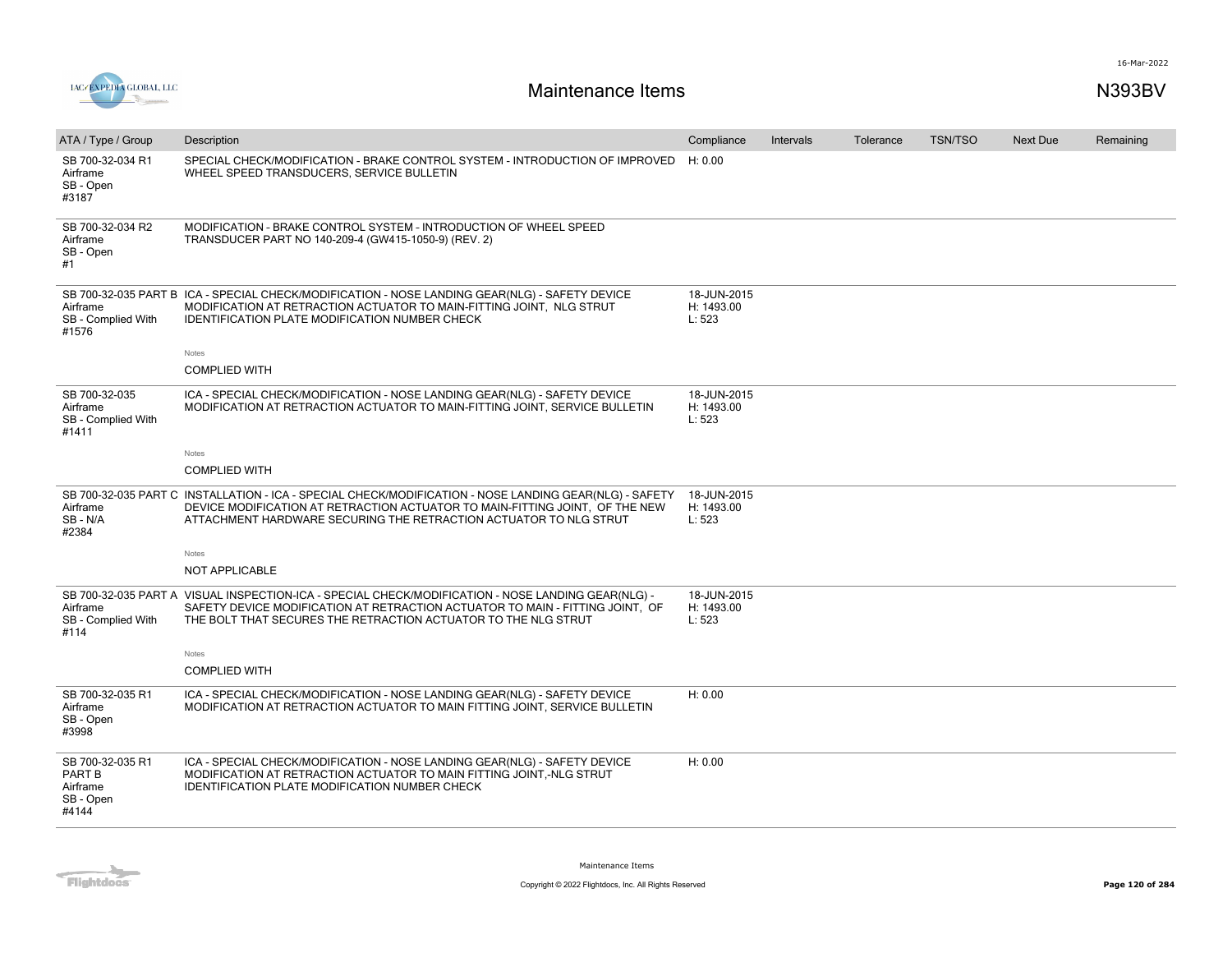# Maintenance Items

N393BV

| ATA / Type / Group | Description | Compliance | Intervals | Tolerance | TSN/TSO | Next Due | Remaining |
|---|---|---|---|---|---|---|---|
| SB 700-32-034 R1<br>Airframe<br>SB - Open<br>#3187 | SPECIAL CHECK/MODIFICATION - BRAKE CONTROL SYSTEM - INTRODUCTION OF IMPROVED WHEEL SPEED TRANSDUCERS, SERVICE BULLETIN | H: 0.00 | | | | | |
| SB 700-32-034 R2<br>Airframe<br>SB - Open<br>#1 | MODIFICATION - BRAKE CONTROL SYSTEM - INTRODUCTION OF WHEEL SPEED TRANSDUCER PART NO 140-209-4 (GW415-1050-9) (REV. 2) | | | | | | |
| SB 700-32-035 PART B<br>Airframe<br>SB - Complied With<br>#1576 | ICA - SPECIAL CHECK/MODIFICATION - NOSE LANDING GEAR(NLG) - SAFETY DEVICE MODIFICATION AT RETRACTION ACTUATOR TO MAIN-FITTING JOINT, NLG STRUT IDENTIFICATION PLATE MODIFICATION NUMBER CHECK<br><br>Notes<br>COMPLIED WITH | 18-JUN-2015<br>H: 1493.00<br>L: 523 | | | | | |
| SB 700-32-035<br>Airframe<br>SB - Complied With<br>#1411 | ICA - SPECIAL CHECK/MODIFICATION - NOSE LANDING GEAR(NLG) - SAFETY DEVICE MODIFICATION AT RETRACTION ACTUATOR TO MAIN-FITTING JOINT, SERVICE BULLETIN<br><br>Notes<br>COMPLIED WITH | 18-JUN-2015<br>H: 1493.00<br>L: 523 | | | | | |
| SB 700-32-035 PART C<br>Airframe<br>SB - N/A<br>#2384 | INSTALLATION - ICA - SPECIAL CHECK/MODIFICATION - NOSE LANDING GEAR(NLG) - SAFETY DEVICE MODIFICATION AT RETRACTION ACTUATOR TO MAIN-FITTING JOINT, OF THE NEW ATTACHMENT HARDWARE SECURING THE RETRACTION ACTUATOR TO NLG STRUT<br><br>Notes<br>NOT APPLICABLE | 18-JUN-2015<br>H: 1493.00<br>L: 523 | | | | | |
| SB 700-32-035 PART A<br>Airframe<br>SB - Complied With<br>#114 | VISUAL INSPECTION-ICA - SPECIAL CHECK/MODIFICATION - NOSE LANDING GEAR(NLG) - SAFETY DEVICE MODIFICATION AT RETRACTION ACTUATOR TO MAIN - FITTING JOINT, OF THE BOLT THAT SECURES THE RETRACTION ACTUATOR TO THE NLG STRUT<br><br>Notes<br>COMPLIED WITH | 18-JUN-2015<br>H: 1493.00<br>L: 523 | | | | | |
| SB 700-32-035 R1<br>Airframe<br>SB - Open<br>#3998 | ICA - SPECIAL CHECK/MODIFICATION - NOSE LANDING GEAR(NLG) - SAFETY DEVICE MODIFICATION AT RETRACTION ACTUATOR TO MAIN FITTING JOINT, SERVICE BULLETIN | H: 0.00 | | | | | |
| SB 700-32-035 R1<br>PART B<br>Airframe<br>SB - Open<br>#4144 | ICA - SPECIAL CHECK/MODIFICATION - NOSE LANDING GEAR(NLG) - SAFETY DEVICE MODIFICATION AT RETRACTION ACTUATOR TO MAIN FITTING JOINT,-NLG STRUT IDENTIFICATION PLATE MODIFICATION NUMBER CHECK | H: 0.00 | | | | | |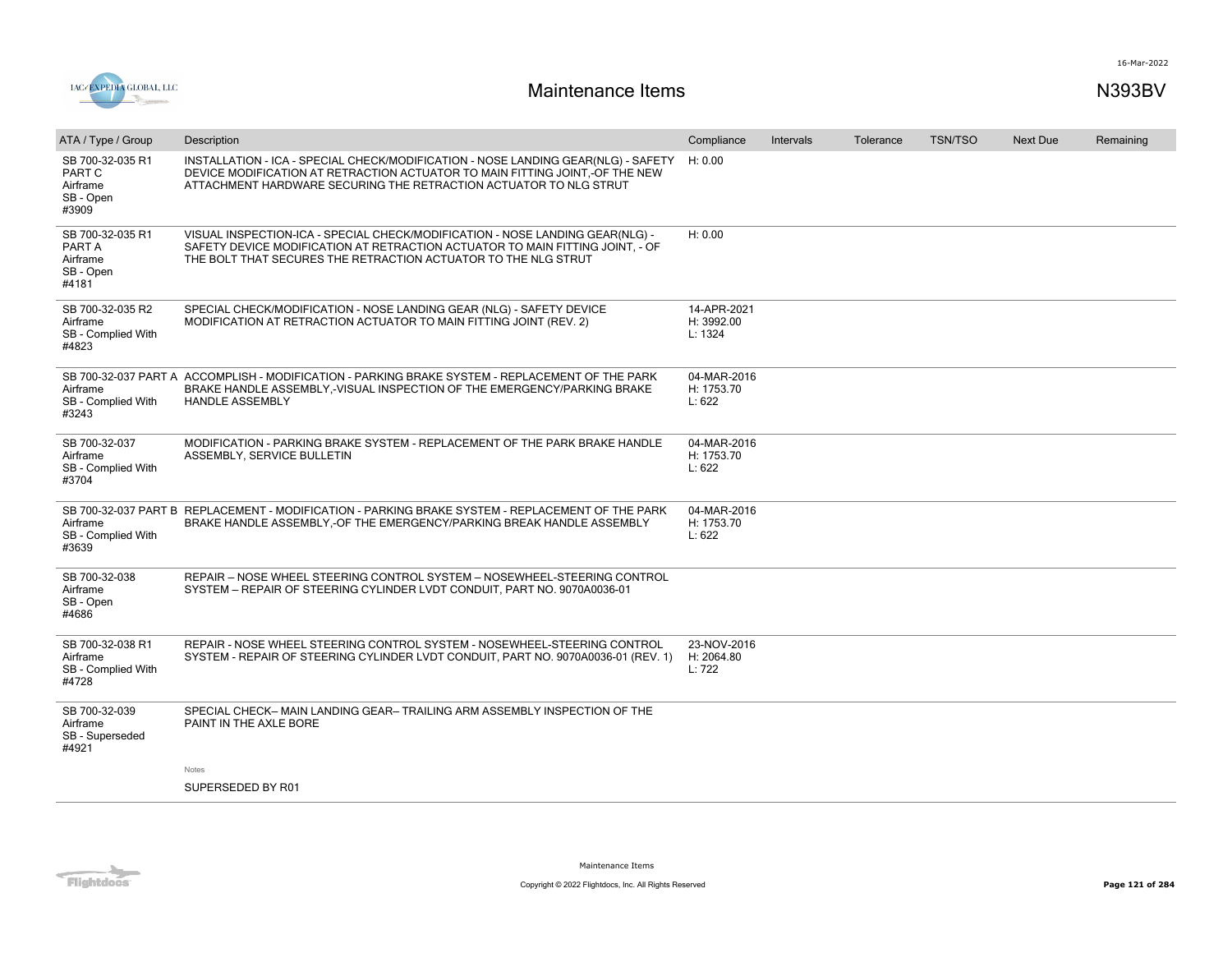# Maintenance Items

N393BV

| ATA / Type / Group | Description | Compliance | Intervals | Tolerance | TSN/TSO | Next Due | Remaining |
|---|---|---|---|---|---|---|---|
| SB 700-32-035 R1 PART C Airframe SB - Open #3909 | INSTALLATION - ICA - SPECIAL CHECK/MODIFICATION - NOSE LANDING GEAR(NLG) - SAFETY DEVICE MODIFICATION AT RETRACTION ACTUATOR TO MAIN FITTING JOINT,-OF THE NEW ATTACHMENT HARDWARE SECURING THE RETRACTION ACTUATOR TO NLG STRUT | H: 0.00 | | | | | |
| SB 700-32-035 R1 PART A Airframe SB - Open #4181 | VISUAL INSPECTION-ICA - SPECIAL CHECK/MODIFICATION - NOSE LANDING GEAR(NLG) - SAFETY DEVICE MODIFICATION AT RETRACTION ACTUATOR TO MAIN FITTING JOINT, - OF THE BOLT THAT SECURES THE RETRACTION ACTUATOR TO THE NLG STRUT | H: 0.00 | | | | | |
| SB 700-32-035 R2 Airframe SB - Complied With #4823 | SPECIAL CHECK/MODIFICATION - NOSE LANDING GEAR (NLG) - SAFETY DEVICE MODIFICATION AT RETRACTION ACTUATOR TO MAIN FITTING JOINT (REV. 2) | 14-APR-2021 H: 3992.00 L: 1324 | | | | | |
| SB 700-32-037 PART A Airframe SB - Complied With #3243 | ACCOMPLISH - MODIFICATION - PARKING BRAKE SYSTEM - REPLACEMENT OF THE PARK BRAKE HANDLE ASSEMBLY,-VISUAL INSPECTION OF THE EMERGENCY/PARKING BRAKE HANDLE ASSEMBLY | 04-MAR-2016 H: 1753.70 L: 622 | | | | | |
| SB 700-32-037 Airframe SB - Complied With #3704 | MODIFICATION - PARKING BRAKE SYSTEM - REPLACEMENT OF THE PARK BRAKE HANDLE ASSEMBLY, SERVICE BULLETIN | 04-MAR-2016 H: 1753.70 L: 622 | | | | | |
| SB 700-32-037 PART B Airframe SB - Complied With #3639 | REPLACEMENT - MODIFICATION - PARKING BRAKE SYSTEM - REPLACEMENT OF THE PARK BRAKE HANDLE ASSEMBLY,-OF THE EMERGENCY/PARKING BREAK HANDLE ASSEMBLY | 04-MAR-2016 H: 1753.70 L: 622 | | | | | |
| SB 700-32-038 Airframe SB - Open #4686 | REPAIR – NOSE WHEEL STEERING CONTROL SYSTEM – NOSEWHEEL-STEERING CONTROL SYSTEM – REPAIR OF STEERING CYLINDER LVDT CONDUIT, PART NO. 9070A0036-01 | | | | | | |
| SB 700-32-038 R1 Airframe SB - Complied With #4728 | REPAIR - NOSE WHEEL STEERING CONTROL SYSTEM - NOSEWHEEL-STEERING CONTROL SYSTEM - REPAIR OF STEERING CYLINDER LVDT CONDUIT, PART NO. 9070A0036-01 (REV. 1) | 23-NOV-2016 H: 2064.80 L: 722 | | | | | |
| SB 700-32-039 Airframe SB - Superseded #4921 | SPECIAL CHECK– MAIN LANDING GEAR– TRAILING ARM ASSEMBLY INSPECTION OF THE PAINT IN THE AXLE BORE<br><br>Notes<br><br>SUPERSEDED BY R01 | | | | | | |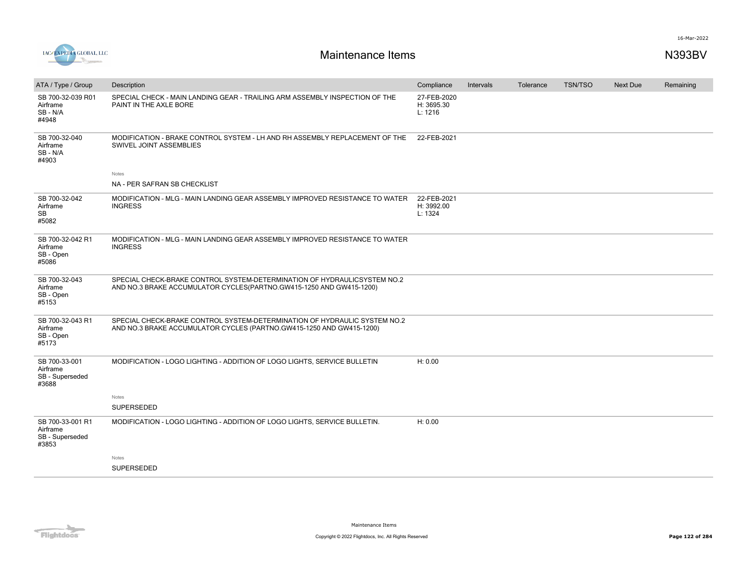# Maintenance Items

N393BV

| ATA / Type / Group | Description | Compliance | Intervals | Tolerance | TSN/TSO | Next Due | Remaining |
|---|---|---|---|---|---|---|---|
| SB 700-32-039 R01 Airframe SB - N/A #4948 | SPECIAL CHECK - MAIN LANDING GEAR - TRAILING ARM ASSEMBLY INSPECTION OF THE PAINT IN THE AXLE BORE | 27-FEB-2020 H: 3695.30 L: 1216 | | | | | |
| SB 700-32-040 Airframe SB - N/A #4903 | MODIFICATION - BRAKE CONTROL SYSTEM - LH AND RH ASSEMBLY REPLACEMENT OF THE SWIVEL JOINT ASSEMBLIES | 22-FEB-2021 | | | | | |
| | Notes<br>NA - PER SAFRAN SB CHECKLIST | | | | | | |
| SB 700-32-042 Airframe SB #5082 | MODIFICATION - MLG - MAIN LANDING GEAR ASSEMBLY IMPROVED RESISTANCE TO WATER INGRESS | 22-FEB-2021 H: 3992.00 L: 1324 | | | | | |
| SB 700-32-042 R1 Airframe SB - Open #5086 | MODIFICATION - MLG - MAIN LANDING GEAR ASSEMBLY IMPROVED RESISTANCE TO WATER INGRESS | | | | | | |
| SB 700-32-043 Airframe SB - Open #5153 | SPECIAL CHECK-BRAKE CONTROL SYSTEM-DETERMINATION OF HYDRAULICSYSTEM NO.2 AND NO.3 BRAKE ACCUMULATOR CYCLES(PARTNO.GW415-1250 AND GW415-1200) | | | | | | |
| SB 700-32-043 R1 Airframe SB - Open #5173 | SPECIAL CHECK-BRAKE CONTROL SYSTEM-DETERMINATION OF HYDRAULIC SYSTEM NO.2 AND NO.3 BRAKE ACCUMULATOR CYCLES (PARTNO.GW415-1250 AND GW415-1200) | | | | | | |
| SB 700-33-001 Airframe SB - Superseded #3688 | MODIFICATION - LOGO LIGHTING - ADDITION OF LOGO LIGHTS, SERVICE BULLETIN | H: 0.00 | | | | | |
| | Notes<br>SUPERSEDED | | | | | | |
| SB 700-33-001 R1 Airframe SB - Superseded #3853 | MODIFICATION - LOGO LIGHTING - ADDITION OF LOGO LIGHTS, SERVICE BULLETIN. | H: 0.00 | | | | | |
| | Notes<br>SUPERSEDED | | | | | | |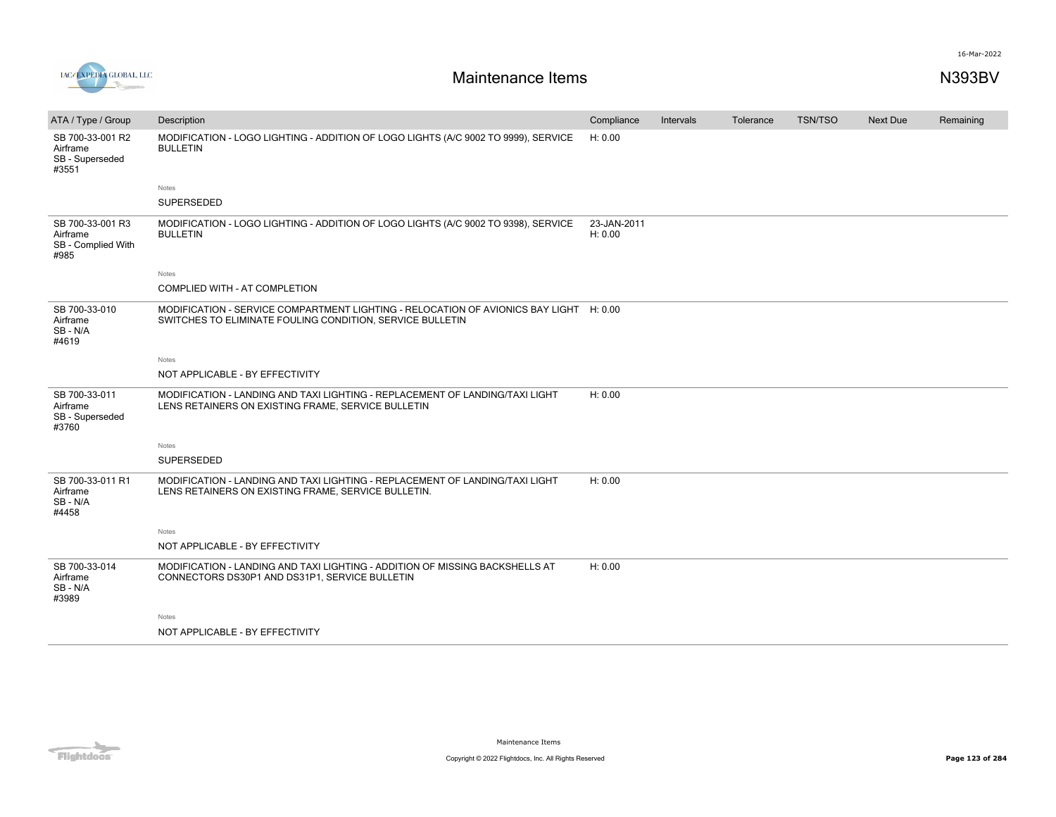# Maintenance Items

N393BV

| ATA / Type / Group | Description | Compliance | Intervals | Tolerance | TSN/TSO | Next Due | Remaining |
|---|---|---|---|---|---|---|---|
| SB 700-33-001 R2 Airframe SB - Superseded #3551 | MODIFICATION - LOGO LIGHTING - ADDITION OF LOGO LIGHTS (A/C 9002 TO 9999), SERVICE BULLETIN | H: 0.00 | | | | | |
| | Notes<br>SUPERSEDED | | | | | | |
| SB 700-33-001 R3 Airframe SB - Complied With #985 | MODIFICATION - LOGO LIGHTING - ADDITION OF LOGO LIGHTS (A/C 9002 TO 9398), SERVICE BULLETIN | 23-JAN-2011 H: 0.00 | | | | | |
| | Notes<br>COMPLIED WITH - AT COMPLETION | | | | | | |
| SB 700-33-010 Airframe SB - N/A #4619 | MODIFICATION - SERVICE COMPARTMENT LIGHTING - RELOCATION OF AVIONICS BAY LIGHT SWITCHES TO ELIMINATE FOULING CONDITION, SERVICE BULLETIN | H: 0.00 | | | | | |
| | Notes<br>NOT APPLICABLE - BY EFFECTIVITY | | | | | | |
| SB 700-33-011 Airframe SB - Superseded #3760 | MODIFICATION - LANDING AND TAXI LIGHTING - REPLACEMENT OF LANDING/TAXI LIGHT LENS RETAINERS ON EXISTING FRAME, SERVICE BULLETIN | H: 0.00 | | | | | |
| | Notes<br>SUPERSEDED | | | | | | |
| SB 700-33-011 R1 Airframe SB - N/A #4458 | MODIFICATION - LANDING AND TAXI LIGHTING - REPLACEMENT OF LANDING/TAXI LIGHT LENS RETAINERS ON EXISTING FRAME, SERVICE BULLETIN. | H: 0.00 | | | | | |
| | Notes<br>NOT APPLICABLE - BY EFFECTIVITY | | | | | | |
| SB 700-33-014 Airframe SB - N/A #3989 | MODIFICATION - LANDING AND TAXI LIGHTING - ADDITION OF MISSING BACKSHELLS AT CONNECTORS DS30P1 AND DS31P1, SERVICE BULLETIN | H: 0.00 | | | | | |
| | Notes<br>NOT APPLICABLE - BY EFFECTIVITY | | | | | | |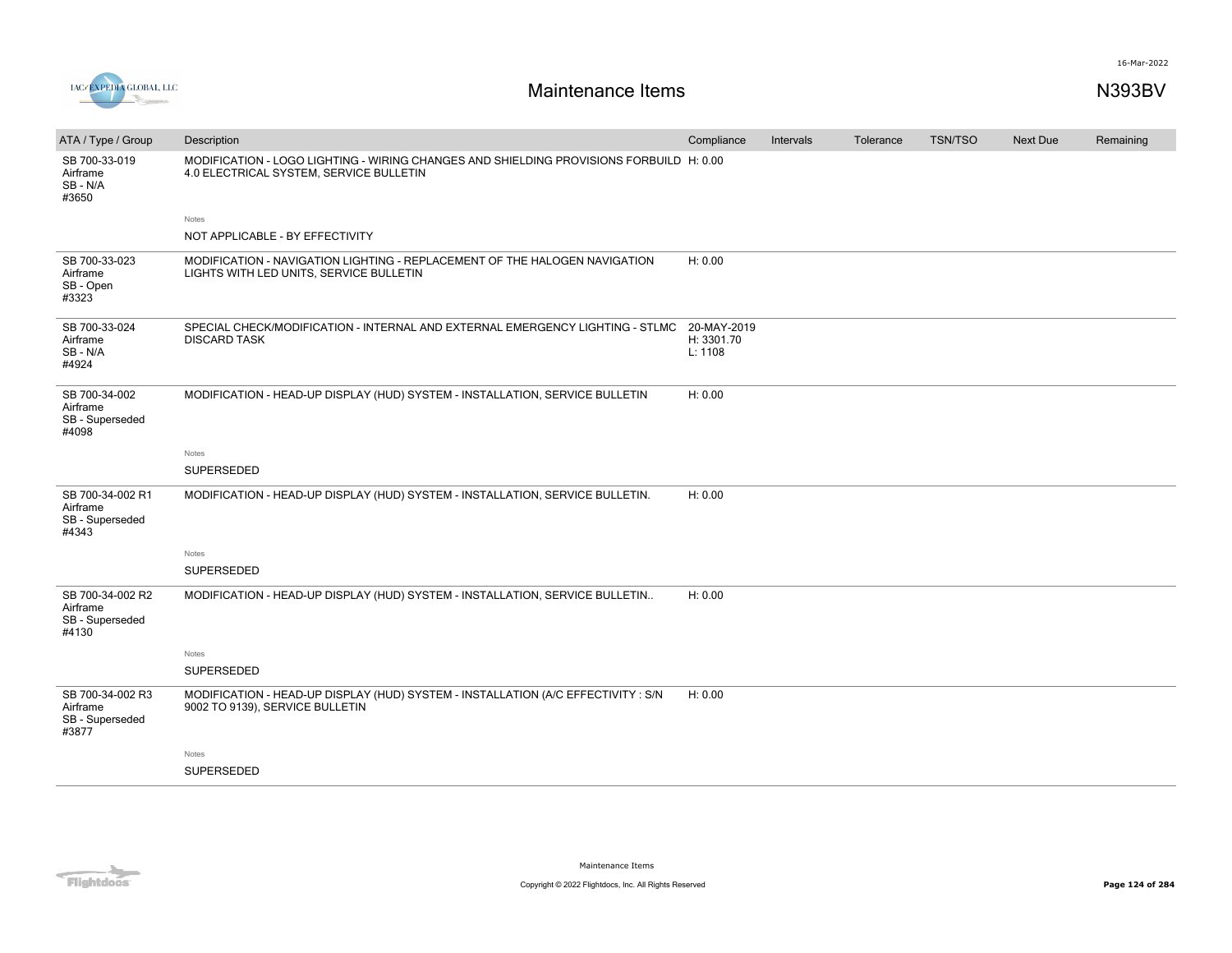# Maintenance Items

N393BV

| ATA / Type / Group | Description | Compliance | Intervals | Tolerance | TSN/TSO | Next Due | Remaining |
|---|---|---|---|---|---|---|---|
| SB 700-33-019 Airframe SB - N/A #3650 | MODIFICATION - LOGO LIGHTING - WIRING CHANGES AND SHIELDING PROVISIONS FORBUILD 4.0 ELECTRICAL SYSTEM, SERVICE BULLETIN | H: 0.00 | | | | | |
| | Notes<br>NOT APPLICABLE - BY EFFECTIVITY | | | | | | |
| SB 700-33-023 Airframe SB - Open #3323 | MODIFICATION - NAVIGATION LIGHTING - REPLACEMENT OF THE HALOGEN NAVIGATION LIGHTS WITH LED UNITS, SERVICE BULLETIN | H: 0.00 | | | | | |
| SB 700-33-024 Airframe SB - N/A #4924 | SPECIAL CHECK/MODIFICATION - INTERNAL AND EXTERNAL EMERGENCY LIGHTING - STLMC DISCARD TASK | 20-MAY-2019 H: 3301.70 L: 1108 | | | | | |
| SB 700-34-002 Airframe SB - Superseded #4098 | MODIFICATION - HEAD-UP DISPLAY (HUD) SYSTEM - INSTALLATION, SERVICE BULLETIN | H: 0.00 | | | | | |
| | Notes<br>SUPERSEDED | | | | | | |
| SB 700-34-002 R1 Airframe SB - Superseded #4343 | MODIFICATION - HEAD-UP DISPLAY (HUD) SYSTEM - INSTALLATION, SERVICE BULLETIN. | H: 0.00 | | | | | |
| | Notes<br>SUPERSEDED | | | | | | |
| SB 700-34-002 R2 Airframe SB - Superseded #4130 | MODIFICATION - HEAD-UP DISPLAY (HUD) SYSTEM - INSTALLATION, SERVICE BULLETIN.. | H: 0.00 | | | | | |
| | Notes<br>SUPERSEDED | | | | | | |
| SB 700-34-002 R3 Airframe SB - Superseded #3877 | MODIFICATION - HEAD-UP DISPLAY (HUD) SYSTEM - INSTALLATION (A/C EFFECTIVITY : S/N 9002 TO 9139), SERVICE BULLETIN | H: 0.00 | | | | | |
| | Notes<br>SUPERSEDED | | | | | | |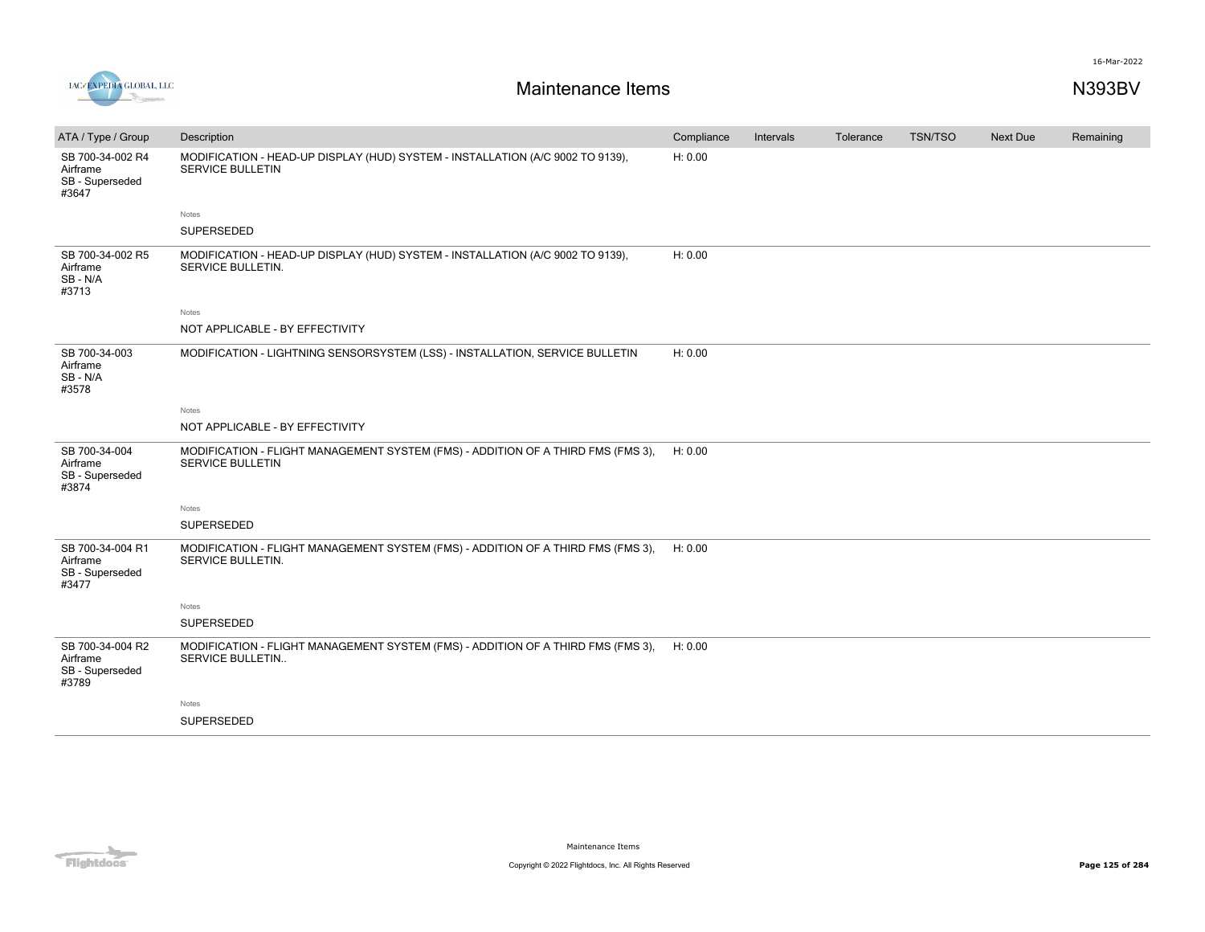# Maintenance Items

N393BV

| ATA / Type / Group | Description | Compliance | Intervals | Tolerance | TSN/TSO | Next Due | Remaining |
|---|---|---|---|---|---|---|---|
| SB 700-34-002 R4 Airframe SB - Superseded #3647 | MODIFICATION - HEAD-UP DISPLAY (HUD) SYSTEM - INSTALLATION (A/C 9002 TO 9139), SERVICE BULLETIN | H: 0.00 | | | | | |
| | Notes<br>SUPERSEDED | | | | | | |
| SB 700-34-002 R5 Airframe SB - N/A #3713 | MODIFICATION - HEAD-UP DISPLAY (HUD) SYSTEM - INSTALLATION (A/C 9002 TO 9139), SERVICE BULLETIN. | H: 0.00 | | | | | |
| | Notes<br>NOT APPLICABLE - BY EFFECTIVITY | | | | | | |
| SB 700-34-003 Airframe SB - N/A #3578 | MODIFICATION - LIGHTNING SENSORSYSTEM (LSS) - INSTALLATION, SERVICE BULLETIN | H: 0.00 | | | | | |
| | Notes<br>NOT APPLICABLE - BY EFFECTIVITY | | | | | | |
| SB 700-34-004 Airframe SB - Superseded #3874 | MODIFICATION - FLIGHT MANAGEMENT SYSTEM (FMS) - ADDITION OF A THIRD FMS (FMS 3), SERVICE BULLETIN | H: 0.00 | | | | | |
| | Notes<br>SUPERSEDED | | | | | | |
| SB 700-34-004 R1 Airframe SB - Superseded #3477 | MODIFICATION - FLIGHT MANAGEMENT SYSTEM (FMS) - ADDITION OF A THIRD FMS (FMS 3), SERVICE BULLETIN. | H: 0.00 | | | | | |
| | Notes<br>SUPERSEDED | | | | | | |
| SB 700-34-004 R2 Airframe SB - Superseded #3789 | MODIFICATION - FLIGHT MANAGEMENT SYSTEM (FMS) - ADDITION OF A THIRD FMS (FMS 3), SERVICE BULLETIN.. | H: 0.00 | | | | | |
| | Notes<br>SUPERSEDED | | | | | | |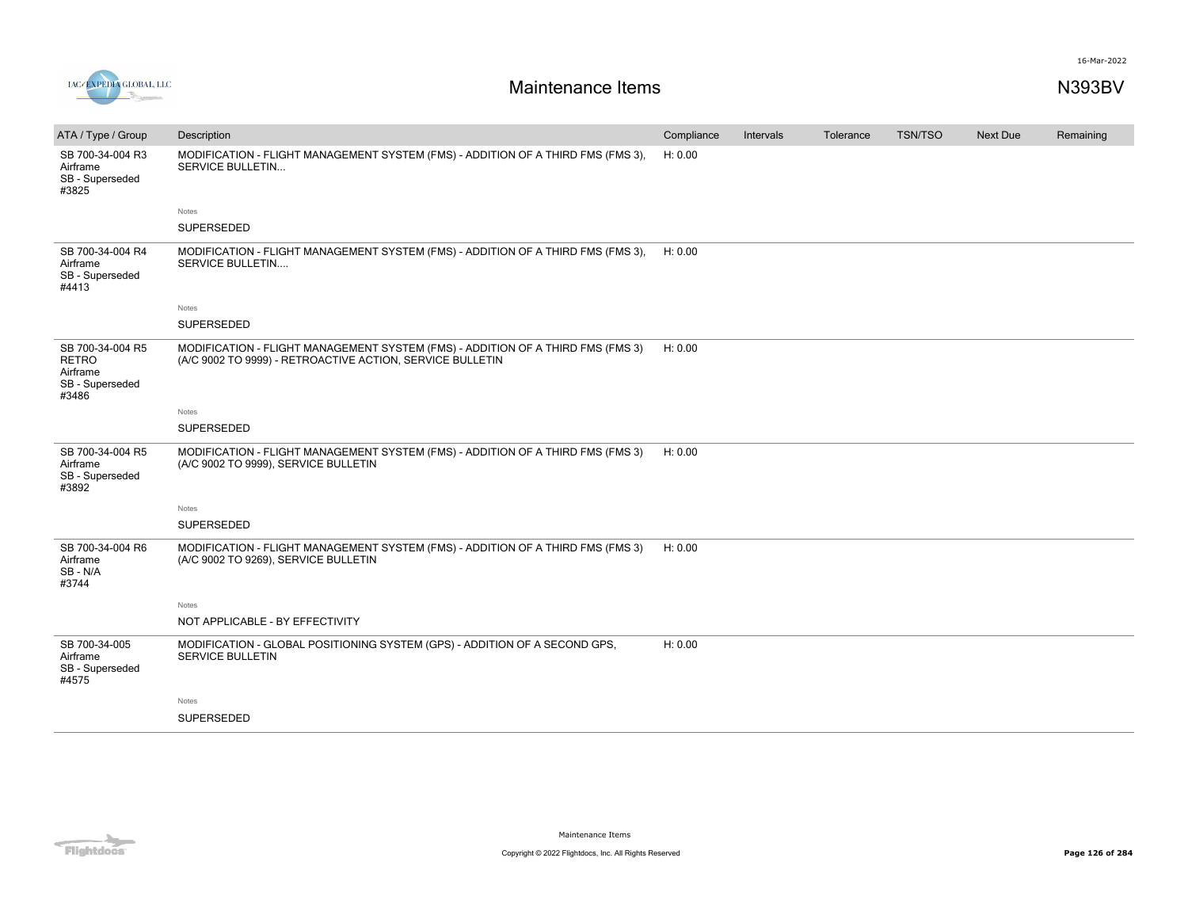| ATA / Type / Group | Description | Compliance | Intervals | Tolerance | TSN/TSO | Next Due | Remaining |
|---|---|---|---|---|---|---|---|
| SB 700-34-004 R3<br>Airframe<br>SB - Superseded<br>#3825 | MODIFICATION - FLIGHT MANAGEMENT SYSTEM (FMS) - ADDITION OF A THIRD FMS (FMS 3), SERVICE BULLETIN...<br><br>Notes<br>SUPERSEDED | H: 0.00 | | | | | |
| SB 700-34-004 R4<br>Airframe<br>SB - Superseded<br>#4413 | MODIFICATION - FLIGHT MANAGEMENT SYSTEM (FMS) - ADDITION OF A THIRD FMS (FMS 3), SERVICE BULLETIN....<br><br>Notes<br>SUPERSEDED | H: 0.00 | | | | | |
| SB 700-34-004 R5 RETRO<br>Airframe<br>SB - Superseded<br>#3486 | MODIFICATION - FLIGHT MANAGEMENT SYSTEM (FMS) - ADDITION OF A THIRD FMS (FMS 3) (A/C 9002 TO 9999) - RETROACTIVE ACTION, SERVICE BULLETIN<br><br>Notes<br>SUPERSEDED | H: 0.00 | | | | | |
| SB 700-34-004 R5<br>Airframe<br>SB - Superseded<br>#3892 | MODIFICATION - FLIGHT MANAGEMENT SYSTEM (FMS) - ADDITION OF A THIRD FMS (FMS 3) (A/C 9002 TO 9999), SERVICE BULLETIN<br><br>Notes<br>SUPERSEDED | H: 0.00 | | | | | |
| SB 700-34-004 R6<br>Airframe<br>SB - N/A<br>#3744 | MODIFICATION - FLIGHT MANAGEMENT SYSTEM (FMS) - ADDITION OF A THIRD FMS (FMS 3) (A/C 9002 TO 9269), SERVICE BULLETIN<br><br>Notes<br>NOT APPLICABLE - BY EFFECTIVITY | H: 0.00 | | | | | |
| SB 700-34-005<br>Airframe<br>SB - Superseded<br>#4575 | MODIFICATION - GLOBAL POSITIONING SYSTEM (GPS) - ADDITION OF A SECOND GPS, SERVICE BULLETIN<br><br>Notes<br>SUPERSEDED | H: 0.00 | | | | | |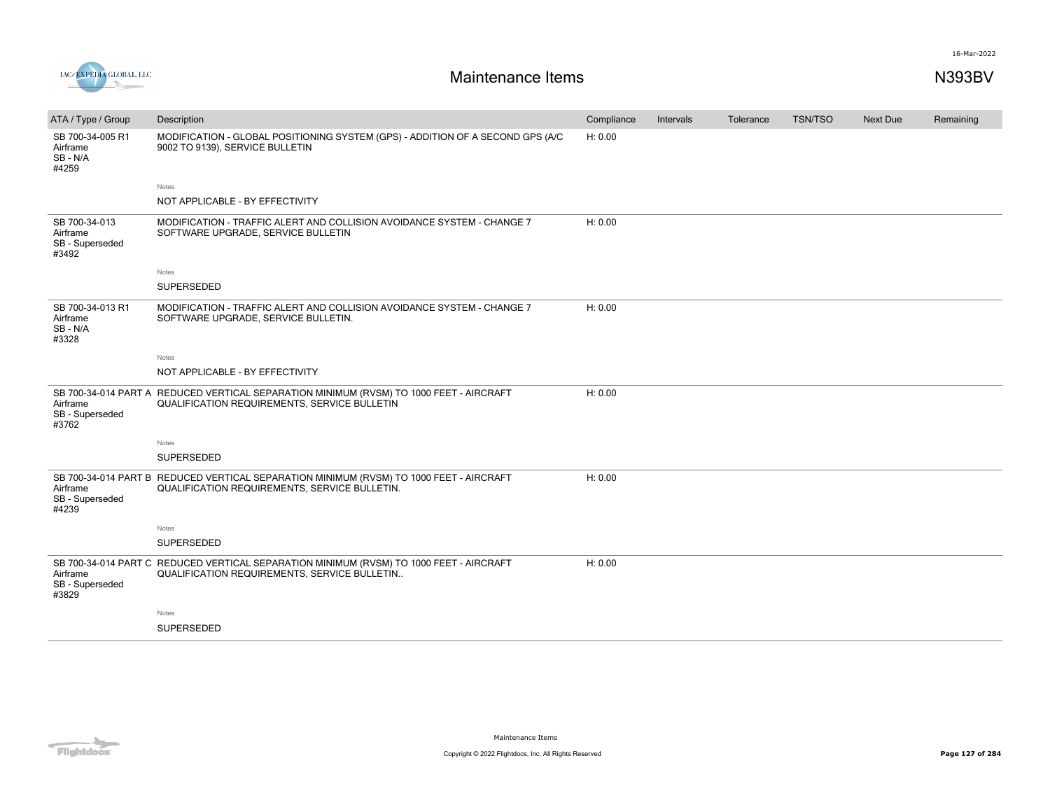# Maintenance Items

N393BV

| ATA / Type / Group | Description | Compliance | Intervals | Tolerance | TSN/TSO | Next Due | Remaining |
|---|---|---|---|---|---|---|---|
| SB 700-34-005 R1 Airframe SB - N/A #4259 | MODIFICATION - GLOBAL POSITIONING SYSTEM (GPS) - ADDITION OF A SECOND GPS (A/C 9002 TO 9139), SERVICE BULLETIN | H: 0.00 | | | | | |
| | Notes<br>NOT APPLICABLE - BY EFFECTIVITY | | | | | | |
| SB 700-34-013 Airframe SB - Superseded #3492 | MODIFICATION - TRAFFIC ALERT AND COLLISION AVOIDANCE SYSTEM - CHANGE 7 SOFTWARE UPGRADE, SERVICE BULLETIN | H: 0.00 | | | | | |
| | Notes<br>SUPERSEDED | | | | | | |
| SB 700-34-013 R1 Airframe SB - N/A #3328 | MODIFICATION - TRAFFIC ALERT AND COLLISION AVOIDANCE SYSTEM - CHANGE 7 SOFTWARE UPGRADE, SERVICE BULLETIN. | H: 0.00 | | | | | |
| | Notes<br>NOT APPLICABLE - BY EFFECTIVITY | | | | | | |
| SB 700-34-014 PART A Airframe SB - Superseded #3762 | REDUCED VERTICAL SEPARATION MINIMUM (RVSM) TO 1000 FEET - AIRCRAFT QUALIFICATION REQUIREMENTS, SERVICE BULLETIN | H: 0.00 | | | | | |
| | Notes<br>SUPERSEDED | | | | | | |
| SB 700-34-014 PART B Airframe SB - Superseded #4239 | REDUCED VERTICAL SEPARATION MINIMUM (RVSM) TO 1000 FEET - AIRCRAFT QUALIFICATION REQUIREMENTS, SERVICE BULLETIN. | H: 0.00 | | | | | |
| | Notes<br>SUPERSEDED | | | | | | |
| SB 700-34-014 PART C Airframe SB - Superseded #3829 | REDUCED VERTICAL SEPARATION MINIMUM (RVSM) TO 1000 FEET - AIRCRAFT QUALIFICATION REQUIREMENTS, SERVICE BULLETIN.. | H: 0.00 | | | | | |
| | Notes<br>SUPERSEDED | | | | | | |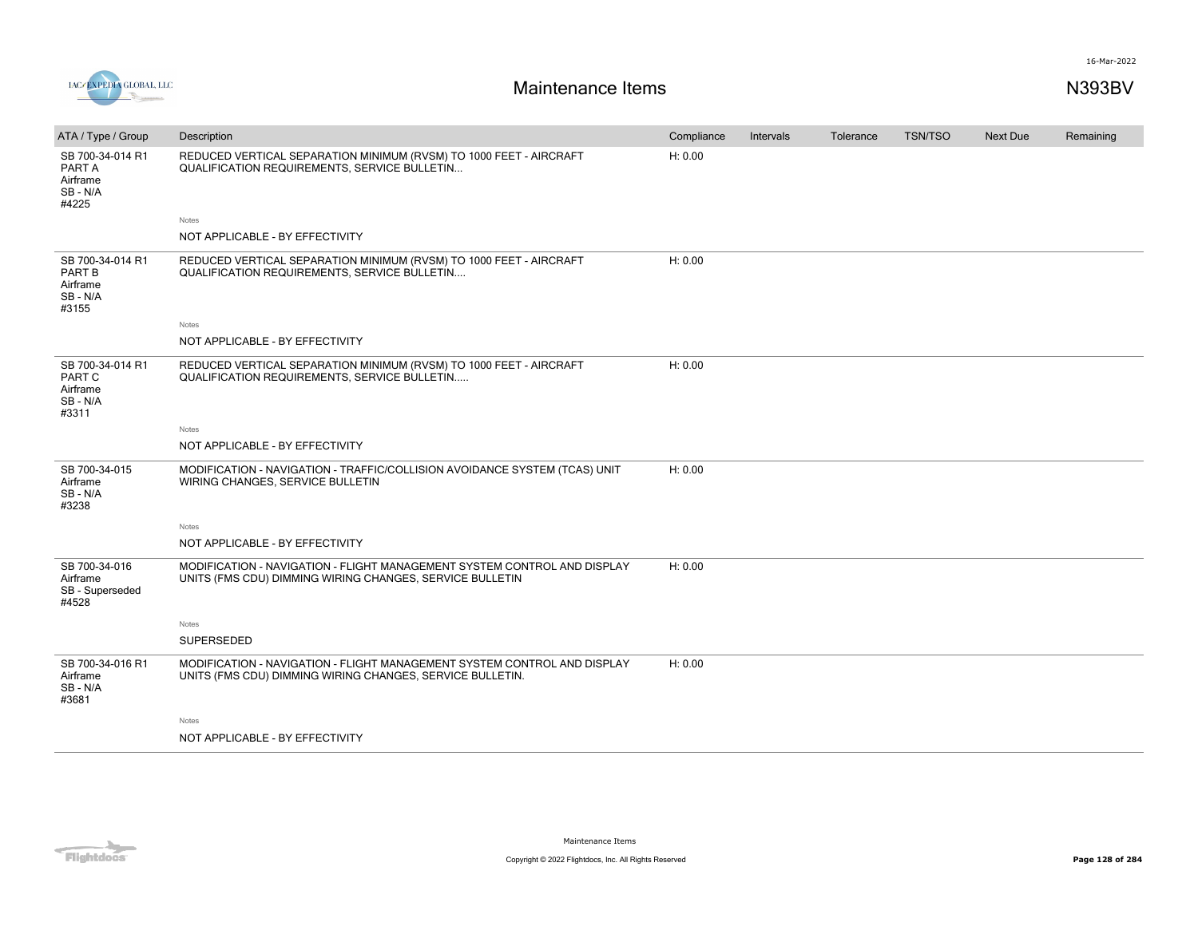# Maintenance Items

N393BV

| ATA / Type / Group | Description | Compliance | Intervals | Tolerance | TSN/TSO | Next Due | Remaining |
|---|---|---|---|---|---|---|---|
| SB 700-34-014 R1 PART A Airframe SB - N/A #4225 | REDUCED VERTICAL SEPARATION MINIMUM (RVSM) TO 1000 FEET - AIRCRAFT QUALIFICATION REQUIREMENTS, SERVICE BULLETIN... | H: 0.00 | | | | | |
| | Notes<br>NOT APPLICABLE - BY EFFECTIVITY | | | | | | |
| SB 700-34-014 R1 PART B Airframe SB - N/A #3155 | REDUCED VERTICAL SEPARATION MINIMUM (RVSM) TO 1000 FEET - AIRCRAFT QUALIFICATION REQUIREMENTS, SERVICE BULLETIN.... | H: 0.00 | | | | | |
| | Notes<br>NOT APPLICABLE - BY EFFECTIVITY | | | | | | |
| SB 700-34-014 R1 PART C Airframe SB - N/A #3311 | REDUCED VERTICAL SEPARATION MINIMUM (RVSM) TO 1000 FEET - AIRCRAFT QUALIFICATION REQUIREMENTS, SERVICE BULLETIN..... | H: 0.00 | | | | | |
| | Notes<br>NOT APPLICABLE - BY EFFECTIVITY | | | | | | |
| SB 700-34-015 Airframe SB - N/A #3238 | MODIFICATION - NAVIGATION - TRAFFIC/COLLISION AVOIDANCE SYSTEM (TCAS) UNIT WIRING CHANGES, SERVICE BULLETIN | H: 0.00 | | | | | |
| | Notes<br>NOT APPLICABLE - BY EFFECTIVITY | | | | | | |
| SB 700-34-016 Airframe SB - Superseded #4528 | MODIFICATION - NAVIGATION - FLIGHT MANAGEMENT SYSTEM CONTROL AND DISPLAY UNITS (FMS CDU) DIMMING WIRING CHANGES, SERVICE BULLETIN | H: 0.00 | | | | | |
| | Notes<br>SUPERSEDED | | | | | | |
| SB 700-34-016 R1 Airframe SB - N/A #3681 | MODIFICATION - NAVIGATION - FLIGHT MANAGEMENT SYSTEM CONTROL AND DISPLAY UNITS (FMS CDU) DIMMING WIRING CHANGES, SERVICE BULLETIN. | H: 0.00 | | | | | |
| | Notes<br>NOT APPLICABLE - BY EFFECTIVITY | | | | | | |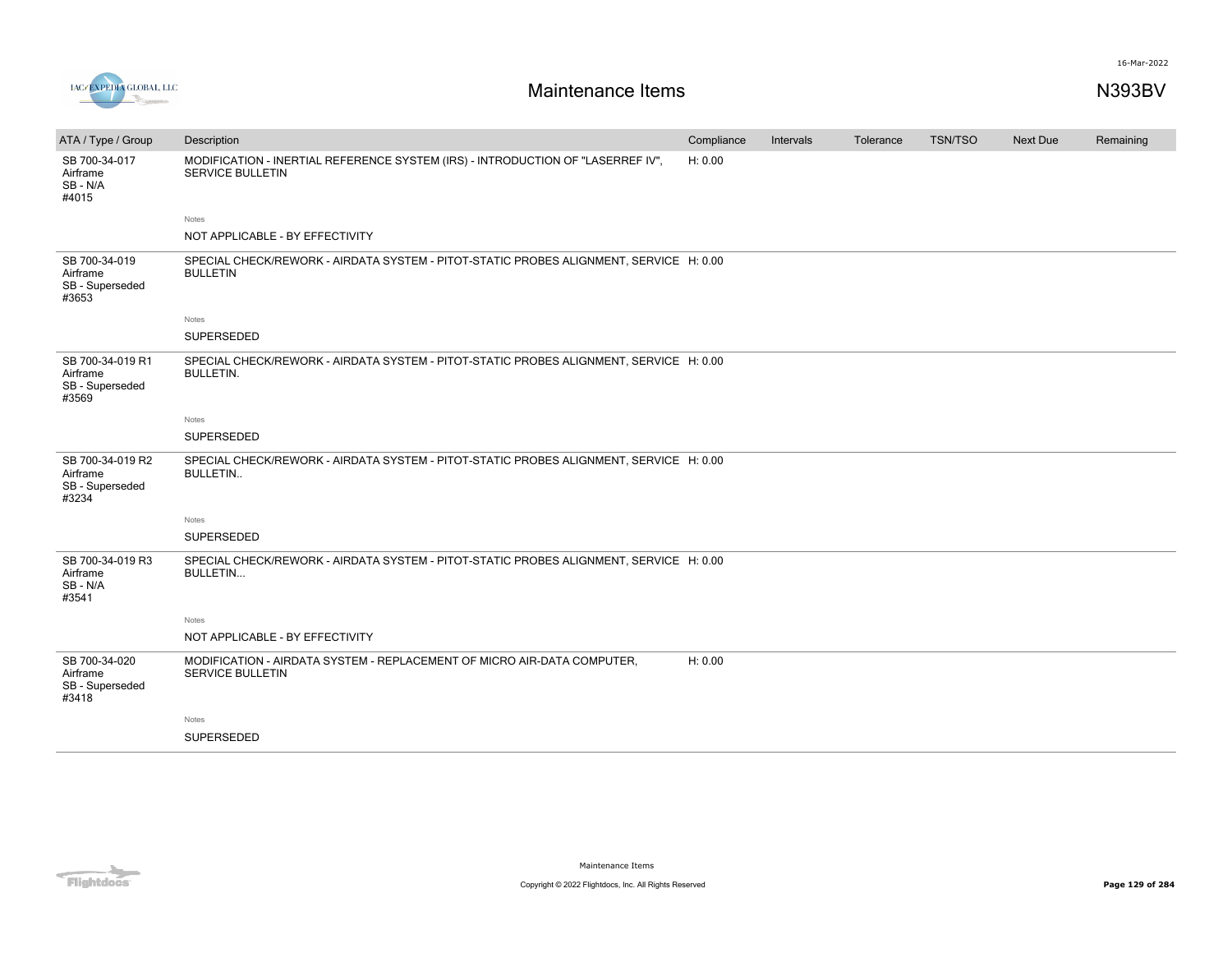| ATA / Type / Group | Description | Compliance | Intervals | Tolerance | TSN/TSO | Next Due | Remaining |
|---|---|---|---|---|---|---|---|
| SB 700-34-017<br>Airframe<br>SB - N/A<br>#4015 | MODIFICATION - INERTIAL REFERENCE SYSTEM (IRS) - INTRODUCTION OF "LASERREF IV", SERVICE BULLETIN<br><br>Notes<br>NOT APPLICABLE - BY EFFECTIVITY | H: 0.00 | | | | | |
| SB 700-34-019<br>Airframe<br>SB - Superseded<br>#3653 | SPECIAL CHECK/REWORK - AIRDATA SYSTEM - PITOT-STATIC PROBES ALIGNMENT, SERVICE BULLETIN<br><br>Notes<br>SUPERSEDED | H: 0.00 | | | | | |
| SB 700-34-019 R1<br>Airframe<br>SB - Superseded<br>#3569 | SPECIAL CHECK/REWORK - AIRDATA SYSTEM - PITOT-STATIC PROBES ALIGNMENT, SERVICE BULLETIN.<br><br>Notes<br>SUPERSEDED | H: 0.00 | | | | | |
| SB 700-34-019 R2<br>Airframe<br>SB - Superseded<br>#3234 | SPECIAL CHECK/REWORK - AIRDATA SYSTEM - PITOT-STATIC PROBES ALIGNMENT, SERVICE BULLETIN..<br><br>Notes<br>SUPERSEDED | H: 0.00 | | | | | |
| SB 700-34-019 R3<br>Airframe<br>SB - N/A<br>#3541 | SPECIAL CHECK/REWORK - AIRDATA SYSTEM - PITOT-STATIC PROBES ALIGNMENT, SERVICE BULLETIN...<br><br>Notes<br>NOT APPLICABLE - BY EFFECTIVITY | H: 0.00 | | | | | |
| SB 700-34-020<br>Airframe<br>SB - Superseded<br>#3418 | MODIFICATION - AIRDATA SYSTEM - REPLACEMENT OF MICRO AIR-DATA COMPUTER, SERVICE BULLETIN<br><br>Notes<br>SUPERSEDED | H: 0.00 | | | | | |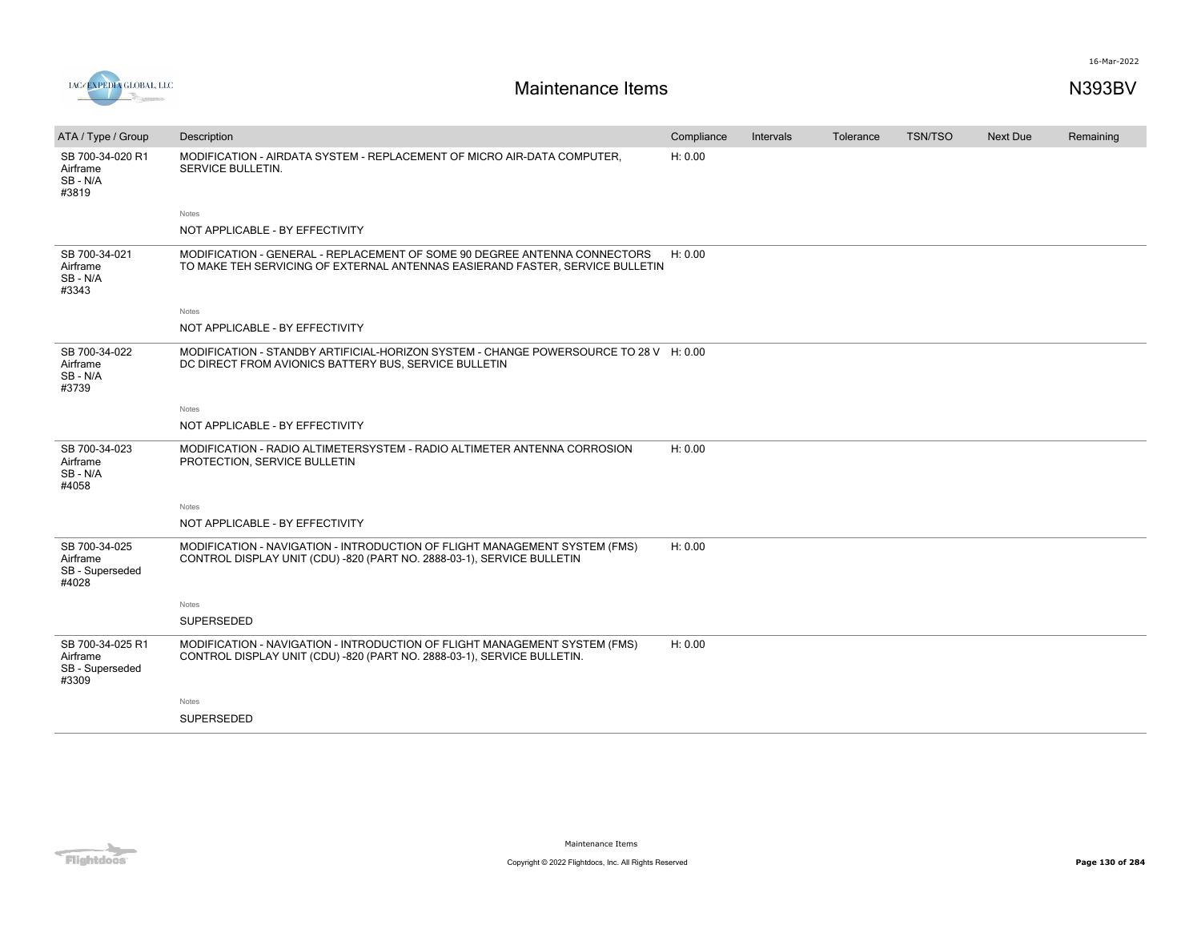# Maintenance Items

N393BV

| ATA / Type / Group | Description | Compliance | Intervals | Tolerance | TSN/TSO | Next Due | Remaining |
|---|---|---|---|---|---|---|---|
| SB 700-34-020 R1<br>Airframe<br>SB - N/A<br>#3819 | MODIFICATION - AIRDATA SYSTEM - REPLACEMENT OF MICRO AIR-DATA COMPUTER, SERVICE BULLETIN.<br><br>Notes<br>NOT APPLICABLE - BY EFFECTIVITY | H: 0.00 | | | | | |
| SB 700-34-021<br>Airframe<br>SB - N/A<br>#3343 | MODIFICATION - GENERAL - REPLACEMENT OF SOME 90 DEGREE ANTENNA CONNECTORS TO MAKE TEH SERVICING OF EXTERNAL ANTENNAS EASIERAND FASTER, SERVICE BULLETIN<br><br>Notes<br>NOT APPLICABLE - BY EFFECTIVITY | H: 0.00 | | | | | |
| SB 700-34-022<br>Airframe<br>SB - N/A<br>#3739 | MODIFICATION - STANDBY ARTIFICIAL-HORIZON SYSTEM - CHANGE POWERSOURCE TO 28 V DC DIRECT FROM AVIONICS BATTERY BUS, SERVICE BULLETIN<br><br>Notes<br>NOT APPLICABLE - BY EFFECTIVITY | H: 0.00 | | | | | |
| SB 700-34-023<br>Airframe<br>SB - N/A<br>#4058 | MODIFICATION - RADIO ALTIMETERSYSTEM - RADIO ALTIMETER ANTENNA CORROSION PROTECTION, SERVICE BULLETIN<br><br>Notes<br>NOT APPLICABLE - BY EFFECTIVITY | H: 0.00 | | | | | |
| SB 700-34-025<br>Airframe<br>SB - Superseded<br>#4028 | MODIFICATION - NAVIGATION - INTRODUCTION OF FLIGHT MANAGEMENT SYSTEM (FMS) CONTROL DISPLAY UNIT (CDU) -820 (PART NO. 2888-03-1), SERVICE BULLETIN<br><br>Notes<br>SUPERSEDED | H: 0.00 | | | | | |
| SB 700-34-025 R1<br>Airframe<br>SB - Superseded<br>#3309 | MODIFICATION - NAVIGATION - INTRODUCTION OF FLIGHT MANAGEMENT SYSTEM (FMS) CONTROL DISPLAY UNIT (CDU) -820 (PART NO. 2888-03-1), SERVICE BULLETIN.<br><br>Notes<br>SUPERSEDED | H: 0.00 | | | | | |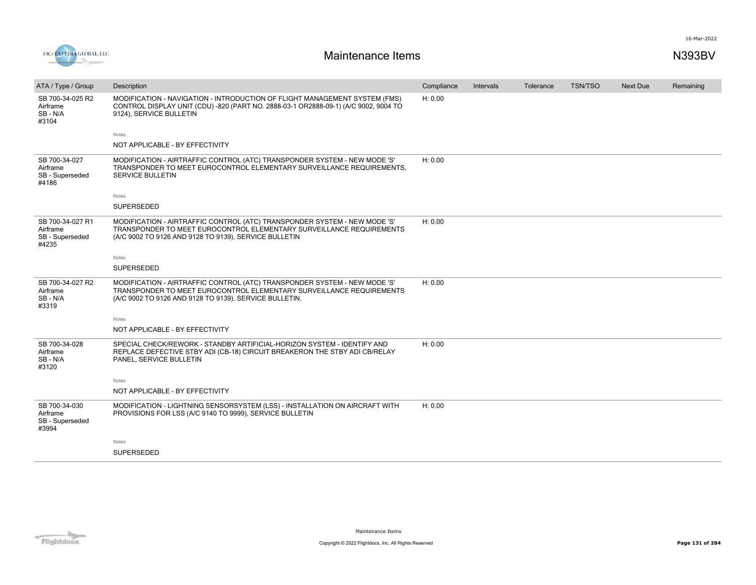# Maintenance Items

N393BV

| ATA / Type / Group | Description | Compliance | Intervals | Tolerance | TSN/TSO | Next Due | Remaining |
|---|---|---|---|---|---|---|---|
| SB 700-34-025 R2<br>Airframe<br>SB - N/A<br>#3104 | MODIFICATION - NAVIGATION - INTRODUCTION OF FLIGHT MANAGEMENT SYSTEM (FMS) CONTROL DISPLAY UNIT (CDU) -820 (PART NO. 2888-03-1 OR2888-09-1) (A/C 9002, 9004 TO 9124), SERVICE BULLETIN<br><br>Notes<br>NOT APPLICABLE - BY EFFECTIVITY | H: 0.00 | | | | | |
| SB 700-34-027<br>Airframe<br>SB - Superseded<br>#4186 | MODIFICATION - AIRTRAFFIC CONTROL (ATC) TRANSPONDER SYSTEM - NEW MODE 'S' TRANSPONDER TO MEET EUROCONTROL ELEMENTARY SURVEILLANCE REQUIREMENTS, SERVICE BULLETIN<br><br>Notes<br>SUPERSEDED | H: 0.00 | | | | | |
| SB 700-34-027 R1<br>Airframe<br>SB - Superseded<br>#4235 | MODIFICATION - AIRTRAFFIC CONTROL (ATC) TRANSPONDER SYSTEM - NEW MODE 'S' TRANSPONDER TO MEET EUROCONTROL ELEMENTARY SURVEILLANCE REQUIREMENTS (A/C 9002 TO 9126 AND 9128 TO 9139), SERVICE BULLETIN<br><br>Notes<br>SUPERSEDED | H: 0.00 | | | | | |
| SB 700-34-027 R2<br>Airframe<br>SB - N/A<br>#3319 | MODIFICATION - AIRTRAFFIC CONTROL (ATC) TRANSPONDER SYSTEM - NEW MODE 'S' TRANSPONDER TO MEET EUROCONTROL ELEMENTARY SURVEILLANCE REQUIREMENTS (A/C 9002 TO 9126 AND 9128 TO 9139), SERVICE BULLETIN.<br><br>Notes<br>NOT APPLICABLE - BY EFFECTIVITY | H: 0.00 | | | | | |
| SB 700-34-028<br>Airframe<br>SB - N/A<br>#3120 | SPECIAL CHECK/REWORK - STANDBY ARTIFICIAL-HORIZON SYSTEM - IDENTIFY AND REPLACE DEFECTIVE STBY ADI (CB-18) CIRCUIT BREAKERON THE STBY ADI CB/RELAY PANEL, SERVICE BULLETIN<br><br>Notes<br>NOT APPLICABLE - BY EFFECTIVITY | H: 0.00 | | | | | |
| SB 700-34-030<br>Airframe<br>SB - Superseded<br>#3994 | MODIFICATION - LIGHTNING SENSORSYSTEM (LSS) - INSTALLATION ON AIRCRAFT WITH PROVISIONS FOR LSS (A/C 9140 TO 9999), SERVICE BULLETIN<br><br>Notes<br>SUPERSEDED | H: 0.00 | | | | | |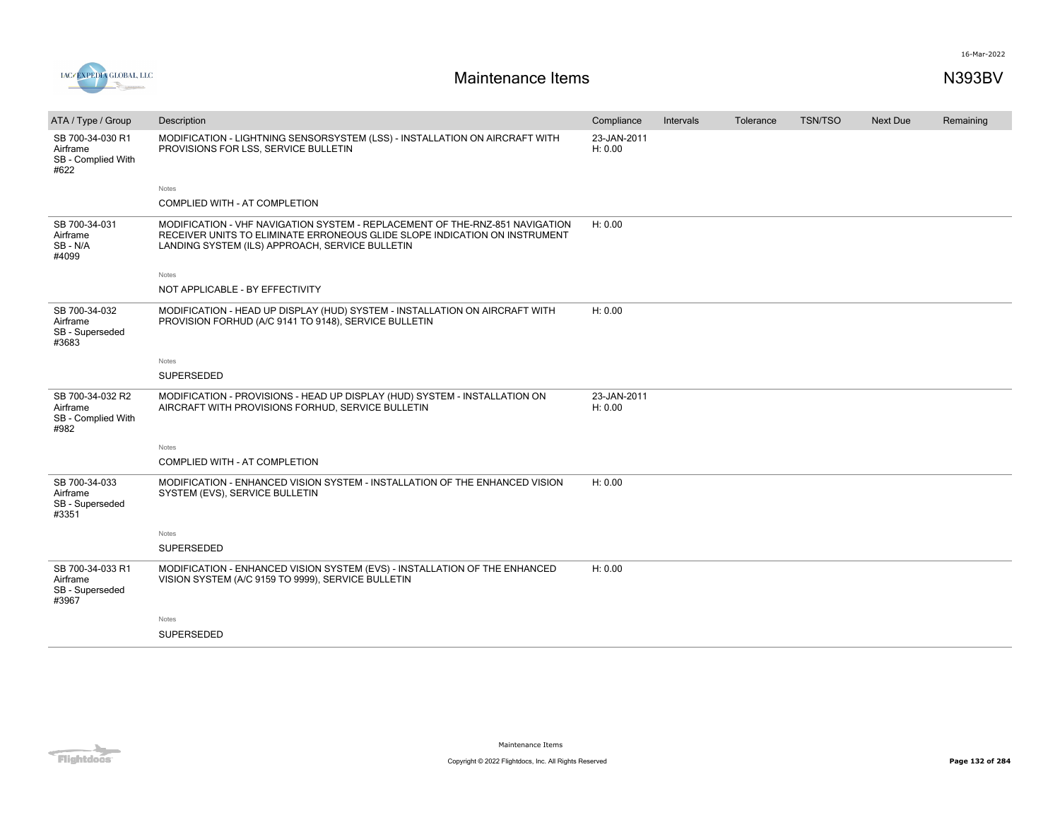| ATA / Type / Group | Description | Compliance | Intervals | Tolerance | TSN/TSO | Next Due | Remaining |
|---|---|---|---|---|---|---|---|
| SB 700-34-030 R1<br>Airframe<br>SB - Complied With<br>#622 | MODIFICATION - LIGHTNING SENSORSYSTEM (LSS) - INSTALLATION ON AIRCRAFT WITH PROVISIONS FOR LSS, SERVICE BULLETIN<br><br>Notes<br>COMPLIED WITH - AT COMPLETION | 23-JAN-2011<br>H: 0.00 | | | | | |
| SB 700-34-031<br>Airframe<br>SB - N/A<br>#4099 | MODIFICATION - VHF NAVIGATION SYSTEM - REPLACEMENT OF THE-RNZ-851 NAVIGATION RECEIVER UNITS TO ELIMINATE ERRONEOUS GLIDE SLOPE INDICATION ON INSTRUMENT LANDING SYSTEM (ILS) APPROACH, SERVICE BULLETIN<br><br>Notes<br>NOT APPLICABLE - BY EFFECTIVITY | H: 0.00 | | | | | |
| SB 700-34-032<br>Airframe<br>SB - Superseded<br>#3683 | MODIFICATION - HEAD UP DISPLAY (HUD) SYSTEM - INSTALLATION ON AIRCRAFT WITH PROVISION FORHUD (A/C 9141 TO 9148), SERVICE BULLETIN<br><br>Notes<br>SUPERSEDED | H: 0.00 | | | | | |
| SB 700-34-032 R2<br>Airframe<br>SB - Complied With<br>#982 | MODIFICATION - PROVISIONS - HEAD UP DISPLAY (HUD) SYSTEM - INSTALLATION ON AIRCRAFT WITH PROVISIONS FORHUD, SERVICE BULLETIN<br><br>Notes<br>COMPLIED WITH - AT COMPLETION | 23-JAN-2011<br>H: 0.00 | | | | | |
| SB 700-34-033<br>Airframe<br>SB - Superseded<br>#3351 | MODIFICATION - ENHANCED VISION SYSTEM - INSTALLATION OF THE ENHANCED VISION SYSTEM (EVS), SERVICE BULLETIN<br><br>Notes<br>SUPERSEDED | H: 0.00 | | | | | |
| SB 700-34-033 R1<br>Airframe<br>SB - Superseded<br>#3967 | MODIFICATION - ENHANCED VISION SYSTEM (EVS) - INSTALLATION OF THE ENHANCED VISION SYSTEM (A/C 9159 TO 9999), SERVICE BULLETIN<br><br>Notes<br>SUPERSEDED | H: 0.00 | | | | | |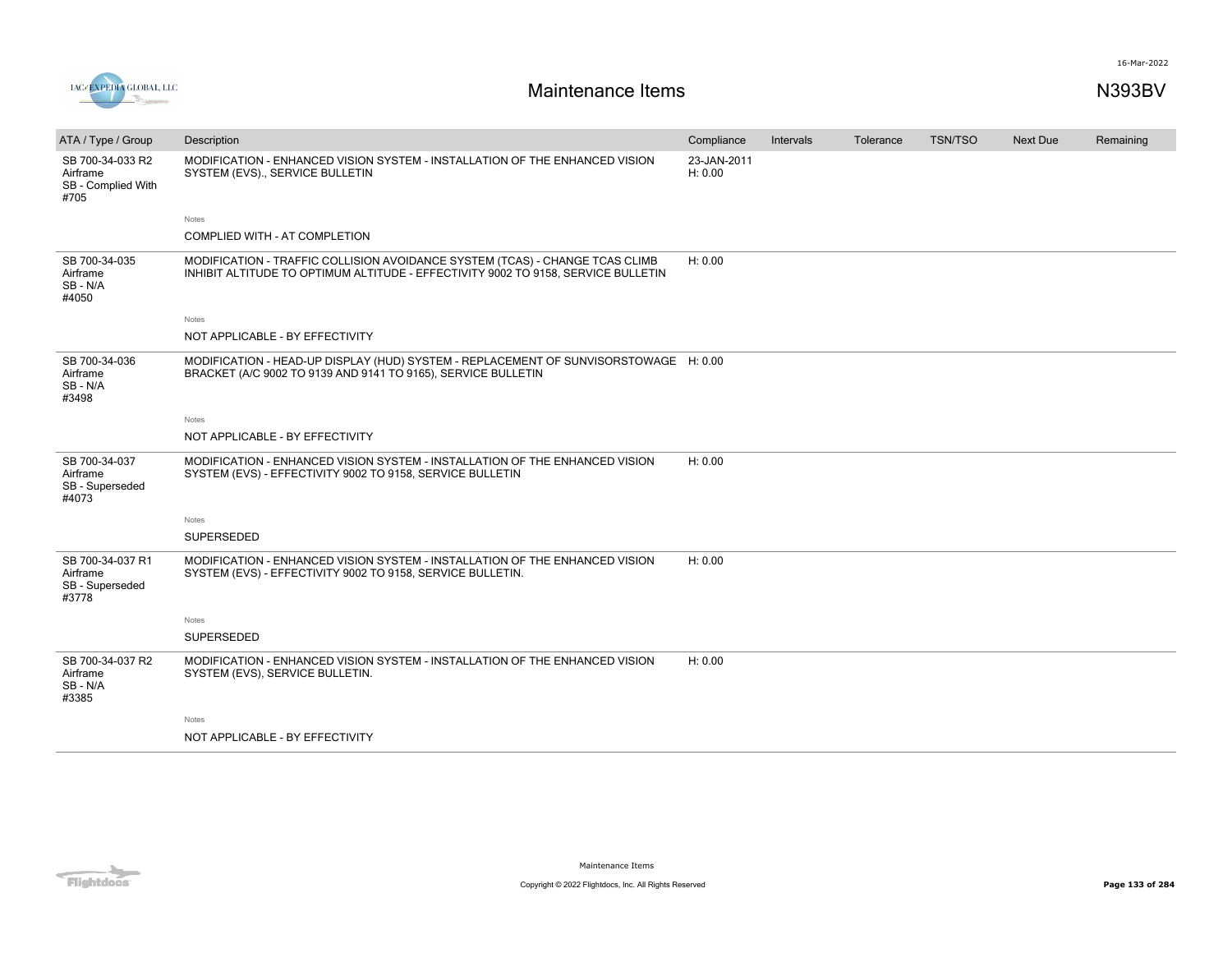# Maintenance Items

N393BV

| ATA / Type / Group | Description | Compliance | Intervals | Tolerance | TSN/TSO | Next Due | Remaining |
|---|---|---|---|---|---|---|---|
| SB 700-34-033 R2<br>Airframe<br>SB - Complied With<br>#705 | MODIFICATION - ENHANCED VISION SYSTEM - INSTALLATION OF THE ENHANCED VISION SYSTEM (EVS)., SERVICE BULLETIN<br><br>Notes<br>COMPLIED WITH - AT COMPLETION | 23-JAN-2011<br>H: 0.00 | | | | | |
| SB 700-34-035<br>Airframe<br>SB - N/A<br>#4050 | MODIFICATION - TRAFFIC COLLISION AVOIDANCE SYSTEM (TCAS) - CHANGE TCAS CLIMB INHIBIT ALTITUDE TO OPTIMUM ALTITUDE - EFFECTIVITY 9002 TO 9158, SERVICE BULLETIN<br><br>Notes<br>NOT APPLICABLE - BY EFFECTIVITY | H: 0.00 | | | | | |
| SB 700-34-036<br>Airframe<br>SB - N/A<br>#3498 | MODIFICATION - HEAD-UP DISPLAY (HUD) SYSTEM - REPLACEMENT OF SUNVISORSTOWAGE BRACKET (A/C 9002 TO 9139 AND 9141 TO 9165), SERVICE BULLETIN<br><br>Notes<br>NOT APPLICABLE - BY EFFECTIVITY | H: 0.00 | | | | | |
| SB 700-34-037<br>Airframe<br>SB - Superseded<br>#4073 | MODIFICATION - ENHANCED VISION SYSTEM - INSTALLATION OF THE ENHANCED VISION SYSTEM (EVS) - EFFECTIVITY 9002 TO 9158, SERVICE BULLETIN<br><br>Notes<br>SUPERSEDED | H: 0.00 | | | | | |
| SB 700-34-037 R1<br>Airframe<br>SB - Superseded<br>#3778 | MODIFICATION - ENHANCED VISION SYSTEM - INSTALLATION OF THE ENHANCED VISION SYSTEM (EVS) - EFFECTIVITY 9002 TO 9158, SERVICE BULLETIN.<br><br>Notes<br>SUPERSEDED | H: 0.00 | | | | | |
| SB 700-34-037 R2<br>Airframe<br>SB - N/A<br>#3385 | MODIFICATION - ENHANCED VISION SYSTEM - INSTALLATION OF THE ENHANCED VISION SYSTEM (EVS), SERVICE BULLETIN.<br><br>Notes<br>NOT APPLICABLE - BY EFFECTIVITY | H: 0.00 | | | | | |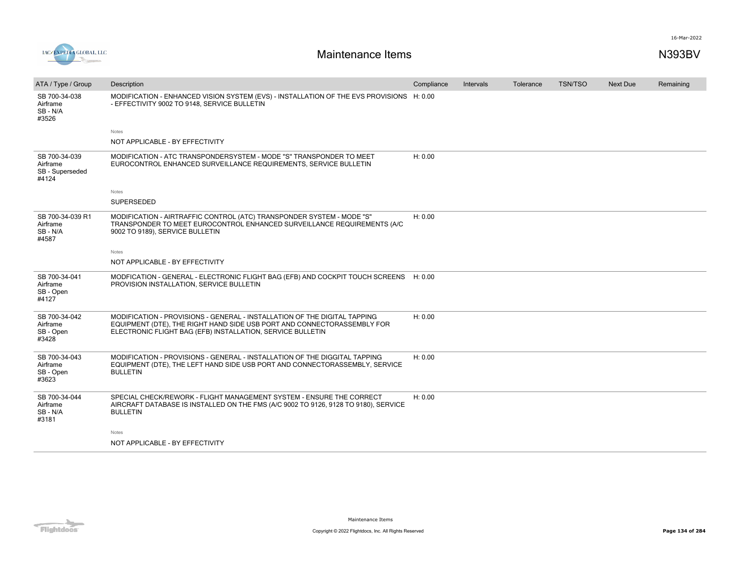# Maintenance Items

N393BV

| ATA / Type / Group | Description | Compliance | Intervals | Tolerance | TSN/TSO | Next Due | Remaining |
|---|---|---|---|---|---|---|---|
| SB 700-34-038 Airframe SB - N/A #3526 | MODIFICATION - ENHANCED VISION SYSTEM (EVS) - INSTALLATION OF THE EVS PROVISIONS - EFFECTIVITY 9002 TO 9148, SERVICE BULLETIN | H: 0.00 | | | | | |
| | Notes<br>NOT APPLICABLE - BY EFFECTIVITY | | | | | | |
| SB 700-34-039 Airframe SB - Superseded #4124 | MODIFICATION - ATC TRANSPONDERSYSTEM - MODE "S" TRANSPONDER TO MEET EUROCONTROL ENHANCED SURVEILLANCE REQUIREMENTS, SERVICE BULLETIN | H: 0.00 | | | | | |
| | Notes<br>SUPERSEDED | | | | | | |
| SB 700-34-039 R1 Airframe SB - N/A #4587 | MODIFICATION - AIRTRAFFIC CONTROL (ATC) TRANSPONDER SYSTEM - MODE "S" TRANSPONDER TO MEET EUROCONTROL ENHANCED SURVEILLANCE REQUIREMENTS (A/C 9002 TO 9189), SERVICE BULLETIN | H: 0.00 | | | | | |
| | Notes<br>NOT APPLICABLE - BY EFFECTIVITY | | | | | | |
| SB 700-34-041 Airframe SB - Open #4127 | MODFICATION - GENERAL - ELECTRONIC FLIGHT BAG (EFB) AND COCKPIT TOUCH SCREENS PROVISION INSTALLATION, SERVICE BULLETIN | H: 0.00 | | | | | |
| SB 700-34-042 Airframe SB - Open #3428 | MODIFICATION - PROVISIONS - GENERAL - INSTALLATION OF THE DIGITAL TAPPING EQUIPMENT (DTE), THE RIGHT HAND SIDE USB PORT AND CONNECTORASSEMBLY FOR ELECTRONIC FLIGHT BAG (EFB) INSTALLATION, SERVICE BULLETIN | H: 0.00 | | | | | |
| SB 700-34-043 Airframe SB - Open #3623 | MODIFICATION - PROVISIONS - GENERAL - INSTALLATION OF THE DIGGITAL TAPPING EQUIPMENT (DTE), THE LEFT HAND SIDE USB PORT AND CONNECTORASSEMBLY, SERVICE BULLETIN | H: 0.00 | | | | | |
| SB 700-34-044 Airframe SB - N/A #3181 | SPECIAL CHECK/REWORK - FLIGHT MANAGEMENT SYSTEM - ENSURE THE CORRECT AIRCRAFT DATABASE IS INSTALLED ON THE FMS (A/C 9002 TO 9126, 9128 TO 9180), SERVICE BULLETIN | H: 0.00 | | | | | |
| | Notes<br>NOT APPLICABLE - BY EFFECTIVITY | | | | | | |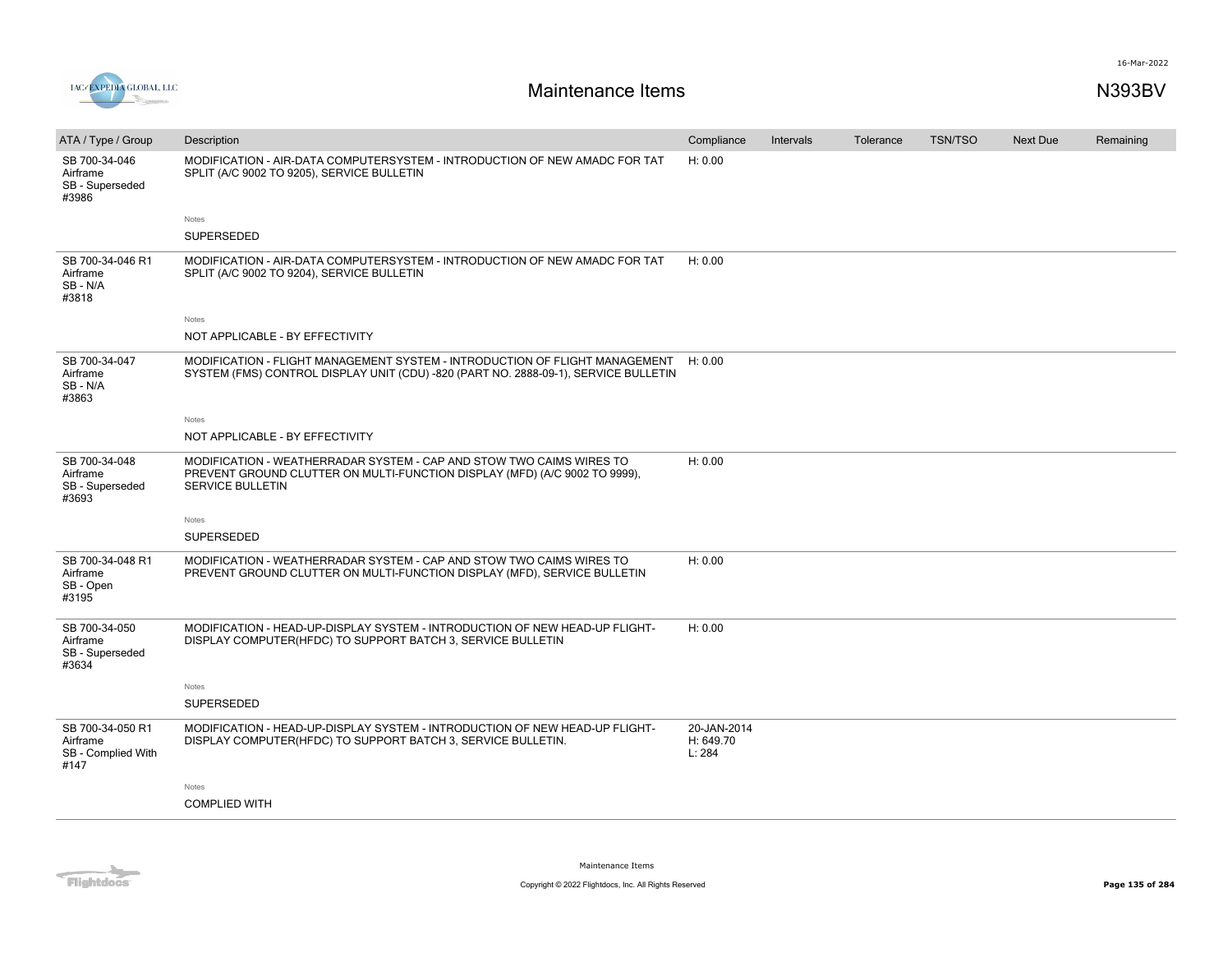# Maintenance Items

N393BV

| ATA / Type / Group | Description | Compliance | Intervals | Tolerance | TSN/TSO | Next Due | Remaining |
|---|---|---|---|---|---|---|---|
| SB 700-34-046<br>Airframe<br>SB - Superseded<br>#3986 | MODIFICATION - AIR-DATA COMPUTERSYSTEM - INTRODUCTION OF NEW AMADC FOR TAT SPLIT (A/C 9002 TO 9205), SERVICE BULLETIN<br><br>Notes<br>SUPERSEDED | H: 0.00 | | | | | |
| SB 700-34-046 R1<br>Airframe<br>SB - N/A<br>#3818 | MODIFICATION - AIR-DATA COMPUTERSYSTEM - INTRODUCTION OF NEW AMADC FOR TAT SPLIT (A/C 9002 TO 9204), SERVICE BULLETIN<br><br>Notes<br>NOT APPLICABLE - BY EFFECTIVITY | H: 0.00 | | | | | |
| SB 700-34-047<br>Airframe<br>SB - N/A<br>#3863 | MODIFICATION - FLIGHT MANAGEMENT SYSTEM - INTRODUCTION OF FLIGHT MANAGEMENT SYSTEM (FMS) CONTROL DISPLAY UNIT (CDU) -820 (PART NO. 2888-09-1), SERVICE BULLETIN<br><br>Notes<br>NOT APPLICABLE - BY EFFECTIVITY | H: 0.00 | | | | | |
| SB 700-34-048<br>Airframe<br>SB - Superseded<br>#3693 | MODIFICATION - WEATHERRADAR SYSTEM - CAP AND STOW TWO CAIMS WIRES TO PREVENT GROUND CLUTTER ON MULTI-FUNCTION DISPLAY (MFD) (A/C 9002 TO 9999), SERVICE BULLETIN<br><br>Notes<br>SUPERSEDED | H: 0.00 | | | | | |
| SB 700-34-048 R1<br>Airframe<br>SB - Open<br>#3195 | MODIFICATION - WEATHERRADAR SYSTEM - CAP AND STOW TWO CAIMS WIRES TO PREVENT GROUND CLUTTER ON MULTI-FUNCTION DISPLAY (MFD), SERVICE BULLETIN | H: 0.00 | | | | | |
| SB 700-34-050<br>Airframe<br>SB - Superseded<br>#3634 | MODIFICATION - HEAD-UP-DISPLAY SYSTEM - INTRODUCTION OF NEW HEAD-UP FLIGHT-DISPLAY COMPUTER(HFDC) TO SUPPORT BATCH 3, SERVICE BULLETIN<br><br>Notes<br>SUPERSEDED | H: 0.00 | | | | | |
| SB 700-34-050 R1<br>Airframe<br>SB - Complied With<br>#147 | MODIFICATION - HEAD-UP-DISPLAY SYSTEM - INTRODUCTION OF NEW HEAD-UP FLIGHT-DISPLAY COMPUTER(HFDC) TO SUPPORT BATCH 3, SERVICE BULLETIN.<br><br>Notes<br>COMPLIED WITH | 20-JAN-2014<br>H: 649.70<br>L: 284 | | | | | |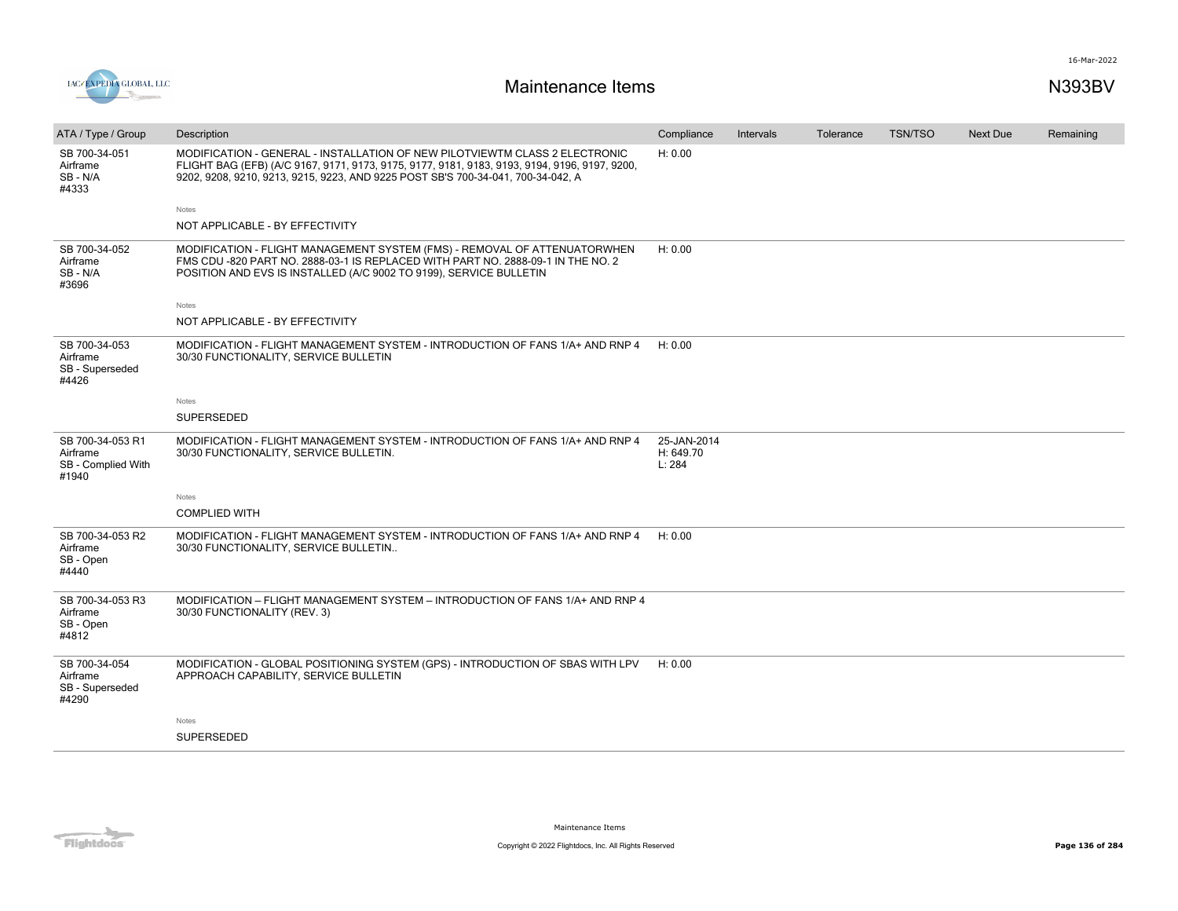# Maintenance Items

N393BV

| ATA / Type / Group | Description | Compliance | Intervals | Tolerance | TSN/TSO | Next Due | Remaining |
|---|---|---|---|---|---|---|---|
| SB 700-34-051<br>Airframe<br>SB - N/A<br>#4333 | MODIFICATION - GENERAL - INSTALLATION OF NEW PILOTVIEWTM CLASS 2 ELECTRONIC FLIGHT BAG (EFB) (A/C 9167, 9171, 9173, 9175, 9177, 9181, 9183, 9193, 9194, 9196, 9197, 9200, 9202, 9208, 9210, 9213, 9215, 9223, AND 9225 POST SB'S 700-34-041, 700-34-042, A<br><br>Notes<br><br>NOT APPLICABLE - BY EFFECTIVITY | H: 0.00 | | | | | |
| SB 700-34-052<br>Airframe<br>SB - N/A<br>#3696 | MODIFICATION - FLIGHT MANAGEMENT SYSTEM (FMS) - REMOVAL OF ATTENUATORWHEN FMS CDU -820 PART NO. 2888-03-1 IS REPLACED WITH PART NO. 2888-09-1 IN THE NO. 2 POSITION AND EVS IS INSTALLED (A/C 9002 TO 9199), SERVICE BULLETIN<br><br>Notes<br><br>NOT APPLICABLE - BY EFFECTIVITY | H: 0.00 | | | | | |
| SB 700-34-053<br>Airframe<br>SB - Superseded<br>#4426 | MODIFICATION - FLIGHT MANAGEMENT SYSTEM - INTRODUCTION OF FANS 1/A+ AND RNP 4 30/30 FUNCTIONALITY, SERVICE BULLETIN<br><br>Notes<br><br>SUPERSEDED | H: 0.00 | | | | | |
| SB 700-34-053 R1<br>Airframe<br>SB - Complied With<br>#1940 | MODIFICATION - FLIGHT MANAGEMENT SYSTEM - INTRODUCTION OF FANS 1/A+ AND RNP 4 30/30 FUNCTIONALITY, SERVICE BULLETIN.<br><br>Notes<br><br>COMPLIED WITH | 25-JAN-2014<br>H: 649.70<br>L: 284 | | | | | |
| SB 700-34-053 R2<br>Airframe<br>SB - Open<br>#4440 | MODIFICATION - FLIGHT MANAGEMENT SYSTEM - INTRODUCTION OF FANS 1/A+ AND RNP 4 30/30 FUNCTIONALITY, SERVICE BULLETIN.. | H: 0.00 | | | | | |
| SB 700-34-053 R3<br>Airframe<br>SB - Open<br>#4812 | MODIFICATION – FLIGHT MANAGEMENT SYSTEM – INTRODUCTION OF FANS 1/A+ AND RNP 4 30/30 FUNCTIONALITY (REV. 3) | | | | | | |
| SB 700-34-054<br>Airframe<br>SB - Superseded<br>#4290 | MODIFICATION - GLOBAL POSITIONING SYSTEM (GPS) - INTRODUCTION OF SBAS WITH LPV APPROACH CAPABILITY, SERVICE BULLETIN<br><br>Notes<br><br>SUPERSEDED | H: 0.00 | | | | | |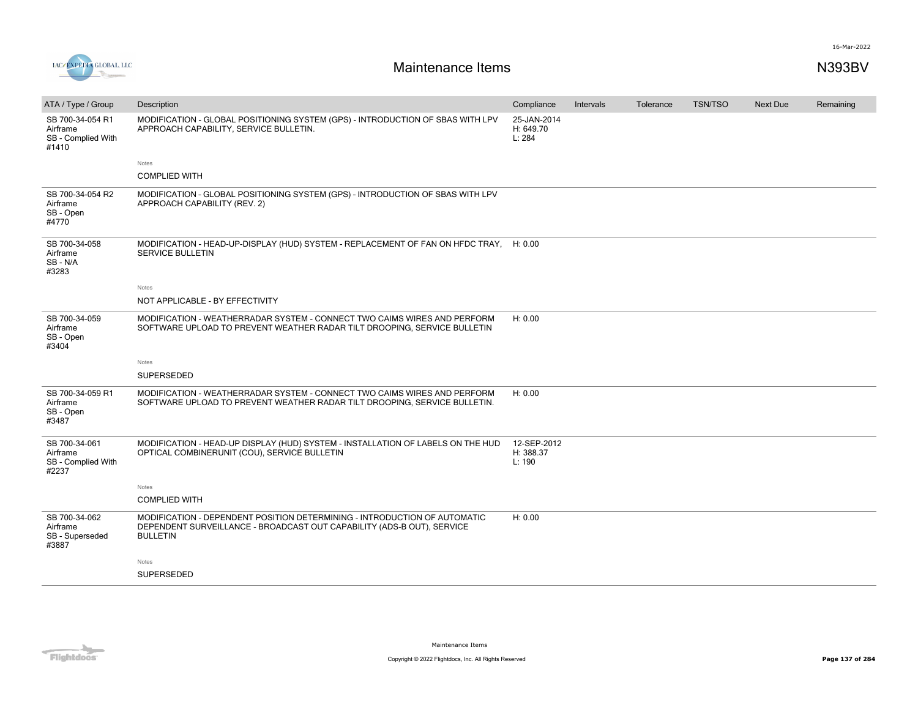# Maintenance Items

N393BV

| ATA / Type / Group | Description | Compliance | Intervals | Tolerance | TSN/TSO | Next Due | Remaining |
|---|---|---|---|---|---|---|---|
| SB 700-34-054 R1<br>Airframe<br>SB - Complied With<br>#1410 | MODIFICATION - GLOBAL POSITIONING SYSTEM (GPS) - INTRODUCTION OF SBAS WITH LPV APPROACH CAPABILITY, SERVICE BULLETIN.<br><br>Notes<br>COMPLIED WITH | 25-JAN-2014<br>H: 649.70<br>L: 284 | | | | | |
| SB 700-34-054 R2<br>Airframe<br>SB - Open<br>#4770 | MODIFICATION - GLOBAL POSITIONING SYSTEM (GPS) - INTRODUCTION OF SBAS WITH LPV APPROACH CAPABILITY (REV. 2) | | | | | | |
| SB 700-34-058<br>Airframe<br>SB - N/A<br>#3283 | MODIFICATION - HEAD-UP-DISPLAY (HUD) SYSTEM - REPLACEMENT OF FAN ON HFDC TRAY, SERVICE BULLETIN<br><br>Notes<br>NOT APPLICABLE - BY EFFECTIVITY | H: 0.00 | | | | | |
| SB 700-34-059<br>Airframe<br>SB - Open<br>#3404 | MODIFICATION - WEATHERRADAR SYSTEM - CONNECT TWO CAIMS WIRES AND PERFORM SOFTWARE UPLOAD TO PREVENT WEATHER RADAR TILT DROOPING, SERVICE BULLETIN<br><br>Notes<br>SUPERSEDED | H: 0.00 | | | | | |
| SB 700-34-059 R1<br>Airframe<br>SB - Open<br>#3487 | MODIFICATION - WEATHERRADAR SYSTEM - CONNECT TWO CAIMS WIRES AND PERFORM SOFTWARE UPLOAD TO PREVENT WEATHER RADAR TILT DROOPING, SERVICE BULLETIN. | H: 0.00 | | | | | |
| SB 700-34-061<br>Airframe<br>SB - Complied With<br>#2237 | MODIFICATION - HEAD-UP DISPLAY (HUD) SYSTEM - INSTALLATION OF LABELS ON THE HUD OPTICAL COMBINERUNIT (COU), SERVICE BULLETIN<br><br>Notes<br>COMPLIED WITH | 12-SEP-2012<br>H: 388.37<br>L: 190 | | | | | |
| SB 700-34-062<br>Airframe<br>SB - Superseded<br>#3887 | MODIFICATION - DEPENDENT POSITION DETERMINING - INTRODUCTION OF AUTOMATIC DEPENDENT SURVEILLANCE - BROADCAST OUT CAPABILITY (ADS-B OUT), SERVICE BULLETIN<br><br>Notes<br>SUPERSEDED | H: 0.00 | | | | | |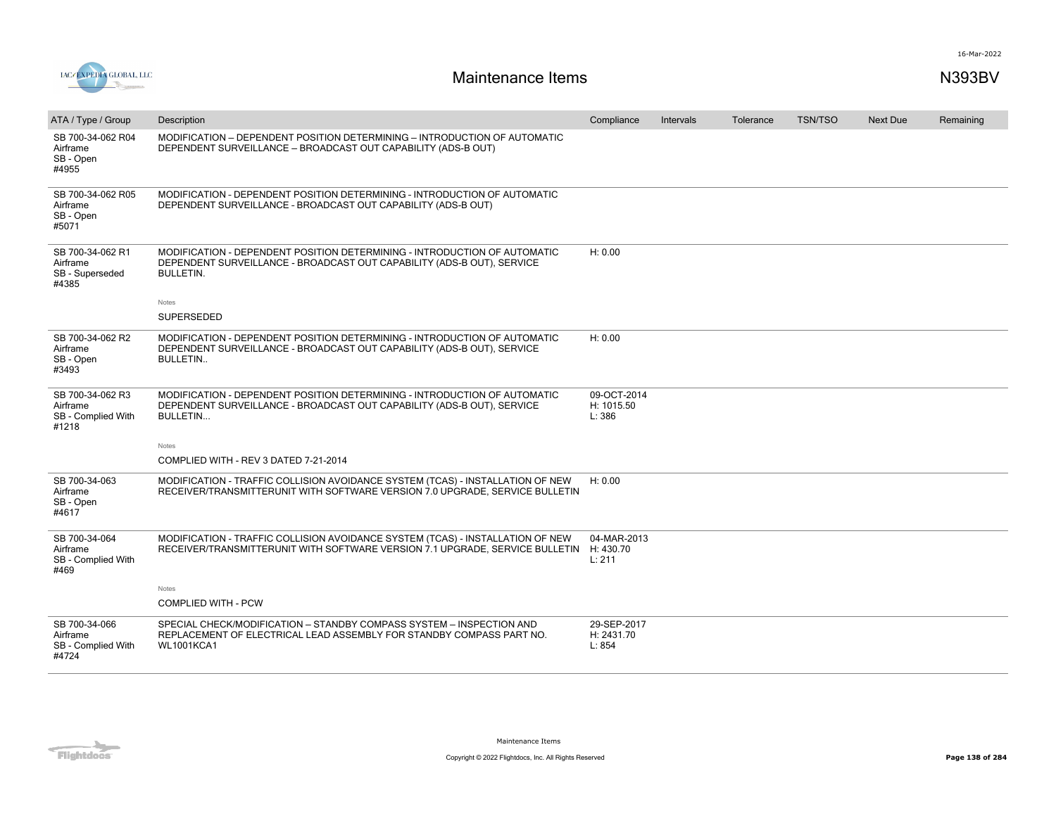# Maintenance Items

N393BV

| ATA / Type / Group | Description | Compliance | Intervals | Tolerance | TSN/TSO | Next Due | Remaining |
|---|---|---|---|---|---|---|---|
| SB 700-34-062 R04<br>Airframe<br>SB - Open<br>#4955 | MODIFICATION – DEPENDENT POSITION DETERMINING – INTRODUCTION OF AUTOMATIC DEPENDENT SURVEILLANCE – BROADCAST OUT CAPABILITY (ADS-B OUT) | | | | | | |
| SB 700-34-062 R05<br>Airframe<br>SB - Open<br>#5071 | MODIFICATION - DEPENDENT POSITION DETERMINING - INTRODUCTION OF AUTOMATIC DEPENDENT SURVEILLANCE - BROADCAST OUT CAPABILITY (ADS-B OUT) | | | | | | |
| SB 700-34-062 R1<br>Airframe<br>SB - Superseded<br>#4385 | MODIFICATION - DEPENDENT POSITION DETERMINING - INTRODUCTION OF AUTOMATIC DEPENDENT SURVEILLANCE - BROADCAST OUT CAPABILITY (ADS-B OUT), SERVICE BULLETIN.<br><br>Notes<br>SUPERSEDED | H: 0.00 | | | | | |
| SB 700-34-062 R2<br>Airframe<br>SB - Open<br>#3493 | MODIFICATION - DEPENDENT POSITION DETERMINING - INTRODUCTION OF AUTOMATIC DEPENDENT SURVEILLANCE - BROADCAST OUT CAPABILITY (ADS-B OUT), SERVICE BULLETIN.. | H: 0.00 | | | | | |
| SB 700-34-062 R3<br>Airframe<br>SB - Complied With<br>#1218 | MODIFICATION - DEPENDENT POSITION DETERMINING - INTRODUCTION OF AUTOMATIC DEPENDENT SURVEILLANCE - BROADCAST OUT CAPABILITY (ADS-B OUT), SERVICE BULLETIN...<br><br>Notes<br>COMPLIED WITH - REV 3 DATED 7-21-2014 | 09-OCT-2014<br>H: 1015.50<br>L: 386 | | | | | |
| SB 700-34-063<br>Airframe<br>SB - Open<br>#4617 | MODIFICATION - TRAFFIC COLLISION AVOIDANCE SYSTEM (TCAS) - INSTALLATION OF NEW RECEIVER/TRANSMITTERUNIT WITH SOFTWARE VERSION 7.0 UPGRADE, SERVICE BULLETIN | H: 0.00 | | | | | |
| SB 700-34-064<br>Airframe<br>SB - Complied With<br>#469 | MODIFICATION - TRAFFIC COLLISION AVOIDANCE SYSTEM (TCAS) - INSTALLATION OF NEW RECEIVER/TRANSMITTERUNIT WITH SOFTWARE VERSION 7.1 UPGRADE, SERVICE BULLETIN<br><br>Notes<br>COMPLIED WITH - PCW | 04-MAR-2013<br>H: 430.70<br>L: 211 | | | | | |
| SB 700-34-066<br>Airframe<br>SB - Complied With<br>#4724 | SPECIAL CHECK/MODIFICATION – STANDBY COMPASS SYSTEM – INSPECTION AND REPLACEMENT OF ELECTRICAL LEAD ASSEMBLY FOR STANDBY COMPASS PART NO. WL1001KCA1 | 29-SEP-2017<br>H: 2431.70<br>L: 854 | | | | | |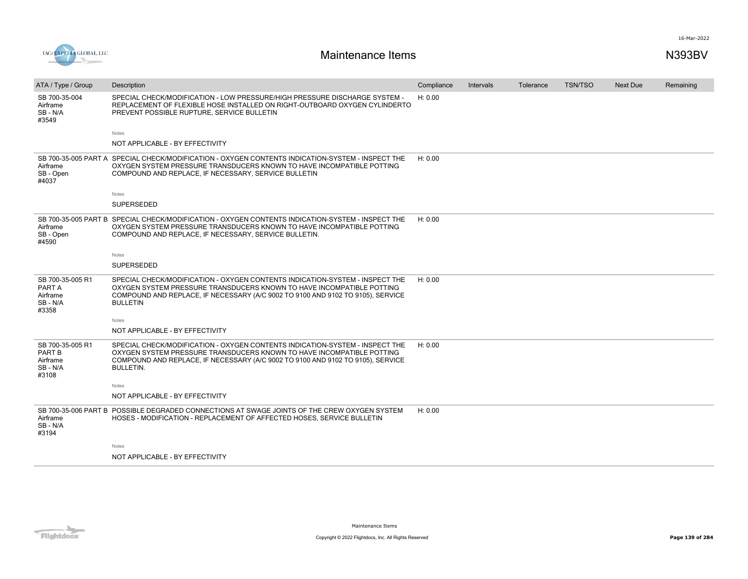| ATA / Type / Group | Description | Compliance | Intervals | Tolerance | TSN/TSO | Next Due | Remaining |
|---|---|---|---|---|---|---|---|
| SB 700-35-004<br>Airframe<br>SB - N/A<br>#3549 | SPECIAL CHECK/MODIFICATION - LOW PRESSURE/HIGH PRESSURE DISCHARGE SYSTEM - REPLACEMENT OF FLEXIBLE HOSE INSTALLED ON RIGHT-OUTBOARD OXYGEN CYLINDERTO PREVENT POSSIBLE RUPTURE, SERVICE BULLETIN<br><br>Notes<br>NOT APPLICABLE - BY EFFECTIVITY | H: 0.00 | | | | | |
| SB 700-35-005 PART A<br>Airframe<br>SB - Open<br>#4037 | SPECIAL CHECK/MODIFICATION - OXYGEN CONTENTS INDICATION-SYSTEM - INSPECT THE OXYGEN SYSTEM PRESSURE TRANSDUCERS KNOWN TO HAVE INCOMPATIBLE POTTING COMPOUND AND REPLACE, IF NECESSARY, SERVICE BULLETIN<br><br>Notes<br>SUPERSEDED | H: 0.00 | | | | | |
| SB 700-35-005 PART B<br>Airframe<br>SB - Open<br>#4590 | SPECIAL CHECK/MODIFICATION - OXYGEN CONTENTS INDICATION-SYSTEM - INSPECT THE OXYGEN SYSTEM PRESSURE TRANSDUCERS KNOWN TO HAVE INCOMPATIBLE POTTING COMPOUND AND REPLACE, IF NECESSARY, SERVICE BULLETIN.<br><br>Notes<br>SUPERSEDED | H: 0.00 | | | | | |
| SB 700-35-005 R1<br>PART A<br>Airframe<br>SB - N/A<br>#3358 | SPECIAL CHECK/MODIFICATION - OXYGEN CONTENTS INDICATION-SYSTEM - INSPECT THE OXYGEN SYSTEM PRESSURE TRANSDUCERS KNOWN TO HAVE INCOMPATIBLE POTTING COMPOUND AND REPLACE, IF NECESSARY (A/C 9002 TO 9100 AND 9102 TO 9105), SERVICE BULLETIN<br><br>Notes<br>NOT APPLICABLE - BY EFFECTIVITY | H: 0.00 | | | | | |
| SB 700-35-005 R1<br>PART B<br>Airframe<br>SB - N/A<br>#3108 | SPECIAL CHECK/MODIFICATION - OXYGEN CONTENTS INDICATION-SYSTEM - INSPECT THE OXYGEN SYSTEM PRESSURE TRANSDUCERS KNOWN TO HAVE INCOMPATIBLE POTTING COMPOUND AND REPLACE, IF NECESSARY (A/C 9002 TO 9100 AND 9102 TO 9105), SERVICE BULLETIN.<br><br>Notes<br>NOT APPLICABLE - BY EFFECTIVITY | H: 0.00 | | | | | |
| SB 700-35-006 PART B<br>Airframe<br>SB - N/A<br>#3194 | POSSIBLE DEGRADED CONNECTIONS AT SWAGE JOINTS OF THE CREW OXYGEN SYSTEM HOSES - MODIFICATION - REPLACEMENT OF AFFECTED HOSES, SERVICE BULLETIN<br><br>Notes<br>NOT APPLICABLE - BY EFFECTIVITY | H: 0.00 | | | | | |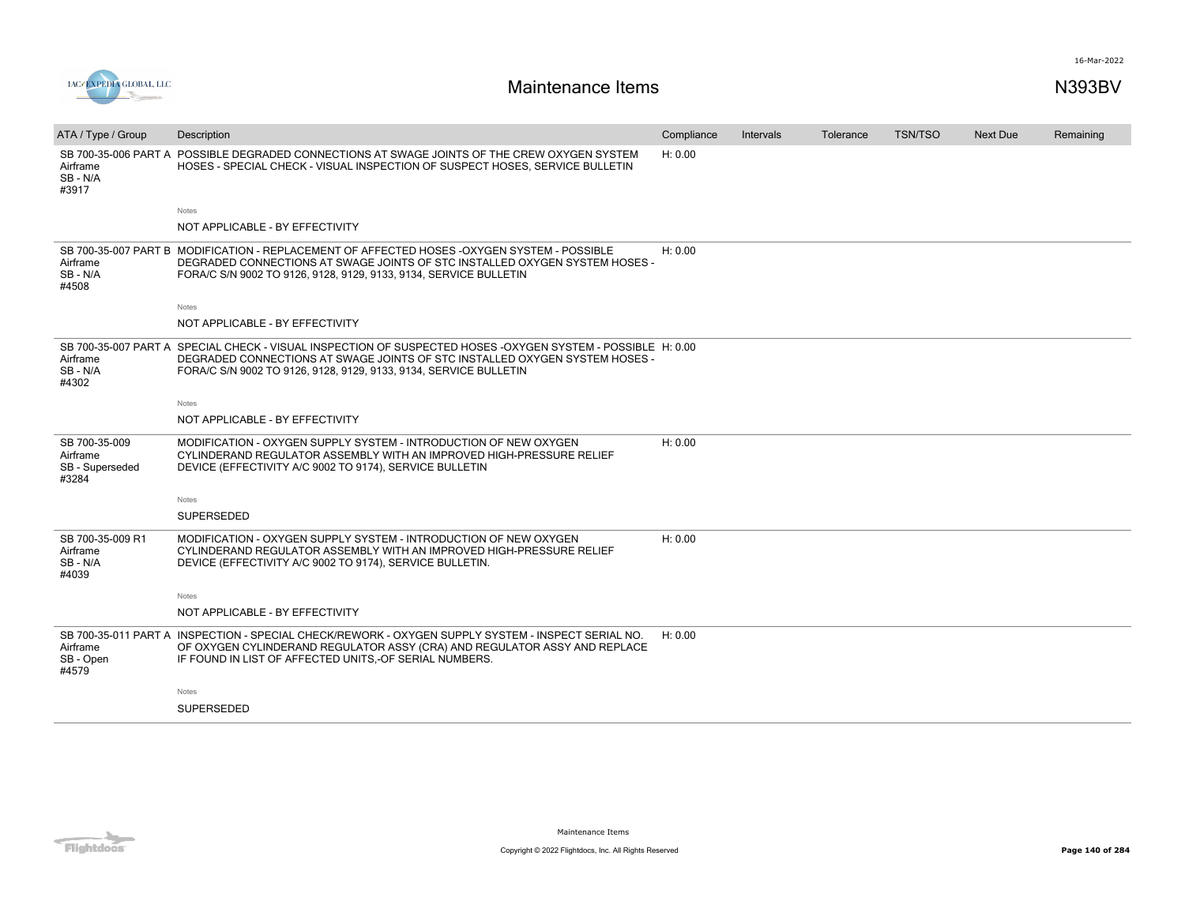# Maintenance Items

N393BV

| ATA / Type / Group | Description | Compliance | Intervals | Tolerance | TSN/TSO | Next Due | Remaining |
|---|---|---|---|---|---|---|---|
| SB 700-35-006 PART A Airframe SB - N/A #3917 | POSSIBLE DEGRADED CONNECTIONS AT SWAGE JOINTS OF THE CREW OXYGEN SYSTEM HOSES - SPECIAL CHECK - VISUAL INSPECTION OF SUSPECT HOSES, SERVICE BULLETIN | H: 0.00 | | | | | |
| | Notes<br>NOT APPLICABLE - BY EFFECTIVITY | | | | | | |
| SB 700-35-007 PART B Airframe SB - N/A #4508 | MODIFICATION - REPLACEMENT OF AFFECTED HOSES -OXYGEN SYSTEM - POSSIBLE DEGRADED CONNECTIONS AT SWAGE JOINTS OF STC INSTALLED OXYGEN SYSTEM HOSES - FORA/C S/N 9002 TO 9126, 9128, 9129, 9133, 9134, SERVICE BULLETIN | H: 0.00 | | | | | |
| | Notes<br>NOT APPLICABLE - BY EFFECTIVITY | | | | | | |
| SB 700-35-007 PART A Airframe SB - N/A #4302 | SPECIAL CHECK - VISUAL INSPECTION OF SUSPECTED HOSES -OXYGEN SYSTEM - POSSIBLE DEGRADED CONNECTIONS AT SWAGE JOINTS OF STC INSTALLED OXYGEN SYSTEM HOSES - FORA/C S/N 9002 TO 9126, 9128, 9129, 9133, 9134, SERVICE BULLETIN | H: 0.00 | | | | | |
| | Notes<br>NOT APPLICABLE - BY EFFECTIVITY | | | | | | |
| SB 700-35-009 Airframe SB - Superseded #3284 | MODIFICATION - OXYGEN SUPPLY SYSTEM - INTRODUCTION OF NEW OXYGEN CYLINDERAND REGULATOR ASSEMBLY WITH AN IMPROVED HIGH-PRESSURE RELIEF DEVICE (EFFECTIVITY A/C 9002 TO 9174), SERVICE BULLETIN | H: 0.00 | | | | | |
| | Notes<br>SUPERSEDED | | | | | | |
| SB 700-35-009 R1 Airframe SB - N/A #4039 | MODIFICATION - OXYGEN SUPPLY SYSTEM - INTRODUCTION OF NEW OXYGEN CYLINDERAND REGULATOR ASSEMBLY WITH AN IMPROVED HIGH-PRESSURE RELIEF DEVICE (EFFECTIVITY A/C 9002 TO 9174), SERVICE BULLETIN. | H: 0.00 | | | | | |
| | Notes<br>NOT APPLICABLE - BY EFFECTIVITY | | | | | | |
| SB 700-35-011 PART A Airframe SB - Open #4579 | INSPECTION - SPECIAL CHECK/REWORK - OXYGEN SUPPLY SYSTEM - INSPECT SERIAL NO. OF OXYGEN CYLINDERAND REGULATOR ASSY (CRA) AND REGULATOR ASSY AND REPLACE IF FOUND IN LIST OF AFFECTED UNITS,-OF SERIAL NUMBERS. | H: 0.00 | | | | | |
| | Notes<br>SUPERSEDED | | | | | | |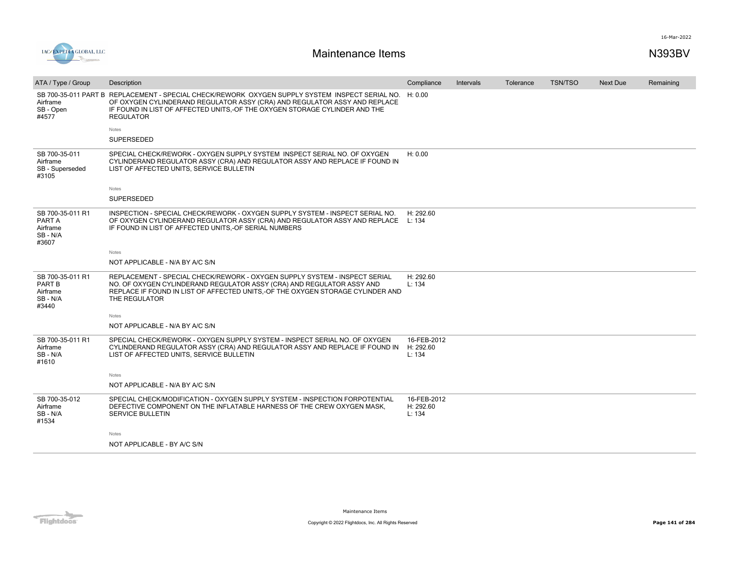## Maintenance Items

N393BV

16-Mar-2022

| ATA / Type / Group | Description | Compliance | Intervals | Tolerance | TSN/TSO | Next Due | Remaining |
|---|---|---|---|---|---|---|---|
| SB 700-35-011 PART B<br>Airframe<br>SB - Open<br>#4577 | REPLACEMENT - SPECIAL CHECK/REWORK OXYGEN SUPPLY SYSTEM INSPECT SERIAL NO. OF OXYGEN CYLINDERAND REGULATOR ASSY (CRA) AND REGULATOR ASSY AND REPLACE IF FOUND IN LIST OF AFFECTED UNITS,-OF THE OXYGEN STORAGE CYLINDER AND THE REGULATOR<br><br>Notes<br>SUPERSEDED | H: 0.00 | | | | | |
| SB 700-35-011<br>Airframe<br>SB - Superseded<br>#3105 | SPECIAL CHECK/REWORK - OXYGEN SUPPLY SYSTEM INSPECT SERIAL NO. OF OXYGEN CYLINDERAND REGULATOR ASSY (CRA) AND REGULATOR ASSY AND REPLACE IF FOUND IN LIST OF AFFECTED UNITS, SERVICE BULLETIN<br><br>Notes<br>SUPERSEDED | H: 0.00 | | | | | |
| SB 700-35-011 R1<br>PART A<br>Airframe<br>SB - N/A<br>#3607 | INSPECTION - SPECIAL CHECK/REWORK - OXYGEN SUPPLY SYSTEM - INSPECT SERIAL NO. OF OXYGEN CYLINDERAND REGULATOR ASSY (CRA) AND REGULATOR ASSY AND REPLACE IF FOUND IN LIST OF AFFECTED UNITS,-OF SERIAL NUMBERS<br><br>Notes<br>NOT APPLICABLE - N/A BY A/C S/N | H: 292.60<br>L: 134 | | | | | |
| SB 700-35-011 R1<br>PART B<br>Airframe<br>SB - N/A<br>#3440 | REPLACEMENT - SPECIAL CHECK/REWORK - OXYGEN SUPPLY SYSTEM - INSPECT SERIAL NO. OF OXYGEN CYLINDERAND REGULATOR ASSY (CRA) AND REGULATOR ASSY AND REPLACE IF FOUND IN LIST OF AFFECTED UNITS,-OF THE OXYGEN STORAGE CYLINDER AND THE REGULATOR<br><br>Notes<br>NOT APPLICABLE - N/A BY A/C S/N | H: 292.60<br>L: 134 | | | | | |
| SB 700-35-011 R1<br>Airframe<br>SB - N/A<br>#1610 | SPECIAL CHECK/REWORK - OXYGEN SUPPLY SYSTEM - INSPECT SERIAL NO. OF OXYGEN CYLINDERAND REGULATOR ASSY (CRA) AND REGULATOR ASSY AND REPLACE IF FOUND IN LIST OF AFFECTED UNITS, SERVICE BULLETIN<br><br>Notes<br>NOT APPLICABLE - N/A BY A/C S/N | 16-FEB-2012<br>H: 292.60<br>L: 134 | | | | | |
| SB 700-35-012<br>Airframe<br>SB - N/A<br>#1534 | SPECIAL CHECK/MODIFICATION - OXYGEN SUPPLY SYSTEM - INSPECTION FORPOTENTIAL DEFECTIVE COMPONENT ON THE INFLATABLE HARNESS OF THE CREW OXYGEN MASK, SERVICE BULLETIN<br><br>Notes<br>NOT APPLICABLE - BY A/C S/N | 16-FEB-2012<br>H: 292.60<br>L: 134 | | | | | |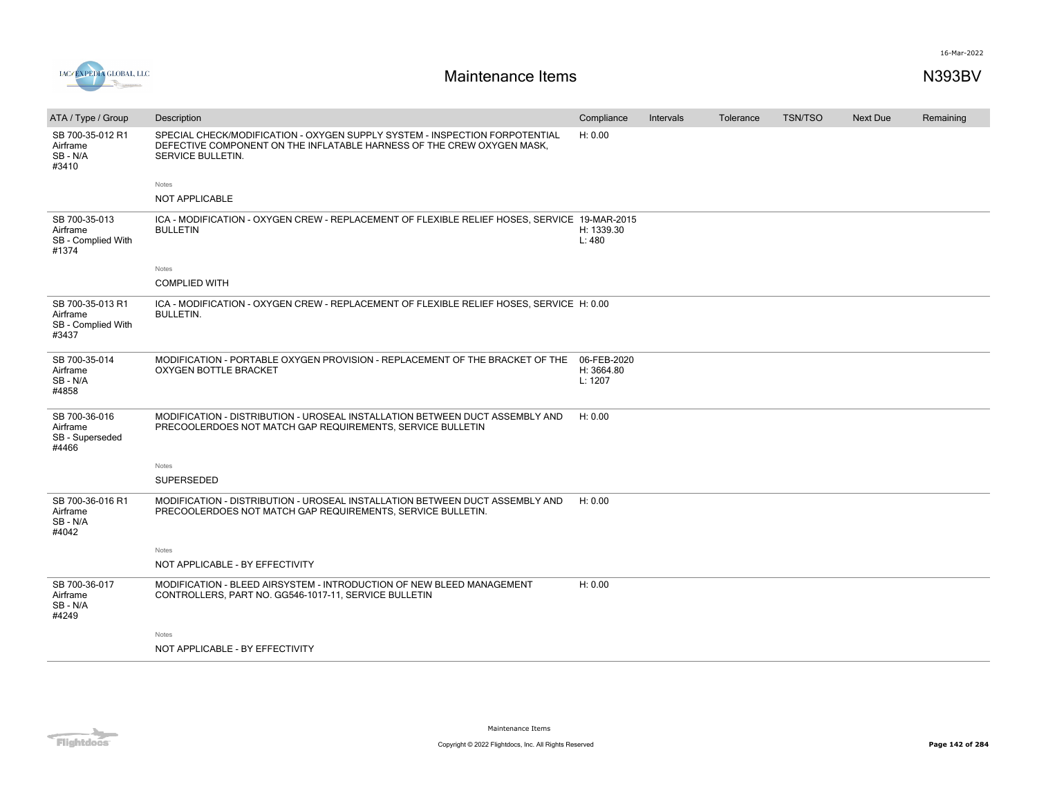# Maintenance Items

N393BV

| ATA / Type / Group | Description | Compliance | Intervals | Tolerance | TSN/TSO | Next Due | Remaining |
|---|---|---|---|---|---|---|---|
| SB 700-35-012 R1<br>Airframe<br>SB - N/A<br>#3410 | SPECIAL CHECK/MODIFICATION - OXYGEN SUPPLY SYSTEM - INSPECTION FORPOTENTIAL DEFECTIVE COMPONENT ON THE INFLATABLE HARNESS OF THE CREW OXYGEN MASK, SERVICE BULLETIN.<br><br>Notes<br>NOT APPLICABLE | H: 0.00 | | | | | |
| SB 700-35-013<br>Airframe<br>SB - Complied With<br>#1374 | ICA - MODIFICATION - OXYGEN CREW - REPLACEMENT OF FLEXIBLE RELIEF HOSES, SERVICE BULLETIN<br><br>Notes<br>COMPLIED WITH | 19-MAR-2015<br>H: 1339.30<br>L: 480 | | | | | |
| SB 700-35-013 R1<br>Airframe<br>SB - Complied With<br>#3437 | ICA - MODIFICATION - OXYGEN CREW - REPLACEMENT OF FLEXIBLE RELIEF HOSES, SERVICE BULLETIN. | H: 0.00 | | | | | |
| SB 700-35-014<br>Airframe<br>SB - N/A<br>#4858 | MODIFICATION - PORTABLE OXYGEN PROVISION - REPLACEMENT OF THE BRACKET OF THE OXYGEN BOTTLE BRACKET | 06-FEB-2020<br>H: 3664.80<br>L: 1207 | | | | | |
| SB 700-36-016<br>Airframe<br>SB - Superseded<br>#4466 | MODIFICATION - DISTRIBUTION - UROSEAL INSTALLATION BETWEEN DUCT ASSEMBLY AND PRECOOLERDOES NOT MATCH GAP REQUIREMENTS, SERVICE BULLETIN<br><br>Notes<br>SUPERSEDED | H: 0.00 | | | | | |
| SB 700-36-016 R1<br>Airframe<br>SB - N/A<br>#4042 | MODIFICATION - DISTRIBUTION - UROSEAL INSTALLATION BETWEEN DUCT ASSEMBLY AND PRECOOLERDOES NOT MATCH GAP REQUIREMENTS, SERVICE BULLETIN.<br><br>Notes<br>NOT APPLICABLE - BY EFFECTIVITY | H: 0.00 | | | | | |
| SB 700-36-017<br>Airframe<br>SB - N/A<br>#4249 | MODIFICATION - BLEED AIRSYSTEM - INTRODUCTION OF NEW BLEED MANAGEMENT CONTROLLERS, PART NO. GG546-1017-11, SERVICE BULLETIN<br><br>Notes<br>NOT APPLICABLE - BY EFFECTIVITY | H: 0.00 | | | | | |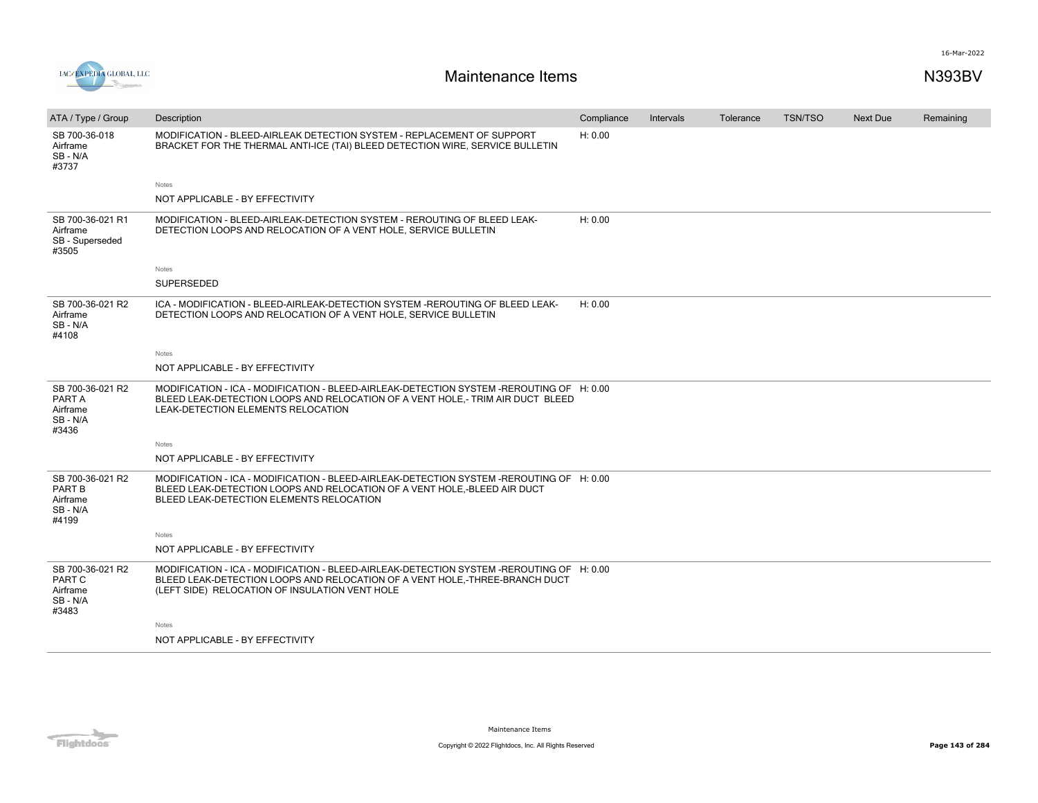# Maintenance Items

N393BV

| ATA / Type / Group | Description | Compliance | Intervals | Tolerance | TSN/TSO | Next Due | Remaining |
|---|---|---|---|---|---|---|---|
| SB 700-36-018<br>Airframe<br>SB - N/A<br>#3737 | MODIFICATION - BLEED-AIRLEAK DETECTION SYSTEM - REPLACEMENT OF SUPPORT BRACKET FOR THE THERMAL ANTI-ICE (TAI) BLEED DETECTION WIRE, SERVICE BULLETIN | H: 0.00 | | | | | |
| | Notes<br>NOT APPLICABLE - BY EFFECTIVITY | | | | | | |
| SB 700-36-021 R1<br>Airframe<br>SB - Superseded<br>#3505 | MODIFICATION - BLEED-AIRLEAK-DETECTION SYSTEM - REROUTING OF BLEED LEAK-DETECTION LOOPS AND RELOCATION OF A VENT HOLE, SERVICE BULLETIN | H: 0.00 | | | | | |
| | Notes<br>SUPERSEDED | | | | | | |
| SB 700-36-021 R2<br>Airframe<br>SB - N/A<br>#4108 | ICA - MODIFICATION - BLEED-AIRLEAK-DETECTION SYSTEM -REROUTING OF BLEED LEAK-DETECTION LOOPS AND RELOCATION OF A VENT HOLE, SERVICE BULLETIN | H: 0.00 | | | | | |
| | Notes<br>NOT APPLICABLE - BY EFFECTIVITY | | | | | | |
| SB 700-36-021 R2<br>PART A<br>Airframe<br>SB - N/A<br>#3436 | MODIFICATION - ICA - MODIFICATION - BLEED-AIRLEAK-DETECTION SYSTEM -REROUTING OF BLEED LEAK-DETECTION LOOPS AND RELOCATION OF A VENT HOLE,- TRIM AIR DUCT BLEED LEAK-DETECTION ELEMENTS RELOCATION | H: 0.00 | | | | | |
| | Notes<br>NOT APPLICABLE - BY EFFECTIVITY | | | | | | |
| SB 700-36-021 R2<br>PART B<br>Airframe<br>SB - N/A<br>#4199 | MODIFICATION - ICA - MODIFICATION - BLEED-AIRLEAK-DETECTION SYSTEM -REROUTING OF BLEED LEAK-DETECTION LOOPS AND RELOCATION OF A VENT HOLE,-BLEED AIR DUCT BLEED LEAK-DETECTION ELEMENTS RELOCATION | H: 0.00 | | | | | |
| | Notes<br>NOT APPLICABLE - BY EFFECTIVITY | | | | | | |
| SB 700-36-021 R2<br>PART C<br>Airframe<br>SB - N/A<br>#3483 | MODIFICATION - ICA - MODIFICATION - BLEED-AIRLEAK-DETECTION SYSTEM -REROUTING OF BLEED LEAK-DETECTION LOOPS AND RELOCATION OF A VENT HOLE,-THREE-BRANCH DUCT (LEFT SIDE) RELOCATION OF INSULATION VENT HOLE | H: 0.00 | | | | | |
| | Notes<br>NOT APPLICABLE - BY EFFECTIVITY | | | | | | |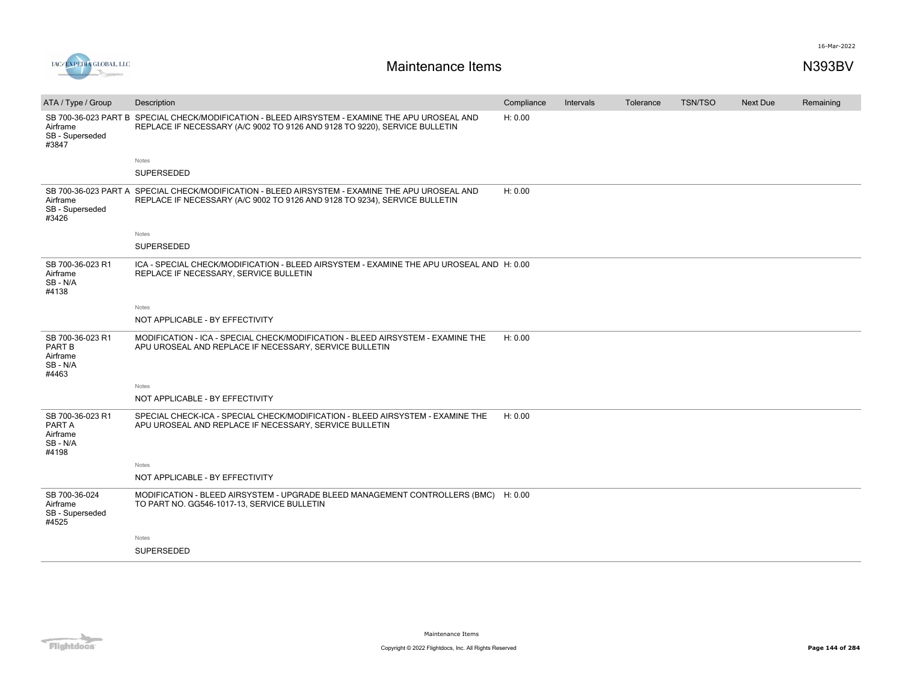| ATA / Type / Group | Description | Compliance | Intervals | Tolerance | TSN/TSO | Next Due | Remaining |
|---|---|---|---|---|---|---|---|
| SB 700-36-023 PART B<br>Airframe<br>SB - Superseded<br>#3847 | SPECIAL CHECK/MODIFICATION - BLEED AIRSYSTEM - EXAMINE THE APU UROSEAL AND REPLACE IF NECESSARY (A/C 9002 TO 9126 AND 9128 TO 9220), SERVICE BULLETIN<br><br>Notes<br>SUPERSEDED | H: 0.00 | | | | | |
| SB 700-36-023 PART A<br>Airframe<br>SB - Superseded<br>#3426 | SPECIAL CHECK/MODIFICATION - BLEED AIRSYSTEM - EXAMINE THE APU UROSEAL AND REPLACE IF NECESSARY (A/C 9002 TO 9126 AND 9128 TO 9234), SERVICE BULLETIN<br><br>Notes<br>SUPERSEDED | H: 0.00 | | | | | |
| SB 700-36-023 R1<br>Airframe<br>SB - N/A<br>#4138 | ICA - SPECIAL CHECK/MODIFICATION - BLEED AIRSYSTEM - EXAMINE THE APU UROSEAL AND REPLACE IF NECESSARY, SERVICE BULLETIN<br><br>Notes<br>NOT APPLICABLE - BY EFFECTIVITY | H: 0.00 | | | | | |
| SB 700-36-023 R1 PART B<br>Airframe<br>SB - N/A<br>#4463 | MODIFICATION - ICA - SPECIAL CHECK/MODIFICATION - BLEED AIRSYSTEM - EXAMINE THE APU UROSEAL AND REPLACE IF NECESSARY, SERVICE BULLETIN<br><br>Notes<br>NOT APPLICABLE - BY EFFECTIVITY | H: 0.00 | | | | | |
| SB 700-36-023 R1 PART A<br>Airframe<br>SB - N/A<br>#4198 | SPECIAL CHECK-ICA - SPECIAL CHECK/MODIFICATION - BLEED AIRSYSTEM - EXAMINE THE APU UROSEAL AND REPLACE IF NECESSARY, SERVICE BULLETIN<br><br>Notes<br>NOT APPLICABLE - BY EFFECTIVITY | H: 0.00 | | | | | |
| SB 700-36-024<br>Airframe<br>SB - Superseded<br>#4525 | MODIFICATION - BLEED AIRSYSTEM - UPGRADE BLEED MANAGEMENT CONTROLLERS (BMC) TO PART NO. GG546-1017-13, SERVICE BULLETIN<br><br>Notes<br>SUPERSEDED | H: 0.00 | | | | | |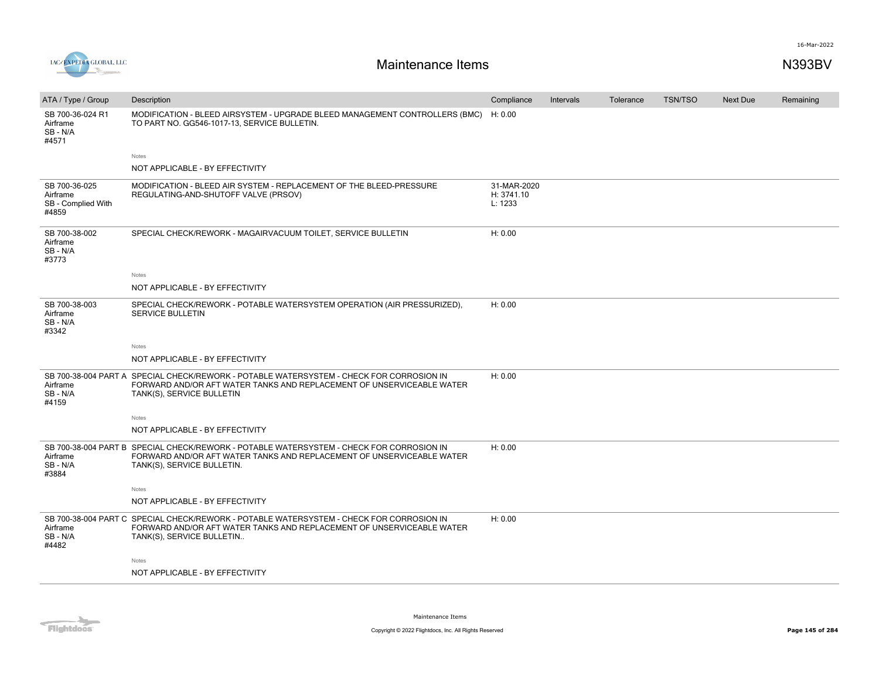# Maintenance Items

N393BV

| ATA / Type / Group | Description | Compliance | Intervals | Tolerance | TSN/TSO | Next Due | Remaining |
|---|---|---|---|---|---|---|---|
| SB 700-36-024 R1<br>Airframe<br>SB - N/A<br>#4571 | MODIFICATION - BLEED AIRSYSTEM - UPGRADE BLEED MANAGEMENT CONTROLLERS (BMC) TO PART NO. GG546-1017-13, SERVICE BULLETIN.<br><br>Notes<br>NOT APPLICABLE - BY EFFECTIVITY | H: 0.00 | | | | | |
| SB 700-36-025<br>Airframe<br>SB - Complied With<br>#4859 | MODIFICATION - BLEED AIR SYSTEM - REPLACEMENT OF THE BLEED-PRESSURE REGULATING-AND-SHUTOFF VALVE (PRSOV) | 31-MAR-2020<br>H: 3741.10<br>L: 1233 | | | | | |
| SB 700-38-002<br>Airframe<br>SB - N/A<br>#3773 | SPECIAL CHECK/REWORK - MAGAIRVACUUM TOILET, SERVICE BULLETIN<br><br>Notes<br>NOT APPLICABLE - BY EFFECTIVITY | H: 0.00 | | | | | |
| SB 700-38-003<br>Airframe<br>SB - N/A<br>#3342 | SPECIAL CHECK/REWORK - POTABLE WATERSYSTEM OPERATION (AIR PRESSURIZED), SERVICE BULLETIN<br><br>Notes<br>NOT APPLICABLE - BY EFFECTIVITY | H: 0.00 | | | | | |
| SB 700-38-004 PART A<br>Airframe<br>SB - N/A<br>#4159 | SPECIAL CHECK/REWORK - POTABLE WATERSYSTEM - CHECK FOR CORROSION IN FORWARD AND/OR AFT WATER TANKS AND REPLACEMENT OF UNSERVICEABLE WATER TANK(S), SERVICE BULLETIN<br><br>Notes<br>NOT APPLICABLE - BY EFFECTIVITY | H: 0.00 | | | | | |
| SB 700-38-004 PART B<br>Airframe<br>SB - N/A<br>#3884 | SPECIAL CHECK/REWORK - POTABLE WATERSYSTEM - CHECK FOR CORROSION IN FORWARD AND/OR AFT WATER TANKS AND REPLACEMENT OF UNSERVICEABLE WATER TANK(S), SERVICE BULLETIN.<br><br>Notes<br>NOT APPLICABLE - BY EFFECTIVITY | H: 0.00 | | | | | |
| SB 700-38-004 PART C<br>Airframe<br>SB - N/A<br>#4482 | SPECIAL CHECK/REWORK - POTABLE WATERSYSTEM - CHECK FOR CORROSION IN FORWARD AND/OR AFT WATER TANKS AND REPLACEMENT OF UNSERVICEABLE WATER TANK(S), SERVICE BULLETIN..<br><br>Notes<br>NOT APPLICABLE - BY EFFECTIVITY | H: 0.00 | | | | | |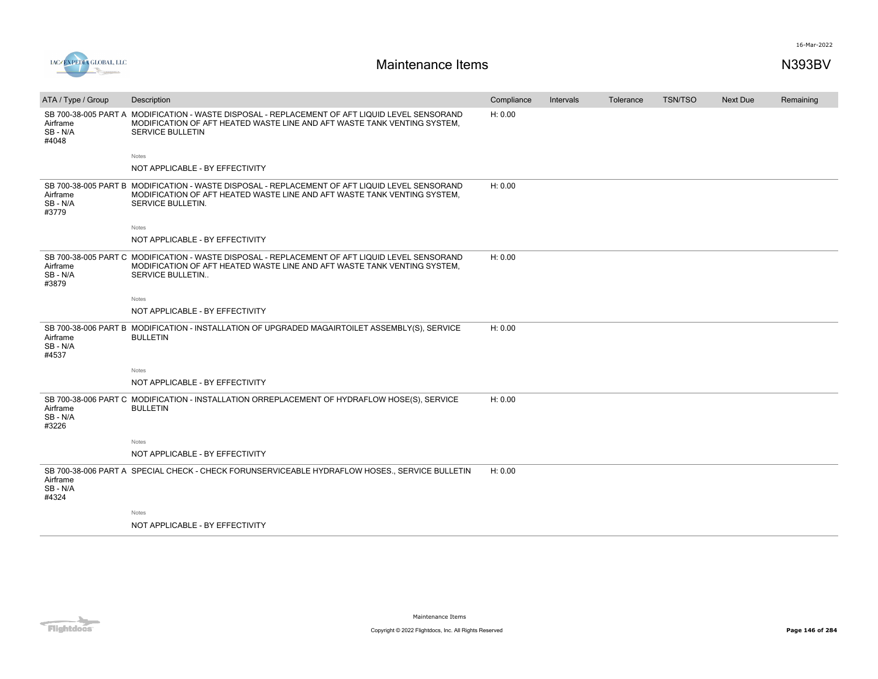# Maintenance Items

N393BV

| ATA / Type / Group | Description | Compliance | Intervals | Tolerance | TSN/TSO | Next Due | Remaining |
|---|---|---|---|---|---|---|---|
| SB 700-38-005 PART A Airframe SB - N/A #4048 | MODIFICATION - WASTE DISPOSAL - REPLACEMENT OF AFT LIQUID LEVEL SENSORAND MODIFICATION OF AFT HEATED WASTE LINE AND AFT WASTE TANK VENTING SYSTEM, SERVICE BULLETIN | H: 0.00 | | | | | |
| | Notes<br>NOT APPLICABLE - BY EFFECTIVITY | | | | | | |
| SB 700-38-005 PART B Airframe SB - N/A #3779 | MODIFICATION - WASTE DISPOSAL - REPLACEMENT OF AFT LIQUID LEVEL SENSORAND MODIFICATION OF AFT HEATED WASTE LINE AND AFT WASTE TANK VENTING SYSTEM, SERVICE BULLETIN. | H: 0.00 | | | | | |
| | Notes<br>NOT APPLICABLE - BY EFFECTIVITY | | | | | | |
| SB 700-38-005 PART C Airframe SB - N/A #3879 | MODIFICATION - WASTE DISPOSAL - REPLACEMENT OF AFT LIQUID LEVEL SENSORAND MODIFICATION OF AFT HEATED WASTE LINE AND AFT WASTE TANK VENTING SYSTEM, SERVICE BULLETIN.. | H: 0.00 | | | | | |
| | Notes<br>NOT APPLICABLE - BY EFFECTIVITY | | | | | | |
| SB 700-38-006 PART B Airframe SB - N/A #4537 | MODIFICATION - INSTALLATION OF UPGRADED MAGAIRTOILET ASSEMBLY(S), SERVICE BULLETIN | H: 0.00 | | | | | |
| | Notes<br>NOT APPLICABLE - BY EFFECTIVITY | | | | | | |
| SB 700-38-006 PART C Airframe SB - N/A #3226 | MODIFICATION - INSTALLATION ORREPLACEMENT OF HYDRAFLOW HOSE(S), SERVICE BULLETIN | H: 0.00 | | | | | |
| | Notes<br>NOT APPLICABLE - BY EFFECTIVITY | | | | | | |
| SB 700-38-006 PART A Airframe SB - N/A #4324 | SPECIAL CHECK - CHECK FORUNSERVICEABLE HYDRAFLOW HOSES., SERVICE BULLETIN | H: 0.00 | | | | | |
| | Notes<br>NOT APPLICABLE - BY EFFECTIVITY | | | | | | |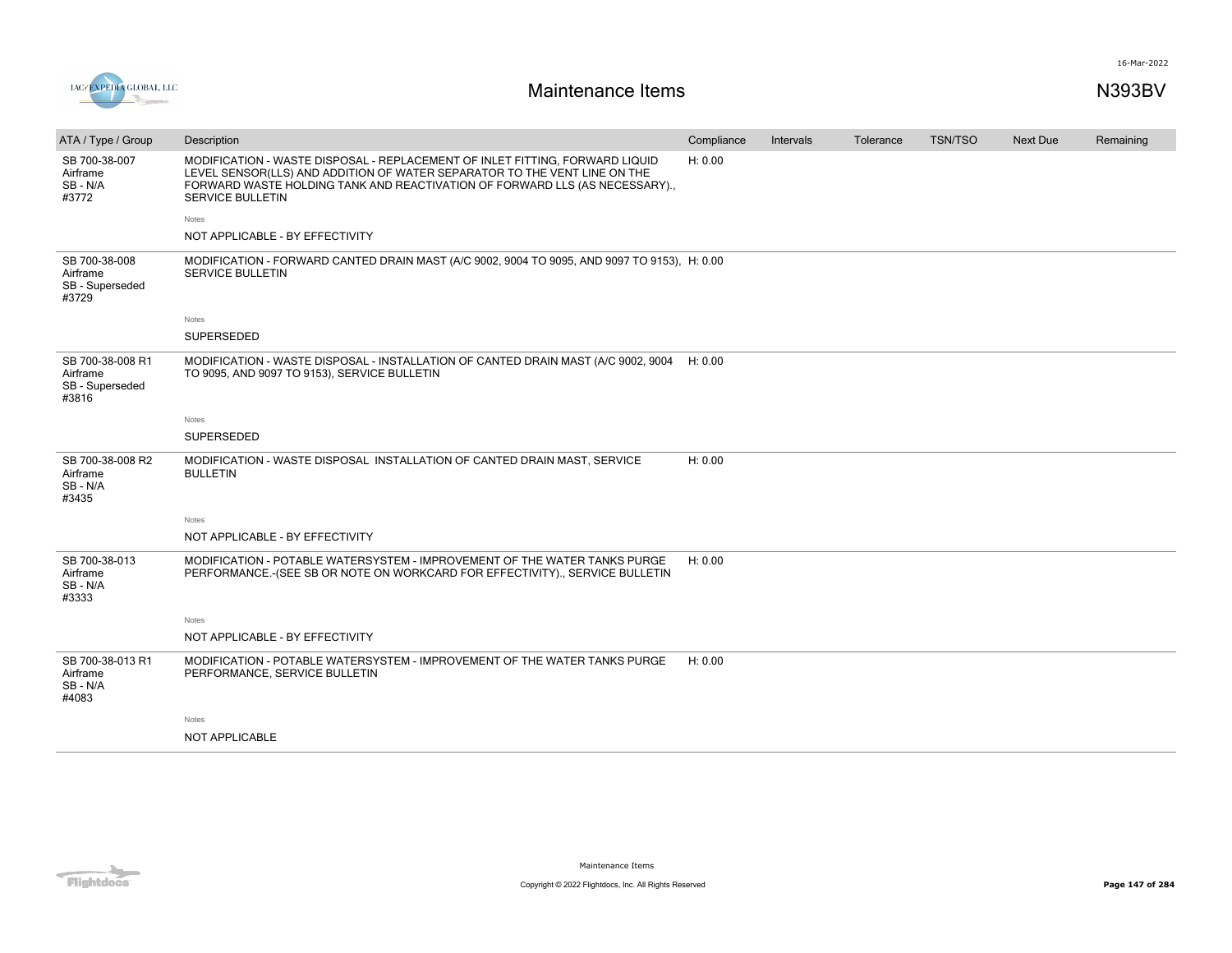# Maintenance Items

N393BV

| ATA / Type / Group | Description | Compliance | Intervals | Tolerance | TSN/TSO | Next Due | Remaining |
|---|---|---|---|---|---|---|---|
| SB 700-38-007<br>Airframe<br>SB - N/A<br>#3772 | MODIFICATION - WASTE DISPOSAL - REPLACEMENT OF INLET FITTING, FORWARD LIQUID LEVEL SENSOR(LLS) AND ADDITION OF WATER SEPARATOR TO THE VENT LINE ON THE FORWARD WASTE HOLDING TANK AND REACTIVATION OF FORWARD LLS (AS NECESSARY)., SERVICE BULLETIN<br><br>Notes<br>NOT APPLICABLE - BY EFFECTIVITY | H: 0.00 | | | | | |
| SB 700-38-008<br>Airframe<br>SB - Superseded<br>#3729 | MODIFICATION - FORWARD CANTED DRAIN MAST (A/C 9002, 9004 TO 9095, AND 9097 TO 9153), SERVICE BULLETIN<br><br>Notes<br>SUPERSEDED | H: 0.00 | | | | | |
| SB 700-38-008 R1<br>Airframe<br>SB - Superseded<br>#3816 | MODIFICATION - WASTE DISPOSAL - INSTALLATION OF CANTED DRAIN MAST (A/C 9002, 9004 TO 9095, AND 9097 TO 9153), SERVICE BULLETIN<br><br>Notes<br>SUPERSEDED | H: 0.00 | | | | | |
| SB 700-38-008 R2<br>Airframe<br>SB - N/A<br>#3435 | MODIFICATION - WASTE DISPOSAL INSTALLATION OF CANTED DRAIN MAST, SERVICE BULLETIN<br><br>Notes<br>NOT APPLICABLE - BY EFFECTIVITY | H: 0.00 | | | | | |
| SB 700-38-013<br>Airframe<br>SB - N/A<br>#3333 | MODIFICATION - POTABLE WATERSYSTEM - IMPROVEMENT OF THE WATER TANKS PURGE PERFORMANCE.-(SEE SB OR NOTE ON WORKCARD FOR EFFECTIVITY)., SERVICE BULLETIN<br><br>Notes<br>NOT APPLICABLE - BY EFFECTIVITY | H: 0.00 | | | | | |
| SB 700-38-013 R1<br>Airframe<br>SB - N/A<br>#4083 | MODIFICATION - POTABLE WATERSYSTEM - IMPROVEMENT OF THE WATER TANKS PURGE PERFORMANCE, SERVICE BULLETIN<br><br>Notes<br>NOT APPLICABLE | H: 0.00 | | | | | |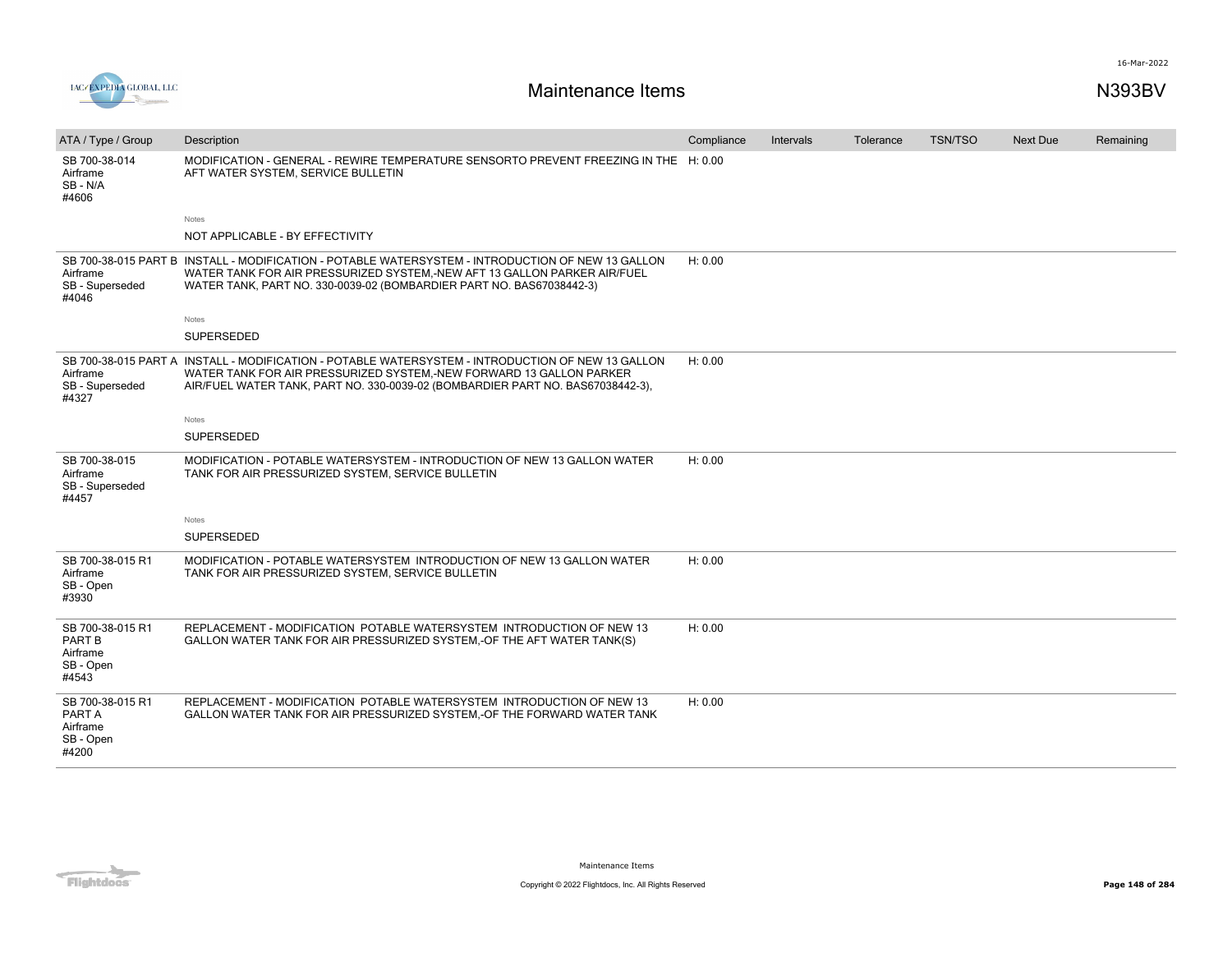| ATA / Type / Group | Description | Compliance | Intervals | Tolerance | TSN/TSO | Next Due | Remaining |
|---|---|---|---|---|---|---|---|
| SB 700-38-014 Airframe SB - N/A #4606 | MODIFICATION - GENERAL - REWIRE TEMPERATURE SENSORTO PREVENT FREEZING IN THE AFT WATER SYSTEM, SERVICE BULLETIN | H: 0.00 | | | | | |
| | Notes<br>NOT APPLICABLE - BY EFFECTIVITY | | | | | | |
| SB 700-38-015 PART B Airframe SB - Superseded #4046 | INSTALL - MODIFICATION - POTABLE WATERSYSTEM - INTRODUCTION OF NEW 13 GALLON WATER TANK FOR AIR PRESSURIZED SYSTEM,-NEW AFT 13 GALLON PARKER AIR/FUEL WATER TANK, PART NO. 330-0039-02 (BOMBARDIER PART NO. BAS67038442-3) | H: 0.00 | | | | | |
| | Notes<br>SUPERSEDED | | | | | | |
| SB 700-38-015 PART A Airframe SB - Superseded #4327 | INSTALL - MODIFICATION - POTABLE WATERSYSTEM - INTRODUCTION OF NEW 13 GALLON WATER TANK FOR AIR PRESSURIZED SYSTEM,-NEW FORWARD 13 GALLON PARKER AIR/FUEL WATER TANK, PART NO. 330-0039-02 (BOMBARDIER PART NO. BAS67038442-3), | H: 0.00 | | | | | |
| | Notes<br>SUPERSEDED | | | | | | |
| SB 700-38-015 Airframe SB - Superseded #4457 | MODIFICATION - POTABLE WATERSYSTEM - INTRODUCTION OF NEW 13 GALLON WATER TANK FOR AIR PRESSURIZED SYSTEM, SERVICE BULLETIN | H: 0.00 | | | | | |
| | Notes<br>SUPERSEDED | | | | | | |
| SB 700-38-015 R1 Airframe SB - Open #3930 | MODIFICATION - POTABLE WATERSYSTEM INTRODUCTION OF NEW 13 GALLON WATER TANK FOR AIR PRESSURIZED SYSTEM, SERVICE BULLETIN | H: 0.00 | | | | | |
| SB 700-38-015 R1 PART B Airframe SB - Open #4543 | REPLACEMENT - MODIFICATION POTABLE WATERSYSTEM INTRODUCTION OF NEW 13 GALLON WATER TANK FOR AIR PRESSURIZED SYSTEM,-OF THE AFT WATER TANK(S) | H: 0.00 | | | | | |
| SB 700-38-015 R1 PART A Airframe SB - Open #4200 | REPLACEMENT - MODIFICATION POTABLE WATERSYSTEM INTRODUCTION OF NEW 13 GALLON WATER TANK FOR AIR PRESSURIZED SYSTEM,-OF THE FORWARD WATER TANK | H: 0.00 | | | | | |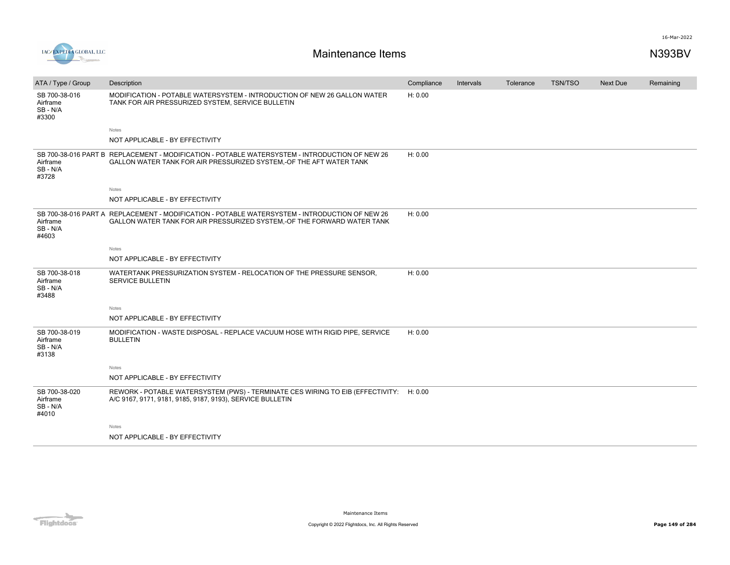# Maintenance Items

N393BV

| ATA / Type / Group | Description | Compliance | Intervals | Tolerance | TSN/TSO | Next Due | Remaining |
|---|---|---|---|---|---|---|---|
| SB 700-38-016<br>Airframe<br>SB - N/A<br>#3300 | MODIFICATION - POTABLE WATERSYSTEM - INTRODUCTION OF NEW 26 GALLON WATER TANK FOR AIR PRESSURIZED SYSTEM, SERVICE BULLETIN | H: 0.00 | | | | | |
| | Notes<br>NOT APPLICABLE - BY EFFECTIVITY | | | | | | |
| SB 700-38-016 PART B<br>Airframe<br>SB - N/A<br>#3728 | REPLACEMENT - MODIFICATION - POTABLE WATERSYSTEM - INTRODUCTION OF NEW 26 GALLON WATER TANK FOR AIR PRESSURIZED SYSTEM,-OF THE AFT WATER TANK | H: 0.00 | | | | | |
| | Notes<br>NOT APPLICABLE - BY EFFECTIVITY | | | | | | |
| SB 700-38-016 PART A<br>Airframe<br>SB - N/A<br>#4603 | REPLACEMENT - MODIFICATION - POTABLE WATERSYSTEM - INTRODUCTION OF NEW 26 GALLON WATER TANK FOR AIR PRESSURIZED SYSTEM,-OF THE FORWARD WATER TANK | H: 0.00 | | | | | |
| | Notes<br>NOT APPLICABLE - BY EFFECTIVITY | | | | | | |
| SB 700-38-018<br>Airframe<br>SB - N/A<br>#3488 | WATERTANK PRESSURIZATION SYSTEM - RELOCATION OF THE PRESSURE SENSOR, SERVICE BULLETIN | H: 0.00 | | | | | |
| | Notes<br>NOT APPLICABLE - BY EFFECTIVITY | | | | | | |
| SB 700-38-019<br>Airframe<br>SB - N/A<br>#3138 | MODIFICATION - WASTE DISPOSAL - REPLACE VACUUM HOSE WITH RIGID PIPE, SERVICE BULLETIN | H: 0.00 | | | | | |
| | Notes<br>NOT APPLICABLE - BY EFFECTIVITY | | | | | | |
| SB 700-38-020<br>Airframe<br>SB - N/A<br>#4010 | REWORK - POTABLE WATERSYSTEM (PWS) - TERMINATE CES WIRING TO EIB (EFFECTIVITY: A/C 9167, 9171, 9181, 9185, 9187, 9193), SERVICE BULLETIN | H: 0.00 | | | | | |
| | Notes<br>NOT APPLICABLE - BY EFFECTIVITY | | | | | | |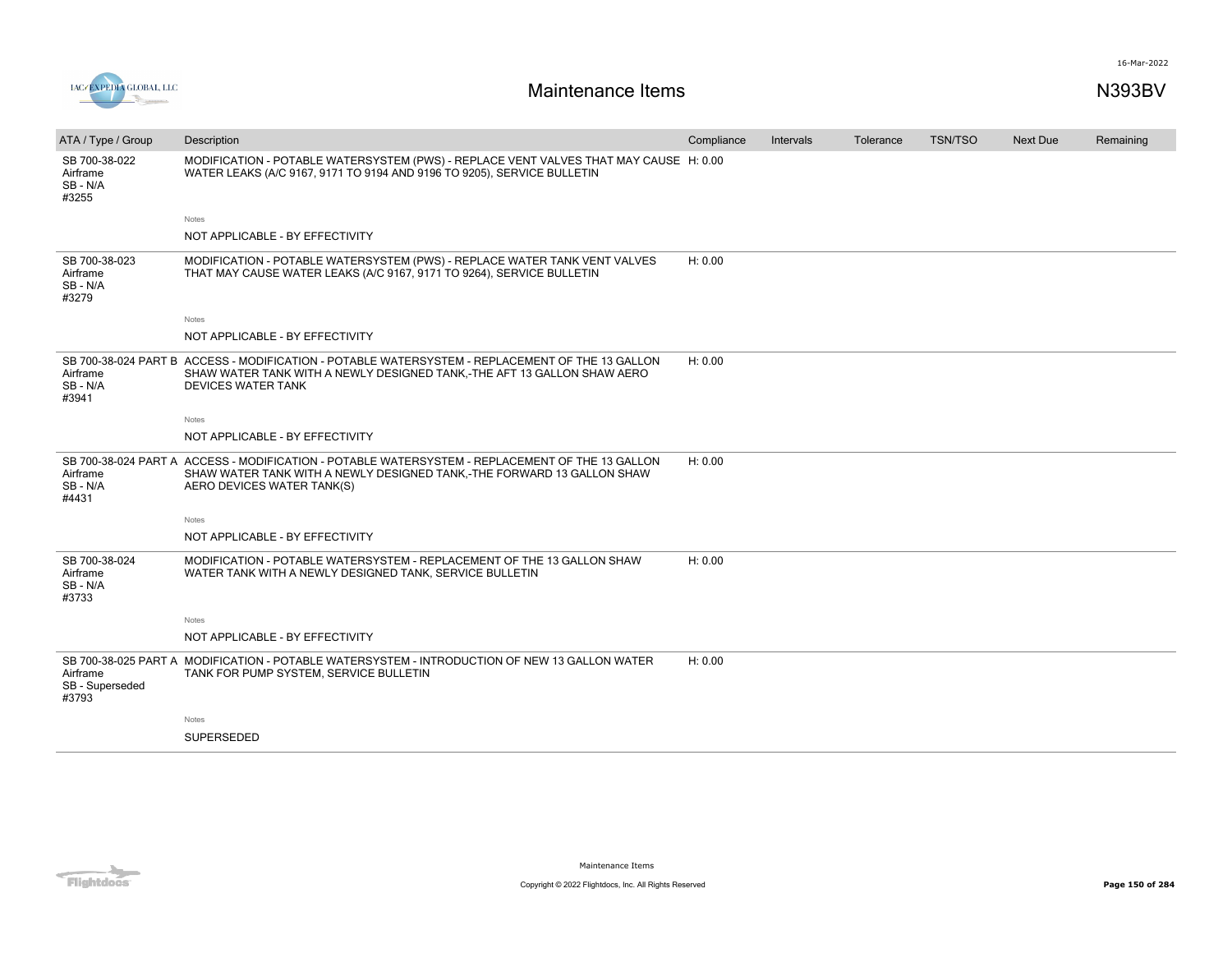# Maintenance Items

N393BV

| ATA / Type / Group | Description | Compliance | Intervals | Tolerance | TSN/TSO | Next Due | Remaining |
|---|---|---|---|---|---|---|---|
| SB 700-38-022<br>Airframe<br>SB - N/A<br>#3255 | MODIFICATION - POTABLE WATERSYSTEM (PWS) - REPLACE VENT VALVES THAT MAY CAUSE WATER LEAKS (A/C 9167, 9171 TO 9194 AND 9196 TO 9205), SERVICE BULLETIN<br><br>Notes<br>NOT APPLICABLE - BY EFFECTIVITY | H: 0.00 | | | | | |
| SB 700-38-023<br>Airframe<br>SB - N/A<br>#3279 | MODIFICATION - POTABLE WATERSYSTEM (PWS) - REPLACE WATER TANK VENT VALVES THAT MAY CAUSE WATER LEAKS (A/C 9167, 9171 TO 9264), SERVICE BULLETIN<br><br>Notes<br>NOT APPLICABLE - BY EFFECTIVITY | H: 0.00 | | | | | |
| SB 700-38-024 PART B<br>Airframe<br>SB - N/A<br>#3941 | ACCESS - MODIFICATION - POTABLE WATERSYSTEM - REPLACEMENT OF THE 13 GALLON SHAW WATER TANK WITH A NEWLY DESIGNED TANK,-THE AFT 13 GALLON SHAW AERO DEVICES WATER TANK<br><br>Notes<br>NOT APPLICABLE - BY EFFECTIVITY | H: 0.00 | | | | | |
| SB 700-38-024 PART A<br>Airframe<br>SB - N/A<br>#4431 | ACCESS - MODIFICATION - POTABLE WATERSYSTEM - REPLACEMENT OF THE 13 GALLON SHAW WATER TANK WITH A NEWLY DESIGNED TANK,-THE FORWARD 13 GALLON SHAW AERO DEVICES WATER TANK(S)<br><br>Notes<br>NOT APPLICABLE - BY EFFECTIVITY | H: 0.00 | | | | | |
| SB 700-38-024<br>Airframe<br>SB - N/A<br>#3733 | MODIFICATION - POTABLE WATERSYSTEM - REPLACEMENT OF THE 13 GALLON SHAW WATER TANK WITH A NEWLY DESIGNED TANK, SERVICE BULLETIN<br><br>Notes<br>NOT APPLICABLE - BY EFFECTIVITY | H: 0.00 | | | | | |
| SB 700-38-025 PART A<br>Airframe<br>SB - Superseded<br>#3793 | MODIFICATION - POTABLE WATERSYSTEM - INTRODUCTION OF NEW 13 GALLON WATER TANK FOR PUMP SYSTEM, SERVICE BULLETIN<br><br>Notes<br>SUPERSEDED | H: 0.00 | | | | | |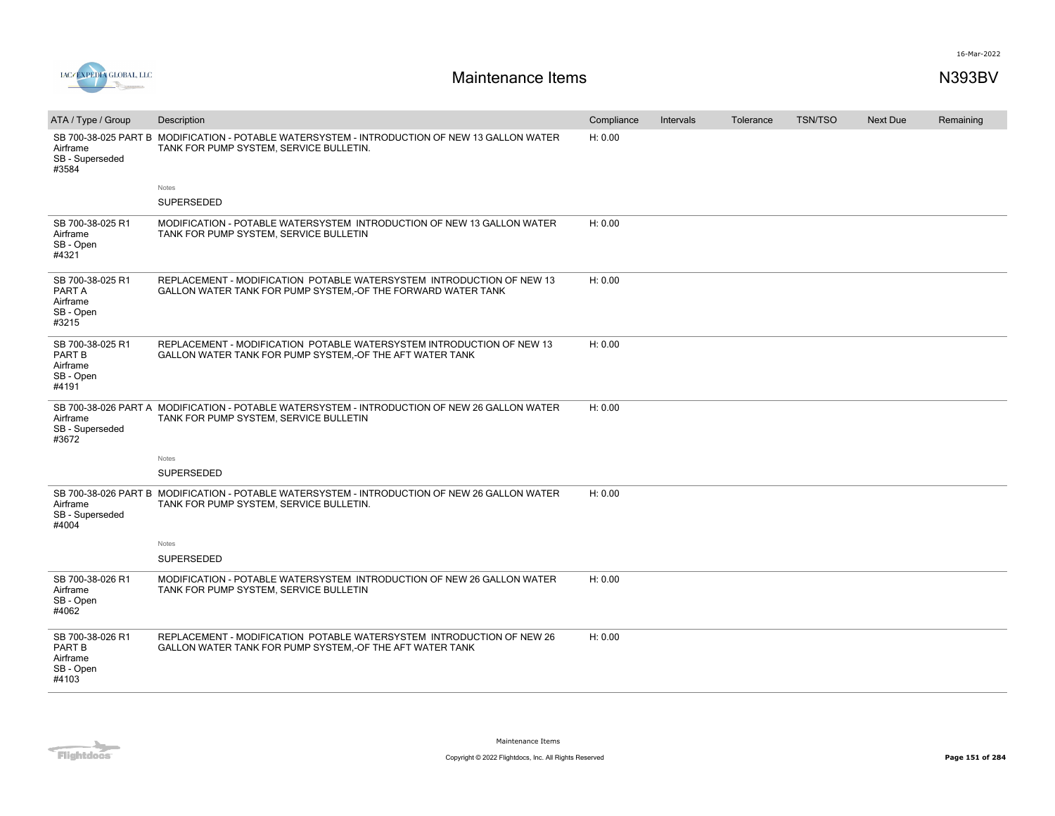# Maintenance Items

N393BV

| ATA / Type / Group | Description | Compliance | Intervals | Tolerance | TSN/TSO | Next Due | Remaining |
|---|---|---|---|---|---|---|---|
| SB 700-38-025 PART B<br>Airframe<br>SB - Superseded<br>#3584 | MODIFICATION - POTABLE WATERSYSTEM - INTRODUCTION OF NEW 13 GALLON WATER TANK FOR PUMP SYSTEM, SERVICE BULLETIN.<br><br>Notes<br>SUPERSEDED | H: 0.00 | | | | | |
| SB 700-38-025 R1<br>Airframe<br>SB - Open<br>#4321 | MODIFICATION - POTABLE WATERSYSTEM INTRODUCTION OF NEW 13 GALLON WATER TANK FOR PUMP SYSTEM, SERVICE BULLETIN | H: 0.00 | | | | | |
| SB 700-38-025 R1 PART A<br>Airframe<br>SB - Open<br>#3215 | REPLACEMENT - MODIFICATION POTABLE WATERSYSTEM INTRODUCTION OF NEW 13 GALLON WATER TANK FOR PUMP SYSTEM,-OF THE FORWARD WATER TANK | H: 0.00 | | | | | |
| SB 700-38-025 R1 PART B<br>Airframe<br>SB - Open<br>#4191 | REPLACEMENT - MODIFICATION POTABLE WATERSYSTEM INTRODUCTION OF NEW 13 GALLON WATER TANK FOR PUMP SYSTEM,-OF THE AFT WATER TANK | H: 0.00 | | | | | |
| SB 700-38-026 PART A<br>Airframe<br>SB - Superseded<br>#3672 | MODIFICATION - POTABLE WATERSYSTEM - INTRODUCTION OF NEW 26 GALLON WATER TANK FOR PUMP SYSTEM, SERVICE BULLETIN<br><br>Notes<br>SUPERSEDED | H: 0.00 | | | | | |
| SB 700-38-026 PART B<br>Airframe<br>SB - Superseded<br>#4004 | MODIFICATION - POTABLE WATERSYSTEM - INTRODUCTION OF NEW 26 GALLON WATER TANK FOR PUMP SYSTEM, SERVICE BULLETIN.<br><br>Notes<br>SUPERSEDED | H: 0.00 | | | | | |
| SB 700-38-026 R1<br>Airframe<br>SB - Open<br>#4062 | MODIFICATION - POTABLE WATERSYSTEM INTRODUCTION OF NEW 26 GALLON WATER TANK FOR PUMP SYSTEM, SERVICE BULLETIN | H: 0.00 | | | | | |
| SB 700-38-026 R1 PART B<br>Airframe<br>SB - Open<br>#4103 | REPLACEMENT - MODIFICATION POTABLE WATERSYSTEM INTRODUCTION OF NEW 26 GALLON WATER TANK FOR PUMP SYSTEM,-OF THE AFT WATER TANK | H: 0.00 | | | | | |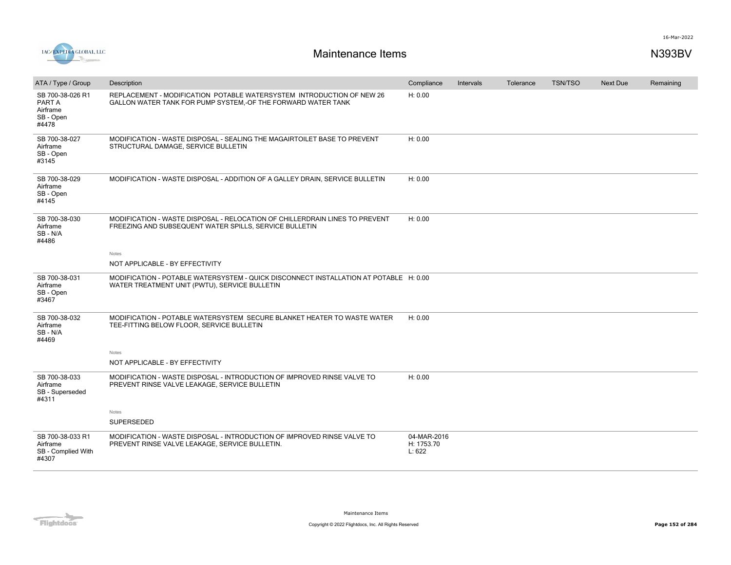# Maintenance Items

N393BV

| ATA / Type / Group | Description | Compliance | Intervals | Tolerance | TSN/TSO | Next Due | Remaining |
|---|---|---|---|---|---|---|---|
| SB 700-38-026 R1 PART A Airframe SB - Open #4478 | REPLACEMENT - MODIFICATION POTABLE WATERSYSTEM INTRODUCTION OF NEW 26 GALLON WATER TANK FOR PUMP SYSTEM,-OF THE FORWARD WATER TANK | H: 0.00 | | | | | |
| SB 700-38-027 Airframe SB - Open #3145 | MODIFICATION - WASTE DISPOSAL - SEALING THE MAGAIRTOILET BASE TO PREVENT STRUCTURAL DAMAGE, SERVICE BULLETIN | H: 0.00 | | | | | |
| SB 700-38-029 Airframe SB - Open #4145 | MODIFICATION - WASTE DISPOSAL - ADDITION OF A GALLEY DRAIN, SERVICE BULLETIN | H: 0.00 | | | | | |
| SB 700-38-030 Airframe SB - N/A #4486 | MODIFICATION - WASTE DISPOSAL - RELOCATION OF CHILLERDRAIN LINES TO PREVENT FREEZING AND SUBSEQUENT WATER SPILLS, SERVICE BULLETIN<br><br>Notes<br>NOT APPLICABLE - BY EFFECTIVITY | H: 0.00 | | | | | |
| SB 700-38-031 Airframe SB - Open #3467 | MODIFICATION - POTABLE WATERSYSTEM - QUICK DISCONNECT INSTALLATION AT POTABLE WATER TREATMENT UNIT (PWTU), SERVICE BULLETIN | H: 0.00 | | | | | |
| SB 700-38-032 Airframe SB - N/A #4469 | MODIFICATION - POTABLE WATERSYSTEM SECURE BLANKET HEATER TO WASTE WATER TEE-FITTING BELOW FLOOR, SERVICE BULLETIN<br><br>Notes<br>NOT APPLICABLE - BY EFFECTIVITY | H: 0.00 | | | | | |
| SB 700-38-033 Airframe SB - Superseded #4311 | MODIFICATION - WASTE DISPOSAL - INTRODUCTION OF IMPROVED RINSE VALVE TO PREVENT RINSE VALVE LEAKAGE, SERVICE BULLETIN<br><br>Notes<br>SUPERSEDED | H: 0.00 | | | | | |
| SB 700-38-033 R1 Airframe SB - Complied With #4307 | MODIFICATION - WASTE DISPOSAL - INTRODUCTION OF IMPROVED RINSE VALVE TO PREVENT RINSE VALVE LEAKAGE, SERVICE BULLETIN. | 04-MAR-2016<br>H: 1753.70<br>L: 622 | | | | | |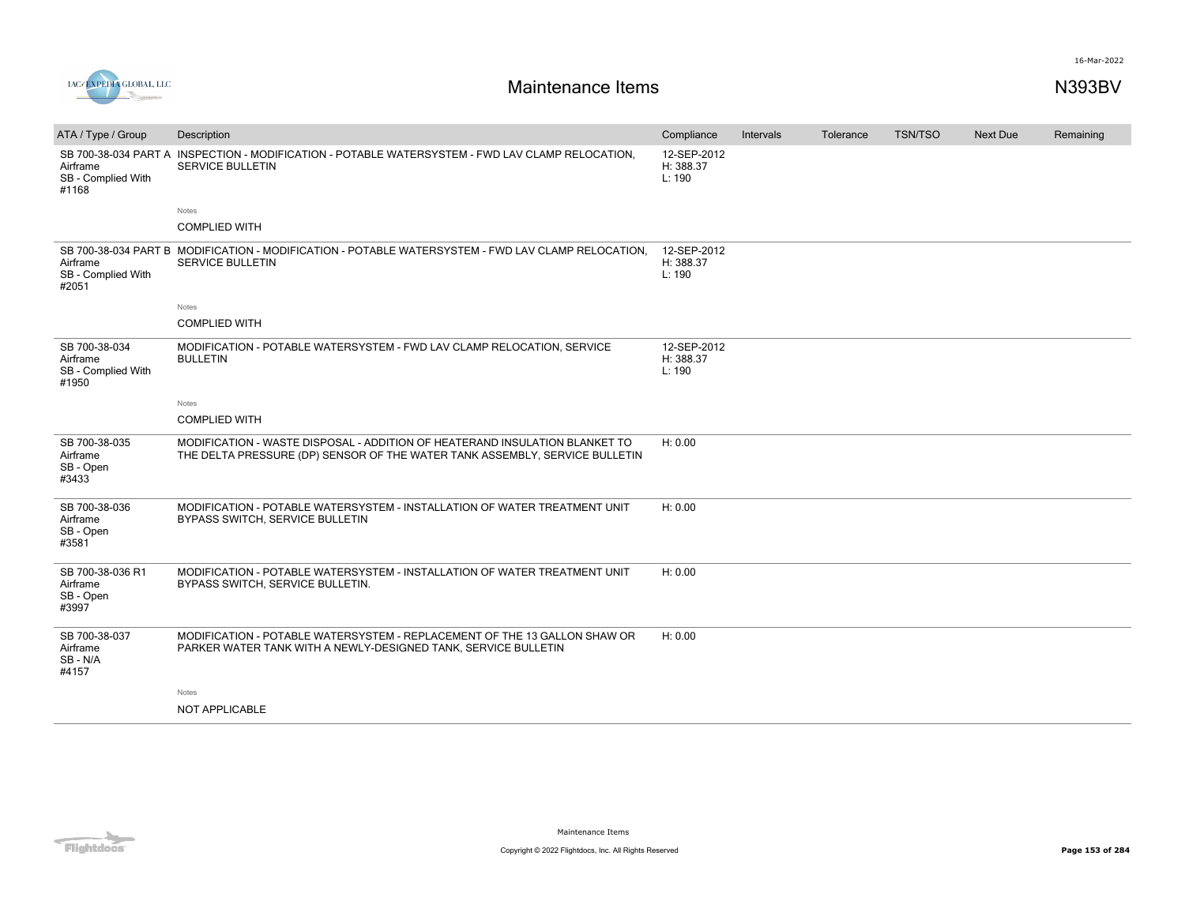# Maintenance Items

N393BV

| ATA / Type / Group | Description | Compliance | Intervals | Tolerance | TSN/TSO | Next Due | Remaining |
|---|---|---|---|---|---|---|---|
| SB 700-38-034 PART A<br>Airframe<br>SB - Complied With<br>#1168 | INSPECTION - MODIFICATION - POTABLE WATERSYSTEM - FWD LAV CLAMP RELOCATION, SERVICE BULLETIN<br><br>Notes<br>COMPLIED WITH | 12-SEP-2012<br>H: 388.37<br>L: 190 | | | | | |
| SB 700-38-034 PART B<br>Airframe<br>SB - Complied With<br>#2051 | MODIFICATION - MODIFICATION - POTABLE WATERSYSTEM - FWD LAV CLAMP RELOCATION, SERVICE BULLETIN<br><br>Notes<br>COMPLIED WITH | 12-SEP-2012<br>H: 388.37<br>L: 190 | | | | | |
| SB 700-38-034<br>Airframe<br>SB - Complied With<br>#1950 | MODIFICATION - POTABLE WATERSYSTEM - FWD LAV CLAMP RELOCATION, SERVICE BULLETIN<br><br>Notes<br>COMPLIED WITH | 12-SEP-2012<br>H: 388.37<br>L: 190 | | | | | |
| SB 700-38-035<br>Airframe<br>SB - Open<br>#3433 | MODIFICATION - WASTE DISPOSAL - ADDITION OF HEATERAND INSULATION BLANKET TO THE DELTA PRESSURE (DP) SENSOR OF THE WATER TANK ASSEMBLY, SERVICE BULLETIN | H: 0.00 | | | | | |
| SB 700-38-036<br>Airframe<br>SB - Open<br>#3581 | MODIFICATION - POTABLE WATERSYSTEM - INSTALLATION OF WATER TREATMENT UNIT BYPASS SWITCH, SERVICE BULLETIN | H: 0.00 | | | | | |
| SB 700-38-036 R1<br>Airframe<br>SB - Open<br>#3997 | MODIFICATION - POTABLE WATERSYSTEM - INSTALLATION OF WATER TREATMENT UNIT BYPASS SWITCH, SERVICE BULLETIN. | H: 0.00 | | | | | |
| SB 700-38-037<br>Airframe<br>SB - N/A<br>#4157 | MODIFICATION - POTABLE WATERSYSTEM - REPLACEMENT OF THE 13 GALLON SHAW OR PARKER WATER TANK WITH A NEWLY-DESIGNED TANK, SERVICE BULLETIN<br><br>Notes<br>NOT APPLICABLE | H: 0.00 | | | | | |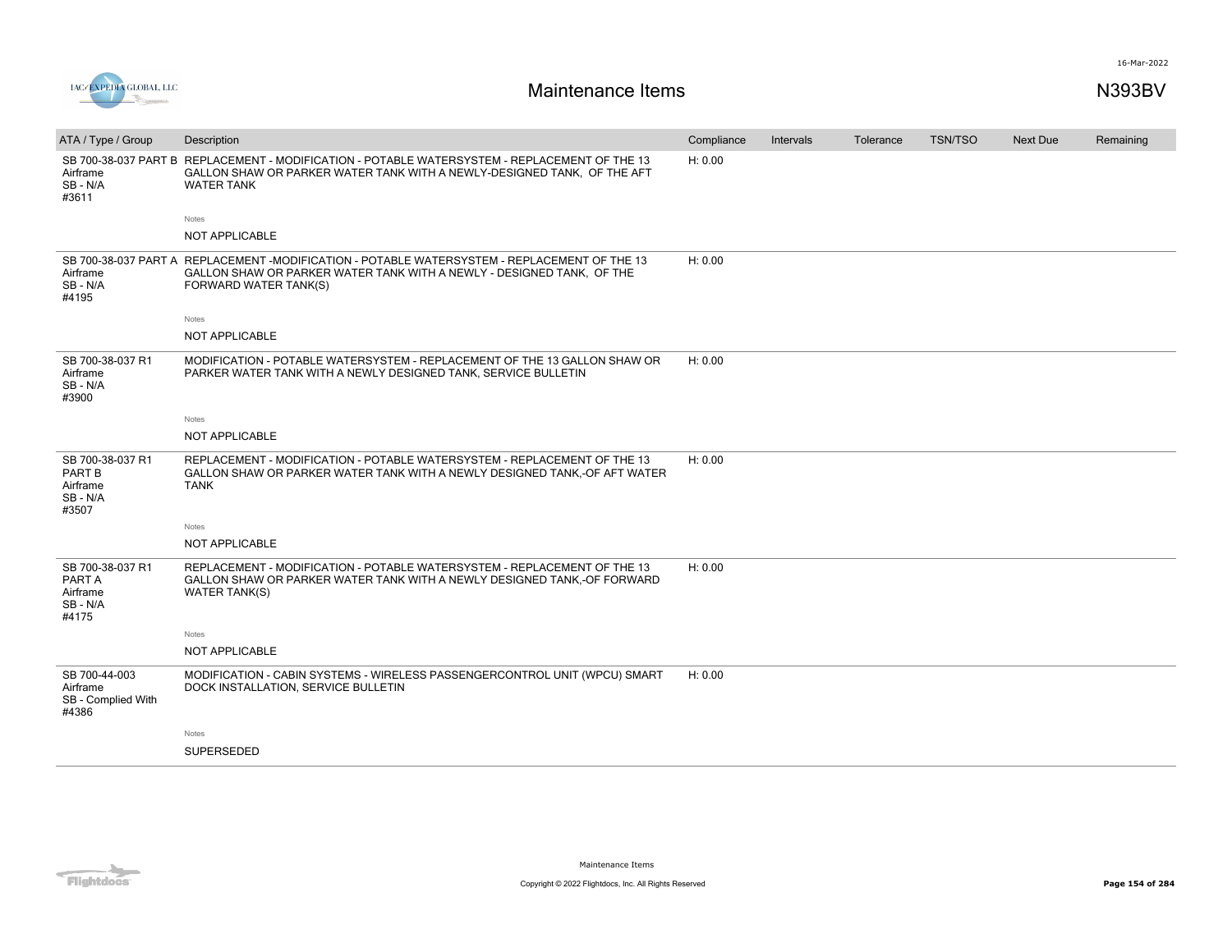# Maintenance Items

N393BV

| ATA / Type / Group | Description | Compliance | Intervals | Tolerance | TSN/TSO | Next Due | Remaining |
|---|---|---|---|---|---|---|---|
| SB 700-38-037 PART B Airframe SB - N/A #3611 | REPLACEMENT - MODIFICATION - POTABLE WATERSYSTEM - REPLACEMENT OF THE 13 GALLON SHAW OR PARKER WATER TANK WITH A NEWLY-DESIGNED TANK, OF THE AFT WATER TANK | H: 0.00 | | | | | |
| | Notes<br>NOT APPLICABLE | | | | | | |
| SB 700-38-037 PART A Airframe SB - N/A #4195 | REPLACEMENT -MODIFICATION - POTABLE WATERSYSTEM - REPLACEMENT OF THE 13 GALLON SHAW OR PARKER WATER TANK WITH A NEWLY - DESIGNED TANK, OF THE FORWARD WATER TANK(S) | H: 0.00 | | | | | |
| | Notes<br>NOT APPLICABLE | | | | | | |
| SB 700-38-037 R1 Airframe SB - N/A #3900 | MODIFICATION - POTABLE WATERSYSTEM - REPLACEMENT OF THE 13 GALLON SHAW OR PARKER WATER TANK WITH A NEWLY DESIGNED TANK, SERVICE BULLETIN | H: 0.00 | | | | | |
| | Notes<br>NOT APPLICABLE | | | | | | |
| SB 700-38-037 R1 PART B Airframe SB - N/A #3507 | REPLACEMENT - MODIFICATION - POTABLE WATERSYSTEM - REPLACEMENT OF THE 13 GALLON SHAW OR PARKER WATER TANK WITH A NEWLY DESIGNED TANK,-OF AFT WATER TANK | H: 0.00 | | | | | |
| | Notes<br>NOT APPLICABLE | | | | | | |
| SB 700-38-037 R1 PART A Airframe SB - N/A #4175 | REPLACEMENT - MODIFICATION - POTABLE WATERSYSTEM - REPLACEMENT OF THE 13 GALLON SHAW OR PARKER WATER TANK WITH A NEWLY DESIGNED TANK,-OF FORWARD WATER TANK(S) | H: 0.00 | | | | | |
| | Notes<br>NOT APPLICABLE | | | | | | |
| SB 700-44-003 Airframe SB - Complied With #4386 | MODIFICATION - CABIN SYSTEMS - WIRELESS PASSENGERCONTROL UNIT (WPCU) SMART DOCK INSTALLATION, SERVICE BULLETIN | H: 0.00 | | | | | |
| | Notes<br>SUPERSEDED | | | | | | |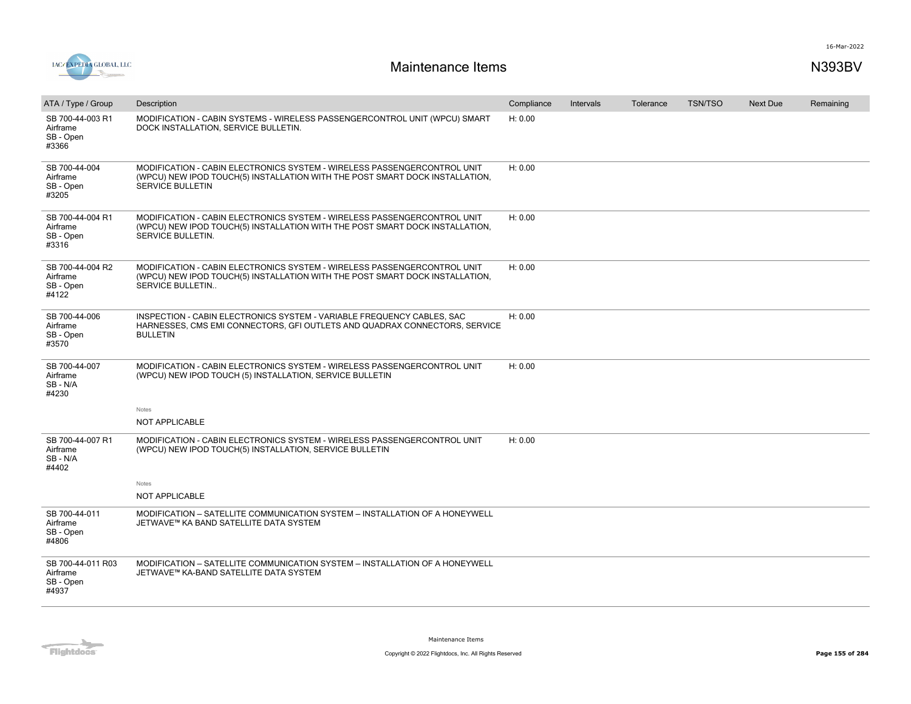# Maintenance Items

N393BV

| ATA / Type / Group | Description | Compliance | Intervals | Tolerance | TSN/TSO | Next Due | Remaining |
|---|---|---|---|---|---|---|---|
| SB 700-44-003 R1<br>Airframe<br>SB - Open<br>#3366 | MODIFICATION - CABIN SYSTEMS - WIRELESS PASSENGERCONTROL UNIT (WPCU) SMART DOCK INSTALLATION, SERVICE BULLETIN. | H: 0.00 | | | | | |
| SB 700-44-004<br>Airframe<br>SB - Open<br>#3205 | MODIFICATION - CABIN ELECTRONICS SYSTEM - WIRELESS PASSENGERCONTROL UNIT (WPCU) NEW IPOD TOUCH(5) INSTALLATION WITH THE POST SMART DOCK INSTALLATION, SERVICE BULLETIN | H: 0.00 | | | | | |
| SB 700-44-004 R1<br>Airframe<br>SB - Open<br>#3316 | MODIFICATION - CABIN ELECTRONICS SYSTEM - WIRELESS PASSENGERCONTROL UNIT (WPCU) NEW IPOD TOUCH(5) INSTALLATION WITH THE POST SMART DOCK INSTALLATION, SERVICE BULLETIN. | H: 0.00 | | | | | |
| SB 700-44-004 R2<br>Airframe<br>SB - Open<br>#4122 | MODIFICATION - CABIN ELECTRONICS SYSTEM - WIRELESS PASSENGERCONTROL UNIT (WPCU) NEW IPOD TOUCH(5) INSTALLATION WITH THE POST SMART DOCK INSTALLATION, SERVICE BULLETIN.. | H: 0.00 | | | | | |
| SB 700-44-006<br>Airframe<br>SB - Open<br>#3570 | INSPECTION - CABIN ELECTRONICS SYSTEM - VARIABLE FREQUENCY CABLES, SAC HARNESSES, CMS EMI CONNECTORS, GFI OUTLETS AND QUADRAX CONNECTORS, SERVICE BULLETIN | H: 0.00 | | | | | |
| SB 700-44-007<br>Airframe<br>SB - N/A<br>#4230 | MODIFICATION - CABIN ELECTRONICS SYSTEM - WIRELESS PASSENGERCONTROL UNIT (WPCU) NEW IPOD TOUCH (5) INSTALLATION, SERVICE BULLETIN<br><br>Notes<br>NOT APPLICABLE | H: 0.00 | | | | | |
| SB 700-44-007 R1<br>Airframe<br>SB - N/A<br>#4402 | MODIFICATION - CABIN ELECTRONICS SYSTEM - WIRELESS PASSENGERCONTROL UNIT (WPCU) NEW IPOD TOUCH(5) INSTALLATION, SERVICE BULLETIN<br><br>Notes<br>NOT APPLICABLE | H: 0.00 | | | | | |
| SB 700-44-011<br>Airframe<br>SB - Open<br>#4806 | MODIFICATION – SATELLITE COMMUNICATION SYSTEM – INSTALLATION OF A HONEYWELL JETWAVE™ KA BAND SATELLITE DATA SYSTEM | | | | | | |
| SB 700-44-011 R03<br>Airframe<br>SB - Open<br>#4937 | MODIFICATION – SATELLITE COMMUNICATION SYSTEM – INSTALLATION OF A HONEYWELL JETWAVE™ KA-BAND SATELLITE DATA SYSTEM | | | | | | |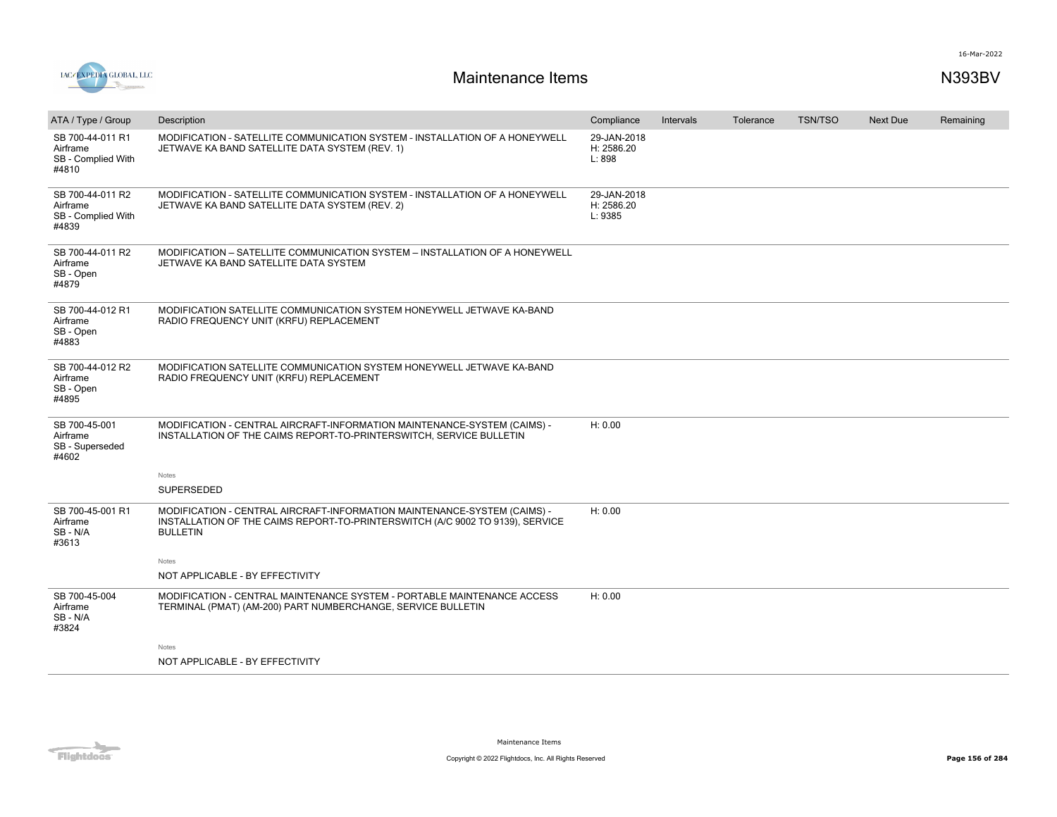# Maintenance Items

N393BV

| ATA / Type / Group | Description | Compliance | Intervals | Tolerance | TSN/TSO | Next Due | Remaining |
|---|---|---|---|---|---|---|---|
| SB 700-44-011 R1<br>Airframe<br>SB - Complied With<br>#4810 | MODIFICATION - SATELLITE COMMUNICATION SYSTEM - INSTALLATION OF A HONEYWELL JETWAVE KA BAND SATELLITE DATA SYSTEM (REV. 1) | 29-JAN-2018<br>H: 2586.20<br>L: 898 | | | | | |
| SB 700-44-011 R2<br>Airframe<br>SB - Complied With<br>#4839 | MODIFICATION - SATELLITE COMMUNICATION SYSTEM - INSTALLATION OF A HONEYWELL JETWAVE KA BAND SATELLITE DATA SYSTEM (REV. 2) | 29-JAN-2018<br>H: 2586.20<br>L: 9385 | | | | | |
| SB 700-44-011 R2<br>Airframe<br>SB - Open<br>#4879 | MODIFICATION – SATELLITE COMMUNICATION SYSTEM – INSTALLATION OF A HONEYWELL JETWAVE KA BAND SATELLITE DATA SYSTEM | | | | | | |
| SB 700-44-012 R1<br>Airframe<br>SB - Open<br>#4883 | MODIFICATION SATELLITE COMMUNICATION SYSTEM HONEYWELL JETWAVE KA-BAND RADIO FREQUENCY UNIT (KRFU) REPLACEMENT | | | | | | |
| SB 700-44-012 R2<br>Airframe<br>SB - Open<br>#4895 | MODIFICATION SATELLITE COMMUNICATION SYSTEM HONEYWELL JETWAVE KA-BAND RADIO FREQUENCY UNIT (KRFU) REPLACEMENT | | | | | | |
| SB 700-45-001<br>Airframe<br>SB - Superseded<br>#4602 | MODIFICATION - CENTRAL AIRCRAFT-INFORMATION MAINTENANCE-SYSTEM (CAIMS) - INSTALLATION OF THE CAIMS REPORT-TO-PRINTERSWITCH, SERVICE BULLETIN<br><br>Notes<br>SUPERSEDED | H: 0.00 | | | | | |
| SB 700-45-001 R1<br>Airframe<br>SB - N/A<br>#3613 | MODIFICATION - CENTRAL AIRCRAFT-INFORMATION MAINTENANCE-SYSTEM (CAIMS) - INSTALLATION OF THE CAIMS REPORT-TO-PRINTERSWITCH (A/C 9002 TO 9139), SERVICE BULLETIN<br><br>Notes<br>NOT APPLICABLE - BY EFFECTIVITY | H: 0.00 | | | | | |
| SB 700-45-004<br>Airframe<br>SB - N/A<br>#3824 | MODIFICATION - CENTRAL MAINTENANCE SYSTEM - PORTABLE MAINTENANCE ACCESS TERMINAL (PMAT) (AM-200) PART NUMBERCHANGE, SERVICE BULLETIN<br><br>Notes<br>NOT APPLICABLE - BY EFFECTIVITY | H: 0.00 | | | | | |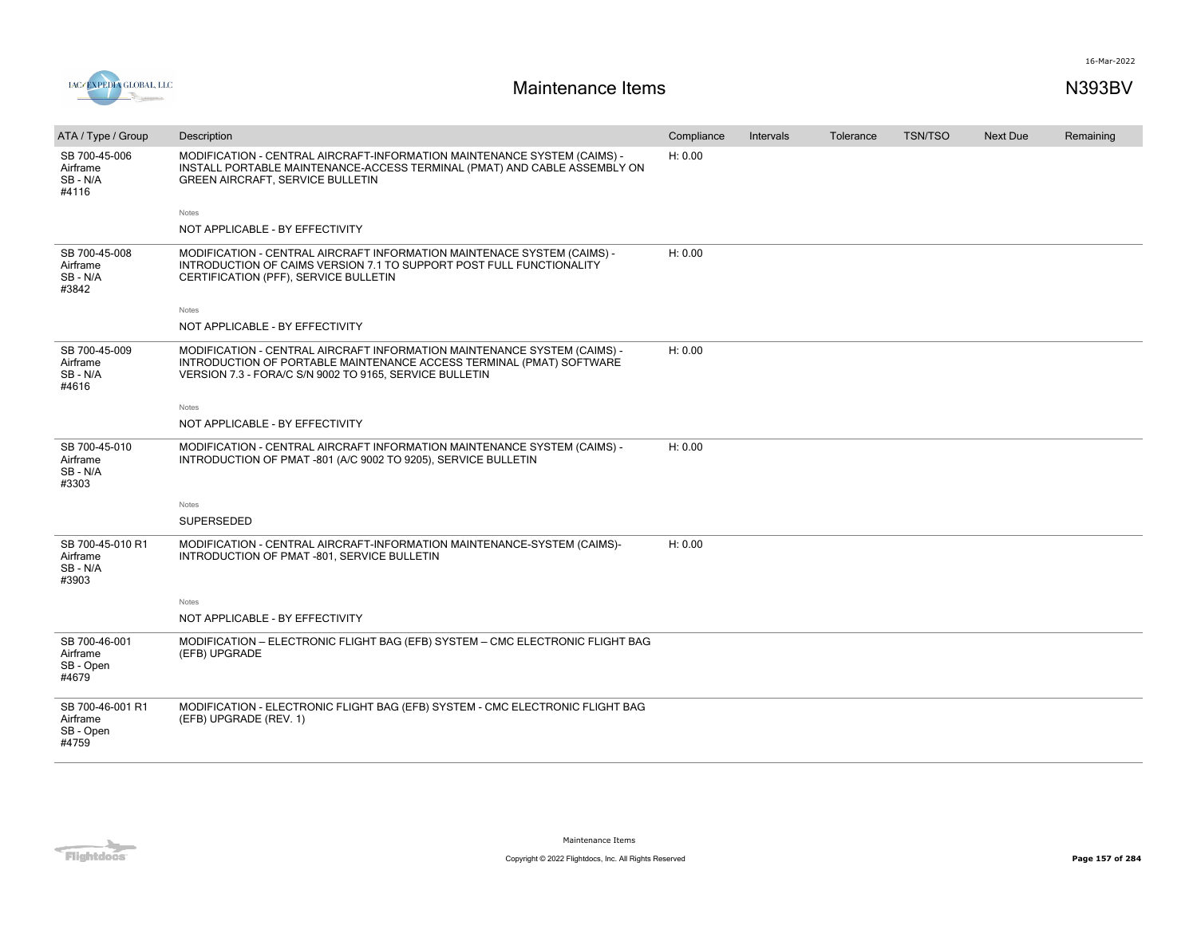# Maintenance Items

N393BV

| ATA / Type / Group | Description | Compliance | Intervals | Tolerance | TSN/TSO | Next Due | Remaining |
|---|---|---|---|---|---|---|---|
| SB 700-45-006 Airframe SB - N/A #4116 | MODIFICATION - CENTRAL AIRCRAFT-INFORMATION MAINTENANCE SYSTEM (CAIMS) - INSTALL PORTABLE MAINTENANCE-ACCESS TERMINAL (PMAT) AND CABLE ASSEMBLY ON GREEN AIRCRAFT, SERVICE BULLETIN | H: 0.00 | | | | | |
| | Notes<br>NOT APPLICABLE - BY EFFECTIVITY | | | | | | |
| SB 700-45-008 Airframe SB - N/A #3842 | MODIFICATION - CENTRAL AIRCRAFT INFORMATION MAINTENACE SYSTEM (CAIMS) - INTRODUCTION OF CAIMS VERSION 7.1 TO SUPPORT POST FULL FUNCTIONALITY CERTIFICATION (PFF), SERVICE BULLETIN | H: 0.00 | | | | | |
| | Notes<br>NOT APPLICABLE - BY EFFECTIVITY | | | | | | |
| SB 700-45-009 Airframe SB - N/A #4616 | MODIFICATION - CENTRAL AIRCRAFT INFORMATION MAINTENANCE SYSTEM (CAIMS) - INTRODUCTION OF PORTABLE MAINTENANCE ACCESS TERMINAL (PMAT) SOFTWARE VERSION 7.3 - FORA/C S/N 9002 TO 9165, SERVICE BULLETIN | H: 0.00 | | | | | |
| | Notes<br>NOT APPLICABLE - BY EFFECTIVITY | | | | | | |
| SB 700-45-010 Airframe SB - N/A #3303 | MODIFICATION - CENTRAL AIRCRAFT INFORMATION MAINTENANCE SYSTEM (CAIMS) - INTRODUCTION OF PMAT -801 (A/C 9002 TO 9205), SERVICE BULLETIN | H: 0.00 | | | | | |
| | Notes<br>SUPERSEDED | | | | | | |
| SB 700-45-010 R1 Airframe SB - N/A #3903 | MODIFICATION - CENTRAL AIRCRAFT-INFORMATION MAINTENANCE-SYSTEM (CAIMS)- INTRODUCTION OF PMAT -801, SERVICE BULLETIN | H: 0.00 | | | | | |
| | Notes<br>NOT APPLICABLE - BY EFFECTIVITY | | | | | | |
| SB 700-46-001 Airframe SB - Open #4679 | MODIFICATION – ELECTRONIC FLIGHT BAG (EFB) SYSTEM – CMC ELECTRONIC FLIGHT BAG (EFB) UPGRADE | | | | | | |
| SB 700-46-001 R1 Airframe SB - Open #4759 | MODIFICATION - ELECTRONIC FLIGHT BAG (EFB) SYSTEM - CMC ELECTRONIC FLIGHT BAG (EFB) UPGRADE (REV. 1) | | | | | | |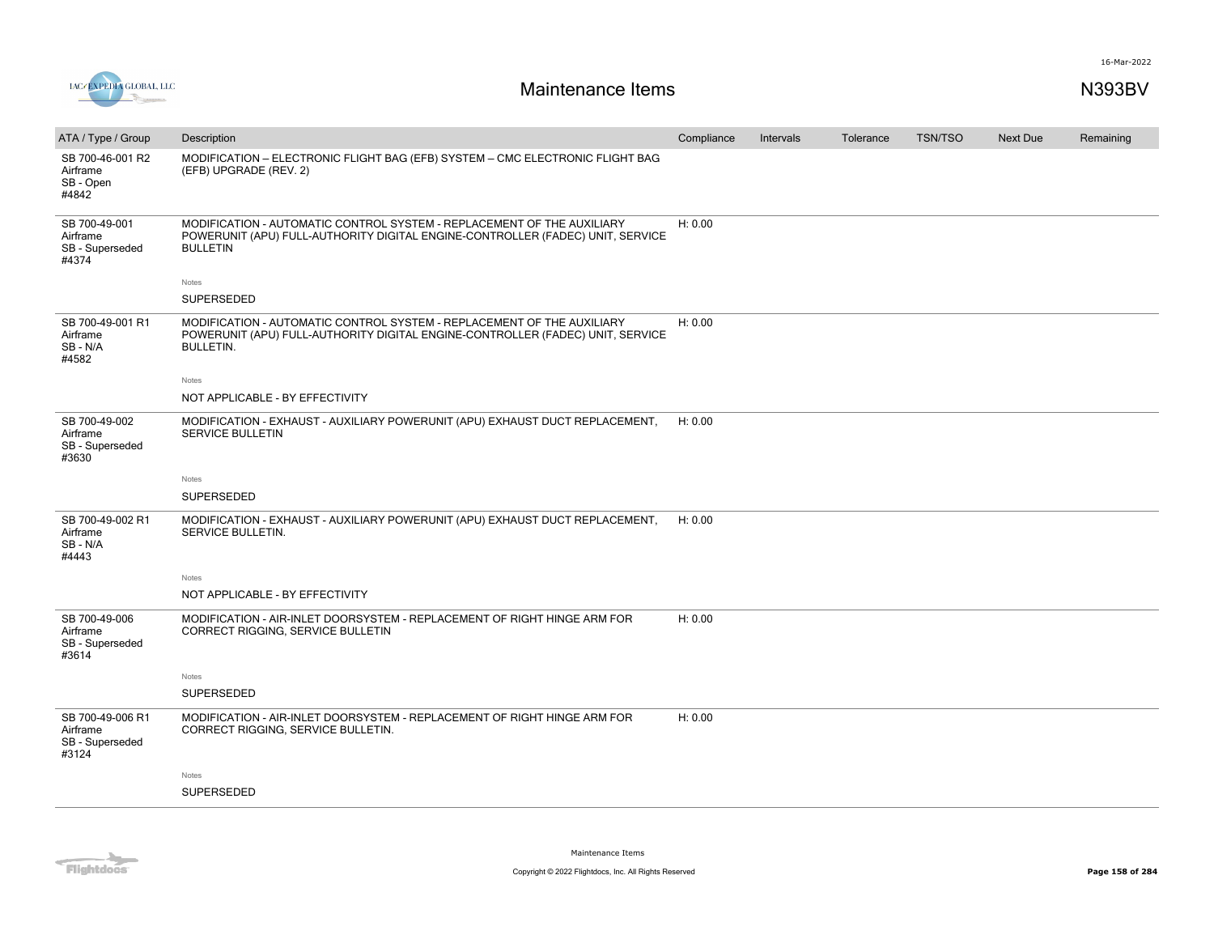# Maintenance Items

N393BV

| ATA / Type / Group | Description | Compliance | Intervals | Tolerance | TSN/TSO | Next Due | Remaining |
|---|---|---|---|---|---|---|---|
| SB 700-46-001 R2<br>Airframe<br>SB - Open<br>#4842 | MODIFICATION – ELECTRONIC FLIGHT BAG (EFB) SYSTEM – CMC ELECTRONIC FLIGHT BAG (EFB) UPGRADE (REV. 2) | | | | | | |
| SB 700-49-001<br>Airframe<br>SB - Superseded<br>#4374 | MODIFICATION - AUTOMATIC CONTROL SYSTEM - REPLACEMENT OF THE AUXILIARY POWERUNIT (APU) FULL-AUTHORITY DIGITAL ENGINE-CONTROLLER (FADEC) UNIT, SERVICE BULLETIN<br><br>Notes<br>SUPERSEDED | H: 0.00 | | | | | |
| SB 700-49-001 R1<br>Airframe<br>SB - N/A<br>#4582 | MODIFICATION - AUTOMATIC CONTROL SYSTEM - REPLACEMENT OF THE AUXILIARY POWERUNIT (APU) FULL-AUTHORITY DIGITAL ENGINE-CONTROLLER (FADEC) UNIT, SERVICE BULLETIN.<br><br>Notes<br>NOT APPLICABLE - BY EFFECTIVITY | H: 0.00 | | | | | |
| SB 700-49-002<br>Airframe<br>SB - Superseded<br>#3630 | MODIFICATION - EXHAUST - AUXILIARY POWERUNIT (APU) EXHAUST DUCT REPLACEMENT, SERVICE BULLETIN<br><br>Notes<br>SUPERSEDED | H: 0.00 | | | | | |
| SB 700-49-002 R1<br>Airframe<br>SB - N/A<br>#4443 | MODIFICATION - EXHAUST - AUXILIARY POWERUNIT (APU) EXHAUST DUCT REPLACEMENT, SERVICE BULLETIN.<br><br>Notes<br>NOT APPLICABLE - BY EFFECTIVITY | H: 0.00 | | | | | |
| SB 700-49-006<br>Airframe<br>SB - Superseded<br>#3614 | MODIFICATION - AIR-INLET DOORSYSTEM - REPLACEMENT OF RIGHT HINGE ARM FOR CORRECT RIGGING, SERVICE BULLETIN<br><br>Notes<br>SUPERSEDED | H: 0.00 | | | | | |
| SB 700-49-006 R1<br>Airframe<br>SB - Superseded<br>#3124 | MODIFICATION - AIR-INLET DOORSYSTEM - REPLACEMENT OF RIGHT HINGE ARM FOR CORRECT RIGGING, SERVICE BULLETIN.<br><br>Notes<br>SUPERSEDED | H: 0.00 | | | | | |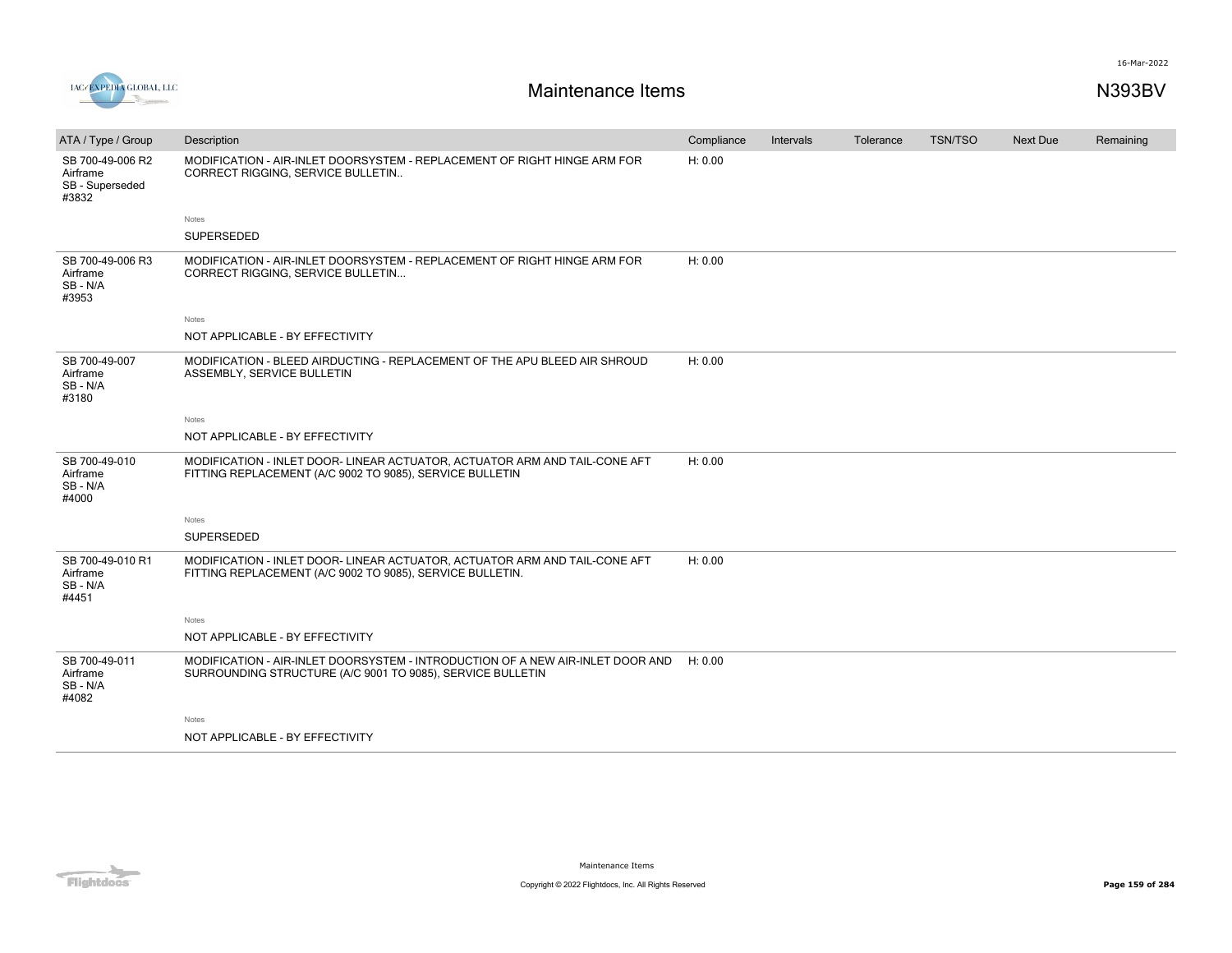# Maintenance Items

N393BV

| ATA / Type / Group | Description | Compliance | Intervals | Tolerance | TSN/TSO | Next Due | Remaining |
|---|---|---|---|---|---|---|---|
| SB 700-49-006 R2 Airframe SB - Superseded #3832 | MODIFICATION - AIR-INLET DOORSYSTEM - REPLACEMENT OF RIGHT HINGE ARM FOR CORRECT RIGGING, SERVICE BULLETIN.. | H: 0.00 | | | | | |
| | Notes | | | | | | |
| | SUPERSEDED | | | | | | |
| SB 700-49-006 R3 Airframe SB - N/A #3953 | MODIFICATION - AIR-INLET DOORSYSTEM - REPLACEMENT OF RIGHT HINGE ARM FOR CORRECT RIGGING, SERVICE BULLETIN... | H: 0.00 | | | | | |
| | Notes | | | | | | |
| | NOT APPLICABLE - BY EFFECTIVITY | | | | | | |
| SB 700-49-007 Airframe SB - N/A #3180 | MODIFICATION - BLEED AIRDUCTING - REPLACEMENT OF THE APU BLEED AIR SHROUD ASSEMBLY, SERVICE BULLETIN | H: 0.00 | | | | | |
| | Notes | | | | | | |
| | NOT APPLICABLE - BY EFFECTIVITY | | | | | | |
| SB 700-49-010 Airframe SB - N/A #4000 | MODIFICATION - INLET DOOR- LINEAR ACTUATOR, ACTUATOR ARM AND TAIL-CONE AFT FITTING REPLACEMENT (A/C 9002 TO 9085), SERVICE BULLETIN | H: 0.00 | | | | | |
| | Notes | | | | | | |
| | SUPERSEDED | | | | | | |
| SB 700-49-010 R1 Airframe SB - N/A #4451 | MODIFICATION - INLET DOOR- LINEAR ACTUATOR, ACTUATOR ARM AND TAIL-CONE AFT FITTING REPLACEMENT (A/C 9002 TO 9085), SERVICE BULLETIN. | H: 0.00 | | | | | |
| | Notes | | | | | | |
| | NOT APPLICABLE - BY EFFECTIVITY | | | | | | |
| SB 700-49-011 Airframe SB - N/A #4082 | MODIFICATION - AIR-INLET DOORSYSTEM - INTRODUCTION OF A NEW AIR-INLET DOOR AND SURROUNDING STRUCTURE (A/C 9001 TO 9085), SERVICE BULLETIN | H: 0.00 | | | | | |
| | Notes | | | | | | |
| | NOT APPLICABLE - BY EFFECTIVITY | | | | | | |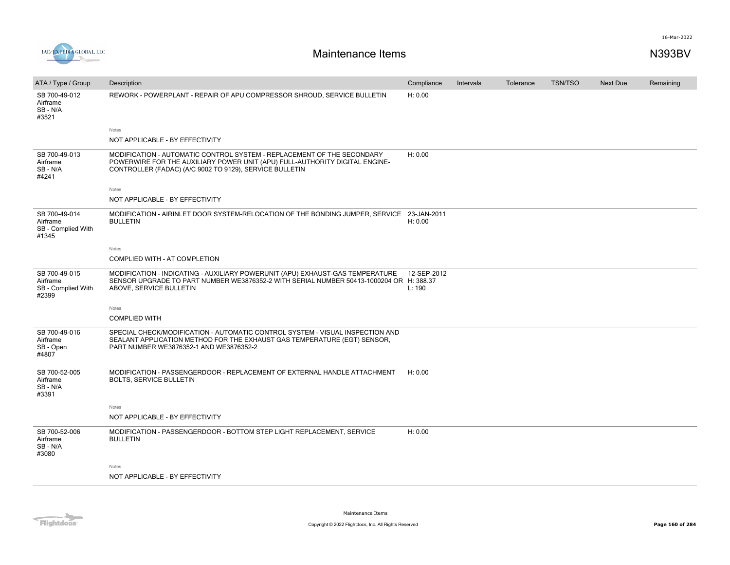# Maintenance Items

N393BV

| ATA / Type / Group | Description | Compliance | Intervals | Tolerance | TSN/TSO | Next Due | Remaining |
|---|---|---|---|---|---|---|---|
| SB 700-49-012<br>Airframe<br>SB - N/A<br>#3521 | REWORK - POWERPLANT - REPAIR OF APU COMPRESSOR SHROUD, SERVICE BULLETIN<br><br>Notes<br>NOT APPLICABLE - BY EFFECTIVITY | H: 0.00 | | | | | |
| SB 700-49-013<br>Airframe<br>SB - N/A<br>#4241 | MODIFICATION - AUTOMATIC CONTROL SYSTEM - REPLACEMENT OF THE SECONDARY POWERWIRE FOR THE AUXILIARY POWER UNIT (APU) FULL-AUTHORITY DIGITAL ENGINE-CONTROLLER (FADAC) (A/C 9002 TO 9129), SERVICE BULLETIN<br><br>Notes<br>NOT APPLICABLE - BY EFFECTIVITY | H: 0.00 | | | | | |
| SB 700-49-014<br>Airframe<br>SB - Complied With<br>#1345 | MODIFICATION - AIRINLET DOOR SYSTEM-RELOCATION OF THE BONDING JUMPER, SERVICE BULLETIN<br><br>Notes<br>COMPLIED WITH - AT COMPLETION | 23-JAN-2011<br>H: 0.00 | | | | | |
| SB 700-49-015<br>Airframe<br>SB - Complied With<br>#2399 | MODIFICATION - INDICATING - AUXILIARY POWERUNIT (APU) EXHAUST-GAS TEMPERATURE SENSOR UPGRADE TO PART NUMBER WE3876352-2 WITH SERIAL NUMBER 50413-1000204 OR ABOVE, SERVICE BULLETIN<br><br>Notes<br>COMPLIED WITH | 12-SEP-2012<br>H: 388.37<br>L: 190 | | | | | |
| SB 700-49-016<br>Airframe<br>SB - Open<br>#4807 | SPECIAL CHECK/MODIFICATION - AUTOMATIC CONTROL SYSTEM - VISUAL INSPECTION AND SEALANT APPLICATION METHOD FOR THE EXHAUST GAS TEMPERATURE (EGT) SENSOR, PART NUMBER WE3876352-1 AND WE3876352-2 | | | | | | |
| SB 700-52-005<br>Airframe<br>SB - N/A<br>#3391 | MODIFICATION - PASSENGERDOOR - REPLACEMENT OF EXTERNAL HANDLE ATTACHMENT BOLTS, SERVICE BULLETIN<br><br>Notes<br>NOT APPLICABLE - BY EFFECTIVITY | H: 0.00 | | | | | |
| SB 700-52-006<br>Airframe<br>SB - N/A<br>#3080 | MODIFICATION - PASSENGERDOOR - BOTTOM STEP LIGHT REPLACEMENT, SERVICE BULLETIN<br><br>Notes<br>NOT APPLICABLE - BY EFFECTIVITY | H: 0.00 | | | | | |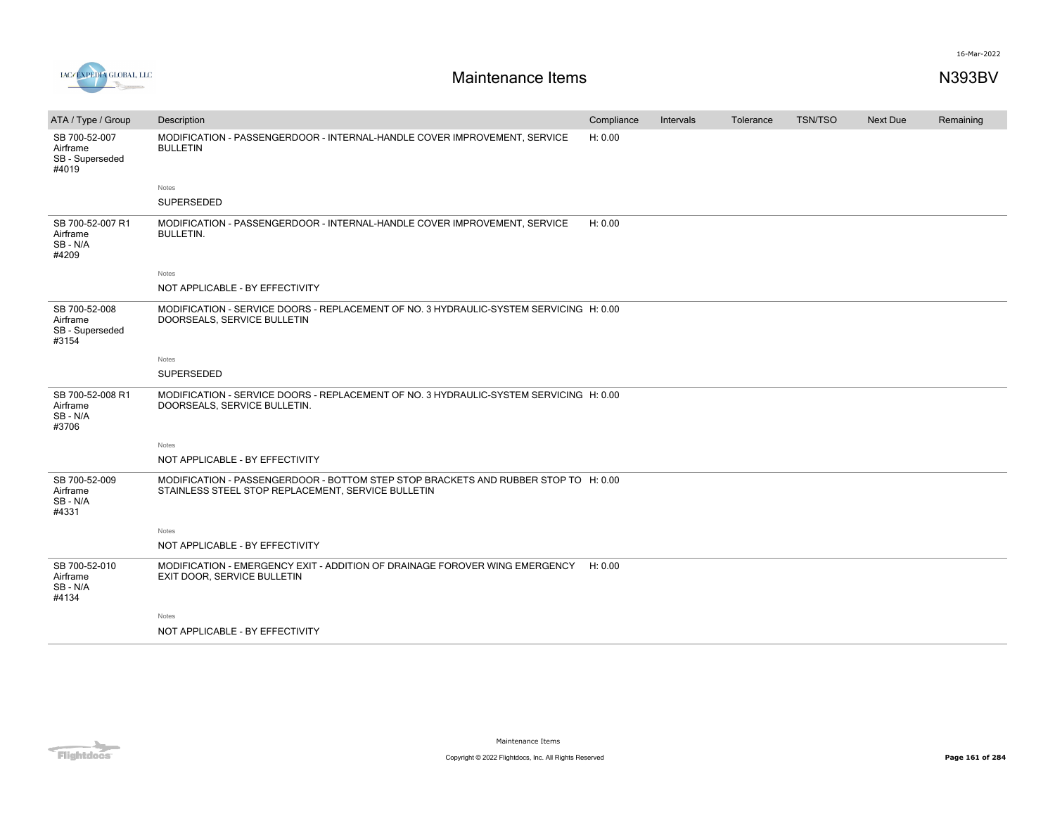# Maintenance Items

N393BV

| ATA / Type / Group | Description | Compliance | Intervals | Tolerance | TSN/TSO | Next Due | Remaining |
|---|---|---|---|---|---|---|---|
| SB 700-52-007 Airframe SB - Superseded #4019 | MODIFICATION - PASSENGERDOOR - INTERNAL-HANDLE COVER IMPROVEMENT, SERVICE BULLETIN | H: 0.00 | | | | | |
| | Notes: SUPERSEDED | | | | | | |
| SB 700-52-007 R1 Airframe SB - N/A #4209 | MODIFICATION - PASSENGERDOOR - INTERNAL-HANDLE COVER IMPROVEMENT, SERVICE BULLETIN. | H: 0.00 | | | | | |
| | Notes: NOT APPLICABLE - BY EFFECTIVITY | | | | | | |
| SB 700-52-008 Airframe SB - Superseded #3154 | MODIFICATION - SERVICE DOORS - REPLACEMENT OF NO. 3 HYDRAULIC-SYSTEM SERVICING DOORSEALS, SERVICE BULLETIN | H: 0.00 | | | | | |
| | Notes: SUPERSEDED | | | | | | |
| SB 700-52-008 R1 Airframe SB - N/A #3706 | MODIFICATION - SERVICE DOORS - REPLACEMENT OF NO. 3 HYDRAULIC-SYSTEM SERVICING DOORSEALS, SERVICE BULLETIN. | H: 0.00 | | | | | |
| | Notes: NOT APPLICABLE - BY EFFECTIVITY | | | | | | |
| SB 700-52-009 Airframe SB - N/A #4331 | MODIFICATION - PASSENGERDOOR - BOTTOM STEP STOP BRACKETS AND RUBBER STOP TO STAINLESS STEEL STOP REPLACEMENT, SERVICE BULLETIN | H: 0.00 | | | | | |
| | Notes: NOT APPLICABLE - BY EFFECTIVITY | | | | | | |
| SB 700-52-010 Airframe SB - N/A #4134 | MODIFICATION - EMERGENCY EXIT - ADDITION OF DRAINAGE FOROVER WING EMERGENCY EXIT DOOR, SERVICE BULLETIN | H: 0.00 | | | | | |
| | Notes: NOT APPLICABLE - BY EFFECTIVITY | | | | | | |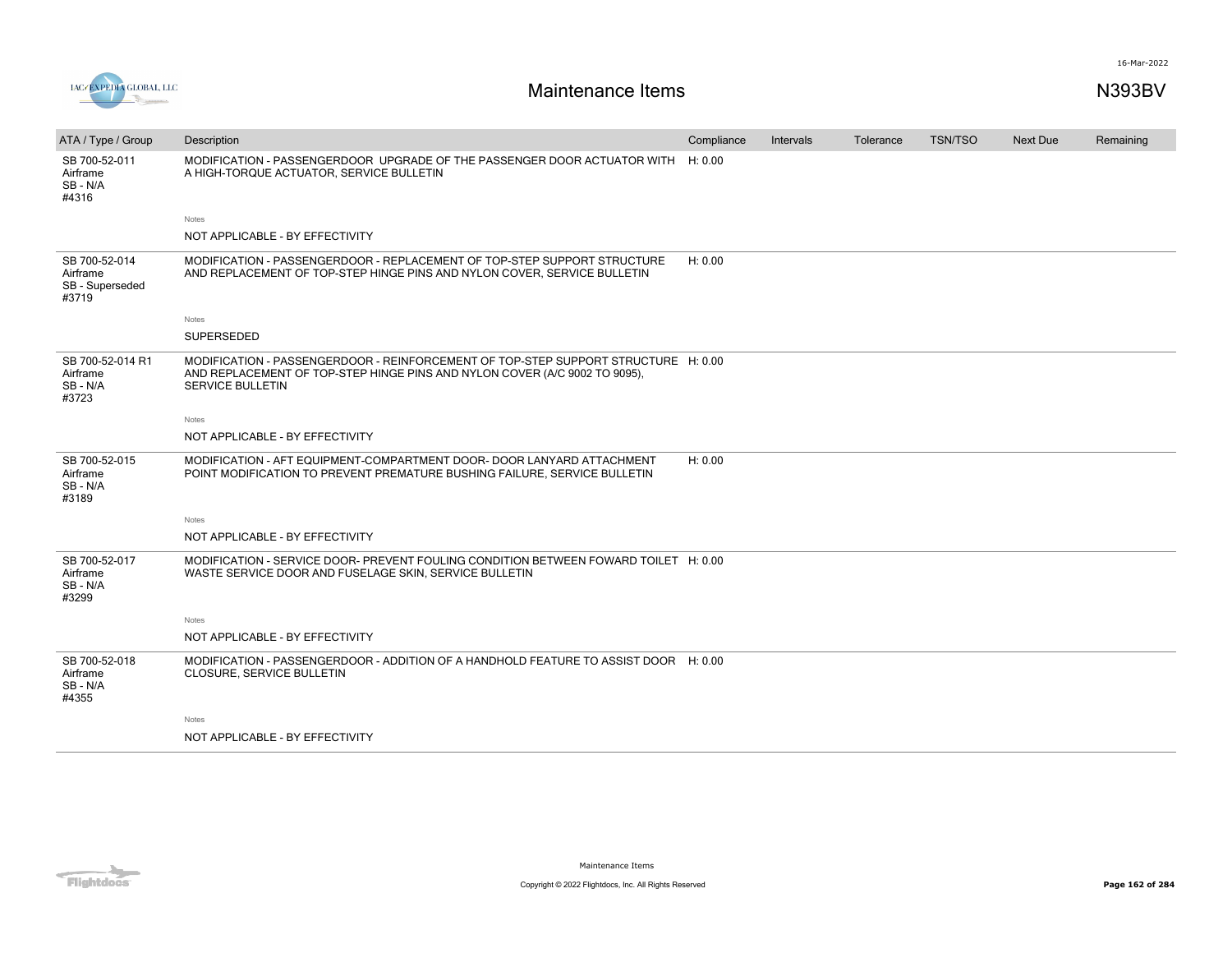| ATA / Type / Group | Description | Compliance | Intervals | Tolerance | TSN/TSO | Next Due | Remaining |
|---|---|---|---|---|---|---|---|
| SB 700-52-011 Airframe SB - N/A #4316 | MODIFICATION - PASSENGERDOOR UPGRADE OF THE PASSENGER DOOR ACTUATOR WITH A HIGH-TORQUE ACTUATOR, SERVICE BULLETIN | H: 0.00 | | | | | |
| | Notes | | | | | | |
| | NOT APPLICABLE - BY EFFECTIVITY | | | | | | |
| SB 700-52-014 Airframe SB - Superseded #3719 | MODIFICATION - PASSENGERDOOR - REPLACEMENT OF TOP-STEP SUPPORT STRUCTURE AND REPLACEMENT OF TOP-STEP HINGE PINS AND NYLON COVER, SERVICE BULLETIN | H: 0.00 | | | | | |
| | Notes | | | | | | |
| | SUPERSEDED | | | | | | |
| SB 700-52-014 R1 Airframe SB - N/A #3723 | MODIFICATION - PASSENGERDOOR - REINFORCEMENT OF TOP-STEP SUPPORT STRUCTURE AND REPLACEMENT OF TOP-STEP HINGE PINS AND NYLON COVER (A/C 9002 TO 9095), SERVICE BULLETIN | H: 0.00 | | | | | |
| | Notes | | | | | | |
| | NOT APPLICABLE - BY EFFECTIVITY | | | | | | |
| SB 700-52-015 Airframe SB - N/A #3189 | MODIFICATION - AFT EQUIPMENT-COMPARTMENT DOOR- DOOR LANYARD ATTACHMENT POINT MODIFICATION TO PREVENT PREMATURE BUSHING FAILURE, SERVICE BULLETIN | H: 0.00 | | | | | |
| | Notes | | | | | | |
| | NOT APPLICABLE - BY EFFECTIVITY | | | | | | |
| SB 700-52-017 Airframe SB - N/A #3299 | MODIFICATION - SERVICE DOOR- PREVENT FOULING CONDITION BETWEEN FOWARD TOILET WASTE SERVICE DOOR AND FUSELAGE SKIN, SERVICE BULLETIN | H: 0.00 | | | | | |
| | Notes | | | | | | |
| | NOT APPLICABLE - BY EFFECTIVITY | | | | | | |
| SB 700-52-018 Airframe SB - N/A #4355 | MODIFICATION - PASSENGERDOOR - ADDITION OF A HANDHOLD FEATURE TO ASSIST DOOR CLOSURE, SERVICE BULLETIN | H: 0.00 | | | | | |
| | Notes | | | | | | |
| | NOT APPLICABLE - BY EFFECTIVITY | | | | | | |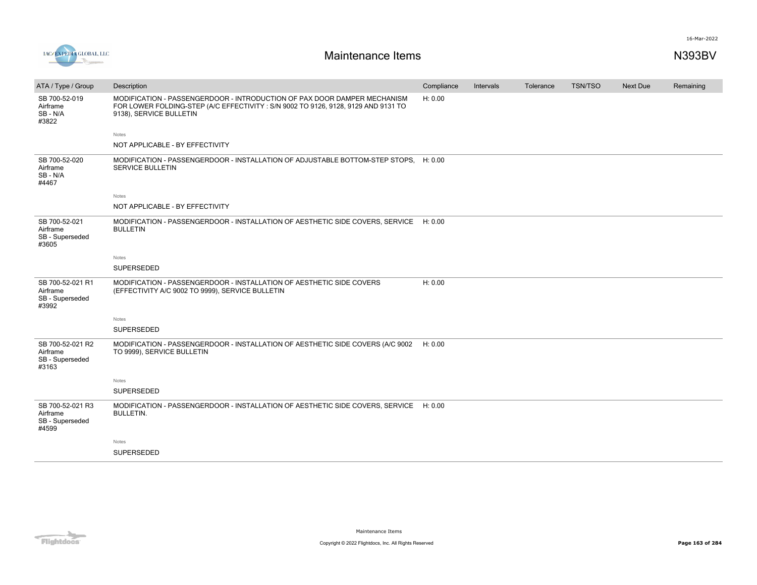# Maintenance Items

N393BV

| ATA / Type / Group | Description | Compliance | Intervals | Tolerance | TSN/TSO | Next Due | Remaining |
|---|---|---|---|---|---|---|---|
| SB 700-52-019 Airframe SB - N/A #3822 | MODIFICATION - PASSENGERDOOR - INTRODUCTION OF PAX DOOR DAMPER MECHANISM FOR LOWER FOLDING-STEP (A/C EFFECTIVITY : S/N 9002 TO 9126, 9128, 9129 AND 9131 TO 9138), SERVICE BULLETIN | H: 0.00 | | | | | |
| | Notes<br>NOT APPLICABLE - BY EFFECTIVITY | | | | | | |
| SB 700-52-020 Airframe SB - N/A #4467 | MODIFICATION - PASSENGERDOOR - INSTALLATION OF ADJUSTABLE BOTTOM-STEP STOPS, SERVICE BULLETIN | H: 0.00 | | | | | |
| | Notes<br>NOT APPLICABLE - BY EFFECTIVITY | | | | | | |
| SB 700-52-021 Airframe SB - Superseded #3605 | MODIFICATION - PASSENGERDOOR - INSTALLATION OF AESTHETIC SIDE COVERS, SERVICE BULLETIN | H: 0.00 | | | | | |
| | Notes<br>SUPERSEDED | | | | | | |
| SB 700-52-021 R1 Airframe SB - Superseded #3992 | MODIFICATION - PASSENGERDOOR - INSTALLATION OF AESTHETIC SIDE COVERS (EFFECTIVITY A/C 9002 TO 9999), SERVICE BULLETIN | H: 0.00 | | | | | |
| | Notes<br>SUPERSEDED | | | | | | |
| SB 700-52-021 R2 Airframe SB - Superseded #3163 | MODIFICATION - PASSENGERDOOR - INSTALLATION OF AESTHETIC SIDE COVERS (A/C 9002 TO 9999), SERVICE BULLETIN | H: 0.00 | | | | | |
| | Notes<br>SUPERSEDED | | | | | | |
| SB 700-52-021 R3 Airframe SB - Superseded #4599 | MODIFICATION - PASSENGERDOOR - INSTALLATION OF AESTHETIC SIDE COVERS, SERVICE BULLETIN. | H: 0.00 | | | | | |
| | Notes<br>SUPERSEDED | | | | | | |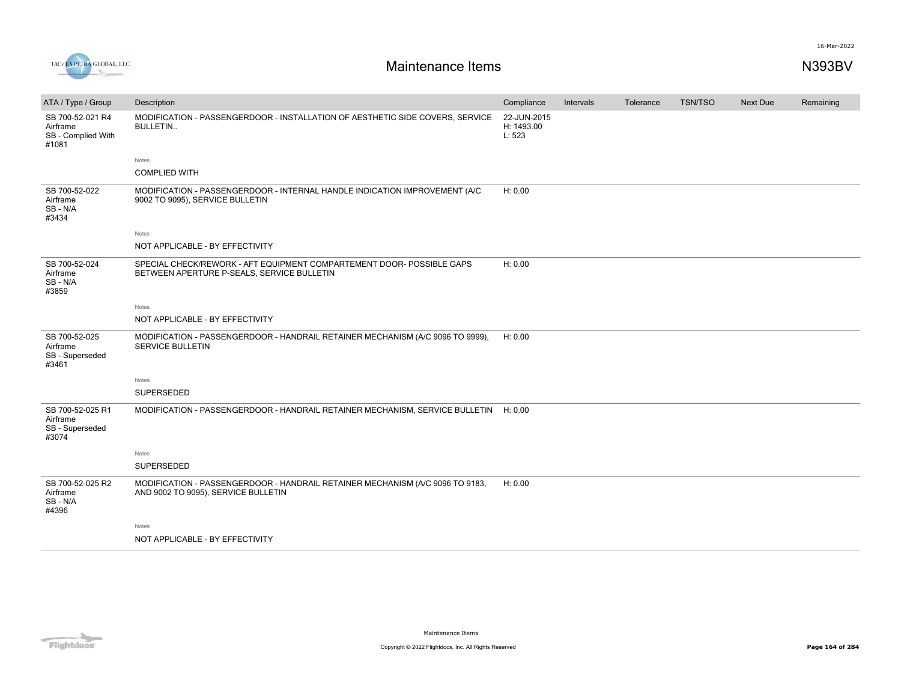# Maintenance Items

N393BV

| ATA / Type / Group | Description | Compliance | Intervals | Tolerance | TSN/TSO | Next Due | Remaining |
|---|---|---|---|---|---|---|---|
| SB 700-52-021 R4<br>Airframe<br>SB - Complied With<br>#1081 | MODIFICATION - PASSENGERDOOR - INSTALLATION OF AESTHETIC SIDE COVERS, SERVICE BULLETIN..<br><br>Notes<br>COMPLIED WITH | 22-JUN-2015<br>H: 1493.00<br>L: 523 | | | | | |
| SB 700-52-022<br>Airframe<br>SB - N/A<br>#3434 | MODIFICATION - PASSENGERDOOR - INTERNAL HANDLE INDICATION IMPROVEMENT (A/C 9002 TO 9095), SERVICE BULLETIN<br><br>Notes<br>NOT APPLICABLE - BY EFFECTIVITY | H: 0.00 | | | | | |
| SB 700-52-024<br>Airframe<br>SB - N/A<br>#3859 | SPECIAL CHECK/REWORK - AFT EQUIPMENT COMPARTEMENT DOOR- POSSIBLE GAPS BETWEEN APERTURE P-SEALS, SERVICE BULLETIN<br><br>Notes<br>NOT APPLICABLE - BY EFFECTIVITY | H: 0.00 | | | | | |
| SB 700-52-025<br>Airframe<br>SB - Superseded<br>#3461 | MODIFICATION - PASSENGERDOOR - HANDRAIL RETAINER MECHANISM (A/C 9096 TO 9999), SERVICE BULLETIN<br><br>Notes<br>SUPERSEDED | H: 0.00 | | | | | |
| SB 700-52-025 R1<br>Airframe<br>SB - Superseded<br>#3074 | MODIFICATION - PASSENGERDOOR - HANDRAIL RETAINER MECHANISM, SERVICE BULLETIN<br><br>Notes<br>SUPERSEDED | H: 0.00 | | | | | |
| SB 700-52-025 R2<br>Airframe<br>SB - N/A<br>#4396 | MODIFICATION - PASSENGERDOOR - HANDRAIL RETAINER MECHANISM (A/C 9096 TO 9183, AND 9002 TO 9095), SERVICE BULLETIN<br><br>Notes<br>NOT APPLICABLE - BY EFFECTIVITY | H: 0.00 | | | | | |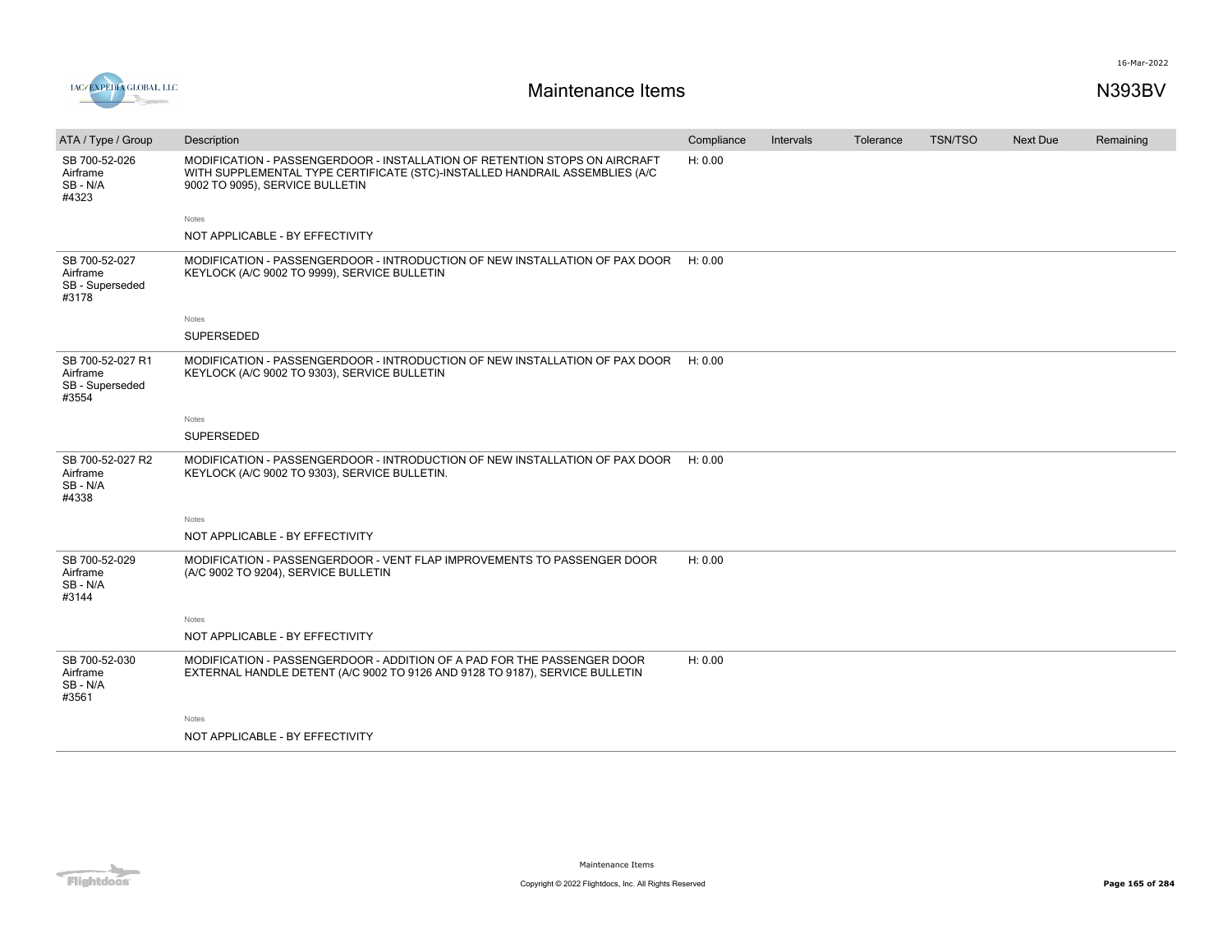# Maintenance Items

N393BV

| ATA / Type / Group | Description | Compliance | Intervals | Tolerance | TSN/TSO | Next Due | Remaining |
|---|---|---|---|---|---|---|---|
| SB 700-52-026<br>Airframe<br>SB - N/A<br>#4323 | MODIFICATION - PASSENGERDOOR - INSTALLATION OF RETENTION STOPS ON AIRCRAFT WITH SUPPLEMENTAL TYPE CERTIFICATE (STC)-INSTALLED HANDRAIL ASSEMBLIES (A/C 9002 TO 9095), SERVICE BULLETIN<br><br>Notes<br>NOT APPLICABLE - BY EFFECTIVITY | H: 0.00 | | | | | |
| SB 700-52-027<br>Airframe<br>SB - Superseded<br>#3178 | MODIFICATION - PASSENGERDOOR - INTRODUCTION OF NEW INSTALLATION OF PAX DOOR KEYLOCK (A/C 9002 TO 9999), SERVICE BULLETIN<br><br>Notes<br>SUPERSEDED | H: 0.00 | | | | | |
| SB 700-52-027 R1<br>Airframe<br>SB - Superseded<br>#3554 | MODIFICATION - PASSENGERDOOR - INTRODUCTION OF NEW INSTALLATION OF PAX DOOR KEYLOCK (A/C 9002 TO 9303), SERVICE BULLETIN<br><br>Notes<br>SUPERSEDED | H: 0.00 | | | | | |
| SB 700-52-027 R2<br>Airframe<br>SB - N/A<br>#4338 | MODIFICATION - PASSENGERDOOR - INTRODUCTION OF NEW INSTALLATION OF PAX DOOR KEYLOCK (A/C 9002 TO 9303), SERVICE BULLETIN.<br><br>Notes<br>NOT APPLICABLE - BY EFFECTIVITY | H: 0.00 | | | | | |
| SB 700-52-029<br>Airframe<br>SB - N/A<br>#3144 | MODIFICATION - PASSENGERDOOR - VENT FLAP IMPROVEMENTS TO PASSENGER DOOR (A/C 9002 TO 9204), SERVICE BULLETIN<br><br>Notes<br>NOT APPLICABLE - BY EFFECTIVITY | H: 0.00 | | | | | |
| SB 700-52-030<br>Airframe<br>SB - N/A<br>#3561 | MODIFICATION - PASSENGERDOOR - ADDITION OF A PAD FOR THE PASSENGER DOOR EXTERNAL HANDLE DETENT (A/C 9002 TO 9126 AND 9128 TO 9187), SERVICE BULLETIN<br><br>Notes<br>NOT APPLICABLE - BY EFFECTIVITY | H: 0.00 | | | | | |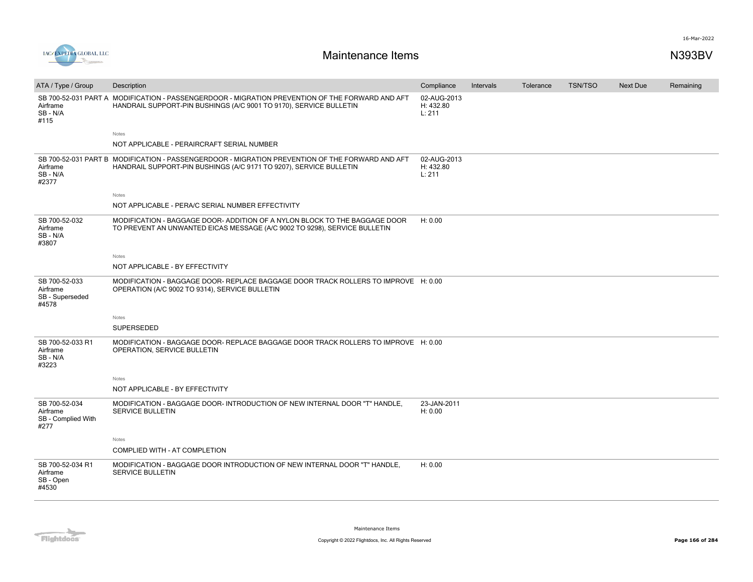# Maintenance Items

N393BV

| ATA / Type / Group | Description | Compliance | Intervals | Tolerance | TSN/TSO | Next Due | Remaining |
|---|---|---|---|---|---|---|---|
| SB 700-52-031 PART A Airframe SB - N/A #115 | MODIFICATION - PASSENGERDOOR - MIGRATION PREVENTION OF THE FORWARD AND AFT HANDRAIL SUPPORT-PIN BUSHINGS (A/C 9001 TO 9170), SERVICE BULLETIN | 02-AUG-2013 H: 432.80 L: 211 | | | | | |
| | Notes | | | | | | |
| | NOT APPLICABLE - PERAIRCRAFT SERIAL NUMBER | | | | | | |
| SB 700-52-031 PART B Airframe SB - N/A #2377 | MODIFICATION - PASSENGERDOOR - MIGRATION PREVENTION OF THE FORWARD AND AFT HANDRAIL SUPPORT-PIN BUSHINGS (A/C 9171 TO 9207), SERVICE BULLETIN | 02-AUG-2013 H: 432.80 L: 211 | | | | | |
| | Notes | | | | | | |
| | NOT APPLICABLE - PERA/C SERIAL NUMBER EFFECTIVITY | | | | | | |
| SB 700-52-032 Airframe SB - N/A #3807 | MODIFICATION - BAGGAGE DOOR- ADDITION OF A NYLON BLOCK TO THE BAGGAGE DOOR TO PREVENT AN UNWANTED EICAS MESSAGE (A/C 9002 TO 9298), SERVICE BULLETIN | H: 0.00 | | | | | |
| | Notes | | | | | | |
| | NOT APPLICABLE - BY EFFECTIVITY | | | | | | |
| SB 700-52-033 Airframe SB - Superseded #4578 | MODIFICATION - BAGGAGE DOOR- REPLACE BAGGAGE DOOR TRACK ROLLERS TO IMPROVE OPERATION (A/C 9002 TO 9314), SERVICE BULLETIN | H: 0.00 | | | | | |
| | Notes | | | | | | |
| | SUPERSEDED | | | | | | |
| SB 700-52-033 R1 Airframe SB - N/A #3223 | MODIFICATION - BAGGAGE DOOR- REPLACE BAGGAGE DOOR TRACK ROLLERS TO IMPROVE OPERATION, SERVICE BULLETIN | H: 0.00 | | | | | |
| | Notes | | | | | | |
| | NOT APPLICABLE - BY EFFECTIVITY | | | | | | |
| SB 700-52-034 Airframe SB - Complied With #277 | MODIFICATION - BAGGAGE DOOR- INTRODUCTION OF NEW INTERNAL DOOR "T" HANDLE, SERVICE BULLETIN | 23-JAN-2011 H: 0.00 | | | | | |
| | Notes | | | | | | |
| | COMPLIED WITH - AT COMPLETION | | | | | | |
| SB 700-52-034 R1 Airframe SB - Open #4530 | MODIFICATION - BAGGAGE DOOR INTRODUCTION OF NEW INTERNAL DOOR "T" HANDLE, SERVICE BULLETIN | H: 0.00 | | | | | |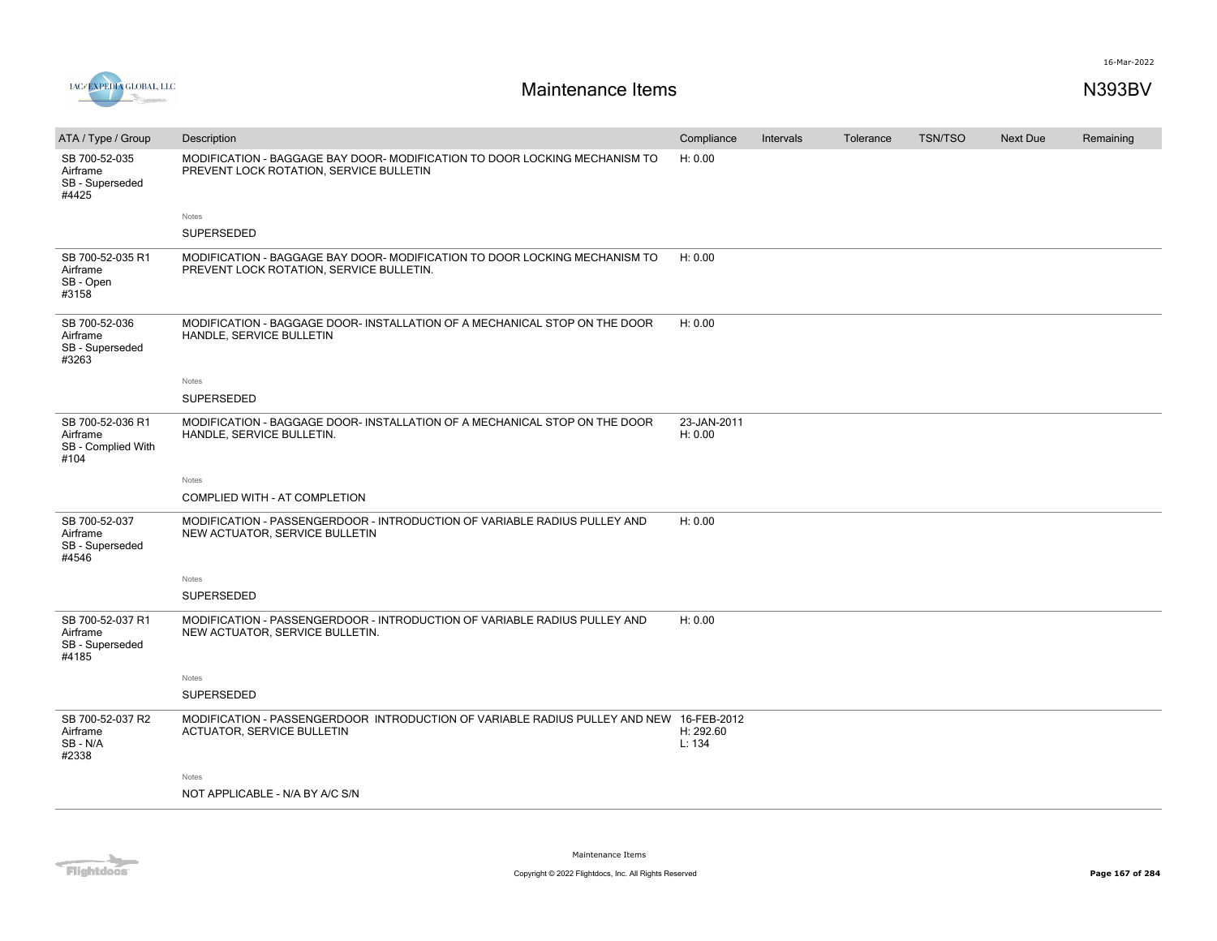# Maintenance Items

N393BV

| ATA / Type / Group | Description | Compliance | Intervals | Tolerance | TSN/TSO | Next Due | Remaining |
|---|---|---|---|---|---|---|---|
| SB 700-52-035 Airframe SB - Superseded #4425 | MODIFICATION - BAGGAGE BAY DOOR- MODIFICATION TO DOOR LOCKING MECHANISM TO PREVENT LOCK ROTATION, SERVICE BULLETIN | H: 0.00 | | | | | |
| | Notes: SUPERSEDED | | | | | | |
| SB 700-52-035 R1 Airframe SB - Open #3158 | MODIFICATION - BAGGAGE BAY DOOR- MODIFICATION TO DOOR LOCKING MECHANISM TO PREVENT LOCK ROTATION, SERVICE BULLETIN. | H: 0.00 | | | | | |
| SB 700-52-036 Airframe SB - Superseded #3263 | MODIFICATION - BAGGAGE DOOR- INSTALLATION OF A MECHANICAL STOP ON THE DOOR HANDLE, SERVICE BULLETIN | H: 0.00 | | | | | |
| | Notes: SUPERSEDED | | | | | | |
| SB 700-52-036 R1 Airframe SB - Complied With #104 | MODIFICATION - BAGGAGE DOOR- INSTALLATION OF A MECHANICAL STOP ON THE DOOR HANDLE, SERVICE BULLETIN. | 23-JAN-2011 H: 0.00 | | | | | |
| | Notes: COMPLIED WITH - AT COMPLETION | | | | | | |
| SB 700-52-037 Airframe SB - Superseded #4546 | MODIFICATION - PASSENGERDOOR - INTRODUCTION OF VARIABLE RADIUS PULLEY AND NEW ACTUATOR, SERVICE BULLETIN | H: 0.00 | | | | | |
| | Notes: SUPERSEDED | | | | | | |
| SB 700-52-037 R1 Airframe SB - Superseded #4185 | MODIFICATION - PASSENGERDOOR - INTRODUCTION OF VARIABLE RADIUS PULLEY AND NEW ACTUATOR, SERVICE BULLETIN. | H: 0.00 | | | | | |
| | Notes: SUPERSEDED | | | | | | |
| SB 700-52-037 R2 Airframe SB - N/A #2338 | MODIFICATION - PASSENGERDOOR INTRODUCTION OF VARIABLE RADIUS PULLEY AND NEW ACTUATOR, SERVICE BULLETIN | 16-FEB-2012 H: 292.60 L: 134 | | | | | |
| | Notes: NOT APPLICABLE - N/A BY A/C S/N | | | | | | |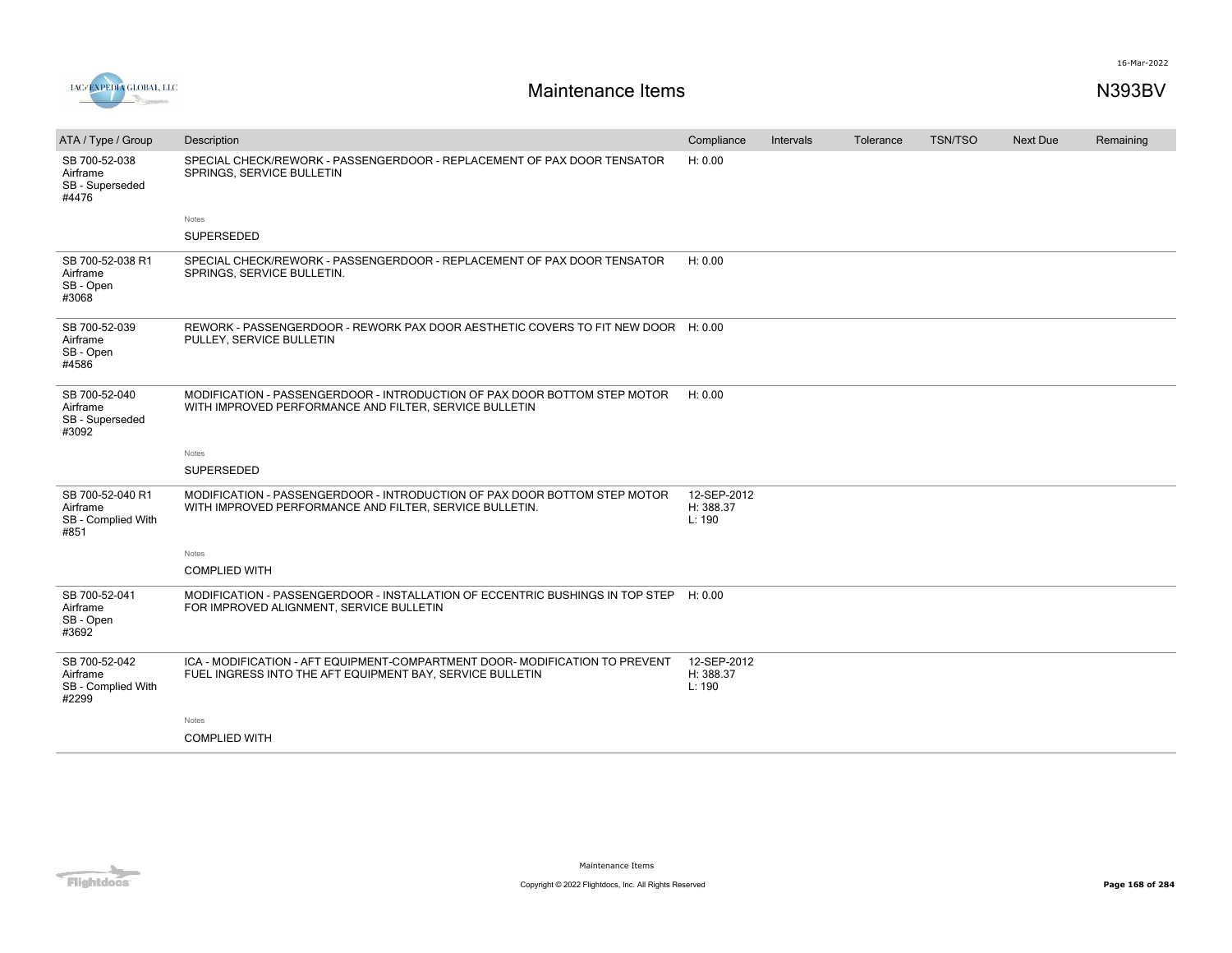## Maintenance Items

N393BV

| ATA / Type / Group | Description | Compliance | Intervals | Tolerance | TSN/TSO | Next Due | Remaining |
|---|---|---|---|---|---|---|---|
| SB 700-52-038<br>Airframe<br>SB - Superseded<br>#4476 | SPECIAL CHECK/REWORK - PASSENGERDOOR - REPLACEMENT OF PAX DOOR TENSATOR SPRINGS, SERVICE BULLETIN<br><br>Notes<br>SUPERSEDED | H: 0.00 | | | | | |
| SB 700-52-038 R1<br>Airframe<br>SB - Open<br>#3068 | SPECIAL CHECK/REWORK - PASSENGERDOOR - REPLACEMENT OF PAX DOOR TENSATOR SPRINGS, SERVICE BULLETIN. | H: 0.00 | | | | | |
| SB 700-52-039<br>Airframe<br>SB - Open<br>#4586 | REWORK - PASSENGERDOOR - REWORK PAX DOOR AESTHETIC COVERS TO FIT NEW DOOR PULLEY, SERVICE BULLETIN | H: 0.00 | | | | | |
| SB 700-52-040<br>Airframe<br>SB - Superseded<br>#3092 | MODIFICATION - PASSENGERDOOR - INTRODUCTION OF PAX DOOR BOTTOM STEP MOTOR WITH IMPROVED PERFORMANCE AND FILTER, SERVICE BULLETIN<br><br>Notes<br>SUPERSEDED | H: 0.00 | | | | | |
| SB 700-52-040 R1<br>Airframe<br>SB - Complied With<br>#851 | MODIFICATION - PASSENGERDOOR - INTRODUCTION OF PAX DOOR BOTTOM STEP MOTOR WITH IMPROVED PERFORMANCE AND FILTER, SERVICE BULLETIN.<br><br>Notes<br>COMPLIED WITH | 12-SEP-2012<br>H: 388.37<br>L: 190 | | | | | |
| SB 700-52-041<br>Airframe<br>SB - Open<br>#3692 | MODIFICATION - PASSENGERDOOR - INSTALLATION OF ECCENTRIC BUSHINGS IN TOP STEP FOR IMPROVED ALIGNMENT, SERVICE BULLETIN | H: 0.00 | | | | | |
| SB 700-52-042<br>Airframe<br>SB - Complied With<br>#2299 | ICA - MODIFICATION - AFT EQUIPMENT-COMPARTMENT DOOR- MODIFICATION TO PREVENT FUEL INGRESS INTO THE AFT EQUIPMENT BAY, SERVICE BULLETIN<br><br>Notes<br>COMPLIED WITH | 12-SEP-2012<br>H: 388.37<br>L: 190 | | | | | |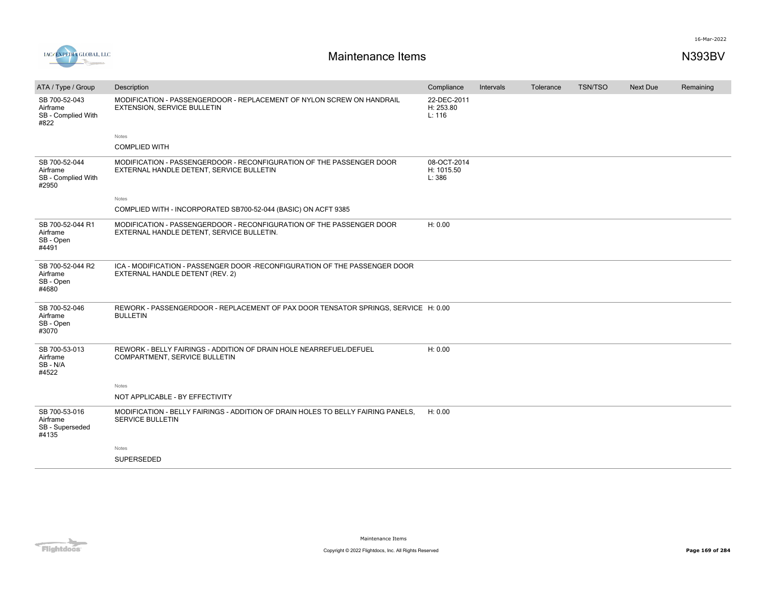# Maintenance Items

N393BV

| ATA / Type / Group | Description | Compliance | Intervals | Tolerance | TSN/TSO | Next Due | Remaining |
|---|---|---|---|---|---|---|---|
| SB 700-52-043<br>Airframe<br>SB - Complied With<br>#822 | MODIFICATION - PASSENGERDOOR - REPLACEMENT OF NYLON SCREW ON HANDRAIL EXTENSION, SERVICE BULLETIN | 22-DEC-2011<br>H: 253.80<br>L: 116 | | | | | |
| | Notes<br>COMPLIED WITH | | | | | | |
| SB 700-52-044<br>Airframe<br>SB - Complied With<br>#2950 | MODIFICATION - PASSENGERDOOR - RECONFIGURATION OF THE PASSENGER DOOR EXTERNAL HANDLE DETENT, SERVICE BULLETIN | 08-OCT-2014<br>H: 1015.50<br>L: 386 | | | | | |
| | Notes<br>COMPLIED WITH - INCORPORATED SB700-52-044 (BASIC) ON ACFT 9385 | | | | | | |
| SB 700-52-044 R1<br>Airframe<br>SB - Open<br>#4491 | MODIFICATION - PASSENGERDOOR - RECONFIGURATION OF THE PASSENGER DOOR EXTERNAL HANDLE DETENT, SERVICE BULLETIN. | H: 0.00 | | | | | |
| SB 700-52-044 R2<br>Airframe<br>SB - Open<br>#4680 | ICA - MODIFICATION - PASSENGER DOOR -RECONFIGURATION OF THE PASSENGER DOOR EXTERNAL HANDLE DETENT (REV. 2) | | | | | | |
| SB 700-52-046<br>Airframe<br>SB - Open<br>#3070 | REWORK - PASSENGERDOOR - REPLACEMENT OF PAX DOOR TENSATOR SPRINGS, SERVICE BULLETIN | H: 0.00 | | | | | |
| SB 700-53-013<br>Airframe<br>SB - N/A<br>#4522 | REWORK - BELLY FAIRINGS - ADDITION OF DRAIN HOLE NEARREFUEL/DEFUEL COMPARTMENT, SERVICE BULLETIN | H: 0.00 | | | | | |
| | Notes<br>NOT APPLICABLE - BY EFFECTIVITY | | | | | | |
| SB 700-53-016<br>Airframe<br>SB - Superseded<br>#4135 | MODIFICATION - BELLY FAIRINGS - ADDITION OF DRAIN HOLES TO BELLY FAIRING PANELS, SERVICE BULLETIN | H: 0.00 | | | | | |
| | Notes<br>SUPERSEDED | | | | | | |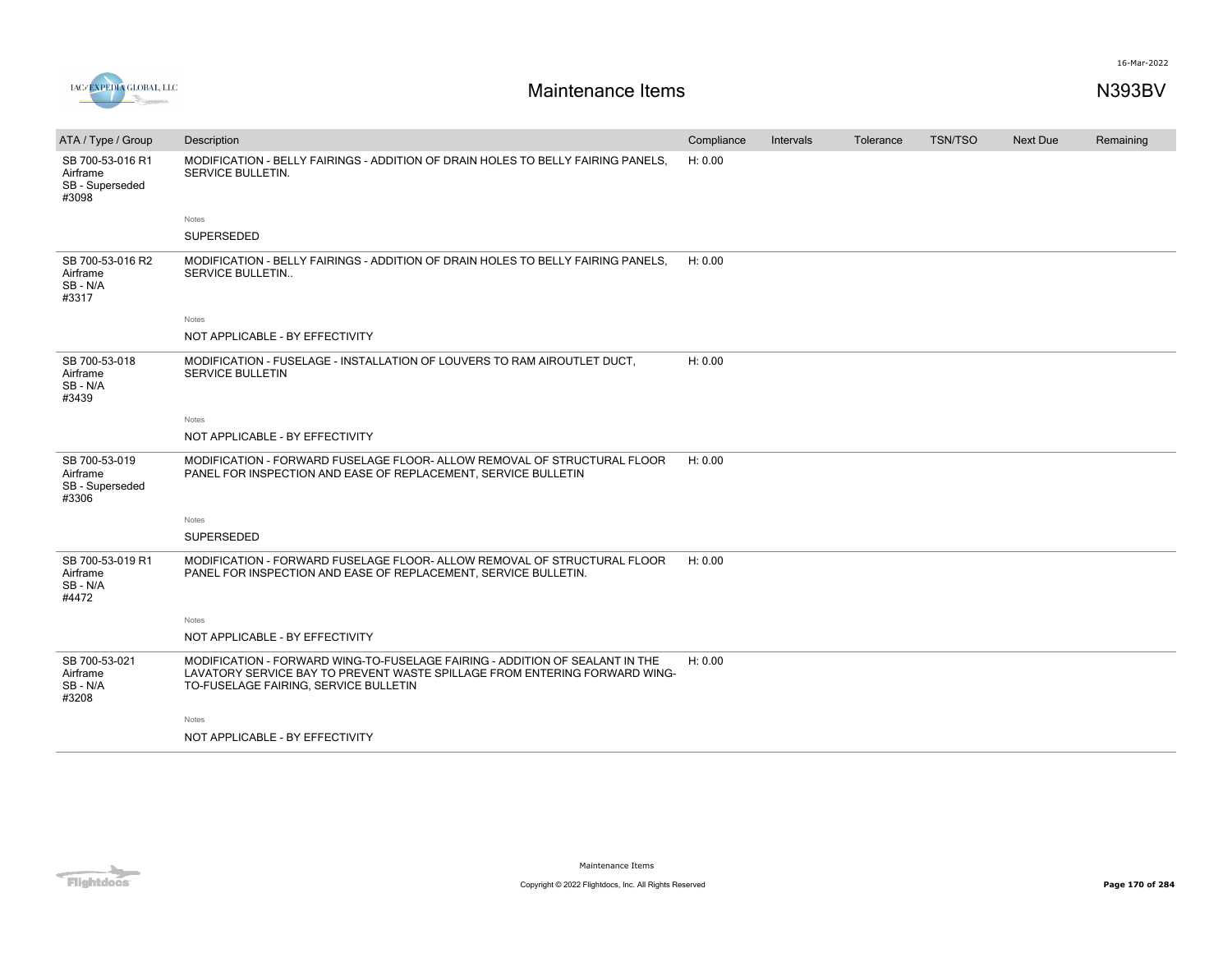| ATA / Type / Group | Description | Compliance | Intervals | Tolerance | TSN/TSO | Next Due | Remaining |
|---|---|---|---|---|---|---|---|
| SB 700-53-016 R1 Airframe SB - Superseded #3098 | MODIFICATION - BELLY FAIRINGS - ADDITION OF DRAIN HOLES TO BELLY FAIRING PANELS, SERVICE BULLETIN. | H: 0.00 | | | | | |
| | Notes<br>SUPERSEDED | | | | | | |
| SB 700-53-016 R2 Airframe SB - N/A #3317 | MODIFICATION - BELLY FAIRINGS - ADDITION OF DRAIN HOLES TO BELLY FAIRING PANELS, SERVICE BULLETIN.. | H: 0.00 | | | | | |
| | Notes<br>NOT APPLICABLE - BY EFFECTIVITY | | | | | | |
| SB 700-53-018 Airframe SB - N/A #3439 | MODIFICATION - FUSELAGE - INSTALLATION OF LOUVERS TO RAM AIROUTLET DUCT, SERVICE BULLETIN | H: 0.00 | | | | | |
| | Notes<br>NOT APPLICABLE - BY EFFECTIVITY | | | | | | |
| SB 700-53-019 Airframe SB - Superseded #3306 | MODIFICATION - FORWARD FUSELAGE FLOOR- ALLOW REMOVAL OF STRUCTURAL FLOOR PANEL FOR INSPECTION AND EASE OF REPLACEMENT, SERVICE BULLETIN | H: 0.00 | | | | | |
| | Notes<br>SUPERSEDED | | | | | | |
| SB 700-53-019 R1 Airframe SB - N/A #4472 | MODIFICATION - FORWARD FUSELAGE FLOOR- ALLOW REMOVAL OF STRUCTURAL FLOOR PANEL FOR INSPECTION AND EASE OF REPLACEMENT, SERVICE BULLETIN. | H: 0.00 | | | | | |
| | Notes<br>NOT APPLICABLE - BY EFFECTIVITY | | | | | | |
| SB 700-53-021 Airframe SB - N/A #3208 | MODIFICATION - FORWARD WING-TO-FUSELAGE FAIRING - ADDITION OF SEALANT IN THE LAVATORY SERVICE BAY TO PREVENT WASTE SPILLAGE FROM ENTERING FORWARD WING-TO-FUSELAGE FAIRING, SERVICE BULLETIN | H: 0.00 | | | | | |
| | Notes<br>NOT APPLICABLE - BY EFFECTIVITY | | | | | | |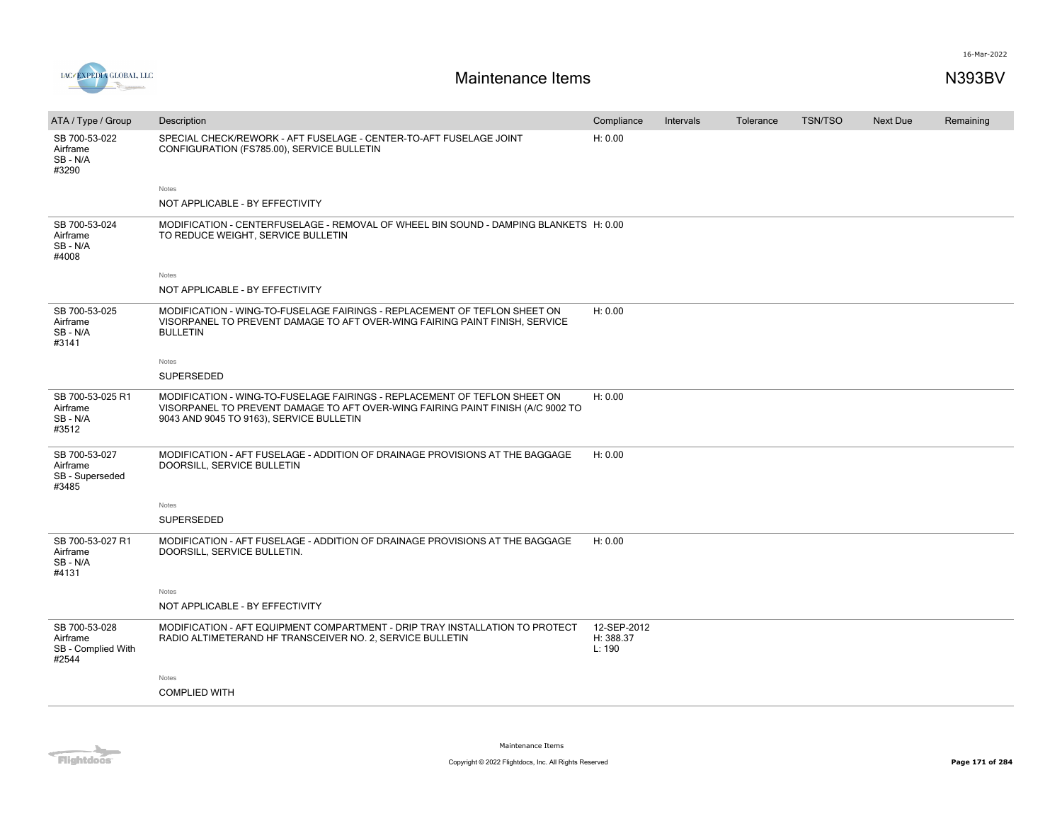| ATA / Type / Group | Description | Compliance | Intervals | Tolerance | TSN/TSO | Next Due | Remaining |
|---|---|---|---|---|---|---|---|
| SB 700-53-022 Airframe SB - N/A #3290 | SPECIAL CHECK/REWORK - AFT FUSELAGE - CENTER-TO-AFT FUSELAGE JOINT CONFIGURATION (FS785.00), SERVICE BULLETIN | H: 0.00 | | | | | |
| | Notes<br>NOT APPLICABLE - BY EFFECTIVITY | | | | | | |
| SB 700-53-024 Airframe SB - N/A #4008 | MODIFICATION - CENTERFUSELAGE - REMOVAL OF WHEEL BIN SOUND - DAMPING BLANKETS TO REDUCE WEIGHT, SERVICE BULLETIN | H: 0.00 | | | | | |
| | Notes<br>NOT APPLICABLE - BY EFFECTIVITY | | | | | | |
| SB 700-53-025 Airframe SB - N/A #3141 | MODIFICATION - WING-TO-FUSELAGE FAIRINGS - REPLACEMENT OF TEFLON SHEET ON VISORPANEL TO PREVENT DAMAGE TO AFT OVER-WING FAIRING PAINT FINISH, SERVICE BULLETIN | H: 0.00 | | | | | |
| | Notes<br>SUPERSEDED | | | | | | |
| SB 700-53-025 R1 Airframe SB - N/A #3512 | MODIFICATION - WING-TO-FUSELAGE FAIRINGS - REPLACEMENT OF TEFLON SHEET ON VISORPANEL TO PREVENT DAMAGE TO AFT OVER-WING FAIRING PAINT FINISH (A/C 9002 TO 9043 AND 9045 TO 9163), SERVICE BULLETIN | H: 0.00 | | | | | |
| SB 700-53-027 Airframe SB - Superseded #3485 | MODIFICATION - AFT FUSELAGE - ADDITION OF DRAINAGE PROVISIONS AT THE BAGGAGE DOORSILL, SERVICE BULLETIN | H: 0.00 | | | | | |
| | Notes<br>SUPERSEDED | | | | | | |
| SB 700-53-027 R1 Airframe SB - N/A #4131 | MODIFICATION - AFT FUSELAGE - ADDITION OF DRAINAGE PROVISIONS AT THE BAGGAGE DOORSILL, SERVICE BULLETIN. | H: 0.00 | | | | | |
| | Notes<br>NOT APPLICABLE - BY EFFECTIVITY | | | | | | |
| SB 700-53-028 Airframe SB - Complied With #2544 | MODIFICATION - AFT EQUIPMENT COMPARTMENT - DRIP TRAY INSTALLATION TO PROTECT RADIO ALTIMETERAND HF TRANSCEIVER NO. 2, SERVICE BULLETIN | 12-SEP-2012<br>H: 388.37<br>L: 190 | | | | | |
| | Notes<br>COMPLIED WITH | | | | | | |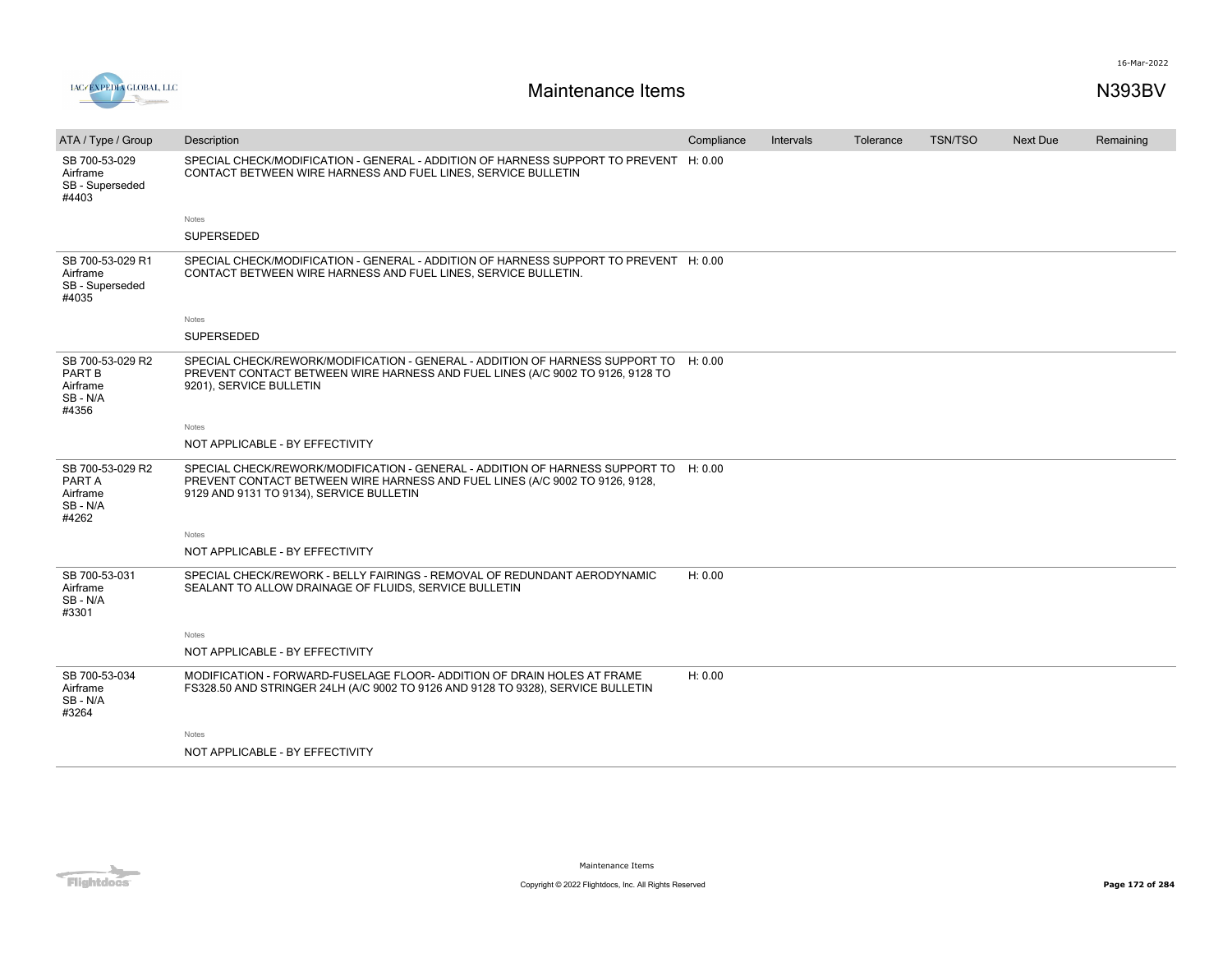# Maintenance Items

N393BV

| ATA / Type / Group | Description | Compliance | Intervals | Tolerance | TSN/TSO | Next Due | Remaining |
|---|---|---|---|---|---|---|---|
| SB 700-53-029<br>Airframe<br>SB - Superseded<br>#4403 | SPECIAL CHECK/MODIFICATION - GENERAL - ADDITION OF HARNESS SUPPORT TO PREVENT CONTACT BETWEEN WIRE HARNESS AND FUEL LINES, SERVICE BULLETIN<br><br>Notes<br>SUPERSEDED | H: 0.00 | | | | | |
| SB 700-53-029 R1<br>Airframe<br>SB - Superseded<br>#4035 | SPECIAL CHECK/MODIFICATION - GENERAL - ADDITION OF HARNESS SUPPORT TO PREVENT CONTACT BETWEEN WIRE HARNESS AND FUEL LINES, SERVICE BULLETIN.<br><br>Notes<br>SUPERSEDED | H: 0.00 | | | | | |
| SB 700-53-029 R2<br>PART B<br>Airframe<br>SB - N/A<br>#4356 | SPECIAL CHECK/REWORK/MODIFICATION - GENERAL - ADDITION OF HARNESS SUPPORT TO PREVENT CONTACT BETWEEN WIRE HARNESS AND FUEL LINES (A/C 9002 TO 9126, 9128 TO 9201), SERVICE BULLETIN<br><br>Notes<br>NOT APPLICABLE - BY EFFECTIVITY | H: 0.00 | | | | | |
| SB 700-53-029 R2<br>PART A<br>Airframe<br>SB - N/A<br>#4262 | SPECIAL CHECK/REWORK/MODIFICATION - GENERAL - ADDITION OF HARNESS SUPPORT TO PREVENT CONTACT BETWEEN WIRE HARNESS AND FUEL LINES (A/C 9002 TO 9126, 9128, 9129 AND 9131 TO 9134), SERVICE BULLETIN<br><br>Notes<br>NOT APPLICABLE - BY EFFECTIVITY | H: 0.00 | | | | | |
| SB 700-53-031<br>Airframe<br>SB - N/A<br>#3301 | SPECIAL CHECK/REWORK - BELLY FAIRINGS - REMOVAL OF REDUNDANT AERODYNAMIC SEALANT TO ALLOW DRAINAGE OF FLUIDS, SERVICE BULLETIN<br><br>Notes<br>NOT APPLICABLE - BY EFFECTIVITY | H: 0.00 | | | | | |
| SB 700-53-034<br>Airframe<br>SB - N/A<br>#3264 | MODIFICATION - FORWARD-FUSELAGE FLOOR- ADDITION OF DRAIN HOLES AT FRAME FS328.50 AND STRINGER 24LH (A/C 9002 TO 9126 AND 9128 TO 9328), SERVICE BULLETIN<br><br>Notes<br>NOT APPLICABLE - BY EFFECTIVITY | H: 0.00 | | | | | |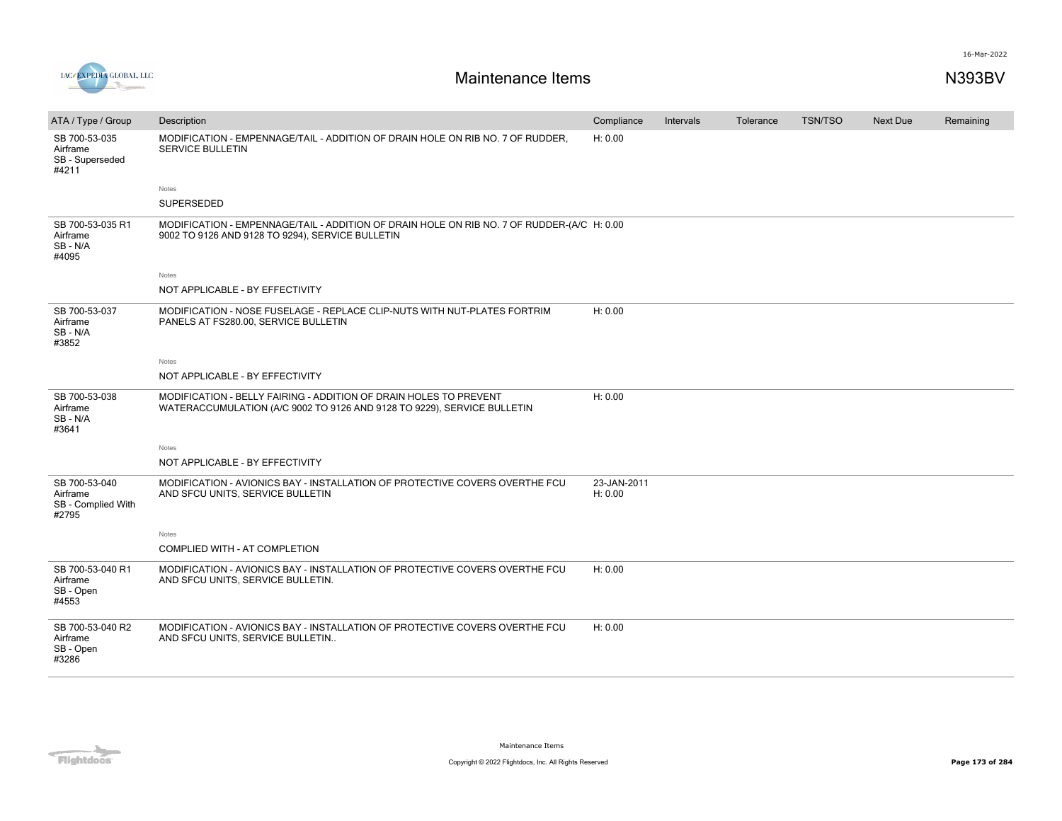# Maintenance Items

N393BV

| ATA / Type / Group | Description | Compliance | Intervals | Tolerance | TSN/TSO | Next Due | Remaining |
|---|---|---|---|---|---|---|---|
| SB 700-53-035<br>Airframe<br>SB - Superseded<br>#4211 | MODIFICATION - EMPENNAGE/TAIL - ADDITION OF DRAIN HOLE ON RIB NO. 7 OF RUDDER, SERVICE BULLETIN | H: 0.00 | | | | | |
| | Notes<br>SUPERSEDED | | | | | | |
| SB 700-53-035 R1<br>Airframe<br>SB - N/A<br>#4095 | MODIFICATION - EMPENNAGE/TAIL - ADDITION OF DRAIN HOLE ON RIB NO. 7 OF RUDDER-(A/C 9002 TO 9126 AND 9128 TO 9294), SERVICE BULLETIN | H: 0.00 | | | | | |
| | Notes<br>NOT APPLICABLE - BY EFFECTIVITY | | | | | | |
| SB 700-53-037<br>Airframe<br>SB - N/A<br>#3852 | MODIFICATION - NOSE FUSELAGE - REPLACE CLIP-NUTS WITH NUT-PLATES FORTRIM PANELS AT FS280.00, SERVICE BULLETIN | H: 0.00 | | | | | |
| | Notes<br>NOT APPLICABLE - BY EFFECTIVITY | | | | | | |
| SB 700-53-038<br>Airframe<br>SB - N/A<br>#3641 | MODIFICATION - BELLY FAIRING - ADDITION OF DRAIN HOLES TO PREVENT WATERACCUMULATION (A/C 9002 TO 9126 AND 9128 TO 9229), SERVICE BULLETIN | H: 0.00 | | | | | |
| | Notes<br>NOT APPLICABLE - BY EFFECTIVITY | | | | | | |
| SB 700-53-040<br>Airframe<br>SB - Complied With<br>#2795 | MODIFICATION - AVIONICS BAY - INSTALLATION OF PROTECTIVE COVERS OVERTHE FCU AND SFCU UNITS, SERVICE BULLETIN | 23-JAN-2011<br>H: 0.00 | | | | | |
| | Notes<br>COMPLIED WITH - AT COMPLETION | | | | | | |
| SB 700-53-040 R1<br>Airframe<br>SB - Open<br>#4553 | MODIFICATION - AVIONICS BAY - INSTALLATION OF PROTECTIVE COVERS OVERTHE FCU AND SFCU UNITS, SERVICE BULLETIN. | H: 0.00 | | | | | |
| SB 700-53-040 R2<br>Airframe<br>SB - Open<br>#3286 | MODIFICATION - AVIONICS BAY - INSTALLATION OF PROTECTIVE COVERS OVERTHE FCU AND SFCU UNITS, SERVICE BULLETIN.. | H: 0.00 | | | | | |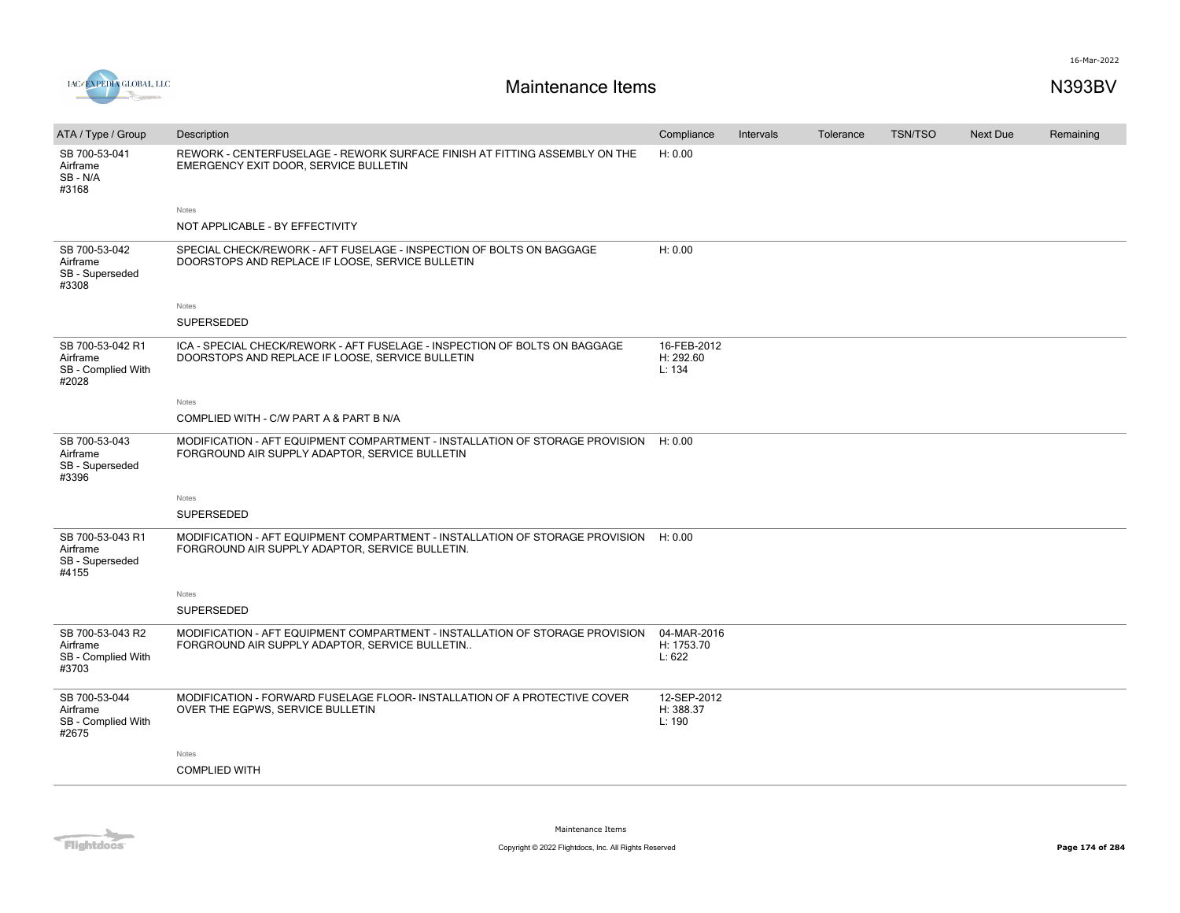| ATA / Type / Group | Description | Compliance | Intervals | Tolerance | TSN/TSO | Next Due | Remaining |
|---|---|---|---|---|---|---|---|
| SB 700-53-041<br>Airframe<br>SB - N/A<br>#3168 | REWORK - CENTERFUSELAGE - REWORK SURFACE FINISH AT FITTING ASSEMBLY ON THE EMERGENCY EXIT DOOR, SERVICE BULLETIN<br><br>Notes<br>NOT APPLICABLE - BY EFFECTIVITY | H: 0.00 | | | | | |
| SB 700-53-042<br>Airframe<br>SB - Superseded<br>#3308 | SPECIAL CHECK/REWORK - AFT FUSELAGE - INSPECTION OF BOLTS ON BAGGAGE DOORSTOPS AND REPLACE IF LOOSE, SERVICE BULLETIN<br><br>Notes<br>SUPERSEDED | H: 0.00 | | | | | |
| SB 700-53-042 R1<br>Airframe<br>SB - Complied With<br>#2028 | ICA - SPECIAL CHECK/REWORK - AFT FUSELAGE - INSPECTION OF BOLTS ON BAGGAGE DOORSTOPS AND REPLACE IF LOOSE, SERVICE BULLETIN<br><br>Notes<br>COMPLIED WITH - C/W PART A & PART B N/A | 16-FEB-2012<br>H: 292.60<br>L: 134 | | | | | |
| SB 700-53-043<br>Airframe<br>SB - Superseded<br>#3396 | MODIFICATION - AFT EQUIPMENT COMPARTMENT - INSTALLATION OF STORAGE PROVISION FORGROUND AIR SUPPLY ADAPTOR, SERVICE BULLETIN<br><br>Notes<br>SUPERSEDED | H: 0.00 | | | | | |
| SB 700-53-043 R1<br>Airframe<br>SB - Superseded<br>#4155 | MODIFICATION - AFT EQUIPMENT COMPARTMENT - INSTALLATION OF STORAGE PROVISION FORGROUND AIR SUPPLY ADAPTOR, SERVICE BULLETIN.<br><br>Notes<br>SUPERSEDED | H: 0.00 | | | | | |
| SB 700-53-043 R2<br>Airframe<br>SB - Complied With<br>#3703 | MODIFICATION - AFT EQUIPMENT COMPARTMENT - INSTALLATION OF STORAGE PROVISION FORGROUND AIR SUPPLY ADAPTOR, SERVICE BULLETIN.. | 04-MAR-2016<br>H: 1753.70<br>L: 622 | | | | | |
| SB 700-53-044<br>Airframe<br>SB - Complied With<br>#2675 | MODIFICATION - FORWARD FUSELAGE FLOOR- INSTALLATION OF A PROTECTIVE COVER OVER THE EGPWS, SERVICE BULLETIN<br><br>Notes<br>COMPLIED WITH | 12-SEP-2012<br>H: 388.37<br>L: 190 | | | | | |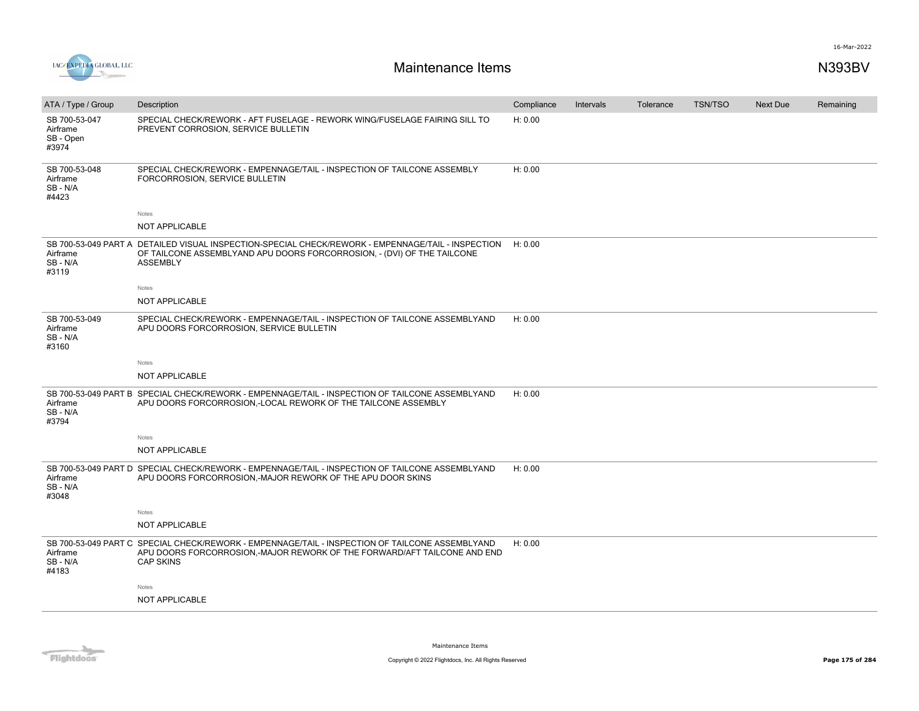# Maintenance Items

N393BV

| ATA / Type / Group | Description | Compliance | Intervals | Tolerance | TSN/TSO | Next Due | Remaining |
|---|---|---|---|---|---|---|---|
| SB 700-53-047<br>Airframe<br>SB - Open<br>#3974 | SPECIAL CHECK/REWORK - AFT FUSELAGE - REWORK WING/FUSELAGE FAIRING SILL TO PREVENT CORROSION, SERVICE BULLETIN | H: 0.00 | | | | | |
| SB 700-53-048<br>Airframe<br>SB - N/A<br>#4423 | SPECIAL CHECK/REWORK - EMPENNAGE/TAIL - INSPECTION OF TAILCONE ASSEMBLY FORCORROSION, SERVICE BULLETIN<br><br>Notes<br>NOT APPLICABLE | H: 0.00 | | | | | |
| SB 700-53-049 PART A<br>Airframe<br>SB - N/A<br>#3119 | DETAILED VISUAL INSPECTION-SPECIAL CHECK/REWORK - EMPENNAGE/TAIL - INSPECTION OF TAILCONE ASSEMBLYAND APU DOORS FORCORROSION, - (DVI) OF THE TAILCONE ASSEMBLY<br><br>Notes<br>NOT APPLICABLE | H: 0.00 | | | | | |
| SB 700-53-049<br>Airframe<br>SB - N/A<br>#3160 | SPECIAL CHECK/REWORK - EMPENNAGE/TAIL - INSPECTION OF TAILCONE ASSEMBLYAND APU DOORS FORCORROSION, SERVICE BULLETIN<br><br>Notes<br>NOT APPLICABLE | H: 0.00 | | | | | |
| SB 700-53-049 PART B<br>Airframe<br>SB - N/A<br>#3794 | SPECIAL CHECK/REWORK - EMPENNAGE/TAIL - INSPECTION OF TAILCONE ASSEMBLYAND APU DOORS FORCORROSION,-LOCAL REWORK OF THE TAILCONE ASSEMBLY<br><br>Notes<br>NOT APPLICABLE | H: 0.00 | | | | | |
| SB 700-53-049 PART D<br>Airframe<br>SB - N/A<br>#3048 | SPECIAL CHECK/REWORK - EMPENNAGE/TAIL - INSPECTION OF TAILCONE ASSEMBLYAND APU DOORS FORCORROSION,-MAJOR REWORK OF THE APU DOOR SKINS<br><br>Notes<br>NOT APPLICABLE | H: 0.00 | | | | | |
| SB 700-53-049 PART C<br>Airframe<br>SB - N/A<br>#4183 | SPECIAL CHECK/REWORK - EMPENNAGE/TAIL - INSPECTION OF TAILCONE ASSEMBLYAND APU DOORS FORCORROSION,-MAJOR REWORK OF THE FORWARD/AFT TAILCONE AND END CAP SKINS<br><br>Notes<br>NOT APPLICABLE | H: 0.00 | | | | | |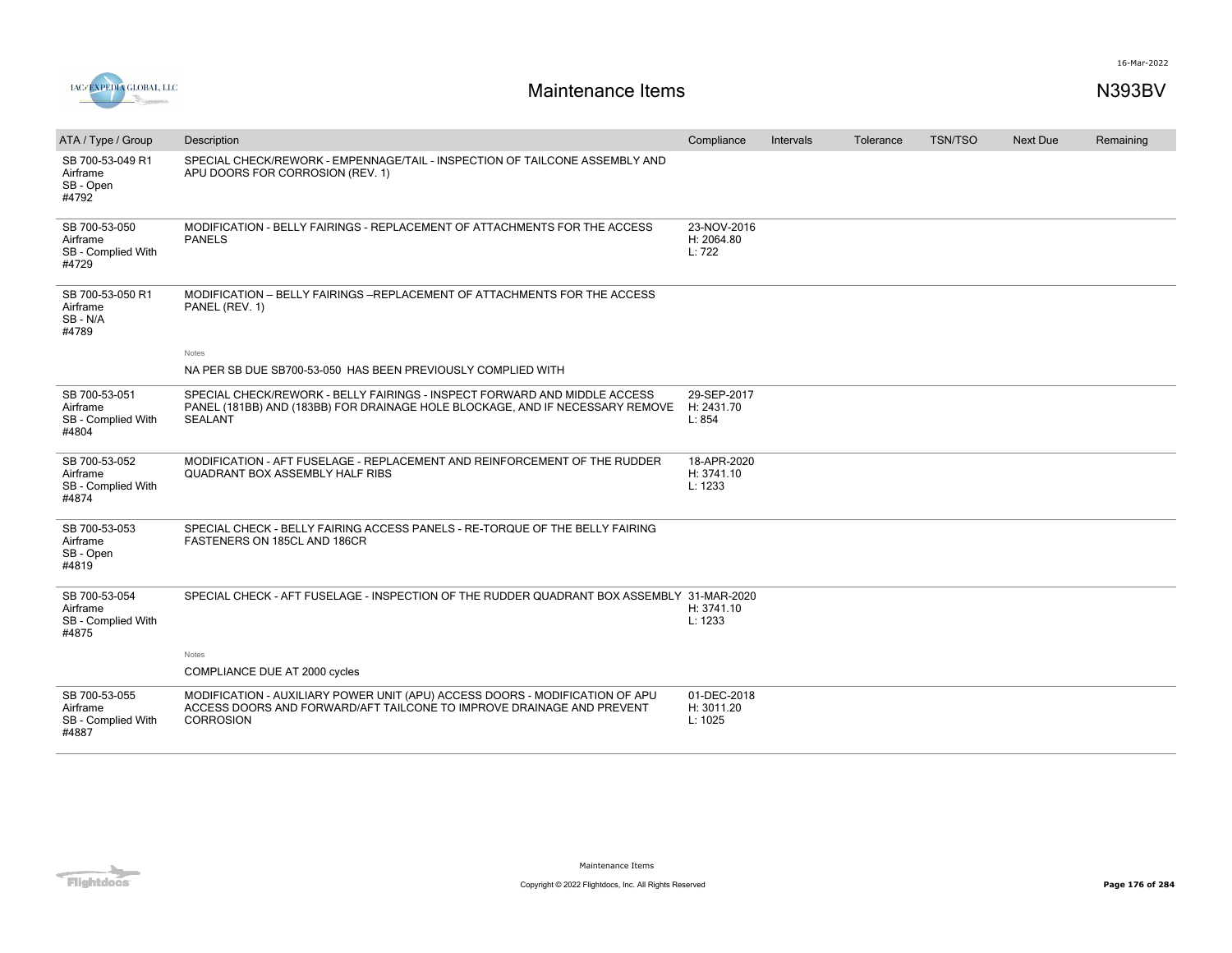# Maintenance Items

N393BV

| ATA / Type / Group | Description | Compliance | Intervals | Tolerance | TSN/TSO | Next Due | Remaining |
|---|---|---|---|---|---|---|---|
| SB 700-53-049 R1<br>Airframe<br>SB - Open<br>#4792 | SPECIAL CHECK/REWORK - EMPENNAGE/TAIL - INSPECTION OF TAILCONE ASSEMBLY AND APU DOORS FOR CORROSION (REV. 1) | | | | | | |
| SB 700-53-050<br>Airframe<br>SB - Complied With<br>#4729 | MODIFICATION - BELLY FAIRINGS - REPLACEMENT OF ATTACHMENTS FOR THE ACCESS PANELS | 23-NOV-2016<br>H: 2064.80<br>L: 722 | | | | | |
| SB 700-53-050 R1<br>Airframe<br>SB - N/A<br>#4789 | MODIFICATION – BELLY FAIRINGS –REPLACEMENT OF ATTACHMENTS FOR THE ACCESS PANEL (REV. 1)<br><br>Notes<br>NA PER SB DUE SB700-53-050 HAS BEEN PREVIOUSLY COMPLIED WITH | | | | | | |
| SB 700-53-051<br>Airframe<br>SB - Complied With<br>#4804 | SPECIAL CHECK/REWORK - BELLY FAIRINGS - INSPECT FORWARD AND MIDDLE ACCESS PANEL (181BB) AND (183BB) FOR DRAINAGE HOLE BLOCKAGE, AND IF NECESSARY REMOVE SEALANT | 29-SEP-2017<br>H: 2431.70<br>L: 854 | | | | | |
| SB 700-53-052<br>Airframe<br>SB - Complied With<br>#4874 | MODIFICATION - AFT FUSELAGE - REPLACEMENT AND REINFORCEMENT OF THE RUDDER QUADRANT BOX ASSEMBLY HALF RIBS | 18-APR-2020<br>H: 3741.10<br>L: 1233 | | | | | |
| SB 700-53-053<br>Airframe<br>SB - Open<br>#4819 | SPECIAL CHECK - BELLY FAIRING ACCESS PANELS - RE-TORQUE OF THE BELLY FAIRING FASTENERS ON 185CL AND 186CR | | | | | | |
| SB 700-53-054<br>Airframe<br>SB - Complied With<br>#4875 | SPECIAL CHECK - AFT FUSELAGE - INSPECTION OF THE RUDDER QUADRANT BOX ASSEMBLY<br><br>Notes<br>COMPLIANCE DUE AT 2000 cycles | 31-MAR-2020<br>H: 3741.10<br>L: 1233 | | | | | |
| SB 700-53-055<br>Airframe<br>SB - Complied With<br>#4887 | MODIFICATION - AUXILIARY POWER UNIT (APU) ACCESS DOORS - MODIFICATION OF APU ACCESS DOORS AND FORWARD/AFT TAILCONE TO IMPROVE DRAINAGE AND PREVENT CORROSION | 01-DEC-2018<br>H: 3011.20<br>L: 1025 | | | | | |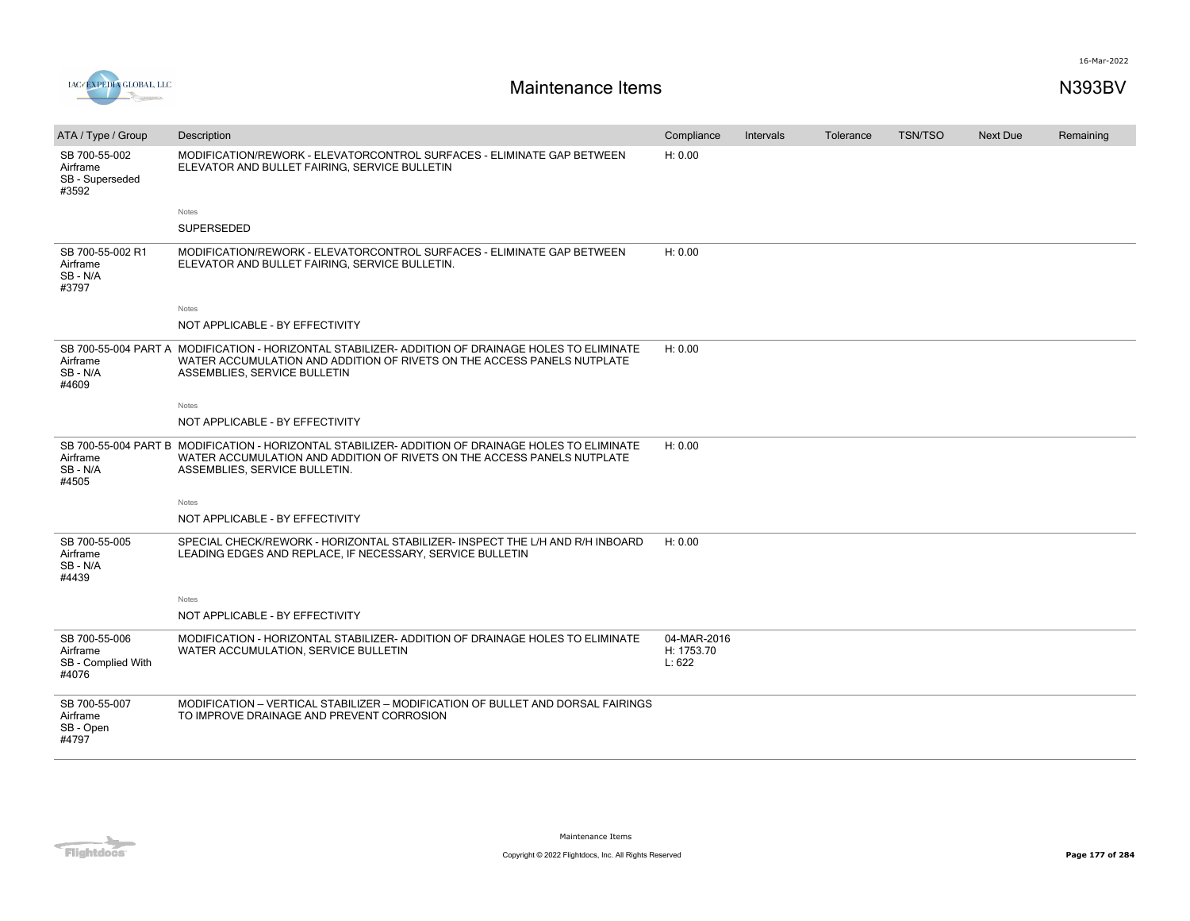# Maintenance Items

N393BV

| ATA / Type / Group | Description | Compliance | Intervals | Tolerance | TSN/TSO | Next Due | Remaining |
|---|---|---|---|---|---|---|---|
| SB 700-55-002<br>Airframe<br>SB - Superseded<br>#3592 | MODIFICATION/REWORK - ELEVATORCONTROL SURFACES - ELIMINATE GAP BETWEEN ELEVATOR AND BULLET FAIRING, SERVICE BULLETIN<br><br>Notes<br>SUPERSEDED | H: 0.00 | | | | | |
| SB 700-55-002 R1<br>Airframe<br>SB - N/A<br>#3797 | MODIFICATION/REWORK - ELEVATORCONTROL SURFACES - ELIMINATE GAP BETWEEN ELEVATOR AND BULLET FAIRING, SERVICE BULLETIN.<br><br>Notes<br>NOT APPLICABLE - BY EFFECTIVITY | H: 0.00 | | | | | |
| SB 700-55-004 PART A<br>Airframe<br>SB - N/A<br>#4609 | MODIFICATION - HORIZONTAL STABILIZER- ADDITION OF DRAINAGE HOLES TO ELIMINATE WATER ACCUMULATION AND ADDITION OF RIVETS ON THE ACCESS PANELS NUTPLATE ASSEMBLIES, SERVICE BULLETIN<br><br>Notes<br>NOT APPLICABLE - BY EFFECTIVITY | H: 0.00 | | | | | |
| SB 700-55-004 PART B<br>Airframe<br>SB - N/A<br>#4505 | MODIFICATION - HORIZONTAL STABILIZER- ADDITION OF DRAINAGE HOLES TO ELIMINATE WATER ACCUMULATION AND ADDITION OF RIVETS ON THE ACCESS PANELS NUTPLATE ASSEMBLIES, SERVICE BULLETIN.<br><br>Notes<br>NOT APPLICABLE - BY EFFECTIVITY | H: 0.00 | | | | | |
| SB 700-55-005<br>Airframe<br>SB - N/A<br>#4439 | SPECIAL CHECK/REWORK - HORIZONTAL STABILIZER- INSPECT THE L/H AND R/H INBOARD LEADING EDGES AND REPLACE, IF NECESSARY, SERVICE BULLETIN<br><br>Notes<br>NOT APPLICABLE - BY EFFECTIVITY | H: 0.00 | | | | | |
| SB 700-55-006<br>Airframe<br>SB - Complied With<br>#4076 | MODIFICATION - HORIZONTAL STABILIZER- ADDITION OF DRAINAGE HOLES TO ELIMINATE WATER ACCUMULATION, SERVICE BULLETIN | 04-MAR-2016<br>H: 1753.70<br>L: 622 | | | | | |
| SB 700-55-007<br>Airframe<br>SB - Open<br>#4797 | MODIFICATION – VERTICAL STABILIZER – MODIFICATION OF BULLET AND DORSAL FAIRINGS TO IMPROVE DRAINAGE AND PREVENT CORROSION | | | | | | |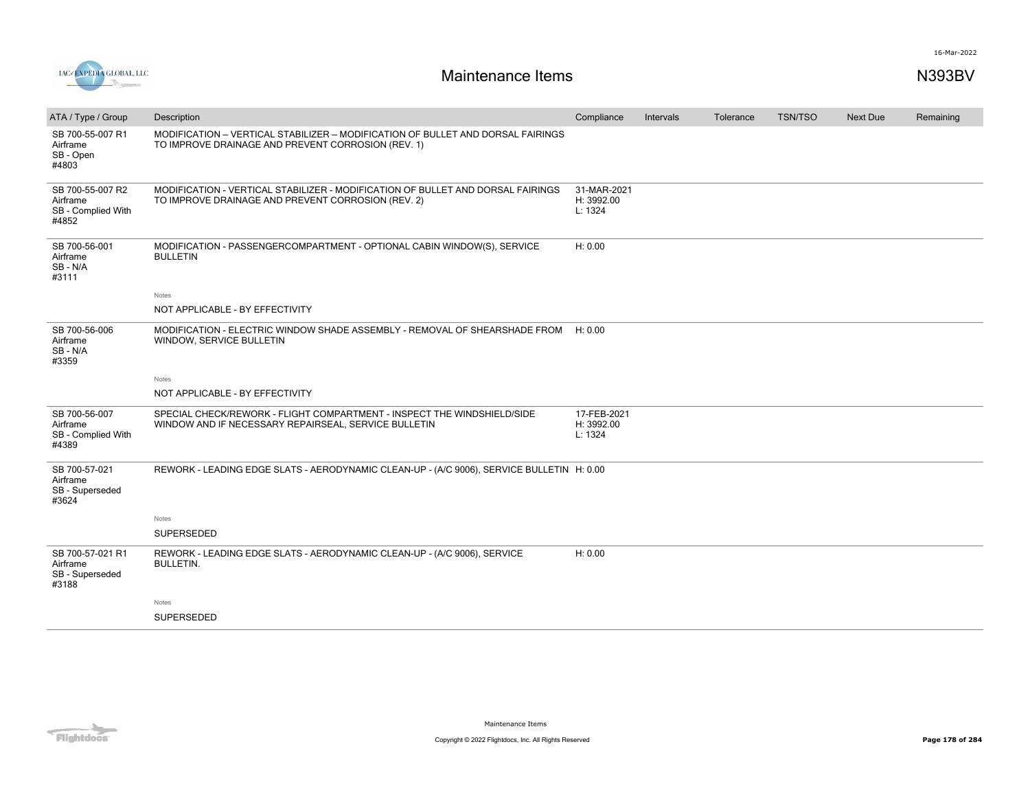# Maintenance Items

N393BV

| ATA / Type / Group | Description | Compliance | Intervals | Tolerance | TSN/TSO | Next Due | Remaining |
|---|---|---|---|---|---|---|---|
| SB 700-55-007 R1<br>Airframe<br>SB - Open<br>#4803 | MODIFICATION – VERTICAL STABILIZER – MODIFICATION OF BULLET AND DORSAL FAIRINGS TO IMPROVE DRAINAGE AND PREVENT CORROSION (REV. 1) | | | | | | |
| SB 700-55-007 R2<br>Airframe<br>SB - Complied With<br>#4852 | MODIFICATION - VERTICAL STABILIZER - MODIFICATION OF BULLET AND DORSAL FAIRINGS TO IMPROVE DRAINAGE AND PREVENT CORROSION (REV. 2) | 31-MAR-2021<br>H: 3992.00<br>L: 1324 | | | | | |
| SB 700-56-001<br>Airframe<br>SB - N/A<br>#3111 | MODIFICATION - PASSENGERCOMPARTMENT - OPTIONAL CABIN WINDOW(S), SERVICE BULLETIN<br><br>Notes<br>NOT APPLICABLE - BY EFFECTIVITY | H: 0.00 | | | | | |
| SB 700-56-006<br>Airframe<br>SB - N/A<br>#3359 | MODIFICATION - ELECTRIC WINDOW SHADE ASSEMBLY - REMOVAL OF SHEARSHADE FROM WINDOW, SERVICE BULLETIN<br><br>Notes<br>NOT APPLICABLE - BY EFFECTIVITY | H: 0.00 | | | | | |
| SB 700-56-007<br>Airframe<br>SB - Complied With<br>#4389 | SPECIAL CHECK/REWORK - FLIGHT COMPARTMENT - INSPECT THE WINDSHIELD/SIDE WINDOW AND IF NECESSARY REPAIRSEAL, SERVICE BULLETIN | 17-FEB-2021<br>H: 3992.00<br>L: 1324 | | | | | |
| SB 700-57-021<br>Airframe<br>SB - Superseded<br>#3624 | REWORK - LEADING EDGE SLATS - AERODYNAMIC CLEAN-UP - (A/C 9006), SERVICE BULLETIN<br><br>Notes<br>SUPERSEDED | H: 0.00 | | | | | |
| SB 700-57-021 R1<br>Airframe<br>SB - Superseded<br>#3188 | REWORK - LEADING EDGE SLATS - AERODYNAMIC CLEAN-UP - (A/C 9006), SERVICE BULLETIN.<br><br>Notes<br>SUPERSEDED | H: 0.00 | | | | | |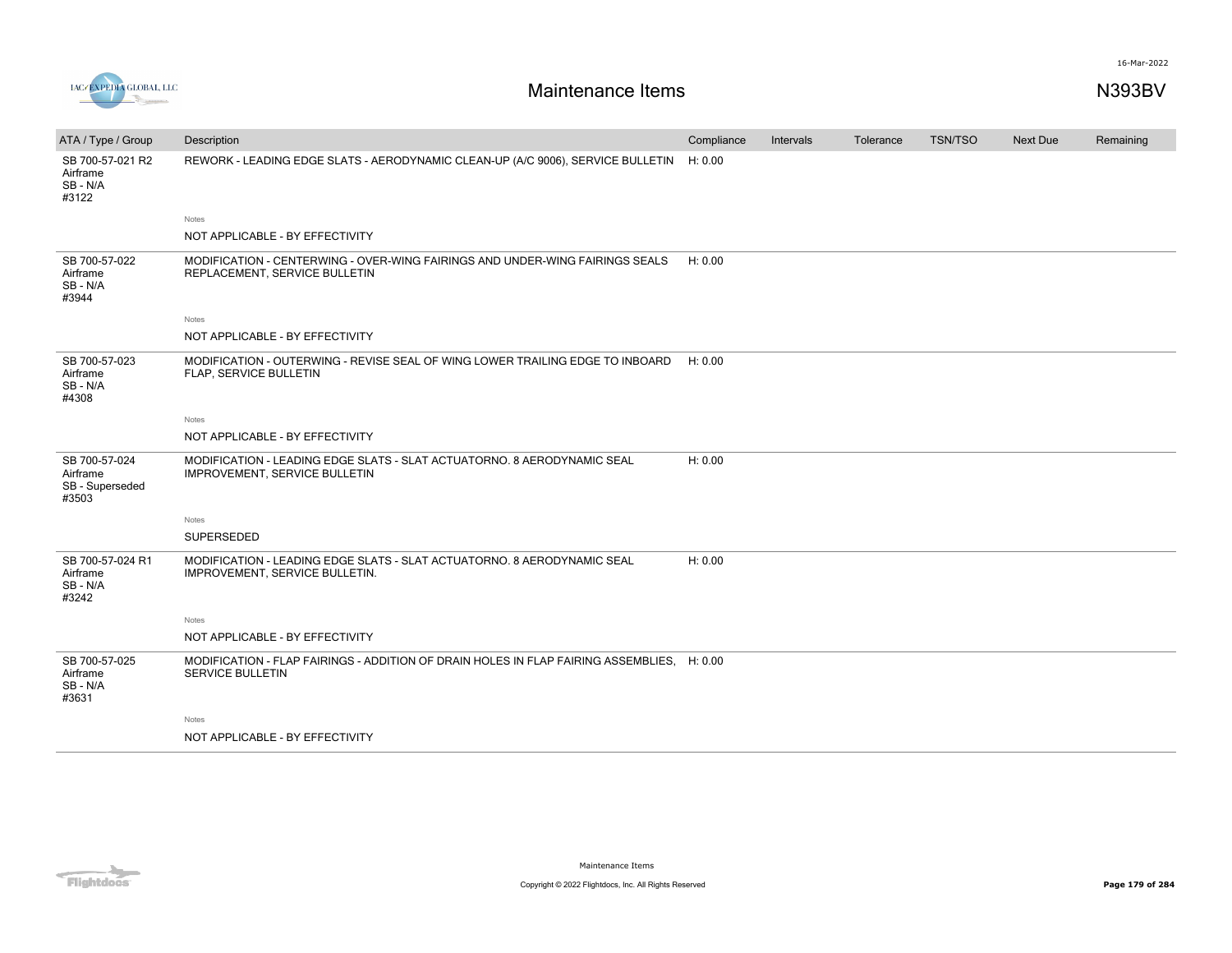# Maintenance Items

N393BV

| ATA / Type / Group | Description | Compliance | Intervals | Tolerance | TSN/TSO | Next Due | Remaining |
|---|---|---|---|---|---|---|---|
| SB 700-57-021 R2<br>Airframe<br>SB - N/A<br>#3122 | REWORK - LEADING EDGE SLATS - AERODYNAMIC CLEAN-UP (A/C 9006), SERVICE BULLETIN | H: 0.00 | | | | | |
| | Notes<br>NOT APPLICABLE - BY EFFECTIVITY | | | | | | |
| SB 700-57-022<br>Airframe<br>SB - N/A<br>#3944 | MODIFICATION - CENTERWING - OVER-WING FAIRINGS AND UNDER-WING FAIRINGS SEALS REPLACEMENT, SERVICE BULLETIN | H: 0.00 | | | | | |
| | Notes<br>NOT APPLICABLE - BY EFFECTIVITY | | | | | | |
| SB 700-57-023<br>Airframe<br>SB - N/A<br>#4308 | MODIFICATION - OUTERWING - REVISE SEAL OF WING LOWER TRAILING EDGE TO INBOARD FLAP, SERVICE BULLETIN | H: 0.00 | | | | | |
| | Notes<br>NOT APPLICABLE - BY EFFECTIVITY | | | | | | |
| SB 700-57-024<br>Airframe<br>SB - Superseded<br>#3503 | MODIFICATION - LEADING EDGE SLATS - SLAT ACTUATORNO. 8 AERODYNAMIC SEAL IMPROVEMENT, SERVICE BULLETIN | H: 0.00 | | | | | |
| | Notes<br>SUPERSEDED | | | | | | |
| SB 700-57-024 R1<br>Airframe<br>SB - N/A<br>#3242 | MODIFICATION - LEADING EDGE SLATS - SLAT ACTUATORNO. 8 AERODYNAMIC SEAL IMPROVEMENT, SERVICE BULLETIN. | H: 0.00 | | | | | |
| | Notes<br>NOT APPLICABLE - BY EFFECTIVITY | | | | | | |
| SB 700-57-025<br>Airframe<br>SB - N/A<br>#3631 | MODIFICATION - FLAP FAIRINGS - ADDITION OF DRAIN HOLES IN FLAP FAIRING ASSEMBLIES, SERVICE BULLETIN | H: 0.00 | | | | | |
| | Notes<br>NOT APPLICABLE - BY EFFECTIVITY | | | | | | |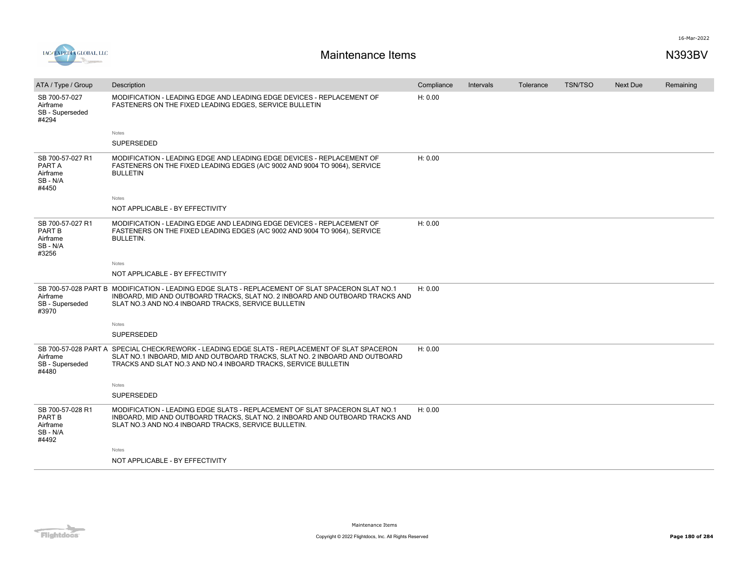| ATA / Type / Group | Description | Compliance | Intervals | Tolerance | TSN/TSO | Next Due | Remaining |
|---|---|---|---|---|---|---|---|
| SB 700-57-027 Airframe SB - Superseded #4294 | MODIFICATION - LEADING EDGE AND LEADING EDGE DEVICES - REPLACEMENT OF FASTENERS ON THE FIXED LEADING EDGES, SERVICE BULLETIN<br><br>Notes<br><br>SUPERSEDED | H: 0.00 | | | | | |
| SB 700-57-027 R1 PART A Airframe SB - N/A #4450 | MODIFICATION - LEADING EDGE AND LEADING EDGE DEVICES - REPLACEMENT OF FASTENERS ON THE FIXED LEADING EDGES (A/C 9002 AND 9004 TO 9064), SERVICE BULLETIN<br><br>Notes<br><br>NOT APPLICABLE - BY EFFECTIVITY | H: 0.00 | | | | | |
| SB 700-57-027 R1 PART B Airframe SB - N/A #3256 | MODIFICATION - LEADING EDGE AND LEADING EDGE DEVICES - REPLACEMENT OF FASTENERS ON THE FIXED LEADING EDGES (A/C 9002 AND 9004 TO 9064), SERVICE BULLETIN.<br><br>Notes<br><br>NOT APPLICABLE - BY EFFECTIVITY | H: 0.00 | | | | | |
| SB 700-57-028 PART B Airframe SB - Superseded #3970 | MODIFICATION - LEADING EDGE SLATS - REPLACEMENT OF SLAT SPACERON SLAT NO.1 INBOARD, MID AND OUTBOARD TRACKS, SLAT NO. 2 INBOARD AND OUTBOARD TRACKS AND SLAT NO.3 AND NO.4 INBOARD TRACKS, SERVICE BULLETIN<br><br>Notes<br><br>SUPERSEDED | H: 0.00 | | | | | |
| SB 700-57-028 PART A Airframe SB - Superseded #4480 | SPECIAL CHECK/REWORK - LEADING EDGE SLATS - REPLACEMENT OF SLAT SPACERON SLAT NO.1 INBOARD, MID AND OUTBOARD TRACKS, SLAT NO. 2 INBOARD AND OUTBOARD TRACKS AND SLAT NO.3 AND NO.4 INBOARD TRACKS, SERVICE BULLETIN<br><br>Notes<br><br>SUPERSEDED | H: 0.00 | | | | | |
| SB 700-57-028 R1 PART B Airframe SB - N/A #4492 | MODIFICATION - LEADING EDGE SLATS - REPLACEMENT OF SLAT SPACERON SLAT NO.1 INBOARD, MID AND OUTBOARD TRACKS, SLAT NO. 2 INBOARD AND OUTBOARD TRACKS AND SLAT NO.3 AND NO.4 INBOARD TRACKS, SERVICE BULLETIN.<br><br>Notes<br><br>NOT APPLICABLE - BY EFFECTIVITY | H: 0.00 | | | | | |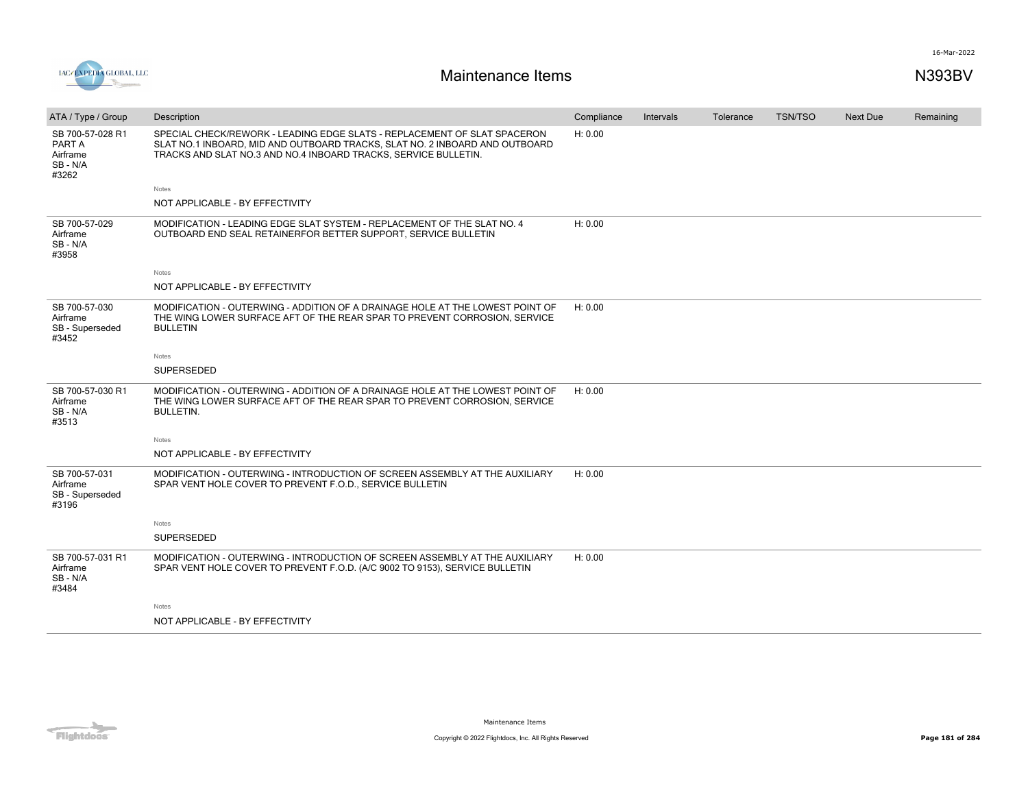# Maintenance Items

N393BV

| ATA / Type / Group | Description | Compliance | Intervals | Tolerance | TSN/TSO | Next Due | Remaining |
|---|---|---|---|---|---|---|---|
| SB 700-57-028 R1 PART A Airframe SB - N/A #3262 | SPECIAL CHECK/REWORK - LEADING EDGE SLATS - REPLACEMENT OF SLAT SPACERON SLAT NO.1 INBOARD, MID AND OUTBOARD TRACKS, SLAT NO. 2 INBOARD AND OUTBOARD TRACKS AND SLAT NO.3 AND NO.4 INBOARD TRACKS, SERVICE BULLETIN. | H: 0.00 | | | | | |
| | Notes<br>NOT APPLICABLE - BY EFFECTIVITY | | | | | | |
| SB 700-57-029 Airframe SB - N/A #3958 | MODIFICATION - LEADING EDGE SLAT SYSTEM - REPLACEMENT OF THE SLAT NO. 4 OUTBOARD END SEAL RETAINERFOR BETTER SUPPORT, SERVICE BULLETIN | H: 0.00 | | | | | |
| | Notes<br>NOT APPLICABLE - BY EFFECTIVITY | | | | | | |
| SB 700-57-030 Airframe SB - Superseded #3452 | MODIFICATION - OUTERWING - ADDITION OF A DRAINAGE HOLE AT THE LOWEST POINT OF THE WING LOWER SURFACE AFT OF THE REAR SPAR TO PREVENT CORROSION, SERVICE BULLETIN | H: 0.00 | | | | | |
| | Notes<br>SUPERSEDED | | | | | | |
| SB 700-57-030 R1 Airframe SB - N/A #3513 | MODIFICATION - OUTERWING - ADDITION OF A DRAINAGE HOLE AT THE LOWEST POINT OF THE WING LOWER SURFACE AFT OF THE REAR SPAR TO PREVENT CORROSION, SERVICE BULLETIN. | H: 0.00 | | | | | |
| | Notes<br>NOT APPLICABLE - BY EFFECTIVITY | | | | | | |
| SB 700-57-031 Airframe SB - Superseded #3196 | MODIFICATION - OUTERWING - INTRODUCTION OF SCREEN ASSEMBLY AT THE AUXILIARY SPAR VENT HOLE COVER TO PREVENT F.O.D., SERVICE BULLETIN | H: 0.00 | | | | | |
| | Notes<br>SUPERSEDED | | | | | | |
| SB 700-57-031 R1 Airframe SB - N/A #3484 | MODIFICATION - OUTERWING - INTRODUCTION OF SCREEN ASSEMBLY AT THE AUXILIARY SPAR VENT HOLE COVER TO PREVENT F.O.D. (A/C 9002 TO 9153), SERVICE BULLETIN | H: 0.00 | | | | | |
| | Notes<br>NOT APPLICABLE - BY EFFECTIVITY | | | | | | |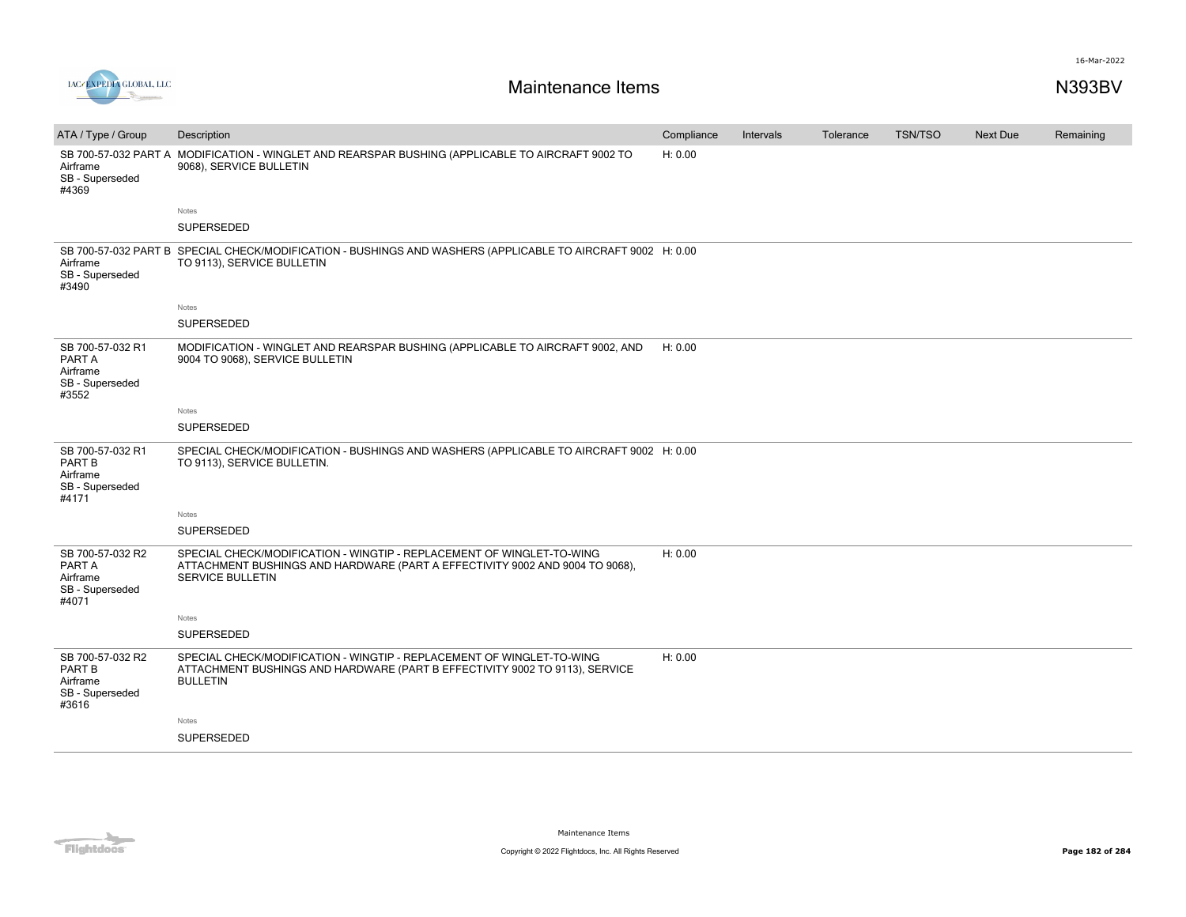# Maintenance Items

N393BV

| ATA / Type / Group | Description | Compliance | Intervals | Tolerance | TSN/TSO | Next Due | Remaining |
|---|---|---|---|---|---|---|---|
| SB 700-57-032 PART A Airframe SB - Superseded #4369 | MODIFICATION - WINGLET AND REARSPAR BUSHING (APPLICABLE TO AIRCRAFT 9002 TO 9068), SERVICE BULLETIN | H: 0.00 | | | | | |
| | Notes<br>SUPERSEDED | | | | | | |
| SB 700-57-032 PART B Airframe SB - Superseded #3490 | SPECIAL CHECK/MODIFICATION - BUSHINGS AND WASHERS (APPLICABLE TO AIRCRAFT 9002 TO 9113), SERVICE BULLETIN | H: 0.00 | | | | | |
| | Notes<br>SUPERSEDED | | | | | | |
| SB 700-57-032 R1 PART A Airframe SB - Superseded #3552 | MODIFICATION - WINGLET AND REARSPAR BUSHING (APPLICABLE TO AIRCRAFT 9002, AND 9004 TO 9068), SERVICE BULLETIN | H: 0.00 | | | | | |
| | Notes<br>SUPERSEDED | | | | | | |
| SB 700-57-032 R1 PART B Airframe SB - Superseded #4171 | SPECIAL CHECK/MODIFICATION - BUSHINGS AND WASHERS (APPLICABLE TO AIRCRAFT 9002 TO 9113), SERVICE BULLETIN. | H: 0.00 | | | | | |
| | Notes<br>SUPERSEDED | | | | | | |
| SB 700-57-032 R2 PART A Airframe SB - Superseded #4071 | SPECIAL CHECK/MODIFICATION - WINGTIP - REPLACEMENT OF WINGLET-TO-WING ATTACHMENT BUSHINGS AND HARDWARE (PART A EFFECTIVITY 9002 AND 9004 TO 9068), SERVICE BULLETIN | H: 0.00 | | | | | |
| | Notes<br>SUPERSEDED | | | | | | |
| SB 700-57-032 R2 PART B Airframe SB - Superseded #3616 | SPECIAL CHECK/MODIFICATION - WINGTIP - REPLACEMENT OF WINGLET-TO-WING ATTACHMENT BUSHINGS AND HARDWARE (PART B EFFECTIVITY 9002 TO 9113), SERVICE BULLETIN | H: 0.00 | | | | | |
| | Notes<br>SUPERSEDED | | | | | | |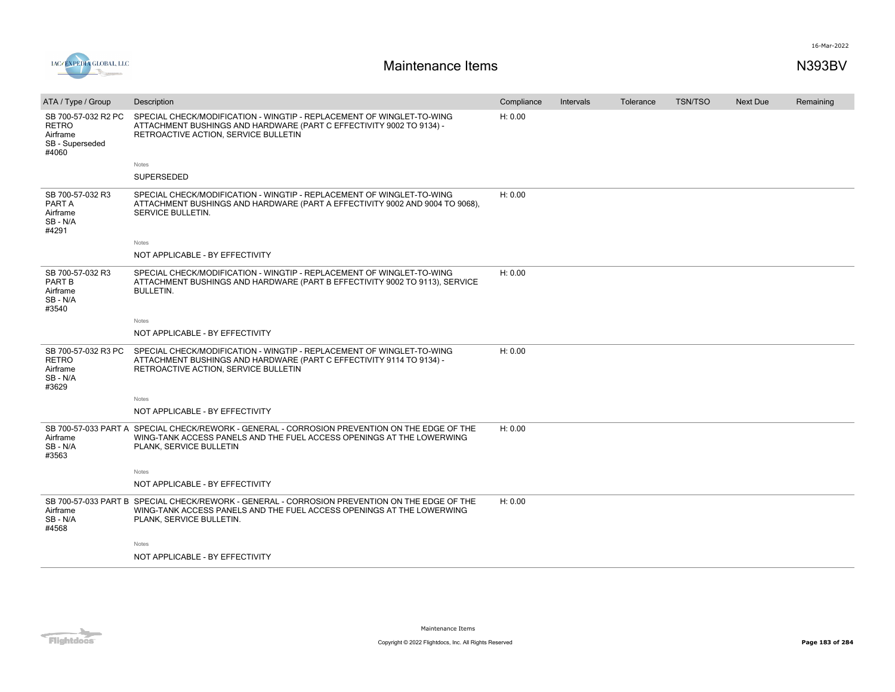# Maintenance Items

N393BV

| ATA / Type / Group | Description | Compliance | Intervals | Tolerance | TSN/TSO | Next Due | Remaining |
|---|---|---|---|---|---|---|---|
| SB 700-57-032 R2 PC RETRO<br>Airframe<br>SB - Superseded<br>#4060 | SPECIAL CHECK/MODIFICATION - WINGTIP - REPLACEMENT OF WINGLET-TO-WING ATTACHMENT BUSHINGS AND HARDWARE (PART C EFFECTIVITY 9002 TO 9134) - RETROACTIVE ACTION, SERVICE BULLETIN<br><br>Notes<br>SUPERSEDED | H: 0.00 | | | | | |
| SB 700-57-032 R3 PART A<br>Airframe<br>SB - N/A<br>#4291 | SPECIAL CHECK/MODIFICATION - WINGTIP - REPLACEMENT OF WINGLET-TO-WING ATTACHMENT BUSHINGS AND HARDWARE (PART A EFFECTIVITY 9002 AND 9004 TO 9068), SERVICE BULLETIN.<br><br>Notes<br>NOT APPLICABLE - BY EFFECTIVITY | H: 0.00 | | | | | |
| SB 700-57-032 R3 PART B<br>Airframe<br>SB - N/A<br>#3540 | SPECIAL CHECK/MODIFICATION - WINGTIP - REPLACEMENT OF WINGLET-TO-WING ATTACHMENT BUSHINGS AND HARDWARE (PART B EFFECTIVITY 9002 TO 9113), SERVICE BULLETIN.<br><br>Notes<br>NOT APPLICABLE - BY EFFECTIVITY | H: 0.00 | | | | | |
| SB 700-57-032 R3 PC RETRO<br>Airframe<br>SB - N/A<br>#3629 | SPECIAL CHECK/MODIFICATION - WINGTIP - REPLACEMENT OF WINGLET-TO-WING ATTACHMENT BUSHINGS AND HARDWARE (PART C EFFECTIVITY 9114 TO 9134) - RETROACTIVE ACTION, SERVICE BULLETIN<br><br>Notes<br>NOT APPLICABLE - BY EFFECTIVITY | H: 0.00 | | | | | |
| SB 700-57-033 PART A<br>Airframe<br>SB - N/A<br>#3563 | SPECIAL CHECK/REWORK - GENERAL - CORROSION PREVENTION ON THE EDGE OF THE WING-TANK ACCESS PANELS AND THE FUEL ACCESS OPENINGS AT THE LOWERWING PLANK, SERVICE BULLETIN<br><br>Notes<br>NOT APPLICABLE - BY EFFECTIVITY | H: 0.00 | | | | | |
| SB 700-57-033 PART B<br>Airframe<br>SB - N/A<br>#4568 | SPECIAL CHECK/REWORK - GENERAL - CORROSION PREVENTION ON THE EDGE OF THE WING-TANK ACCESS PANELS AND THE FUEL ACCESS OPENINGS AT THE LOWERWING PLANK, SERVICE BULLETIN.<br><br>Notes<br>NOT APPLICABLE - BY EFFECTIVITY | H: 0.00 | | | | | |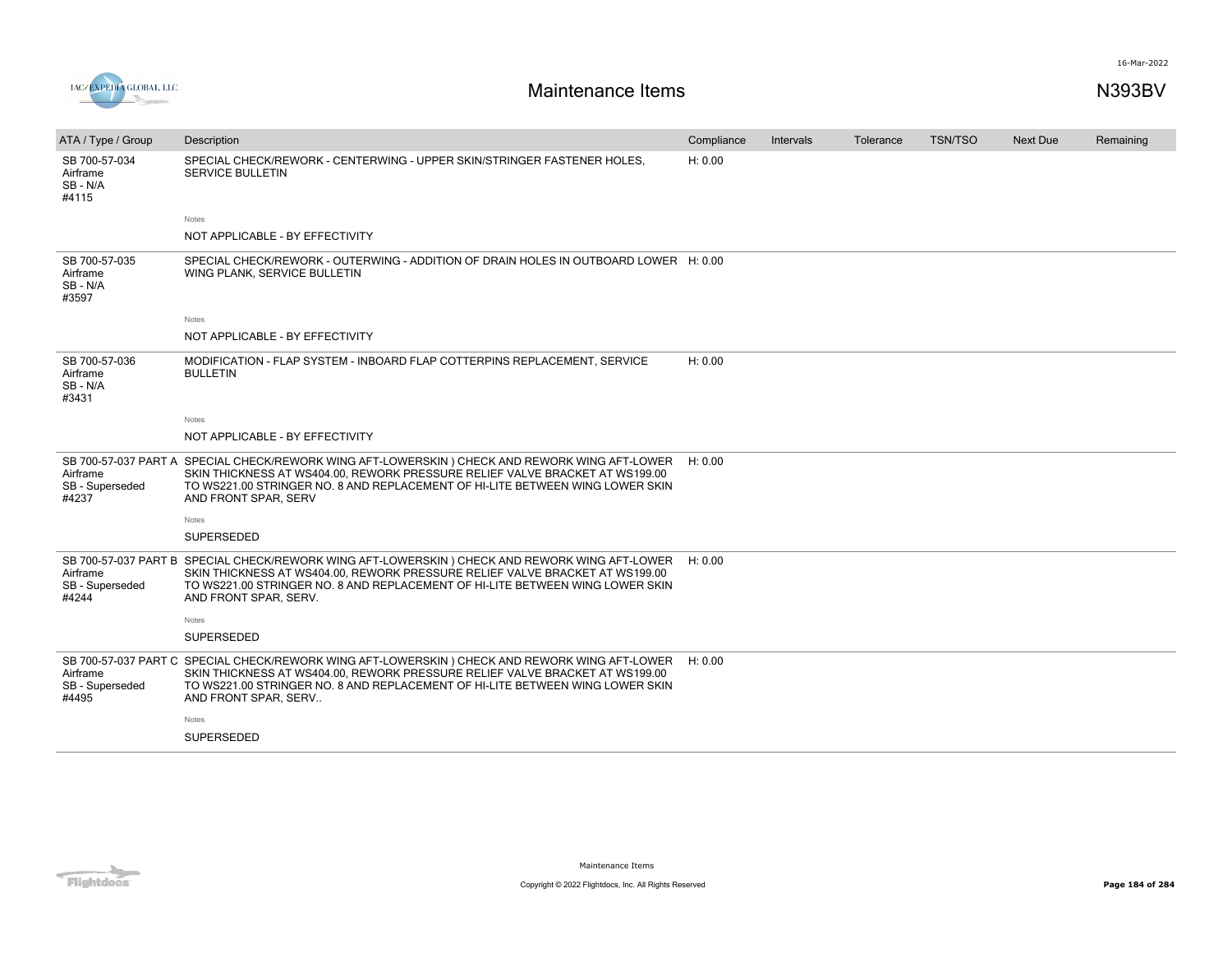# Maintenance Items

N393BV

| ATA / Type / Group | Description | Compliance | Intervals | Tolerance | TSN/TSO | Next Due | Remaining |
|---|---|---|---|---|---|---|---|
| SB 700-57-034<br>Airframe<br>SB - N/A<br>#4115 | SPECIAL CHECK/REWORK - CENTERWING - UPPER SKIN/STRINGER FASTENER HOLES, SERVICE BULLETIN<br><br>Notes<br>NOT APPLICABLE - BY EFFECTIVITY | H: 0.00 | | | | | |
| SB 700-57-035<br>Airframe<br>SB - N/A<br>#3597 | SPECIAL CHECK/REWORK - OUTERWING - ADDITION OF DRAIN HOLES IN OUTBOARD LOWER WING PLANK, SERVICE BULLETIN<br><br>Notes<br>NOT APPLICABLE - BY EFFECTIVITY | H: 0.00 | | | | | |
| SB 700-57-036<br>Airframe<br>SB - N/A<br>#3431 | MODIFICATION - FLAP SYSTEM - INBOARD FLAP COTTERPINS REPLACEMENT, SERVICE BULLETIN<br><br>Notes<br>NOT APPLICABLE - BY EFFECTIVITY | H: 0.00 | | | | | |
| SB 700-57-037 PART A<br>Airframe<br>SB - Superseded<br>#4237 | SPECIAL CHECK/REWORK WING AFT-LOWERSKIN ) CHECK AND REWORK WING AFT-LOWER SKIN THICKNESS AT WS404.00, REWORK PRESSURE RELIEF VALVE BRACKET AT WS199.00 TO WS221.00 STRINGER NO. 8 AND REPLACEMENT OF HI-LITE BETWEEN WING LOWER SKIN AND FRONT SPAR, SERV<br><br>Notes<br>SUPERSEDED | H: 0.00 | | | | | |
| SB 700-57-037 PART B<br>Airframe<br>SB - Superseded<br>#4244 | SPECIAL CHECK/REWORK WING AFT-LOWERSKIN ) CHECK AND REWORK WING AFT-LOWER SKIN THICKNESS AT WS404.00, REWORK PRESSURE RELIEF VALVE BRACKET AT WS199.00 TO WS221.00 STRINGER NO. 8 AND REPLACEMENT OF HI-LITE BETWEEN WING LOWER SKIN AND FRONT SPAR, SERV.<br><br>Notes<br>SUPERSEDED | H: 0.00 | | | | | |
| SB 700-57-037 PART C<br>Airframe<br>SB - Superseded<br>#4495 | SPECIAL CHECK/REWORK WING AFT-LOWERSKIN ) CHECK AND REWORK WING AFT-LOWER SKIN THICKNESS AT WS404.00, REWORK PRESSURE RELIEF VALVE BRACKET AT WS199.00 TO WS221.00 STRINGER NO. 8 AND REPLACEMENT OF HI-LITE BETWEEN WING LOWER SKIN AND FRONT SPAR, SERV..<br><br>Notes<br>SUPERSEDED | H: 0.00 | | | | | |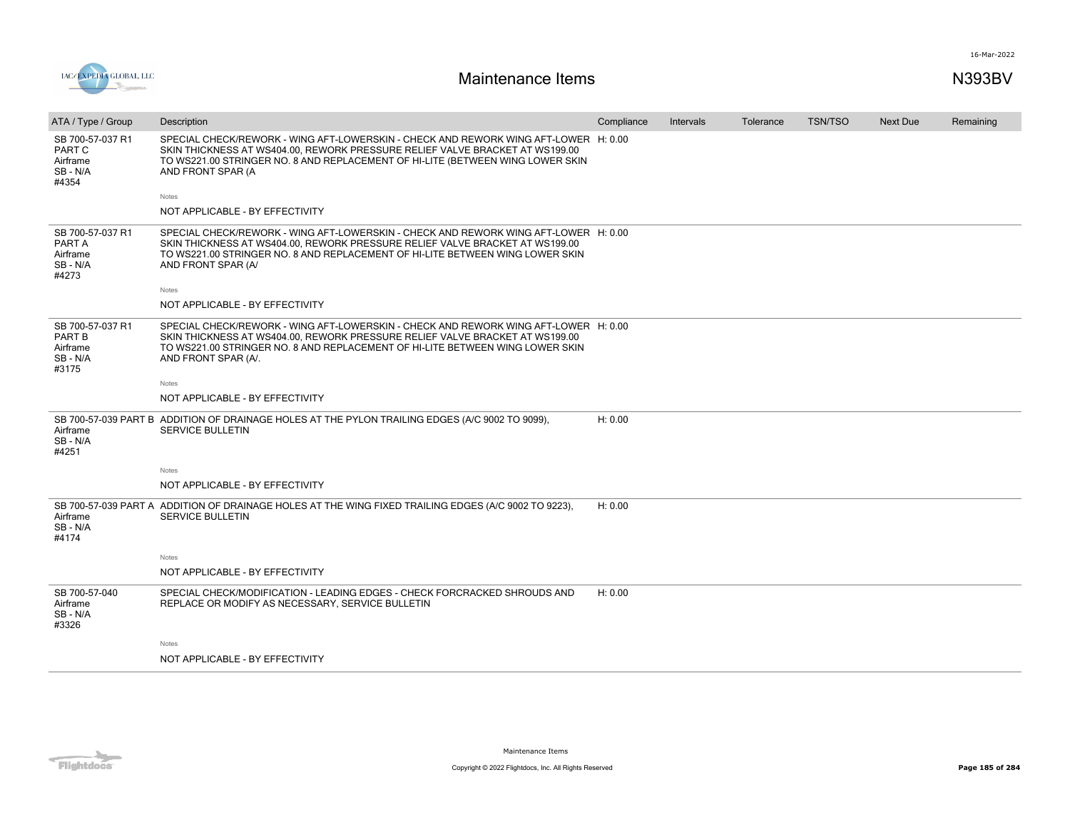| ATA / Type / Group | Description | Compliance | Intervals | Tolerance | TSN/TSO | Next Due | Remaining |
|---|---|---|---|---|---|---|---|
| SB 700-57-037 R1 PART C Airframe SB - N/A #4354 | SPECIAL CHECK/REWORK - WING AFT-LOWERSKIN - CHECK AND REWORK WING AFT-LOWER SKIN THICKNESS AT WS404.00, REWORK PRESSURE RELIEF VALVE BRACKET AT WS199.00 TO WS221.00 STRINGER NO. 8 AND REPLACEMENT OF HI-LITE (BETWEEN WING LOWER SKIN AND FRONT SPAR (A<br><br>Notes<br><br>NOT APPLICABLE - BY EFFECTIVITY | H: 0.00 | | | | | |
| SB 700-57-037 R1 PART A Airframe SB - N/A #4273 | SPECIAL CHECK/REWORK - WING AFT-LOWERSKIN - CHECK AND REWORK WING AFT-LOWER SKIN THICKNESS AT WS404.00, REWORK PRESSURE RELIEF VALVE BRACKET AT WS199.00 TO WS221.00 STRINGER NO. 8 AND REPLACEMENT OF HI-LITE BETWEEN WING LOWER SKIN AND FRONT SPAR (A/<br><br>Notes<br><br>NOT APPLICABLE - BY EFFECTIVITY | H: 0.00 | | | | | |
| SB 700-57-037 R1 PART B Airframe SB - N/A #3175 | SPECIAL CHECK/REWORK - WING AFT-LOWERSKIN - CHECK AND REWORK WING AFT-LOWER SKIN THICKNESS AT WS404.00, REWORK PRESSURE RELIEF VALVE BRACKET AT WS199.00 TO WS221.00 STRINGER NO. 8 AND REPLACEMENT OF HI-LITE BETWEEN WING LOWER SKIN AND FRONT SPAR (A/.<br><br>Notes<br><br>NOT APPLICABLE - BY EFFECTIVITY | H: 0.00 | | | | | |
| SB 700-57-039 PART B Airframe SB - N/A #4251 | ADDITION OF DRAINAGE HOLES AT THE PYLON TRAILING EDGES (A/C 9002 TO 9099), SERVICE BULLETIN<br><br>Notes<br><br>NOT APPLICABLE - BY EFFECTIVITY | H: 0.00 | | | | | |
| SB 700-57-039 PART A Airframe SB - N/A #4174 | ADDITION OF DRAINAGE HOLES AT THE WING FIXED TRAILING EDGES (A/C 9002 TO 9223), SERVICE BULLETIN<br><br>Notes<br><br>NOT APPLICABLE - BY EFFECTIVITY | H: 0.00 | | | | | |
| SB 700-57-040 Airframe SB - N/A #3326 | SPECIAL CHECK/MODIFICATION - LEADING EDGES - CHECK FORCRACKED SHROUDS AND REPLACE OR MODIFY AS NECESSARY, SERVICE BULLETIN<br><br>Notes<br><br>NOT APPLICABLE - BY EFFECTIVITY | H: 0.00 | | | | | |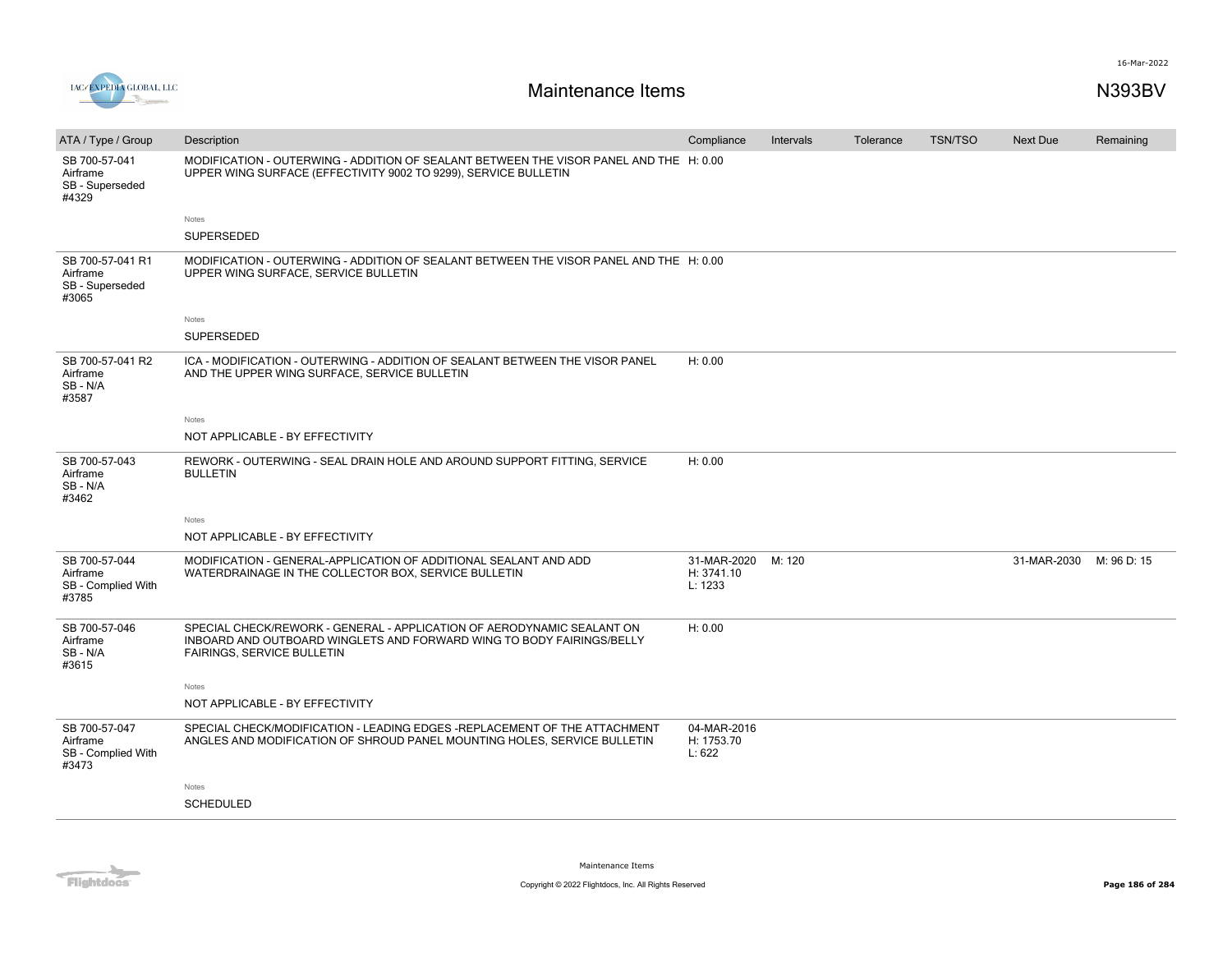# Maintenance Items

N393BV

| ATA / Type / Group | Description | Compliance | Intervals | Tolerance | TSN/TSO | Next Due | Remaining |
|---|---|---|---|---|---|---|---|
| SB 700-57-041<br>Airframe<br>SB - Superseded<br>#4329 | MODIFICATION - OUTERWING - ADDITION OF SEALANT BETWEEN THE VISOR PANEL AND THE UPPER WING SURFACE (EFFECTIVITY 9002 TO 9299), SERVICE BULLETIN<br><br>Notes<br>SUPERSEDED | H: 0.00 | | | | | |
| SB 700-57-041 R1<br>Airframe<br>SB - Superseded<br>#3065 | MODIFICATION - OUTERWING - ADDITION OF SEALANT BETWEEN THE VISOR PANEL AND THE UPPER WING SURFACE, SERVICE BULLETIN<br><br>Notes<br>SUPERSEDED | H: 0.00 | | | | | |
| SB 700-57-041 R2<br>Airframe<br>SB - N/A<br>#3587 | ICA - MODIFICATION - OUTERWING - ADDITION OF SEALANT BETWEEN THE VISOR PANEL AND THE UPPER WING SURFACE, SERVICE BULLETIN<br><br>Notes<br>NOT APPLICABLE - BY EFFECTIVITY | H: 0.00 | | | | | |
| SB 700-57-043<br>Airframe<br>SB - N/A<br>#3462 | REWORK - OUTERWING - SEAL DRAIN HOLE AND AROUND SUPPORT FITTING, SERVICE BULLETIN<br><br>Notes<br>NOT APPLICABLE - BY EFFECTIVITY | H: 0.00 | | | | | |
| SB 700-57-044<br>Airframe<br>SB - Complied With<br>#3785 | MODIFICATION - GENERAL-APPLICATION OF ADDITIONAL SEALANT AND ADD WATERDRAINAGE IN THE COLLECTOR BOX, SERVICE BULLETIN | 31-MAR-2020<br>H: 3741.10<br>L: 1233 | M: 120 | | | 31-MAR-2030 | M: 96 D: 15 |
| SB 700-57-046<br>Airframe<br>SB - N/A<br>#3615 | SPECIAL CHECK/REWORK - GENERAL - APPLICATION OF AERODYNAMIC SEALANT ON INBOARD AND OUTBOARD WINGLETS AND FORWARD WING TO BODY FAIRINGS/BELLY FAIRINGS, SERVICE BULLETIN<br><br>Notes<br>NOT APPLICABLE - BY EFFECTIVITY | H: 0.00 | | | | | |
| SB 700-57-047<br>Airframe<br>SB - Complied With<br>#3473 | SPECIAL CHECK/MODIFICATION - LEADING EDGES -REPLACEMENT OF THE ATTACHMENT ANGLES AND MODIFICATION OF SHROUD PANEL MOUNTING HOLES, SERVICE BULLETIN<br><br>Notes<br>SCHEDULED | 04-MAR-2016<br>H: 1753.70<br>L: 622 | | | | | |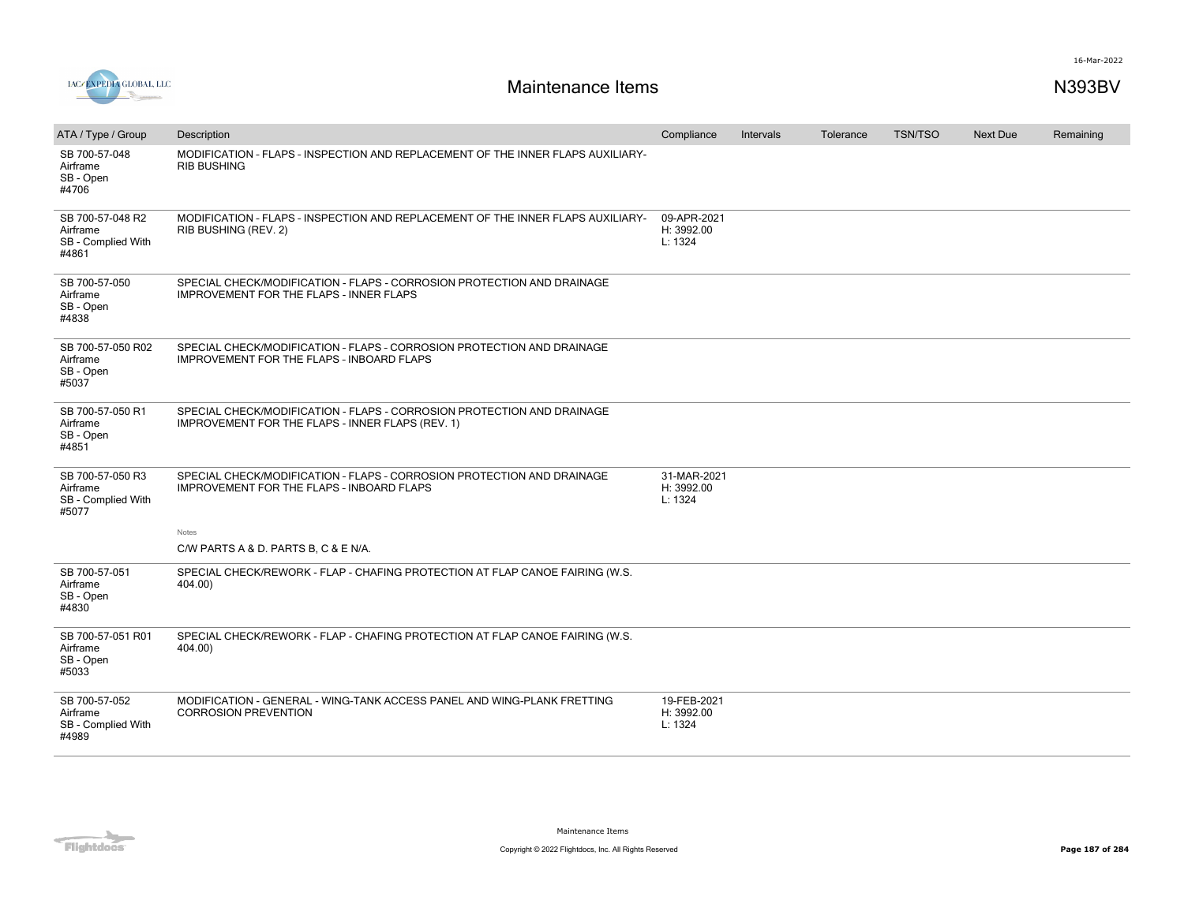# Maintenance Items

N393BV

| ATA / Type / Group | Description | Compliance | Intervals | Tolerance | TSN/TSO | Next Due | Remaining |
|---|---|---|---|---|---|---|---|
| SB 700-57-048 Airframe SB - Open #4706 | MODIFICATION - FLAPS - INSPECTION AND REPLACEMENT OF THE INNER FLAPS AUXILIARY-RIB BUSHING | | | | | | |
| SB 700-57-048 R2 Airframe SB - Complied With #4861 | MODIFICATION - FLAPS - INSPECTION AND REPLACEMENT OF THE INNER FLAPS AUXILIARY-RIB BUSHING (REV. 2) | 09-APR-2021 H: 3992.00 L: 1324 | | | | | |
| SB 700-57-050 Airframe SB - Open #4838 | SPECIAL CHECK/MODIFICATION - FLAPS - CORROSION PROTECTION AND DRAINAGE IMPROVEMENT FOR THE FLAPS - INNER FLAPS | | | | | | |
| SB 700-57-050 R02 Airframe SB - Open #5037 | SPECIAL CHECK/MODIFICATION - FLAPS - CORROSION PROTECTION AND DRAINAGE IMPROVEMENT FOR THE FLAPS - INBOARD FLAPS | | | | | | |
| SB 700-57-050 R1 Airframe SB - Open #4851 | SPECIAL CHECK/MODIFICATION - FLAPS - CORROSION PROTECTION AND DRAINAGE IMPROVEMENT FOR THE FLAPS - INNER FLAPS (REV. 1) | | | | | | |
| SB 700-57-050 R3 Airframe SB - Complied With #5077 | SPECIAL CHECK/MODIFICATION - FLAPS - CORROSION PROTECTION AND DRAINAGE IMPROVEMENT FOR THE FLAPS - INBOARD FLAPS<br><br>Notes<br>C/W PARTS A & D. PARTS B, C & E N/A. | 31-MAR-2021 H: 3992.00 L: 1324 | | | | | |
| SB 700-57-051 Airframe SB - Open #4830 | SPECIAL CHECK/REWORK - FLAP - CHAFING PROTECTION AT FLAP CANOE FAIRING (W.S. 404.00) | | | | | | |
| SB 700-57-051 R01 Airframe SB - Open #5033 | SPECIAL CHECK/REWORK - FLAP - CHAFING PROTECTION AT FLAP CANOE FAIRING (W.S. 404.00) | | | | | | |
| SB 700-57-052 Airframe SB - Complied With #4989 | MODIFICATION - GENERAL - WING-TANK ACCESS PANEL AND WING-PLANK FRETTING CORROSION PREVENTION | 19-FEB-2021 H: 3992.00 L: 1324 | | | | | |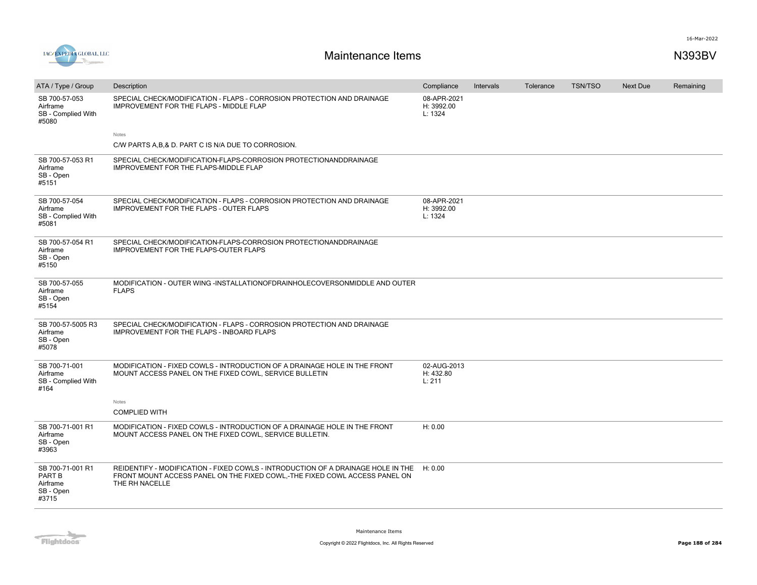# Maintenance Items

N393BV

| ATA / Type / Group | Description | Compliance | Intervals | Tolerance | TSN/TSO | Next Due | Remaining |
|---|---|---|---|---|---|---|---|
| SB 700-57-053<br>Airframe<br>SB - Complied With<br>#5080 | SPECIAL CHECK/MODIFICATION - FLAPS - CORROSION PROTECTION AND DRAINAGE IMPROVEMENT FOR THE FLAPS - MIDDLE FLAP<br><br>Notes<br>C/W PARTS A,B,& D. PART C IS N/A DUE TO CORROSION. | 08-APR-2021<br>H: 3992.00<br>L: 1324 | | | | | |
| SB 700-57-053 R1<br>Airframe<br>SB - Open<br>#5151 | SPECIAL CHECK/MODIFICATION-FLAPS-CORROSION PROTECTIONANDDRAINAGE IMPROVEMENT FOR THE FLAPS-MIDDLE FLAP | | | | | | |
| SB 700-57-054<br>Airframe<br>SB - Complied With<br>#5081 | SPECIAL CHECK/MODIFICATION - FLAPS - CORROSION PROTECTION AND DRAINAGE IMPROVEMENT FOR THE FLAPS - OUTER FLAPS | 08-APR-2021<br>H: 3992.00<br>L: 1324 | | | | | |
| SB 700-57-054 R1<br>Airframe<br>SB - Open<br>#5150 | SPECIAL CHECK/MODIFICATION-FLAPS-CORROSION PROTECTIONANDDRAINAGE IMPROVEMENT FOR THE FLAPS-OUTER FLAPS | | | | | | |
| SB 700-57-055<br>Airframe<br>SB - Open<br>#5154 | MODIFICATION - OUTER WING -INSTALLATIONOFDRAINHOLECOVERSONMIDDLE AND OUTER FLAPS | | | | | | |
| SB 700-57-5005 R3<br>Airframe<br>SB - Open<br>#5078 | SPECIAL CHECK/MODIFICATION - FLAPS - CORROSION PROTECTION AND DRAINAGE IMPROVEMENT FOR THE FLAPS - INBOARD FLAPS | | | | | | |
| SB 700-71-001<br>Airframe<br>SB - Complied With<br>#164 | MODIFICATION - FIXED COWLS - INTRODUCTION OF A DRAINAGE HOLE IN THE FRONT MOUNT ACCESS PANEL ON THE FIXED COWL, SERVICE BULLETIN<br><br>Notes<br>COMPLIED WITH | 02-AUG-2013<br>H: 432.80<br>L: 211 | | | | | |
| SB 700-71-001 R1<br>Airframe<br>SB - Open<br>#3963 | MODIFICATION - FIXED COWLS - INTRODUCTION OF A DRAINAGE HOLE IN THE FRONT MOUNT ACCESS PANEL ON THE FIXED COWL, SERVICE BULLETIN. | H: 0.00 | | | | | |
| SB 700-71-001 R1<br>PART B<br>Airframe<br>SB - Open<br>#3715 | REIDENTIFY - MODIFICATION - FIXED COWLS - INTRODUCTION OF A DRAINAGE HOLE IN THE FRONT MOUNT ACCESS PANEL ON THE FIXED COWL,-THE FIXED COWL ACCESS PANEL ON THE RH NACELLE | H: 0.00 | | | | | |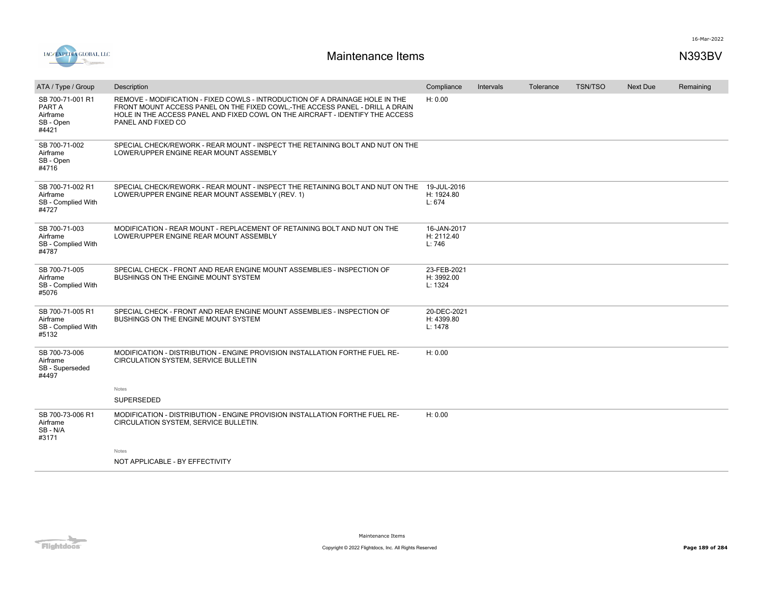# Maintenance Items

N393BV

| ATA / Type / Group | Description | Compliance | Intervals | Tolerance | TSN/TSO | Next Due | Remaining |
|---|---|---|---|---|---|---|---|
| SB 700-71-001 R1 PART A Airframe SB - Open #4421 | REMOVE - MODIFICATION - FIXED COWLS - INTRODUCTION OF A DRAINAGE HOLE IN THE FRONT MOUNT ACCESS PANEL ON THE FIXED COWL,-THE ACCESS PANEL - DRILL A DRAIN HOLE IN THE ACCESS PANEL AND FIXED COWL ON THE AIRCRAFT - IDENTIFY THE ACCESS PANEL AND FIXED CO | H: 0.00 | | | | | |
| SB 700-71-002 Airframe SB - Open #4716 | SPECIAL CHECK/REWORK - REAR MOUNT - INSPECT THE RETAINING BOLT AND NUT ON THE LOWER/UPPER ENGINE REAR MOUNT ASSEMBLY | | | | | | |
| SB 700-71-002 R1 Airframe SB - Complied With #4727 | SPECIAL CHECK/REWORK - REAR MOUNT - INSPECT THE RETAINING BOLT AND NUT ON THE LOWER/UPPER ENGINE REAR MOUNT ASSEMBLY (REV. 1) | 19-JUL-2016 H: 1924.80 L: 674 | | | | | |
| SB 700-71-003 Airframe SB - Complied With #4787 | MODIFICATION - REAR MOUNT - REPLACEMENT OF RETAINING BOLT AND NUT ON THE LOWER/UPPER ENGINE REAR MOUNT ASSEMBLY | 16-JAN-2017 H: 2112.40 L: 746 | | | | | |
| SB 700-71-005 Airframe SB - Complied With #5076 | SPECIAL CHECK - FRONT AND REAR ENGINE MOUNT ASSEMBLIES - INSPECTION OF BUSHINGS ON THE ENGINE MOUNT SYSTEM | 23-FEB-2021 H: 3992.00 L: 1324 | | | | | |
| SB 700-71-005 R1 Airframe SB - Complied With #5132 | SPECIAL CHECK - FRONT AND REAR ENGINE MOUNT ASSEMBLIES - INSPECTION OF BUSHINGS ON THE ENGINE MOUNT SYSTEM | 20-DEC-2021 H: 4399.80 L: 1478 | | | | | |
| SB 700-73-006 Airframe SB - Superseded #4497 | MODIFICATION - DISTRIBUTION - ENGINE PROVISION INSTALLATION FORTHE FUEL RE-CIRCULATION SYSTEM, SERVICE BULLETIN<br><br>Notes<br>SUPERSEDED | H: 0.00 | | | | | |
| SB 700-73-006 R1 Airframe SB - N/A #3171 | MODIFICATION - DISTRIBUTION - ENGINE PROVISION INSTALLATION FORTHE FUEL RE-CIRCULATION SYSTEM, SERVICE BULLETIN.<br><br>Notes<br>NOT APPLICABLE - BY EFFECTIVITY | H: 0.00 | | | | | |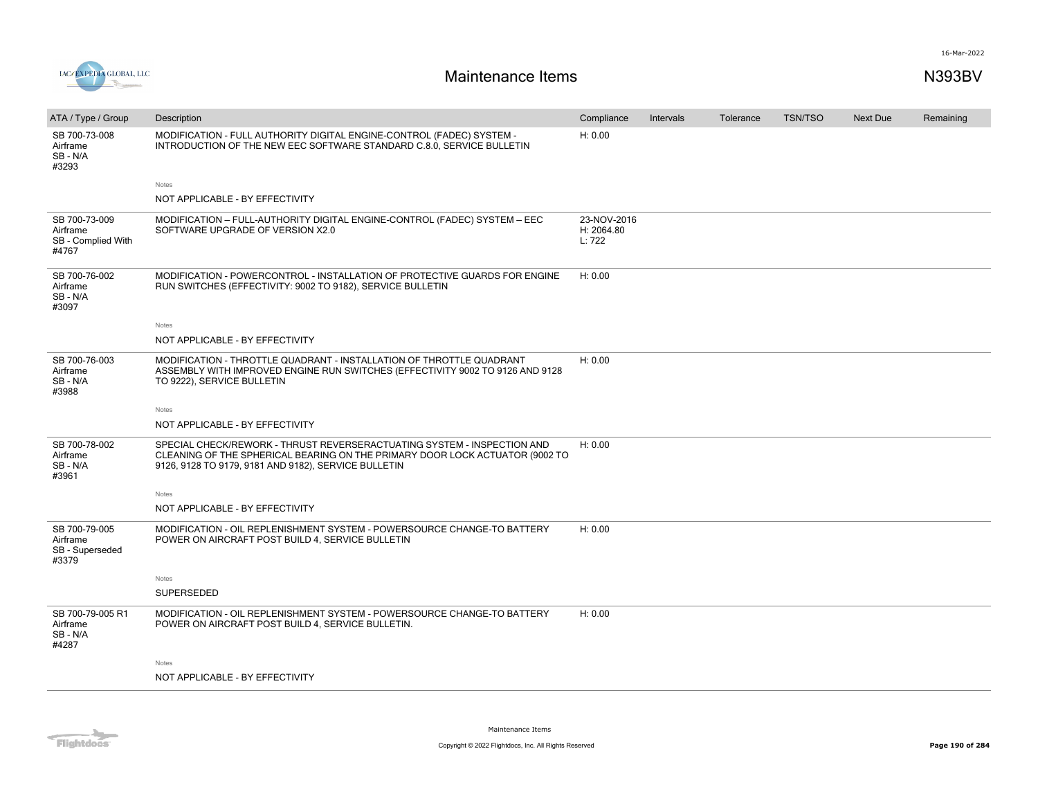# Maintenance Items

N393BV

| ATA / Type / Group | Description | Compliance | Intervals | Tolerance | TSN/TSO | Next Due | Remaining |
|---|---|---|---|---|---|---|---|
| SB 700-73-008 Airframe SB - N/A #3293 | MODIFICATION - FULL AUTHORITY DIGITAL ENGINE-CONTROL (FADEC) SYSTEM - INTRODUCTION OF THE NEW EEC SOFTWARE STANDARD C.8.0, SERVICE BULLETIN | H: 0.00 | | | | | |
| | Notes<br>NOT APPLICABLE - BY EFFECTIVITY | | | | | | |
| SB 700-73-009 Airframe SB - Complied With #4767 | MODIFICATION – FULL-AUTHORITY DIGITAL ENGINE-CONTROL (FADEC) SYSTEM – EEC SOFTWARE UPGRADE OF VERSION X2.0 | 23-NOV-2016 H: 2064.80 L: 722 | | | | | |
| SB 700-76-002 Airframe SB - N/A #3097 | MODIFICATION - POWERCONTROL - INSTALLATION OF PROTECTIVE GUARDS FOR ENGINE RUN SWITCHES (EFFECTIVITY: 9002 TO 9182), SERVICE BULLETIN | H: 0.00 | | | | | |
| | Notes<br>NOT APPLICABLE - BY EFFECTIVITY | | | | | | |
| SB 700-76-003 Airframe SB - N/A #3988 | MODIFICATION - THROTTLE QUADRANT - INSTALLATION OF THROTTLE QUADRANT ASSEMBLY WITH IMPROVED ENGINE RUN SWITCHES (EFFECTIVITY 9002 TO 9126 AND 9128 TO 9222), SERVICE BULLETIN | H: 0.00 | | | | | |
| | Notes<br>NOT APPLICABLE - BY EFFECTIVITY | | | | | | |
| SB 700-78-002 Airframe SB - N/A #3961 | SPECIAL CHECK/REWORK - THRUST REVERSERACTUATING SYSTEM - INSPECTION AND CLEANING OF THE SPHERICAL BEARING ON THE PRIMARY DOOR LOCK ACTUATOR (9002 TO 9126, 9128 TO 9179, 9181 AND 9182), SERVICE BULLETIN | H: 0.00 | | | | | |
| | Notes<br>NOT APPLICABLE - BY EFFECTIVITY | | | | | | |
| SB 700-79-005 Airframe SB - Superseded #3379 | MODIFICATION - OIL REPLENISHMENT SYSTEM - POWERSOURCE CHANGE-TO BATTERY POWER ON AIRCRAFT POST BUILD 4, SERVICE BULLETIN | H: 0.00 | | | | | |
| | Notes<br>SUPERSEDED | | | | | | |
| SB 700-79-005 R1 Airframe SB - N/A #4287 | MODIFICATION - OIL REPLENISHMENT SYSTEM - POWERSOURCE CHANGE-TO BATTERY POWER ON AIRCRAFT POST BUILD 4, SERVICE BULLETIN. | H: 0.00 | | | | | |
| | Notes<br>NOT APPLICABLE - BY EFFECTIVITY | | | | | | |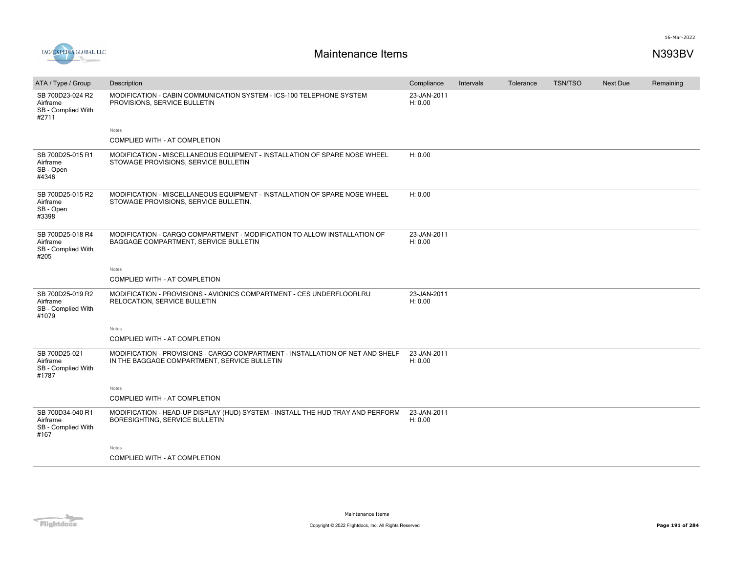# Maintenance Items

N393BV

| ATA / Type / Group | Description | Compliance | Intervals | Tolerance | TSN/TSO | Next Due | Remaining |
|---|---|---|---|---|---|---|---|
| SB 700D23-024 R2<br>Airframe<br>SB - Complied With<br>#2711 | MODIFICATION - CABIN COMMUNICATION SYSTEM - ICS-100 TELEPHONE SYSTEM PROVISIONS, SERVICE BULLETIN<br><br>Notes<br>COMPLIED WITH - AT COMPLETION | 23-JAN-2011<br>H: 0.00 | | | | | |
| SB 700D25-015 R1<br>Airframe<br>SB - Open<br>#4346 | MODIFICATION - MISCELLANEOUS EQUIPMENT - INSTALLATION OF SPARE NOSE WHEEL STOWAGE PROVISIONS, SERVICE BULLETIN | H: 0.00 | | | | | |
| SB 700D25-015 R2<br>Airframe<br>SB - Open<br>#3398 | MODIFICATION - MISCELLANEOUS EQUIPMENT - INSTALLATION OF SPARE NOSE WHEEL STOWAGE PROVISIONS, SERVICE BULLETIN. | H: 0.00 | | | | | |
| SB 700D25-018 R4<br>Airframe<br>SB - Complied With<br>#205 | MODIFICATION - CARGO COMPARTMENT - MODIFICATION TO ALLOW INSTALLATION OF BAGGAGE COMPARTMENT, SERVICE BULLETIN<br><br>Notes<br>COMPLIED WITH - AT COMPLETION | 23-JAN-2011<br>H: 0.00 | | | | | |
| SB 700D25-019 R2<br>Airframe<br>SB - Complied With<br>#1079 | MODIFICATION - PROVISIONS - AVIONICS COMPARTMENT - CES UNDERFLOORLRU RELOCATION, SERVICE BULLETIN<br><br>Notes<br>COMPLIED WITH - AT COMPLETION | 23-JAN-2011<br>H: 0.00 | | | | | |
| SB 700D25-021<br>Airframe<br>SB - Complied With<br>#1787 | MODIFICATION - PROVISIONS - CARGO COMPARTMENT - INSTALLATION OF NET AND SHELF IN THE BAGGAGE COMPARTMENT, SERVICE BULLETIN<br><br>Notes<br>COMPLIED WITH - AT COMPLETION | 23-JAN-2011<br>H: 0.00 | | | | | |
| SB 700D34-040 R1<br>Airframe<br>SB - Complied With<br>#167 | MODIFICATION - HEAD-UP DISPLAY (HUD) SYSTEM - INSTALL THE HUD TRAY AND PERFORM BORESIGHTING, SERVICE BULLETIN<br><br>Notes<br>COMPLIED WITH - AT COMPLETION | 23-JAN-2011<br>H: 0.00 | | | | | |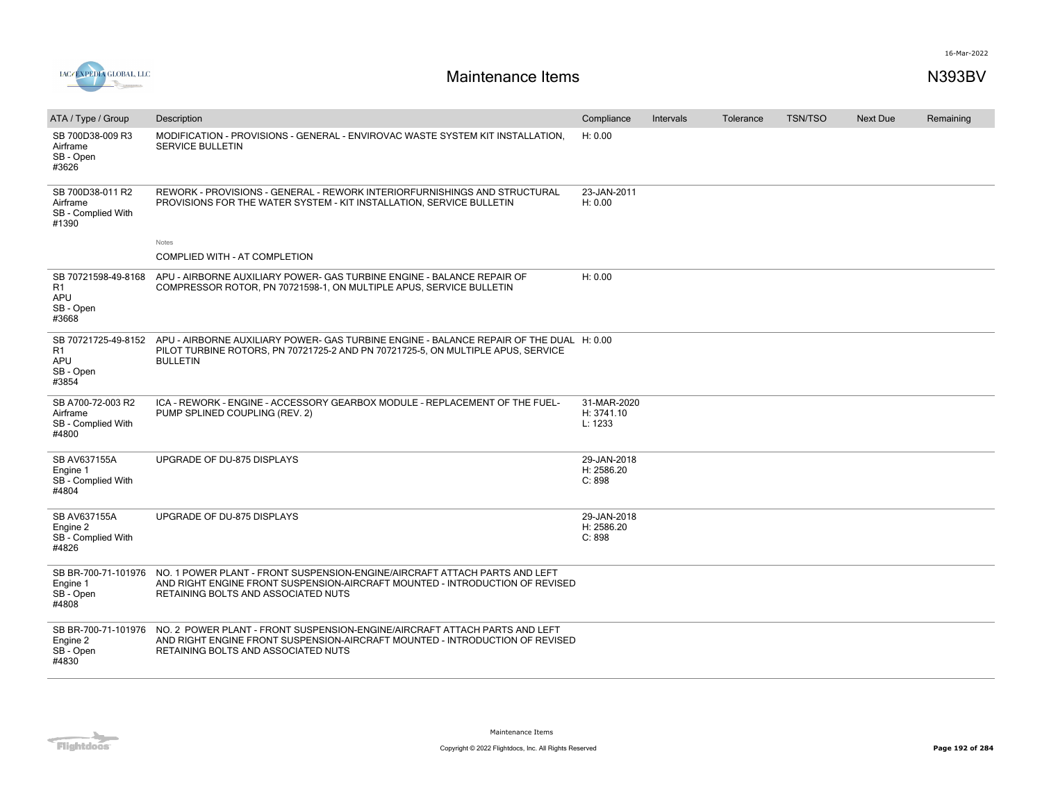# Maintenance Items

N393BV

| ATA / Type / Group | Description | Compliance | Intervals | Tolerance | TSN/TSO | Next Due | Remaining |
|---|---|---|---|---|---|---|---|
| SB 700D38-009 R3<br>Airframe<br>SB - Open<br>#3626 | MODIFICATION - PROVISIONS - GENERAL - ENVIROVAC WASTE SYSTEM KIT INSTALLATION, SERVICE BULLETIN | H: 0.00 | | | | | |
| SB 700D38-011 R2<br>Airframe<br>SB - Complied With<br>#1390 | REWORK - PROVISIONS - GENERAL - REWORK INTERIORFURNISHINGS AND STRUCTURAL PROVISIONS FOR THE WATER SYSTEM - KIT INSTALLATION, SERVICE BULLETIN<br><br>Notes<br>COMPLIED WITH - AT COMPLETION | 23-JAN-2011<br>H: 0.00 | | | | | |
| SB 70721598-49-8168 R1<br>APU<br>SB - Open<br>#3668 | APU - AIRBORNE AUXILIARY POWER- GAS TURBINE ENGINE - BALANCE REPAIR OF COMPRESSOR ROTOR, PN 70721598-1, ON MULTIPLE APUS, SERVICE BULLETIN | H: 0.00 | | | | | |
| SB 70721725-49-8152 R1<br>APU<br>SB - Open<br>#3854 | APU - AIRBORNE AUXILIARY POWER- GAS TURBINE ENGINE - BALANCE REPAIR OF THE DUAL PILOT TURBINE ROTORS, PN 70721725-2 AND PN 70721725-5, ON MULTIPLE APUS, SERVICE BULLETIN | H: 0.00 | | | | | |
| SB A700-72-003 R2<br>Airframe<br>SB - Complied With<br>#4800 | ICA - REWORK - ENGINE - ACCESSORY GEARBOX MODULE - REPLACEMENT OF THE FUEL-PUMP SPLINED COUPLING (REV. 2) | 31-MAR-2020<br>H: 3741.10<br>L: 1233 | | | | | |
| SB AV637155A<br>Engine 1<br>SB - Complied With<br>#4804 | UPGRADE OF DU-875 DISPLAYS | 29-JAN-2018<br>H: 2586.20<br>C: 898 | | | | | |
| SB AV637155A<br>Engine 2<br>SB - Complied With<br>#4826 | UPGRADE OF DU-875 DISPLAYS | 29-JAN-2018<br>H: 2586.20<br>C: 898 | | | | | |
| SB BR-700-71-101976<br>Engine 1<br>SB - Open<br>#4808 | NO. 1 POWER PLANT - FRONT SUSPENSION-ENGINE/AIRCRAFT ATTACH PARTS AND LEFT AND RIGHT ENGINE FRONT SUSPENSION-AIRCRAFT MOUNTED - INTRODUCTION OF REVISED RETAINING BOLTS AND ASSOCIATED NUTS | | | | | | |
| SB BR-700-71-101976<br>Engine 2<br>SB - Open<br>#4830 | NO. 2 POWER PLANT - FRONT SUSPENSION-ENGINE/AIRCRAFT ATTACH PARTS AND LEFT AND RIGHT ENGINE FRONT SUSPENSION-AIRCRAFT MOUNTED - INTRODUCTION OF REVISED RETAINING BOLTS AND ASSOCIATED NUTS | | | | | | |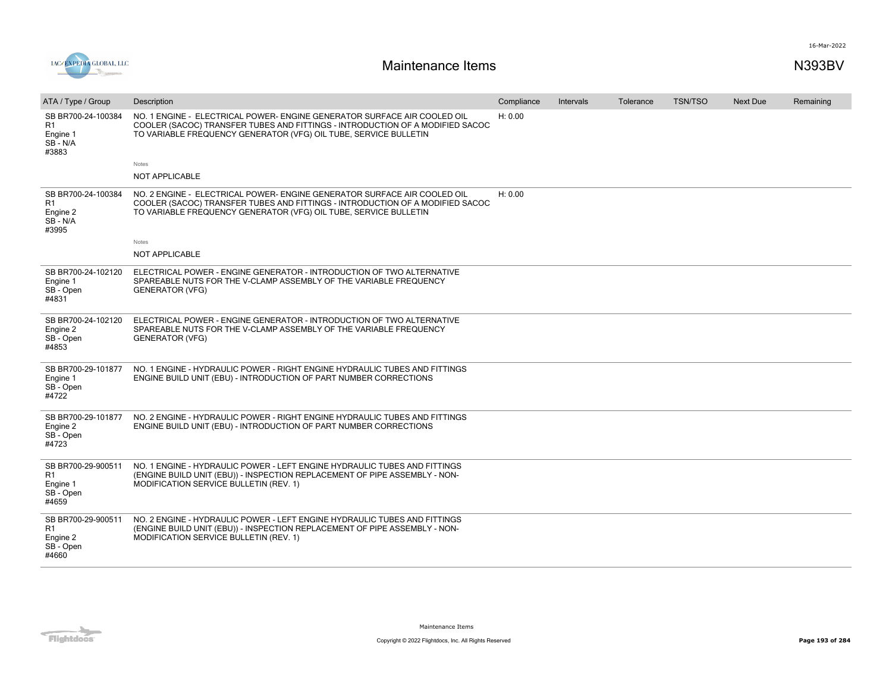# Maintenance Items

N393BV

| ATA / Type / Group | Description | Compliance | Intervals | Tolerance | TSN/TSO | Next Due | Remaining |
|---|---|---|---|---|---|---|---|
| SB BR700-24-100384 R1 Engine 1 SB - N/A #3883 | NO. 1 ENGINE - ELECTRICAL POWER- ENGINE GENERATOR SURFACE AIR COOLED OIL COOLER (SACOC) TRANSFER TUBES AND FITTINGS - INTRODUCTION OF A MODIFIED SACOC TO VARIABLE FREQUENCY GENERATOR (VFG) OIL TUBE, SERVICE BULLETIN<br><br>Notes<br>NOT APPLICABLE | H: 0.00 | | | | | |
| SB BR700-24-100384 R1 Engine 2 SB - N/A #3995 | NO. 2 ENGINE - ELECTRICAL POWER- ENGINE GENERATOR SURFACE AIR COOLED OIL COOLER (SACOC) TRANSFER TUBES AND FITTINGS - INTRODUCTION OF A MODIFIED SACOC TO VARIABLE FREQUENCY GENERATOR (VFG) OIL TUBE, SERVICE BULLETIN<br><br>Notes<br>NOT APPLICABLE | H: 0.00 | | | | | |
| SB BR700-24-102120 Engine 1 SB - Open #4831 | ELECTRICAL POWER - ENGINE GENERATOR - INTRODUCTION OF TWO ALTERNATIVE SPAREABLE NUTS FOR THE V-CLAMP ASSEMBLY OF THE VARIABLE FREQUENCY GENERATOR (VFG) | | | | | | |
| SB BR700-24-102120 Engine 2 SB - Open #4853 | ELECTRICAL POWER - ENGINE GENERATOR - INTRODUCTION OF TWO ALTERNATIVE SPAREABLE NUTS FOR THE V-CLAMP ASSEMBLY OF THE VARIABLE FREQUENCY GENERATOR (VFG) | | | | | | |
| SB BR700-29-101877 Engine 1 SB - Open #4722 | NO. 1 ENGINE - HYDRAULIC POWER - RIGHT ENGINE HYDRAULIC TUBES AND FITTINGS ENGINE BUILD UNIT (EBU) - INTRODUCTION OF PART NUMBER CORRECTIONS | | | | | | |
| SB BR700-29-101877 Engine 2 SB - Open #4723 | NO. 2 ENGINE - HYDRAULIC POWER - RIGHT ENGINE HYDRAULIC TUBES AND FITTINGS ENGINE BUILD UNIT (EBU) - INTRODUCTION OF PART NUMBER CORRECTIONS | | | | | | |
| SB BR700-29-900511 R1 Engine 1 SB - Open #4659 | NO. 1 ENGINE - HYDRAULIC POWER - LEFT ENGINE HYDRAULIC TUBES AND FITTINGS (ENGINE BUILD UNIT (EBU)) - INSPECTION REPLACEMENT OF PIPE ASSEMBLY - NON-MODIFICATION SERVICE BULLETIN (REV. 1) | | | | | | |
| SB BR700-29-900511 R1 Engine 2 SB - Open #4660 | NO. 2 ENGINE - HYDRAULIC POWER - LEFT ENGINE HYDRAULIC TUBES AND FITTINGS (ENGINE BUILD UNIT (EBU)) - INSPECTION REPLACEMENT OF PIPE ASSEMBLY - NON-MODIFICATION SERVICE BULLETIN (REV. 1) | | | | | | |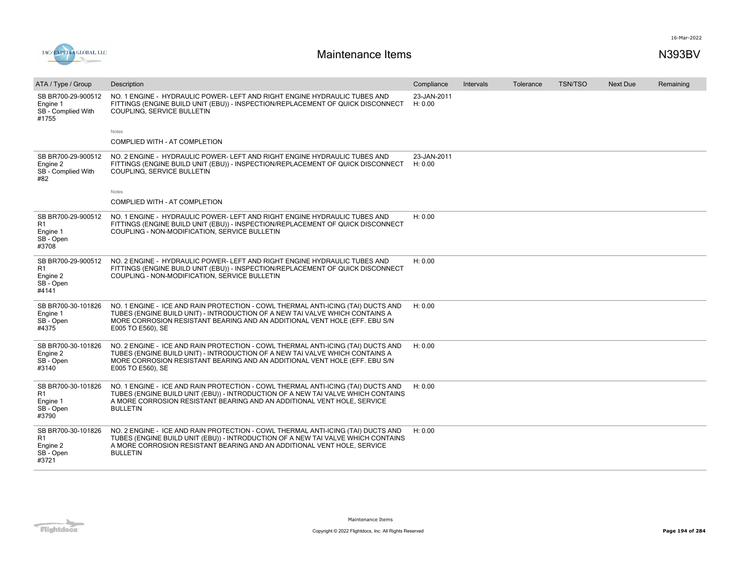# Maintenance Items

N393BV

| ATA / Type / Group | Description | Compliance | Intervals | Tolerance | TSN/TSO | Next Due | Remaining |
|---|---|---|---|---|---|---|---|
| SB BR700-29-900512 Engine 1 SB - Complied With #1755 | NO. 1 ENGINE - HYDRAULIC POWER- LEFT AND RIGHT ENGINE HYDRAULIC TUBES AND FITTINGS (ENGINE BUILD UNIT (EBU)) - INSPECTION/REPLACEMENT OF QUICK DISCONNECT COUPLING, SERVICE BULLETIN<br><br>Notes<br>COMPLIED WITH - AT COMPLETION | 23-JAN-2011 H: 0.00 | | | | | |
| SB BR700-29-900512 Engine 2 SB - Complied With #82 | NO. 2 ENGINE - HYDRAULIC POWER- LEFT AND RIGHT ENGINE HYDRAULIC TUBES AND FITTINGS (ENGINE BUILD UNIT (EBU)) - INSPECTION/REPLACEMENT OF QUICK DISCONNECT COUPLING, SERVICE BULLETIN<br><br>Notes<br>COMPLIED WITH - AT COMPLETION | 23-JAN-2011 H: 0.00 | | | | | |
| SB BR700-29-900512 R1 Engine 1 SB - Open #3708 | NO. 1 ENGINE - HYDRAULIC POWER- LEFT AND RIGHT ENGINE HYDRAULIC TUBES AND FITTINGS (ENGINE BUILD UNIT (EBU)) - INSPECTION/REPLACEMENT OF QUICK DISCONNECT COUPLING - NON-MODIFICATION, SERVICE BULLETIN | H: 0.00 | | | | | |
| SB BR700-29-900512 R1 Engine 2 SB - Open #4141 | NO. 2 ENGINE - HYDRAULIC POWER- LEFT AND RIGHT ENGINE HYDRAULIC TUBES AND FITTINGS (ENGINE BUILD UNIT (EBU)) - INSPECTION/REPLACEMENT OF QUICK DISCONNECT COUPLING - NON-MODIFICATION, SERVICE BULLETIN | H: 0.00 | | | | | |
| SB BR700-30-101826 Engine 1 SB - Open #4375 | NO. 1 ENGINE - ICE AND RAIN PROTECTION - COWL THERMAL ANTI-ICING (TAI) DUCTS AND TUBES (ENGINE BUILD UNIT) - INTRODUCTION OF A NEW TAI VALVE WHICH CONTAINS A MORE CORROSION RESISTANT BEARING AND AN ADDITIONAL VENT HOLE (EFF. EBU S/N E005 TO E560), SE | H: 0.00 | | | | | |
| SB BR700-30-101826 Engine 2 SB - Open #3140 | NO. 2 ENGINE - ICE AND RAIN PROTECTION - COWL THERMAL ANTI-ICING (TAI) DUCTS AND TUBES (ENGINE BUILD UNIT) - INTRODUCTION OF A NEW TAI VALVE WHICH CONTAINS A MORE CORROSION RESISTANT BEARING AND AN ADDITIONAL VENT HOLE (EFF. EBU S/N E005 TO E560), SE | H: 0.00 | | | | | |
| SB BR700-30-101826 R1 Engine 1 SB - Open #3790 | NO. 1 ENGINE - ICE AND RAIN PROTECTION - COWL THERMAL ANTI-ICING (TAI) DUCTS AND TUBES (ENGINE BUILD UNIT (EBU)) - INTRODUCTION OF A NEW TAI VALVE WHICH CONTAINS A MORE CORROSION RESISTANT BEARING AND AN ADDITIONAL VENT HOLE, SERVICE BULLETIN | H: 0.00 | | | | | |
| SB BR700-30-101826 R1 Engine 2 SB - Open #3721 | NO. 2 ENGINE - ICE AND RAIN PROTECTION - COWL THERMAL ANTI-ICING (TAI) DUCTS AND TUBES (ENGINE BUILD UNIT (EBU)) - INTRODUCTION OF A NEW TAI VALVE WHICH CONTAINS A MORE CORROSION RESISTANT BEARING AND AN ADDITIONAL VENT HOLE, SERVICE BULLETIN | H: 0.00 | | | | | |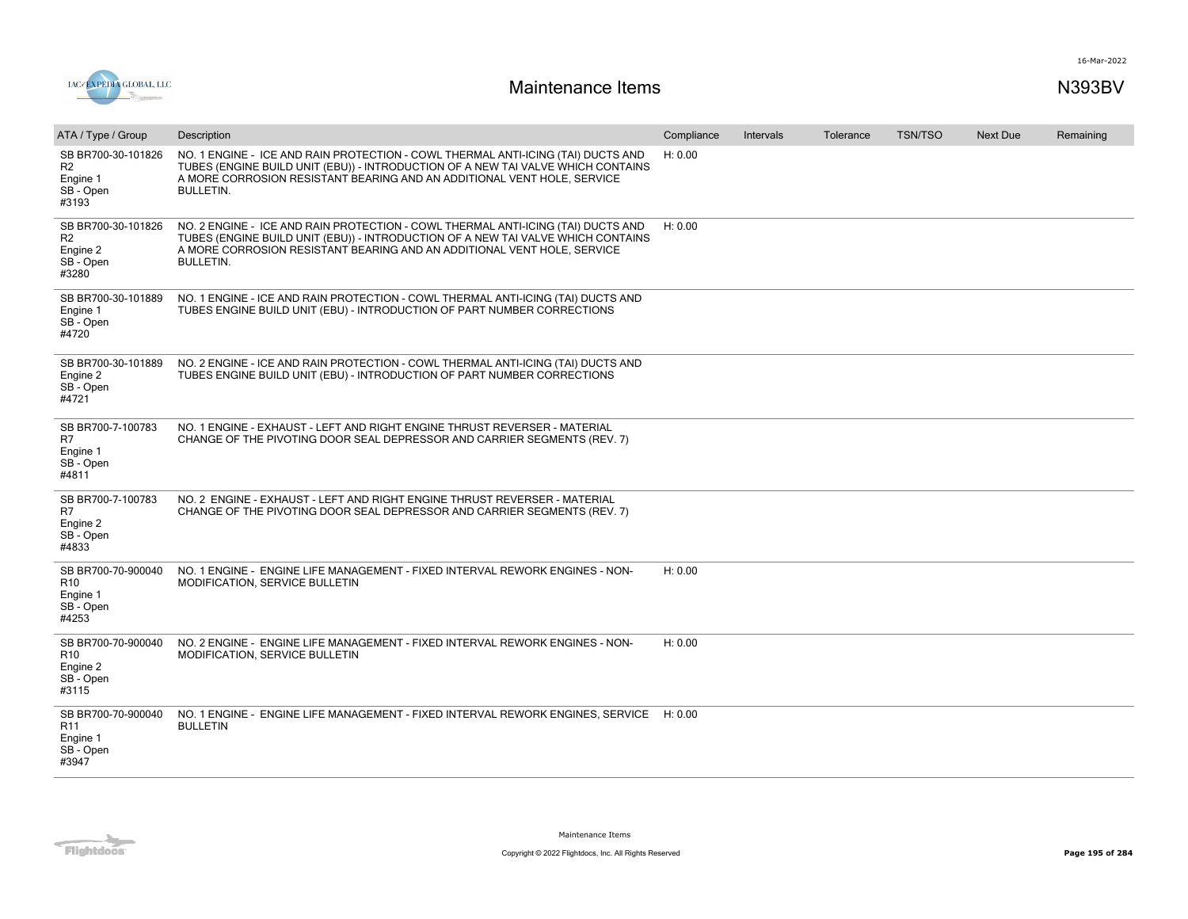# Maintenance Items

N393BV

| ATA / Type / Group | Description | Compliance | Intervals | Tolerance | TSN/TSO | Next Due | Remaining |
|---|---|---|---|---|---|---|---|
| SB BR700-30-101826 R2 Engine 1 SB - Open #3193 | NO. 1 ENGINE - ICE AND RAIN PROTECTION - COWL THERMAL ANTI-ICING (TAI) DUCTS AND TUBES (ENGINE BUILD UNIT (EBU)) - INTRODUCTION OF A NEW TAI VALVE WHICH CONTAINS A MORE CORROSION RESISTANT BEARING AND AN ADDITIONAL VENT HOLE, SERVICE BULLETIN. | H: 0.00 | | | | | |
| SB BR700-30-101826 R2 Engine 2 SB - Open #3280 | NO. 2 ENGINE - ICE AND RAIN PROTECTION - COWL THERMAL ANTI-ICING (TAI) DUCTS AND TUBES (ENGINE BUILD UNIT (EBU)) - INTRODUCTION OF A NEW TAI VALVE WHICH CONTAINS A MORE CORROSION RESISTANT BEARING AND AN ADDITIONAL VENT HOLE, SERVICE BULLETIN. | H: 0.00 | | | | | |
| SB BR700-30-101889 Engine 1 SB - Open #4720 | NO. 1 ENGINE - ICE AND RAIN PROTECTION - COWL THERMAL ANTI-ICING (TAI) DUCTS AND TUBES ENGINE BUILD UNIT (EBU) - INTRODUCTION OF PART NUMBER CORRECTIONS | | | | | | |
| SB BR700-30-101889 Engine 2 SB - Open #4721 | NO. 2 ENGINE - ICE AND RAIN PROTECTION - COWL THERMAL ANTI-ICING (TAI) DUCTS AND TUBES ENGINE BUILD UNIT (EBU) - INTRODUCTION OF PART NUMBER CORRECTIONS | | | | | | |
| SB BR700-7-100783 R7 Engine 1 SB - Open #4811 | NO. 1 ENGINE - EXHAUST - LEFT AND RIGHT ENGINE THRUST REVERSER - MATERIAL CHANGE OF THE PIVOTING DOOR SEAL DEPRESSOR AND CARRIER SEGMENTS (REV. 7) | | | | | | |
| SB BR700-7-100783 R7 Engine 2 SB - Open #4833 | NO. 2 ENGINE - EXHAUST - LEFT AND RIGHT ENGINE THRUST REVERSER - MATERIAL CHANGE OF THE PIVOTING DOOR SEAL DEPRESSOR AND CARRIER SEGMENTS (REV. 7) | | | | | | |
| SB BR700-70-900040 R10 Engine 1 SB - Open #4253 | NO. 1 ENGINE - ENGINE LIFE MANAGEMENT - FIXED INTERVAL REWORK ENGINES - NON-MODIFICATION, SERVICE BULLETIN | H: 0.00 | | | | | |
| SB BR700-70-900040 R10 Engine 2 SB - Open #3115 | NO. 2 ENGINE - ENGINE LIFE MANAGEMENT - FIXED INTERVAL REWORK ENGINES - NON-MODIFICATION, SERVICE BULLETIN | H: 0.00 | | | | | |
| SB BR700-70-900040 R11 Engine 1 SB - Open #3947 | NO. 1 ENGINE - ENGINE LIFE MANAGEMENT - FIXED INTERVAL REWORK ENGINES, SERVICE BULLETIN | H: 0.00 | | | | | |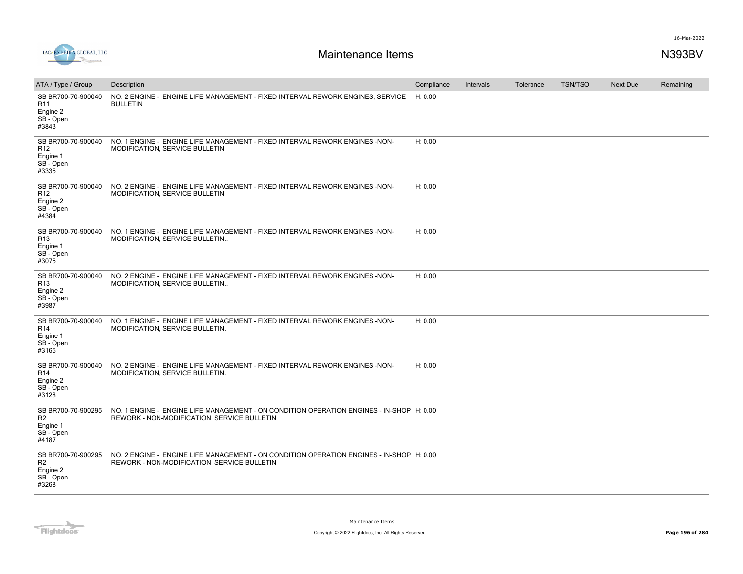# Maintenance Items

N393BV

| ATA / Type / Group | Description | Compliance | Intervals | Tolerance | TSN/TSO | Next Due | Remaining |
|---|---|---|---|---|---|---|---|
| SB BR700-70-900040 R11 Engine 2 SB - Open #3843 | NO. 2 ENGINE - ENGINE LIFE MANAGEMENT - FIXED INTERVAL REWORK ENGINES, SERVICE BULLETIN | H: 0.00 | | | | | |
| SB BR700-70-900040 R12 Engine 1 SB - Open #3335 | NO. 1 ENGINE - ENGINE LIFE MANAGEMENT - FIXED INTERVAL REWORK ENGINES -NON-MODIFICATION, SERVICE BULLETIN | H: 0.00 | | | | | |
| SB BR700-70-900040 R12 Engine 2 SB - Open #4384 | NO. 2 ENGINE - ENGINE LIFE MANAGEMENT - FIXED INTERVAL REWORK ENGINES -NON-MODIFICATION, SERVICE BULLETIN | H: 0.00 | | | | | |
| SB BR700-70-900040 R13 Engine 1 SB - Open #3075 | NO. 1 ENGINE - ENGINE LIFE MANAGEMENT - FIXED INTERVAL REWORK ENGINES -NON-MODIFICATION, SERVICE BULLETIN.. | H: 0.00 | | | | | |
| SB BR700-70-900040 R13 Engine 2 SB - Open #3987 | NO. 2 ENGINE - ENGINE LIFE MANAGEMENT - FIXED INTERVAL REWORK ENGINES -NON-MODIFICATION, SERVICE BULLETIN.. | H: 0.00 | | | | | |
| SB BR700-70-900040 R14 Engine 1 SB - Open #3165 | NO. 1 ENGINE - ENGINE LIFE MANAGEMENT - FIXED INTERVAL REWORK ENGINES -NON-MODIFICATION, SERVICE BULLETIN. | H: 0.00 | | | | | |
| SB BR700-70-900040 R14 Engine 2 SB - Open #3128 | NO. 2 ENGINE - ENGINE LIFE MANAGEMENT - FIXED INTERVAL REWORK ENGINES -NON-MODIFICATION, SERVICE BULLETIN. | H: 0.00 | | | | | |
| SB BR700-70-900295 R2 Engine 1 SB - Open #4187 | NO. 1 ENGINE - ENGINE LIFE MANAGEMENT - ON CONDITION OPERATION ENGINES - IN-SHOP REWORK - NON-MODIFICATION, SERVICE BULLETIN | H: 0.00 | | | | | |
| SB BR700-70-900295 R2 Engine 2 SB - Open #3268 | NO. 2 ENGINE - ENGINE LIFE MANAGEMENT - ON CONDITION OPERATION ENGINES - IN-SHOP REWORK - NON-MODIFICATION, SERVICE BULLETIN | H: 0.00 | | | | | |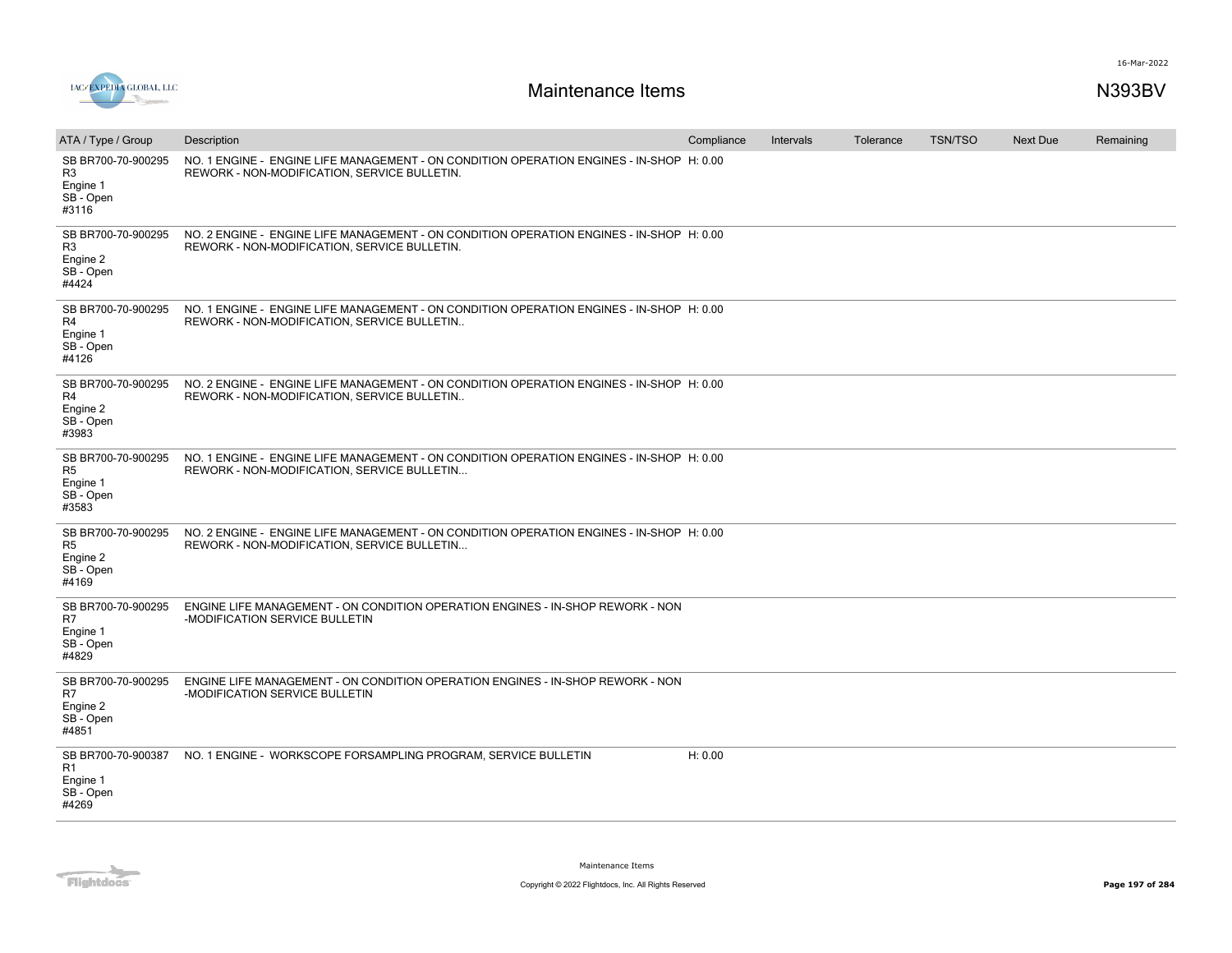# Maintenance Items

N393BV

| ATA / Type / Group | Description | Compliance | Intervals | Tolerance | TSN/TSO | Next Due | Remaining |
|---|---|---|---|---|---|---|---|
| SB BR700-70-900295 R3 Engine 1 SB - Open #3116 | NO. 1 ENGINE - ENGINE LIFE MANAGEMENT - ON CONDITION OPERATION ENGINES - IN-SHOP REWORK - NON-MODIFICATION, SERVICE BULLETIN. | H: 0.00 | | | | | |
| SB BR700-70-900295 R3 Engine 2 SB - Open #4424 | NO. 2 ENGINE - ENGINE LIFE MANAGEMENT - ON CONDITION OPERATION ENGINES - IN-SHOP REWORK - NON-MODIFICATION, SERVICE BULLETIN. | H: 0.00 | | | | | |
| SB BR700-70-900295 R4 Engine 1 SB - Open #4126 | NO. 1 ENGINE - ENGINE LIFE MANAGEMENT - ON CONDITION OPERATION ENGINES - IN-SHOP REWORK - NON-MODIFICATION, SERVICE BULLETIN.. | H: 0.00 | | | | | |
| SB BR700-70-900295 R4 Engine 2 SB - Open #3983 | NO. 2 ENGINE - ENGINE LIFE MANAGEMENT - ON CONDITION OPERATION ENGINES - IN-SHOP REWORK - NON-MODIFICATION, SERVICE BULLETIN.. | H: 0.00 | | | | | |
| SB BR700-70-900295 R5 Engine 1 SB - Open #3583 | NO. 1 ENGINE - ENGINE LIFE MANAGEMENT - ON CONDITION OPERATION ENGINES - IN-SHOP REWORK - NON-MODIFICATION, SERVICE BULLETIN... | H: 0.00 | | | | | |
| SB BR700-70-900295 R5 Engine 2 SB - Open #4169 | NO. 2 ENGINE - ENGINE LIFE MANAGEMENT - ON CONDITION OPERATION ENGINES - IN-SHOP REWORK - NON-MODIFICATION, SERVICE BULLETIN... | H: 0.00 | | | | | |
| SB BR700-70-900295 R7 Engine 1 SB - Open #4829 | ENGINE LIFE MANAGEMENT - ON CONDITION OPERATION ENGINES - IN-SHOP REWORK - NON -MODIFICATION SERVICE BULLETIN | | | | | | |
| SB BR700-70-900295 R7 Engine 2 SB - Open #4851 | ENGINE LIFE MANAGEMENT - ON CONDITION OPERATION ENGINES - IN-SHOP REWORK - NON -MODIFICATION SERVICE BULLETIN | | | | | | |
| SB BR700-70-900387 R1 Engine 1 SB - Open #4269 | NO. 1 ENGINE - WORKSCOPE FORSAMPLING PROGRAM, SERVICE BULLETIN | H: 0.00 | | | | | |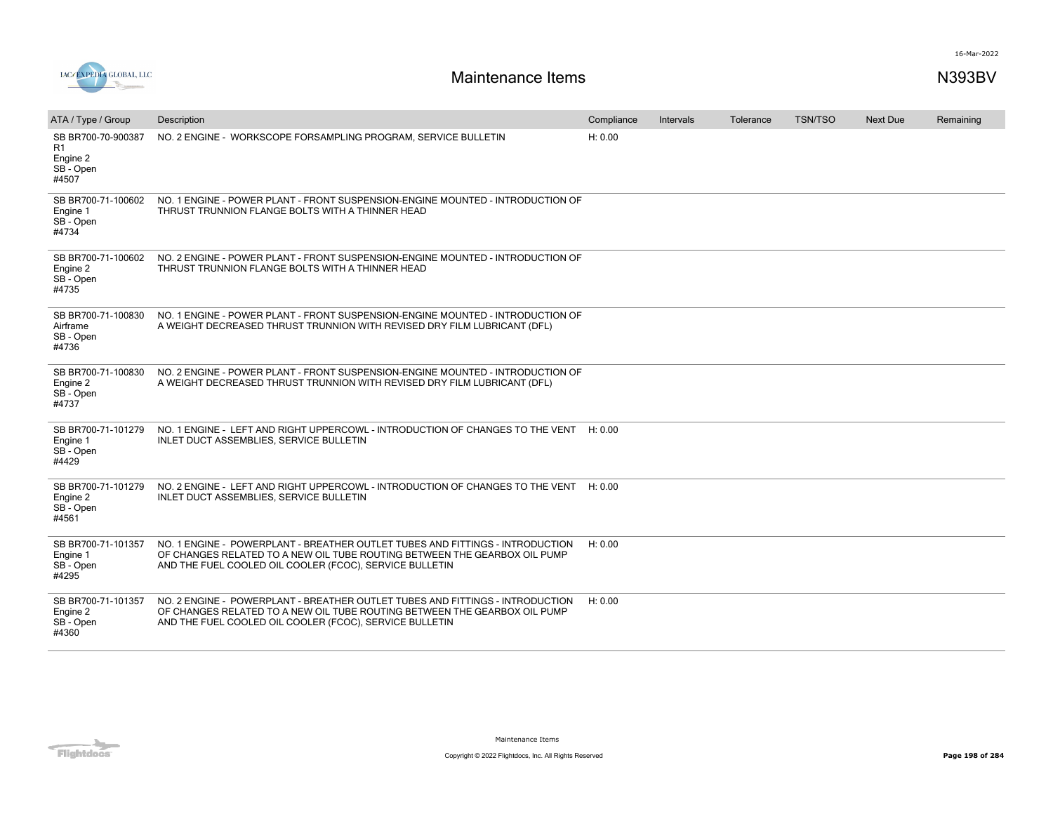# Maintenance Items

N393BV

| ATA / Type / Group | Description | Compliance | Intervals | Tolerance | TSN/TSO | Next Due | Remaining |
|---|---|---|---|---|---|---|---|
| SB BR700-70-900387 R1 Engine 2 SB - Open #4507 | NO. 2 ENGINE - WORKSCOPE FORSAMPLING PROGRAM, SERVICE BULLETIN | H: 0.00 | | | | | |
| SB BR700-71-100602 Engine 1 SB - Open #4734 | NO. 1 ENGINE - POWER PLANT - FRONT SUSPENSION-ENGINE MOUNTED - INTRODUCTION OF THRUST TRUNNION FLANGE BOLTS WITH A THINNER HEAD | | | | | | |
| SB BR700-71-100602 Engine 2 SB - Open #4735 | NO. 2 ENGINE - POWER PLANT - FRONT SUSPENSION-ENGINE MOUNTED - INTRODUCTION OF THRUST TRUNNION FLANGE BOLTS WITH A THINNER HEAD | | | | | | |
| SB BR700-71-100830 Airframe SB - Open #4736 | NO. 1 ENGINE - POWER PLANT - FRONT SUSPENSION-ENGINE MOUNTED - INTRODUCTION OF A WEIGHT DECREASED THRUST TRUNNION WITH REVISED DRY FILM LUBRICANT (DFL) | | | | | | |
| SB BR700-71-100830 Engine 2 SB - Open #4737 | NO. 2 ENGINE - POWER PLANT - FRONT SUSPENSION-ENGINE MOUNTED - INTRODUCTION OF A WEIGHT DECREASED THRUST TRUNNION WITH REVISED DRY FILM LUBRICANT (DFL) | | | | | | |
| SB BR700-71-101279 Engine 1 SB - Open #4429 | NO. 1 ENGINE - LEFT AND RIGHT UPPERCOWL - INTRODUCTION OF CHANGES TO THE VENT INLET DUCT ASSEMBLIES, SERVICE BULLETIN | H: 0.00 | | | | | |
| SB BR700-71-101279 Engine 2 SB - Open #4561 | NO. 2 ENGINE - LEFT AND RIGHT UPPERCOWL - INTRODUCTION OF CHANGES TO THE VENT INLET DUCT ASSEMBLIES, SERVICE BULLETIN | H: 0.00 | | | | | |
| SB BR700-71-101357 Engine 1 SB - Open #4295 | NO. 1 ENGINE - POWERPLANT - BREATHER OUTLET TUBES AND FITTINGS - INTRODUCTION OF CHANGES RELATED TO A NEW OIL TUBE ROUTING BETWEEN THE GEARBOX OIL PUMP AND THE FUEL COOLED OIL COOLER (FCOC), SERVICE BULLETIN | H: 0.00 | | | | | |
| SB BR700-71-101357 Engine 2 SB - Open #4360 | NO. 2 ENGINE - POWERPLANT - BREATHER OUTLET TUBES AND FITTINGS - INTRODUCTION OF CHANGES RELATED TO A NEW OIL TUBE ROUTING BETWEEN THE GEARBOX OIL PUMP AND THE FUEL COOLED OIL COOLER (FCOC), SERVICE BULLETIN | H: 0.00 | | | | | |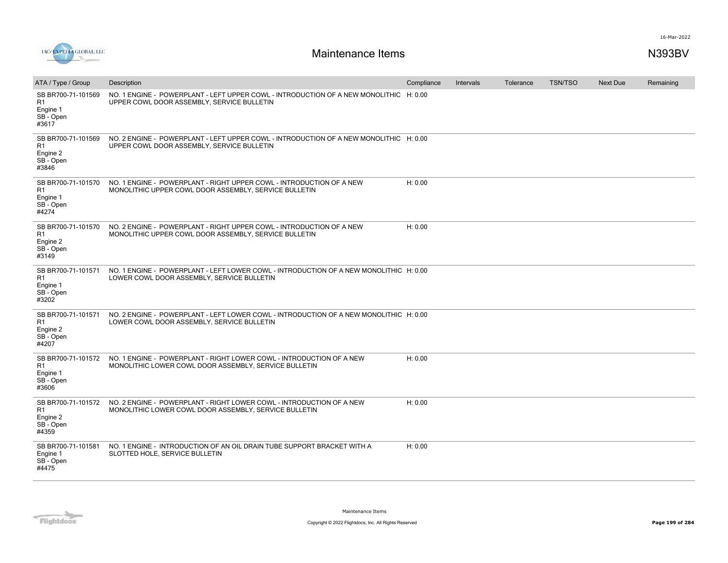# Maintenance Items

N393BV

| ATA / Type / Group | Description | Compliance | Intervals | Tolerance | TSN/TSO | Next Due | Remaining |
|---|---|---|---|---|---|---|---|
| SB BR700-71-101569 R1 Engine 1 SB - Open #3617 | NO. 1 ENGINE - POWERPLANT - LEFT UPPER COWL - INTRODUCTION OF A NEW MONOLITHIC UPPER COWL DOOR ASSEMBLY, SERVICE BULLETIN | H: 0.00 | | | | | |
| SB BR700-71-101569 R1 Engine 2 SB - Open #3846 | NO. 2 ENGINE - POWERPLANT - LEFT UPPER COWL - INTRODUCTION OF A NEW MONOLITHIC UPPER COWL DOOR ASSEMBLY, SERVICE BULLETIN | H: 0.00 | | | | | |
| SB BR700-71-101570 R1 Engine 1 SB - Open #4274 | NO. 1 ENGINE - POWERPLANT - RIGHT UPPER COWL - INTRODUCTION OF A NEW MONOLITHIC UPPER COWL DOOR ASSEMBLY, SERVICE BULLETIN | H: 0.00 | | | | | |
| SB BR700-71-101570 R1 Engine 2 SB - Open #3149 | NO. 2 ENGINE - POWERPLANT - RIGHT UPPER COWL - INTRODUCTION OF A NEW MONOLITHIC UPPER COWL DOOR ASSEMBLY, SERVICE BULLETIN | H: 0.00 | | | | | |
| SB BR700-71-101571 R1 Engine 1 SB - Open #3202 | NO. 1 ENGINE - POWERPLANT - LEFT LOWER COWL - INTRODUCTION OF A NEW MONOLITHIC LOWER COWL DOOR ASSEMBLY, SERVICE BULLETIN | H: 0.00 | | | | | |
| SB BR700-71-101571 R1 Engine 2 SB - Open #4207 | NO. 2 ENGINE - POWERPLANT - LEFT LOWER COWL - INTRODUCTION OF A NEW MONOLITHIC LOWER COWL DOOR ASSEMBLY, SERVICE BULLETIN | H: 0.00 | | | | | |
| SB BR700-71-101572 R1 Engine 1 SB - Open #3606 | NO. 1 ENGINE - POWERPLANT - RIGHT LOWER COWL - INTRODUCTION OF A NEW MONOLITHIC LOWER COWL DOOR ASSEMBLY, SERVICE BULLETIN | H: 0.00 | | | | | |
| SB BR700-71-101572 R1 Engine 2 SB - Open #4359 | NO. 2 ENGINE - POWERPLANT - RIGHT LOWER COWL - INTRODUCTION OF A NEW MONOLITHIC LOWER COWL DOOR ASSEMBLY, SERVICE BULLETIN | H: 0.00 | | | | | |
| SB BR700-71-101581 Engine 1 SB - Open #4475 | NO. 1 ENGINE - INTRODUCTION OF AN OIL DRAIN TUBE SUPPORT BRACKET WITH A SLOTTED HOLE, SERVICE BULLETIN | H: 0.00 | | | | | |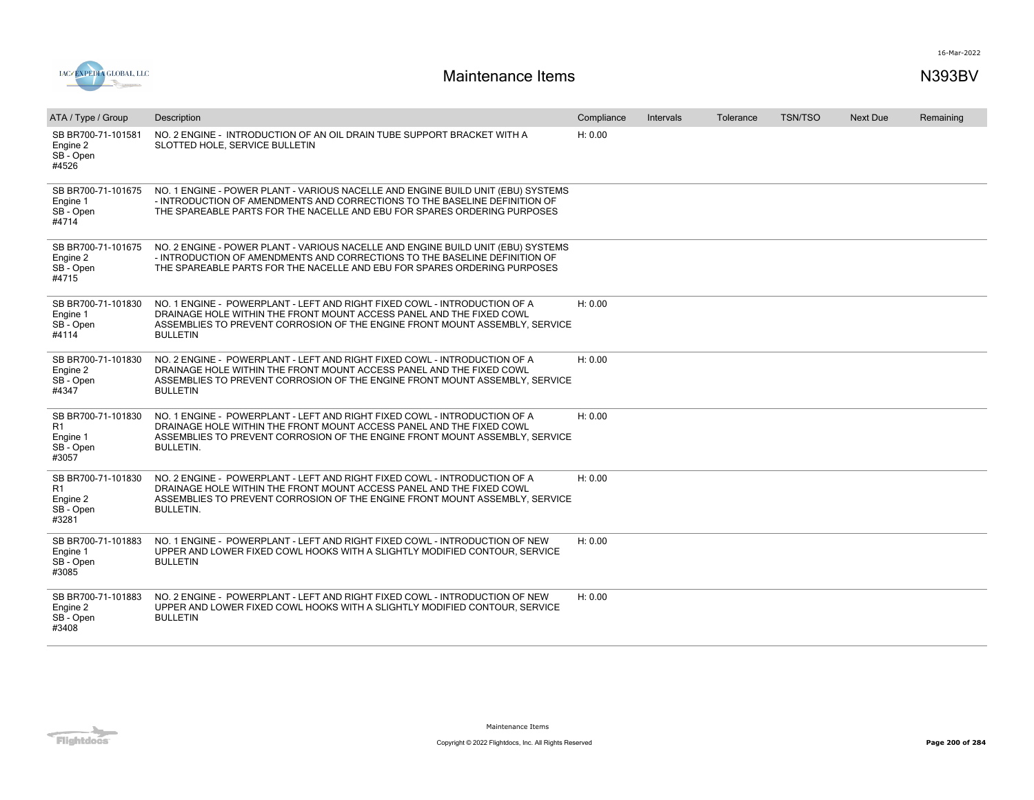# Maintenance Items

N393BV

| ATA / Type / Group | Description | Compliance | Intervals | Tolerance | TSN/TSO | Next Due | Remaining |
|---|---|---|---|---|---|---|---|
| SB BR700-71-101581<br>Engine 2<br>SB - Open<br>#4526 | NO. 2 ENGINE - INTRODUCTION OF AN OIL DRAIN TUBE SUPPORT BRACKET WITH A SLOTTED HOLE, SERVICE BULLETIN | H: 0.00 | | | | | |
| SB BR700-71-101675<br>Engine 1<br>SB - Open<br>#4714 | NO. 1 ENGINE - POWER PLANT - VARIOUS NACELLE AND ENGINE BUILD UNIT (EBU) SYSTEMS - INTRODUCTION OF AMENDMENTS AND CORRECTIONS TO THE BASELINE DEFINITION OF THE SPAREABLE PARTS FOR THE NACELLE AND EBU FOR SPARES ORDERING PURPOSES | | | | | | |
| SB BR700-71-101675<br>Engine 2<br>SB - Open<br>#4715 | NO. 2 ENGINE - POWER PLANT - VARIOUS NACELLE AND ENGINE BUILD UNIT (EBU) SYSTEMS - INTRODUCTION OF AMENDMENTS AND CORRECTIONS TO THE BASELINE DEFINITION OF THE SPAREABLE PARTS FOR THE NACELLE AND EBU FOR SPARES ORDERING PURPOSES | | | | | | |
| SB BR700-71-101830<br>Engine 1<br>SB - Open<br>#4114 | NO. 1 ENGINE - POWERPLANT - LEFT AND RIGHT FIXED COWL - INTRODUCTION OF A DRAINAGE HOLE WITHIN THE FRONT MOUNT ACCESS PANEL AND THE FIXED COWL ASSEMBLIES TO PREVENT CORROSION OF THE ENGINE FRONT MOUNT ASSEMBLY, SERVICE BULLETIN | H: 0.00 | | | | | |
| SB BR700-71-101830<br>Engine 2<br>SB - Open<br>#4347 | NO. 2 ENGINE - POWERPLANT - LEFT AND RIGHT FIXED COWL - INTRODUCTION OF A DRAINAGE HOLE WITHIN THE FRONT MOUNT ACCESS PANEL AND THE FIXED COWL ASSEMBLIES TO PREVENT CORROSION OF THE ENGINE FRONT MOUNT ASSEMBLY, SERVICE BULLETIN | H: 0.00 | | | | | |
| SB BR700-71-101830<br>R1<br>Engine 1<br>SB - Open<br>#3057 | NO. 1 ENGINE - POWERPLANT - LEFT AND RIGHT FIXED COWL - INTRODUCTION OF A DRAINAGE HOLE WITHIN THE FRONT MOUNT ACCESS PANEL AND THE FIXED COWL ASSEMBLIES TO PREVENT CORROSION OF THE ENGINE FRONT MOUNT ASSEMBLY, SERVICE BULLETIN. | H: 0.00 | | | | | |
| SB BR700-71-101830<br>R1<br>Engine 2<br>SB - Open<br>#3281 | NO. 2 ENGINE - POWERPLANT - LEFT AND RIGHT FIXED COWL - INTRODUCTION OF A DRAINAGE HOLE WITHIN THE FRONT MOUNT ACCESS PANEL AND THE FIXED COWL ASSEMBLIES TO PREVENT CORROSION OF THE ENGINE FRONT MOUNT ASSEMBLY, SERVICE BULLETIN. | H: 0.00 | | | | | |
| SB BR700-71-101883<br>Engine 1<br>SB - Open<br>#3085 | NO. 1 ENGINE - POWERPLANT - LEFT AND RIGHT FIXED COWL - INTRODUCTION OF NEW UPPER AND LOWER FIXED COWL HOOKS WITH A SLIGHTLY MODIFIED CONTOUR, SERVICE BULLETIN | H: 0.00 | | | | | |
| SB BR700-71-101883<br>Engine 2<br>SB - Open<br>#3408 | NO. 2 ENGINE - POWERPLANT - LEFT AND RIGHT FIXED COWL - INTRODUCTION OF NEW UPPER AND LOWER FIXED COWL HOOKS WITH A SLIGHTLY MODIFIED CONTOUR, SERVICE BULLETIN | H: 0.00 | | | | | |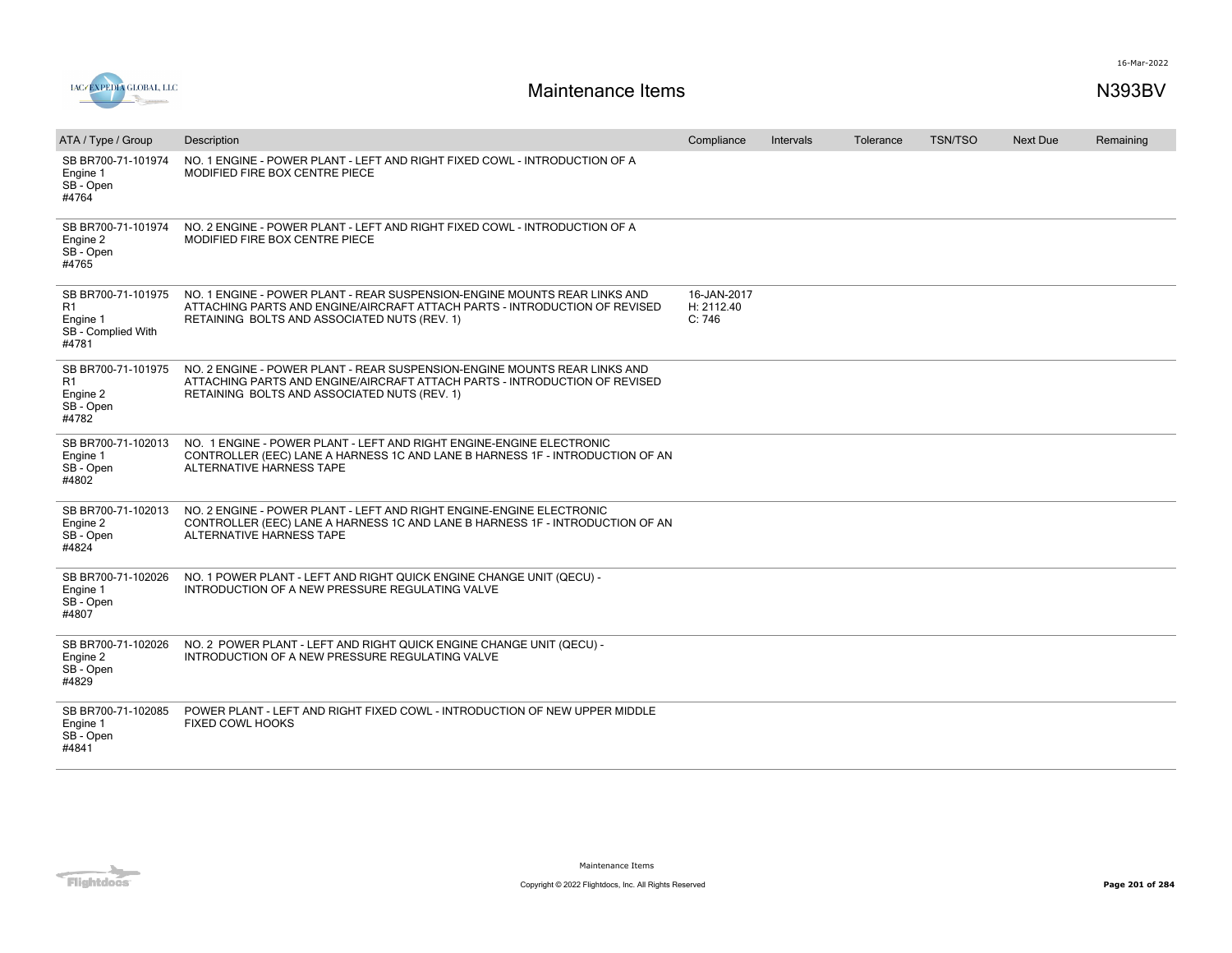# Maintenance Items

N393BV

| ATA / Type / Group | Description | Compliance | Intervals | Tolerance | TSN/TSO | Next Due | Remaining |
|---|---|---|---|---|---|---|---|
| SB BR700-71-101974<br>Engine 1<br>SB - Open<br>#4764 | NO. 1 ENGINE - POWER PLANT - LEFT AND RIGHT FIXED COWL - INTRODUCTION OF A MODIFIED FIRE BOX CENTRE PIECE | | | | | | |
| SB BR700-71-101974<br>Engine 2<br>SB - Open<br>#4765 | NO. 2 ENGINE - POWER PLANT - LEFT AND RIGHT FIXED COWL - INTRODUCTION OF A MODIFIED FIRE BOX CENTRE PIECE | | | | | | |
| SB BR700-71-101975 R1<br>Engine 1<br>SB - Complied With<br>#4781 | NO. 1 ENGINE - POWER PLANT - REAR SUSPENSION-ENGINE MOUNTS REAR LINKS AND ATTACHING PARTS AND ENGINE/AIRCRAFT ATTACH PARTS - INTRODUCTION OF REVISED RETAINING BOLTS AND ASSOCIATED NUTS (REV. 1) | 16-JAN-2017<br>H: 2112.40<br>C: 746 | | | | | |
| SB BR700-71-101975 R1<br>Engine 2<br>SB - Open<br>#4782 | NO. 2 ENGINE - POWER PLANT - REAR SUSPENSION-ENGINE MOUNTS REAR LINKS AND ATTACHING PARTS AND ENGINE/AIRCRAFT ATTACH PARTS - INTRODUCTION OF REVISED RETAINING BOLTS AND ASSOCIATED NUTS (REV. 1) | | | | | | |
| SB BR700-71-102013<br>Engine 1<br>SB - Open<br>#4802 | NO. 1 ENGINE - POWER PLANT - LEFT AND RIGHT ENGINE-ENGINE ELECTRONIC CONTROLLER (EEC) LANE A HARNESS 1C AND LANE B HARNESS 1F - INTRODUCTION OF AN ALTERNATIVE HARNESS TAPE | | | | | | |
| SB BR700-71-102013<br>Engine 2<br>SB - Open<br>#4824 | NO. 2 ENGINE - POWER PLANT - LEFT AND RIGHT ENGINE-ENGINE ELECTRONIC CONTROLLER (EEC) LANE A HARNESS 1C AND LANE B HARNESS 1F - INTRODUCTION OF AN ALTERNATIVE HARNESS TAPE | | | | | | |
| SB BR700-71-102026<br>Engine 1<br>SB - Open<br>#4807 | NO. 1 POWER PLANT - LEFT AND RIGHT QUICK ENGINE CHANGE UNIT (QECU) - INTRODUCTION OF A NEW PRESSURE REGULATING VALVE | | | | | | |
| SB BR700-71-102026<br>Engine 2<br>SB - Open<br>#4829 | NO. 2 POWER PLANT - LEFT AND RIGHT QUICK ENGINE CHANGE UNIT (QECU) - INTRODUCTION OF A NEW PRESSURE REGULATING VALVE | | | | | | |
| SB BR700-71-102085<br>Engine 1<br>SB - Open<br>#4841 | POWER PLANT - LEFT AND RIGHT FIXED COWL - INTRODUCTION OF NEW UPPER MIDDLE FIXED COWL HOOKS | | | | | | |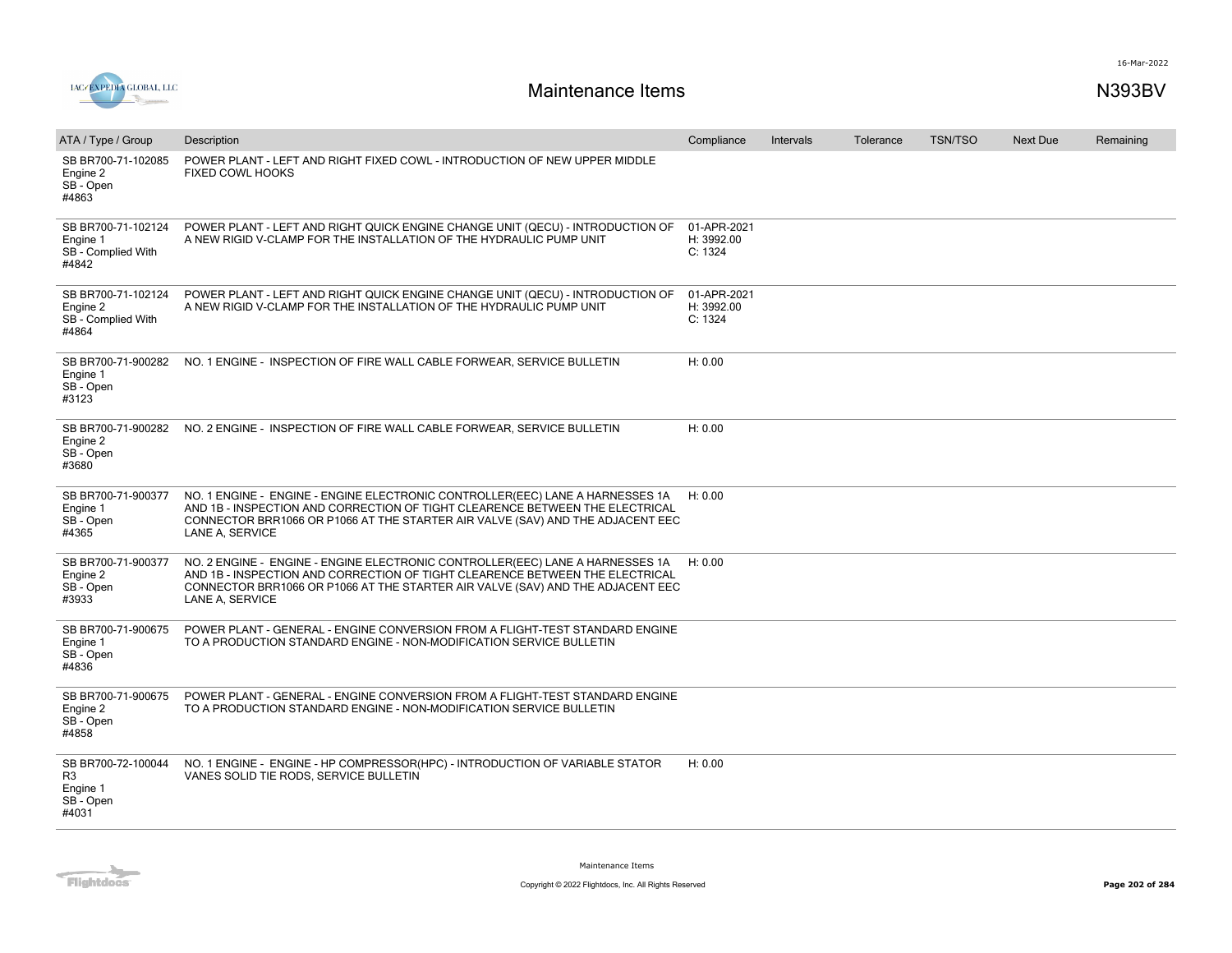# Maintenance Items

N393BV

| ATA / Type / Group | Description | Compliance | Intervals | Tolerance | TSN/TSO | Next Due | Remaining |
|---|---|---|---|---|---|---|---|
| SB BR700-71-102085<br>Engine 2<br>SB - Open<br>#4863 | POWER PLANT - LEFT AND RIGHT FIXED COWL - INTRODUCTION OF NEW UPPER MIDDLE FIXED COWL HOOKS | | | | | | |
| SB BR700-71-102124<br>Engine 1<br>SB - Complied With<br>#4842 | POWER PLANT - LEFT AND RIGHT QUICK ENGINE CHANGE UNIT (QECU) - INTRODUCTION OF A NEW RIGID V-CLAMP FOR THE INSTALLATION OF THE HYDRAULIC PUMP UNIT | 01-APR-2021<br>H: 3992.00<br>C: 1324 | | | | | |
| SB BR700-71-102124<br>Engine 2<br>SB - Complied With<br>#4864 | POWER PLANT - LEFT AND RIGHT QUICK ENGINE CHANGE UNIT (QECU) - INTRODUCTION OF A NEW RIGID V-CLAMP FOR THE INSTALLATION OF THE HYDRAULIC PUMP UNIT | 01-APR-2021<br>H: 3992.00<br>C: 1324 | | | | | |
| SB BR700-71-900282<br>Engine 1<br>SB - Open<br>#3123 | NO. 1 ENGINE - INSPECTION OF FIRE WALL CABLE FORWEAR, SERVICE BULLETIN | H: 0.00 | | | | | |
| SB BR700-71-900282<br>Engine 2<br>SB - Open<br>#3680 | NO. 2 ENGINE - INSPECTION OF FIRE WALL CABLE FORWEAR, SERVICE BULLETIN | H: 0.00 | | | | | |
| SB BR700-71-900377<br>Engine 1<br>SB - Open<br>#4365 | NO. 1 ENGINE - ENGINE - ENGINE ELECTRONIC CONTROLLER(EEC) LANE A HARNESSES 1A AND 1B - INSPECTION AND CORRECTION OF TIGHT CLEARENCE BETWEEN THE ELECTRICAL CONNECTOR BRR1066 OR P1066 AT THE STARTER AIR VALVE (SAV) AND THE ADJACENT EEC LANE A, SERVICE | H: 0.00 | | | | | |
| SB BR700-71-900377<br>Engine 2<br>SB - Open<br>#3933 | NO. 2 ENGINE - ENGINE - ENGINE ELECTRONIC CONTROLLER(EEC) LANE A HARNESSES 1A AND 1B - INSPECTION AND CORRECTION OF TIGHT CLEARENCE BETWEEN THE ELECTRICAL CONNECTOR BRR1066 OR P1066 AT THE STARTER AIR VALVE (SAV) AND THE ADJACENT EEC LANE A, SERVICE | H: 0.00 | | | | | |
| SB BR700-71-900675<br>Engine 1<br>SB - Open<br>#4836 | POWER PLANT - GENERAL - ENGINE CONVERSION FROM A FLIGHT-TEST STANDARD ENGINE TO A PRODUCTION STANDARD ENGINE - NON-MODIFICATION SERVICE BULLETIN | | | | | | |
| SB BR700-71-900675<br>Engine 2<br>SB - Open<br>#4858 | POWER PLANT - GENERAL - ENGINE CONVERSION FROM A FLIGHT-TEST STANDARD ENGINE TO A PRODUCTION STANDARD ENGINE - NON-MODIFICATION SERVICE BULLETIN | | | | | | |
| SB BR700-72-100044 R3<br>Engine 1<br>SB - Open<br>#4031 | NO. 1 ENGINE - ENGINE - HP COMPRESSOR(HPC) - INTRODUCTION OF VARIABLE STATOR VANES SOLID TIE RODS, SERVICE BULLETIN | H: 0.00 | | | | | |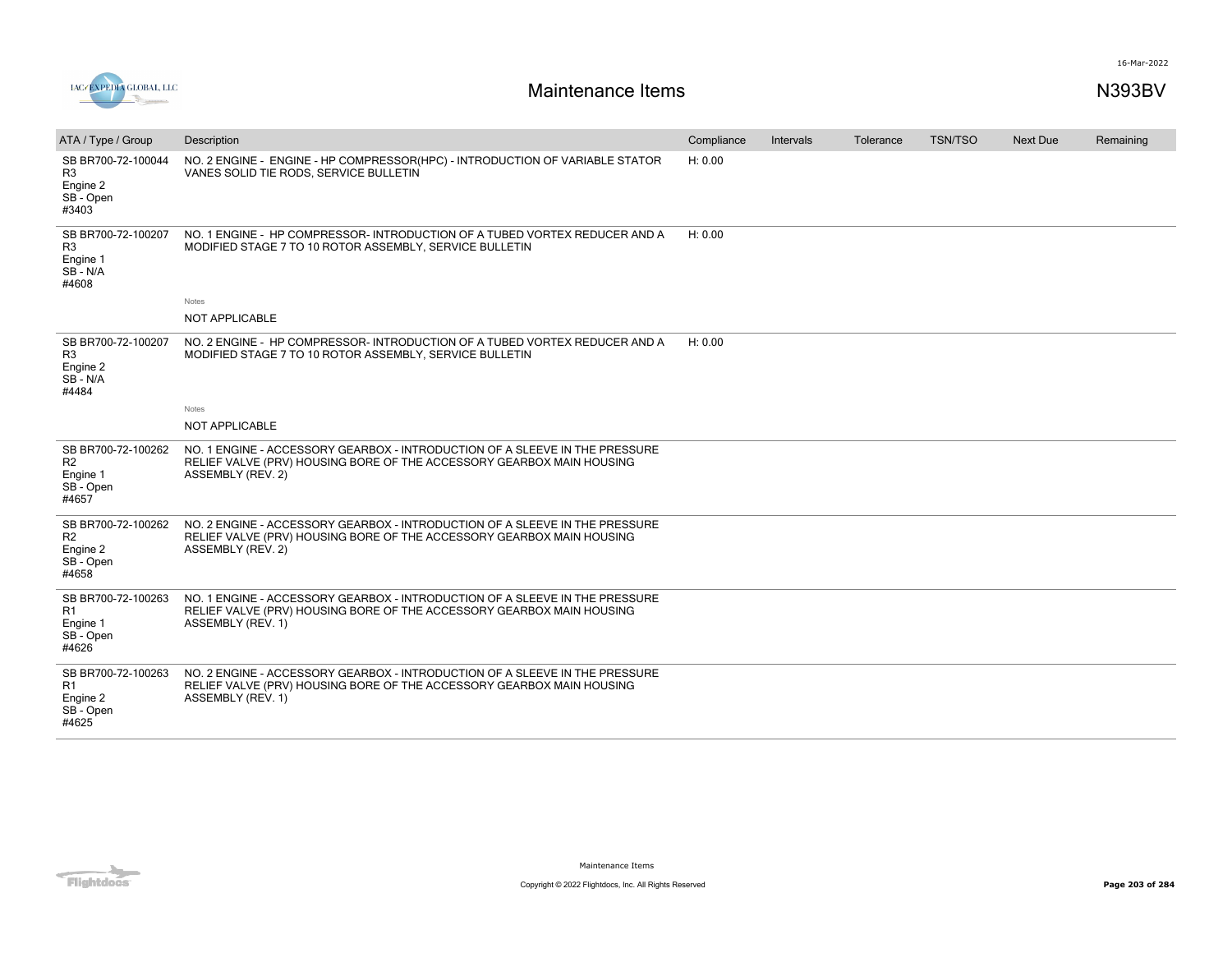# Maintenance Items

N393BV

| ATA / Type / Group | Description | Compliance | Intervals | Tolerance | TSN/TSO | Next Due | Remaining |
|---|---|---|---|---|---|---|---|
| SB BR700-72-100044 R3 Engine 2 SB - Open #3403 | NO. 2 ENGINE - ENGINE - HP COMPRESSOR(HPC) - INTRODUCTION OF VARIABLE STATOR VANES SOLID TIE RODS, SERVICE BULLETIN | H: 0.00 | | | | | |
| SB BR700-72-100207 R3 Engine 1 SB - N/A #4608 | NO. 1 ENGINE - HP COMPRESSOR- INTRODUCTION OF A TUBED VORTEX REDUCER AND A MODIFIED STAGE 7 TO 10 ROTOR ASSEMBLY, SERVICE BULLETIN | H: 0.00 | | | | | |
| | Notes<br>NOT APPLICABLE | | | | | | |
| SB BR700-72-100207 R3 Engine 2 SB - N/A #4484 | NO. 2 ENGINE - HP COMPRESSOR- INTRODUCTION OF A TUBED VORTEX REDUCER AND A MODIFIED STAGE 7 TO 10 ROTOR ASSEMBLY, SERVICE BULLETIN | H: 0.00 | | | | | |
| | Notes<br>NOT APPLICABLE | | | | | | |
| SB BR700-72-100262 R2 Engine 1 SB - Open #4657 | NO. 1 ENGINE - ACCESSORY GEARBOX - INTRODUCTION OF A SLEEVE IN THE PRESSURE RELIEF VALVE (PRV) HOUSING BORE OF THE ACCESSORY GEARBOX MAIN HOUSING ASSEMBLY (REV. 2) | | | | | | |
| SB BR700-72-100262 R2 Engine 2 SB - Open #4658 | NO. 2 ENGINE - ACCESSORY GEARBOX - INTRODUCTION OF A SLEEVE IN THE PRESSURE RELIEF VALVE (PRV) HOUSING BORE OF THE ACCESSORY GEARBOX MAIN HOUSING ASSEMBLY (REV. 2) | | | | | | |
| SB BR700-72-100263 R1 Engine 1 SB - Open #4626 | NO. 1 ENGINE - ACCESSORY GEARBOX - INTRODUCTION OF A SLEEVE IN THE PRESSURE RELIEF VALVE (PRV) HOUSING BORE OF THE ACCESSORY GEARBOX MAIN HOUSING ASSEMBLY (REV. 1) | | | | | | |
| SB BR700-72-100263 R1 Engine 2 SB - Open #4625 | NO. 2 ENGINE - ACCESSORY GEARBOX - INTRODUCTION OF A SLEEVE IN THE PRESSURE RELIEF VALVE (PRV) HOUSING BORE OF THE ACCESSORY GEARBOX MAIN HOUSING ASSEMBLY (REV. 1) | | | | | | |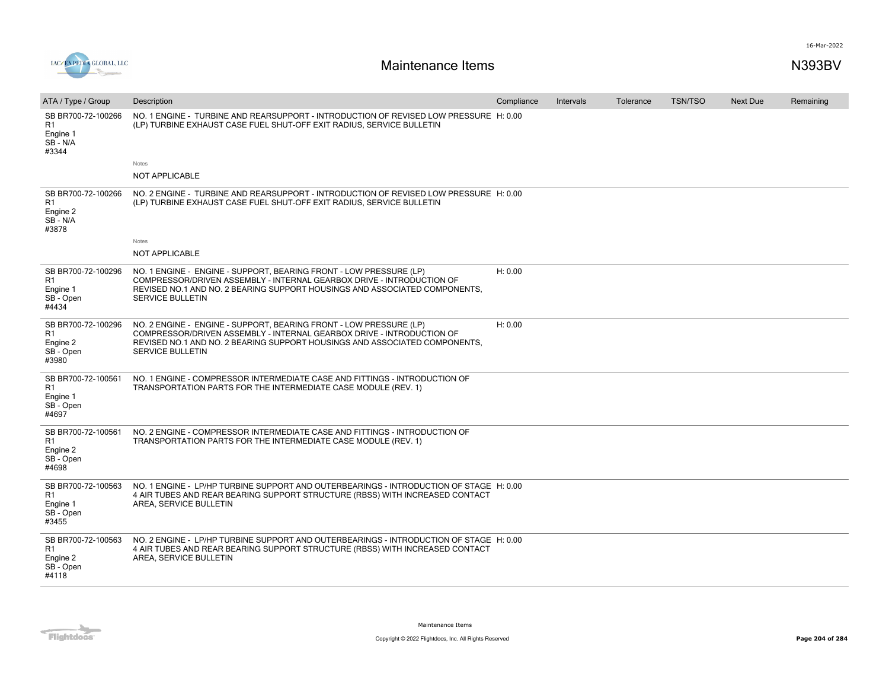# Maintenance Items

N393BV

| ATA / Type / Group | Description | Compliance | Intervals | Tolerance | TSN/TSO | Next Due | Remaining |
|---|---|---|---|---|---|---|---|
| SB BR700-72-100266 R1 Engine 1 SB - N/A #3344 | NO. 1 ENGINE - TURBINE AND REARSUPPORT - INTRODUCTION OF REVISED LOW PRESSURE (LP) TURBINE EXHAUST CASE FUEL SHUT-OFF EXIT RADIUS, SERVICE BULLETIN<br>Notes<br>NOT APPLICABLE | H: 0.00 | | | | | |
| SB BR700-72-100266 R1 Engine 2 SB - N/A #3878 | NO. 2 ENGINE - TURBINE AND REARSUPPORT - INTRODUCTION OF REVISED LOW PRESSURE (LP) TURBINE EXHAUST CASE FUEL SHUT-OFF EXIT RADIUS, SERVICE BULLETIN<br>Notes<br>NOT APPLICABLE | H: 0.00 | | | | | |
| SB BR700-72-100296 R1 Engine 1 SB - Open #4434 | NO. 1 ENGINE - ENGINE - SUPPORT, BEARING FRONT - LOW PRESSURE (LP) COMPRESSOR/DRIVEN ASSEMBLY - INTERNAL GEARBOX DRIVE - INTRODUCTION OF REVISED NO.1 AND NO. 2 BEARING SUPPORT HOUSINGS AND ASSOCIATED COMPONENTS, SERVICE BULLETIN | H: 0.00 | | | | | |
| SB BR700-72-100296 R1 Engine 2 SB - Open #3980 | NO. 2 ENGINE - ENGINE - SUPPORT, BEARING FRONT - LOW PRESSURE (LP) COMPRESSOR/DRIVEN ASSEMBLY - INTERNAL GEARBOX DRIVE - INTRODUCTION OF REVISED NO.1 AND NO. 2 BEARING SUPPORT HOUSINGS AND ASSOCIATED COMPONENTS, SERVICE BULLETIN | H: 0.00 | | | | | |
| SB BR700-72-100561 R1 Engine 1 SB - Open #4697 | NO. 1 ENGINE - COMPRESSOR INTERMEDIATE CASE AND FITTINGS - INTRODUCTION OF TRANSPORTATION PARTS FOR THE INTERMEDIATE CASE MODULE (REV. 1) | | | | | | |
| SB BR700-72-100561 R1 Engine 2 SB - Open #4698 | NO. 2 ENGINE - COMPRESSOR INTERMEDIATE CASE AND FITTINGS - INTRODUCTION OF TRANSPORTATION PARTS FOR THE INTERMEDIATE CASE MODULE (REV. 1) | | | | | | |
| SB BR700-72-100563 R1 Engine 1 SB - Open #3455 | NO. 1 ENGINE - LP/HP TURBINE SUPPORT AND OUTERBEARINGS - INTRODUCTION OF STAGE 4 AIR TUBES AND REAR BEARING SUPPORT STRUCTURE (RBSS) WITH INCREASED CONTACT AREA, SERVICE BULLETIN | H: 0.00 | | | | | |
| SB BR700-72-100563 R1 Engine 2 SB - Open #4118 | NO. 2 ENGINE - LP/HP TURBINE SUPPORT AND OUTERBEARINGS - INTRODUCTION OF STAGE 4 AIR TUBES AND REAR BEARING SUPPORT STRUCTURE (RBSS) WITH INCREASED CONTACT AREA, SERVICE BULLETIN | H: 0.00 | | | | | |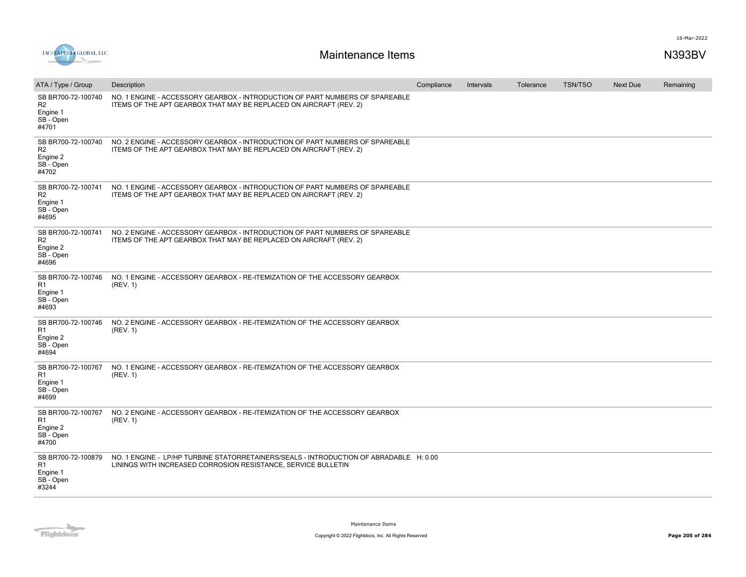# Maintenance Items

N393BV

| ATA / Type / Group | Description | Compliance | Intervals | Tolerance | TSN/TSO | Next Due | Remaining |
|---|---|---|---|---|---|---|---|
| SB BR700-72-100740 R2 Engine 1 SB - Open #4701 | NO. 1 ENGINE - ACCESSORY GEARBOX - INTRODUCTION OF PART NUMBERS OF SPAREABLE ITEMS OF THE APT GEARBOX THAT MAY BE REPLACED ON AIRCRAFT (REV. 2) | | | | | | |
| SB BR700-72-100740 R2 Engine 2 SB - Open #4702 | NO. 2 ENGINE - ACCESSORY GEARBOX - INTRODUCTION OF PART NUMBERS OF SPAREABLE ITEMS OF THE APT GEARBOX THAT MAY BE REPLACED ON AIRCRAFT (REV. 2) | | | | | | |
| SB BR700-72-100741 R2 Engine 1 SB - Open #4695 | NO. 1 ENGINE - ACCESSORY GEARBOX - INTRODUCTION OF PART NUMBERS OF SPAREABLE ITEMS OF THE APT GEARBOX THAT MAY BE REPLACED ON AIRCRAFT (REV. 2) | | | | | | |
| SB BR700-72-100741 R2 Engine 2 SB - Open #4696 | NO. 2 ENGINE - ACCESSORY GEARBOX - INTRODUCTION OF PART NUMBERS OF SPAREABLE ITEMS OF THE APT GEARBOX THAT MAY BE REPLACED ON AIRCRAFT (REV. 2) | | | | | | |
| SB BR700-72-100746 R1 Engine 1 SB - Open #4693 | NO. 1 ENGINE - ACCESSORY GEARBOX - RE-ITEMIZATION OF THE ACCESSORY GEARBOX (REV. 1) | | | | | | |
| SB BR700-72-100746 R1 Engine 2 SB - Open #4694 | NO. 2 ENGINE - ACCESSORY GEARBOX - RE-ITEMIZATION OF THE ACCESSORY GEARBOX (REV. 1) | | | | | | |
| SB BR700-72-100767 R1 Engine 1 SB - Open #4699 | NO. 1 ENGINE - ACCESSORY GEARBOX - RE-ITEMIZATION OF THE ACCESSORY GEARBOX (REV. 1) | | | | | | |
| SB BR700-72-100767 R1 Engine 2 SB - Open #4700 | NO. 2 ENGINE - ACCESSORY GEARBOX - RE-ITEMIZATION OF THE ACCESSORY GEARBOX (REV. 1) | | | | | | |
| SB BR700-72-100879 R1 Engine 1 SB - Open #3244 | NO. 1 ENGINE - LP/HP TURBINE STATORRETAINERS/SEALS - INTRODUCTION OF ABRADABLE LININGS WITH INCREASED CORROSION RESISTANCE, SERVICE BULLETIN | H: 0.00 | | | | | |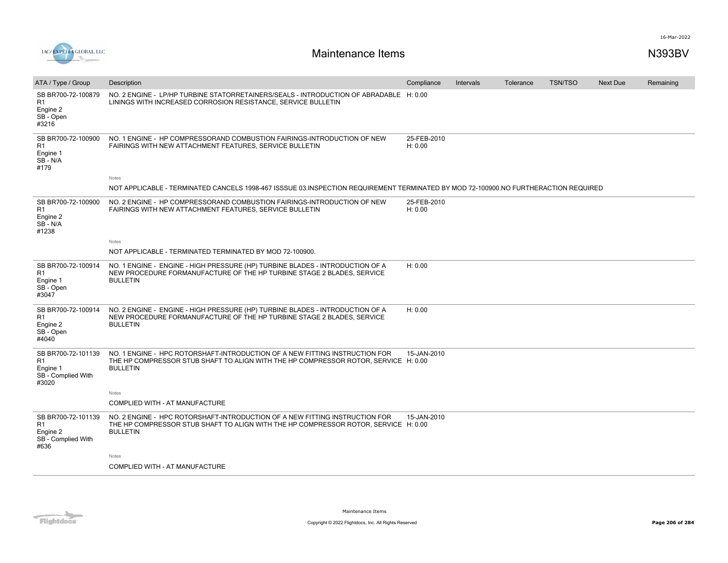# Maintenance Items

N393BV

| ATA / Type / Group | Description | Compliance | Intervals | Tolerance | TSN/TSO | Next Due | Remaining |
|---|---|---|---|---|---|---|---|
| SB BR700-72-100879 R1 Engine 2 SB - Open #3216 | NO. 2 ENGINE - LP/HP TURBINE STATORRETAINERS/SEALS - INTRODUCTION OF ABRADABLE LININGS WITH INCREASED CORROSION RESISTANCE, SERVICE BULLETIN | H: 0.00 | | | | | |
| SB BR700-72-100900 R1 Engine 1 SB - N/A #179 | NO. 1 ENGINE - HP COMPRESSORAND COMBUSTION FAIRINGS-INTRODUCTION OF NEW FAIRINGS WITH NEW ATTACHMENT FEATURES, SERVICE BULLETIN | 25-FEB-2010 H: 0.00 | | | | | |
| | Notes: NOT APPLICABLE - TERMINATED CANCELS 1998-467 ISSSUE 03.INSPECTION REQUIREMENT TERMINATED BY MOD 72-100900.NO FURTHERACTION REQUIRED | | | | | | |
| SB BR700-72-100900 R1 Engine 2 SB - N/A #1238 | NO. 2 ENGINE - HP COMPRESSORAND COMBUSTION FAIRINGS-INTRODUCTION OF NEW FAIRINGS WITH NEW ATTACHMENT FEATURES, SERVICE BULLETIN | 25-FEB-2010 H: 0.00 | | | | | |
| | Notes: NOT APPLICABLE - TERMINATED TERMINATED BY MOD 72-100900. | | | | | | |
| SB BR700-72-100914 R1 Engine 1 SB - Open #3047 | NO. 1 ENGINE - ENGINE - HIGH PRESSURE (HP) TURBINE BLADES - INTRODUCTION OF A NEW PROCEDURE FORMANUFACTURE OF THE HP TURBINE STAGE 2 BLADES, SERVICE BULLETIN | H: 0.00 | | | | | |
| SB BR700-72-100914 R1 Engine 2 SB - Open #4040 | NO. 2 ENGINE - ENGINE - HIGH PRESSURE (HP) TURBINE BLADES - INTRODUCTION OF A NEW PROCEDURE FORMANUFACTURE OF THE HP TURBINE STAGE 2 BLADES, SERVICE BULLETIN | H: 0.00 | | | | | |
| SB BR700-72-101139 R1 Engine 1 SB - Complied With #3020 | NO. 1 ENGINE - HPC ROTORSHAFT-INTRODUCTION OF A NEW FITTING INSTRUCTION FOR THE HP COMPRESSOR STUB SHAFT TO ALIGN WITH THE HP COMPRESSOR ROTOR, SERVICE BULLETIN | 15-JAN-2010 H: 0.00 | | | | | |
| | Notes: COMPLIED WITH - AT MANUFACTURE | | | | | | |
| SB BR700-72-101139 R1 Engine 2 SB - Complied With #636 | NO. 2 ENGINE - HPC ROTORSHAFT-INTRODUCTION OF A NEW FITTING INSTRUCTION FOR THE HP COMPRESSOR STUB SHAFT TO ALIGN WITH THE HP COMPRESSOR ROTOR, SERVICE BULLETIN | 15-JAN-2010 H: 0.00 | | | | | |
| | Notes: COMPLIED WITH - AT MANUFACTURE | | | | | | |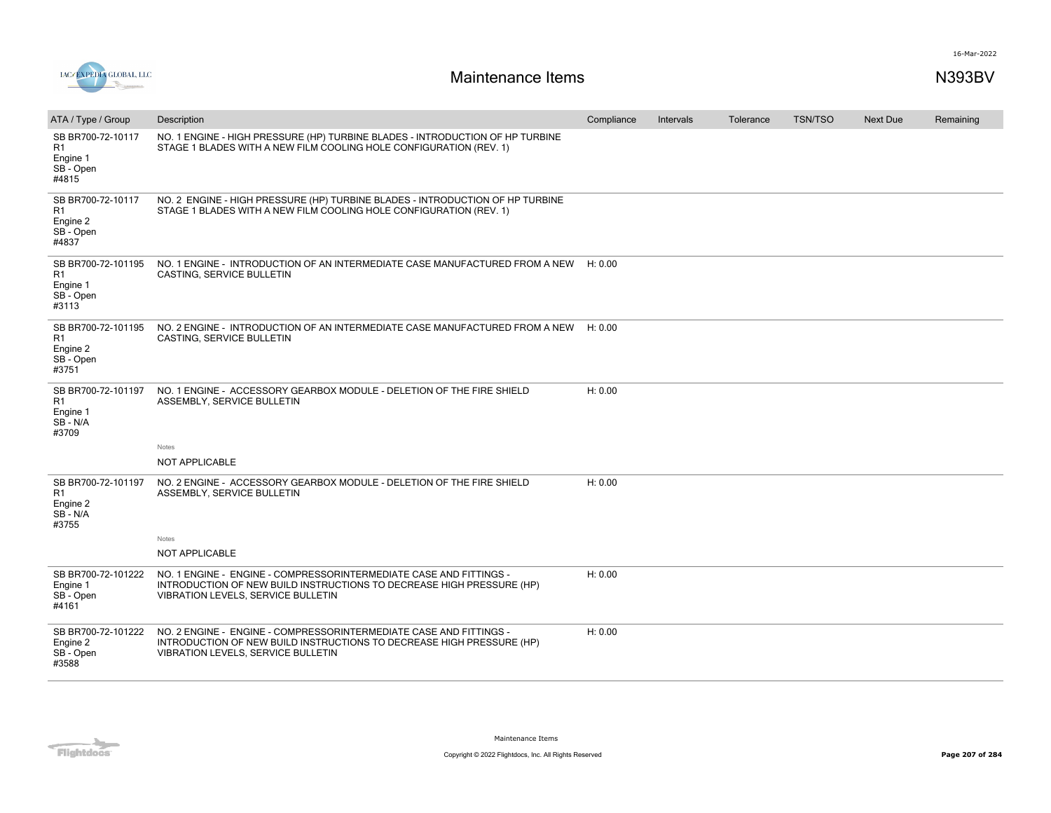## Maintenance Items

N393BV

| ATA / Type / Group | Description | Compliance | Intervals | Tolerance | TSN/TSO | Next Due | Remaining |
|---|---|---|---|---|---|---|---|
| SB BR700-72-10117 R1 Engine 1 SB - Open #4815 | NO. 1 ENGINE - HIGH PRESSURE (HP) TURBINE BLADES - INTRODUCTION OF HP TURBINE STAGE 1 BLADES WITH A NEW FILM COOLING HOLE CONFIGURATION (REV. 1) | | | | | | |
| SB BR700-72-10117 R1 Engine 2 SB - Open #4837 | NO. 2 ENGINE - HIGH PRESSURE (HP) TURBINE BLADES - INTRODUCTION OF HP TURBINE STAGE 1 BLADES WITH A NEW FILM COOLING HOLE CONFIGURATION (REV. 1) | | | | | | |
| SB BR700-72-101195 R1 Engine 1 SB - Open #3113 | NO. 1 ENGINE - INTRODUCTION OF AN INTERMEDIATE CASE MANUFACTURED FROM A NEW CASTING, SERVICE BULLETIN | H: 0.00 | | | | | |
| SB BR700-72-101195 R1 Engine 2 SB - Open #3751 | NO. 2 ENGINE - INTRODUCTION OF AN INTERMEDIATE CASE MANUFACTURED FROM A NEW CASTING, SERVICE BULLETIN | H: 0.00 | | | | | |
| SB BR700-72-101197 R1 Engine 1 SB - N/A #3709 | NO. 1 ENGINE - ACCESSORY GEARBOX MODULE - DELETION OF THE FIRE SHIELD ASSEMBLY, SERVICE BULLETIN<br>Notes<br>NOT APPLICABLE | H: 0.00 | | | | | |
| SB BR700-72-101197 R1 Engine 2 SB - N/A #3755 | NO. 2 ENGINE - ACCESSORY GEARBOX MODULE - DELETION OF THE FIRE SHIELD ASSEMBLY, SERVICE BULLETIN<br>Notes<br>NOT APPLICABLE | H: 0.00 | | | | | |
| SB BR700-72-101222 Engine 1 SB - Open #4161 | NO. 1 ENGINE - ENGINE - COMPRESSORINTERMEDIATE CASE AND FITTINGS - INTRODUCTION OF NEW BUILD INSTRUCTIONS TO DECREASE HIGH PRESSURE (HP) VIBRATION LEVELS, SERVICE BULLETIN | H: 0.00 | | | | | |
| SB BR700-72-101222 Engine 2 SB - Open #3588 | NO. 2 ENGINE - ENGINE - COMPRESSORINTERMEDIATE CASE AND FITTINGS - INTRODUCTION OF NEW BUILD INSTRUCTIONS TO DECREASE HIGH PRESSURE (HP) VIBRATION LEVELS, SERVICE BULLETIN | H: 0.00 | | | | | |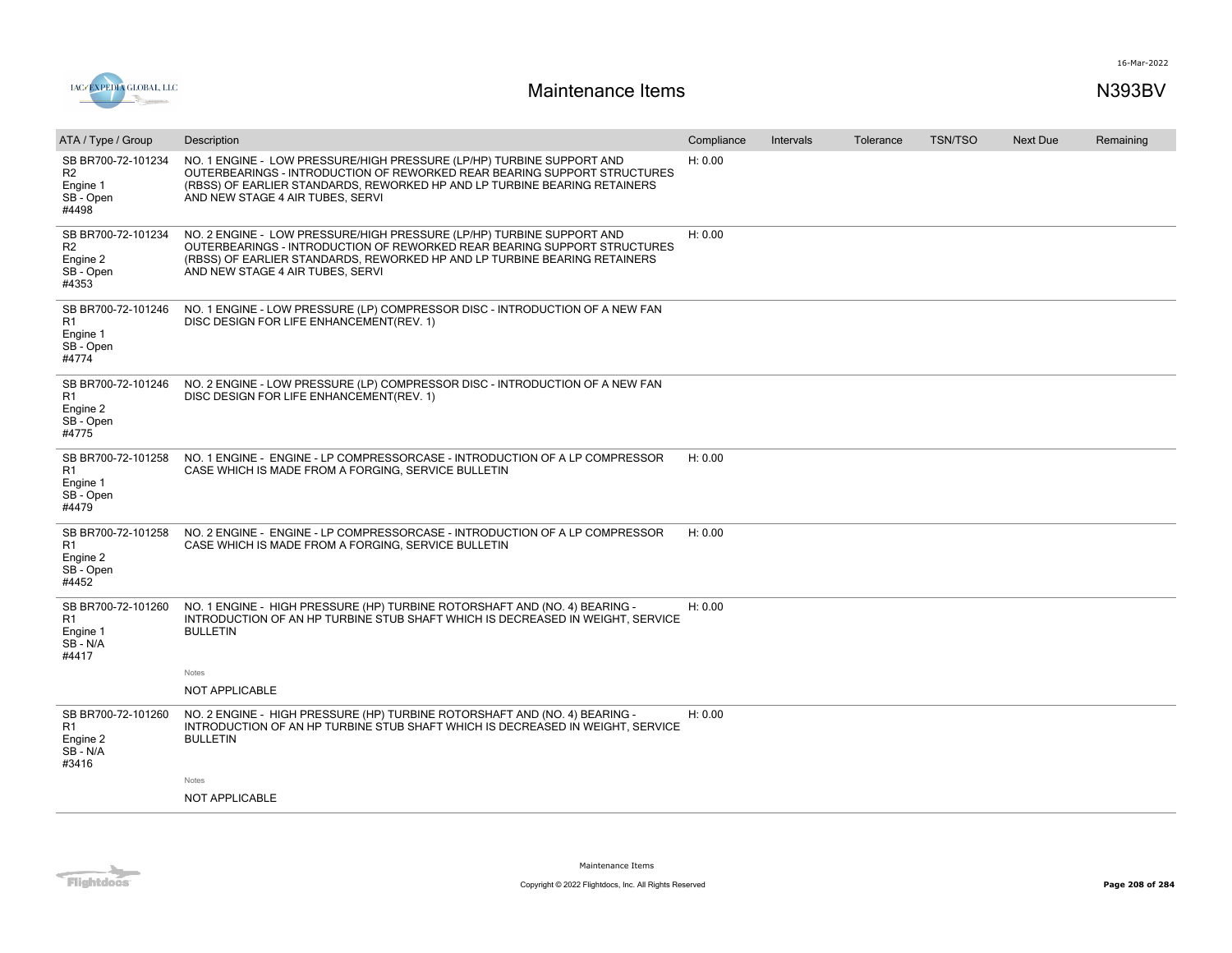| ATA / Type / Group | Description | Compliance | Intervals | Tolerance | TSN/TSO | Next Due | Remaining |
|---|---|---|---|---|---|---|---|
| SB BR700-72-101234 R2 Engine 1 SB - Open #4498 | NO. 1 ENGINE - LOW PRESSURE/HIGH PRESSURE (LP/HP) TURBINE SUPPORT AND OUTERBEARINGS - INTRODUCTION OF REWORKED REAR BEARING SUPPORT STRUCTURES (RBSS) OF EARLIER STANDARDS, REWORKED HP AND LP TURBINE BEARING RETAINERS AND NEW STAGE 4 AIR TUBES, SERVI | H: 0.00 | | | | | |
| SB BR700-72-101234 R2 Engine 2 SB - Open #4353 | NO. 2 ENGINE - LOW PRESSURE/HIGH PRESSURE (LP/HP) TURBINE SUPPORT AND OUTERBEARINGS - INTRODUCTION OF REWORKED REAR BEARING SUPPORT STRUCTURES (RBSS) OF EARLIER STANDARDS, REWORKED HP AND LP TURBINE BEARING RETAINERS AND NEW STAGE 4 AIR TUBES, SERVI | H: 0.00 | | | | | |
| SB BR700-72-101246 R1 Engine 1 SB - Open #4774 | NO. 1 ENGINE - LOW PRESSURE (LP) COMPRESSOR DISC - INTRODUCTION OF A NEW FAN DISC DESIGN FOR LIFE ENHANCEMENT(REV. 1) | | | | | | |
| SB BR700-72-101246 R1 Engine 2 SB - Open #4775 | NO. 2 ENGINE - LOW PRESSURE (LP) COMPRESSOR DISC - INTRODUCTION OF A NEW FAN DISC DESIGN FOR LIFE ENHANCEMENT(REV. 1) | | | | | | |
| SB BR700-72-101258 R1 Engine 1 SB - Open #4479 | NO. 1 ENGINE - ENGINE - LP COMPRESSORCASE - INTRODUCTION OF A LP COMPRESSOR CASE WHICH IS MADE FROM A FORGING, SERVICE BULLETIN | H: 0.00 | | | | | |
| SB BR700-72-101258 R1 Engine 2 SB - Open #4452 | NO. 2 ENGINE - ENGINE - LP COMPRESSORCASE - INTRODUCTION OF A LP COMPRESSOR CASE WHICH IS MADE FROM A FORGING, SERVICE BULLETIN | H: 0.00 | | | | | |
| SB BR700-72-101260 R1 Engine 1 SB - N/A #4417 | NO. 1 ENGINE - HIGH PRESSURE (HP) TURBINE ROTORSHAFT AND (NO. 4) BEARING - INTRODUCTION OF AN HP TURBINE STUB SHAFT WHICH IS DECREASED IN WEIGHT, SERVICE BULLETIN<br><br>Notes<br><br>NOT APPLICABLE | H: 0.00 | | | | | |
| SB BR700-72-101260 R1 Engine 2 SB - N/A #3416 | NO. 2 ENGINE - HIGH PRESSURE (HP) TURBINE ROTORSHAFT AND (NO. 4) BEARING - INTRODUCTION OF AN HP TURBINE STUB SHAFT WHICH IS DECREASED IN WEIGHT, SERVICE BULLETIN<br><br>Notes<br><br>NOT APPLICABLE | H: 0.00 | | | | | |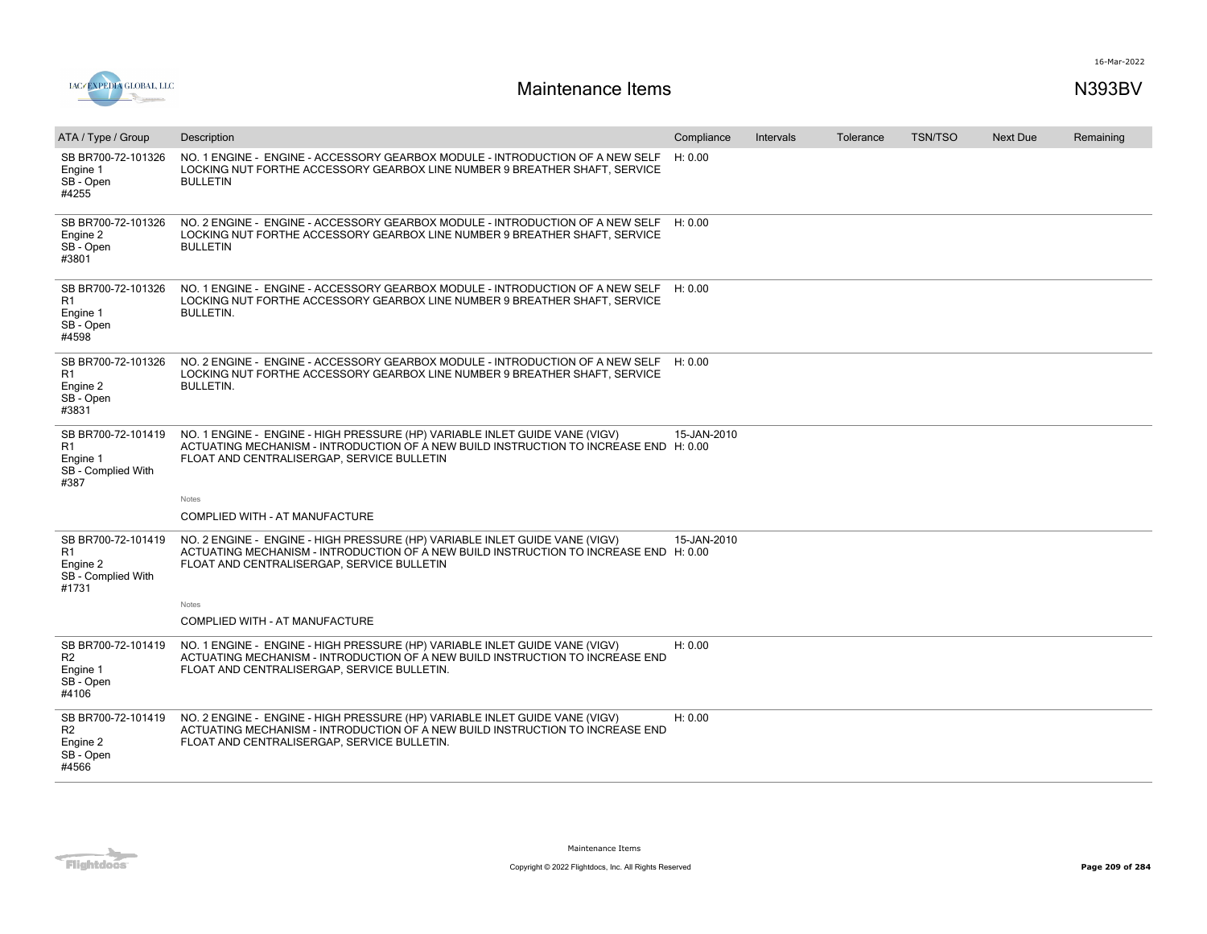# Maintenance Items

N393BV

| ATA / Type / Group | Description | Compliance | Intervals | Tolerance | TSN/TSO | Next Due | Remaining |
|---|---|---|---|---|---|---|---|
| SB BR700-72-101326<br>Engine 1<br>SB - Open<br>#4255 | NO. 1 ENGINE - ENGINE - ACCESSORY GEARBOX MODULE - INTRODUCTION OF A NEW SELF LOCKING NUT FORTHE ACCESSORY GEARBOX LINE NUMBER 9 BREATHER SHAFT, SERVICE BULLETIN | H: 0.00 | | | | | |
| SB BR700-72-101326<br>Engine 2<br>SB - Open<br>#3801 | NO. 2 ENGINE - ENGINE - ACCESSORY GEARBOX MODULE - INTRODUCTION OF A NEW SELF LOCKING NUT FORTHE ACCESSORY GEARBOX LINE NUMBER 9 BREATHER SHAFT, SERVICE BULLETIN | H: 0.00 | | | | | |
| SB BR700-72-101326 R1<br>Engine 1<br>SB - Open<br>#4598 | NO. 1 ENGINE - ENGINE - ACCESSORY GEARBOX MODULE - INTRODUCTION OF A NEW SELF LOCKING NUT FORTHE ACCESSORY GEARBOX LINE NUMBER 9 BREATHER SHAFT, SERVICE BULLETIN. | H: 0.00 | | | | | |
| SB BR700-72-101326 R1<br>Engine 2<br>SB - Open<br>#3831 | NO. 2 ENGINE - ENGINE - ACCESSORY GEARBOX MODULE - INTRODUCTION OF A NEW SELF LOCKING NUT FORTHE ACCESSORY GEARBOX LINE NUMBER 9 BREATHER SHAFT, SERVICE BULLETIN. | H: 0.00 | | | | | |
| SB BR700-72-101419 R1<br>Engine 1<br>SB - Complied With<br>#387 | NO. 1 ENGINE - ENGINE - HIGH PRESSURE (HP) VARIABLE INLET GUIDE VANE (VIGV) ACTUATING MECHANISM - INTRODUCTION OF A NEW BUILD INSTRUCTION TO INCREASE END FLOAT AND CENTRALISERGAP, SERVICE BULLETIN<br><br>Notes<br><br>COMPLIED WITH - AT MANUFACTURE | 15-JAN-2010<br>H: 0.00 | | | | | |
| SB BR700-72-101419 R1<br>Engine 2<br>SB - Complied With<br>#1731 | NO. 2 ENGINE - ENGINE - HIGH PRESSURE (HP) VARIABLE INLET GUIDE VANE (VIGV) ACTUATING MECHANISM - INTRODUCTION OF A NEW BUILD INSTRUCTION TO INCREASE END FLOAT AND CENTRALISERGAP, SERVICE BULLETIN<br><br>Notes<br><br>COMPLIED WITH - AT MANUFACTURE | 15-JAN-2010<br>H: 0.00 | | | | | |
| SB BR700-72-101419 R2<br>Engine 1<br>SB - Open<br>#4106 | NO. 1 ENGINE - ENGINE - HIGH PRESSURE (HP) VARIABLE INLET GUIDE VANE (VIGV) ACTUATING MECHANISM - INTRODUCTION OF A NEW BUILD INSTRUCTION TO INCREASE END FLOAT AND CENTRALISERGAP, SERVICE BULLETIN. | H: 0.00 | | | | | |
| SB BR700-72-101419 R2<br>Engine 2<br>SB - Open<br>#4566 | NO. 2 ENGINE - ENGINE - HIGH PRESSURE (HP) VARIABLE INLET GUIDE VANE (VIGV) ACTUATING MECHANISM - INTRODUCTION OF A NEW BUILD INSTRUCTION TO INCREASE END FLOAT AND CENTRALISERGAP, SERVICE BULLETIN. | H: 0.00 | | | | | |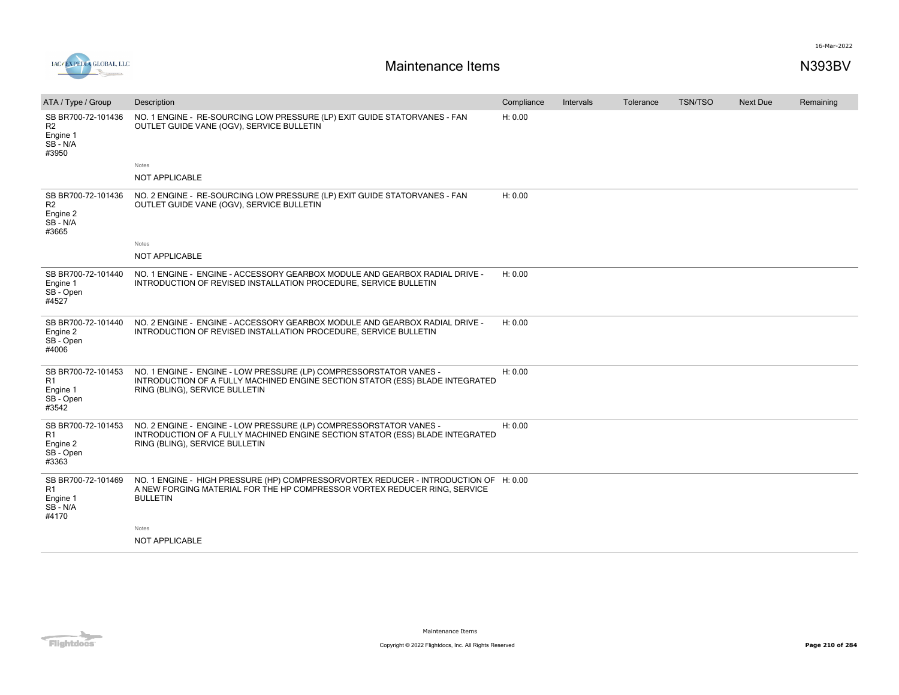# Maintenance Items

N393BV

| ATA / Type / Group | Description | Compliance | Intervals | Tolerance | TSN/TSO | Next Due | Remaining |
|---|---|---|---|---|---|---|---|
| SB BR700-72-101436 R2 Engine 1 SB - N/A #3950 | NO. 1 ENGINE - RE-SOURCING LOW PRESSURE (LP) EXIT GUIDE STATORVANES - FAN OUTLET GUIDE VANE (OGV), SERVICE BULLETIN<br><br>Notes<br>NOT APPLICABLE | H: 0.00 | | | | | |
| SB BR700-72-101436 R2 Engine 2 SB - N/A #3665 | NO. 2 ENGINE - RE-SOURCING LOW PRESSURE (LP) EXIT GUIDE STATORVANES - FAN OUTLET GUIDE VANE (OGV), SERVICE BULLETIN<br><br>Notes<br>NOT APPLICABLE | H: 0.00 | | | | | |
| SB BR700-72-101440 Engine 1 SB - Open #4527 | NO. 1 ENGINE - ENGINE - ACCESSORY GEARBOX MODULE AND GEARBOX RADIAL DRIVE - INTRODUCTION OF REVISED INSTALLATION PROCEDURE, SERVICE BULLETIN | H: 0.00 | | | | | |
| SB BR700-72-101440 Engine 2 SB - Open #4006 | NO. 2 ENGINE - ENGINE - ACCESSORY GEARBOX MODULE AND GEARBOX RADIAL DRIVE - INTRODUCTION OF REVISED INSTALLATION PROCEDURE, SERVICE BULLETIN | H: 0.00 | | | | | |
| SB BR700-72-101453 R1 Engine 1 SB - Open #3542 | NO. 1 ENGINE - ENGINE - LOW PRESSURE (LP) COMPRESSORSTATOR VANES - INTRODUCTION OF A FULLY MACHINED ENGINE SECTION STATOR (ESS) BLADE INTEGRATED RING (BLING), SERVICE BULLETIN | H: 0.00 | | | | | |
| SB BR700-72-101453 R1 Engine 2 SB - Open #3363 | NO. 2 ENGINE - ENGINE - LOW PRESSURE (LP) COMPRESSORSTATOR VANES - INTRODUCTION OF A FULLY MACHINED ENGINE SECTION STATOR (ESS) BLADE INTEGRATED RING (BLING), SERVICE BULLETIN | H: 0.00 | | | | | |
| SB BR700-72-101469 R1 Engine 1 SB - N/A #4170 | NO. 1 ENGINE - HIGH PRESSURE (HP) COMPRESSORVORTEX REDUCER - INTRODUCTION OF A NEW FORGING MATERIAL FOR THE HP COMPRESSOR VORTEX REDUCER RING, SERVICE BULLETIN<br><br>Notes<br>NOT APPLICABLE | H: 0.00 | | | | | |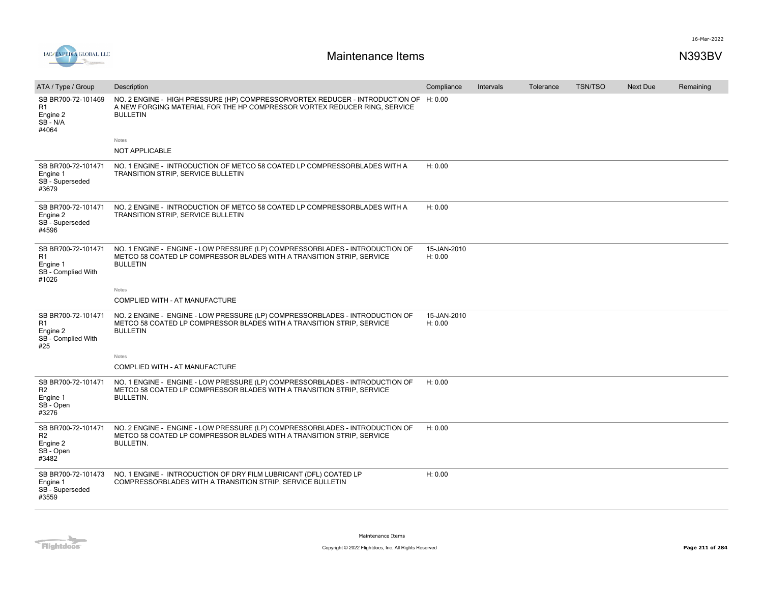# Maintenance Items

N393BV

| ATA / Type / Group | Description | Compliance | Intervals | Tolerance | TSN/TSO | Next Due | Remaining |
|---|---|---|---|---|---|---|---|
| SB BR700-72-101469 R1 Engine 2 SB - N/A #4064 | NO. 2 ENGINE - HIGH PRESSURE (HP) COMPRESSORVORTEX REDUCER - INTRODUCTION OF A NEW FORGING MATERIAL FOR THE HP COMPRESSOR VORTEX REDUCER RING, SERVICE BULLETIN<br>Notes<br>NOT APPLICABLE | H: 0.00 | | | | | |
| SB BR700-72-101471 Engine 1 SB - Superseded #3679 | NO. 1 ENGINE - INTRODUCTION OF METCO 58 COATED LP COMPRESSORBLADES WITH A TRANSITION STRIP, SERVICE BULLETIN | H: 0.00 | | | | | |
| SB BR700-72-101471 Engine 2 SB - Superseded #4596 | NO. 2 ENGINE - INTRODUCTION OF METCO 58 COATED LP COMPRESSORBLADES WITH A TRANSITION STRIP, SERVICE BULLETIN | H: 0.00 | | | | | |
| SB BR700-72-101471 R1 Engine 1 SB - Complied With #1026 | NO. 1 ENGINE - ENGINE - LOW PRESSURE (LP) COMPRESSORBLADES - INTRODUCTION OF METCO 58 COATED LP COMPRESSOR BLADES WITH A TRANSITION STRIP, SERVICE BULLETIN<br>Notes<br>COMPLIED WITH - AT MANUFACTURE | 15-JAN-2010 H: 0.00 | | | | | |
| SB BR700-72-101471 R1 Engine 2 SB - Complied With #25 | NO. 2 ENGINE - ENGINE - LOW PRESSURE (LP) COMPRESSORBLADES - INTRODUCTION OF METCO 58 COATED LP COMPRESSOR BLADES WITH A TRANSITION STRIP, SERVICE BULLETIN<br>Notes<br>COMPLIED WITH - AT MANUFACTURE | 15-JAN-2010 H: 0.00 | | | | | |
| SB BR700-72-101471 R2 Engine 1 SB - Open #3276 | NO. 1 ENGINE - ENGINE - LOW PRESSURE (LP) COMPRESSORBLADES - INTRODUCTION OF METCO 58 COATED LP COMPRESSOR BLADES WITH A TRANSITION STRIP, SERVICE BULLETIN. | H: 0.00 | | | | | |
| SB BR700-72-101471 R2 Engine 2 SB - Open #3482 | NO. 2 ENGINE - ENGINE - LOW PRESSURE (LP) COMPRESSORBLADES - INTRODUCTION OF METCO 58 COATED LP COMPRESSOR BLADES WITH A TRANSITION STRIP, SERVICE BULLETIN. | H: 0.00 | | | | | |
| SB BR700-72-101473 Engine 1 SB - Superseded #3559 | NO. 1 ENGINE - INTRODUCTION OF DRY FILM LUBRICANT (DFL) COATED LP COMPRESSORBLADES WITH A TRANSITION STRIP, SERVICE BULLETIN | H: 0.00 | | | | | |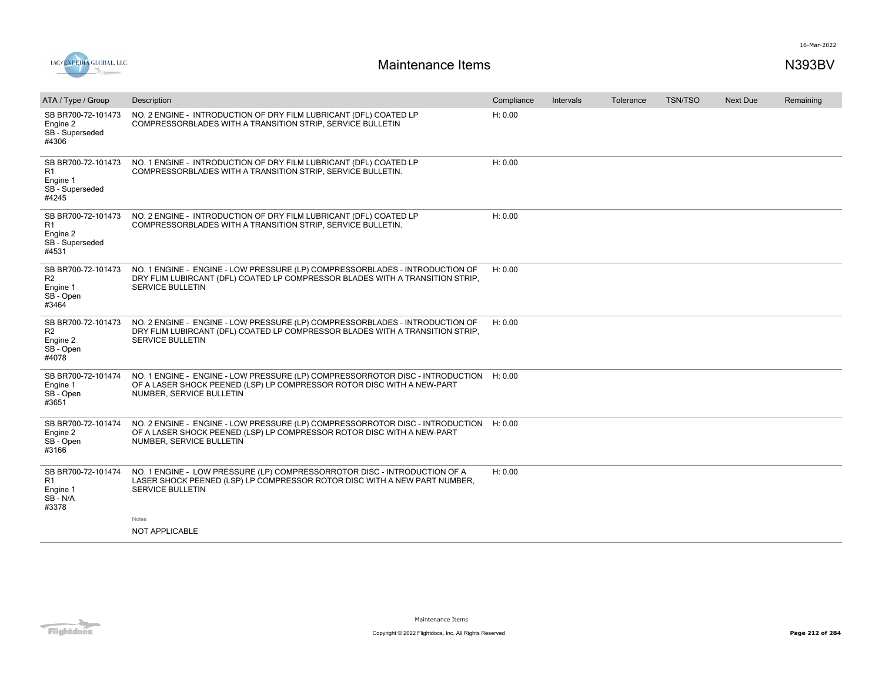| ATA / Type / Group | Description | Compliance | Intervals | Tolerance | TSN/TSO | Next Due | Remaining |
|---|---|---|---|---|---|---|---|
| SB BR700-72-101473 Engine 2 SB - Superseded #4306 | NO. 2 ENGINE - INTRODUCTION OF DRY FILM LUBRICANT (DFL) COATED LP COMPRESSORBLADES WITH A TRANSITION STRIP, SERVICE BULLETIN | H: 0.00 | | | | | |
| SB BR700-72-101473 R1 Engine 1 SB - Superseded #4245 | NO. 1 ENGINE - INTRODUCTION OF DRY FILM LUBRICANT (DFL) COATED LP COMPRESSORBLADES WITH A TRANSITION STRIP, SERVICE BULLETIN. | H: 0.00 | | | | | |
| SB BR700-72-101473 R1 Engine 2 SB - Superseded #4531 | NO. 2 ENGINE - INTRODUCTION OF DRY FILM LUBRICANT (DFL) COATED LP COMPRESSORBLADES WITH A TRANSITION STRIP, SERVICE BULLETIN. | H: 0.00 | | | | | |
| SB BR700-72-101473 R2 Engine 1 SB - Open #3464 | NO. 1 ENGINE - ENGINE - LOW PRESSURE (LP) COMPRESSORBLADES - INTRODUCTION OF DRY FLIM LUBIRCANT (DFL) COATED LP COMPRESSOR BLADES WITH A TRANSITION STRIP, SERVICE BULLETIN | H: 0.00 | | | | | |
| SB BR700-72-101473 R2 Engine 2 SB - Open #4078 | NO. 2 ENGINE - ENGINE - LOW PRESSURE (LP) COMPRESSORBLADES - INTRODUCTION OF DRY FLIM LUBIRCANT (DFL) COATED LP COMPRESSOR BLADES WITH A TRANSITION STRIP, SERVICE BULLETIN | H: 0.00 | | | | | |
| SB BR700-72-101474 Engine 1 SB - Open #3651 | NO. 1 ENGINE - ENGINE - LOW PRESSURE (LP) COMPRESSORROTOR DISC - INTRODUCTION OF A LASER SHOCK PEENED (LSP) LP COMPRESSOR ROTOR DISC WITH A NEW-PART NUMBER, SERVICE BULLETIN | H: 0.00 | | | | | |
| SB BR700-72-101474 Engine 2 SB - Open #3166 | NO. 2 ENGINE - ENGINE - LOW PRESSURE (LP) COMPRESSORROTOR DISC - INTRODUCTION OF A LASER SHOCK PEENED (LSP) LP COMPRESSOR ROTOR DISC WITH A NEW-PART NUMBER, SERVICE BULLETIN | H: 0.00 | | | | | |
| SB BR700-72-101474 R1 Engine 1 SB - N/A #3378 | NO. 1 ENGINE - LOW PRESSURE (LP) COMPRESSORROTOR DISC - INTRODUCTION OF A LASER SHOCK PEENED (LSP) LP COMPRESSOR ROTOR DISC WITH A NEW PART NUMBER, SERVICE BULLETIN<br><br>Notes<br>NOT APPLICABLE | H: 0.00 | | | | | |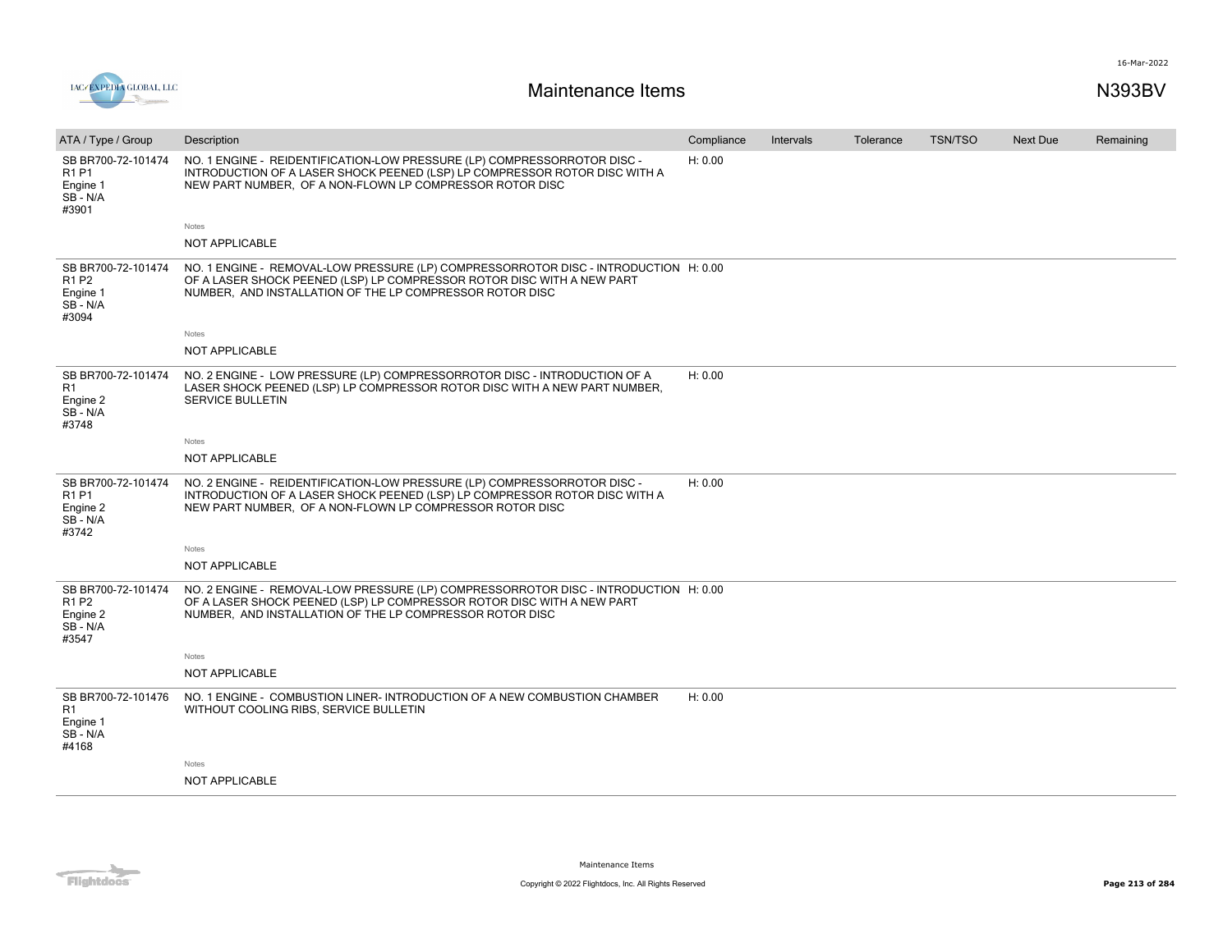# Maintenance Items

N393BV

| ATA / Type / Group | Description | Compliance | Intervals | Tolerance | TSN/TSO | Next Due | Remaining |
|---|---|---|---|---|---|---|---|
| SB BR700-72-101474 R1 P1 Engine 1 SB - N/A #3901 | NO. 1 ENGINE - REIDENTIFICATION-LOW PRESSURE (LP) COMPRESSORROTOR DISC - INTRODUCTION OF A LASER SHOCK PEENED (LSP) LP COMPRESSOR ROTOR DISC WITH A NEW PART NUMBER, OF A NON-FLOWN LP COMPRESSOR ROTOR DISC | H: 0.00 | | | | | |
| | Notes<br>NOT APPLICABLE | | | | | | |
| SB BR700-72-101474 R1 P2 Engine 1 SB - N/A #3094 | NO. 1 ENGINE - REMOVAL-LOW PRESSURE (LP) COMPRESSORROTOR DISC - INTRODUCTION OF A LASER SHOCK PEENED (LSP) LP COMPRESSOR ROTOR DISC WITH A NEW PART NUMBER, AND INSTALLATION OF THE LP COMPRESSOR ROTOR DISC | H: 0.00 | | | | | |
| | Notes<br>NOT APPLICABLE | | | | | | |
| SB BR700-72-101474 R1 Engine 2 SB - N/A #3748 | NO. 2 ENGINE - LOW PRESSURE (LP) COMPRESSORROTOR DISC - INTRODUCTION OF A LASER SHOCK PEENED (LSP) LP COMPRESSOR ROTOR DISC WITH A NEW PART NUMBER, SERVICE BULLETIN | H: 0.00 | | | | | |
| | Notes<br>NOT APPLICABLE | | | | | | |
| SB BR700-72-101474 R1 P1 Engine 2 SB - N/A #3742 | NO. 2 ENGINE - REIDENTIFICATION-LOW PRESSURE (LP) COMPRESSORROTOR DISC - INTRODUCTION OF A LASER SHOCK PEENED (LSP) LP COMPRESSOR ROTOR DISC WITH A NEW PART NUMBER, OF A NON-FLOWN LP COMPRESSOR ROTOR DISC | H: 0.00 | | | | | |
| | Notes<br>NOT APPLICABLE | | | | | | |
| SB BR700-72-101474 R1 P2 Engine 2 SB - N/A #3547 | NO. 2 ENGINE - REMOVAL-LOW PRESSURE (LP) COMPRESSORROTOR DISC - INTRODUCTION OF A LASER SHOCK PEENED (LSP) LP COMPRESSOR ROTOR DISC WITH A NEW PART NUMBER, AND INSTALLATION OF THE LP COMPRESSOR ROTOR DISC | H: 0.00 | | | | | |
| | Notes<br>NOT APPLICABLE | | | | | | |
| SB BR700-72-101476 R1 Engine 1 SB - N/A #4168 | NO. 1 ENGINE - COMBUSTION LINER- INTRODUCTION OF A NEW COMBUSTION CHAMBER WITHOUT COOLING RIBS, SERVICE BULLETIN | H: 0.00 | | | | | |
| | Notes<br>NOT APPLICABLE | | | | | | |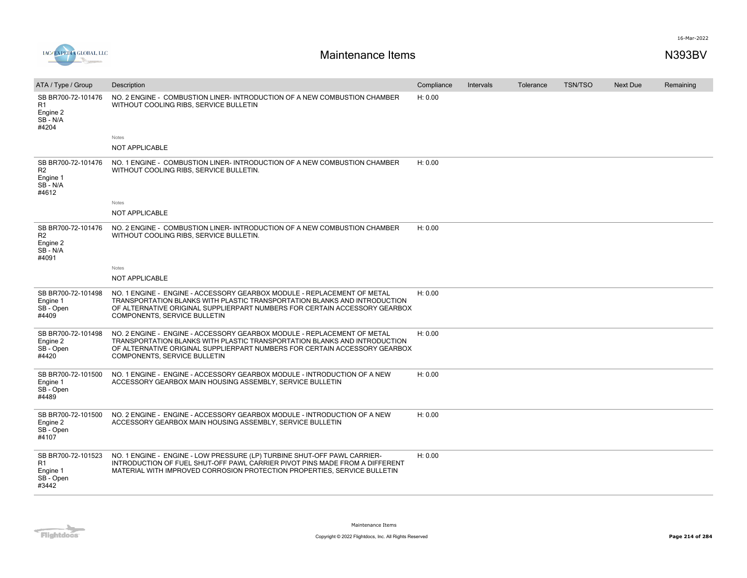# Maintenance Items

N393BV

| ATA / Type / Group | Description | Compliance | Intervals | Tolerance | TSN/TSO | Next Due | Remaining |
|---|---|---|---|---|---|---|---|
| SB BR700-72-101476 R1 Engine 2 SB - N/A #4204 | NO. 2 ENGINE - COMBUSTION LINER- INTRODUCTION OF A NEW COMBUSTION CHAMBER WITHOUT COOLING RIBS, SERVICE BULLETIN<br>Notes<br>NOT APPLICABLE | H: 0.00 | | | | | |
| SB BR700-72-101476 R2 Engine 1 SB - N/A #4612 | NO. 1 ENGINE - COMBUSTION LINER- INTRODUCTION OF A NEW COMBUSTION CHAMBER WITHOUT COOLING RIBS, SERVICE BULLETIN.<br>Notes<br>NOT APPLICABLE | H: 0.00 | | | | | |
| SB BR700-72-101476 R2 Engine 2 SB - N/A #4091 | NO. 2 ENGINE - COMBUSTION LINER- INTRODUCTION OF A NEW COMBUSTION CHAMBER WITHOUT COOLING RIBS, SERVICE BULLETIN.<br>Notes<br>NOT APPLICABLE | H: 0.00 | | | | | |
| SB BR700-72-101498 Engine 1 SB - Open #4409 | NO. 1 ENGINE - ENGINE - ACCESSORY GEARBOX MODULE - REPLACEMENT OF METAL TRANSPORTATION BLANKS WITH PLASTIC TRANSPORTATION BLANKS AND INTRODUCTION OF ALTERNATIVE ORIGINAL SUPPLIERPART NUMBERS FOR CERTAIN ACCESSORY GEARBOX COMPONENTS, SERVICE BULLETIN | H: 0.00 | | | | | |
| SB BR700-72-101498 Engine 2 SB - Open #4420 | NO. 2 ENGINE - ENGINE - ACCESSORY GEARBOX MODULE - REPLACEMENT OF METAL TRANSPORTATION BLANKS WITH PLASTIC TRANSPORTATION BLANKS AND INTRODUCTION OF ALTERNATIVE ORIGINAL SUPPLIERPART NUMBERS FOR CERTAIN ACCESSORY GEARBOX COMPONENTS, SERVICE BULLETIN | H: 0.00 | | | | | |
| SB BR700-72-101500 Engine 1 SB - Open #4489 | NO. 1 ENGINE - ENGINE - ACCESSORY GEARBOX MODULE - INTRODUCTION OF A NEW ACCESSORY GEARBOX MAIN HOUSING ASSEMBLY, SERVICE BULLETIN | H: 0.00 | | | | | |
| SB BR700-72-101500 Engine 2 SB - Open #4107 | NO. 2 ENGINE - ENGINE - ACCESSORY GEARBOX MODULE - INTRODUCTION OF A NEW ACCESSORY GEARBOX MAIN HOUSING ASSEMBLY, SERVICE BULLETIN | H: 0.00 | | | | | |
| SB BR700-72-101523 R1 Engine 1 SB - Open #3442 | NO. 1 ENGINE - ENGINE - LOW PRESSURE (LP) TURBINE SHUT-OFF PAWL CARRIER- INTRODUCTION OF FUEL SHUT-OFF PAWL CARRIER PIVOT PINS MADE FROM A DIFFERENT MATERIAL WITH IMPROVED CORROSION PROTECTION PROPERTIES, SERVICE BULLETIN | H: 0.00 | | | | | |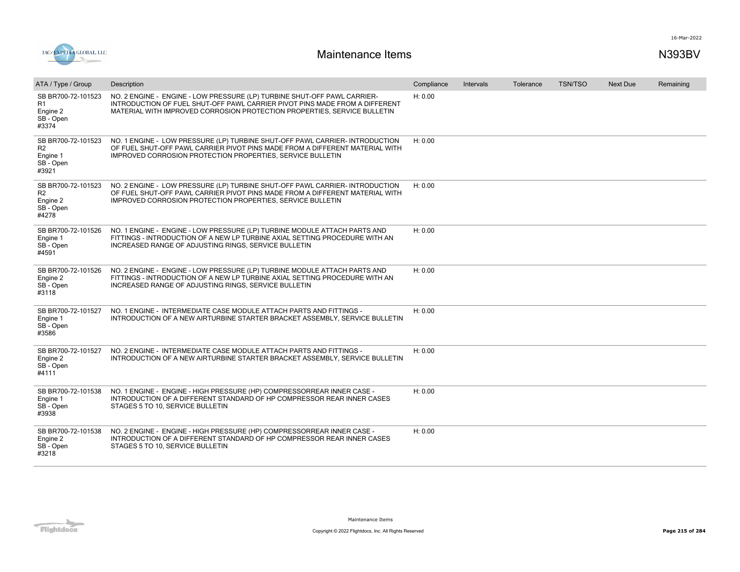# Maintenance Items

N393BV

| ATA / Type / Group | Description | Compliance | Intervals | Tolerance | TSN/TSO | Next Due | Remaining |
|---|---|---|---|---|---|---|---|
| SB BR700-72-101523 R1<br>Engine 2<br>SB - Open<br>#3374 | NO. 2 ENGINE - ENGINE - LOW PRESSURE (LP) TURBINE SHUT-OFF PAWL CARRIER- INTRODUCTION OF FUEL SHUT-OFF PAWL CARRIER PIVOT PINS MADE FROM A DIFFERENT MATERIAL WITH IMPROVED CORROSION PROTECTION PROPERTIES, SERVICE BULLETIN | H: 0.00 | | | | | |
| SB BR700-72-101523 R2<br>Engine 1<br>SB - Open<br>#3921 | NO. 1 ENGINE - LOW PRESSURE (LP) TURBINE SHUT-OFF PAWL CARRIER- INTRODUCTION OF FUEL SHUT-OFF PAWL CARRIER PIVOT PINS MADE FROM A DIFFERENT MATERIAL WITH IMPROVED CORROSION PROTECTION PROPERTIES, SERVICE BULLETIN | H: 0.00 | | | | | |
| SB BR700-72-101523 R2<br>Engine 2<br>SB - Open<br>#4278 | NO. 2 ENGINE - LOW PRESSURE (LP) TURBINE SHUT-OFF PAWL CARRIER- INTRODUCTION OF FUEL SHUT-OFF PAWL CARRIER PIVOT PINS MADE FROM A DIFFERENT MATERIAL WITH IMPROVED CORROSION PROTECTION PROPERTIES, SERVICE BULLETIN | H: 0.00 | | | | | |
| SB BR700-72-101526<br>Engine 1<br>SB - Open<br>#4591 | NO. 1 ENGINE - ENGINE - LOW PRESSURE (LP) TURBINE MODULE ATTACH PARTS AND FITTINGS - INTRODUCTION OF A NEW LP TURBINE AXIAL SETTING PROCEDURE WITH AN INCREASED RANGE OF ADJUSTING RINGS, SERVICE BULLETIN | H: 0.00 | | | | | |
| SB BR700-72-101526<br>Engine 2<br>SB - Open<br>#3118 | NO. 2 ENGINE - ENGINE - LOW PRESSURE (LP) TURBINE MODULE ATTACH PARTS AND FITTINGS - INTRODUCTION OF A NEW LP TURBINE AXIAL SETTING PROCEDURE WITH AN INCREASED RANGE OF ADJUSTING RINGS, SERVICE BULLETIN | H: 0.00 | | | | | |
| SB BR700-72-101527<br>Engine 1<br>SB - Open<br>#3586 | NO. 1 ENGINE - INTERMEDIATE CASE MODULE ATTACH PARTS AND FITTINGS - INTRODUCTION OF A NEW AIRTURBINE STARTER BRACKET ASSEMBLY, SERVICE BULLETIN | H: 0.00 | | | | | |
| SB BR700-72-101527<br>Engine 2<br>SB - Open<br>#4111 | NO. 2 ENGINE - INTERMEDIATE CASE MODULE ATTACH PARTS AND FITTINGS - INTRODUCTION OF A NEW AIRTURBINE STARTER BRACKET ASSEMBLY, SERVICE BULLETIN | H: 0.00 | | | | | |
| SB BR700-72-101538<br>Engine 1<br>SB - Open<br>#3938 | NO. 1 ENGINE - ENGINE - HIGH PRESSURE (HP) COMPRESSORREAR INNER CASE - INTRODUCTION OF A DIFFERENT STANDARD OF HP COMPRESSOR REAR INNER CASES STAGES 5 TO 10, SERVICE BULLETIN | H: 0.00 | | | | | |
| SB BR700-72-101538<br>Engine 2<br>SB - Open<br>#3218 | NO. 2 ENGINE - ENGINE - HIGH PRESSURE (HP) COMPRESSORREAR INNER CASE - INTRODUCTION OF A DIFFERENT STANDARD OF HP COMPRESSOR REAR INNER CASES STAGES 5 TO 10, SERVICE BULLETIN | H: 0.00 | | | | | |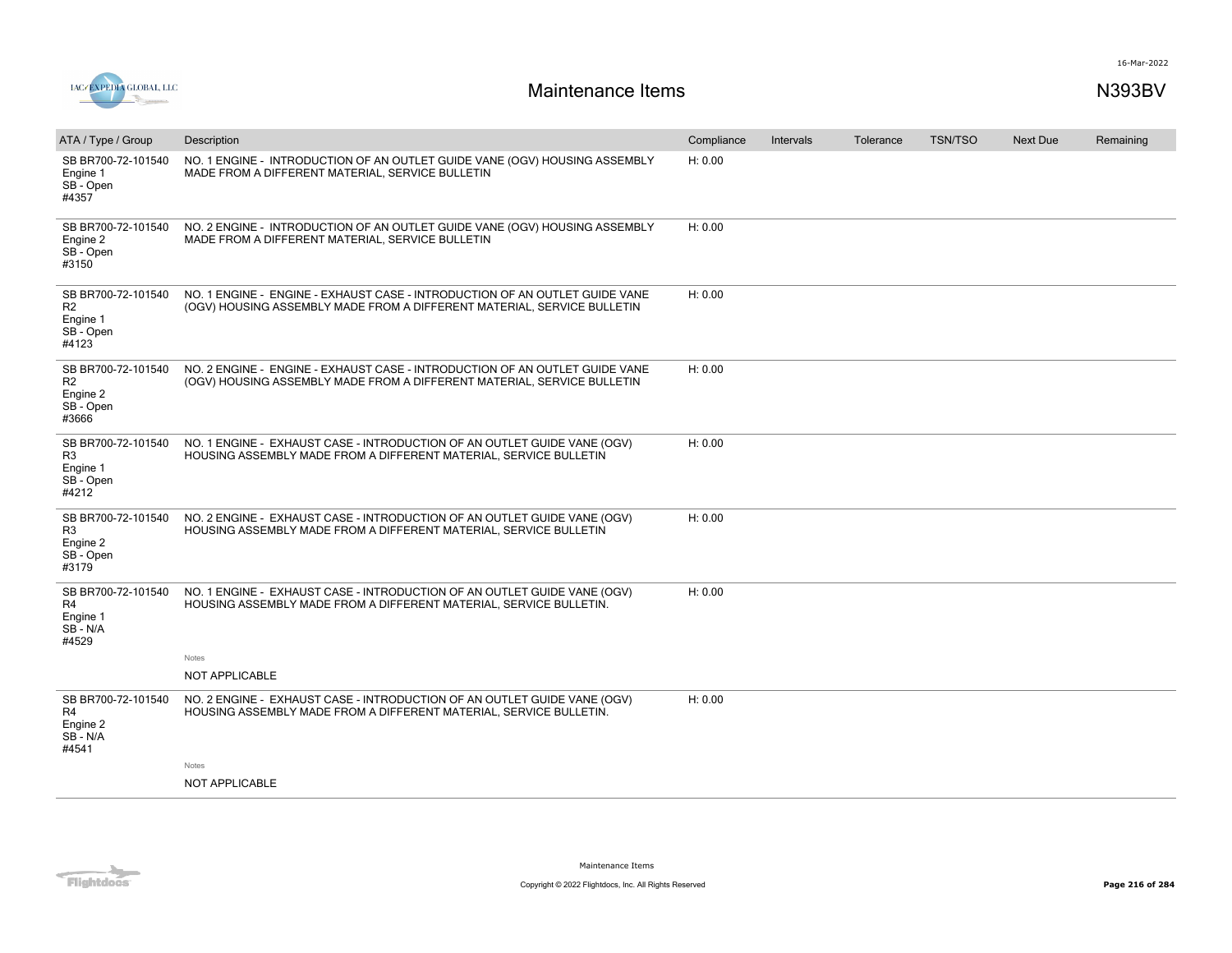# Maintenance Items

N393BV

| ATA / Type / Group | Description | Compliance | Intervals | Tolerance | TSN/TSO | Next Due | Remaining |
|---|---|---|---|---|---|---|---|
| SB BR700-72-101540<br>Engine 1<br>SB - Open<br>#4357 | NO. 1 ENGINE - INTRODUCTION OF AN OUTLET GUIDE VANE (OGV) HOUSING ASSEMBLY MADE FROM A DIFFERENT MATERIAL, SERVICE BULLETIN | H: 0.00 | | | | | |
| SB BR700-72-101540<br>Engine 2<br>SB - Open<br>#3150 | NO. 2 ENGINE - INTRODUCTION OF AN OUTLET GUIDE VANE (OGV) HOUSING ASSEMBLY MADE FROM A DIFFERENT MATERIAL, SERVICE BULLETIN | H: 0.00 | | | | | |
| SB BR700-72-101540<br>R2<br>Engine 1<br>SB - Open<br>#4123 | NO. 1 ENGINE - ENGINE - EXHAUST CASE - INTRODUCTION OF AN OUTLET GUIDE VANE (OGV) HOUSING ASSEMBLY MADE FROM A DIFFERENT MATERIAL, SERVICE BULLETIN | H: 0.00 | | | | | |
| SB BR700-72-101540<br>R2<br>Engine 2<br>SB - Open<br>#3666 | NO. 2 ENGINE - ENGINE - EXHAUST CASE - INTRODUCTION OF AN OUTLET GUIDE VANE (OGV) HOUSING ASSEMBLY MADE FROM A DIFFERENT MATERIAL, SERVICE BULLETIN | H: 0.00 | | | | | |
| SB BR700-72-101540<br>R3<br>Engine 1<br>SB - Open<br>#4212 | NO. 1 ENGINE - EXHAUST CASE - INTRODUCTION OF AN OUTLET GUIDE VANE (OGV) HOUSING ASSEMBLY MADE FROM A DIFFERENT MATERIAL, SERVICE BULLETIN | H: 0.00 | | | | | |
| SB BR700-72-101540<br>R3<br>Engine 2<br>SB - Open<br>#3179 | NO. 2 ENGINE - EXHAUST CASE - INTRODUCTION OF AN OUTLET GUIDE VANE (OGV) HOUSING ASSEMBLY MADE FROM A DIFFERENT MATERIAL, SERVICE BULLETIN | H: 0.00 | | | | | |
| SB BR700-72-101540<br>R4<br>Engine 1<br>SB - N/A<br>#4529 | NO. 1 ENGINE - EXHAUST CASE - INTRODUCTION OF AN OUTLET GUIDE VANE (OGV) HOUSING ASSEMBLY MADE FROM A DIFFERENT MATERIAL, SERVICE BULLETIN.<br><br>Notes<br>NOT APPLICABLE | H: 0.00 | | | | | |
| SB BR700-72-101540<br>R4<br>Engine 2<br>SB - N/A<br>#4541 | NO. 2 ENGINE - EXHAUST CASE - INTRODUCTION OF AN OUTLET GUIDE VANE (OGV) HOUSING ASSEMBLY MADE FROM A DIFFERENT MATERIAL, SERVICE BULLETIN.<br><br>Notes<br>NOT APPLICABLE | H: 0.00 | | | | | |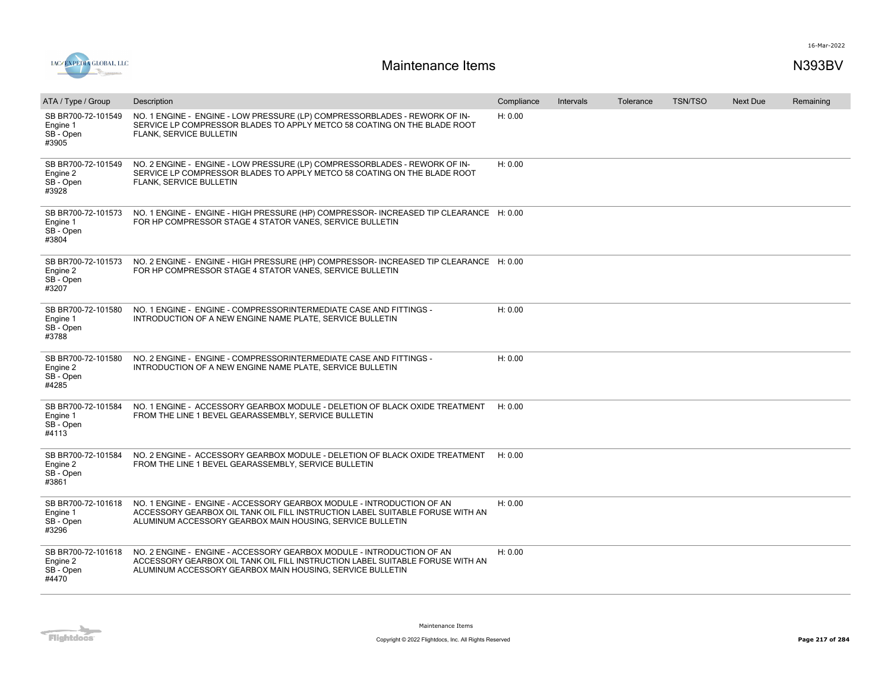# Maintenance Items

N393BV

| ATA / Type / Group | Description | Compliance | Intervals | Tolerance | TSN/TSO | Next Due | Remaining |
|---|---|---|---|---|---|---|---|
| SB BR700-72-101549<br>Engine 1<br>SB - Open<br>#3905 | NO. 1 ENGINE - ENGINE - LOW PRESSURE (LP) COMPRESSORBLADES - REWORK OF IN-SERVICE LP COMPRESSOR BLADES TO APPLY METCO 58 COATING ON THE BLADE ROOT FLANK, SERVICE BULLETIN | H: 0.00 | | | | | |
| SB BR700-72-101549<br>Engine 2<br>SB - Open<br>#3928 | NO. 2 ENGINE - ENGINE - LOW PRESSURE (LP) COMPRESSORBLADES - REWORK OF IN-SERVICE LP COMPRESSOR BLADES TO APPLY METCO 58 COATING ON THE BLADE ROOT FLANK, SERVICE BULLETIN | H: 0.00 | | | | | |
| SB BR700-72-101573<br>Engine 1<br>SB - Open<br>#3804 | NO. 1 ENGINE - ENGINE - HIGH PRESSURE (HP) COMPRESSOR- INCREASED TIP CLEARANCE FOR HP COMPRESSOR STAGE 4 STATOR VANES, SERVICE BULLETIN | H: 0.00 | | | | | |
| SB BR700-72-101573<br>Engine 2<br>SB - Open<br>#3207 | NO. 2 ENGINE - ENGINE - HIGH PRESSURE (HP) COMPRESSOR- INCREASED TIP CLEARANCE FOR HP COMPRESSOR STAGE 4 STATOR VANES, SERVICE BULLETIN | H: 0.00 | | | | | |
| SB BR700-72-101580<br>Engine 1<br>SB - Open<br>#3788 | NO. 1 ENGINE - ENGINE - COMPRESSORINTERMEDIATE CASE AND FITTINGS - INTRODUCTION OF A NEW ENGINE NAME PLATE, SERVICE BULLETIN | H: 0.00 | | | | | |
| SB BR700-72-101580<br>Engine 2<br>SB - Open<br>#4285 | NO. 2 ENGINE - ENGINE - COMPRESSORINTERMEDIATE CASE AND FITTINGS - INTRODUCTION OF A NEW ENGINE NAME PLATE, SERVICE BULLETIN | H: 0.00 | | | | | |
| SB BR700-72-101584<br>Engine 1<br>SB - Open<br>#4113 | NO. 1 ENGINE - ACCESSORY GEARBOX MODULE - DELETION OF BLACK OXIDE TREATMENT FROM THE LINE 1 BEVEL GEARASSEMBLY, SERVICE BULLETIN | H: 0.00 | | | | | |
| SB BR700-72-101584<br>Engine 2<br>SB - Open<br>#3861 | NO. 2 ENGINE - ACCESSORY GEARBOX MODULE - DELETION OF BLACK OXIDE TREATMENT FROM THE LINE 1 BEVEL GEARASSEMBLY, SERVICE BULLETIN | H: 0.00 | | | | | |
| SB BR700-72-101618<br>Engine 1<br>SB - Open<br>#3296 | NO. 1 ENGINE - ENGINE - ACCESSORY GEARBOX MODULE - INTRODUCTION OF AN ACCESSORY GEARBOX OIL TANK OIL FILL INSTRUCTION LABEL SUITABLE FORUSE WITH AN ALUMINUM ACCESSORY GEARBOX MAIN HOUSING, SERVICE BULLETIN | H: 0.00 | | | | | |
| SB BR700-72-101618<br>Engine 2<br>SB - Open<br>#4470 | NO. 2 ENGINE - ENGINE - ACCESSORY GEARBOX MODULE - INTRODUCTION OF AN ACCESSORY GEARBOX OIL TANK OIL FILL INSTRUCTION LABEL SUITABLE FORUSE WITH AN ALUMINUM ACCESSORY GEARBOX MAIN HOUSING, SERVICE BULLETIN | H: 0.00 | | | | | |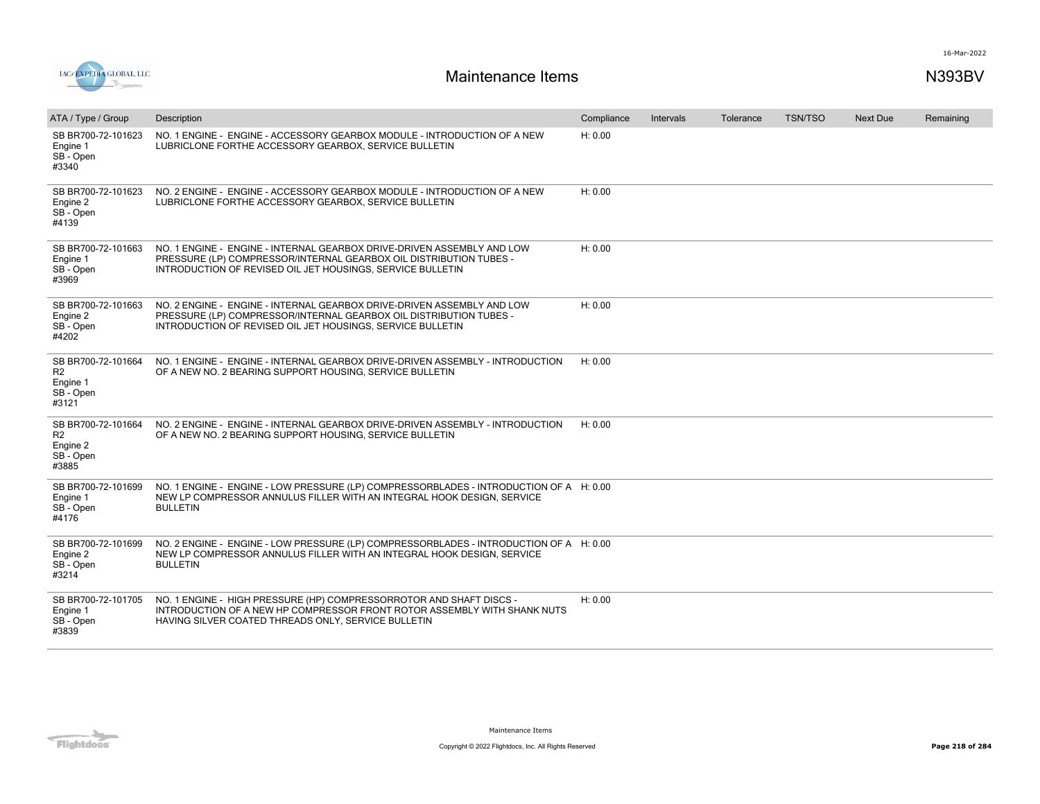# Maintenance Items

N393BV

| ATA / Type / Group | Description | Compliance | Intervals | Tolerance | TSN/TSO | Next Due | Remaining |
|---|---|---|---|---|---|---|---|
| SB BR700-72-101623 Engine 1 SB - Open #3340 | NO. 1 ENGINE - ENGINE - ACCESSORY GEARBOX MODULE - INTRODUCTION OF A NEW LUBRICLONE FORTHE ACCESSORY GEARBOX, SERVICE BULLETIN | H: 0.00 | | | | | |
| SB BR700-72-101623 Engine 2 SB - Open #4139 | NO. 2 ENGINE - ENGINE - ACCESSORY GEARBOX MODULE - INTRODUCTION OF A NEW LUBRICLONE FORTHE ACCESSORY GEARBOX, SERVICE BULLETIN | H: 0.00 | | | | | |
| SB BR700-72-101663 Engine 1 SB - Open #3969 | NO. 1 ENGINE - ENGINE - INTERNAL GEARBOX DRIVE-DRIVEN ASSEMBLY AND LOW PRESSURE (LP) COMPRESSOR/INTERNAL GEARBOX OIL DISTRIBUTION TUBES - INTRODUCTION OF REVISED OIL JET HOUSINGS, SERVICE BULLETIN | H: 0.00 | | | | | |
| SB BR700-72-101663 Engine 2 SB - Open #4202 | NO. 2 ENGINE - ENGINE - INTERNAL GEARBOX DRIVE-DRIVEN ASSEMBLY AND LOW PRESSURE (LP) COMPRESSOR/INTERNAL GEARBOX OIL DISTRIBUTION TUBES - INTRODUCTION OF REVISED OIL JET HOUSINGS, SERVICE BULLETIN | H: 0.00 | | | | | |
| SB BR700-72-101664 R2 Engine 1 SB - Open #3121 | NO. 1 ENGINE - ENGINE - INTERNAL GEARBOX DRIVE-DRIVEN ASSEMBLY - INTRODUCTION OF A NEW NO. 2 BEARING SUPPORT HOUSING, SERVICE BULLETIN | H: 0.00 | | | | | |
| SB BR700-72-101664 R2 Engine 2 SB - Open #3885 | NO. 2 ENGINE - ENGINE - INTERNAL GEARBOX DRIVE-DRIVEN ASSEMBLY - INTRODUCTION OF A NEW NO. 2 BEARING SUPPORT HOUSING, SERVICE BULLETIN | H: 0.00 | | | | | |
| SB BR700-72-101699 Engine 1 SB - Open #4176 | NO. 1 ENGINE - ENGINE - LOW PRESSURE (LP) COMPRESSORBLADES - INTRODUCTION OF A NEW LP COMPRESSOR ANNULUS FILLER WITH AN INTEGRAL HOOK DESIGN, SERVICE BULLETIN | H: 0.00 | | | | | |
| SB BR700-72-101699 Engine 2 SB - Open #3214 | NO. 2 ENGINE - ENGINE - LOW PRESSURE (LP) COMPRESSORBLADES - INTRODUCTION OF A NEW LP COMPRESSOR ANNULUS FILLER WITH AN INTEGRAL HOOK DESIGN, SERVICE BULLETIN | H: 0.00 | | | | | |
| SB BR700-72-101705 Engine 1 SB - Open #3839 | NO. 1 ENGINE - HIGH PRESSURE (HP) COMPRESSORROTOR AND SHAFT DISCS - INTRODUCTION OF A NEW HP COMPRESSOR FRONT ROTOR ASSEMBLY WITH SHANK NUTS HAVING SILVER COATED THREADS ONLY, SERVICE BULLETIN | H: 0.00 | | | | | |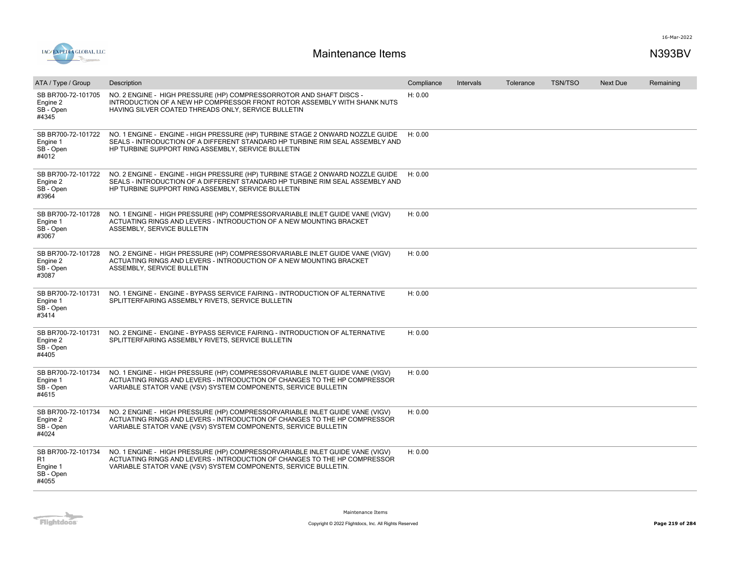# Maintenance Items

N393BV

16-Mar-2022

| ATA / Type / Group | Description | Compliance | Intervals | Tolerance | TSN/TSO | Next Due | Remaining |
|---|---|---|---|---|---|---|---|
| SB BR700-72-101705 Engine 2 SB - Open #4345 | NO. 2 ENGINE - HIGH PRESSURE (HP) COMPRESSORROTOR AND SHAFT DISCS - INTRODUCTION OF A NEW HP COMPRESSOR FRONT ROTOR ASSEMBLY WITH SHANK NUTS HAVING SILVER COATED THREADS ONLY, SERVICE BULLETIN | H: 0.00 | | | | | |
| SB BR700-72-101722 Engine 1 SB - Open #4012 | NO. 1 ENGINE - ENGINE - HIGH PRESSURE (HP) TURBINE STAGE 2 ONWARD NOZZLE GUIDE SEALS - INTRODUCTION OF A DIFFERENT STANDARD HP TURBINE RIM SEAL ASSEMBLY AND HP TURBINE SUPPORT RING ASSEMBLY, SERVICE BULLETIN | H: 0.00 | | | | | |
| SB BR700-72-101722 Engine 2 SB - Open #3964 | NO. 2 ENGINE - ENGINE - HIGH PRESSURE (HP) TURBINE STAGE 2 ONWARD NOZZLE GUIDE SEALS - INTRODUCTION OF A DIFFERENT STANDARD HP TURBINE RIM SEAL ASSEMBLY AND HP TURBINE SUPPORT RING ASSEMBLY, SERVICE BULLETIN | H: 0.00 | | | | | |
| SB BR700-72-101728 Engine 1 SB - Open #3067 | NO. 1 ENGINE - HIGH PRESSURE (HP) COMPRESSORVARIABLE INLET GUIDE VANE (VIGV) ACTUATING RINGS AND LEVERS - INTRODUCTION OF A NEW MOUNTING BRACKET ASSEMBLY, SERVICE BULLETIN | H: 0.00 | | | | | |
| SB BR700-72-101728 Engine 2 SB - Open #3087 | NO. 2 ENGINE - HIGH PRESSURE (HP) COMPRESSORVARIABLE INLET GUIDE VANE (VIGV) ACTUATING RINGS AND LEVERS - INTRODUCTION OF A NEW MOUNTING BRACKET ASSEMBLY, SERVICE BULLETIN | H: 0.00 | | | | | |
| SB BR700-72-101731 Engine 1 SB - Open #3414 | NO. 1 ENGINE - ENGINE - BYPASS SERVICE FAIRING - INTRODUCTION OF ALTERNATIVE SPLITTERFAIRING ASSEMBLY RIVETS, SERVICE BULLETIN | H: 0.00 | | | | | |
| SB BR700-72-101731 Engine 2 SB - Open #4405 | NO. 2 ENGINE - ENGINE - BYPASS SERVICE FAIRING - INTRODUCTION OF ALTERNATIVE SPLITTERFAIRING ASSEMBLY RIVETS, SERVICE BULLETIN | H: 0.00 | | | | | |
| SB BR700-72-101734 Engine 1 SB - Open #4615 | NO. 1 ENGINE - HIGH PRESSURE (HP) COMPRESSORVARIABLE INLET GUIDE VANE (VIGV) ACTUATING RINGS AND LEVERS - INTRODUCTION OF CHANGES TO THE HP COMPRESSOR VARIABLE STATOR VANE (VSV) SYSTEM COMPONENTS, SERVICE BULLETIN | H: 0.00 | | | | | |
| SB BR700-72-101734 Engine 2 SB - Open #4024 | NO. 2 ENGINE - HIGH PRESSURE (HP) COMPRESSORVARIABLE INLET GUIDE VANE (VIGV) ACTUATING RINGS AND LEVERS - INTRODUCTION OF CHANGES TO THE HP COMPRESSOR VARIABLE STATOR VANE (VSV) SYSTEM COMPONENTS, SERVICE BULLETIN | H: 0.00 | | | | | |
| SB BR700-72-101734 R1 Engine 1 SB - Open #4055 | NO. 1 ENGINE - HIGH PRESSURE (HP) COMPRESSORVARIABLE INLET GUIDE VANE (VIGV) ACTUATING RINGS AND LEVERS - INTRODUCTION OF CHANGES TO THE HP COMPRESSOR VARIABLE STATOR VANE (VSV) SYSTEM COMPONENTS, SERVICE BULLETIN. | H: 0.00 | | | | | |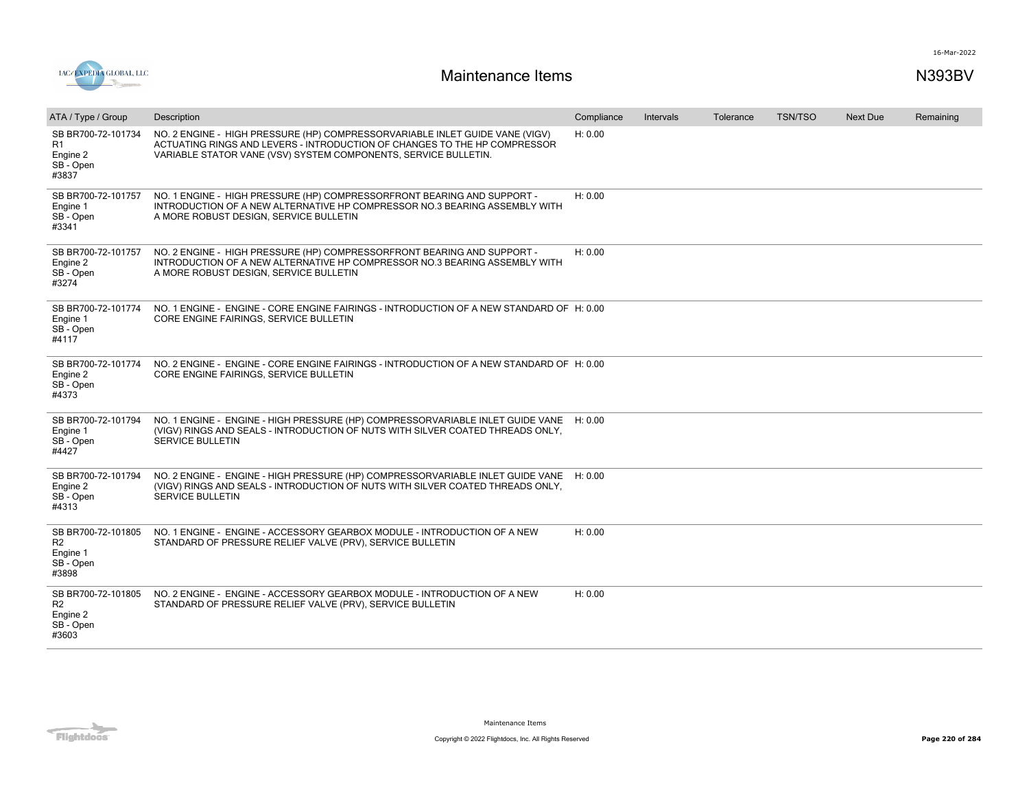# Maintenance Items

N393BV

| ATA / Type / Group | Description | Compliance | Intervals | Tolerance | TSN/TSO | Next Due | Remaining |
|---|---|---|---|---|---|---|---|
| SB BR700-72-101734 R1 Engine 2 SB - Open #3837 | NO. 2 ENGINE - HIGH PRESSURE (HP) COMPRESSORVARIABLE INLET GUIDE VANE (VIGV) ACTUATING RINGS AND LEVERS - INTRODUCTION OF CHANGES TO THE HP COMPRESSOR VARIABLE STATOR VANE (VSV) SYSTEM COMPONENTS, SERVICE BULLETIN. | H: 0.00 | | | | | |
| SB BR700-72-101757 Engine 1 SB - Open #3341 | NO. 1 ENGINE - HIGH PRESSURE (HP) COMPRESSORFRONT BEARING AND SUPPORT - INTRODUCTION OF A NEW ALTERNATIVE HP COMPRESSOR NO.3 BEARING ASSEMBLY WITH A MORE ROBUST DESIGN, SERVICE BULLETIN | H: 0.00 | | | | | |
| SB BR700-72-101757 Engine 2 SB - Open #3274 | NO. 2 ENGINE - HIGH PRESSURE (HP) COMPRESSORFRONT BEARING AND SUPPORT - INTRODUCTION OF A NEW ALTERNATIVE HP COMPRESSOR NO.3 BEARING ASSEMBLY WITH A MORE ROBUST DESIGN, SERVICE BULLETIN | H: 0.00 | | | | | |
| SB BR700-72-101774 Engine 1 SB - Open #4117 | NO. 1 ENGINE - ENGINE - CORE ENGINE FAIRINGS - INTRODUCTION OF A NEW STANDARD OF CORE ENGINE FAIRINGS, SERVICE BULLETIN | H: 0.00 | | | | | |
| SB BR700-72-101774 Engine 2 SB - Open #4373 | NO. 2 ENGINE - ENGINE - CORE ENGINE FAIRINGS - INTRODUCTION OF A NEW STANDARD OF CORE ENGINE FAIRINGS, SERVICE BULLETIN | H: 0.00 | | | | | |
| SB BR700-72-101794 Engine 1 SB - Open #4427 | NO. 1 ENGINE - ENGINE - HIGH PRESSURE (HP) COMPRESSORVARIABLE INLET GUIDE VANE (VIGV) RINGS AND SEALS - INTRODUCTION OF NUTS WITH SILVER COATED THREADS ONLY, SERVICE BULLETIN | H: 0.00 | | | | | |
| SB BR700-72-101794 Engine 2 SB - Open #4313 | NO. 2 ENGINE - ENGINE - HIGH PRESSURE (HP) COMPRESSORVARIABLE INLET GUIDE VANE (VIGV) RINGS AND SEALS - INTRODUCTION OF NUTS WITH SILVER COATED THREADS ONLY, SERVICE BULLETIN | H: 0.00 | | | | | |
| SB BR700-72-101805 R2 Engine 1 SB - Open #3898 | NO. 1 ENGINE - ENGINE - ACCESSORY GEARBOX MODULE - INTRODUCTION OF A NEW STANDARD OF PRESSURE RELIEF VALVE (PRV), SERVICE BULLETIN | H: 0.00 | | | | | |
| SB BR700-72-101805 R2 Engine 2 SB - Open #3603 | NO. 2 ENGINE - ENGINE - ACCESSORY GEARBOX MODULE - INTRODUCTION OF A NEW STANDARD OF PRESSURE RELIEF VALVE (PRV), SERVICE BULLETIN | H: 0.00 | | | | | |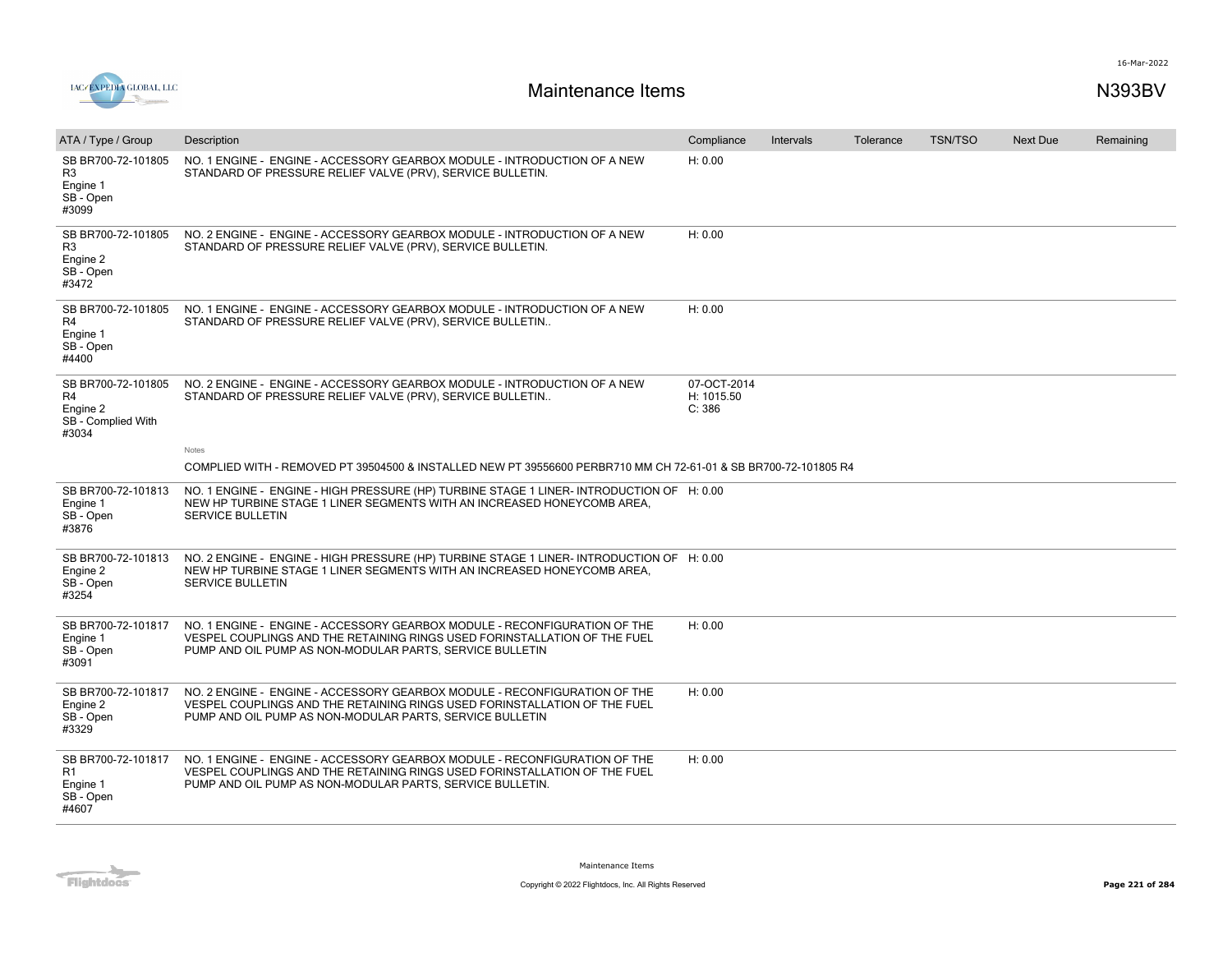# Maintenance Items

N393BV

| ATA / Type / Group | Description | Compliance | Intervals | Tolerance | TSN/TSO | Next Due | Remaining |
|---|---|---|---|---|---|---|---|
| SB BR700-72-101805 R3<br>Engine 1<br>SB - Open<br>#3099 | NO. 1 ENGINE - ENGINE - ACCESSORY GEARBOX MODULE - INTRODUCTION OF A NEW STANDARD OF PRESSURE RELIEF VALVE (PRV), SERVICE BULLETIN. | H: 0.00 | | | | | |
| SB BR700-72-101805 R3<br>Engine 2<br>SB - Open<br>#3472 | NO. 2 ENGINE - ENGINE - ACCESSORY GEARBOX MODULE - INTRODUCTION OF A NEW STANDARD OF PRESSURE RELIEF VALVE (PRV), SERVICE BULLETIN. | H: 0.00 | | | | | |
| SB BR700-72-101805 R4<br>Engine 1<br>SB - Open<br>#4400 | NO. 1 ENGINE - ENGINE - ACCESSORY GEARBOX MODULE - INTRODUCTION OF A NEW STANDARD OF PRESSURE RELIEF VALVE (PRV), SERVICE BULLETIN.. | H: 0.00 | | | | | |
| SB BR700-72-101805 R4<br>Engine 2<br>SB - Complied With<br>#3034 | NO. 2 ENGINE - ENGINE - ACCESSORY GEARBOX MODULE - INTRODUCTION OF A NEW STANDARD OF PRESSURE RELIEF VALVE (PRV), SERVICE BULLETIN..<br><br>Notes<br>COMPLIED WITH - REMOVED PT 39504500 & INSTALLED NEW PT 39556600 PERBR710 MM CH 72-61-01 & SB BR700-72-101805 R4 | 07-OCT-2014<br>H: 1015.50<br>C: 386 | | | | | |
| SB BR700-72-101813<br>Engine 1<br>SB - Open<br>#3876 | NO. 1 ENGINE - ENGINE - HIGH PRESSURE (HP) TURBINE STAGE 1 LINER- INTRODUCTION OF NEW HP TURBINE STAGE 1 LINER SEGMENTS WITH AN INCREASED HONEYCOMB AREA, SERVICE BULLETIN | H: 0.00 | | | | | |
| SB BR700-72-101813<br>Engine 2<br>SB - Open<br>#3254 | NO. 2 ENGINE - ENGINE - HIGH PRESSURE (HP) TURBINE STAGE 1 LINER- INTRODUCTION OF NEW HP TURBINE STAGE 1 LINER SEGMENTS WITH AN INCREASED HONEYCOMB AREA, SERVICE BULLETIN | H: 0.00 | | | | | |
| SB BR700-72-101817<br>Engine 1<br>SB - Open<br>#3091 | NO. 1 ENGINE - ENGINE - ACCESSORY GEARBOX MODULE - RECONFIGURATION OF THE VESPEL COUPLINGS AND THE RETAINING RINGS USED FORINSTALLATION OF THE FUEL PUMP AND OIL PUMP AS NON-MODULAR PARTS, SERVICE BULLETIN | H: 0.00 | | | | | |
| SB BR700-72-101817<br>Engine 2<br>SB - Open<br>#3329 | NO. 2 ENGINE - ENGINE - ACCESSORY GEARBOX MODULE - RECONFIGURATION OF THE VESPEL COUPLINGS AND THE RETAINING RINGS USED FORINSTALLATION OF THE FUEL PUMP AND OIL PUMP AS NON-MODULAR PARTS, SERVICE BULLETIN | H: 0.00 | | | | | |
| SB BR700-72-101817 R1<br>Engine 1<br>SB - Open<br>#4607 | NO. 1 ENGINE - ENGINE - ACCESSORY GEARBOX MODULE - RECONFIGURATION OF THE VESPEL COUPLINGS AND THE RETAINING RINGS USED FORINSTALLATION OF THE FUEL PUMP AND OIL PUMP AS NON-MODULAR PARTS, SERVICE BULLETIN. | H: 0.00 | | | | | |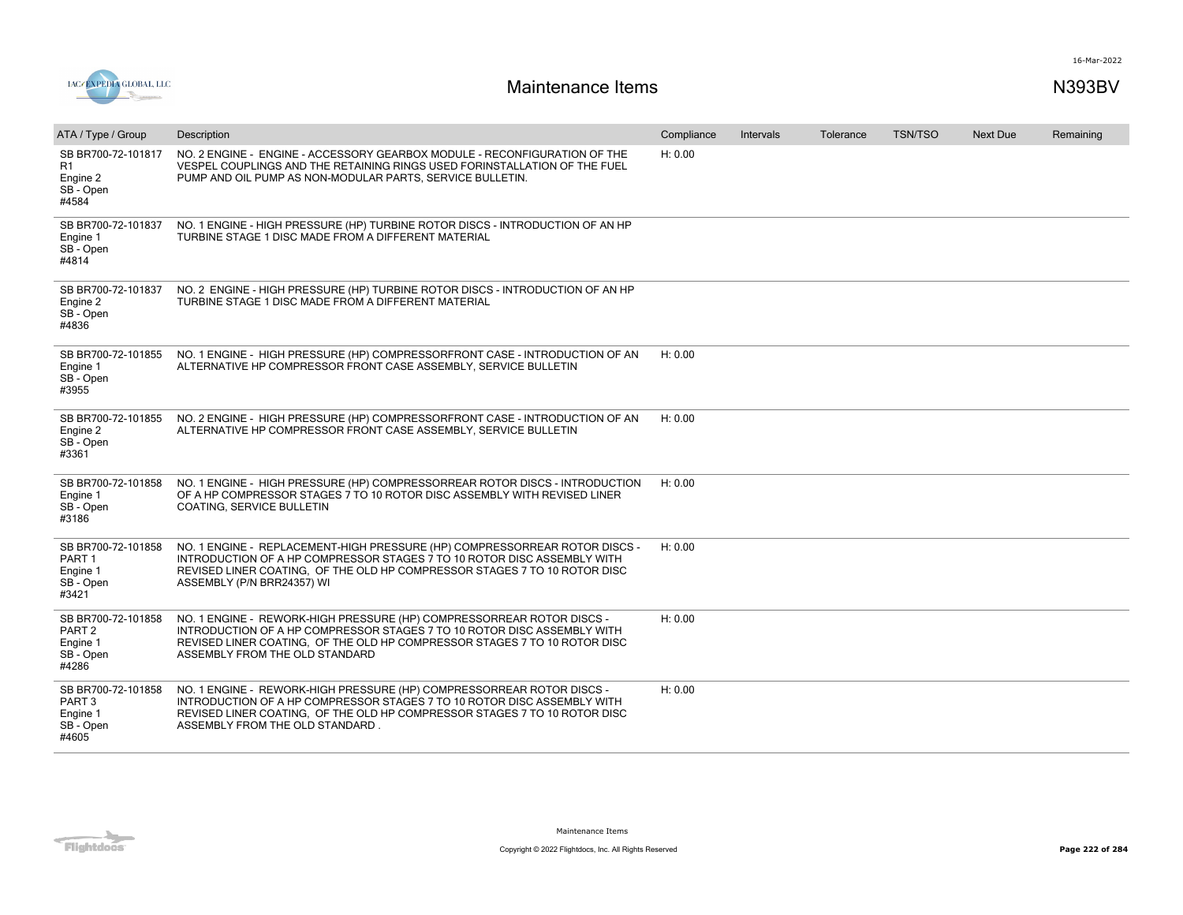# Maintenance Items

N393BV

| ATA / Type / Group | Description | Compliance | Intervals | Tolerance | TSN/TSO | Next Due | Remaining |
|---|---|---|---|---|---|---|---|
| SB BR700-72-101817 R1 Engine 2 SB - Open #4584 | NO. 2 ENGINE - ENGINE - ACCESSORY GEARBOX MODULE - RECONFIGURATION OF THE VESPEL COUPLINGS AND THE RETAINING RINGS USED FORINSTALLATION OF THE FUEL PUMP AND OIL PUMP AS NON-MODULAR PARTS, SERVICE BULLETIN. | H: 0.00 | | | | | |
| SB BR700-72-101837 Engine 1 SB - Open #4814 | NO. 1 ENGINE - HIGH PRESSURE (HP) TURBINE ROTOR DISCS - INTRODUCTION OF AN HP TURBINE STAGE 1 DISC MADE FROM A DIFFERENT MATERIAL | | | | | | |
| SB BR700-72-101837 Engine 2 SB - Open #4836 | NO. 2 ENGINE - HIGH PRESSURE (HP) TURBINE ROTOR DISCS - INTRODUCTION OF AN HP TURBINE STAGE 1 DISC MADE FROM A DIFFERENT MATERIAL | | | | | | |
| SB BR700-72-101855 Engine 1 SB - Open #3955 | NO. 1 ENGINE - HIGH PRESSURE (HP) COMPRESSORFRONT CASE - INTRODUCTION OF AN ALTERNATIVE HP COMPRESSOR FRONT CASE ASSEMBLY, SERVICE BULLETIN | H: 0.00 | | | | | |
| SB BR700-72-101855 Engine 2 SB - Open #3361 | NO. 2 ENGINE - HIGH PRESSURE (HP) COMPRESSORFRONT CASE - INTRODUCTION OF AN ALTERNATIVE HP COMPRESSOR FRONT CASE ASSEMBLY, SERVICE BULLETIN | H: 0.00 | | | | | |
| SB BR700-72-101858 Engine 1 SB - Open #3186 | NO. 1 ENGINE - HIGH PRESSURE (HP) COMPRESSORREAR ROTOR DISCS - INTRODUCTION OF A HP COMPRESSOR STAGES 7 TO 10 ROTOR DISC ASSEMBLY WITH REVISED LINER COATING, SERVICE BULLETIN | H: 0.00 | | | | | |
| SB BR700-72-101858 PART 1 Engine 1 SB - Open #3421 | NO. 1 ENGINE - REPLACEMENT-HIGH PRESSURE (HP) COMPRESSORREAR ROTOR DISCS - INTRODUCTION OF A HP COMPRESSOR STAGES 7 TO 10 ROTOR DISC ASSEMBLY WITH REVISED LINER COATING, OF THE OLD HP COMPRESSOR STAGES 7 TO 10 ROTOR DISC ASSEMBLY (P/N BRR24357) WI | H: 0.00 | | | | | |
| SB BR700-72-101858 PART 2 Engine 1 SB - Open #4286 | NO. 1 ENGINE - REWORK-HIGH PRESSURE (HP) COMPRESSORREAR ROTOR DISCS - INTRODUCTION OF A HP COMPRESSOR STAGES 7 TO 10 ROTOR DISC ASSEMBLY WITH REVISED LINER COATING, OF THE OLD HP COMPRESSOR STAGES 7 TO 10 ROTOR DISC ASSEMBLY FROM THE OLD STANDARD | H: 0.00 | | | | | |
| SB BR700-72-101858 PART 3 Engine 1 SB - Open #4605 | NO. 1 ENGINE - REWORK-HIGH PRESSURE (HP) COMPRESSORREAR ROTOR DISCS - INTRODUCTION OF A HP COMPRESSOR STAGES 7 TO 10 ROTOR DISC ASSEMBLY WITH REVISED LINER COATING, OF THE OLD HP COMPRESSOR STAGES 7 TO 10 ROTOR DISC ASSEMBLY FROM THE OLD STANDARD . | H: 0.00 | | | | | |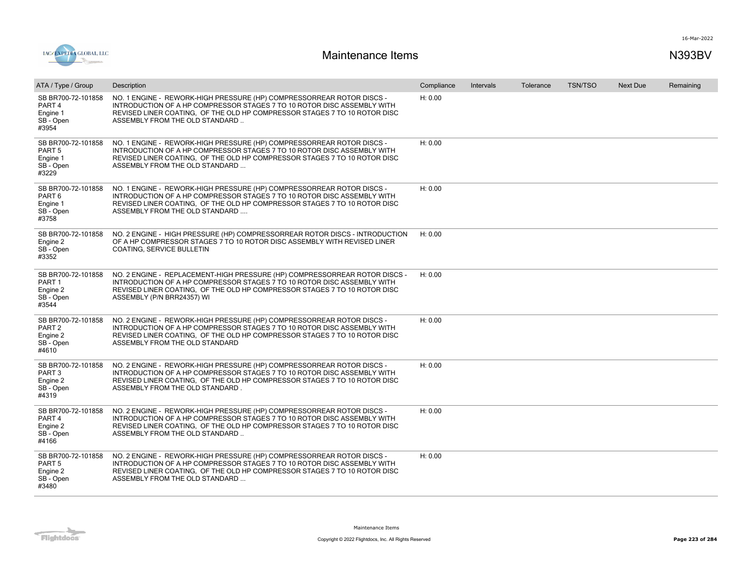# Maintenance Items

N393BV

16-Mar-2022

| ATA / Type / Group | Description | Compliance | Intervals | Tolerance | TSN/TSO | Next Due | Remaining |
|---|---|---|---|---|---|---|---|
| SB BR700-72-101858 PART 4 Engine 1 SB - Open #3954 | NO. 1 ENGINE - REWORK-HIGH PRESSURE (HP) COMPRESSORREAR ROTOR DISCS - INTRODUCTION OF A HP COMPRESSOR STAGES 7 TO 10 ROTOR DISC ASSEMBLY WITH REVISED LINER COATING, OF THE OLD HP COMPRESSOR STAGES 7 TO 10 ROTOR DISC ASSEMBLY FROM THE OLD STANDARD .. | H: 0.00 | | | | | |
| SB BR700-72-101858 PART 5 Engine 1 SB - Open #3229 | NO. 1 ENGINE - REWORK-HIGH PRESSURE (HP) COMPRESSORREAR ROTOR DISCS - INTRODUCTION OF A HP COMPRESSOR STAGES 7 TO 10 ROTOR DISC ASSEMBLY WITH REVISED LINER COATING, OF THE OLD HP COMPRESSOR STAGES 7 TO 10 ROTOR DISC ASSEMBLY FROM THE OLD STANDARD ... | H: 0.00 | | | | | |
| SB BR700-72-101858 PART 6 Engine 1 SB - Open #3758 | NO. 1 ENGINE - REWORK-HIGH PRESSURE (HP) COMPRESSORREAR ROTOR DISCS - INTRODUCTION OF A HP COMPRESSOR STAGES 7 TO 10 ROTOR DISC ASSEMBLY WITH REVISED LINER COATING, OF THE OLD HP COMPRESSOR STAGES 7 TO 10 ROTOR DISC ASSEMBLY FROM THE OLD STANDARD .... | H: 0.00 | | | | | |
| SB BR700-72-101858 Engine 2 SB - Open #3352 | NO. 2 ENGINE - HIGH PRESSURE (HP) COMPRESSORREAR ROTOR DISCS - INTRODUCTION OF A HP COMPRESSOR STAGES 7 TO 10 ROTOR DISC ASSEMBLY WITH REVISED LINER COATING, SERVICE BULLETIN | H: 0.00 | | | | | |
| SB BR700-72-101858 PART 1 Engine 2 SB - Open #3544 | NO. 2 ENGINE - REPLACEMENT-HIGH PRESSURE (HP) COMPRESSORREAR ROTOR DISCS - INTRODUCTION OF A HP COMPRESSOR STAGES 7 TO 10 ROTOR DISC ASSEMBLY WITH REVISED LINER COATING, OF THE OLD HP COMPRESSOR STAGES 7 TO 10 ROTOR DISC ASSEMBLY (P/N BRR24357) WI | H: 0.00 | | | | | |
| SB BR700-72-101858 PART 2 Engine 2 SB - Open #4610 | NO. 2 ENGINE - REWORK-HIGH PRESSURE (HP) COMPRESSORREAR ROTOR DISCS - INTRODUCTION OF A HP COMPRESSOR STAGES 7 TO 10 ROTOR DISC ASSEMBLY WITH REVISED LINER COATING, OF THE OLD HP COMPRESSOR STAGES 7 TO 10 ROTOR DISC ASSEMBLY FROM THE OLD STANDARD | H: 0.00 | | | | | |
| SB BR700-72-101858 PART 3 Engine 2 SB - Open #4319 | NO. 2 ENGINE - REWORK-HIGH PRESSURE (HP) COMPRESSORREAR ROTOR DISCS - INTRODUCTION OF A HP COMPRESSOR STAGES 7 TO 10 ROTOR DISC ASSEMBLY WITH REVISED LINER COATING, OF THE OLD HP COMPRESSOR STAGES 7 TO 10 ROTOR DISC ASSEMBLY FROM THE OLD STANDARD . | H: 0.00 | | | | | |
| SB BR700-72-101858 PART 4 Engine 2 SB - Open #4166 | NO. 2 ENGINE - REWORK-HIGH PRESSURE (HP) COMPRESSORREAR ROTOR DISCS - INTRODUCTION OF A HP COMPRESSOR STAGES 7 TO 10 ROTOR DISC ASSEMBLY WITH REVISED LINER COATING, OF THE OLD HP COMPRESSOR STAGES 7 TO 10 ROTOR DISC ASSEMBLY FROM THE OLD STANDARD .. | H: 0.00 | | | | | |
| SB BR700-72-101858 PART 5 Engine 2 SB - Open #3480 | NO. 2 ENGINE - REWORK-HIGH PRESSURE (HP) COMPRESSORREAR ROTOR DISCS - INTRODUCTION OF A HP COMPRESSOR STAGES 7 TO 10 ROTOR DISC ASSEMBLY WITH REVISED LINER COATING, OF THE OLD HP COMPRESSOR STAGES 7 TO 10 ROTOR DISC ASSEMBLY FROM THE OLD STANDARD ... | H: 0.00 | | | | | |

Copyright © 2022 Flightdocs, Inc. All Rights Reserved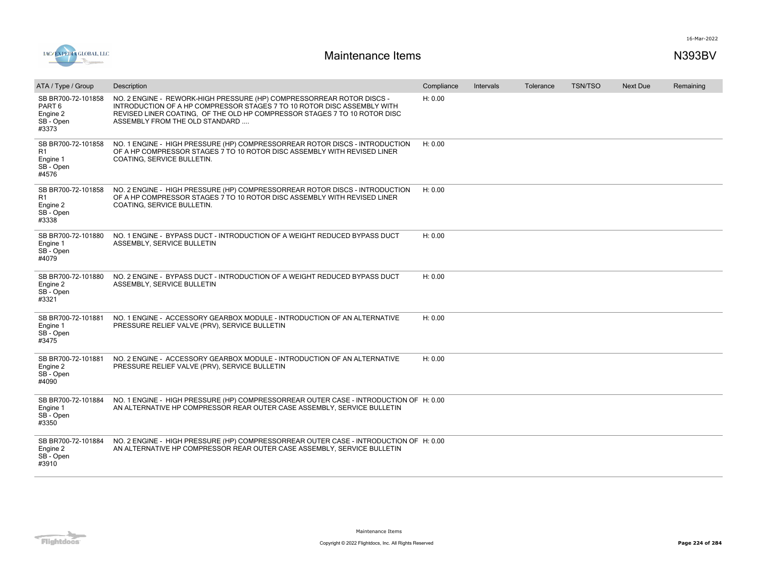# Maintenance Items

N393BV

| ATA / Type / Group | Description | Compliance | Intervals | Tolerance | TSN/TSO | Next Due | Remaining |
|---|---|---|---|---|---|---|---|
| SB BR700-72-101858 PART 6 Engine 2 SB - Open #3373 | NO. 2 ENGINE - REWORK-HIGH PRESSURE (HP) COMPRESSORREAR ROTOR DISCS - INTRODUCTION OF A HP COMPRESSOR STAGES 7 TO 10 ROTOR DISC ASSEMBLY WITH REVISED LINER COATING, OF THE OLD HP COMPRESSOR STAGES 7 TO 10 ROTOR DISC ASSEMBLY FROM THE OLD STANDARD .... | H: 0.00 | | | | | |
| SB BR700-72-101858 R1 Engine 1 SB - Open #4576 | NO. 1 ENGINE - HIGH PRESSURE (HP) COMPRESSORREAR ROTOR DISCS - INTRODUCTION OF A HP COMPRESSOR STAGES 7 TO 10 ROTOR DISC ASSEMBLY WITH REVISED LINER COATING, SERVICE BULLETIN. | H: 0.00 | | | | | |
| SB BR700-72-101858 R1 Engine 2 SB - Open #3338 | NO. 2 ENGINE - HIGH PRESSURE (HP) COMPRESSORREAR ROTOR DISCS - INTRODUCTION OF A HP COMPRESSOR STAGES 7 TO 10 ROTOR DISC ASSEMBLY WITH REVISED LINER COATING, SERVICE BULLETIN. | H: 0.00 | | | | | |
| SB BR700-72-101880 Engine 1 SB - Open #4079 | NO. 1 ENGINE - BYPASS DUCT - INTRODUCTION OF A WEIGHT REDUCED BYPASS DUCT ASSEMBLY, SERVICE BULLETIN | H: 0.00 | | | | | |
| SB BR700-72-101880 Engine 2 SB - Open #3321 | NO. 2 ENGINE - BYPASS DUCT - INTRODUCTION OF A WEIGHT REDUCED BYPASS DUCT ASSEMBLY, SERVICE BULLETIN | H: 0.00 | | | | | |
| SB BR700-72-101881 Engine 1 SB - Open #3475 | NO. 1 ENGINE - ACCESSORY GEARBOX MODULE - INTRODUCTION OF AN ALTERNATIVE PRESSURE RELIEF VALVE (PRV), SERVICE BULLETIN | H: 0.00 | | | | | |
| SB BR700-72-101881 Engine 2 SB - Open #4090 | NO. 2 ENGINE - ACCESSORY GEARBOX MODULE - INTRODUCTION OF AN ALTERNATIVE PRESSURE RELIEF VALVE (PRV), SERVICE BULLETIN | H: 0.00 | | | | | |
| SB BR700-72-101884 Engine 1 SB - Open #3350 | NO. 1 ENGINE - HIGH PRESSURE (HP) COMPRESSORREAR OUTER CASE - INTRODUCTION OF AN ALTERNATIVE HP COMPRESSOR REAR OUTER CASE ASSEMBLY, SERVICE BULLETIN | H: 0.00 | | | | | |
| SB BR700-72-101884 Engine 2 SB - Open #3910 | NO. 2 ENGINE - HIGH PRESSURE (HP) COMPRESSORREAR OUTER CASE - INTRODUCTION OF AN ALTERNATIVE HP COMPRESSOR REAR OUTER CASE ASSEMBLY, SERVICE BULLETIN | H: 0.00 | | | | | |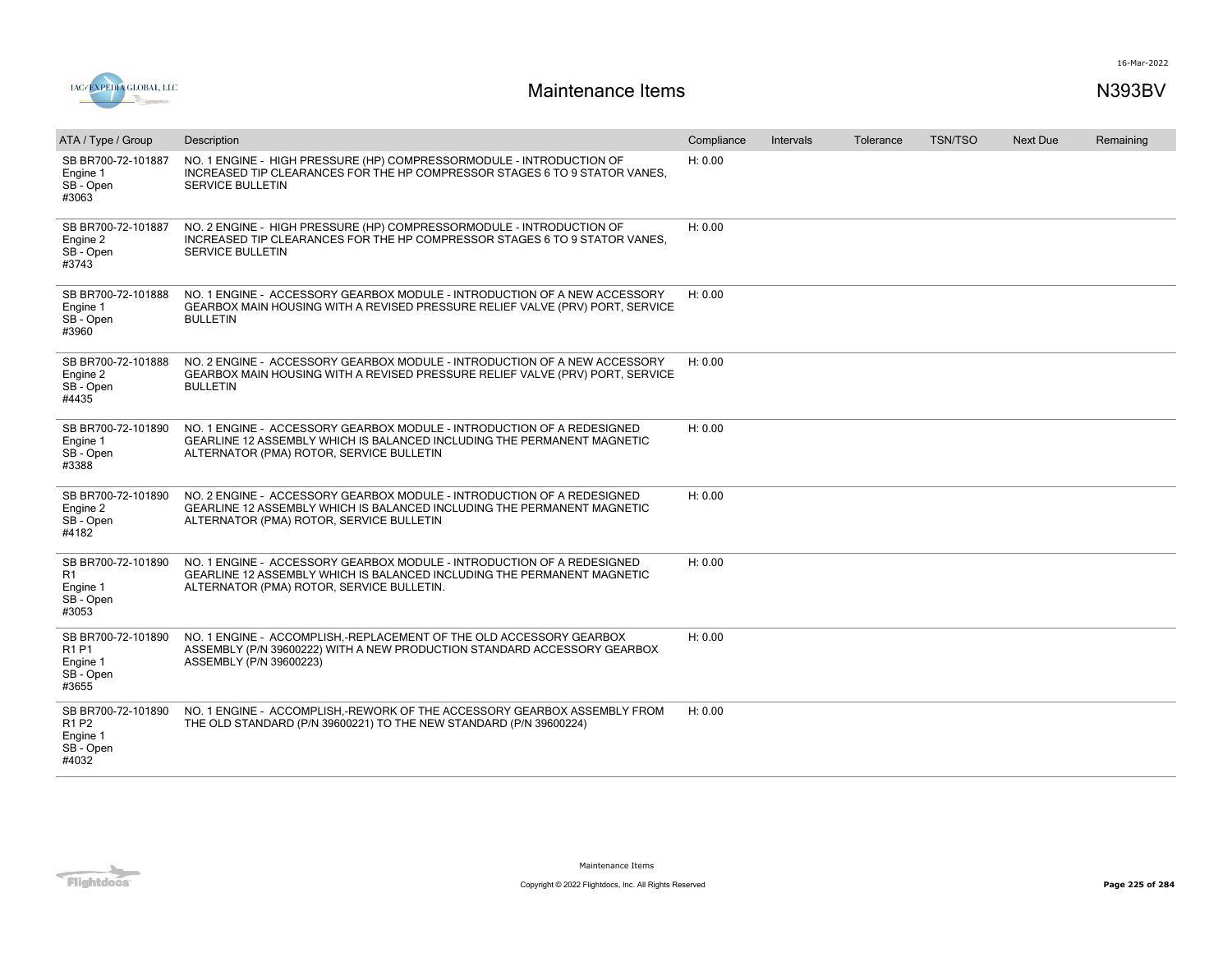# Maintenance Items

N393BV

| ATA / Type / Group | Description | Compliance | Intervals | Tolerance | TSN/TSO | Next Due | Remaining |
|---|---|---|---|---|---|---|---|
| SB BR700-72-101887 Engine 1 SB - Open #3063 | NO. 1 ENGINE - HIGH PRESSURE (HP) COMPRESSORMODULE - INTRODUCTION OF INCREASED TIP CLEARANCES FOR THE HP COMPRESSOR STAGES 6 TO 9 STATOR VANES, SERVICE BULLETIN | H: 0.00 | | | | | |
| SB BR700-72-101887 Engine 2 SB - Open #3743 | NO. 2 ENGINE - HIGH PRESSURE (HP) COMPRESSORMODULE - INTRODUCTION OF INCREASED TIP CLEARANCES FOR THE HP COMPRESSOR STAGES 6 TO 9 STATOR VANES, SERVICE BULLETIN | H: 0.00 | | | | | |
| SB BR700-72-101888 Engine 1 SB - Open #3960 | NO. 1 ENGINE - ACCESSORY GEARBOX MODULE - INTRODUCTION OF A NEW ACCESSORY GEARBOX MAIN HOUSING WITH A REVISED PRESSURE RELIEF VALVE (PRV) PORT, SERVICE BULLETIN | H: 0.00 | | | | | |
| SB BR700-72-101888 Engine 2 SB - Open #4435 | NO. 2 ENGINE - ACCESSORY GEARBOX MODULE - INTRODUCTION OF A NEW ACCESSORY GEARBOX MAIN HOUSING WITH A REVISED PRESSURE RELIEF VALVE (PRV) PORT, SERVICE BULLETIN | H: 0.00 | | | | | |
| SB BR700-72-101890 Engine 1 SB - Open #3388 | NO. 1 ENGINE - ACCESSORY GEARBOX MODULE - INTRODUCTION OF A REDESIGNED GEARLINE 12 ASSEMBLY WHICH IS BALANCED INCLUDING THE PERMANENT MAGNETIC ALTERNATOR (PMA) ROTOR, SERVICE BULLETIN | H: 0.00 | | | | | |
| SB BR700-72-101890 Engine 2 SB - Open #4182 | NO. 2 ENGINE - ACCESSORY GEARBOX MODULE - INTRODUCTION OF A REDESIGNED GEARLINE 12 ASSEMBLY WHICH IS BALANCED INCLUDING THE PERMANENT MAGNETIC ALTERNATOR (PMA) ROTOR, SERVICE BULLETIN | H: 0.00 | | | | | |
| SB BR700-72-101890 R1 Engine 1 SB - Open #3053 | NO. 1 ENGINE - ACCESSORY GEARBOX MODULE - INTRODUCTION OF A REDESIGNED GEARLINE 12 ASSEMBLY WHICH IS BALANCED INCLUDING THE PERMANENT MAGNETIC ALTERNATOR (PMA) ROTOR, SERVICE BULLETIN. | H: 0.00 | | | | | |
| SB BR700-72-101890 R1 P1 Engine 1 SB - Open #3655 | NO. 1 ENGINE - ACCOMPLISH,-REPLACEMENT OF THE OLD ACCESSORY GEARBOX ASSEMBLY (P/N 39600222) WITH A NEW PRODUCTION STANDARD ACCESSORY GEARBOX ASSEMBLY (P/N 39600223) | H: 0.00 | | | | | |
| SB BR700-72-101890 R1 P2 Engine 1 SB - Open #4032 | NO. 1 ENGINE - ACCOMPLISH,-REWORK OF THE ACCESSORY GEARBOX ASSEMBLY FROM THE OLD STANDARD (P/N 39600221) TO THE NEW STANDARD (P/N 39600224) | H: 0.00 | | | | | |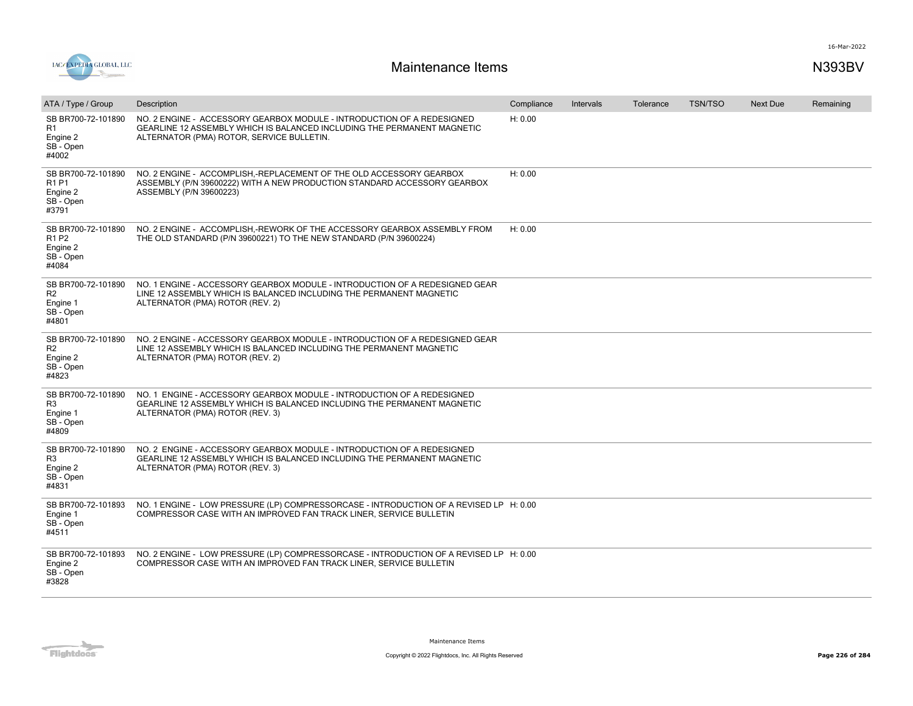# Maintenance Items

N393BV

| ATA / Type / Group | Description | Compliance | Intervals | Tolerance | TSN/TSO | Next Due | Remaining |
|---|---|---|---|---|---|---|---|
| SB BR700-72-101890 R1 Engine 2 SB - Open #4002 | NO. 2 ENGINE - ACCESSORY GEARBOX MODULE - INTRODUCTION OF A REDESIGNED GEARLINE 12 ASSEMBLY WHICH IS BALANCED INCLUDING THE PERMANENT MAGNETIC ALTERNATOR (PMA) ROTOR, SERVICE BULLETIN. | H: 0.00 | | | | | |
| SB BR700-72-101890 R1 P1 Engine 2 SB - Open #3791 | NO. 2 ENGINE - ACCOMPLISH,-REPLACEMENT OF THE OLD ACCESSORY GEARBOX ASSEMBLY (P/N 39600222) WITH A NEW PRODUCTION STANDARD ACCESSORY GEARBOX ASSEMBLY (P/N 39600223) | H: 0.00 | | | | | |
| SB BR700-72-101890 R1 P2 Engine 2 SB - Open #4084 | NO. 2 ENGINE - ACCOMPLISH,-REWORK OF THE ACCESSORY GEARBOX ASSEMBLY FROM THE OLD STANDARD (P/N 39600221) TO THE NEW STANDARD (P/N 39600224) | H: 0.00 | | | | | |
| SB BR700-72-101890 R2 Engine 1 SB - Open #4801 | NO. 1 ENGINE - ACCESSORY GEARBOX MODULE - INTRODUCTION OF A REDESIGNED GEAR LINE 12 ASSEMBLY WHICH IS BALANCED INCLUDING THE PERMANENT MAGNETIC ALTERNATOR (PMA) ROTOR (REV. 2) | | | | | | |
| SB BR700-72-101890 R2 Engine 2 SB - Open #4823 | NO. 2 ENGINE - ACCESSORY GEARBOX MODULE - INTRODUCTION OF A REDESIGNED GEAR LINE 12 ASSEMBLY WHICH IS BALANCED INCLUDING THE PERMANENT MAGNETIC ALTERNATOR (PMA) ROTOR (REV. 2) | | | | | | |
| SB BR700-72-101890 R3 Engine 1 SB - Open #4809 | NO. 1 ENGINE - ACCESSORY GEARBOX MODULE - INTRODUCTION OF A REDESIGNED GEARLINE 12 ASSEMBLY WHICH IS BALANCED INCLUDING THE PERMANENT MAGNETIC ALTERNATOR (PMA) ROTOR (REV. 3) | | | | | | |
| SB BR700-72-101890 R3 Engine 2 SB - Open #4831 | NO. 2 ENGINE - ACCESSORY GEARBOX MODULE - INTRODUCTION OF A REDESIGNED GEARLINE 12 ASSEMBLY WHICH IS BALANCED INCLUDING THE PERMANENT MAGNETIC ALTERNATOR (PMA) ROTOR (REV. 3) | | | | | | |
| SB BR700-72-101893 Engine 1 SB - Open #4511 | NO. 1 ENGINE - LOW PRESSURE (LP) COMPRESSORCASE - INTRODUCTION OF A REVISED LP COMPRESSOR CASE WITH AN IMPROVED FAN TRACK LINER, SERVICE BULLETIN | H: 0.00 | | | | | |
| SB BR700-72-101893 Engine 2 SB - Open #3828 | NO. 2 ENGINE - LOW PRESSURE (LP) COMPRESSORCASE - INTRODUCTION OF A REVISED LP COMPRESSOR CASE WITH AN IMPROVED FAN TRACK LINER, SERVICE BULLETIN | H: 0.00 | | | | | |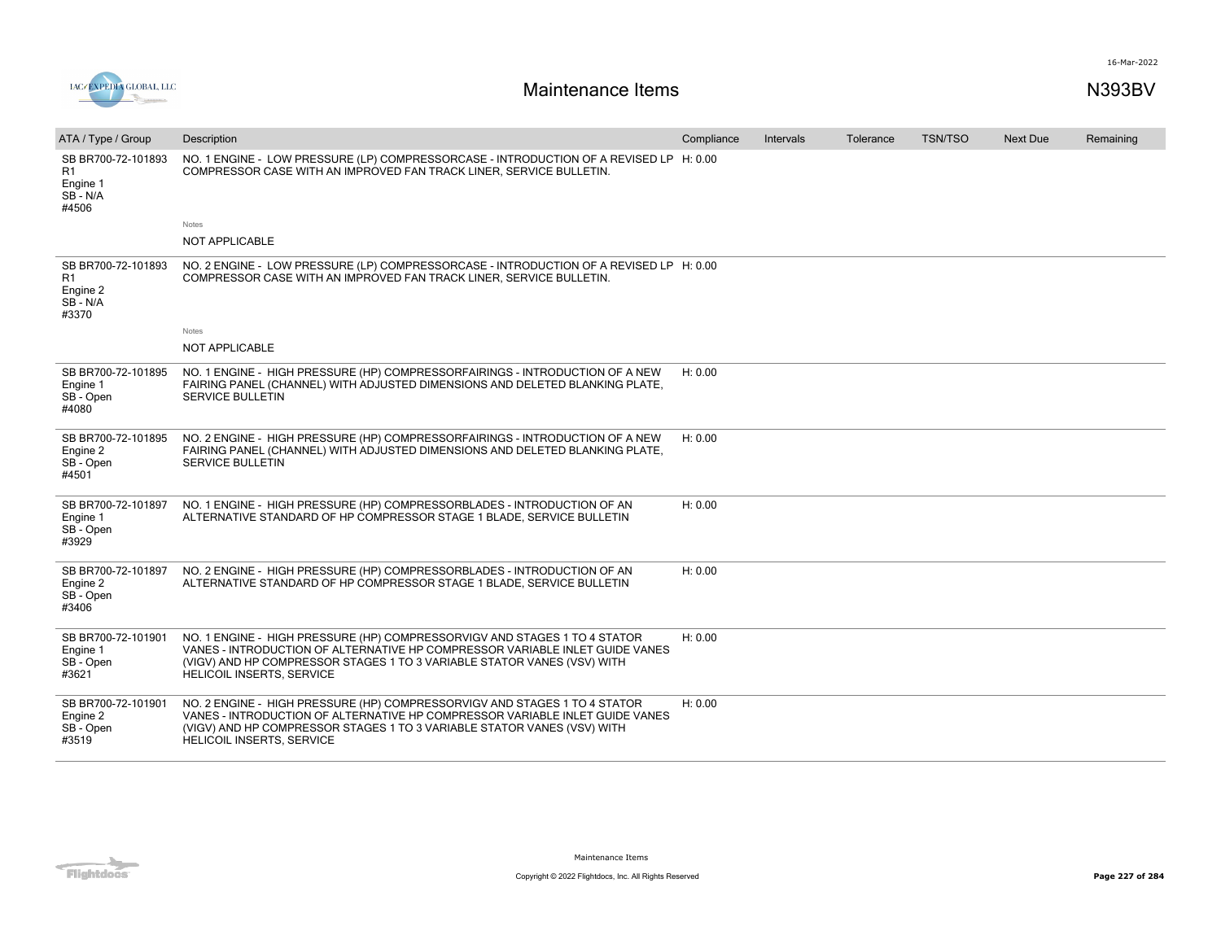# Maintenance Items

N393BV

| ATA / Type / Group | Description | Compliance | Intervals | Tolerance | TSN/TSO | Next Due | Remaining |
|---|---|---|---|---|---|---|---|
| SB BR700-72-101893 R1<br>Engine 1<br>SB - N/A<br>#4506 | NO. 1 ENGINE - LOW PRESSURE (LP) COMPRESSORCASE - INTRODUCTION OF A REVISED LP COMPRESSOR CASE WITH AN IMPROVED FAN TRACK LINER, SERVICE BULLETIN.<br><br>Notes<br>NOT APPLICABLE | H: 0.00 | | | | | |
| SB BR700-72-101893 R1<br>Engine 2<br>SB - N/A<br>#3370 | NO. 2 ENGINE - LOW PRESSURE (LP) COMPRESSORCASE - INTRODUCTION OF A REVISED LP COMPRESSOR CASE WITH AN IMPROVED FAN TRACK LINER, SERVICE BULLETIN.<br><br>Notes<br>NOT APPLICABLE | H: 0.00 | | | | | |
| SB BR700-72-101895<br>Engine 1<br>SB - Open<br>#4080 | NO. 1 ENGINE - HIGH PRESSURE (HP) COMPRESSORFAIRINGS - INTRODUCTION OF A NEW FAIRING PANEL (CHANNEL) WITH ADJUSTED DIMENSIONS AND DELETED BLANKING PLATE, SERVICE BULLETIN | H: 0.00 | | | | | |
| SB BR700-72-101895<br>Engine 2<br>SB - Open<br>#4501 | NO. 2 ENGINE - HIGH PRESSURE (HP) COMPRESSORFAIRINGS - INTRODUCTION OF A NEW FAIRING PANEL (CHANNEL) WITH ADJUSTED DIMENSIONS AND DELETED BLANKING PLATE, SERVICE BULLETIN | H: 0.00 | | | | | |
| SB BR700-72-101897<br>Engine 1<br>SB - Open<br>#3929 | NO. 1 ENGINE - HIGH PRESSURE (HP) COMPRESSORBLADES - INTRODUCTION OF AN ALTERNATIVE STANDARD OF HP COMPRESSOR STAGE 1 BLADE, SERVICE BULLETIN | H: 0.00 | | | | | |
| SB BR700-72-101897<br>Engine 2<br>SB - Open<br>#3406 | NO. 2 ENGINE - HIGH PRESSURE (HP) COMPRESSORBLADES - INTRODUCTION OF AN ALTERNATIVE STANDARD OF HP COMPRESSOR STAGE 1 BLADE, SERVICE BULLETIN | H: 0.00 | | | | | |
| SB BR700-72-101901<br>Engine 1<br>SB - Open<br>#3621 | NO. 1 ENGINE - HIGH PRESSURE (HP) COMPRESSORVIGV AND STAGES 1 TO 4 STATOR VANES - INTRODUCTION OF ALTERNATIVE HP COMPRESSOR VARIABLE INLET GUIDE VANES (VIGV) AND HP COMPRESSOR STAGES 1 TO 3 VARIABLE STATOR VANES (VSV) WITH HELICOIL INSERTS, SERVICE | H: 0.00 | | | | | |
| SB BR700-72-101901<br>Engine 2<br>SB - Open<br>#3519 | NO. 2 ENGINE - HIGH PRESSURE (HP) COMPRESSORVIGV AND STAGES 1 TO 4 STATOR VANES - INTRODUCTION OF ALTERNATIVE HP COMPRESSOR VARIABLE INLET GUIDE VANES (VIGV) AND HP COMPRESSOR STAGES 1 TO 3 VARIABLE STATOR VANES (VSV) WITH HELICOIL INSERTS, SERVICE | H: 0.00 | | | | | |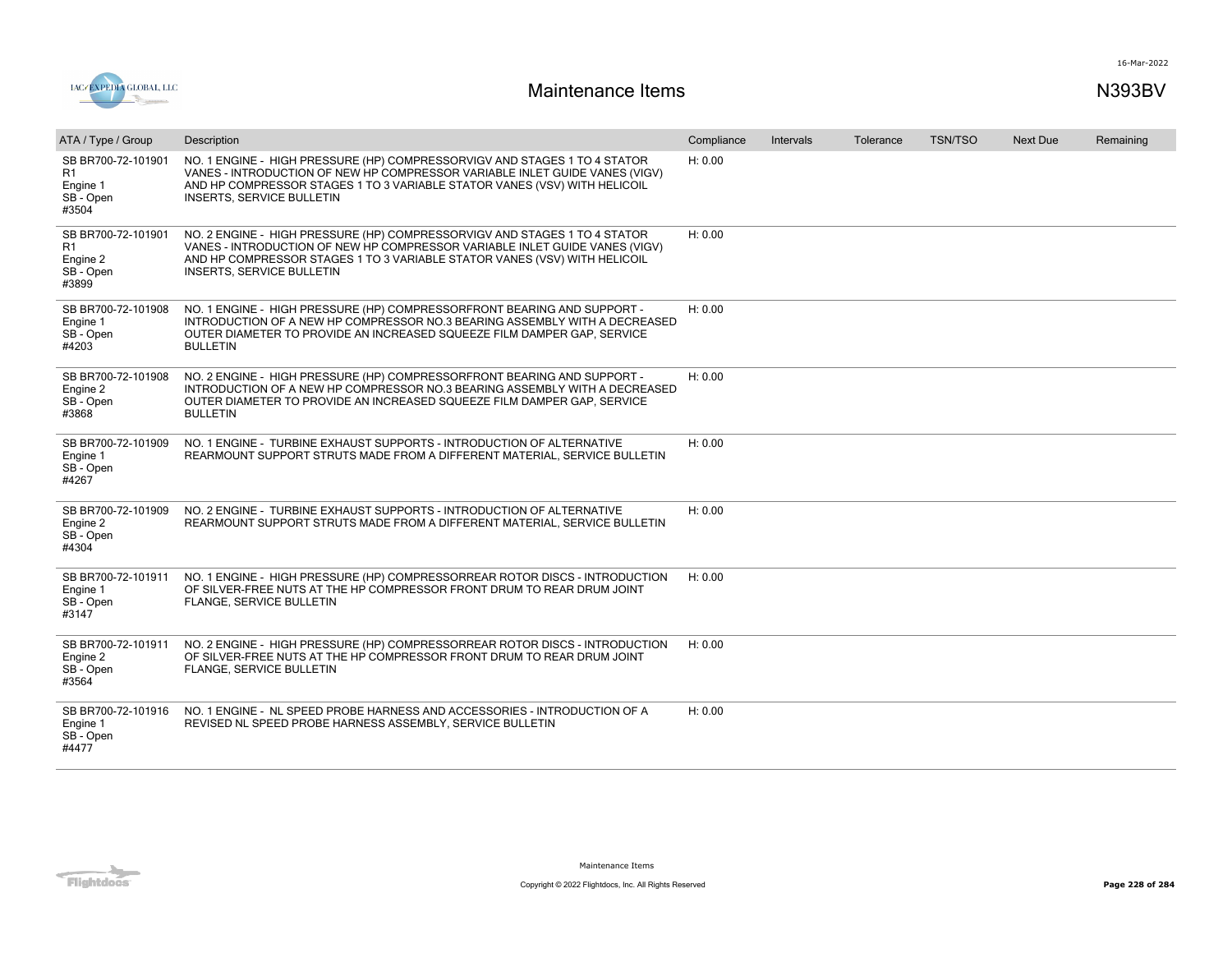# Maintenance Items

N393BV

| ATA / Type / Group | Description | Compliance | Intervals | Tolerance | TSN/TSO | Next Due | Remaining |
|---|---|---|---|---|---|---|---|
| SB BR700-72-101901 R1 Engine 1 SB - Open #3504 | NO. 1 ENGINE - HIGH PRESSURE (HP) COMPRESSORVIGV AND STAGES 1 TO 4 STATOR VANES - INTRODUCTION OF NEW HP COMPRESSOR VARIABLE INLET GUIDE VANES (VIGV) AND HP COMPRESSOR STAGES 1 TO 3 VARIABLE STATOR VANES (VSV) WITH HELICOIL INSERTS, SERVICE BULLETIN | H: 0.00 | | | | | |
| SB BR700-72-101901 R1 Engine 2 SB - Open #3899 | NO. 2 ENGINE - HIGH PRESSURE (HP) COMPRESSORVIGV AND STAGES 1 TO 4 STATOR VANES - INTRODUCTION OF NEW HP COMPRESSOR VARIABLE INLET GUIDE VANES (VIGV) AND HP COMPRESSOR STAGES 1 TO 3 VARIABLE STATOR VANES (VSV) WITH HELICOIL INSERTS, SERVICE BULLETIN | H: 0.00 | | | | | |
| SB BR700-72-101908 Engine 1 SB - Open #4203 | NO. 1 ENGINE - HIGH PRESSURE (HP) COMPRESSORFRONT BEARING AND SUPPORT - INTRODUCTION OF A NEW HP COMPRESSOR NO.3 BEARING ASSEMBLY WITH A DECREASED OUTER DIAMETER TO PROVIDE AN INCREASED SQUEEZE FILM DAMPER GAP, SERVICE BULLETIN | H: 0.00 | | | | | |
| SB BR700-72-101908 Engine 2 SB - Open #3868 | NO. 2 ENGINE - HIGH PRESSURE (HP) COMPRESSORFRONT BEARING AND SUPPORT - INTRODUCTION OF A NEW HP COMPRESSOR NO.3 BEARING ASSEMBLY WITH A DECREASED OUTER DIAMETER TO PROVIDE AN INCREASED SQUEEZE FILM DAMPER GAP, SERVICE BULLETIN | H: 0.00 | | | | | |
| SB BR700-72-101909 Engine 1 SB - Open #4267 | NO. 1 ENGINE - TURBINE EXHAUST SUPPORTS - INTRODUCTION OF ALTERNATIVE REARMOUNT SUPPORT STRUTS MADE FROM A DIFFERENT MATERIAL, SERVICE BULLETIN | H: 0.00 | | | | | |
| SB BR700-72-101909 Engine 2 SB - Open #4304 | NO. 2 ENGINE - TURBINE EXHAUST SUPPORTS - INTRODUCTION OF ALTERNATIVE REARMOUNT SUPPORT STRUTS MADE FROM A DIFFERENT MATERIAL, SERVICE BULLETIN | H: 0.00 | | | | | |
| SB BR700-72-101911 Engine 1 SB - Open #3147 | NO. 1 ENGINE - HIGH PRESSURE (HP) COMPRESSORREAR ROTOR DISCS - INTRODUCTION OF SILVER-FREE NUTS AT THE HP COMPRESSOR FRONT DRUM TO REAR DRUM JOINT FLANGE, SERVICE BULLETIN | H: 0.00 | | | | | |
| SB BR700-72-101911 Engine 2 SB - Open #3564 | NO. 2 ENGINE - HIGH PRESSURE (HP) COMPRESSORREAR ROTOR DISCS - INTRODUCTION OF SILVER-FREE NUTS AT THE HP COMPRESSOR FRONT DRUM TO REAR DRUM JOINT FLANGE, SERVICE BULLETIN | H: 0.00 | | | | | |
| SB BR700-72-101916 Engine 1 SB - Open #4477 | NO. 1 ENGINE - NL SPEED PROBE HARNESS AND ACCESSORIES - INTRODUCTION OF A REVISED NL SPEED PROBE HARNESS ASSEMBLY, SERVICE BULLETIN | H: 0.00 | | | | | |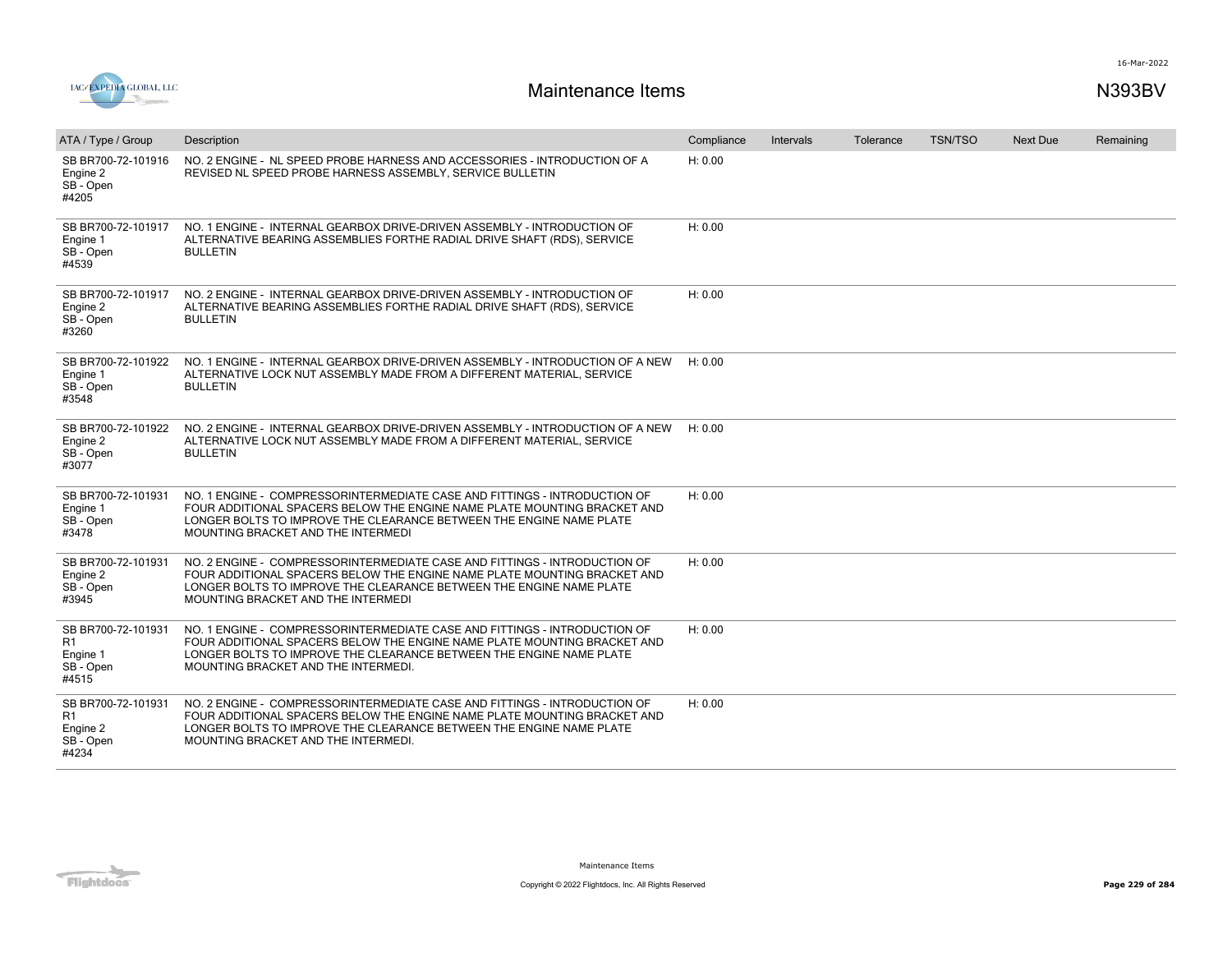# Maintenance Items

N393BV

| ATA / Type / Group | Description | Compliance | Intervals | Tolerance | TSN/TSO | Next Due | Remaining |
|---|---|---|---|---|---|---|---|
| SB BR700-72-101916 Engine 2 SB - Open #4205 | NO. 2 ENGINE - NL SPEED PROBE HARNESS AND ACCESSORIES - INTRODUCTION OF A REVISED NL SPEED PROBE HARNESS ASSEMBLY, SERVICE BULLETIN | H: 0.00 | | | | | |
| SB BR700-72-101917 Engine 1 SB - Open #4539 | NO. 1 ENGINE - INTERNAL GEARBOX DRIVE-DRIVEN ASSEMBLY - INTRODUCTION OF ALTERNATIVE BEARING ASSEMBLIES FORTHE RADIAL DRIVE SHAFT (RDS), SERVICE BULLETIN | H: 0.00 | | | | | |
| SB BR700-72-101917 Engine 2 SB - Open #3260 | NO. 2 ENGINE - INTERNAL GEARBOX DRIVE-DRIVEN ASSEMBLY - INTRODUCTION OF ALTERNATIVE BEARING ASSEMBLIES FORTHE RADIAL DRIVE SHAFT (RDS), SERVICE BULLETIN | H: 0.00 | | | | | |
| SB BR700-72-101922 Engine 1 SB - Open #3548 | NO. 1 ENGINE - INTERNAL GEARBOX DRIVE-DRIVEN ASSEMBLY - INTRODUCTION OF A NEW ALTERNATIVE LOCK NUT ASSEMBLY MADE FROM A DIFFERENT MATERIAL, SERVICE BULLETIN | H: 0.00 | | | | | |
| SB BR700-72-101922 Engine 2 SB - Open #3077 | NO. 2 ENGINE - INTERNAL GEARBOX DRIVE-DRIVEN ASSEMBLY - INTRODUCTION OF A NEW ALTERNATIVE LOCK NUT ASSEMBLY MADE FROM A DIFFERENT MATERIAL, SERVICE BULLETIN | H: 0.00 | | | | | |
| SB BR700-72-101931 Engine 1 SB - Open #3478 | NO. 1 ENGINE - COMPRESSORINTERMEDIATE CASE AND FITTINGS - INTRODUCTION OF FOUR ADDITIONAL SPACERS BELOW THE ENGINE NAME PLATE MOUNTING BRACKET AND LONGER BOLTS TO IMPROVE THE CLEARANCE BETWEEN THE ENGINE NAME PLATE MOUNTING BRACKET AND THE INTERMEDI | H: 0.00 | | | | | |
| SB BR700-72-101931 Engine 2 SB - Open #3945 | NO. 2 ENGINE - COMPRESSORINTERMEDIATE CASE AND FITTINGS - INTRODUCTION OF FOUR ADDITIONAL SPACERS BELOW THE ENGINE NAME PLATE MOUNTING BRACKET AND LONGER BOLTS TO IMPROVE THE CLEARANCE BETWEEN THE ENGINE NAME PLATE MOUNTING BRACKET AND THE INTERMEDI | H: 0.00 | | | | | |
| SB BR700-72-101931 R1 Engine 1 SB - Open #4515 | NO. 1 ENGINE - COMPRESSORINTERMEDIATE CASE AND FITTINGS - INTRODUCTION OF FOUR ADDITIONAL SPACERS BELOW THE ENGINE NAME PLATE MOUNTING BRACKET AND LONGER BOLTS TO IMPROVE THE CLEARANCE BETWEEN THE ENGINE NAME PLATE MOUNTING BRACKET AND THE INTERMEDI. | H: 0.00 | | | | | |
| SB BR700-72-101931 R1 Engine 2 SB - Open #4234 | NO. 2 ENGINE - COMPRESSORINTERMEDIATE CASE AND FITTINGS - INTRODUCTION OF FOUR ADDITIONAL SPACERS BELOW THE ENGINE NAME PLATE MOUNTING BRACKET AND LONGER BOLTS TO IMPROVE THE CLEARANCE BETWEEN THE ENGINE NAME PLATE MOUNTING BRACKET AND THE INTERMEDI. | H: 0.00 | | | | | |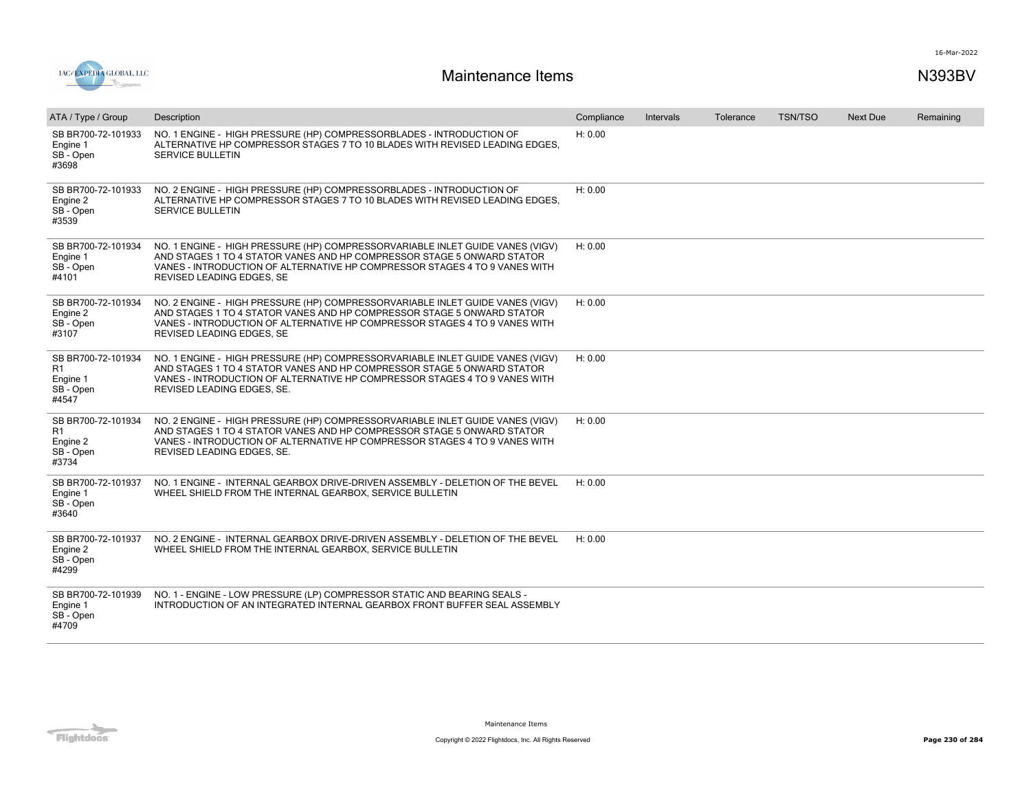| ATA / Type / Group | Description | Compliance | Intervals | Tolerance | TSN/TSO | Next Due | Remaining |
|---|---|---|---|---|---|---|---|
| SB BR700-72-101933 Engine 1 SB - Open #3698 | NO. 1 ENGINE - HIGH PRESSURE (HP) COMPRESSORBLADES - INTRODUCTION OF ALTERNATIVE HP COMPRESSOR STAGES 7 TO 10 BLADES WITH REVISED LEADING EDGES, SERVICE BULLETIN | H: 0.00 | | | | | |
| SB BR700-72-101933 Engine 2 SB - Open #3539 | NO. 2 ENGINE - HIGH PRESSURE (HP) COMPRESSORBLADES - INTRODUCTION OF ALTERNATIVE HP COMPRESSOR STAGES 7 TO 10 BLADES WITH REVISED LEADING EDGES, SERVICE BULLETIN | H: 0.00 | | | | | |
| SB BR700-72-101934 Engine 1 SB - Open #4101 | NO. 1 ENGINE - HIGH PRESSURE (HP) COMPRESSORVARIABLE INLET GUIDE VANES (VIGV) AND STAGES 1 TO 4 STATOR VANES AND HP COMPRESSOR STAGE 5 ONWARD STATOR VANES - INTRODUCTION OF ALTERNATIVE HP COMPRESSOR STAGES 4 TO 9 VANES WITH REVISED LEADING EDGES, SE | H: 0.00 | | | | | |
| SB BR700-72-101934 Engine 2 SB - Open #3107 | NO. 2 ENGINE - HIGH PRESSURE (HP) COMPRESSORVARIABLE INLET GUIDE VANES (VIGV) AND STAGES 1 TO 4 STATOR VANES AND HP COMPRESSOR STAGE 5 ONWARD STATOR VANES - INTRODUCTION OF ALTERNATIVE HP COMPRESSOR STAGES 4 TO 9 VANES WITH REVISED LEADING EDGES, SE | H: 0.00 | | | | | |
| SB BR700-72-101934 R1 Engine 1 SB - Open #4547 | NO. 1 ENGINE - HIGH PRESSURE (HP) COMPRESSORVARIABLE INLET GUIDE VANES (VIGV) AND STAGES 1 TO 4 STATOR VANES AND HP COMPRESSOR STAGE 5 ONWARD STATOR VANES - INTRODUCTION OF ALTERNATIVE HP COMPRESSOR STAGES 4 TO 9 VANES WITH REVISED LEADING EDGES, SE. | H: 0.00 | | | | | |
| SB BR700-72-101934 R1 Engine 2 SB - Open #3734 | NO. 2 ENGINE - HIGH PRESSURE (HP) COMPRESSORVARIABLE INLET GUIDE VANES (VIGV) AND STAGES 1 TO 4 STATOR VANES AND HP COMPRESSOR STAGE 5 ONWARD STATOR VANES - INTRODUCTION OF ALTERNATIVE HP COMPRESSOR STAGES 4 TO 9 VANES WITH REVISED LEADING EDGES, SE. | H: 0.00 | | | | | |
| SB BR700-72-101937 Engine 1 SB - Open #3640 | NO. 1 ENGINE - INTERNAL GEARBOX DRIVE-DRIVEN ASSEMBLY - DELETION OF THE BEVEL WHEEL SHIELD FROM THE INTERNAL GEARBOX, SERVICE BULLETIN | H: 0.00 | | | | | |
| SB BR700-72-101937 Engine 2 SB - Open #4299 | NO. 2 ENGINE - INTERNAL GEARBOX DRIVE-DRIVEN ASSEMBLY - DELETION OF THE BEVEL WHEEL SHIELD FROM THE INTERNAL GEARBOX, SERVICE BULLETIN | H: 0.00 | | | | | |
| SB BR700-72-101939 Engine 1 SB - Open #4709 | NO. 1 - ENGINE - LOW PRESSURE (LP) COMPRESSOR STATIC AND BEARING SEALS - INTRODUCTION OF AN INTEGRATED INTERNAL GEARBOX FRONT BUFFER SEAL ASSEMBLY | | | | | | |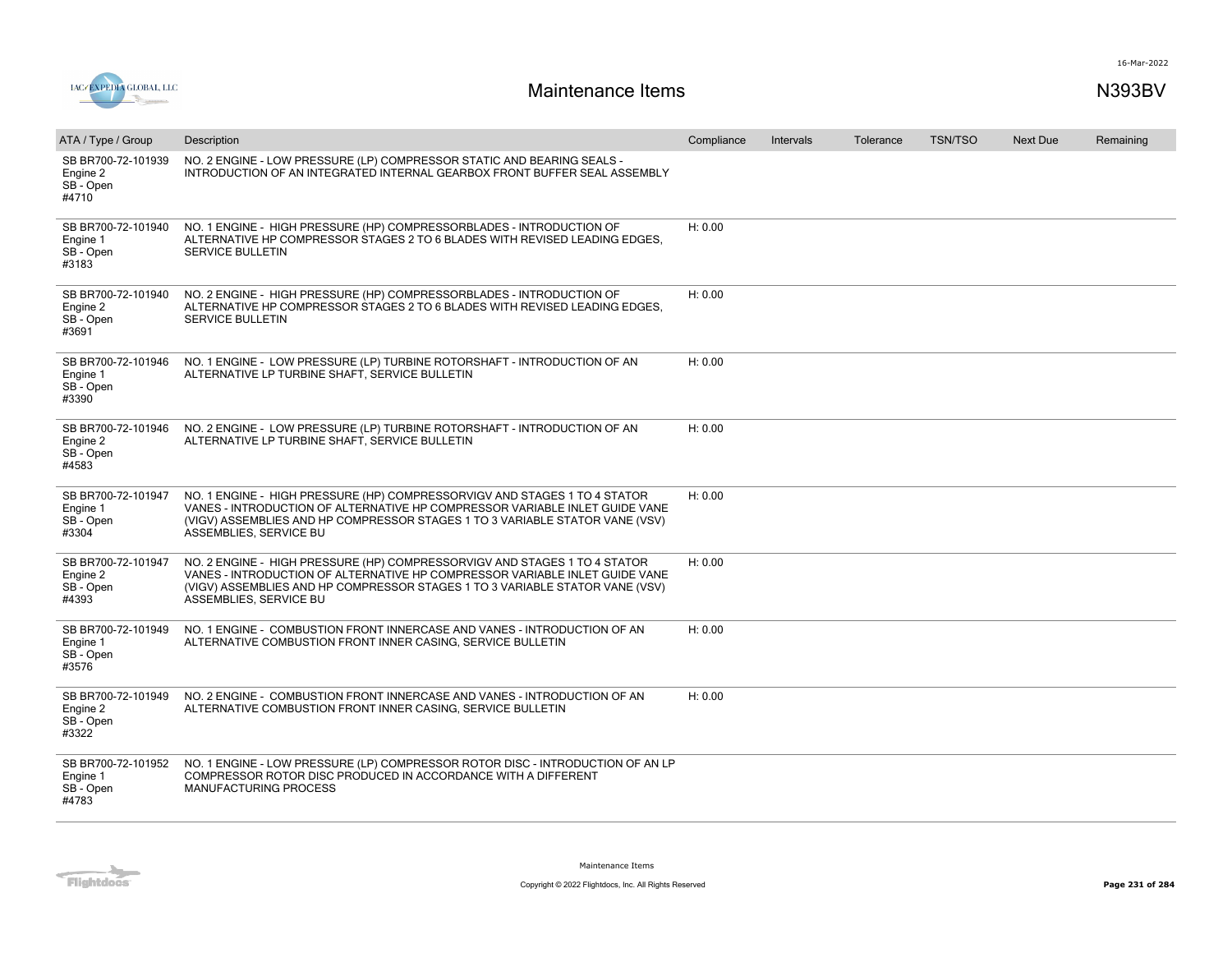| ATA / Type / Group | Description | Compliance | Intervals | Tolerance | TSN/TSO | Next Due | Remaining |
|---|---|---|---|---|---|---|---|
| SB BR700-72-101939 Engine 2 SB - Open #4710 | NO. 2 ENGINE - LOW PRESSURE (LP) COMPRESSOR STATIC AND BEARING SEALS - INTRODUCTION OF AN INTEGRATED INTERNAL GEARBOX FRONT BUFFER SEAL ASSEMBLY | | | | | | |
| SB BR700-72-101940 Engine 1 SB - Open #3183 | NO. 1 ENGINE - HIGH PRESSURE (HP) COMPRESSORBLADES - INTRODUCTION OF ALTERNATIVE HP COMPRESSOR STAGES 2 TO 6 BLADES WITH REVISED LEADING EDGES, SERVICE BULLETIN | H: 0.00 | | | | | |
| SB BR700-72-101940 Engine 2 SB - Open #3691 | NO. 2 ENGINE - HIGH PRESSURE (HP) COMPRESSORBLADES - INTRODUCTION OF ALTERNATIVE HP COMPRESSOR STAGES 2 TO 6 BLADES WITH REVISED LEADING EDGES, SERVICE BULLETIN | H: 0.00 | | | | | |
| SB BR700-72-101946 Engine 1 SB - Open #3390 | NO. 1 ENGINE - LOW PRESSURE (LP) TURBINE ROTORSHAFT - INTRODUCTION OF AN ALTERNATIVE LP TURBINE SHAFT, SERVICE BULLETIN | H: 0.00 | | | | | |
| SB BR700-72-101946 Engine 2 SB - Open #4583 | NO. 2 ENGINE - LOW PRESSURE (LP) TURBINE ROTORSHAFT - INTRODUCTION OF AN ALTERNATIVE LP TURBINE SHAFT, SERVICE BULLETIN | H: 0.00 | | | | | |
| SB BR700-72-101947 Engine 1 SB - Open #3304 | NO. 1 ENGINE - HIGH PRESSURE (HP) COMPRESSORVIGV AND STAGES 1 TO 4 STATOR VANES - INTRODUCTION OF ALTERNATIVE HP COMPRESSOR VARIABLE INLET GUIDE VANE (VIGV) ASSEMBLIES AND HP COMPRESSOR STAGES 1 TO 3 VARIABLE STATOR VANE (VSV) ASSEMBLIES, SERVICE BU | H: 0.00 | | | | | |
| SB BR700-72-101947 Engine 2 SB - Open #4393 | NO. 2 ENGINE - HIGH PRESSURE (HP) COMPRESSORVIGV AND STAGES 1 TO 4 STATOR VANES - INTRODUCTION OF ALTERNATIVE HP COMPRESSOR VARIABLE INLET GUIDE VANE (VIGV) ASSEMBLIES AND HP COMPRESSOR STAGES 1 TO 3 VARIABLE STATOR VANE (VSV) ASSEMBLIES, SERVICE BU | H: 0.00 | | | | | |
| SB BR700-72-101949 Engine 1 SB - Open #3576 | NO. 1 ENGINE - COMBUSTION FRONT INNERCASE AND VANES - INTRODUCTION OF AN ALTERNATIVE COMBUSTION FRONT INNER CASING, SERVICE BULLETIN | H: 0.00 | | | | | |
| SB BR700-72-101949 Engine 2 SB - Open #3322 | NO. 2 ENGINE - COMBUSTION FRONT INNERCASE AND VANES - INTRODUCTION OF AN ALTERNATIVE COMBUSTION FRONT INNER CASING, SERVICE BULLETIN | H: 0.00 | | | | | |
| SB BR700-72-101952 Engine 1 SB - Open #4783 | NO. 1 ENGINE - LOW PRESSURE (LP) COMPRESSOR ROTOR DISC - INTRODUCTION OF AN LP COMPRESSOR ROTOR DISC PRODUCED IN ACCORDANCE WITH A DIFFERENT MANUFACTURING PROCESS | | | | | | |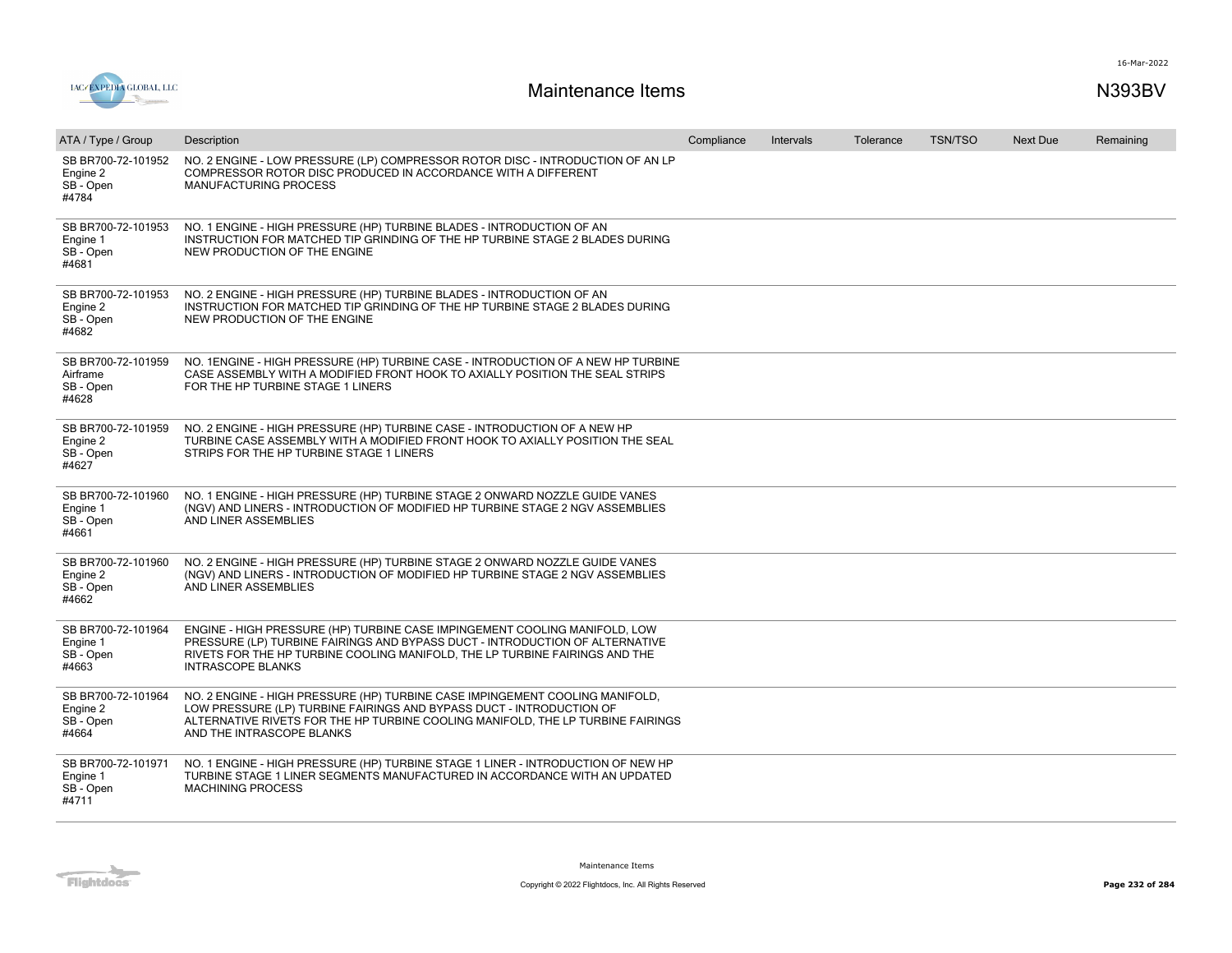| ATA / Type / Group | Description | Compliance | Intervals | Tolerance | TSN/TSO | Next Due | Remaining |
|---|---|---|---|---|---|---|---|
| SB BR700-72-101952 Engine 2 SB - Open #4784 | NO. 2 ENGINE - LOW PRESSURE (LP) COMPRESSOR ROTOR DISC - INTRODUCTION OF AN LP COMPRESSOR ROTOR DISC PRODUCED IN ACCORDANCE WITH A DIFFERENT MANUFACTURING PROCESS | | | | | | |
| SB BR700-72-101953 Engine 1 SB - Open #4681 | NO. 1 ENGINE - HIGH PRESSURE (HP) TURBINE BLADES - INTRODUCTION OF AN INSTRUCTION FOR MATCHED TIP GRINDING OF THE HP TURBINE STAGE 2 BLADES DURING NEW PRODUCTION OF THE ENGINE | | | | | | |
| SB BR700-72-101953 Engine 2 SB - Open #4682 | NO. 2 ENGINE - HIGH PRESSURE (HP) TURBINE BLADES - INTRODUCTION OF AN INSTRUCTION FOR MATCHED TIP GRINDING OF THE HP TURBINE STAGE 2 BLADES DURING NEW PRODUCTION OF THE ENGINE | | | | | | |
| SB BR700-72-101959 Airframe SB - Open #4628 | NO. 1ENGINE - HIGH PRESSURE (HP) TURBINE CASE - INTRODUCTION OF A NEW HP TURBINE CASE ASSEMBLY WITH A MODIFIED FRONT HOOK TO AXIALLY POSITION THE SEAL STRIPS FOR THE HP TURBINE STAGE 1 LINERS | | | | | | |
| SB BR700-72-101959 Engine 2 SB - Open #4627 | NO. 2 ENGINE - HIGH PRESSURE (HP) TURBINE CASE - INTRODUCTION OF A NEW HP TURBINE CASE ASSEMBLY WITH A MODIFIED FRONT HOOK TO AXIALLY POSITION THE SEAL STRIPS FOR THE HP TURBINE STAGE 1 LINERS | | | | | | |
| SB BR700-72-101960 Engine 1 SB - Open #4661 | NO. 1 ENGINE - HIGH PRESSURE (HP) TURBINE STAGE 2 ONWARD NOZZLE GUIDE VANES (NGV) AND LINERS - INTRODUCTION OF MODIFIED HP TURBINE STAGE 2 NGV ASSEMBLIES AND LINER ASSEMBLIES | | | | | | |
| SB BR700-72-101960 Engine 2 SB - Open #4662 | NO. 2 ENGINE - HIGH PRESSURE (HP) TURBINE STAGE 2 ONWARD NOZZLE GUIDE VANES (NGV) AND LINERS - INTRODUCTION OF MODIFIED HP TURBINE STAGE 2 NGV ASSEMBLIES AND LINER ASSEMBLIES | | | | | | |
| SB BR700-72-101964 Engine 1 SB - Open #4663 | ENGINE - HIGH PRESSURE (HP) TURBINE CASE IMPINGEMENT COOLING MANIFOLD, LOW PRESSURE (LP) TURBINE FAIRINGS AND BYPASS DUCT - INTRODUCTION OF ALTERNATIVE RIVETS FOR THE HP TURBINE COOLING MANIFOLD, THE LP TURBINE FAIRINGS AND THE INTRASCOPE BLANKS | | | | | | |
| SB BR700-72-101964 Engine 2 SB - Open #4664 | NO. 2 ENGINE - HIGH PRESSURE (HP) TURBINE CASE IMPINGEMENT COOLING MANIFOLD, LOW PRESSURE (LP) TURBINE FAIRINGS AND BYPASS DUCT - INTRODUCTION OF ALTERNATIVE RIVETS FOR THE HP TURBINE COOLING MANIFOLD, THE LP TURBINE FAIRINGS AND THE INTRASCOPE BLANKS | | | | | | |
| SB BR700-72-101971 Engine 1 SB - Open #4711 | NO. 1 ENGINE - HIGH PRESSURE (HP) TURBINE STAGE 1 LINER - INTRODUCTION OF NEW HP TURBINE STAGE 1 LINER SEGMENTS MANUFACTURED IN ACCORDANCE WITH AN UPDATED MACHINING PROCESS | | | | | | |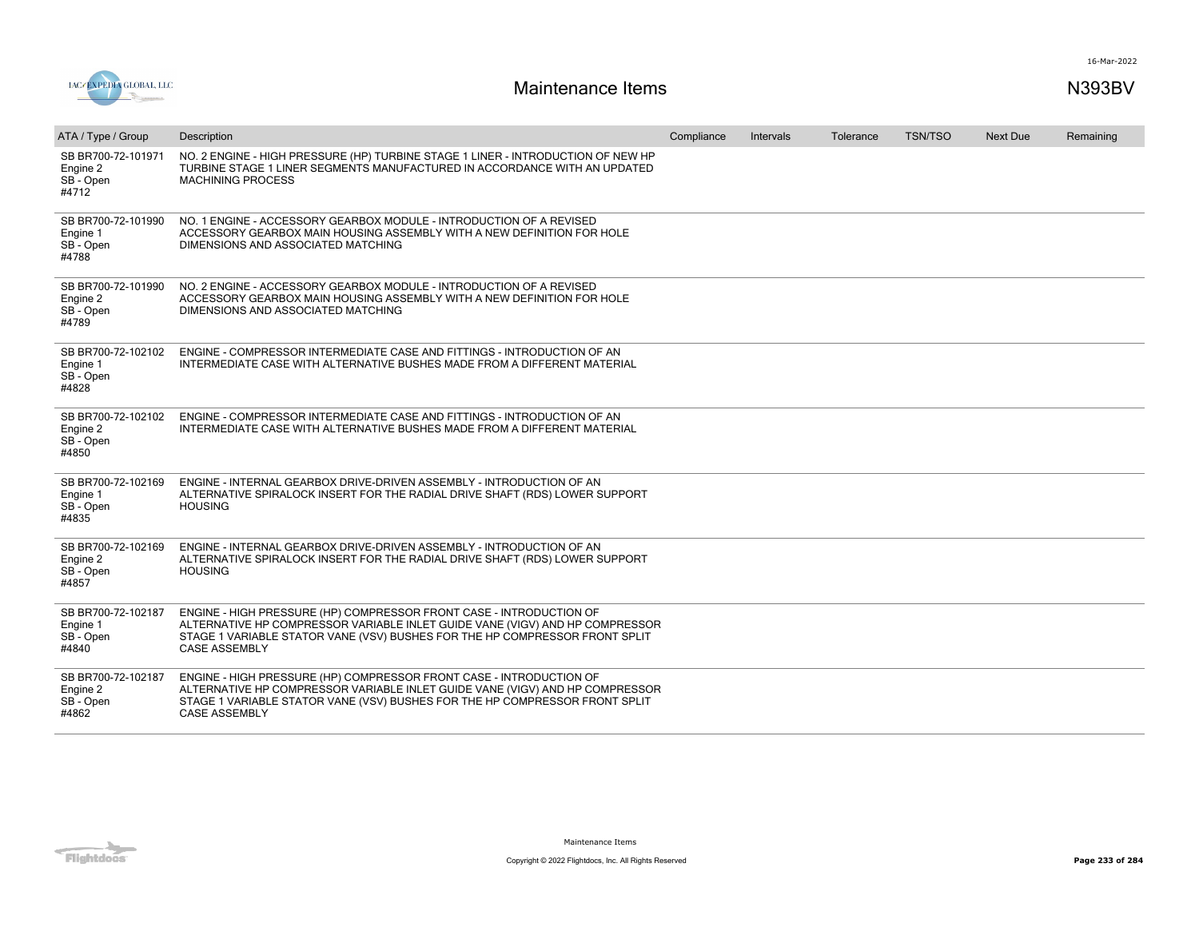# Maintenance Items

N393BV

| ATA / Type / Group | Description | Compliance | Intervals | Tolerance | TSN/TSO | Next Due | Remaining |
|---|---|---|---|---|---|---|---|
| SB BR700-72-101971<br>Engine 2<br>SB - Open<br>#4712 | NO. 2 ENGINE - HIGH PRESSURE (HP) TURBINE STAGE 1 LINER - INTRODUCTION OF NEW HP TURBINE STAGE 1 LINER SEGMENTS MANUFACTURED IN ACCORDANCE WITH AN UPDATED MACHINING PROCESS | | | | | | |
| SB BR700-72-101990<br>Engine 1<br>SB - Open<br>#4788 | NO. 1 ENGINE - ACCESSORY GEARBOX MODULE - INTRODUCTION OF A REVISED ACCESSORY GEARBOX MAIN HOUSING ASSEMBLY WITH A NEW DEFINITION FOR HOLE DIMENSIONS AND ASSOCIATED MATCHING | | | | | | |
| SB BR700-72-101990<br>Engine 2<br>SB - Open<br>#4789 | NO. 2 ENGINE - ACCESSORY GEARBOX MODULE - INTRODUCTION OF A REVISED ACCESSORY GEARBOX MAIN HOUSING ASSEMBLY WITH A NEW DEFINITION FOR HOLE DIMENSIONS AND ASSOCIATED MATCHING | | | | | | |
| SB BR700-72-102102<br>Engine 1<br>SB - Open<br>#4828 | ENGINE - COMPRESSOR INTERMEDIATE CASE AND FITTINGS - INTRODUCTION OF AN INTERMEDIATE CASE WITH ALTERNATIVE BUSHES MADE FROM A DIFFERENT MATERIAL | | | | | | |
| SB BR700-72-102102<br>Engine 2<br>SB - Open<br>#4850 | ENGINE - COMPRESSOR INTERMEDIATE CASE AND FITTINGS - INTRODUCTION OF AN INTERMEDIATE CASE WITH ALTERNATIVE BUSHES MADE FROM A DIFFERENT MATERIAL | | | | | | |
| SB BR700-72-102169<br>Engine 1<br>SB - Open<br>#4835 | ENGINE - INTERNAL GEARBOX DRIVE-DRIVEN ASSEMBLY - INTRODUCTION OF AN ALTERNATIVE SPIRALOCK INSERT FOR THE RADIAL DRIVE SHAFT (RDS) LOWER SUPPORT HOUSING | | | | | | |
| SB BR700-72-102169<br>Engine 2<br>SB - Open<br>#4857 | ENGINE - INTERNAL GEARBOX DRIVE-DRIVEN ASSEMBLY - INTRODUCTION OF AN ALTERNATIVE SPIRALOCK INSERT FOR THE RADIAL DRIVE SHAFT (RDS) LOWER SUPPORT HOUSING | | | | | | |
| SB BR700-72-102187<br>Engine 1<br>SB - Open<br>#4840 | ENGINE - HIGH PRESSURE (HP) COMPRESSOR FRONT CASE - INTRODUCTION OF ALTERNATIVE HP COMPRESSOR VARIABLE INLET GUIDE VANE (VIGV) AND HP COMPRESSOR STAGE 1 VARIABLE STATOR VANE (VSV) BUSHES FOR THE HP COMPRESSOR FRONT SPLIT CASE ASSEMBLY | | | | | | |
| SB BR700-72-102187<br>Engine 2<br>SB - Open<br>#4862 | ENGINE - HIGH PRESSURE (HP) COMPRESSOR FRONT CASE - INTRODUCTION OF ALTERNATIVE HP COMPRESSOR VARIABLE INLET GUIDE VANE (VIGV) AND HP COMPRESSOR STAGE 1 VARIABLE STATOR VANE (VSV) BUSHES FOR THE HP COMPRESSOR FRONT SPLIT CASE ASSEMBLY | | | | | | |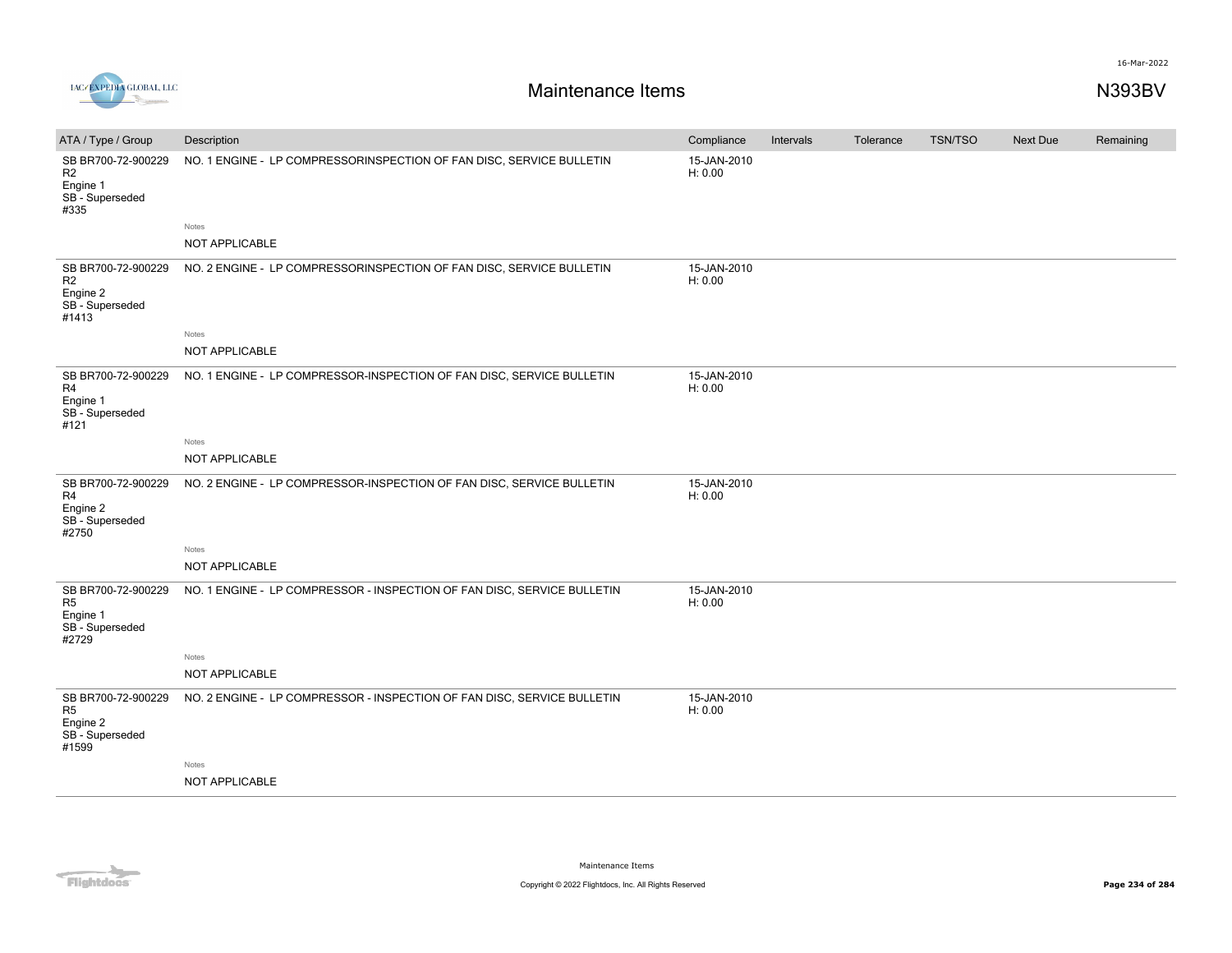# Maintenance Items

N393BV

| ATA / Type / Group | Description | Compliance | Intervals | Tolerance | TSN/TSO | Next Due | Remaining |
|---|---|---|---|---|---|---|---|
| SB BR700-72-900229 R2 Engine 1 SB - Superseded #335 | NO. 1 ENGINE - LP COMPRESSORINSPECTION OF FAN DISC, SERVICE BULLETIN | 15-JAN-2010 H: 0.00 | | | | | |
| | Notes<br>NOT APPLICABLE | | | | | | |
| SB BR700-72-900229 R2 Engine 2 SB - Superseded #1413 | NO. 2 ENGINE - LP COMPRESSORINSPECTION OF FAN DISC, SERVICE BULLETIN | 15-JAN-2010 H: 0.00 | | | | | |
| | Notes<br>NOT APPLICABLE | | | | | | |
| SB BR700-72-900229 R4 Engine 1 SB - Superseded #121 | NO. 1 ENGINE - LP COMPRESSOR-INSPECTION OF FAN DISC, SERVICE BULLETIN | 15-JAN-2010 H: 0.00 | | | | | |
| | Notes<br>NOT APPLICABLE | | | | | | |
| SB BR700-72-900229 R4 Engine 2 SB - Superseded #2750 | NO. 2 ENGINE - LP COMPRESSOR-INSPECTION OF FAN DISC, SERVICE BULLETIN | 15-JAN-2010 H: 0.00 | | | | | |
| | Notes<br>NOT APPLICABLE | | | | | | |
| SB BR700-72-900229 R5 Engine 1 SB - Superseded #2729 | NO. 1 ENGINE - LP COMPRESSOR - INSPECTION OF FAN DISC, SERVICE BULLETIN | 15-JAN-2010 H: 0.00 | | | | | |
| | Notes<br>NOT APPLICABLE | | | | | | |
| SB BR700-72-900229 R5 Engine 2 SB - Superseded #1599 | NO. 2 ENGINE - LP COMPRESSOR - INSPECTION OF FAN DISC, SERVICE BULLETIN | 15-JAN-2010 H: 0.00 | | | | | |
| | Notes<br>NOT APPLICABLE | | | | | | |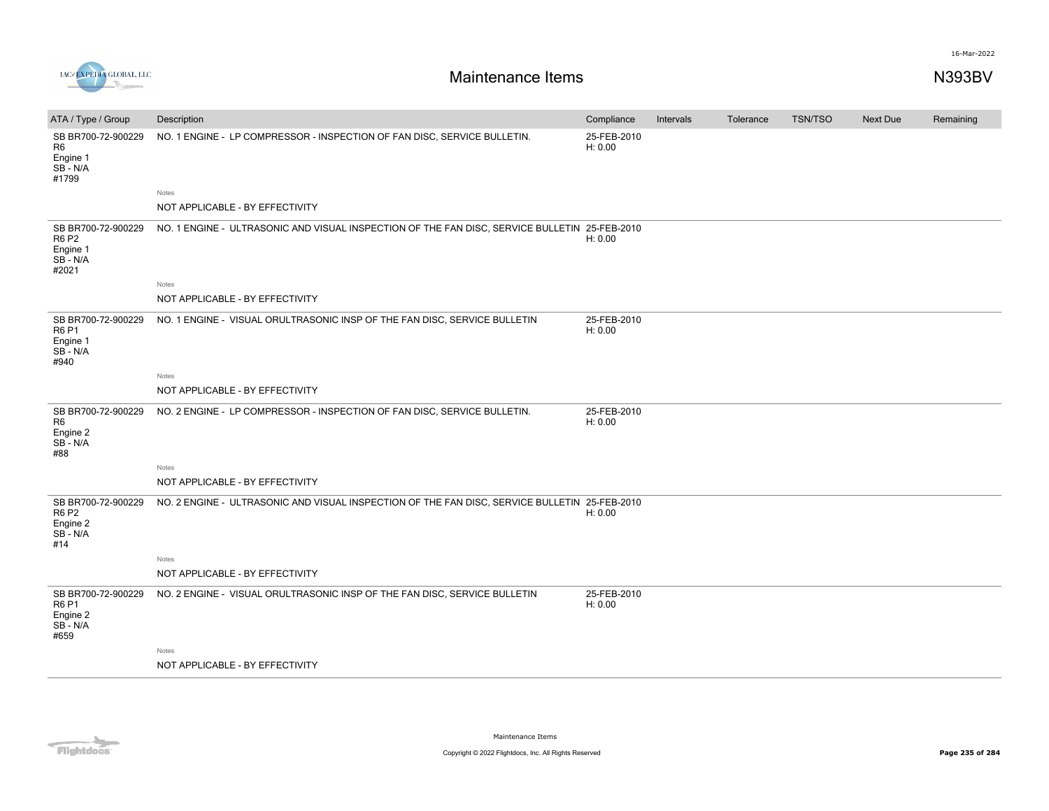# Maintenance Items

N393BV

| ATA / Type / Group | Description | Compliance | Intervals | Tolerance | TSN/TSO | Next Due | Remaining |
|---|---|---|---|---|---|---|---|
| SB BR700-72-900229 R6 Engine 1 SB - N/A #1799 | NO. 1 ENGINE - LP COMPRESSOR - INSPECTION OF FAN DISC, SERVICE BULLETIN.<br>Notes<br>NOT APPLICABLE - BY EFFECTIVITY | 25-FEB-2010 H: 0.00 | | | | | |
| SB BR700-72-900229 R6 P2 Engine 1 SB - N/A #2021 | NO. 1 ENGINE - ULTRASONIC AND VISUAL INSPECTION OF THE FAN DISC, SERVICE BULLETIN<br>Notes<br>NOT APPLICABLE - BY EFFECTIVITY | 25-FEB-2010 H: 0.00 | | | | | |
| SB BR700-72-900229 R6 P1 Engine 1 SB - N/A #940 | NO. 1 ENGINE - VISUAL ORULTRASONIC INSP OF THE FAN DISC, SERVICE BULLETIN<br>Notes<br>NOT APPLICABLE - BY EFFECTIVITY | 25-FEB-2010 H: 0.00 | | | | | |
| SB BR700-72-900229 R6 Engine 2 SB - N/A #88 | NO. 2 ENGINE - LP COMPRESSOR - INSPECTION OF FAN DISC, SERVICE BULLETIN.<br>Notes<br>NOT APPLICABLE - BY EFFECTIVITY | 25-FEB-2010 H: 0.00 | | | | | |
| SB BR700-72-900229 R6 P2 Engine 2 SB - N/A #14 | NO. 2 ENGINE - ULTRASONIC AND VISUAL INSPECTION OF THE FAN DISC, SERVICE BULLETIN<br>Notes<br>NOT APPLICABLE - BY EFFECTIVITY | 25-FEB-2010 H: 0.00 | | | | | |
| SB BR700-72-900229 R6 P1 Engine 2 SB - N/A #659 | NO. 2 ENGINE - VISUAL ORULTRASONIC INSP OF THE FAN DISC, SERVICE BULLETIN<br>Notes<br>NOT APPLICABLE - BY EFFECTIVITY | 25-FEB-2010 H: 0.00 | | | | | |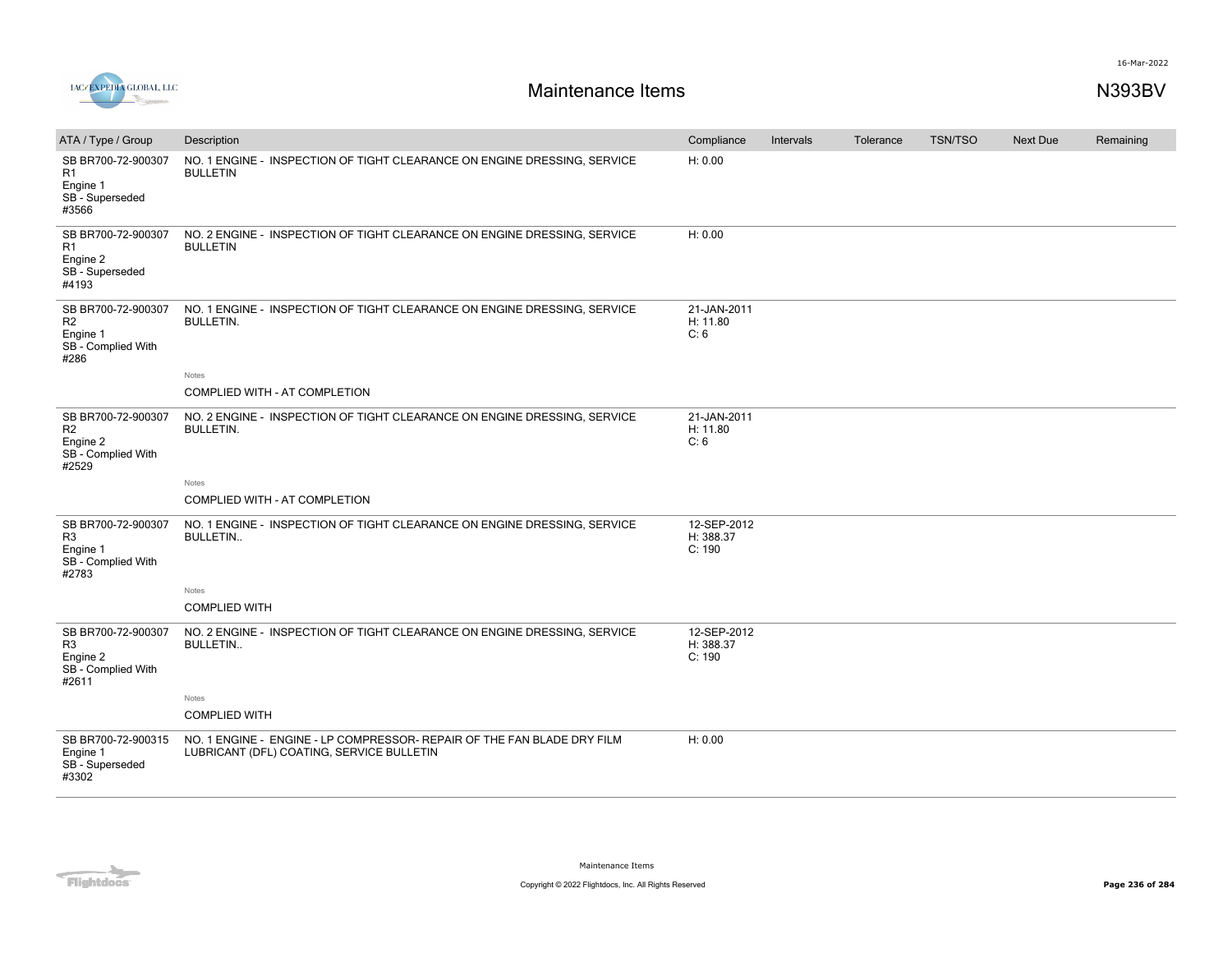# Maintenance Items

N393BV

| ATA / Type / Group | Description | Compliance | Intervals | Tolerance | TSN/TSO | Next Due | Remaining |
|---|---|---|---|---|---|---|---|
| SB BR700-72-900307 R1 Engine 1 SB - Superseded #3566 | NO. 1 ENGINE - INSPECTION OF TIGHT CLEARANCE ON ENGINE DRESSING, SERVICE BULLETIN | H: 0.00 | | | | | |
| SB BR700-72-900307 R1 Engine 2 SB - Superseded #4193 | NO. 2 ENGINE - INSPECTION OF TIGHT CLEARANCE ON ENGINE DRESSING, SERVICE BULLETIN | H: 0.00 | | | | | |
| SB BR700-72-900307 R2 Engine 1 SB - Complied With #286 | NO. 1 ENGINE - INSPECTION OF TIGHT CLEARANCE ON ENGINE DRESSING, SERVICE BULLETIN.<br>Notes<br>COMPLIED WITH - AT COMPLETION | 21-JAN-2011 H: 11.80 C: 6 | | | | | |
| SB BR700-72-900307 R2 Engine 2 SB - Complied With #2529 | NO. 2 ENGINE - INSPECTION OF TIGHT CLEARANCE ON ENGINE DRESSING, SERVICE BULLETIN.<br>Notes<br>COMPLIED WITH - AT COMPLETION | 21-JAN-2011 H: 11.80 C: 6 | | | | | |
| SB BR700-72-900307 R3 Engine 1 SB - Complied With #2783 | NO. 1 ENGINE - INSPECTION OF TIGHT CLEARANCE ON ENGINE DRESSING, SERVICE BULLETIN..<br>Notes<br>COMPLIED WITH | 12-SEP-2012 H: 388.37 C: 190 | | | | | |
| SB BR700-72-900307 R3 Engine 2 SB - Complied With #2611 | NO. 2 ENGINE - INSPECTION OF TIGHT CLEARANCE ON ENGINE DRESSING, SERVICE BULLETIN..<br>Notes<br>COMPLIED WITH | 12-SEP-2012 H: 388.37 C: 190 | | | | | |
| SB BR700-72-900315 Engine 1 SB - Superseded #3302 | NO. 1 ENGINE - ENGINE - LP COMPRESSOR- REPAIR OF THE FAN BLADE DRY FILM LUBRICANT (DFL) COATING, SERVICE BULLETIN | H: 0.00 | | | | | |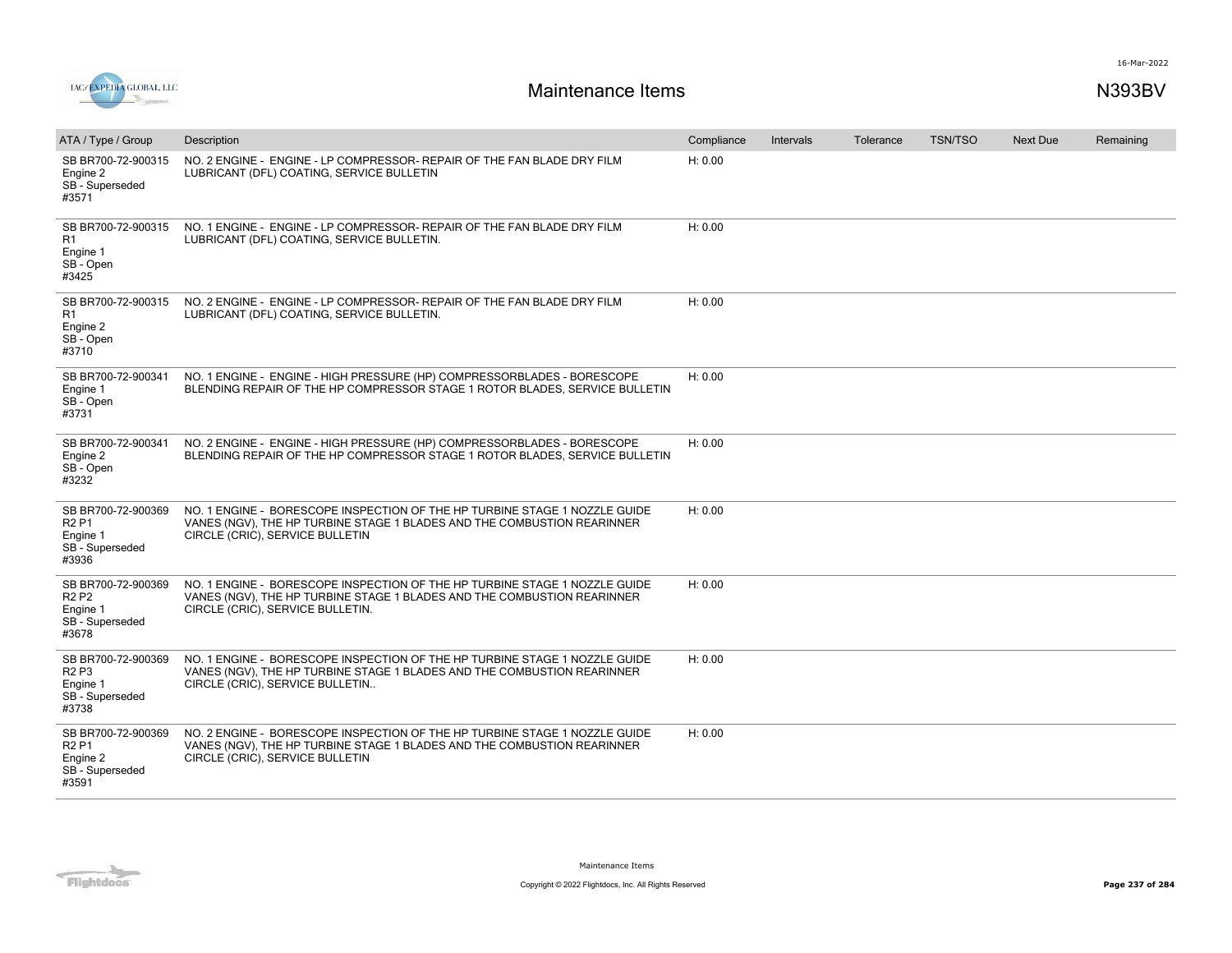# Maintenance Items

N393BV

| ATA / Type / Group | Description | Compliance | Intervals | Tolerance | TSN/TSO | Next Due | Remaining |
|---|---|---|---|---|---|---|---|
| SB BR700-72-900315 Engine 2 SB - Superseded #3571 | NO. 2 ENGINE - ENGINE - LP COMPRESSOR- REPAIR OF THE FAN BLADE DRY FILM LUBRICANT (DFL) COATING, SERVICE BULLETIN | H: 0.00 | | | | | |
| SB BR700-72-900315 R1 Engine 1 SB - Open #3425 | NO. 1 ENGINE - ENGINE - LP COMPRESSOR- REPAIR OF THE FAN BLADE DRY FILM LUBRICANT (DFL) COATING, SERVICE BULLETIN. | H: 0.00 | | | | | |
| SB BR700-72-900315 R1 Engine 2 SB - Open #3710 | NO. 2 ENGINE - ENGINE - LP COMPRESSOR- REPAIR OF THE FAN BLADE DRY FILM LUBRICANT (DFL) COATING, SERVICE BULLETIN. | H: 0.00 | | | | | |
| SB BR700-72-900341 Engine 1 SB - Open #3731 | NO. 1 ENGINE - ENGINE - HIGH PRESSURE (HP) COMPRESSORBLADES - BORESCOPE BLENDING REPAIR OF THE HP COMPRESSOR STAGE 1 ROTOR BLADES, SERVICE BULLETIN | H: 0.00 | | | | | |
| SB BR700-72-900341 Engine 2 SB - Open #3232 | NO. 2 ENGINE - ENGINE - HIGH PRESSURE (HP) COMPRESSORBLADES - BORESCOPE BLENDING REPAIR OF THE HP COMPRESSOR STAGE 1 ROTOR BLADES, SERVICE BULLETIN | H: 0.00 | | | | | |
| SB BR700-72-900369 R2 P1 Engine 1 SB - Superseded #3936 | NO. 1 ENGINE - BORESCOPE INSPECTION OF THE HP TURBINE STAGE 1 NOZZLE GUIDE VANES (NGV), THE HP TURBINE STAGE 1 BLADES AND THE COMBUSTION REARINNER CIRCLE (CRIC), SERVICE BULLETIN | H: 0.00 | | | | | |
| SB BR700-72-900369 R2 P2 Engine 1 SB - Superseded #3678 | NO. 1 ENGINE - BORESCOPE INSPECTION OF THE HP TURBINE STAGE 1 NOZZLE GUIDE VANES (NGV), THE HP TURBINE STAGE 1 BLADES AND THE COMBUSTION REARINNER CIRCLE (CRIC), SERVICE BULLETIN. | H: 0.00 | | | | | |
| SB BR700-72-900369 R2 P3 Engine 1 SB - Superseded #3738 | NO. 1 ENGINE - BORESCOPE INSPECTION OF THE HP TURBINE STAGE 1 NOZZLE GUIDE VANES (NGV), THE HP TURBINE STAGE 1 BLADES AND THE COMBUSTION REARINNER CIRCLE (CRIC), SERVICE BULLETIN.. | H: 0.00 | | | | | |
| SB BR700-72-900369 R2 P1 Engine 2 SB - Superseded #3591 | NO. 2 ENGINE - BORESCOPE INSPECTION OF THE HP TURBINE STAGE 1 NOZZLE GUIDE VANES (NGV), THE HP TURBINE STAGE 1 BLADES AND THE COMBUSTION REARINNER CIRCLE (CRIC), SERVICE BULLETIN | H: 0.00 | | | | | |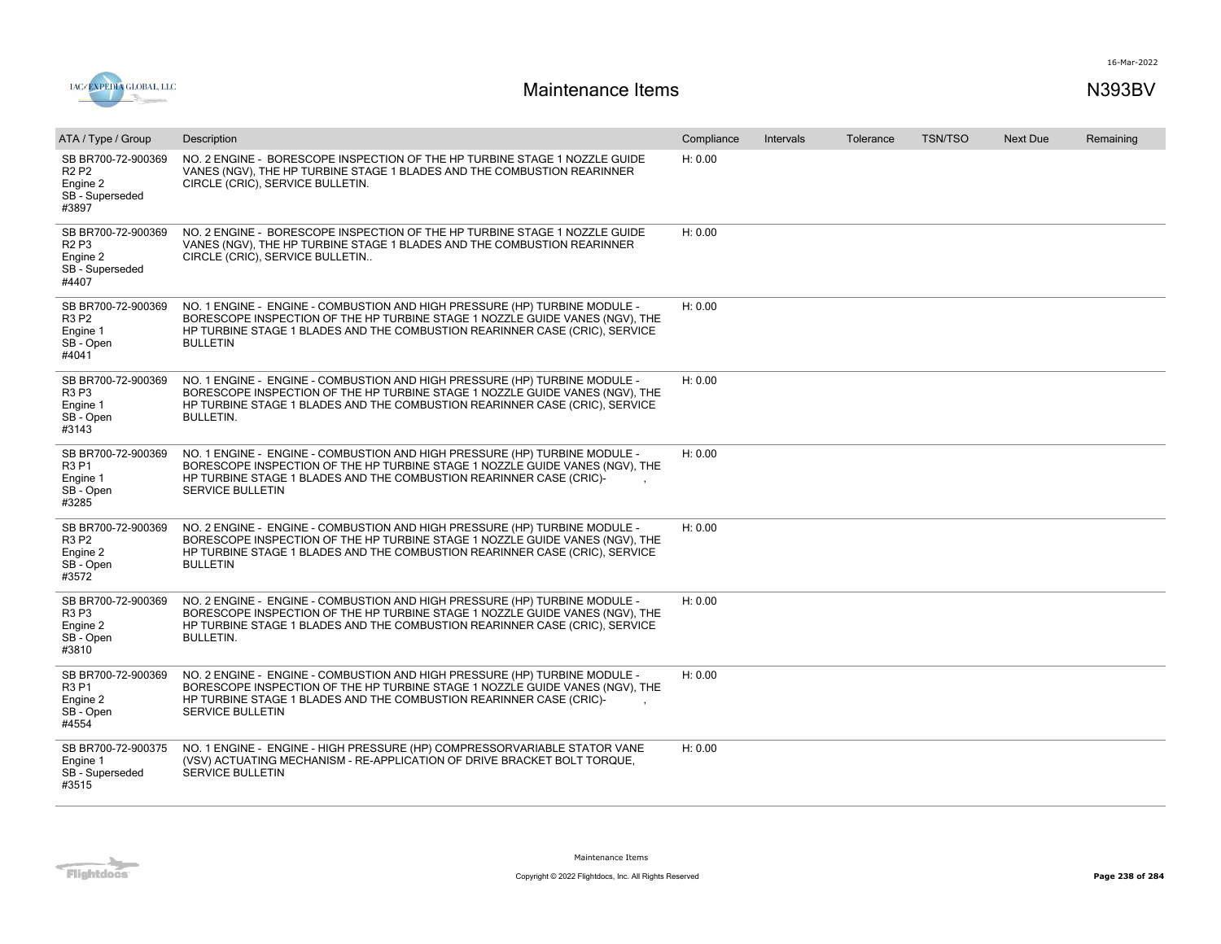# Maintenance Items

N393BV

| ATA / Type / Group | Description | Compliance | Intervals | Tolerance | TSN/TSO | Next Due | Remaining |
|---|---|---|---|---|---|---|---|
| SB BR700-72-900369 R2 P2 Engine 2 SB - Superseded #3897 | NO. 2 ENGINE - BORESCOPE INSPECTION OF THE HP TURBINE STAGE 1 NOZZLE GUIDE VANES (NGV), THE HP TURBINE STAGE 1 BLADES AND THE COMBUSTION REARINNER CIRCLE (CRIC), SERVICE BULLETIN. | H: 0.00 | | | | | |
| SB BR700-72-900369 R2 P3 Engine 2 SB - Superseded #4407 | NO. 2 ENGINE - BORESCOPE INSPECTION OF THE HP TURBINE STAGE 1 NOZZLE GUIDE VANES (NGV), THE HP TURBINE STAGE 1 BLADES AND THE COMBUSTION REARINNER CIRCLE (CRIC), SERVICE BULLETIN.. | H: 0.00 | | | | | |
| SB BR700-72-900369 R3 P2 Engine 1 SB - Open #4041 | NO. 1 ENGINE - ENGINE - COMBUSTION AND HIGH PRESSURE (HP) TURBINE MODULE - BORESCOPE INSPECTION OF THE HP TURBINE STAGE 1 NOZZLE GUIDE VANES (NGV), THE HP TURBINE STAGE 1 BLADES AND THE COMBUSTION REARINNER CASE (CRIC), SERVICE BULLETIN | H: 0.00 | | | | | |
| SB BR700-72-900369 R3 P3 Engine 1 SB - Open #3143 | NO. 1 ENGINE - ENGINE - COMBUSTION AND HIGH PRESSURE (HP) TURBINE MODULE - BORESCOPE INSPECTION OF THE HP TURBINE STAGE 1 NOZZLE GUIDE VANES (NGV), THE HP TURBINE STAGE 1 BLADES AND THE COMBUSTION REARINNER CASE (CRIC), SERVICE BULLETIN. | H: 0.00 | | | | | |
| SB BR700-72-900369 R3 P1 Engine 1 SB - Open #3285 | NO. 1 ENGINE - ENGINE - COMBUSTION AND HIGH PRESSURE (HP) TURBINE MODULE - BORESCOPE INSPECTION OF THE HP TURBINE STAGE 1 NOZZLE GUIDE VANES (NGV), THE HP TURBINE STAGE 1 BLADES AND THE COMBUSTION REARINNER CASE (CRIC)- , SERVICE BULLETIN | H: 0.00 | | | | | |
| SB BR700-72-900369 R3 P2 Engine 2 SB - Open #3572 | NO. 2 ENGINE - ENGINE - COMBUSTION AND HIGH PRESSURE (HP) TURBINE MODULE - BORESCOPE INSPECTION OF THE HP TURBINE STAGE 1 NOZZLE GUIDE VANES (NGV), THE HP TURBINE STAGE 1 BLADES AND THE COMBUSTION REARINNER CASE (CRIC), SERVICE BULLETIN | H: 0.00 | | | | | |
| SB BR700-72-900369 R3 P3 Engine 2 SB - Open #3810 | NO. 2 ENGINE - ENGINE - COMBUSTION AND HIGH PRESSURE (HP) TURBINE MODULE - BORESCOPE INSPECTION OF THE HP TURBINE STAGE 1 NOZZLE GUIDE VANES (NGV), THE HP TURBINE STAGE 1 BLADES AND THE COMBUSTION REARINNER CASE (CRIC), SERVICE BULLETIN. | H: 0.00 | | | | | |
| SB BR700-72-900369 R3 P1 Engine 2 SB - Open #4554 | NO. 2 ENGINE - ENGINE - COMBUSTION AND HIGH PRESSURE (HP) TURBINE MODULE - BORESCOPE INSPECTION OF THE HP TURBINE STAGE 1 NOZZLE GUIDE VANES (NGV), THE HP TURBINE STAGE 1 BLADES AND THE COMBUSTION REARINNER CASE (CRIC)- , SERVICE BULLETIN | H: 0.00 | | | | | |
| SB BR700-72-900375 Engine 1 SB - Superseded #3515 | NO. 1 ENGINE - ENGINE - HIGH PRESSURE (HP) COMPRESSORVARIABLE STATOR VANE (VSV) ACTUATING MECHANISM - RE-APPLICATION OF DRIVE BRACKET BOLT TORQUE, SERVICE BULLETIN | H: 0.00 | | | | | |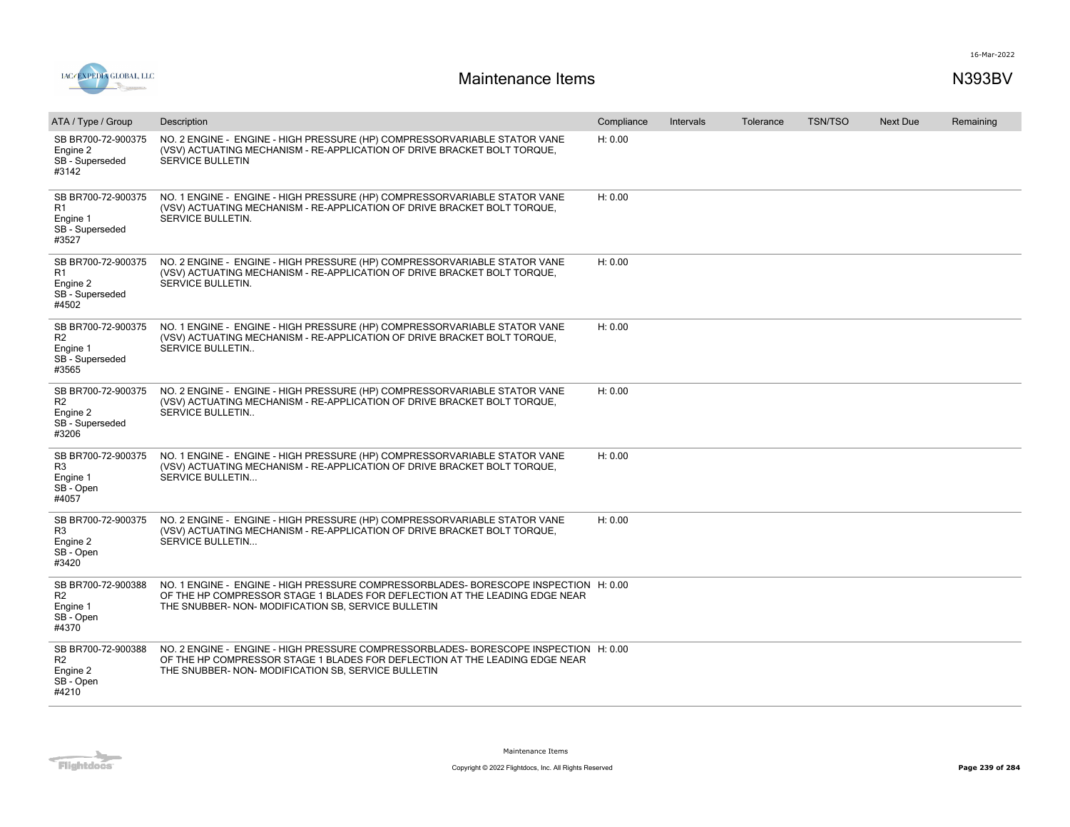# Maintenance Items

N393BV

| ATA / Type / Group | Description | Compliance | Intervals | Tolerance | TSN/TSO | Next Due | Remaining |
|---|---|---|---|---|---|---|---|
| SB BR700-72-900375<br>Engine 2<br>SB - Superseded<br>#3142 | NO. 2 ENGINE - ENGINE - HIGH PRESSURE (HP) COMPRESSORVARIABLE STATOR VANE (VSV) ACTUATING MECHANISM - RE-APPLICATION OF DRIVE BRACKET BOLT TORQUE, SERVICE BULLETIN | H: 0.00 | | | | | |
| SB BR700-72-900375<br>R1<br>Engine 1<br>SB - Superseded<br>#3527 | NO. 1 ENGINE - ENGINE - HIGH PRESSURE (HP) COMPRESSORVARIABLE STATOR VANE (VSV) ACTUATING MECHANISM - RE-APPLICATION OF DRIVE BRACKET BOLT TORQUE, SERVICE BULLETIN. | H: 0.00 | | | | | |
| SB BR700-72-900375<br>R1<br>Engine 2<br>SB - Superseded<br>#4502 | NO. 2 ENGINE - ENGINE - HIGH PRESSURE (HP) COMPRESSORVARIABLE STATOR VANE (VSV) ACTUATING MECHANISM - RE-APPLICATION OF DRIVE BRACKET BOLT TORQUE, SERVICE BULLETIN. | H: 0.00 | | | | | |
| SB BR700-72-900375<br>R2<br>Engine 1<br>SB - Superseded<br>#3565 | NO. 1 ENGINE - ENGINE - HIGH PRESSURE (HP) COMPRESSORVARIABLE STATOR VANE (VSV) ACTUATING MECHANISM - RE-APPLICATION OF DRIVE BRACKET BOLT TORQUE, SERVICE BULLETIN.. | H: 0.00 | | | | | |
| SB BR700-72-900375<br>R2<br>Engine 2<br>SB - Superseded<br>#3206 | NO. 2 ENGINE - ENGINE - HIGH PRESSURE (HP) COMPRESSORVARIABLE STATOR VANE (VSV) ACTUATING MECHANISM - RE-APPLICATION OF DRIVE BRACKET BOLT TORQUE, SERVICE BULLETIN.. | H: 0.00 | | | | | |
| SB BR700-72-900375<br>R3<br>Engine 1<br>SB - Open<br>#4057 | NO. 1 ENGINE - ENGINE - HIGH PRESSURE (HP) COMPRESSORVARIABLE STATOR VANE (VSV) ACTUATING MECHANISM - RE-APPLICATION OF DRIVE BRACKET BOLT TORQUE, SERVICE BULLETIN... | H: 0.00 | | | | | |
| SB BR700-72-900375<br>R3<br>Engine 2<br>SB - Open<br>#3420 | NO. 2 ENGINE - ENGINE - HIGH PRESSURE (HP) COMPRESSORVARIABLE STATOR VANE (VSV) ACTUATING MECHANISM - RE-APPLICATION OF DRIVE BRACKET BOLT TORQUE, SERVICE BULLETIN... | H: 0.00 | | | | | |
| SB BR700-72-900388<br>R2<br>Engine 1<br>SB - Open<br>#4370 | NO. 1 ENGINE - ENGINE - HIGH PRESSURE COMPRESSORBLADES- BORESCOPE INSPECTION OF THE HP COMPRESSOR STAGE 1 BLADES FOR DEFLECTION AT THE LEADING EDGE NEAR THE SNUBBER- NON- MODIFICATION SB, SERVICE BULLETIN | H: 0.00 | | | | | |
| SB BR700-72-900388<br>R2<br>Engine 2<br>SB - Open<br>#4210 | NO. 2 ENGINE - ENGINE - HIGH PRESSURE COMPRESSORBLADES- BORESCOPE INSPECTION OF THE HP COMPRESSOR STAGE 1 BLADES FOR DEFLECTION AT THE LEADING EDGE NEAR THE SNUBBER- NON- MODIFICATION SB, SERVICE BULLETIN | H: 0.00 | | | | | |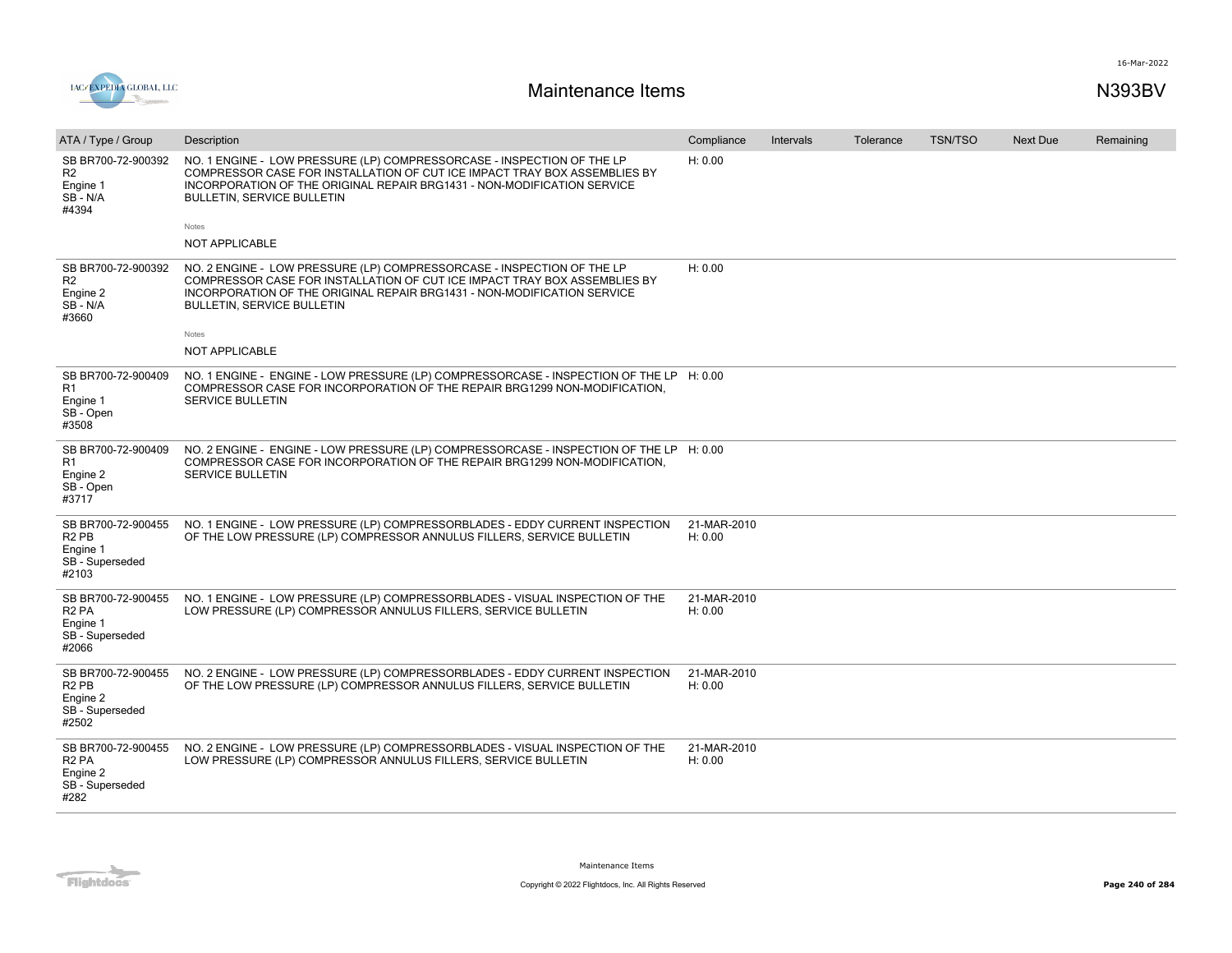# Maintenance Items

N393BV

| ATA / Type / Group | Description | Compliance | Intervals | Tolerance | TSN/TSO | Next Due | Remaining |
|---|---|---|---|---|---|---|---|
| SB BR700-72-900392 R2 Engine 1 SB - N/A #4394 | NO. 1 ENGINE - LOW PRESSURE (LP) COMPRESSORCASE - INSPECTION OF THE LP COMPRESSOR CASE FOR INSTALLATION OF CUT ICE IMPACT TRAY BOX ASSEMBLIES BY INCORPORATION OF THE ORIGINAL REPAIR BRG1431 - NON-MODIFICATION SERVICE BULLETIN, SERVICE BULLETIN<br>Notes<br>NOT APPLICABLE | H: 0.00 | | | | | |
| SB BR700-72-900392 R2 Engine 2 SB - N/A #3660 | NO. 2 ENGINE - LOW PRESSURE (LP) COMPRESSORCASE - INSPECTION OF THE LP COMPRESSOR CASE FOR INSTALLATION OF CUT ICE IMPACT TRAY BOX ASSEMBLIES BY INCORPORATION OF THE ORIGINAL REPAIR BRG1431 - NON-MODIFICATION SERVICE BULLETIN, SERVICE BULLETIN<br>Notes<br>NOT APPLICABLE | H: 0.00 | | | | | |
| SB BR700-72-900409 R1 Engine 1 SB - Open #3508 | NO. 1 ENGINE - ENGINE - LOW PRESSURE (LP) COMPRESSORCASE - INSPECTION OF THE LP COMPRESSOR CASE FOR INCORPORATION OF THE REPAIR BRG1299 NON-MODIFICATION, SERVICE BULLETIN | H: 0.00 | | | | | |
| SB BR700-72-900409 R1 Engine 2 SB - Open #3717 | NO. 2 ENGINE - ENGINE - LOW PRESSURE (LP) COMPRESSORCASE - INSPECTION OF THE LP COMPRESSOR CASE FOR INCORPORATION OF THE REPAIR BRG1299 NON-MODIFICATION, SERVICE BULLETIN | H: 0.00 | | | | | |
| SB BR700-72-900455 R2 PB Engine 1 SB - Superseded #2103 | NO. 1 ENGINE - LOW PRESSURE (LP) COMPRESSORBLADES - EDDY CURRENT INSPECTION OF THE LOW PRESSURE (LP) COMPRESSOR ANNULUS FILLERS, SERVICE BULLETIN | 21-MAR-2010<br>H: 0.00 | | | | | |
| SB BR700-72-900455 R2 PA Engine 1 SB - Superseded #2066 | NO. 1 ENGINE - LOW PRESSURE (LP) COMPRESSORBLADES - VISUAL INSPECTION OF THE LOW PRESSURE (LP) COMPRESSOR ANNULUS FILLERS, SERVICE BULLETIN | 21-MAR-2010<br>H: 0.00 | | | | | |
| SB BR700-72-900455 R2 PB Engine 2 SB - Superseded #2502 | NO. 2 ENGINE - LOW PRESSURE (LP) COMPRESSORBLADES - EDDY CURRENT INSPECTION OF THE LOW PRESSURE (LP) COMPRESSOR ANNULUS FILLERS, SERVICE BULLETIN | 21-MAR-2010<br>H: 0.00 | | | | | |
| SB BR700-72-900455 R2 PA Engine 2 SB - Superseded #282 | NO. 2 ENGINE - LOW PRESSURE (LP) COMPRESSORBLADES - VISUAL INSPECTION OF THE LOW PRESSURE (LP) COMPRESSOR ANNULUS FILLERS, SERVICE BULLETIN | 21-MAR-2010<br>H: 0.00 | | | | | |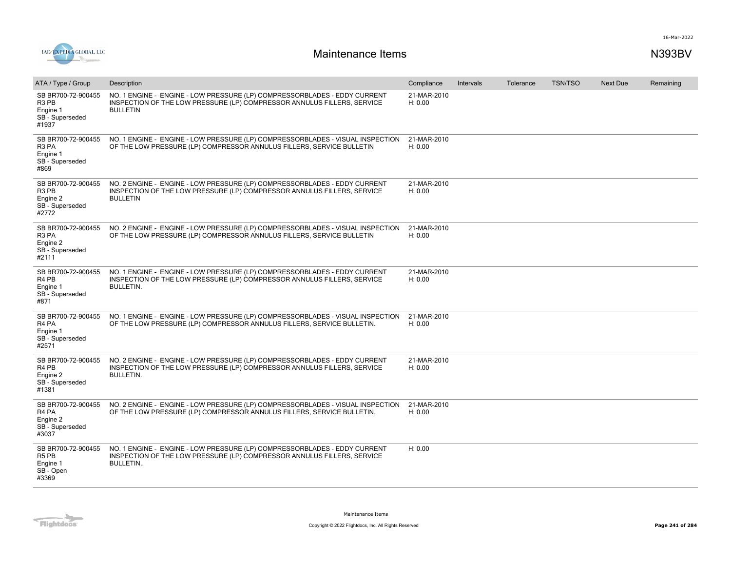# Maintenance Items

N393BV

| ATA / Type / Group | Description | Compliance | Intervals | Tolerance | TSN/TSO | Next Due | Remaining |
|---|---|---|---|---|---|---|---|
| SB BR700-72-900455 R3 PB Engine 1 SB - Superseded #1937 | NO. 1 ENGINE - ENGINE - LOW PRESSURE (LP) COMPRESSORBLADES - EDDY CURRENT INSPECTION OF THE LOW PRESSURE (LP) COMPRESSOR ANNULUS FILLERS, SERVICE BULLETIN | 21-MAR-2010 H: 0.00 | | | | | |
| SB BR700-72-900455 R3 PA Engine 1 SB - Superseded #869 | NO. 1 ENGINE - ENGINE - LOW PRESSURE (LP) COMPRESSORBLADES - VISUAL INSPECTION OF THE LOW PRESSURE (LP) COMPRESSOR ANNULUS FILLERS, SERVICE BULLETIN | 21-MAR-2010 H: 0.00 | | | | | |
| SB BR700-72-900455 R3 PB Engine 2 SB - Superseded #2772 | NO. 2 ENGINE - ENGINE - LOW PRESSURE (LP) COMPRESSORBLADES - EDDY CURRENT INSPECTION OF THE LOW PRESSURE (LP) COMPRESSOR ANNULUS FILLERS, SERVICE BULLETIN | 21-MAR-2010 H: 0.00 | | | | | |
| SB BR700-72-900455 R3 PA Engine 2 SB - Superseded #2111 | NO. 2 ENGINE - ENGINE - LOW PRESSURE (LP) COMPRESSORBLADES - VISUAL INSPECTION OF THE LOW PRESSURE (LP) COMPRESSOR ANNULUS FILLERS, SERVICE BULLETIN | 21-MAR-2010 H: 0.00 | | | | | |
| SB BR700-72-900455 R4 PB Engine 1 SB - Superseded #871 | NO. 1 ENGINE - ENGINE - LOW PRESSURE (LP) COMPRESSORBLADES - EDDY CURRENT INSPECTION OF THE LOW PRESSURE (LP) COMPRESSOR ANNULUS FILLERS, SERVICE BULLETIN. | 21-MAR-2010 H: 0.00 | | | | | |
| SB BR700-72-900455 R4 PA Engine 1 SB - Superseded #2571 | NO. 1 ENGINE - ENGINE - LOW PRESSURE (LP) COMPRESSORBLADES - VISUAL INSPECTION OF THE LOW PRESSURE (LP) COMPRESSOR ANNULUS FILLERS, SERVICE BULLETIN. | 21-MAR-2010 H: 0.00 | | | | | |
| SB BR700-72-900455 R4 PB Engine 2 SB - Superseded #1381 | NO. 2 ENGINE - ENGINE - LOW PRESSURE (LP) COMPRESSORBLADES - EDDY CURRENT INSPECTION OF THE LOW PRESSURE (LP) COMPRESSOR ANNULUS FILLERS, SERVICE BULLETIN. | 21-MAR-2010 H: 0.00 | | | | | |
| SB BR700-72-900455 R4 PA Engine 2 SB - Superseded #3037 | NO. 2 ENGINE - ENGINE - LOW PRESSURE (LP) COMPRESSORBLADES - VISUAL INSPECTION OF THE LOW PRESSURE (LP) COMPRESSOR ANNULUS FILLERS, SERVICE BULLETIN. | 21-MAR-2010 H: 0.00 | | | | | |
| SB BR700-72-900455 R5 PB Engine 1 SB - Open #3369 | NO. 1 ENGINE - ENGINE - LOW PRESSURE (LP) COMPRESSORBLADES - EDDY CURRENT INSPECTION OF THE LOW PRESSURE (LP) COMPRESSOR ANNULUS FILLERS, SERVICE BULLETIN.. | H: 0.00 | | | | | |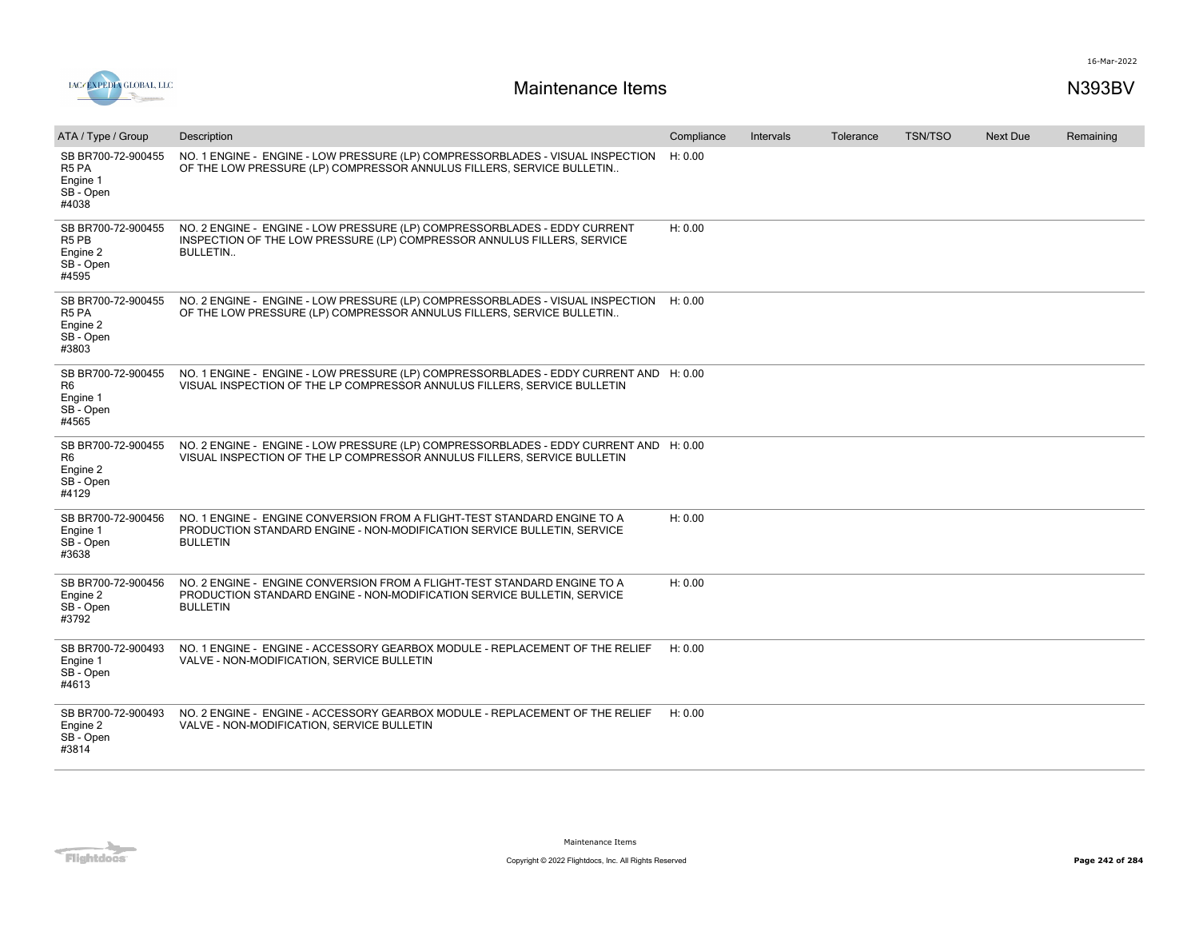# Maintenance Items

N393BV

| ATA / Type / Group | Description | Compliance | Intervals | Tolerance | TSN/TSO | Next Due | Remaining |
|---|---|---|---|---|---|---|---|
| SB BR700-72-900455 R5 PA Engine 1 SB - Open #4038 | NO. 1 ENGINE - ENGINE - LOW PRESSURE (LP) COMPRESSORBLADES - VISUAL INSPECTION OF THE LOW PRESSURE (LP) COMPRESSOR ANNULUS FILLERS, SERVICE BULLETIN.. | H: 0.00 | | | | | |
| SB BR700-72-900455 R5 PB Engine 2 SB - Open #4595 | NO. 2 ENGINE - ENGINE - LOW PRESSURE (LP) COMPRESSORBLADES - EDDY CURRENT INSPECTION OF THE LOW PRESSURE (LP) COMPRESSOR ANNULUS FILLERS, SERVICE BULLETIN.. | H: 0.00 | | | | | |
| SB BR700-72-900455 R5 PA Engine 2 SB - Open #3803 | NO. 2 ENGINE - ENGINE - LOW PRESSURE (LP) COMPRESSORBLADES - VISUAL INSPECTION OF THE LOW PRESSURE (LP) COMPRESSOR ANNULUS FILLERS, SERVICE BULLETIN.. | H: 0.00 | | | | | |
| SB BR700-72-900455 R6 Engine 1 SB - Open #4565 | NO. 1 ENGINE - ENGINE - LOW PRESSURE (LP) COMPRESSORBLADES - EDDY CURRENT AND VISUAL INSPECTION OF THE LP COMPRESSOR ANNULUS FILLERS, SERVICE BULLETIN | H: 0.00 | | | | | |
| SB BR700-72-900455 R6 Engine 2 SB - Open #4129 | NO. 2 ENGINE - ENGINE - LOW PRESSURE (LP) COMPRESSORBLADES - EDDY CURRENT AND VISUAL INSPECTION OF THE LP COMPRESSOR ANNULUS FILLERS, SERVICE BULLETIN | H: 0.00 | | | | | |
| SB BR700-72-900456 Engine 1 SB - Open #3638 | NO. 1 ENGINE - ENGINE CONVERSION FROM A FLIGHT-TEST STANDARD ENGINE TO A PRODUCTION STANDARD ENGINE - NON-MODIFICATION SERVICE BULLETIN, SERVICE BULLETIN | H: 0.00 | | | | | |
| SB BR700-72-900456 Engine 2 SB - Open #3792 | NO. 2 ENGINE - ENGINE CONVERSION FROM A FLIGHT-TEST STANDARD ENGINE TO A PRODUCTION STANDARD ENGINE - NON-MODIFICATION SERVICE BULLETIN, SERVICE BULLETIN | H: 0.00 | | | | | |
| SB BR700-72-900493 Engine 1 SB - Open #4613 | NO. 1 ENGINE - ENGINE - ACCESSORY GEARBOX MODULE - REPLACEMENT OF THE RELIEF VALVE - NON-MODIFICATION, SERVICE BULLETIN | H: 0.00 | | | | | |
| SB BR700-72-900493 Engine 2 SB - Open #3814 | NO. 2 ENGINE - ENGINE - ACCESSORY GEARBOX MODULE - REPLACEMENT OF THE RELIEF VALVE - NON-MODIFICATION, SERVICE BULLETIN | H: 0.00 | | | | | |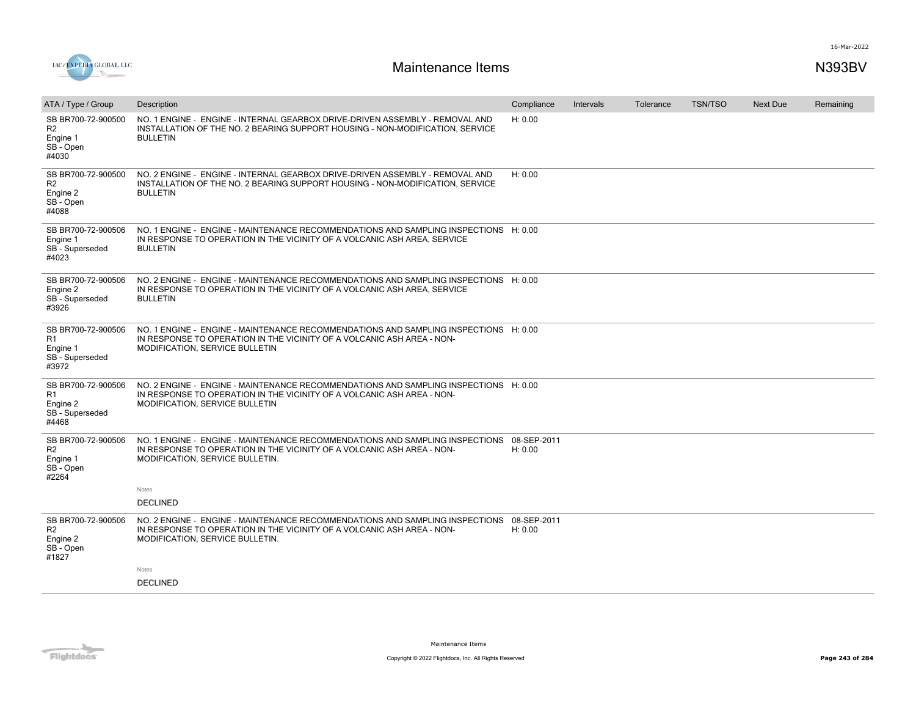# Maintenance Items

N393BV

| ATA / Type / Group | Description | Compliance | Intervals | Tolerance | TSN/TSO | Next Due | Remaining |
|---|---|---|---|---|---|---|---|
| SB BR700-72-900500 R2 Engine 1 SB - Open #4030 | NO. 1 ENGINE - ENGINE - INTERNAL GEARBOX DRIVE-DRIVEN ASSEMBLY - REMOVAL AND INSTALLATION OF THE NO. 2 BEARING SUPPORT HOUSING - NON-MODIFICATION, SERVICE BULLETIN | H: 0.00 | | | | | |
| SB BR700-72-900500 R2 Engine 2 SB - Open #4088 | NO. 2 ENGINE - ENGINE - INTERNAL GEARBOX DRIVE-DRIVEN ASSEMBLY - REMOVAL AND INSTALLATION OF THE NO. 2 BEARING SUPPORT HOUSING - NON-MODIFICATION, SERVICE BULLETIN | H: 0.00 | | | | | |
| SB BR700-72-900506 Engine 1 SB - Superseded #4023 | NO. 1 ENGINE - ENGINE - MAINTENANCE RECOMMENDATIONS AND SAMPLING INSPECTIONS IN RESPONSE TO OPERATION IN THE VICINITY OF A VOLCANIC ASH AREA, SERVICE BULLETIN | H: 0.00 | | | | | |
| SB BR700-72-900506 Engine 2 SB - Superseded #3926 | NO. 2 ENGINE - ENGINE - MAINTENANCE RECOMMENDATIONS AND SAMPLING INSPECTIONS IN RESPONSE TO OPERATION IN THE VICINITY OF A VOLCANIC ASH AREA, SERVICE BULLETIN | H: 0.00 | | | | | |
| SB BR700-72-900506 R1 Engine 1 SB - Superseded #3972 | NO. 1 ENGINE - ENGINE - MAINTENANCE RECOMMENDATIONS AND SAMPLING INSPECTIONS IN RESPONSE TO OPERATION IN THE VICINITY OF A VOLCANIC ASH AREA - NON-MODIFICATION, SERVICE BULLETIN | H: 0.00 | | | | | |
| SB BR700-72-900506 R1 Engine 2 SB - Superseded #4468 | NO. 2 ENGINE - ENGINE - MAINTENANCE RECOMMENDATIONS AND SAMPLING INSPECTIONS IN RESPONSE TO OPERATION IN THE VICINITY OF A VOLCANIC ASH AREA - NON-MODIFICATION, SERVICE BULLETIN | H: 0.00 | | | | | |
| SB BR700-72-900506 R2 Engine 1 SB - Open #2264 | NO. 1 ENGINE - ENGINE - MAINTENANCE RECOMMENDATIONS AND SAMPLING INSPECTIONS IN RESPONSE TO OPERATION IN THE VICINITY OF A VOLCANIC ASH AREA - NON-MODIFICATION, SERVICE BULLETIN.<br><br>Notes<br>DECLINED | 08-SEP-2011 H: 0.00 | | | | | |
| SB BR700-72-900506 R2 Engine 2 SB - Open #1827 | NO. 2 ENGINE - ENGINE - MAINTENANCE RECOMMENDATIONS AND SAMPLING INSPECTIONS IN RESPONSE TO OPERATION IN THE VICINITY OF A VOLCANIC ASH AREA - NON-MODIFICATION, SERVICE BULLETIN.<br><br>Notes<br>DECLINED | 08-SEP-2011 H: 0.00 | | | | | |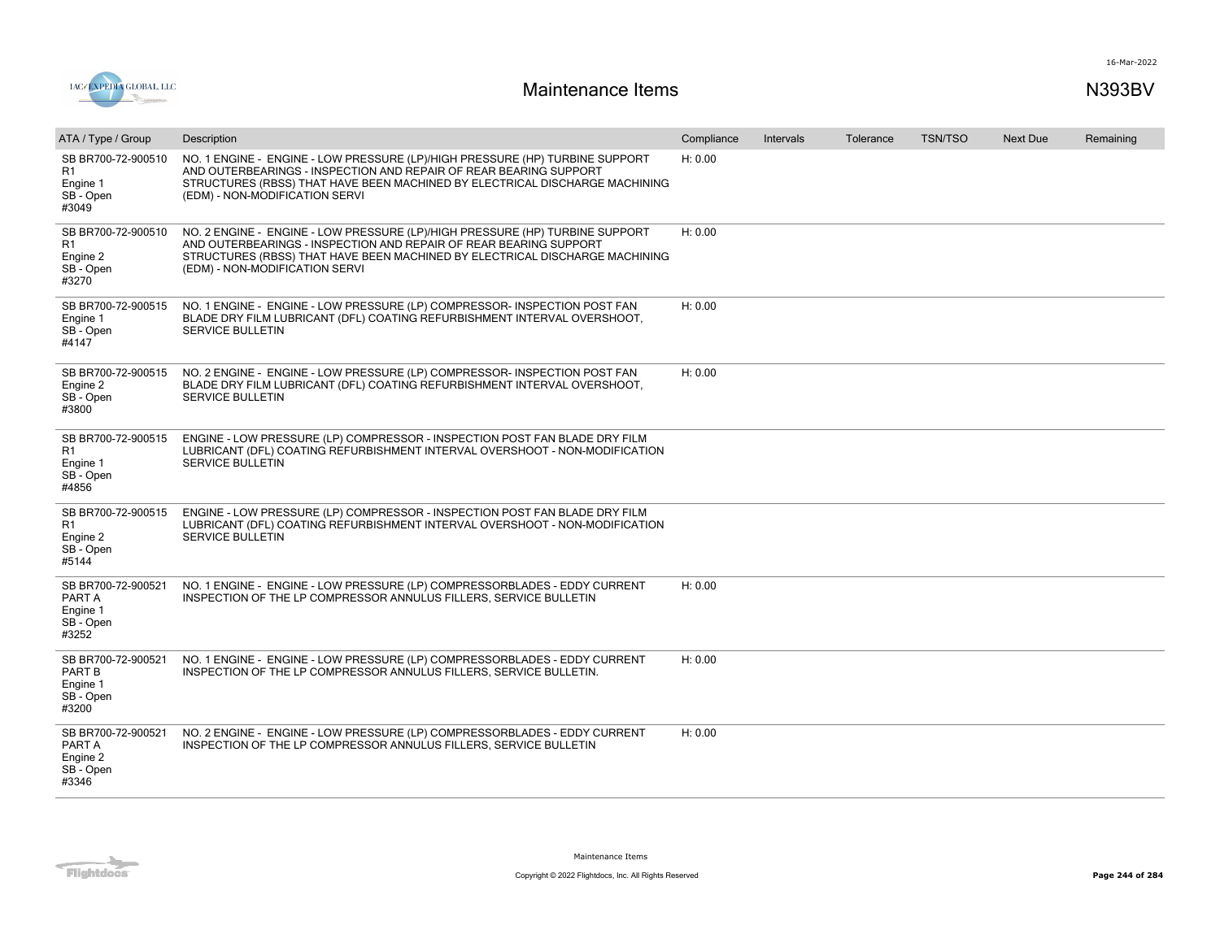# Maintenance Items

N393BV

| ATA / Type / Group | Description | Compliance | Intervals | Tolerance | TSN/TSO | Next Due | Remaining |
|---|---|---|---|---|---|---|---|
| SB BR700-72-900510 R1<br>Engine 1<br>SB - Open<br>#3049 | NO. 1 ENGINE - ENGINE - LOW PRESSURE (LP)/HIGH PRESSURE (HP) TURBINE SUPPORT AND OUTERBEARINGS - INSPECTION AND REPAIR OF REAR BEARING SUPPORT STRUCTURES (RBSS) THAT HAVE BEEN MACHINED BY ELECTRICAL DISCHARGE MACHINING (EDM) - NON-MODIFICATION SERVI | H: 0.00 | | | | | |
| SB BR700-72-900510 R1<br>Engine 2<br>SB - Open<br>#3270 | NO. 2 ENGINE - ENGINE - LOW PRESSURE (LP)/HIGH PRESSURE (HP) TURBINE SUPPORT AND OUTERBEARINGS - INSPECTION AND REPAIR OF REAR BEARING SUPPORT STRUCTURES (RBSS) THAT HAVE BEEN MACHINED BY ELECTRICAL DISCHARGE MACHINING (EDM) - NON-MODIFICATION SERVI | H: 0.00 | | | | | |
| SB BR700-72-900515<br>Engine 1<br>SB - Open<br>#4147 | NO. 1 ENGINE - ENGINE - LOW PRESSURE (LP) COMPRESSOR- INSPECTION POST FAN BLADE DRY FILM LUBRICANT (DFL) COATING REFURBISHMENT INTERVAL OVERSHOOT, SERVICE BULLETIN | H: 0.00 | | | | | |
| SB BR700-72-900515<br>Engine 2<br>SB - Open<br>#3800 | NO. 2 ENGINE - ENGINE - LOW PRESSURE (LP) COMPRESSOR- INSPECTION POST FAN BLADE DRY FILM LUBRICANT (DFL) COATING REFURBISHMENT INTERVAL OVERSHOOT, SERVICE BULLETIN | H: 0.00 | | | | | |
| SB BR700-72-900515 R1<br>Engine 1<br>SB - Open<br>#4856 | ENGINE - LOW PRESSURE (LP) COMPRESSOR - INSPECTION POST FAN BLADE DRY FILM LUBRICANT (DFL) COATING REFURBISHMENT INTERVAL OVERSHOOT - NON-MODIFICATION SERVICE BULLETIN | | | | | | |
| SB BR700-72-900515 R1<br>Engine 2<br>SB - Open<br>#5144 | ENGINE - LOW PRESSURE (LP) COMPRESSOR - INSPECTION POST FAN BLADE DRY FILM LUBRICANT (DFL) COATING REFURBISHMENT INTERVAL OVERSHOOT - NON-MODIFICATION SERVICE BULLETIN | | | | | | |
| SB BR700-72-900521 PART A<br>Engine 1<br>SB - Open<br>#3252 | NO. 1 ENGINE - ENGINE - LOW PRESSURE (LP) COMPRESSORBLADES - EDDY CURRENT INSPECTION OF THE LP COMPRESSOR ANNULUS FILLERS, SERVICE BULLETIN | H: 0.00 | | | | | |
| SB BR700-72-900521 PART B<br>Engine 1<br>SB - Open<br>#3200 | NO. 1 ENGINE - ENGINE - LOW PRESSURE (LP) COMPRESSORBLADES - EDDY CURRENT INSPECTION OF THE LP COMPRESSOR ANNULUS FILLERS, SERVICE BULLETIN. | H: 0.00 | | | | | |
| SB BR700-72-900521 PART A<br>Engine 2<br>SB - Open<br>#3346 | NO. 2 ENGINE - ENGINE - LOW PRESSURE (LP) COMPRESSORBLADES - EDDY CURRENT INSPECTION OF THE LP COMPRESSOR ANNULUS FILLERS, SERVICE BULLETIN | H: 0.00 | | | | | |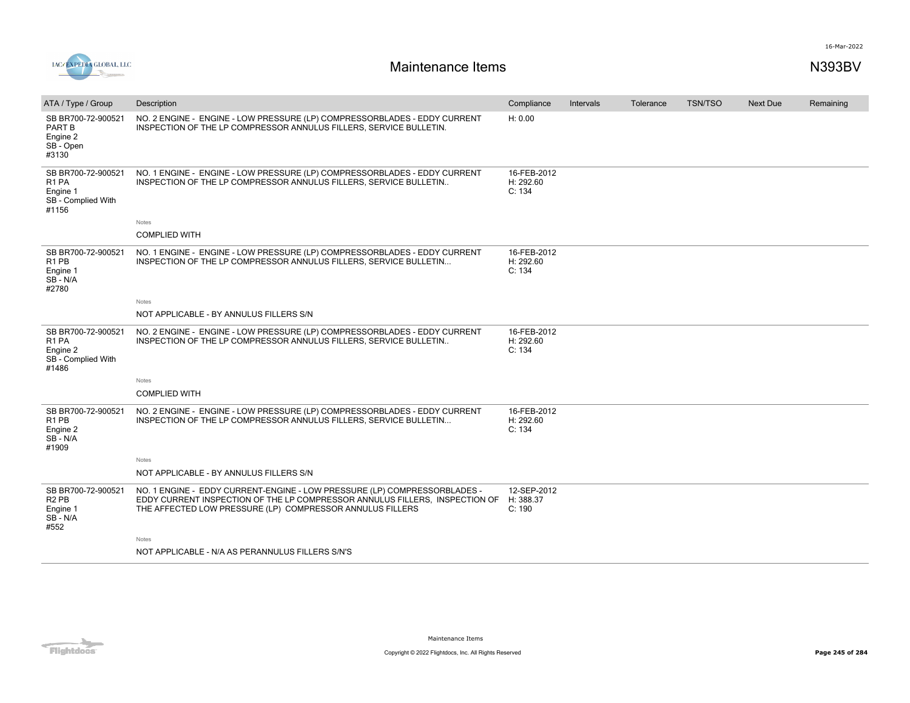# Maintenance Items

N393BV

| ATA / Type / Group | Description | Compliance | Intervals | Tolerance | TSN/TSO | Next Due | Remaining |
|---|---|---|---|---|---|---|---|
| SB BR700-72-900521 PART B Engine 2 SB - Open #3130 | NO. 2 ENGINE - ENGINE - LOW PRESSURE (LP) COMPRESSORBLADES - EDDY CURRENT INSPECTION OF THE LP COMPRESSOR ANNULUS FILLERS, SERVICE BULLETIN. | H: 0.00 | | | | | |
| SB BR700-72-900521 R1 PA Engine 1 SB - Complied With #1156 | NO. 1 ENGINE - ENGINE - LOW PRESSURE (LP) COMPRESSORBLADES - EDDY CURRENT INSPECTION OF THE LP COMPRESSOR ANNULUS FILLERS, SERVICE BULLETIN.. | 16-FEB-2012 H: 292.60 C: 134 | | | | | |
| | Notes<br>COMPLIED WITH | | | | | | |
| SB BR700-72-900521 R1 PB Engine 1 SB - N/A #2780 | NO. 1 ENGINE - ENGINE - LOW PRESSURE (LP) COMPRESSORBLADES - EDDY CURRENT INSPECTION OF THE LP COMPRESSOR ANNULUS FILLERS, SERVICE BULLETIN... | 16-FEB-2012 H: 292.60 C: 134 | | | | | |
| | Notes<br>NOT APPLICABLE - BY ANNULUS FILLERS S/N | | | | | | |
| SB BR700-72-900521 R1 PA Engine 2 SB - Complied With #1486 | NO. 2 ENGINE - ENGINE - LOW PRESSURE (LP) COMPRESSORBLADES - EDDY CURRENT INSPECTION OF THE LP COMPRESSOR ANNULUS FILLERS, SERVICE BULLETIN.. | 16-FEB-2012 H: 292.60 C: 134 | | | | | |
| | Notes<br>COMPLIED WITH | | | | | | |
| SB BR700-72-900521 R1 PB Engine 2 SB - N/A #1909 | NO. 2 ENGINE - ENGINE - LOW PRESSURE (LP) COMPRESSORBLADES - EDDY CURRENT INSPECTION OF THE LP COMPRESSOR ANNULUS FILLERS, SERVICE BULLETIN... | 16-FEB-2012 H: 292.60 C: 134 | | | | | |
| | Notes<br>NOT APPLICABLE - BY ANNULUS FILLERS S/N | | | | | | |
| SB BR700-72-900521 R2 PB Engine 1 SB - N/A #552 | NO. 1 ENGINE - EDDY CURRENT-ENGINE - LOW PRESSURE (LP) COMPRESSORBLADES - EDDY CURRENT INSPECTION OF THE LP COMPRESSOR ANNULUS FILLERS, INSPECTION OF THE AFFECTED LOW PRESSURE (LP) COMPRESSOR ANNULUS FILLERS | 12-SEP-2012 H: 388.37 C: 190 | | | | | |
| | Notes<br>NOT APPLICABLE - N/A AS PERANNULUS FILLERS S/N'S | | | | | | |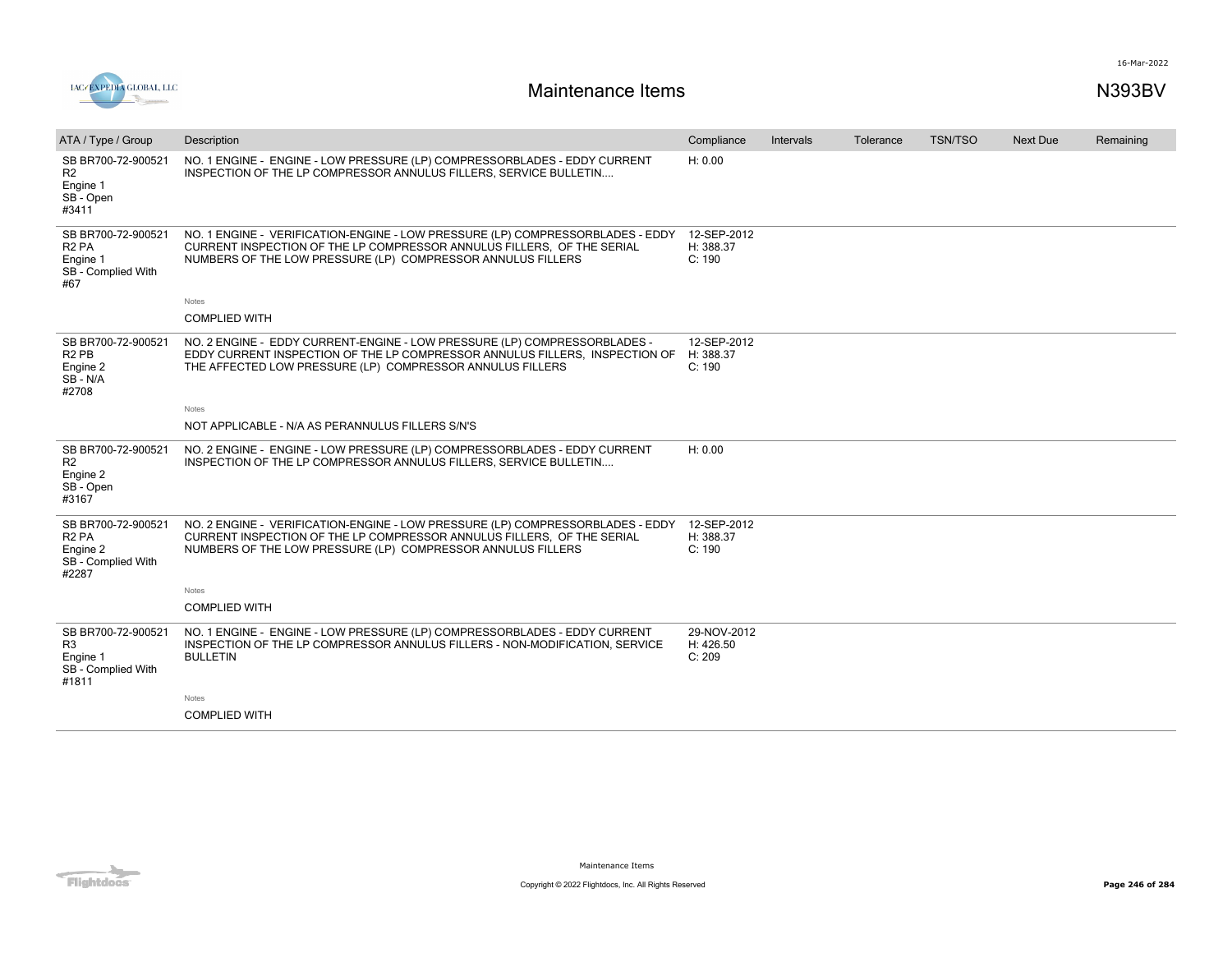# Maintenance Items

N393BV

16-Mar-2022

| ATA / Type / Group | Description | Compliance | Intervals | Tolerance | TSN/TSO | Next Due | Remaining |
|---|---|---|---|---|---|---|---|
| SB BR700-72-900521 R2 Engine 1 SB - Open #3411 | NO. 1 ENGINE - ENGINE - LOW PRESSURE (LP) COMPRESSORBLADES - EDDY CURRENT INSPECTION OF THE LP COMPRESSOR ANNULUS FILLERS, SERVICE BULLETIN.... | H: 0.00 | | | | | |
| SB BR700-72-900521 R2 PA Engine 1 SB - Complied With #67 | NO. 1 ENGINE - VERIFICATION-ENGINE - LOW PRESSURE (LP) COMPRESSORBLADES - EDDY CURRENT INSPECTION OF THE LP COMPRESSOR ANNULUS FILLERS, OF THE SERIAL NUMBERS OF THE LOW PRESSURE (LP) COMPRESSOR ANNULUS FILLERS | 12-SEP-2012 H: 388.37 C: 190 | | | | | |
| | Notes: COMPLIED WITH | | | | | | |
| SB BR700-72-900521 R2 PB Engine 2 SB - N/A #2708 | NO. 2 ENGINE - EDDY CURRENT-ENGINE - LOW PRESSURE (LP) COMPRESSORBLADES - EDDY CURRENT INSPECTION OF THE LP COMPRESSOR ANNULUS FILLERS, INSPECTION OF THE AFFECTED LOW PRESSURE (LP) COMPRESSOR ANNULUS FILLERS | 12-SEP-2012 H: 388.37 C: 190 | | | | | |
| | Notes: NOT APPLICABLE - N/A AS PERANNULUS FILLERS S/N'S | | | | | | |
| SB BR700-72-900521 R2 Engine 2 SB - Open #3167 | NO. 2 ENGINE - ENGINE - LOW PRESSURE (LP) COMPRESSORBLADES - EDDY CURRENT INSPECTION OF THE LP COMPRESSOR ANNULUS FILLERS, SERVICE BULLETIN.... | H: 0.00 | | | | | |
| SB BR700-72-900521 R2 PA Engine 2 SB - Complied With #2287 | NO. 2 ENGINE - VERIFICATION-ENGINE - LOW PRESSURE (LP) COMPRESSORBLADES - EDDY CURRENT INSPECTION OF THE LP COMPRESSOR ANNULUS FILLERS, OF THE SERIAL NUMBERS OF THE LOW PRESSURE (LP) COMPRESSOR ANNULUS FILLERS | 12-SEP-2012 H: 388.37 C: 190 | | | | | |
| | Notes: COMPLIED WITH | | | | | | |
| SB BR700-72-900521 R3 Engine 1 SB - Complied With #1811 | NO. 1 ENGINE - ENGINE - LOW PRESSURE (LP) COMPRESSORBLADES - EDDY CURRENT INSPECTION OF THE LP COMPRESSOR ANNULUS FILLERS - NON-MODIFICATION, SERVICE BULLETIN | 29-NOV-2012 H: 426.50 C: 209 | | | | | |
| | Notes: COMPLIED WITH | | | | | | |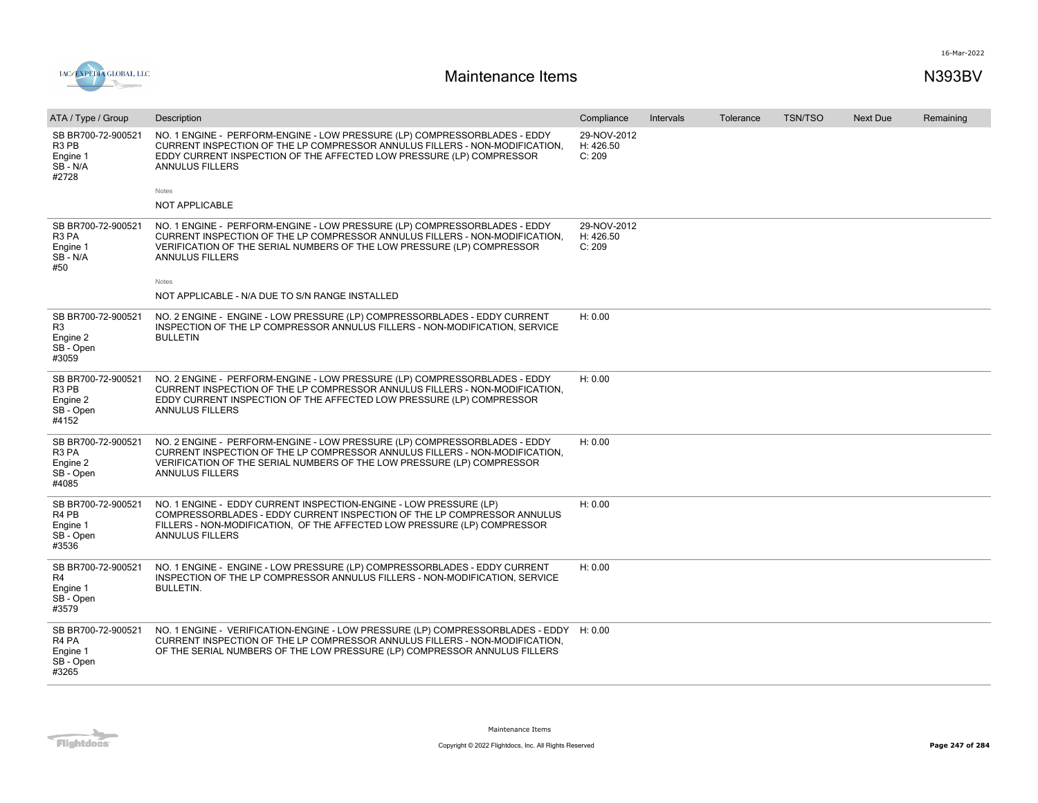# Maintenance Items

N393BV

| ATA / Type / Group | Description | Compliance | Intervals | Tolerance | TSN/TSO | Next Due | Remaining |
|---|---|---|---|---|---|---|---|
| SB BR700-72-900521 R3 PB Engine 1 SB - N/A #2728 | NO. 1 ENGINE - PERFORM-ENGINE - LOW PRESSURE (LP) COMPRESSORBLADES - EDDY CURRENT INSPECTION OF THE LP COMPRESSOR ANNULUS FILLERS - NON-MODIFICATION, EDDY CURRENT INSPECTION OF THE AFFECTED LOW PRESSURE (LP) COMPRESSOR ANNULUS FILLERS<br><br>Notes<br>NOT APPLICABLE | 29-NOV-2012 H: 426.50 C: 209 | | | | | |
| SB BR700-72-900521 R3 PA Engine 1 SB - N/A #50 | NO. 1 ENGINE - PERFORM-ENGINE - LOW PRESSURE (LP) COMPRESSORBLADES - EDDY CURRENT INSPECTION OF THE LP COMPRESSOR ANNULUS FILLERS - NON-MODIFICATION, VERIFICATION OF THE SERIAL NUMBERS OF THE LOW PRESSURE (LP) COMPRESSOR ANNULUS FILLERS<br><br>Notes<br>NOT APPLICABLE - N/A DUE TO S/N RANGE INSTALLED | 29-NOV-2012 H: 426.50 C: 209 | | | | | |
| SB BR700-72-900521 R3 Engine 2 SB - Open #3059 | NO. 2 ENGINE - ENGINE - LOW PRESSURE (LP) COMPRESSORBLADES - EDDY CURRENT INSPECTION OF THE LP COMPRESSOR ANNULUS FILLERS - NON-MODIFICATION, SERVICE BULLETIN | H: 0.00 | | | | | |
| SB BR700-72-900521 R3 PB Engine 2 SB - Open #4152 | NO. 2 ENGINE - PERFORM-ENGINE - LOW PRESSURE (LP) COMPRESSORBLADES - EDDY CURRENT INSPECTION OF THE LP COMPRESSOR ANNULUS FILLERS - NON-MODIFICATION, EDDY CURRENT INSPECTION OF THE AFFECTED LOW PRESSURE (LP) COMPRESSOR ANNULUS FILLERS | H: 0.00 | | | | | |
| SB BR700-72-900521 R3 PA Engine 2 SB - Open #4085 | NO. 2 ENGINE - PERFORM-ENGINE - LOW PRESSURE (LP) COMPRESSORBLADES - EDDY CURRENT INSPECTION OF THE LP COMPRESSOR ANNULUS FILLERS - NON-MODIFICATION, VERIFICATION OF THE SERIAL NUMBERS OF THE LOW PRESSURE (LP) COMPRESSOR ANNULUS FILLERS | H: 0.00 | | | | | |
| SB BR700-72-900521 R4 PB Engine 1 SB - Open #3536 | NO. 1 ENGINE - EDDY CURRENT INSPECTION-ENGINE - LOW PRESSURE (LP) COMPRESSORBLADES - EDDY CURRENT INSPECTION OF THE LP COMPRESSOR ANNULUS FILLERS - NON-MODIFICATION, OF THE AFFECTED LOW PRESSURE (LP) COMPRESSOR ANNULUS FILLERS | H: 0.00 | | | | | |
| SB BR700-72-900521 R4 Engine 1 SB - Open #3579 | NO. 1 ENGINE - ENGINE - LOW PRESSURE (LP) COMPRESSORBLADES - EDDY CURRENT INSPECTION OF THE LP COMPRESSOR ANNULUS FILLERS - NON-MODIFICATION, SERVICE BULLETIN. | H: 0.00 | | | | | |
| SB BR700-72-900521 R4 PA Engine 1 SB - Open #3265 | NO. 1 ENGINE - VERIFICATION-ENGINE - LOW PRESSURE (LP) COMPRESSORBLADES - EDDY CURRENT INSPECTION OF THE LP COMPRESSOR ANNULUS FILLERS - NON-MODIFICATION, OF THE SERIAL NUMBERS OF THE LOW PRESSURE (LP) COMPRESSOR ANNULUS FILLERS | H: 0.00 | | | | | |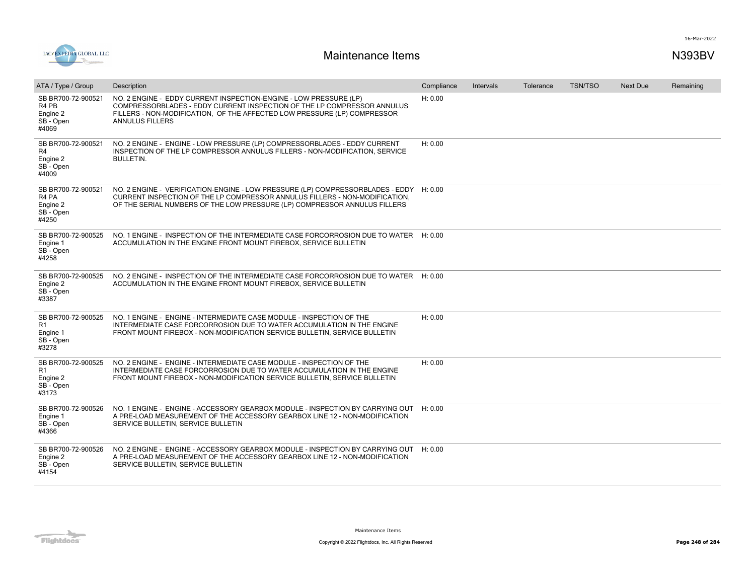# Maintenance Items

N393BV

| ATA / Type / Group | Description | Compliance | Intervals | Tolerance | TSN/TSO | Next Due | Remaining |
|---|---|---|---|---|---|---|---|
| SB BR700-72-900521 R4 PB Engine 2 SB - Open #4069 | NO. 2 ENGINE - EDDY CURRENT INSPECTION-ENGINE - LOW PRESSURE (LP) COMPRESSORBLADES - EDDY CURRENT INSPECTION OF THE LP COMPRESSOR ANNULUS FILLERS - NON-MODIFICATION, OF THE AFFECTED LOW PRESSURE (LP) COMPRESSOR ANNULUS FILLERS | H: 0.00 | | | | | |
| SB BR700-72-900521 R4 Engine 2 SB - Open #4009 | NO. 2 ENGINE - ENGINE - LOW PRESSURE (LP) COMPRESSORBLADES - EDDY CURRENT INSPECTION OF THE LP COMPRESSOR ANNULUS FILLERS - NON-MODIFICATION, SERVICE BULLETIN. | H: 0.00 | | | | | |
| SB BR700-72-900521 R4 PA Engine 2 SB - Open #4250 | NO. 2 ENGINE - VERIFICATION-ENGINE - LOW PRESSURE (LP) COMPRESSORBLADES - EDDY CURRENT INSPECTION OF THE LP COMPRESSOR ANNULUS FILLERS - NON-MODIFICATION, OF THE SERIAL NUMBERS OF THE LOW PRESSURE (LP) COMPRESSOR ANNULUS FILLERS | H: 0.00 | | | | | |
| SB BR700-72-900525 Engine 1 SB - Open #4258 | NO. 1 ENGINE - INSPECTION OF THE INTERMEDIATE CASE FORCORROSION DUE TO WATER ACCUMULATION IN THE ENGINE FRONT MOUNT FIREBOX, SERVICE BULLETIN | H: 0.00 | | | | | |
| SB BR700-72-900525 Engine 2 SB - Open #3387 | NO. 2 ENGINE - INSPECTION OF THE INTERMEDIATE CASE FORCORROSION DUE TO WATER ACCUMULATION IN THE ENGINE FRONT MOUNT FIREBOX, SERVICE BULLETIN | H: 0.00 | | | | | |
| SB BR700-72-900525 R1 Engine 1 SB - Open #3278 | NO. 1 ENGINE - ENGINE - INTERMEDIATE CASE MODULE - INSPECTION OF THE INTERMEDIATE CASE FORCORROSION DUE TO WATER ACCUMULATION IN THE ENGINE FRONT MOUNT FIREBOX - NON-MODIFICATION SERVICE BULLETIN, SERVICE BULLETIN | H: 0.00 | | | | | |
| SB BR700-72-900525 R1 Engine 2 SB - Open #3173 | NO. 2 ENGINE - ENGINE - INTERMEDIATE CASE MODULE - INSPECTION OF THE INTERMEDIATE CASE FORCORROSION DUE TO WATER ACCUMULATION IN THE ENGINE FRONT MOUNT FIREBOX - NON-MODIFICATION SERVICE BULLETIN, SERVICE BULLETIN | H: 0.00 | | | | | |
| SB BR700-72-900526 Engine 1 SB - Open #4366 | NO. 1 ENGINE - ENGINE - ACCESSORY GEARBOX MODULE - INSPECTION BY CARRYING OUT A PRE-LOAD MEASUREMENT OF THE ACCESSORY GEARBOX LINE 12 - NON-MODIFICATION SERVICE BULLETIN, SERVICE BULLETIN | H: 0.00 | | | | | |
| SB BR700-72-900526 Engine 2 SB - Open #4154 | NO. 2 ENGINE - ENGINE - ACCESSORY GEARBOX MODULE - INSPECTION BY CARRYING OUT A PRE-LOAD MEASUREMENT OF THE ACCESSORY GEARBOX LINE 12 - NON-MODIFICATION SERVICE BULLETIN, SERVICE BULLETIN | H: 0.00 | | | | | |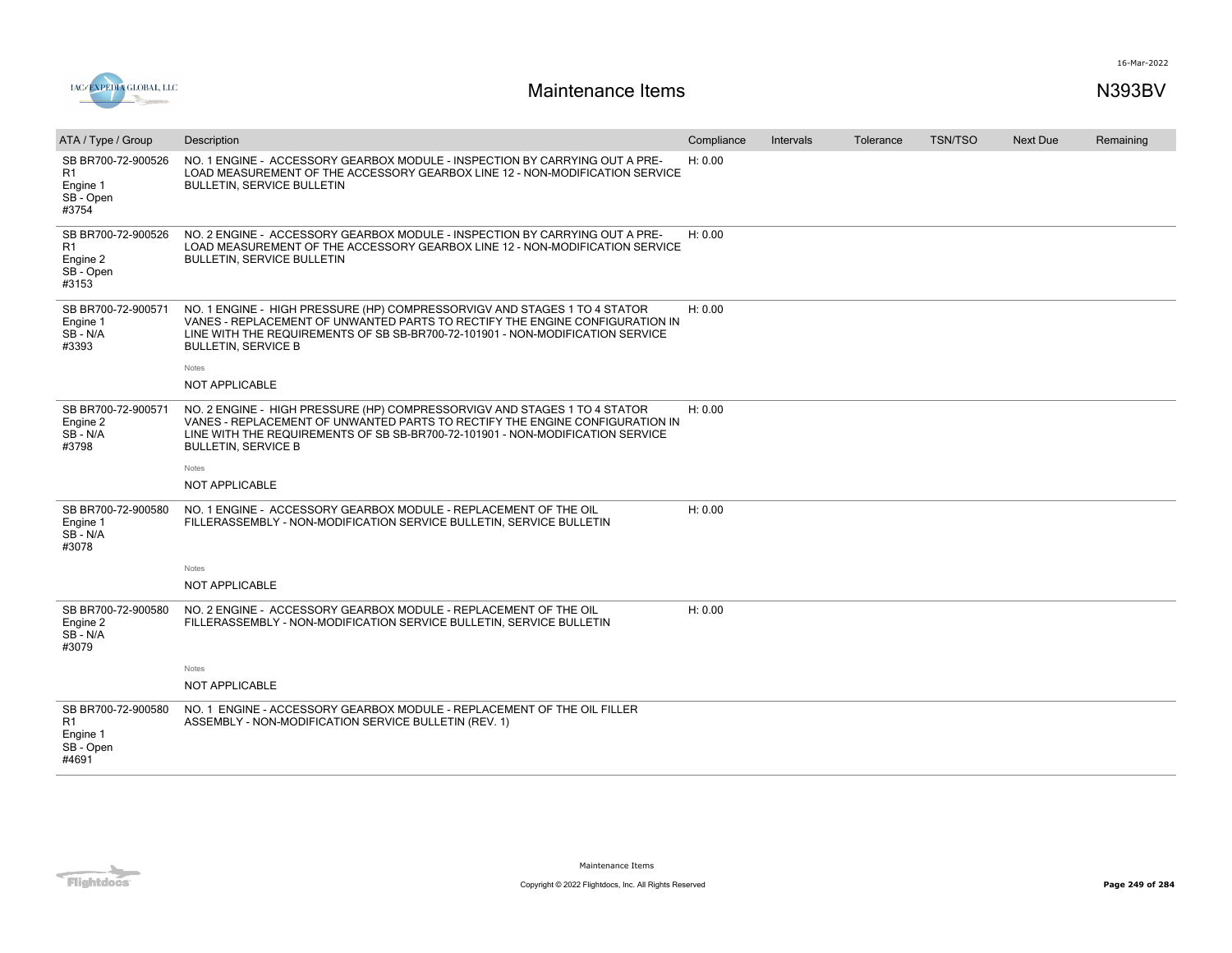# Maintenance Items

N393BV

| ATA / Type / Group | Description | Compliance | Intervals | Tolerance | TSN/TSO | Next Due | Remaining |
|---|---|---|---|---|---|---|---|
| SB BR700-72-900526 R1 Engine 1 SB - Open #3754 | NO. 1 ENGINE - ACCESSORY GEARBOX MODULE - INSPECTION BY CARRYING OUT A PRE-LOAD MEASUREMENT OF THE ACCESSORY GEARBOX LINE 12 - NON-MODIFICATION SERVICE BULLETIN, SERVICE BULLETIN | H: 0.00 | | | | | |
| SB BR700-72-900526 R1 Engine 2 SB - Open #3153 | NO. 2 ENGINE - ACCESSORY GEARBOX MODULE - INSPECTION BY CARRYING OUT A PRE-LOAD MEASUREMENT OF THE ACCESSORY GEARBOX LINE 12 - NON-MODIFICATION SERVICE BULLETIN, SERVICE BULLETIN | H: 0.00 | | | | | |
| SB BR700-72-900571 Engine 1 SB - N/A #3393 | NO. 1 ENGINE - HIGH PRESSURE (HP) COMPRESSORVIGV AND STAGES 1 TO 4 STATOR VANES - REPLACEMENT OF UNWANTED PARTS TO RECTIFY THE ENGINE CONFIGURATION IN LINE WITH THE REQUIREMENTS OF SB SB-BR700-72-101901 - NON-MODIFICATION SERVICE BULLETIN, SERVICE B<br><br>Notes<br>NOT APPLICABLE | H: 0.00 | | | | | |
| SB BR700-72-900571 Engine 2 SB - N/A #3798 | NO. 2 ENGINE - HIGH PRESSURE (HP) COMPRESSORVIGV AND STAGES 1 TO 4 STATOR VANES - REPLACEMENT OF UNWANTED PARTS TO RECTIFY THE ENGINE CONFIGURATION IN LINE WITH THE REQUIREMENTS OF SB SB-BR700-72-101901 - NON-MODIFICATION SERVICE BULLETIN, SERVICE B<br><br>Notes<br>NOT APPLICABLE | H: 0.00 | | | | | |
| SB BR700-72-900580 Engine 1 SB - N/A #3078 | NO. 1 ENGINE - ACCESSORY GEARBOX MODULE - REPLACEMENT OF THE OIL FILLERASSEMBLY - NON-MODIFICATION SERVICE BULLETIN, SERVICE BULLETIN<br><br>Notes<br>NOT APPLICABLE | H: 0.00 | | | | | |
| SB BR700-72-900580 Engine 2 SB - N/A #3079 | NO. 2 ENGINE - ACCESSORY GEARBOX MODULE - REPLACEMENT OF THE OIL FILLERASSEMBLY - NON-MODIFICATION SERVICE BULLETIN, SERVICE BULLETIN<br><br>Notes<br>NOT APPLICABLE | H: 0.00 | | | | | |
| SB BR700-72-900580 R1 Engine 1 SB - Open #4691 | NO. 1 ENGINE - ACCESSORY GEARBOX MODULE - REPLACEMENT OF THE OIL FILLER ASSEMBLY - NON-MODIFICATION SERVICE BULLETIN (REV. 1) | | | | | | |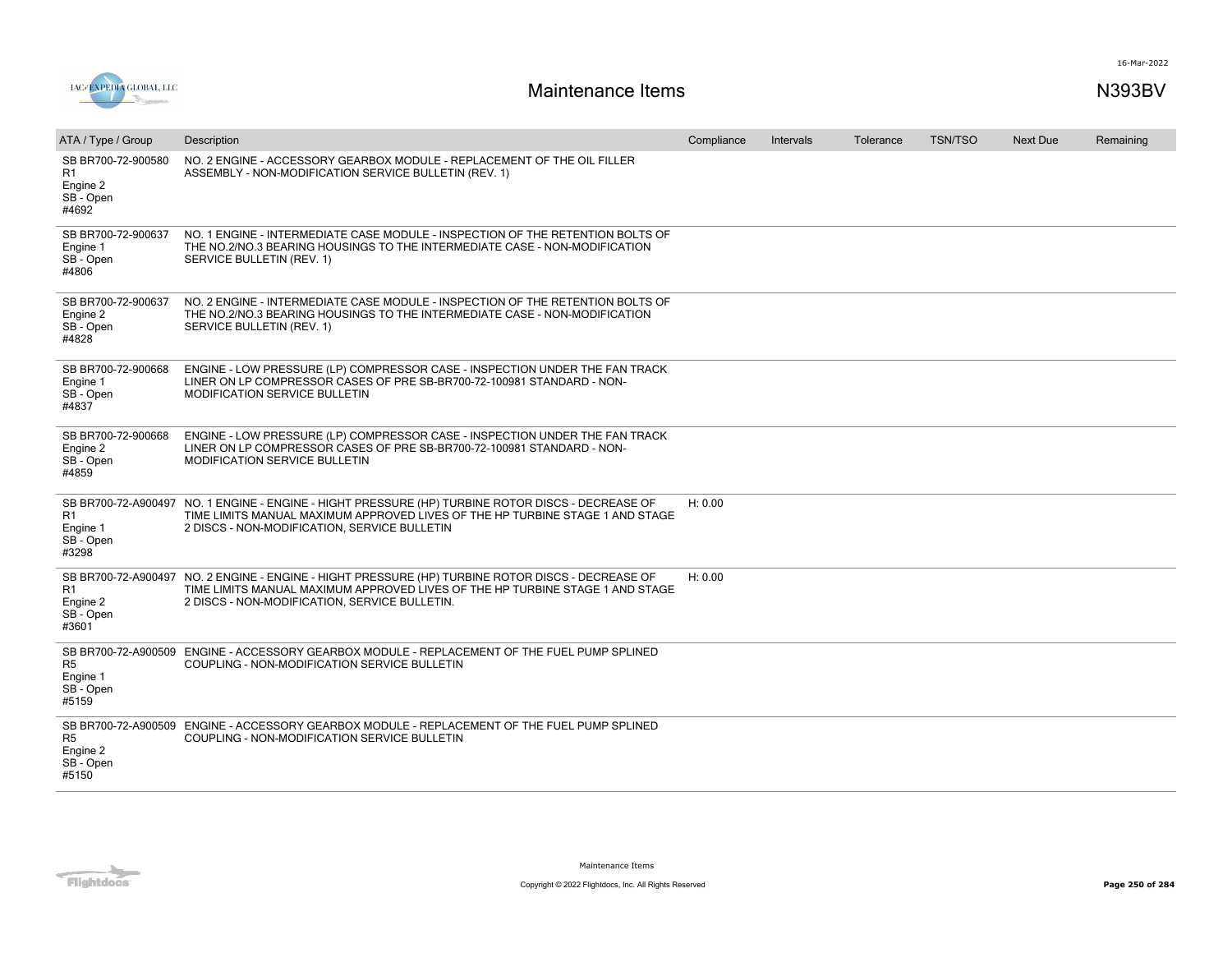# Maintenance Items

N393BV

| ATA / Type / Group | Description | Compliance | Intervals | Tolerance | TSN/TSO | Next Due | Remaining |
|---|---|---|---|---|---|---|---|
| SB BR700-72-900580 R1 Engine 2 SB - Open #4692 | NO. 2 ENGINE - ACCESSORY GEARBOX MODULE - REPLACEMENT OF THE OIL FILLER ASSEMBLY - NON-MODIFICATION SERVICE BULLETIN (REV. 1) | | | | | | |
| SB BR700-72-900637 Engine 1 SB - Open #4806 | NO. 1 ENGINE - INTERMEDIATE CASE MODULE - INSPECTION OF THE RETENTION BOLTS OF THE NO.2/NO.3 BEARING HOUSINGS TO THE INTERMEDIATE CASE - NON-MODIFICATION SERVICE BULLETIN (REV. 1) | | | | | | |
| SB BR700-72-900637 Engine 2 SB - Open #4828 | NO. 2 ENGINE - INTERMEDIATE CASE MODULE - INSPECTION OF THE RETENTION BOLTS OF THE NO.2/NO.3 BEARING HOUSINGS TO THE INTERMEDIATE CASE - NON-MODIFICATION SERVICE BULLETIN (REV. 1) | | | | | | |
| SB BR700-72-900668 Engine 1 SB - Open #4837 | ENGINE - LOW PRESSURE (LP) COMPRESSOR CASE - INSPECTION UNDER THE FAN TRACK LINER ON LP COMPRESSOR CASES OF PRE SB-BR700-72-100981 STANDARD - NON-MODIFICATION SERVICE BULLETIN | | | | | | |
| SB BR700-72-900668 Engine 2 SB - Open #4859 | ENGINE - LOW PRESSURE (LP) COMPRESSOR CASE - INSPECTION UNDER THE FAN TRACK LINER ON LP COMPRESSOR CASES OF PRE SB-BR700-72-100981 STANDARD - NON-MODIFICATION SERVICE BULLETIN | | | | | | |
| SB BR700-72-A900497 R1 Engine 1 SB - Open #3298 | NO. 1 ENGINE - ENGINE - HIGHT PRESSURE (HP) TURBINE ROTOR DISCS - DECREASE OF TIME LIMITS MANUAL MAXIMUM APPROVED LIVES OF THE HP TURBINE STAGE 1 AND STAGE 2 DISCS - NON-MODIFICATION, SERVICE BULLETIN | H: 0.00 | | | | | |
| SB BR700-72-A900497 R1 Engine 2 SB - Open #3601 | NO. 2 ENGINE - ENGINE - HIGHT PRESSURE (HP) TURBINE ROTOR DISCS - DECREASE OF TIME LIMITS MANUAL MAXIMUM APPROVED LIVES OF THE HP TURBINE STAGE 1 AND STAGE 2 DISCS - NON-MODIFICATION, SERVICE BULLETIN. | H: 0.00 | | | | | |
| SB BR700-72-A900509 R5 Engine 1 SB - Open #5159 | ENGINE - ACCESSORY GEARBOX MODULE - REPLACEMENT OF THE FUEL PUMP SPLINED COUPLING - NON-MODIFICATION SERVICE BULLETIN | | | | | | |
| SB BR700-72-A900509 R5 Engine 2 SB - Open #5150 | ENGINE - ACCESSORY GEARBOX MODULE - REPLACEMENT OF THE FUEL PUMP SPLINED COUPLING - NON-MODIFICATION SERVICE BULLETIN | | | | | | |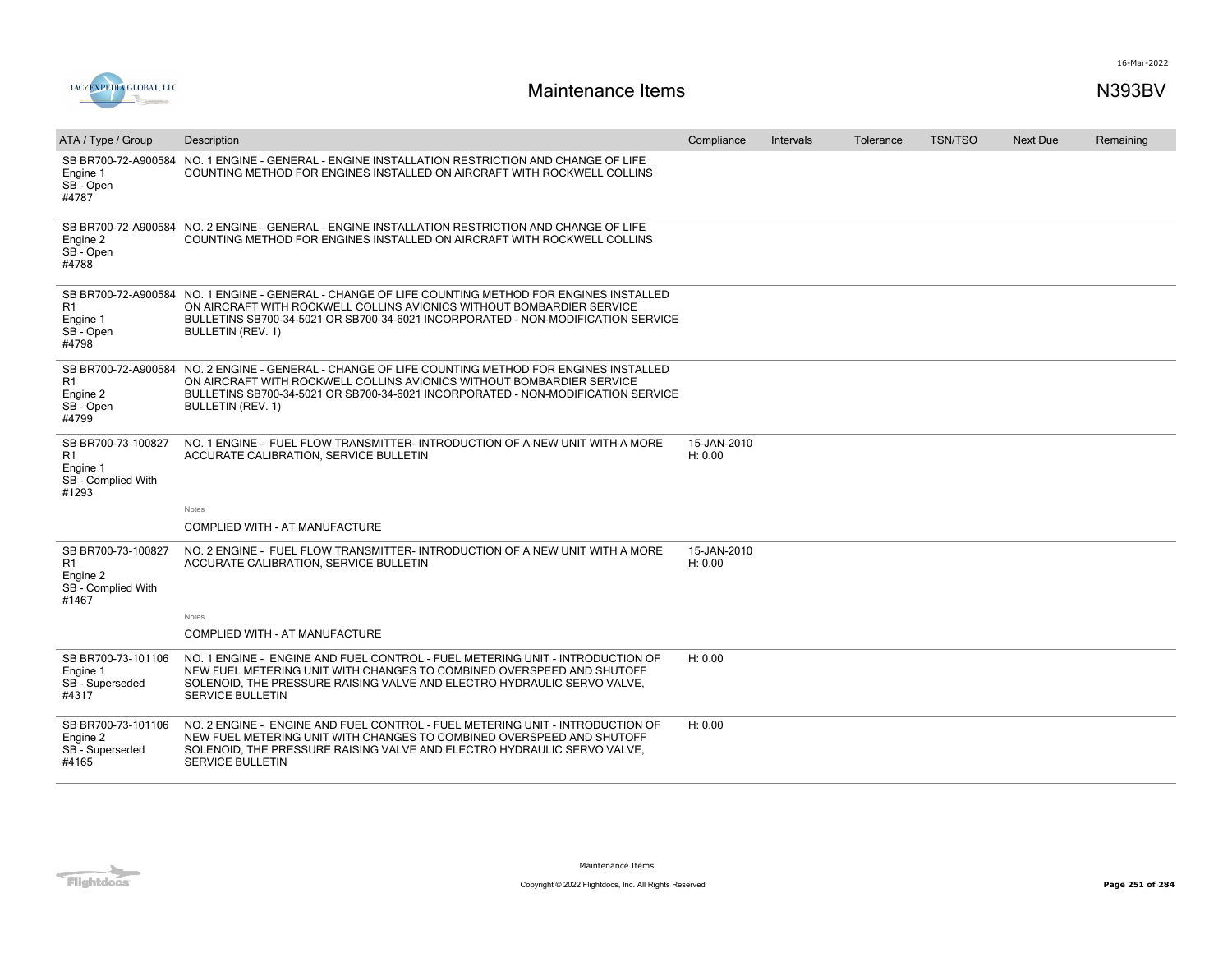# Maintenance Items

N393BV

| ATA / Type / Group | Description | Compliance | Intervals | Tolerance | TSN/TSO | Next Due | Remaining |
|---|---|---|---|---|---|---|---|
| SB BR700-72-A900584 Engine 1 SB - Open #4787 | NO. 1 ENGINE - GENERAL - ENGINE INSTALLATION RESTRICTION AND CHANGE OF LIFE COUNTING METHOD FOR ENGINES INSTALLED ON AIRCRAFT WITH ROCKWELL COLLINS | | | | | | |
| SB BR700-72-A900584 Engine 2 SB - Open #4788 | NO. 2 ENGINE - GENERAL - ENGINE INSTALLATION RESTRICTION AND CHANGE OF LIFE COUNTING METHOD FOR ENGINES INSTALLED ON AIRCRAFT WITH ROCKWELL COLLINS | | | | | | |
| SB BR700-72-A900584 R1 Engine 1 SB - Open #4798 | NO. 1 ENGINE - GENERAL - CHANGE OF LIFE COUNTING METHOD FOR ENGINES INSTALLED ON AIRCRAFT WITH ROCKWELL COLLINS AVIONICS WITHOUT BOMBARDIER SERVICE BULLETINS SB700-34-5021 OR SB700-34-6021 INCORPORATED - NON-MODIFICATION SERVICE BULLETIN (REV. 1) | | | | | | |
| SB BR700-72-A900584 R1 Engine 2 SB - Open #4799 | NO. 2 ENGINE - GENERAL - CHANGE OF LIFE COUNTING METHOD FOR ENGINES INSTALLED ON AIRCRAFT WITH ROCKWELL COLLINS AVIONICS WITHOUT BOMBARDIER SERVICE BULLETINS SB700-34-5021 OR SB700-34-6021 INCORPORATED - NON-MODIFICATION SERVICE BULLETIN (REV. 1) | | | | | | |
| SB BR700-73-100827 R1 Engine 1 SB - Complied With #1293 | NO. 1 ENGINE - FUEL FLOW TRANSMITTER- INTRODUCTION OF A NEW UNIT WITH A MORE ACCURATE CALIBRATION, SERVICE BULLETIN<br><br>Notes<br>COMPLIED WITH - AT MANUFACTURE | 15-JAN-2010 H: 0.00 | | | | | |
| SB BR700-73-100827 R1 Engine 2 SB - Complied With #1467 | NO. 2 ENGINE - FUEL FLOW TRANSMITTER- INTRODUCTION OF A NEW UNIT WITH A MORE ACCURATE CALIBRATION, SERVICE BULLETIN<br><br>Notes<br>COMPLIED WITH - AT MANUFACTURE | 15-JAN-2010 H: 0.00 | | | | | |
| SB BR700-73-101106 Engine 1 SB - Superseded #4317 | NO. 1 ENGINE - ENGINE AND FUEL CONTROL - FUEL METERING UNIT - INTRODUCTION OF NEW FUEL METERING UNIT WITH CHANGES TO COMBINED OVERSPEED AND SHUTOFF SOLENOID, THE PRESSURE RAISING VALVE AND ELECTRO HYDRAULIC SERVO VALVE, SERVICE BULLETIN | H: 0.00 | | | | | |
| SB BR700-73-101106 Engine 2 SB - Superseded #4165 | NO. 2 ENGINE - ENGINE AND FUEL CONTROL - FUEL METERING UNIT - INTRODUCTION OF NEW FUEL METERING UNIT WITH CHANGES TO COMBINED OVERSPEED AND SHUTOFF SOLENOID, THE PRESSURE RAISING VALVE AND ELECTRO HYDRAULIC SERVO VALVE, SERVICE BULLETIN | H: 0.00 | | | | | |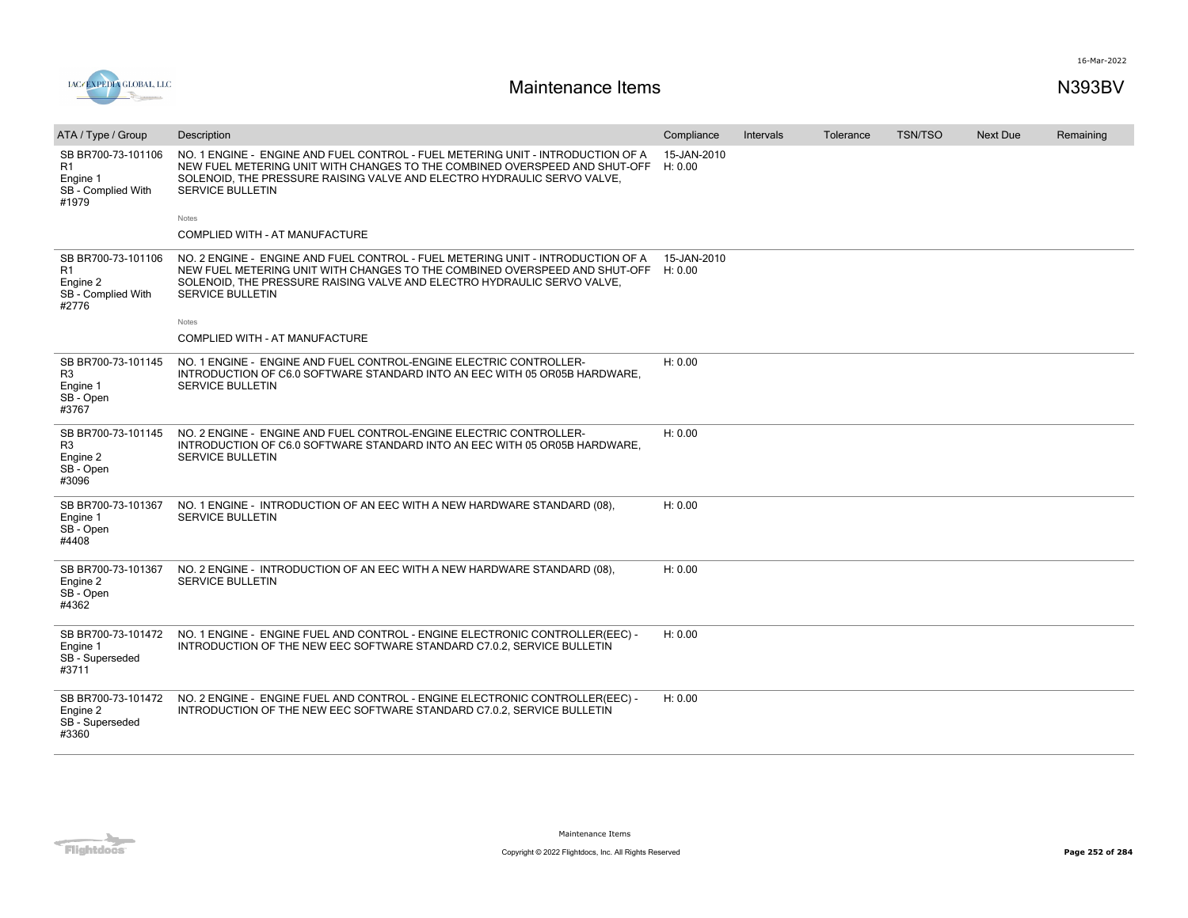# Maintenance Items

N393BV

| ATA / Type / Group | Description | Compliance | Intervals | Tolerance | TSN/TSO | Next Due | Remaining |
|---|---|---|---|---|---|---|---|
| SB BR700-73-101106 R1 Engine 1 SB - Complied With #1979 | NO. 1 ENGINE - ENGINE AND FUEL CONTROL - FUEL METERING UNIT - INTRODUCTION OF A NEW FUEL METERING UNIT WITH CHANGES TO THE COMBINED OVERSPEED AND SHUT-OFF SOLENOID, THE PRESSURE RAISING VALVE AND ELECTRO HYDRAULIC SERVO VALVE, SERVICE BULLETIN<br>Notes<br>COMPLIED WITH - AT MANUFACTURE | 15-JAN-2010 H: 0.00 | | | | | |
| SB BR700-73-101106 R1 Engine 2 SB - Complied With #2776 | NO. 2 ENGINE - ENGINE AND FUEL CONTROL - FUEL METERING UNIT - INTRODUCTION OF A NEW FUEL METERING UNIT WITH CHANGES TO THE COMBINED OVERSPEED AND SHUT-OFF SOLENOID, THE PRESSURE RAISING VALVE AND ELECTRO HYDRAULIC SERVO VALVE, SERVICE BULLETIN<br>Notes<br>COMPLIED WITH - AT MANUFACTURE | 15-JAN-2010 H: 0.00 | | | | | |
| SB BR700-73-101145 R3 Engine 1 SB - Open #3767 | NO. 1 ENGINE - ENGINE AND FUEL CONTROL-ENGINE ELECTRIC CONTROLLER-INTRODUCTION OF C6.0 SOFTWARE STANDARD INTO AN EEC WITH 05 OR05B HARDWARE, SERVICE BULLETIN | H: 0.00 | | | | | |
| SB BR700-73-101145 R3 Engine 2 SB - Open #3096 | NO. 2 ENGINE - ENGINE AND FUEL CONTROL-ENGINE ELECTRIC CONTROLLER-INTRODUCTION OF C6.0 SOFTWARE STANDARD INTO AN EEC WITH 05 OR05B HARDWARE, SERVICE BULLETIN | H: 0.00 | | | | | |
| SB BR700-73-101367 Engine 1 SB - Open #4408 | NO. 1 ENGINE - INTRODUCTION OF AN EEC WITH A NEW HARDWARE STANDARD (08), SERVICE BULLETIN | H: 0.00 | | | | | |
| SB BR700-73-101367 Engine 2 SB - Open #4362 | NO. 2 ENGINE - INTRODUCTION OF AN EEC WITH A NEW HARDWARE STANDARD (08), SERVICE BULLETIN | H: 0.00 | | | | | |
| SB BR700-73-101472 Engine 1 SB - Superseded #3711 | NO. 1 ENGINE - ENGINE FUEL AND CONTROL - ENGINE ELECTRONIC CONTROLLER(EEC) - INTRODUCTION OF THE NEW EEC SOFTWARE STANDARD C7.0.2, SERVICE BULLETIN | H: 0.00 | | | | | |
| SB BR700-73-101472 Engine 2 SB - Superseded #3360 | NO. 2 ENGINE - ENGINE FUEL AND CONTROL - ENGINE ELECTRONIC CONTROLLER(EEC) - INTRODUCTION OF THE NEW EEC SOFTWARE STANDARD C7.0.2, SERVICE BULLETIN | H: 0.00 | | | | | |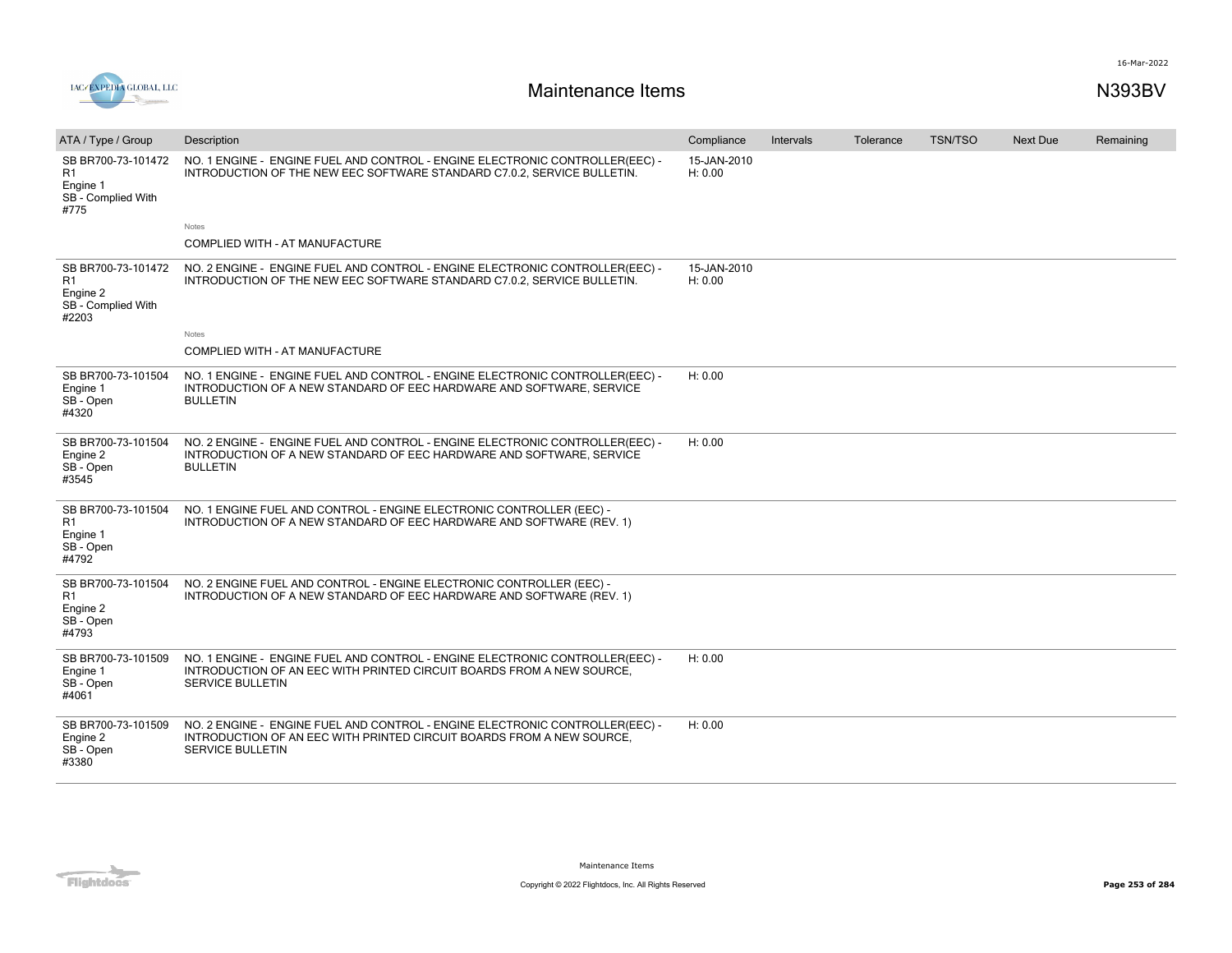# Maintenance Items

N393BV

| ATA / Type / Group | Description | Compliance | Intervals | Tolerance | TSN/TSO | Next Due | Remaining |
|---|---|---|---|---|---|---|---|
| SB BR700-73-101472 R1 Engine 1 SB - Complied With #775 | NO. 1 ENGINE - ENGINE FUEL AND CONTROL - ENGINE ELECTRONIC CONTROLLER(EEC) - INTRODUCTION OF THE NEW EEC SOFTWARE STANDARD C7.0.2, SERVICE BULLETIN.<br><br>Notes<br>COMPLIED WITH - AT MANUFACTURE | 15-JAN-2010 H: 0.00 | | | | | |
| SB BR700-73-101472 R1 Engine 2 SB - Complied With #2203 | NO. 2 ENGINE - ENGINE FUEL AND CONTROL - ENGINE ELECTRONIC CONTROLLER(EEC) - INTRODUCTION OF THE NEW EEC SOFTWARE STANDARD C7.0.2, SERVICE BULLETIN.<br><br>Notes<br>COMPLIED WITH - AT MANUFACTURE | 15-JAN-2010 H: 0.00 | | | | | |
| SB BR700-73-101504 Engine 1 SB - Open #4320 | NO. 1 ENGINE - ENGINE FUEL AND CONTROL - ENGINE ELECTRONIC CONTROLLER(EEC) - INTRODUCTION OF A NEW STANDARD OF EEC HARDWARE AND SOFTWARE, SERVICE BULLETIN | H: 0.00 | | | | | |
| SB BR700-73-101504 Engine 2 SB - Open #3545 | NO. 2 ENGINE - ENGINE FUEL AND CONTROL - ENGINE ELECTRONIC CONTROLLER(EEC) - INTRODUCTION OF A NEW STANDARD OF EEC HARDWARE AND SOFTWARE, SERVICE BULLETIN | H: 0.00 | | | | | |
| SB BR700-73-101504 R1 Engine 1 SB - Open #4792 | NO. 1 ENGINE FUEL AND CONTROL - ENGINE ELECTRONIC CONTROLLER (EEC) - INTRODUCTION OF A NEW STANDARD OF EEC HARDWARE AND SOFTWARE (REV. 1) | | | | | | |
| SB BR700-73-101504 R1 Engine 2 SB - Open #4793 | NO. 2 ENGINE FUEL AND CONTROL - ENGINE ELECTRONIC CONTROLLER (EEC) - INTRODUCTION OF A NEW STANDARD OF EEC HARDWARE AND SOFTWARE (REV. 1) | | | | | | |
| SB BR700-73-101509 Engine 1 SB - Open #4061 | NO. 1 ENGINE - ENGINE FUEL AND CONTROL - ENGINE ELECTRONIC CONTROLLER(EEC) - INTRODUCTION OF AN EEC WITH PRINTED CIRCUIT BOARDS FROM A NEW SOURCE, SERVICE BULLETIN | H: 0.00 | | | | | |
| SB BR700-73-101509 Engine 2 SB - Open #3380 | NO. 2 ENGINE - ENGINE FUEL AND CONTROL - ENGINE ELECTRONIC CONTROLLER(EEC) - INTRODUCTION OF AN EEC WITH PRINTED CIRCUIT BOARDS FROM A NEW SOURCE, SERVICE BULLETIN | H: 0.00 | | | | | |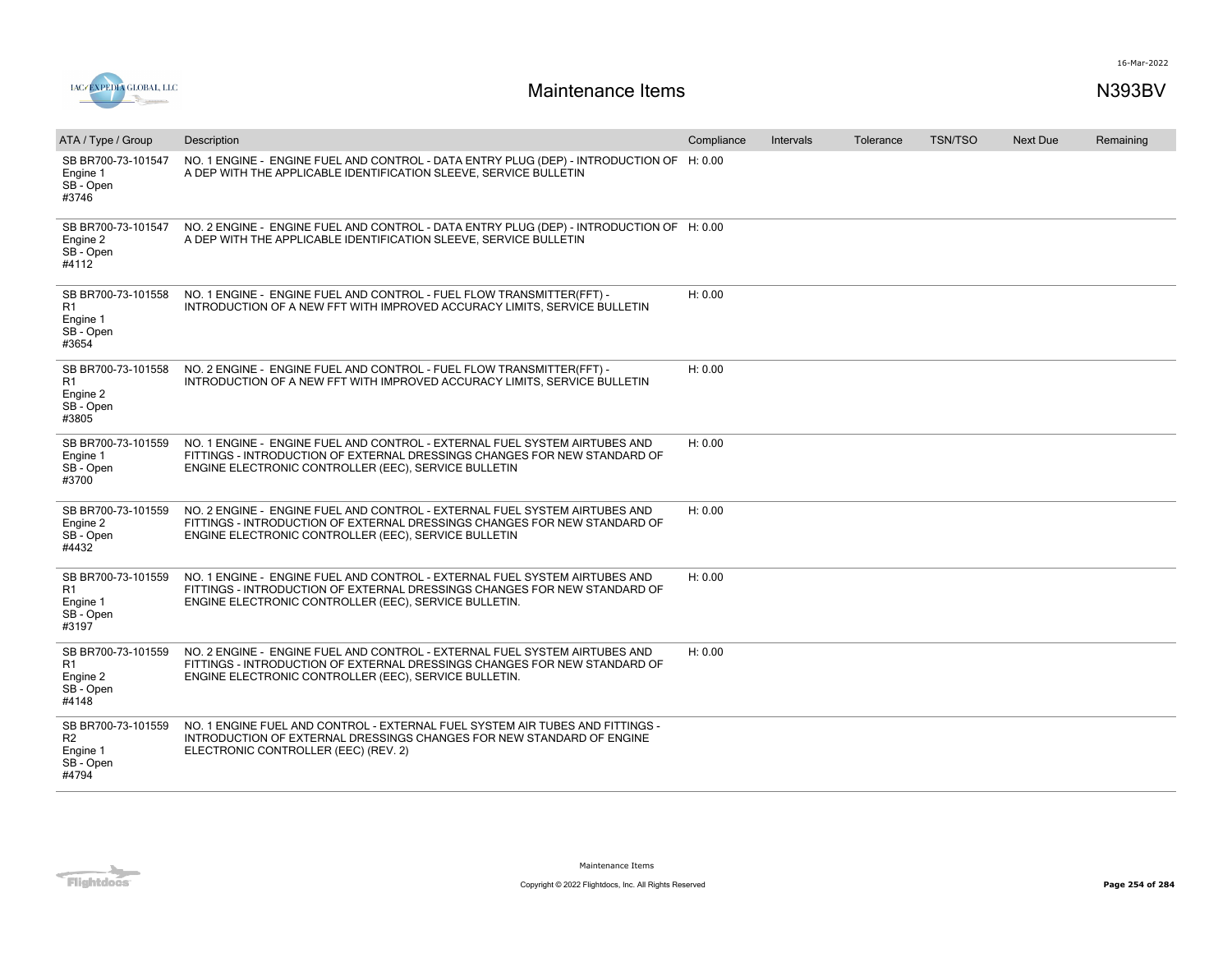# Maintenance Items

N393BV

| ATA / Type / Group | Description | Compliance | Intervals | Tolerance | TSN/TSO | Next Due | Remaining |
|---|---|---|---|---|---|---|---|
| SB BR700-73-101547 Engine 1 SB - Open #3746 | NO. 1 ENGINE - ENGINE FUEL AND CONTROL - DATA ENTRY PLUG (DEP) - INTRODUCTION OF A DEP WITH THE APPLICABLE IDENTIFICATION SLEEVE, SERVICE BULLETIN | H: 0.00 | | | | | |
| SB BR700-73-101547 Engine 2 SB - Open #4112 | NO. 2 ENGINE - ENGINE FUEL AND CONTROL - DATA ENTRY PLUG (DEP) - INTRODUCTION OF A DEP WITH THE APPLICABLE IDENTIFICATION SLEEVE, SERVICE BULLETIN | H: 0.00 | | | | | |
| SB BR700-73-101558 R1 Engine 1 SB - Open #3654 | NO. 1 ENGINE - ENGINE FUEL AND CONTROL - FUEL FLOW TRANSMITTER(FFT) - INTRODUCTION OF A NEW FFT WITH IMPROVED ACCURACY LIMITS, SERVICE BULLETIN | H: 0.00 | | | | | |
| SB BR700-73-101558 R1 Engine 2 SB - Open #3805 | NO. 2 ENGINE - ENGINE FUEL AND CONTROL - FUEL FLOW TRANSMITTER(FFT) - INTRODUCTION OF A NEW FFT WITH IMPROVED ACCURACY LIMITS, SERVICE BULLETIN | H: 0.00 | | | | | |
| SB BR700-73-101559 Engine 1 SB - Open #3700 | NO. 1 ENGINE - ENGINE FUEL AND CONTROL - EXTERNAL FUEL SYSTEM AIRTUBES AND FITTINGS - INTRODUCTION OF EXTERNAL DRESSINGS CHANGES FOR NEW STANDARD OF ENGINE ELECTRONIC CONTROLLER (EEC), SERVICE BULLETIN | H: 0.00 | | | | | |
| SB BR700-73-101559 Engine 2 SB - Open #4432 | NO. 2 ENGINE - ENGINE FUEL AND CONTROL - EXTERNAL FUEL SYSTEM AIRTUBES AND FITTINGS - INTRODUCTION OF EXTERNAL DRESSINGS CHANGES FOR NEW STANDARD OF ENGINE ELECTRONIC CONTROLLER (EEC), SERVICE BULLETIN | H: 0.00 | | | | | |
| SB BR700-73-101559 R1 Engine 1 SB - Open #3197 | NO. 1 ENGINE - ENGINE FUEL AND CONTROL - EXTERNAL FUEL SYSTEM AIRTUBES AND FITTINGS - INTRODUCTION OF EXTERNAL DRESSINGS CHANGES FOR NEW STANDARD OF ENGINE ELECTRONIC CONTROLLER (EEC), SERVICE BULLETIN. | H: 0.00 | | | | | |
| SB BR700-73-101559 R1 Engine 2 SB - Open #4148 | NO. 2 ENGINE - ENGINE FUEL AND CONTROL - EXTERNAL FUEL SYSTEM AIRTUBES AND FITTINGS - INTRODUCTION OF EXTERNAL DRESSINGS CHANGES FOR NEW STANDARD OF ENGINE ELECTRONIC CONTROLLER (EEC), SERVICE BULLETIN. | H: 0.00 | | | | | |
| SB BR700-73-101559 R2 Engine 1 SB - Open #4794 | NO. 1 ENGINE FUEL AND CONTROL - EXTERNAL FUEL SYSTEM AIR TUBES AND FITTINGS - INTRODUCTION OF EXTERNAL DRESSINGS CHANGES FOR NEW STANDARD OF ENGINE ELECTRONIC CONTROLLER (EEC) (REV. 2) | | | | | | |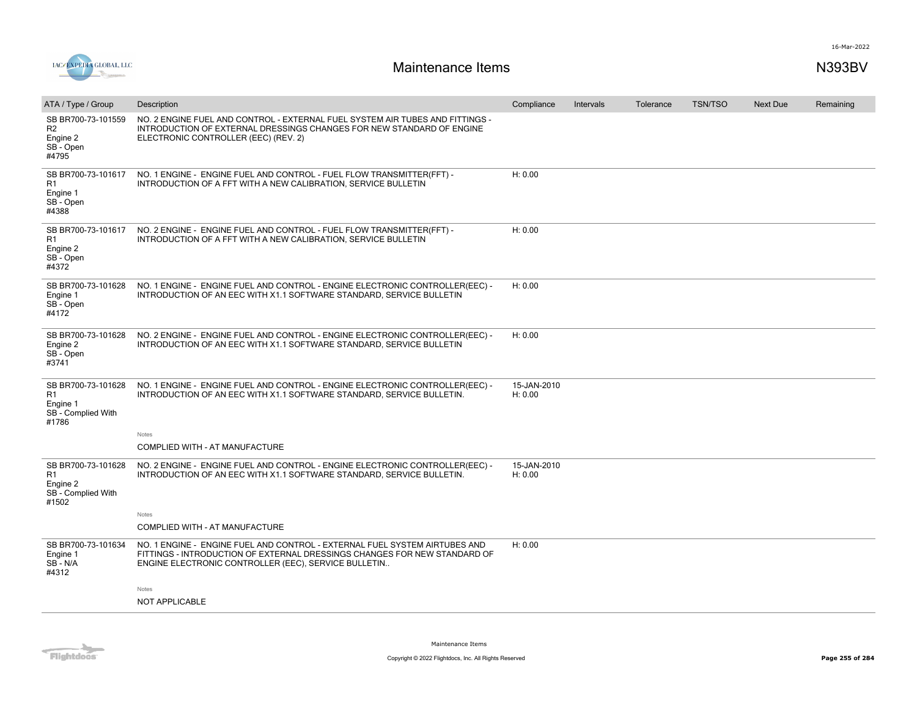# Maintenance Items

N393BV

| ATA / Type / Group | Description | Compliance | Intervals | Tolerance | TSN/TSO | Next Due | Remaining |
|---|---|---|---|---|---|---|---|
| SB BR700-73-101559 R2 Engine 2 SB - Open #4795 | NO. 2 ENGINE FUEL AND CONTROL - EXTERNAL FUEL SYSTEM AIR TUBES AND FITTINGS - INTRODUCTION OF EXTERNAL DRESSINGS CHANGES FOR NEW STANDARD OF ENGINE ELECTRONIC CONTROLLER (EEC) (REV. 2) | | | | | | |
| SB BR700-73-101617 R1 Engine 1 SB - Open #4388 | NO. 1 ENGINE - ENGINE FUEL AND CONTROL - FUEL FLOW TRANSMITTER(FFT) - INTRODUCTION OF A FFT WITH A NEW CALIBRATION, SERVICE BULLETIN | H: 0.00 | | | | | |
| SB BR700-73-101617 R1 Engine 2 SB - Open #4372 | NO. 2 ENGINE - ENGINE FUEL AND CONTROL - FUEL FLOW TRANSMITTER(FFT) - INTRODUCTION OF A FFT WITH A NEW CALIBRATION, SERVICE BULLETIN | H: 0.00 | | | | | |
| SB BR700-73-101628 Engine 1 SB - Open #4172 | NO. 1 ENGINE - ENGINE FUEL AND CONTROL - ENGINE ELECTRONIC CONTROLLER(EEC) - INTRODUCTION OF AN EEC WITH X1.1 SOFTWARE STANDARD, SERVICE BULLETIN | H: 0.00 | | | | | |
| SB BR700-73-101628 Engine 2 SB - Open #3741 | NO. 2 ENGINE - ENGINE FUEL AND CONTROL - ENGINE ELECTRONIC CONTROLLER(EEC) - INTRODUCTION OF AN EEC WITH X1.1 SOFTWARE STANDARD, SERVICE BULLETIN | H: 0.00 | | | | | |
| SB BR700-73-101628 R1 Engine 1 SB - Complied With #1786 | NO. 1 ENGINE - ENGINE FUEL AND CONTROL - ENGINE ELECTRONIC CONTROLLER(EEC) - INTRODUCTION OF AN EEC WITH X1.1 SOFTWARE STANDARD, SERVICE BULLETIN.<br><br>Notes<br>COMPLIED WITH - AT MANUFACTURE | 15-JAN-2010 H: 0.00 | | | | | |
| SB BR700-73-101628 R1 Engine 2 SB - Complied With #1502 | NO. 2 ENGINE - ENGINE FUEL AND CONTROL - ENGINE ELECTRONIC CONTROLLER(EEC) - INTRODUCTION OF AN EEC WITH X1.1 SOFTWARE STANDARD, SERVICE BULLETIN.<br><br>Notes<br>COMPLIED WITH - AT MANUFACTURE | 15-JAN-2010 H: 0.00 | | | | | |
| SB BR700-73-101634 Engine 1 SB - N/A #4312 | NO. 1 ENGINE - ENGINE FUEL AND CONTROL - EXTERNAL FUEL SYSTEM AIRTUBES AND FITTINGS - INTRODUCTION OF EXTERNAL DRESSINGS CHANGES FOR NEW STANDARD OF ENGINE ELECTRONIC CONTROLLER (EEC), SERVICE BULLETIN..<br><br>Notes<br>NOT APPLICABLE | H: 0.00 | | | | | |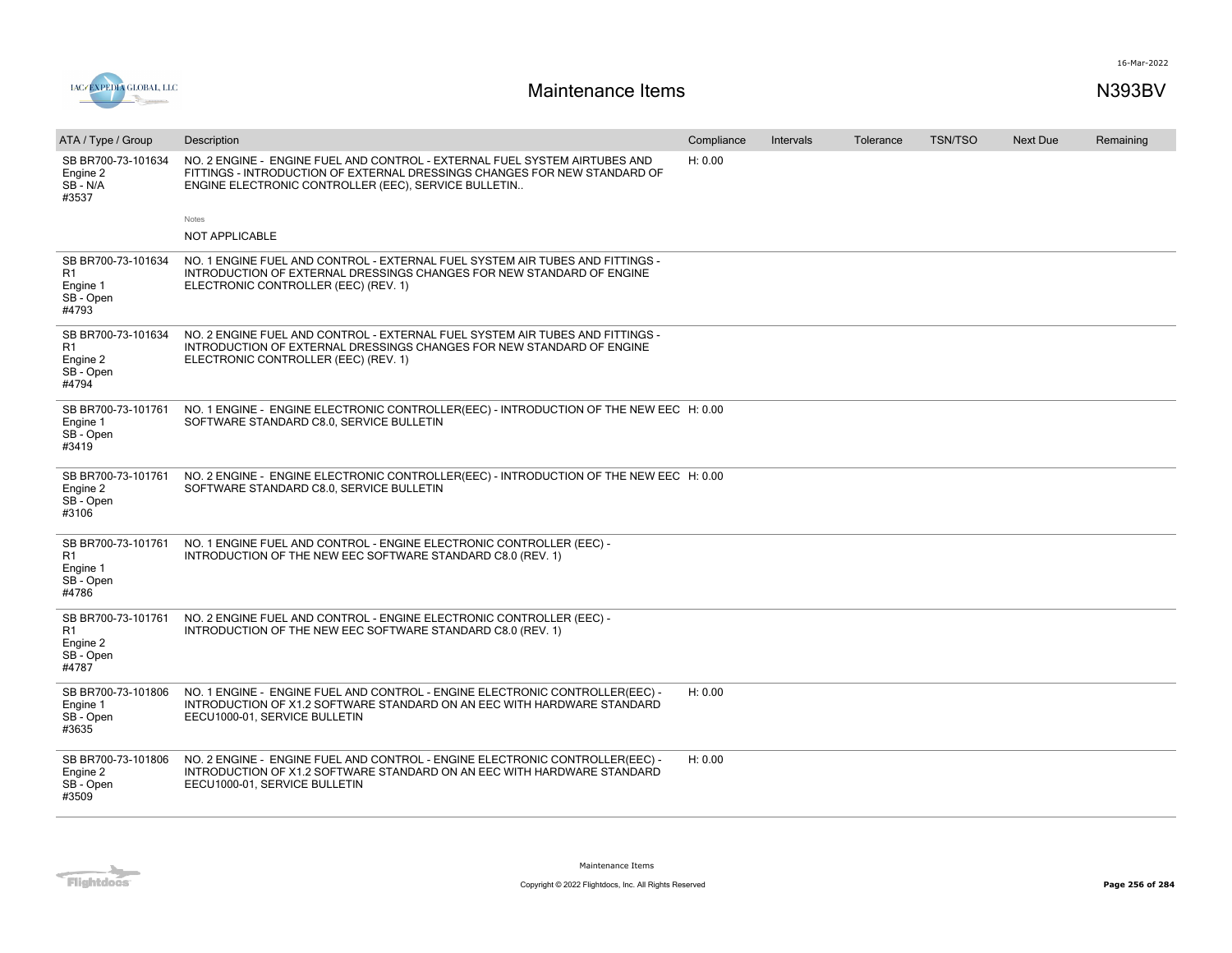# Maintenance Items

N393BV

| ATA / Type / Group | Description | Compliance | Intervals | Tolerance | TSN/TSO | Next Due | Remaining |
|---|---|---|---|---|---|---|---|
| SB BR700-73-101634 Engine 2 SB - N/A #3537 | NO. 2 ENGINE - ENGINE FUEL AND CONTROL - EXTERNAL FUEL SYSTEM AIRTUBES AND FITTINGS - INTRODUCTION OF EXTERNAL DRESSINGS CHANGES FOR NEW STANDARD OF ENGINE ELECTRONIC CONTROLLER (EEC), SERVICE BULLETIN.. Notes: NOT APPLICABLE | H: 0.00 | | | | | |
| SB BR700-73-101634 R1 Engine 1 SB - Open #4793 | NO. 1 ENGINE FUEL AND CONTROL - EXTERNAL FUEL SYSTEM AIR TUBES AND FITTINGS - INTRODUCTION OF EXTERNAL DRESSINGS CHANGES FOR NEW STANDARD OF ENGINE ELECTRONIC CONTROLLER (EEC) (REV. 1) | | | | | | |
| SB BR700-73-101634 R1 Engine 2 SB - Open #4794 | NO. 2 ENGINE FUEL AND CONTROL - EXTERNAL FUEL SYSTEM AIR TUBES AND FITTINGS - INTRODUCTION OF EXTERNAL DRESSINGS CHANGES FOR NEW STANDARD OF ENGINE ELECTRONIC CONTROLLER (EEC) (REV. 1) | | | | | | |
| SB BR700-73-101761 Engine 1 SB - Open #3419 | NO. 1 ENGINE - ENGINE ELECTRONIC CONTROLLER(EEC) - INTRODUCTION OF THE NEW EEC SOFTWARE STANDARD C8.0, SERVICE BULLETIN | H: 0.00 | | | | | |
| SB BR700-73-101761 Engine 2 SB - Open #3106 | NO. 2 ENGINE - ENGINE ELECTRONIC CONTROLLER(EEC) - INTRODUCTION OF THE NEW EEC SOFTWARE STANDARD C8.0, SERVICE BULLETIN | H: 0.00 | | | | | |
| SB BR700-73-101761 R1 Engine 1 SB - Open #4786 | NO. 1 ENGINE FUEL AND CONTROL - ENGINE ELECTRONIC CONTROLLER (EEC) - INTRODUCTION OF THE NEW EEC SOFTWARE STANDARD C8.0 (REV. 1) | | | | | | |
| SB BR700-73-101761 R1 Engine 2 SB - Open #4787 | NO. 2 ENGINE FUEL AND CONTROL - ENGINE ELECTRONIC CONTROLLER (EEC) - INTRODUCTION OF THE NEW EEC SOFTWARE STANDARD C8.0 (REV. 1) | | | | | | |
| SB BR700-73-101806 Engine 1 SB - Open #3635 | NO. 1 ENGINE - ENGINE FUEL AND CONTROL - ENGINE ELECTRONIC CONTROLLER(EEC) - INTRODUCTION OF X1.2 SOFTWARE STANDARD ON AN EEC WITH HARDWARE STANDARD EECU1000-01, SERVICE BULLETIN | H: 0.00 | | | | | |
| SB BR700-73-101806 Engine 2 SB - Open #3509 | NO. 2 ENGINE - ENGINE FUEL AND CONTROL - ENGINE ELECTRONIC CONTROLLER(EEC) - INTRODUCTION OF X1.2 SOFTWARE STANDARD ON AN EEC WITH HARDWARE STANDARD EECU1000-01, SERVICE BULLETIN | H: 0.00 | | | | | |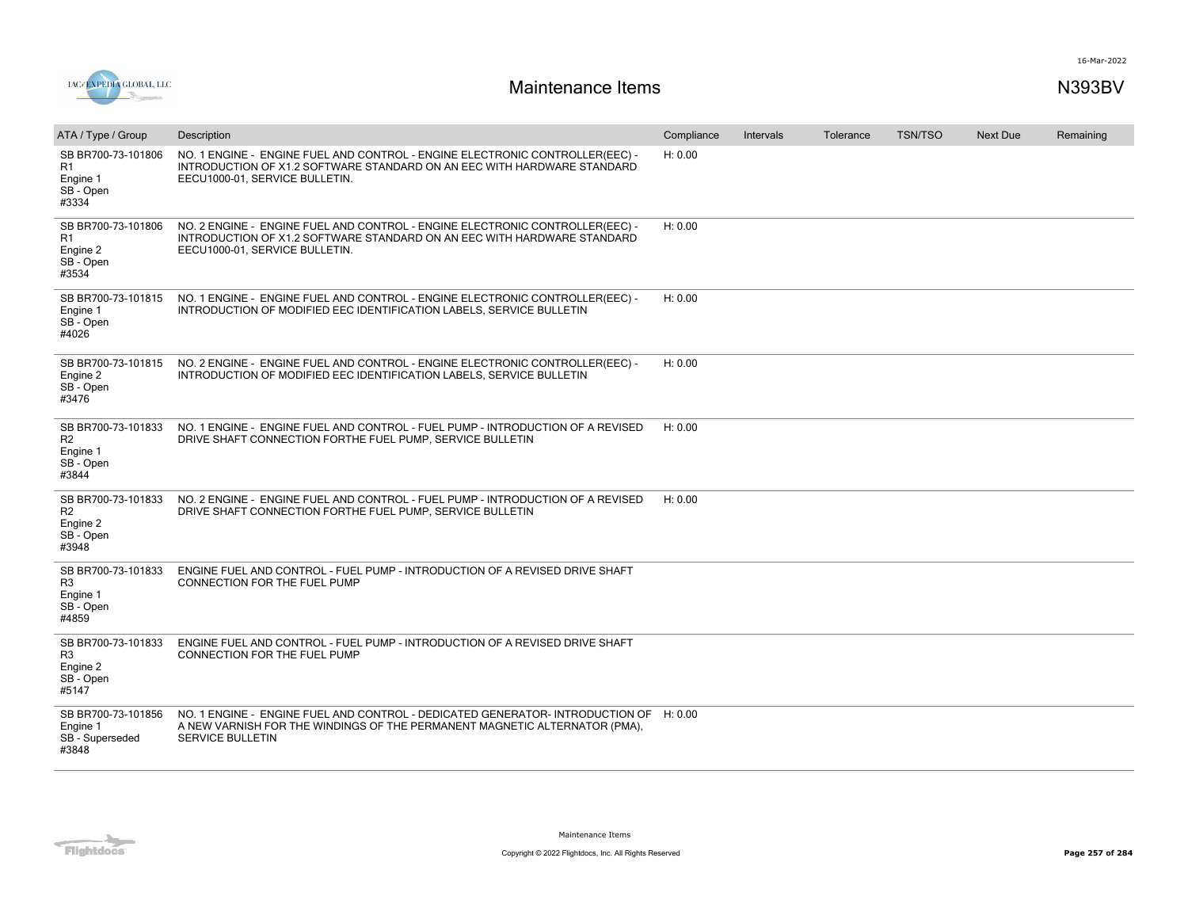# Maintenance Items

N393BV

| ATA / Type / Group | Description | Compliance | Intervals | Tolerance | TSN/TSO | Next Due | Remaining |
|---|---|---|---|---|---|---|---|
| SB BR700-73-101806 R1<br>Engine 1<br>SB - Open<br>#3334 | NO. 1 ENGINE - ENGINE FUEL AND CONTROL - ENGINE ELECTRONIC CONTROLLER(EEC) - INTRODUCTION OF X1.2 SOFTWARE STANDARD ON AN EEC WITH HARDWARE STANDARD EECU1000-01, SERVICE BULLETIN. | H: 0.00 | | | | | |
| SB BR700-73-101806 R1<br>Engine 2<br>SB - Open<br>#3534 | NO. 2 ENGINE - ENGINE FUEL AND CONTROL - ENGINE ELECTRONIC CONTROLLER(EEC) - INTRODUCTION OF X1.2 SOFTWARE STANDARD ON AN EEC WITH HARDWARE STANDARD EECU1000-01, SERVICE BULLETIN. | H: 0.00 | | | | | |
| SB BR700-73-101815<br>Engine 1<br>SB - Open<br>#4026 | NO. 1 ENGINE - ENGINE FUEL AND CONTROL - ENGINE ELECTRONIC CONTROLLER(EEC) - INTRODUCTION OF MODIFIED EEC IDENTIFICATION LABELS, SERVICE BULLETIN | H: 0.00 | | | | | |
| SB BR700-73-101815<br>Engine 2<br>SB - Open<br>#3476 | NO. 2 ENGINE - ENGINE FUEL AND CONTROL - ENGINE ELECTRONIC CONTROLLER(EEC) - INTRODUCTION OF MODIFIED EEC IDENTIFICATION LABELS, SERVICE BULLETIN | H: 0.00 | | | | | |
| SB BR700-73-101833 R2<br>Engine 1<br>SB - Open<br>#3844 | NO. 1 ENGINE - ENGINE FUEL AND CONTROL - FUEL PUMP - INTRODUCTION OF A REVISED DRIVE SHAFT CONNECTION FORTHE FUEL PUMP, SERVICE BULLETIN | H: 0.00 | | | | | |
| SB BR700-73-101833 R2<br>Engine 2<br>SB - Open<br>#3948 | NO. 2 ENGINE - ENGINE FUEL AND CONTROL - FUEL PUMP - INTRODUCTION OF A REVISED DRIVE SHAFT CONNECTION FORTHE FUEL PUMP, SERVICE BULLETIN | H: 0.00 | | | | | |
| SB BR700-73-101833 R3<br>Engine 1<br>SB - Open<br>#4859 | ENGINE FUEL AND CONTROL - FUEL PUMP - INTRODUCTION OF A REVISED DRIVE SHAFT CONNECTION FOR THE FUEL PUMP | | | | | | |
| SB BR700-73-101833 R3<br>Engine 2<br>SB - Open<br>#5147 | ENGINE FUEL AND CONTROL - FUEL PUMP - INTRODUCTION OF A REVISED DRIVE SHAFT CONNECTION FOR THE FUEL PUMP | | | | | | |
| SB BR700-73-101856<br>Engine 1<br>SB - Superseded<br>#3848 | NO. 1 ENGINE - ENGINE FUEL AND CONTROL - DEDICATED GENERATOR- INTRODUCTION OF A NEW VARNISH FOR THE WINDINGS OF THE PERMANENT MAGNETIC ALTERNATOR (PMA), SERVICE BULLETIN | H: 0.00 | | | | | |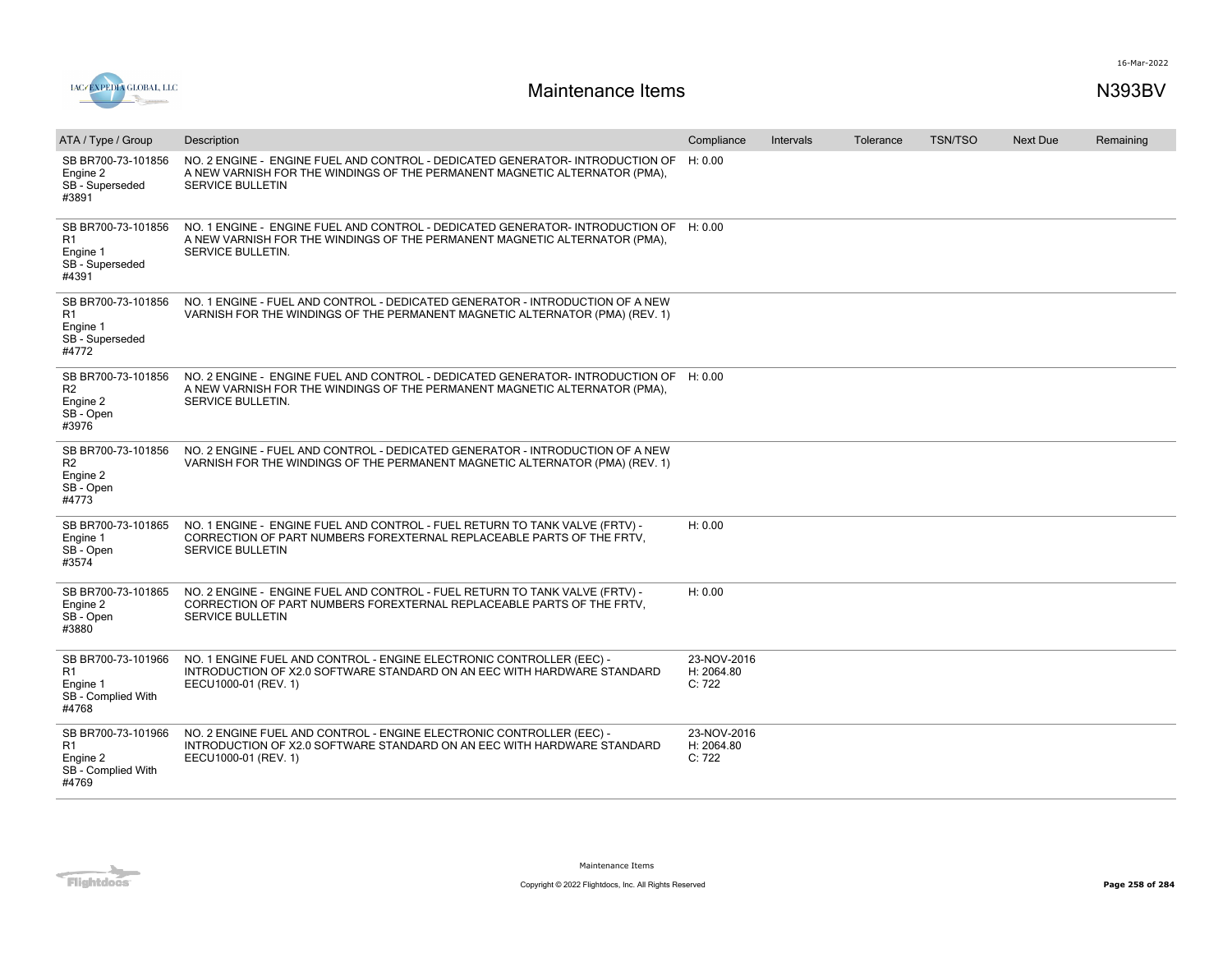# Maintenance Items

N393BV

| ATA / Type / Group | Description | Compliance | Intervals | Tolerance | TSN/TSO | Next Due | Remaining |
|---|---|---|---|---|---|---|---|
| SB BR700-73-101856<br>Engine 2<br>SB - Superseded<br>#3891 | NO. 2 ENGINE - ENGINE FUEL AND CONTROL - DEDICATED GENERATOR- INTRODUCTION OF A NEW VARNISH FOR THE WINDINGS OF THE PERMANENT MAGNETIC ALTERNATOR (PMA), SERVICE BULLETIN | H: 0.00 | | | | | |
| SB BR700-73-101856<br>R1<br>Engine 1<br>SB - Superseded<br>#4391 | NO. 1 ENGINE - ENGINE FUEL AND CONTROL - DEDICATED GENERATOR- INTRODUCTION OF A NEW VARNISH FOR THE WINDINGS OF THE PERMANENT MAGNETIC ALTERNATOR (PMA), SERVICE BULLETIN. | H: 0.00 | | | | | |
| SB BR700-73-101856<br>R1<br>Engine 1<br>SB - Superseded<br>#4772 | NO. 1 ENGINE - FUEL AND CONTROL - DEDICATED GENERATOR - INTRODUCTION OF A NEW VARNISH FOR THE WINDINGS OF THE PERMANENT MAGNETIC ALTERNATOR (PMA) (REV. 1) | | | | | | |
| SB BR700-73-101856<br>R2<br>Engine 2<br>SB - Open<br>#3976 | NO. 2 ENGINE - ENGINE FUEL AND CONTROL - DEDICATED GENERATOR- INTRODUCTION OF A NEW VARNISH FOR THE WINDINGS OF THE PERMANENT MAGNETIC ALTERNATOR (PMA), SERVICE BULLETIN. | H: 0.00 | | | | | |
| SB BR700-73-101856<br>R2<br>Engine 2<br>SB - Open<br>#4773 | NO. 2 ENGINE - FUEL AND CONTROL - DEDICATED GENERATOR - INTRODUCTION OF A NEW VARNISH FOR THE WINDINGS OF THE PERMANENT MAGNETIC ALTERNATOR (PMA) (REV. 1) | | | | | | |
| SB BR700-73-101865<br>Engine 1<br>SB - Open<br>#3574 | NO. 1 ENGINE - ENGINE FUEL AND CONTROL - FUEL RETURN TO TANK VALVE (FRTV) - CORRECTION OF PART NUMBERS FOREXTERNAL REPLACEABLE PARTS OF THE FRTV, SERVICE BULLETIN | H: 0.00 | | | | | |
| SB BR700-73-101865<br>Engine 2<br>SB - Open<br>#3880 | NO. 2 ENGINE - ENGINE FUEL AND CONTROL - FUEL RETURN TO TANK VALVE (FRTV) - CORRECTION OF PART NUMBERS FOREXTERNAL REPLACEABLE PARTS OF THE FRTV, SERVICE BULLETIN | H: 0.00 | | | | | |
| SB BR700-73-101966<br>R1<br>Engine 1<br>SB - Complied With<br>#4768 | NO. 1 ENGINE FUEL AND CONTROL - ENGINE ELECTRONIC CONTROLLER (EEC) - INTRODUCTION OF X2.0 SOFTWARE STANDARD ON AN EEC WITH HARDWARE STANDARD EECU1000-01 (REV. 1) | 23-NOV-2016<br>H: 2064.80<br>C: 722 | | | | | |
| SB BR700-73-101966<br>R1<br>Engine 2<br>SB - Complied With<br>#4769 | NO. 2 ENGINE FUEL AND CONTROL - ENGINE ELECTRONIC CONTROLLER (EEC) - INTRODUCTION OF X2.0 SOFTWARE STANDARD ON AN EEC WITH HARDWARE STANDARD EECU1000-01 (REV. 1) | 23-NOV-2016<br>H: 2064.80<br>C: 722 | | | | | |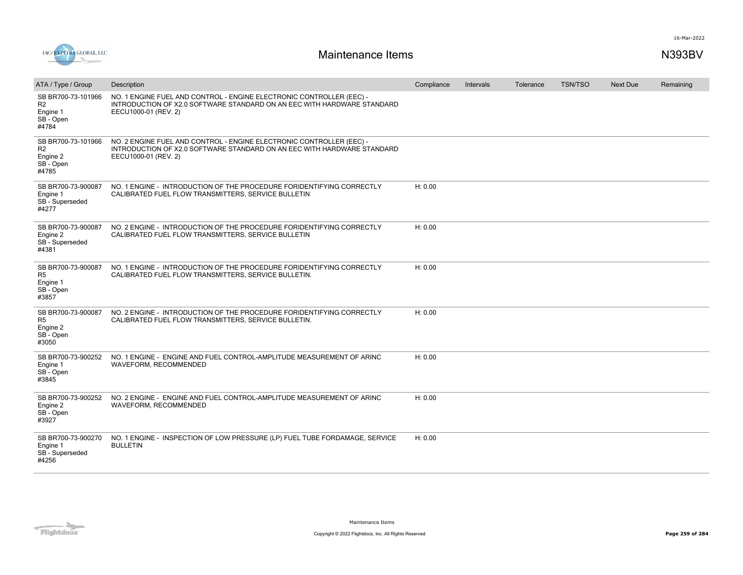# Maintenance Items

N393BV

16-Mar-2022

| ATA / Type / Group | Description | Compliance | Intervals | Tolerance | TSN/TSO | Next Due | Remaining |
|---|---|---|---|---|---|---|---|
| SB BR700-73-101966 R2 Engine 1 SB - Open #4784 | NO. 1 ENGINE FUEL AND CONTROL - ENGINE ELECTRONIC CONTROLLER (EEC) - INTRODUCTION OF X2.0 SOFTWARE STANDARD ON AN EEC WITH HARDWARE STANDARD EECU1000-01 (REV. 2) | | | | | | |
| SB BR700-73-101966 R2 Engine 2 SB - Open #4785 | NO. 2 ENGINE FUEL AND CONTROL - ENGINE ELECTRONIC CONTROLLER (EEC) - INTRODUCTION OF X2.0 SOFTWARE STANDARD ON AN EEC WITH HARDWARE STANDARD EECU1000-01 (REV. 2) | | | | | | |
| SB BR700-73-900087 Engine 1 SB - Superseded #4277 | NO. 1 ENGINE - INTRODUCTION OF THE PROCEDURE FORIDENTIFYING CORRECTLY CALIBRATED FUEL FLOW TRANSMITTERS, SERVICE BULLETIN | H: 0.00 | | | | | |
| SB BR700-73-900087 Engine 2 SB - Superseded #4381 | NO. 2 ENGINE - INTRODUCTION OF THE PROCEDURE FORIDENTIFYING CORRECTLY CALIBRATED FUEL FLOW TRANSMITTERS, SERVICE BULLETIN | H: 0.00 | | | | | |
| SB BR700-73-900087 R5 Engine 1 SB - Open #3857 | NO. 1 ENGINE - INTRODUCTION OF THE PROCEDURE FORIDENTIFYING CORRECTLY CALIBRATED FUEL FLOW TRANSMITTERS, SERVICE BULLETIN. | H: 0.00 | | | | | |
| SB BR700-73-900087 R5 Engine 2 SB - Open #3050 | NO. 2 ENGINE - INTRODUCTION OF THE PROCEDURE FORIDENTIFYING CORRECTLY CALIBRATED FUEL FLOW TRANSMITTERS, SERVICE BULLETIN. | H: 0.00 | | | | | |
| SB BR700-73-900252 Engine 1 SB - Open #3845 | NO. 1 ENGINE - ENGINE AND FUEL CONTROL-AMPLITUDE MEASUREMENT OF ARINC WAVEFORM, RECOMMENDED | H: 0.00 | | | | | |
| SB BR700-73-900252 Engine 2 SB - Open #3927 | NO. 2 ENGINE - ENGINE AND FUEL CONTROL-AMPLITUDE MEASUREMENT OF ARINC WAVEFORM, RECOMMENDED | H: 0.00 | | | | | |
| SB BR700-73-900270 Engine 1 SB - Superseded #4256 | NO. 1 ENGINE - INSPECTION OF LOW PRESSURE (LP) FUEL TUBE FORDAMAGE, SERVICE BULLETIN | H: 0.00 | | | | | |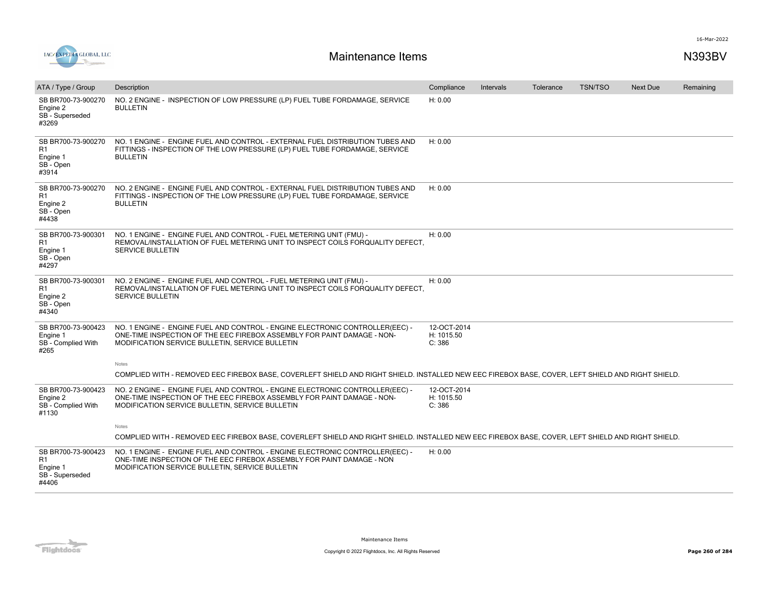# Maintenance Items

N393BV

| ATA / Type / Group | Description | Compliance | Intervals | Tolerance | TSN/TSO | Next Due | Remaining |
|---|---|---|---|---|---|---|---|
| SB BR700-73-900270 Engine 2 SB - Superseded #3269 | NO. 2 ENGINE - INSPECTION OF LOW PRESSURE (LP) FUEL TUBE FORDAMAGE, SERVICE BULLETIN | H: 0.00 | | | | | |
| SB BR700-73-900270 R1 Engine 1 SB - Open #3914 | NO. 1 ENGINE - ENGINE FUEL AND CONTROL - EXTERNAL FUEL DISTRIBUTION TUBES AND FITTINGS - INSPECTION OF THE LOW PRESSURE (LP) FUEL TUBE FORDAMAGE, SERVICE BULLETIN | H: 0.00 | | | | | |
| SB BR700-73-900270 R1 Engine 2 SB - Open #4438 | NO. 2 ENGINE - ENGINE FUEL AND CONTROL - EXTERNAL FUEL DISTRIBUTION TUBES AND FITTINGS - INSPECTION OF THE LOW PRESSURE (LP) FUEL TUBE FORDAMAGE, SERVICE BULLETIN | H: 0.00 | | | | | |
| SB BR700-73-900301 R1 Engine 1 SB - Open #4297 | NO. 1 ENGINE - ENGINE FUEL AND CONTROL - FUEL METERING UNIT (FMU) - REMOVAL/INSTALLATION OF FUEL METERING UNIT TO INSPECT COILS FORQUALITY DEFECT, SERVICE BULLETIN | H: 0.00 | | | | | |
| SB BR700-73-900301 R1 Engine 2 SB - Open #4340 | NO. 2 ENGINE - ENGINE FUEL AND CONTROL - FUEL METERING UNIT (FMU) - REMOVAL/INSTALLATION OF FUEL METERING UNIT TO INSPECT COILS FORQUALITY DEFECT, SERVICE BULLETIN | H: 0.00 | | | | | |
| SB BR700-73-900423 Engine 1 SB - Complied With #265 | NO. 1 ENGINE - ENGINE FUEL AND CONTROL - ENGINE ELECTRONIC CONTROLLER(EEC) - ONE-TIME INSPECTION OF THE EEC FIREBOX ASSEMBLY FOR PAINT DAMAGE - NON-MODIFICATION SERVICE BULLETIN, SERVICE BULLETIN<br><br>Notes<br>COMPLIED WITH - REMOVED EEC FIREBOX BASE, COVERLEFT SHIELD AND RIGHT SHIELD. INSTALLED NEW EEC FIREBOX BASE, COVER, LEFT SHIELD AND RIGHT SHIELD. | 12-OCT-2014 H: 1015.50 C: 386 | | | | | |
| SB BR700-73-900423 Engine 2 SB - Complied With #1130 | NO. 2 ENGINE - ENGINE FUEL AND CONTROL - ENGINE ELECTRONIC CONTROLLER(EEC) - ONE-TIME INSPECTION OF THE EEC FIREBOX ASSEMBLY FOR PAINT DAMAGE - NON-MODIFICATION SERVICE BULLETIN, SERVICE BULLETIN<br><br>Notes<br>COMPLIED WITH - REMOVED EEC FIREBOX BASE, COVERLEFT SHIELD AND RIGHT SHIELD. INSTALLED NEW EEC FIREBOX BASE, COVER, LEFT SHIELD AND RIGHT SHIELD. | 12-OCT-2014 H: 1015.50 C: 386 | | | | | |
| SB BR700-73-900423 R1 Engine 1 SB - Superseded #4406 | NO. 1 ENGINE - ENGINE FUEL AND CONTROL - ENGINE ELECTRONIC CONTROLLER(EEC) - ONE-TIME INSPECTION OF THE EEC FIREBOX ASSEMBLY FOR PAINT DAMAGE - NON MODIFICATION SERVICE BULLETIN, SERVICE BULLETIN | H: 0.00 | | | | | |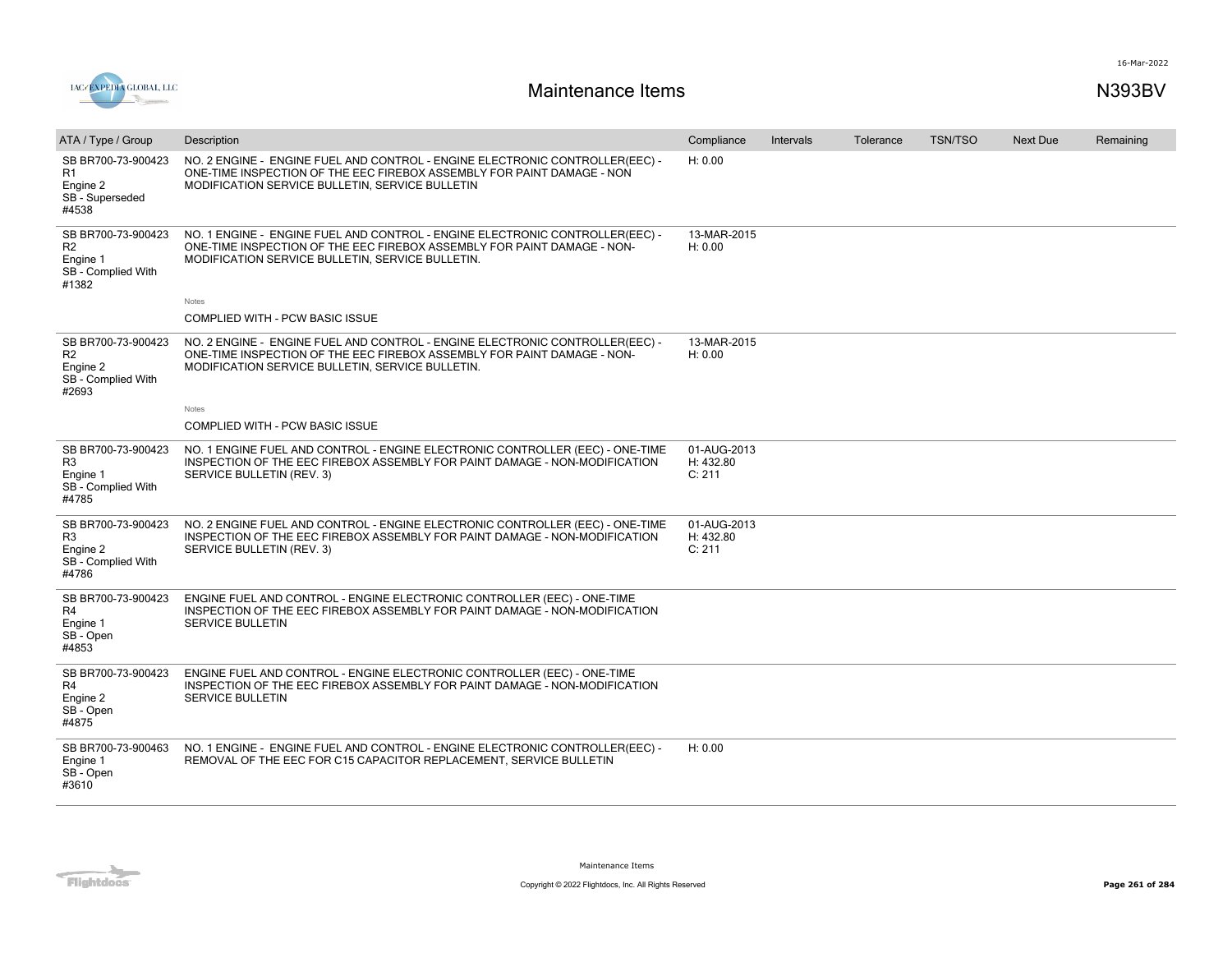# Maintenance Items

N393BV

| ATA / Type / Group | Description | Compliance | Intervals | Tolerance | TSN/TSO | Next Due | Remaining |
|---|---|---|---|---|---|---|---|
| SB BR700-73-900423 R1 Engine 2 SB - Superseded #4538 | NO. 2 ENGINE - ENGINE FUEL AND CONTROL - ENGINE ELECTRONIC CONTROLLER(EEC) - ONE-TIME INSPECTION OF THE EEC FIREBOX ASSEMBLY FOR PAINT DAMAGE - NON MODIFICATION SERVICE BULLETIN, SERVICE BULLETIN | H: 0.00 | | | | | |
| SB BR700-73-900423 R2 Engine 1 SB - Complied With #1382 | NO. 1 ENGINE - ENGINE FUEL AND CONTROL - ENGINE ELECTRONIC CONTROLLER(EEC) - ONE-TIME INSPECTION OF THE EEC FIREBOX ASSEMBLY FOR PAINT DAMAGE - NON-MODIFICATION SERVICE BULLETIN, SERVICE BULLETIN.<br><br>Notes<br>COMPLIED WITH - PCW BASIC ISSUE | 13-MAR-2015 H: 0.00 | | | | | |
| SB BR700-73-900423 R2 Engine 2 SB - Complied With #2693 | NO. 2 ENGINE - ENGINE FUEL AND CONTROL - ENGINE ELECTRONIC CONTROLLER(EEC) - ONE-TIME INSPECTION OF THE EEC FIREBOX ASSEMBLY FOR PAINT DAMAGE - NON-MODIFICATION SERVICE BULLETIN, SERVICE BULLETIN.<br><br>Notes<br>COMPLIED WITH - PCW BASIC ISSUE | 13-MAR-2015 H: 0.00 | | | | | |
| SB BR700-73-900423 R3 Engine 1 SB - Complied With #4785 | NO. 1 ENGINE FUEL AND CONTROL - ENGINE ELECTRONIC CONTROLLER (EEC) - ONE-TIME INSPECTION OF THE EEC FIREBOX ASSEMBLY FOR PAINT DAMAGE - NON-MODIFICATION SERVICE BULLETIN (REV. 3) | 01-AUG-2013 H: 432.80 C: 211 | | | | | |
| SB BR700-73-900423 R3 Engine 2 SB - Complied With #4786 | NO. 2 ENGINE FUEL AND CONTROL - ENGINE ELECTRONIC CONTROLLER (EEC) - ONE-TIME INSPECTION OF THE EEC FIREBOX ASSEMBLY FOR PAINT DAMAGE - NON-MODIFICATION SERVICE BULLETIN (REV. 3) | 01-AUG-2013 H: 432.80 C: 211 | | | | | |
| SB BR700-73-900423 R4 Engine 1 SB - Open #4853 | ENGINE FUEL AND CONTROL - ENGINE ELECTRONIC CONTROLLER (EEC) - ONE-TIME INSPECTION OF THE EEC FIREBOX ASSEMBLY FOR PAINT DAMAGE - NON-MODIFICATION SERVICE BULLETIN | | | | | | |
| SB BR700-73-900423 R4 Engine 2 SB - Open #4875 | ENGINE FUEL AND CONTROL - ENGINE ELECTRONIC CONTROLLER (EEC) - ONE-TIME INSPECTION OF THE EEC FIREBOX ASSEMBLY FOR PAINT DAMAGE - NON-MODIFICATION SERVICE BULLETIN | | | | | | |
| SB BR700-73-900463 Engine 1 SB - Open #3610 | NO. 1 ENGINE - ENGINE FUEL AND CONTROL - ENGINE ELECTRONIC CONTROLLER(EEC) - REMOVAL OF THE EEC FOR C15 CAPACITOR REPLACEMENT, SERVICE BULLETIN | H: 0.00 | | | | | |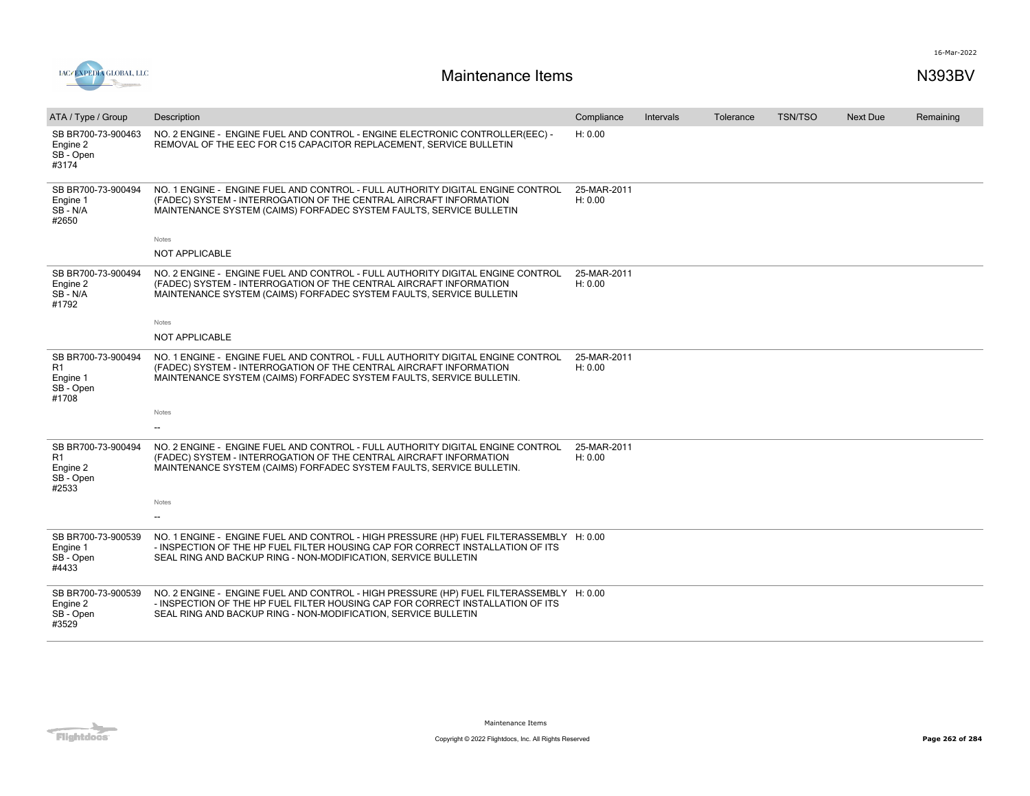# Maintenance Items

N393BV

| ATA / Type / Group | Description | Compliance | Intervals | Tolerance | TSN/TSO | Next Due | Remaining |
|---|---|---|---|---|---|---|---|
| SB BR700-73-900463 Engine 2 SB - Open #3174 | NO. 2 ENGINE - ENGINE FUEL AND CONTROL - ENGINE ELECTRONIC CONTROLLER(EEC) - REMOVAL OF THE EEC FOR C15 CAPACITOR REPLACEMENT, SERVICE BULLETIN | H: 0.00 | | | | | |
| SB BR700-73-900494 Engine 1 SB - N/A #2650 | NO. 1 ENGINE - ENGINE FUEL AND CONTROL - FULL AUTHORITY DIGITAL ENGINE CONTROL (FADEC) SYSTEM - INTERROGATION OF THE CENTRAL AIRCRAFT INFORMATION MAINTENANCE SYSTEM (CAIMS) FORFADEC SYSTEM FAULTS, SERVICE BULLETIN<br><br>Notes<br>NOT APPLICABLE | 25-MAR-2011 H: 0.00 | | | | | |
| SB BR700-73-900494 Engine 2 SB - N/A #1792 | NO. 2 ENGINE - ENGINE FUEL AND CONTROL - FULL AUTHORITY DIGITAL ENGINE CONTROL (FADEC) SYSTEM - INTERROGATION OF THE CENTRAL AIRCRAFT INFORMATION MAINTENANCE SYSTEM (CAIMS) FORFADEC SYSTEM FAULTS, SERVICE BULLETIN<br><br>Notes<br>NOT APPLICABLE | 25-MAR-2011 H: 0.00 | | | | | |
| SB BR700-73-900494 R1 Engine 1 SB - Open #1708 | NO. 1 ENGINE - ENGINE FUEL AND CONTROL - FULL AUTHORITY DIGITAL ENGINE CONTROL (FADEC) SYSTEM - INTERROGATION OF THE CENTRAL AIRCRAFT INFORMATION MAINTENANCE SYSTEM (CAIMS) FORFADEC SYSTEM FAULTS, SERVICE BULLETIN.<br><br>Notes<br>-- | 25-MAR-2011 H: 0.00 | | | | | |
| SB BR700-73-900494 R1 Engine 2 SB - Open #2533 | NO. 2 ENGINE - ENGINE FUEL AND CONTROL - FULL AUTHORITY DIGITAL ENGINE CONTROL (FADEC) SYSTEM - INTERROGATION OF THE CENTRAL AIRCRAFT INFORMATION MAINTENANCE SYSTEM (CAIMS) FORFADEC SYSTEM FAULTS, SERVICE BULLETIN.<br><br>Notes<br>-- | 25-MAR-2011 H: 0.00 | | | | | |
| SB BR700-73-900539 Engine 1 SB - Open #4433 | NO. 1 ENGINE - ENGINE FUEL AND CONTROL - HIGH PRESSURE (HP) FUEL FILTERASSEMBLY - INSPECTION OF THE HP FUEL FILTER HOUSING CAP FOR CORRECT INSTALLATION OF ITS SEAL RING AND BACKUP RING - NON-MODIFICATION, SERVICE BULLETIN | H: 0.00 | | | | | |
| SB BR700-73-900539 Engine 2 SB - Open #3529 | NO. 2 ENGINE - ENGINE FUEL AND CONTROL - HIGH PRESSURE (HP) FUEL FILTERASSEMBLY - INSPECTION OF THE HP FUEL FILTER HOUSING CAP FOR CORRECT INSTALLATION OF ITS SEAL RING AND BACKUP RING - NON-MODIFICATION, SERVICE BULLETIN | H: 0.00 | | | | | |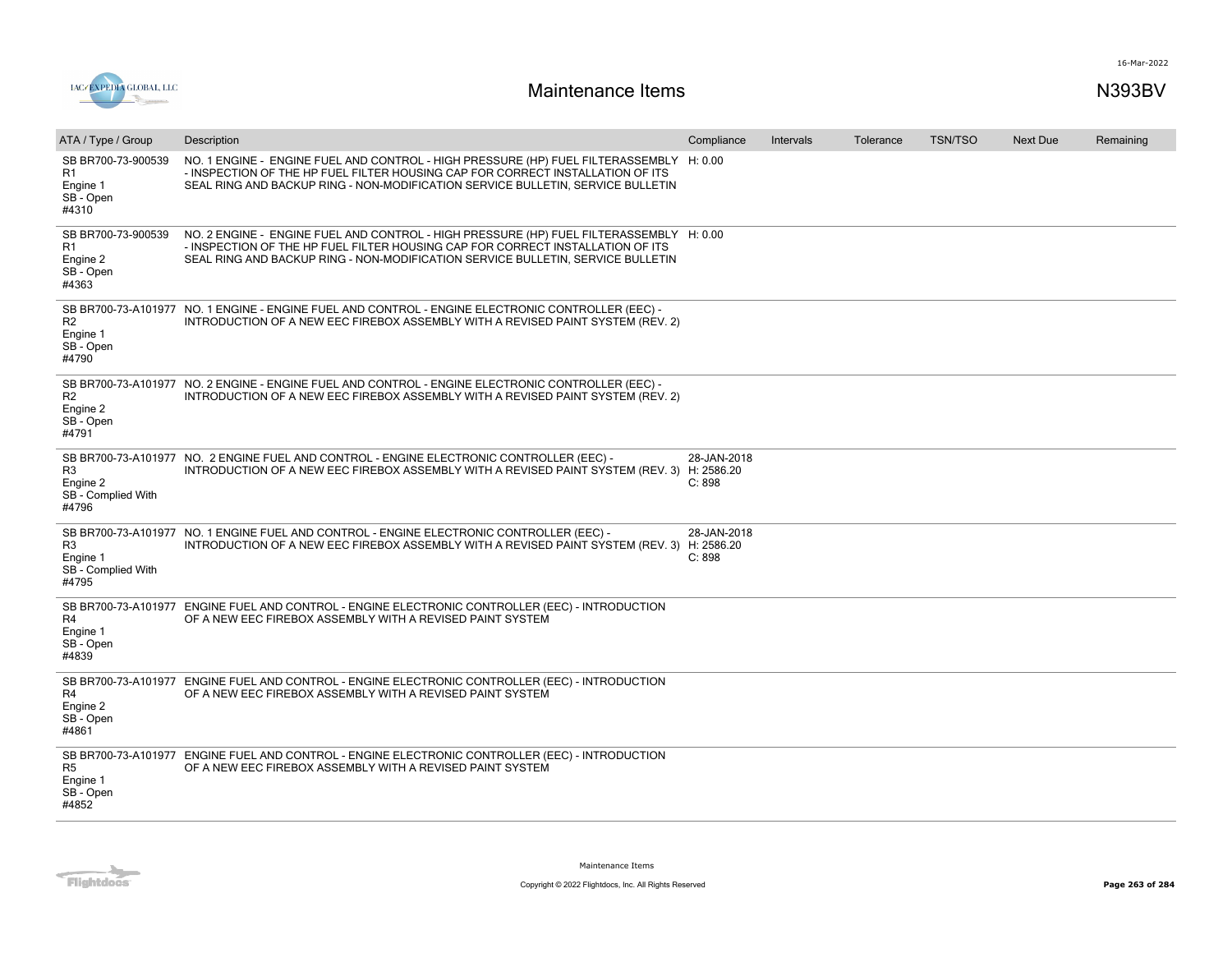# Maintenance Items

N393BV

| ATA / Type / Group | Description | Compliance | Intervals | Tolerance | TSN/TSO | Next Due | Remaining |
|---|---|---|---|---|---|---|---|
| SB BR700-73-900539 R1 Engine 1 SB - Open #4310 | NO. 1 ENGINE - ENGINE FUEL AND CONTROL - HIGH PRESSURE (HP) FUEL FILTERASSEMBLY - INSPECTION OF THE HP FUEL FILTER HOUSING CAP FOR CORRECT INSTALLATION OF ITS SEAL RING AND BACKUP RING - NON-MODIFICATION SERVICE BULLETIN, SERVICE BULLETIN | H: 0.00 | | | | | |
| SB BR700-73-900539 R1 Engine 2 SB - Open #4363 | NO. 2 ENGINE - ENGINE FUEL AND CONTROL - HIGH PRESSURE (HP) FUEL FILTERASSEMBLY - INSPECTION OF THE HP FUEL FILTER HOUSING CAP FOR CORRECT INSTALLATION OF ITS SEAL RING AND BACKUP RING - NON-MODIFICATION SERVICE BULLETIN, SERVICE BULLETIN | H: 0.00 | | | | | |
| SB BR700-73-A101977 R2 Engine 1 SB - Open #4790 | NO. 1 ENGINE - ENGINE FUEL AND CONTROL - ENGINE ELECTRONIC CONTROLLER (EEC) - INTRODUCTION OF A NEW EEC FIREBOX ASSEMBLY WITH A REVISED PAINT SYSTEM (REV. 2) | | | | | | |
| SB BR700-73-A101977 R2 Engine 2 SB - Open #4791 | NO. 2 ENGINE - ENGINE FUEL AND CONTROL - ENGINE ELECTRONIC CONTROLLER (EEC) - INTRODUCTION OF A NEW EEC FIREBOX ASSEMBLY WITH A REVISED PAINT SYSTEM (REV. 2) | | | | | | |
| SB BR700-73-A101977 R3 Engine 2 SB - Complied With #4796 | NO. 2 ENGINE FUEL AND CONTROL - ENGINE ELECTRONIC CONTROLLER (EEC) - INTRODUCTION OF A NEW EEC FIREBOX ASSEMBLY WITH A REVISED PAINT SYSTEM (REV. 3) | 28-JAN-2018 H: 2586.20 C: 898 | | | | | |
| SB BR700-73-A101977 R3 Engine 1 SB - Complied With #4795 | NO. 1 ENGINE FUEL AND CONTROL - ENGINE ELECTRONIC CONTROLLER (EEC) - INTRODUCTION OF A NEW EEC FIREBOX ASSEMBLY WITH A REVISED PAINT SYSTEM (REV. 3) | 28-JAN-2018 H: 2586.20 C: 898 | | | | | |
| SB BR700-73-A101977 R4 Engine 1 SB - Open #4839 | ENGINE FUEL AND CONTROL - ENGINE ELECTRONIC CONTROLLER (EEC) - INTRODUCTION OF A NEW EEC FIREBOX ASSEMBLY WITH A REVISED PAINT SYSTEM | | | | | | |
| SB BR700-73-A101977 R4 Engine 2 SB - Open #4861 | ENGINE FUEL AND CONTROL - ENGINE ELECTRONIC CONTROLLER (EEC) - INTRODUCTION OF A NEW EEC FIREBOX ASSEMBLY WITH A REVISED PAINT SYSTEM | | | | | | |
| SB BR700-73-A101977 R5 Engine 1 SB - Open #4852 | ENGINE FUEL AND CONTROL - ENGINE ELECTRONIC CONTROLLER (EEC) - INTRODUCTION OF A NEW EEC FIREBOX ASSEMBLY WITH A REVISED PAINT SYSTEM | | | | | | |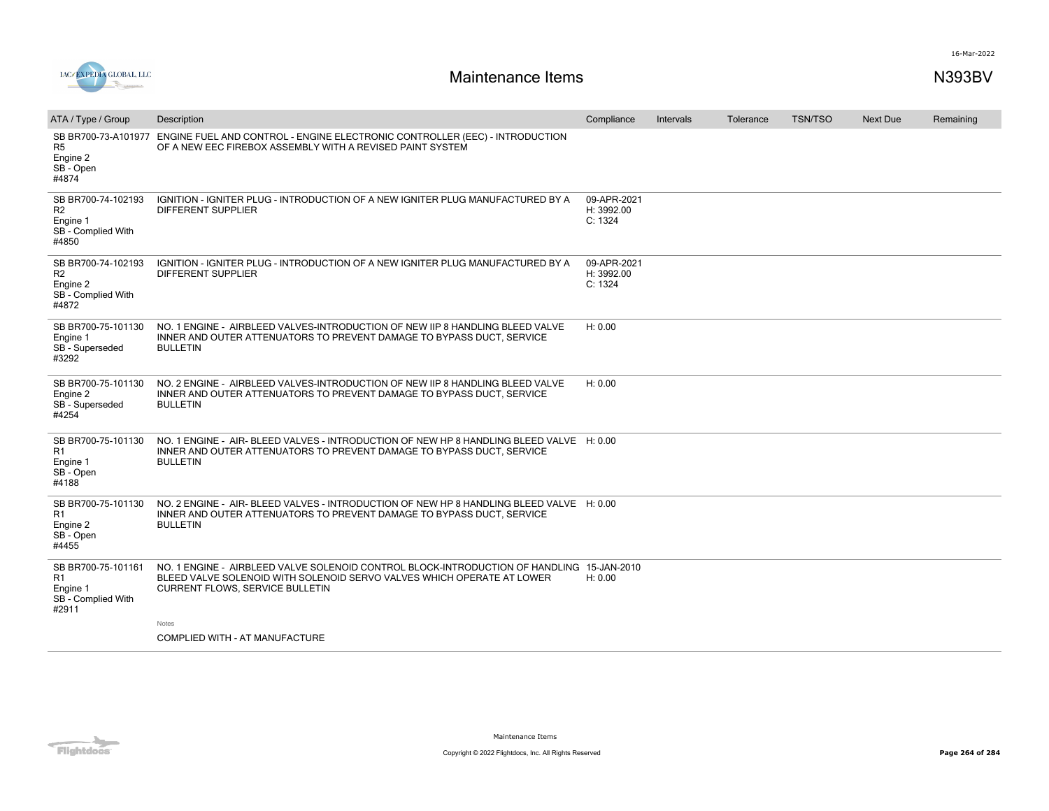# Maintenance Items

N393BV

| ATA / Type / Group | Description | Compliance | Intervals | Tolerance | TSN/TSO | Next Due | Remaining |
|---|---|---|---|---|---|---|---|
| SB BR700-73-A101977 R5 Engine 2 SB - Open #4874 | ENGINE FUEL AND CONTROL - ENGINE ELECTRONIC CONTROLLER (EEC) - INTRODUCTION OF A NEW EEC FIREBOX ASSEMBLY WITH A REVISED PAINT SYSTEM | | | | | | |
| SB BR700-74-102193 R2 Engine 1 SB - Complied With #4850 | IGNITION - IGNITER PLUG - INTRODUCTION OF A NEW IGNITER PLUG MANUFACTURED BY A DIFFERENT SUPPLIER | 09-APR-2021 H: 3992.00 C: 1324 | | | | | |
| SB BR700-74-102193 R2 Engine 2 SB - Complied With #4872 | IGNITION - IGNITER PLUG - INTRODUCTION OF A NEW IGNITER PLUG MANUFACTURED BY A DIFFERENT SUPPLIER | 09-APR-2021 H: 3992.00 C: 1324 | | | | | |
| SB BR700-75-101130 Engine 1 SB - Superseded #3292 | NO. 1 ENGINE - AIRBLEED VALVES-INTRODUCTION OF NEW IIP 8 HANDLING BLEED VALVE INNER AND OUTER ATTENUATORS TO PREVENT DAMAGE TO BYPASS DUCT, SERVICE BULLETIN | H: 0.00 | | | | | |
| SB BR700-75-101130 Engine 2 SB - Superseded #4254 | NO. 2 ENGINE - AIRBLEED VALVES-INTRODUCTION OF NEW IIP 8 HANDLING BLEED VALVE INNER AND OUTER ATTENUATORS TO PREVENT DAMAGE TO BYPASS DUCT, SERVICE BULLETIN | H: 0.00 | | | | | |
| SB BR700-75-101130 R1 Engine 1 SB - Open #4188 | NO. 1 ENGINE - AIR- BLEED VALVES - INTRODUCTION OF NEW HP 8 HANDLING BLEED VALVE INNER AND OUTER ATTENUATORS TO PREVENT DAMAGE TO BYPASS DUCT, SERVICE BULLETIN | H: 0.00 | | | | | |
| SB BR700-75-101130 R1 Engine 2 SB - Open #4455 | NO. 2 ENGINE - AIR- BLEED VALVES - INTRODUCTION OF NEW HP 8 HANDLING BLEED VALVE INNER AND OUTER ATTENUATORS TO PREVENT DAMAGE TO BYPASS DUCT, SERVICE BULLETIN | H: 0.00 | | | | | |
| SB BR700-75-101161 R1 Engine 1 SB - Complied With #2911 | NO. 1 ENGINE - AIRBLEED VALVE SOLENOID CONTROL BLOCK-INTRODUCTION OF HANDLING BLEED VALVE SOLENOID WITH SOLENOID SERVO VALVES WHICH OPERATE AT LOWER CURRENT FLOWS, SERVICE BULLETIN<br><br>Notes<br>COMPLIED WITH - AT MANUFACTURE | 15-JAN-2010 H: 0.00 | | | | | |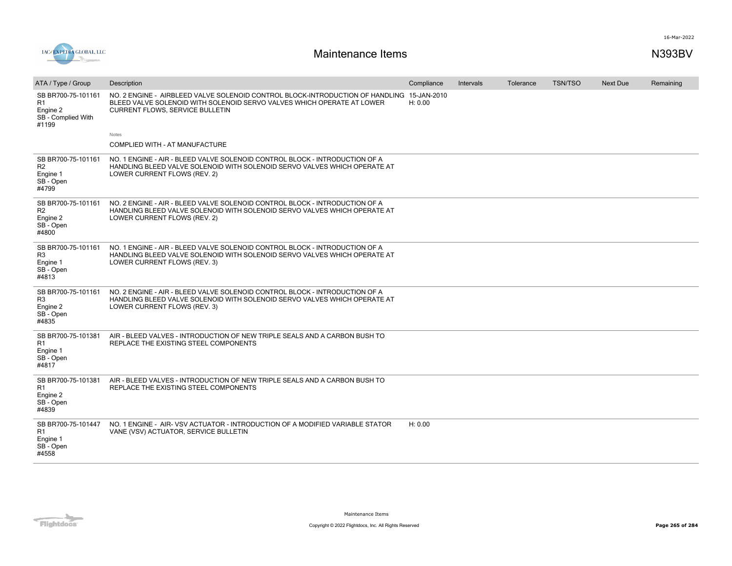# Maintenance Items

N393BV

| ATA / Type / Group | Description | Compliance | Intervals | Tolerance | TSN/TSO | Next Due | Remaining |
|---|---|---|---|---|---|---|---|
| SB BR700-75-101161 R1 Engine 2 SB - Complied With #1199 | NO. 2 ENGINE - AIRBLEED VALVE SOLENOID CONTROL BLOCK-INTRODUCTION OF HANDLING BLEED VALVE SOLENOID WITH SOLENOID SERVO VALVES WHICH OPERATE AT LOWER CURRENT FLOWS, SERVICE BULLETIN<br><br>Notes<br>COMPLIED WITH - AT MANUFACTURE | 15-JAN-2010 H: 0.00 | | | | | |
| SB BR700-75-101161 R2 Engine 1 SB - Open #4799 | NO. 1 ENGINE - AIR - BLEED VALVE SOLENOID CONTROL BLOCK - INTRODUCTION OF A HANDLING BLEED VALVE SOLENOID WITH SOLENOID SERVO VALVES WHICH OPERATE AT LOWER CURRENT FLOWS (REV. 2) | | | | | | |
| SB BR700-75-101161 R2 Engine 2 SB - Open #4800 | NO. 2 ENGINE - AIR - BLEED VALVE SOLENOID CONTROL BLOCK - INTRODUCTION OF A HANDLING BLEED VALVE SOLENOID WITH SOLENOID SERVO VALVES WHICH OPERATE AT LOWER CURRENT FLOWS (REV. 2) | | | | | | |
| SB BR700-75-101161 R3 Engine 1 SB - Open #4813 | NO. 1 ENGINE - AIR - BLEED VALVE SOLENOID CONTROL BLOCK - INTRODUCTION OF A HANDLING BLEED VALVE SOLENOID WITH SOLENOID SERVO VALVES WHICH OPERATE AT LOWER CURRENT FLOWS (REV. 3) | | | | | | |
| SB BR700-75-101161 R3 Engine 2 SB - Open #4835 | NO. 2 ENGINE - AIR - BLEED VALVE SOLENOID CONTROL BLOCK - INTRODUCTION OF A HANDLING BLEED VALVE SOLENOID WITH SOLENOID SERVO VALVES WHICH OPERATE AT LOWER CURRENT FLOWS (REV. 3) | | | | | | |
| SB BR700-75-101381 R1 Engine 1 SB - Open #4817 | AIR - BLEED VALVES - INTRODUCTION OF NEW TRIPLE SEALS AND A CARBON BUSH TO REPLACE THE EXISTING STEEL COMPONENTS | | | | | | |
| SB BR700-75-101381 R1 Engine 2 SB - Open #4839 | AIR - BLEED VALVES - INTRODUCTION OF NEW TRIPLE SEALS AND A CARBON BUSH TO REPLACE THE EXISTING STEEL COMPONENTS | | | | | | |
| SB BR700-75-101447 R1 Engine 1 SB - Open #4558 | NO. 1 ENGINE - AIR- VSV ACTUATOR - INTRODUCTION OF A MODIFIED VARIABLE STATOR VANE (VSV) ACTUATOR, SERVICE BULLETIN | H: 0.00 | | | | | |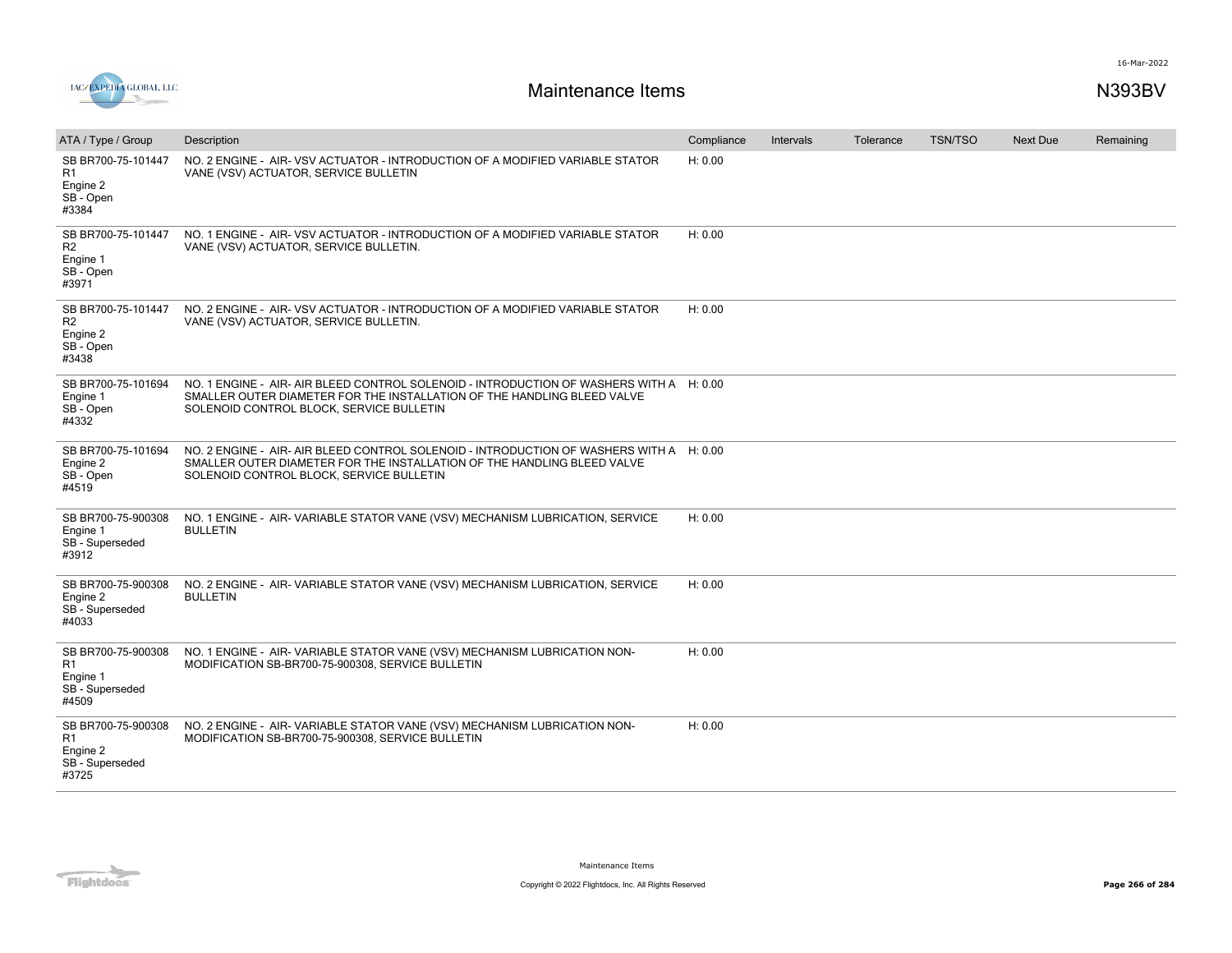# Maintenance Items

N393BV

| ATA / Type / Group | Description | Compliance | Intervals | Tolerance | TSN/TSO | Next Due | Remaining |
|---|---|---|---|---|---|---|---|
| SB BR700-75-101447 R1 Engine 2 SB - Open #3384 | NO. 2 ENGINE - AIR- VSV ACTUATOR - INTRODUCTION OF A MODIFIED VARIABLE STATOR VANE (VSV) ACTUATOR, SERVICE BULLETIN | H: 0.00 | | | | | |
| SB BR700-75-101447 R2 Engine 1 SB - Open #3971 | NO. 1 ENGINE - AIR- VSV ACTUATOR - INTRODUCTION OF A MODIFIED VARIABLE STATOR VANE (VSV) ACTUATOR, SERVICE BULLETIN. | H: 0.00 | | | | | |
| SB BR700-75-101447 R2 Engine 2 SB - Open #3438 | NO. 2 ENGINE - AIR- VSV ACTUATOR - INTRODUCTION OF A MODIFIED VARIABLE STATOR VANE (VSV) ACTUATOR, SERVICE BULLETIN. | H: 0.00 | | | | | |
| SB BR700-75-101694 Engine 1 SB - Open #4332 | NO. 1 ENGINE - AIR- AIR BLEED CONTROL SOLENOID - INTRODUCTION OF WASHERS WITH A SMALLER OUTER DIAMETER FOR THE INSTALLATION OF THE HANDLING BLEED VALVE SOLENOID CONTROL BLOCK, SERVICE BULLETIN | H: 0.00 | | | | | |
| SB BR700-75-101694 Engine 2 SB - Open #4519 | NO. 2 ENGINE - AIR- AIR BLEED CONTROL SOLENOID - INTRODUCTION OF WASHERS WITH A SMALLER OUTER DIAMETER FOR THE INSTALLATION OF THE HANDLING BLEED VALVE SOLENOID CONTROL BLOCK, SERVICE BULLETIN | H: 0.00 | | | | | |
| SB BR700-75-900308 Engine 1 SB - Superseded #3912 | NO. 1 ENGINE - AIR- VARIABLE STATOR VANE (VSV) MECHANISM LUBRICATION, SERVICE BULLETIN | H: 0.00 | | | | | |
| SB BR700-75-900308 Engine 2 SB - Superseded #4033 | NO. 2 ENGINE - AIR- VARIABLE STATOR VANE (VSV) MECHANISM LUBRICATION, SERVICE BULLETIN | H: 0.00 | | | | | |
| SB BR700-75-900308 R1 Engine 1 SB - Superseded #4509 | NO. 1 ENGINE - AIR- VARIABLE STATOR VANE (VSV) MECHANISM LUBRICATION NON-MODIFICATION SB-BR700-75-900308, SERVICE BULLETIN | H: 0.00 | | | | | |
| SB BR700-75-900308 R1 Engine 2 SB - Superseded #3725 | NO. 2 ENGINE - AIR- VARIABLE STATOR VANE (VSV) MECHANISM LUBRICATION NON-MODIFICATION SB-BR700-75-900308, SERVICE BULLETIN | H: 0.00 | | | | | |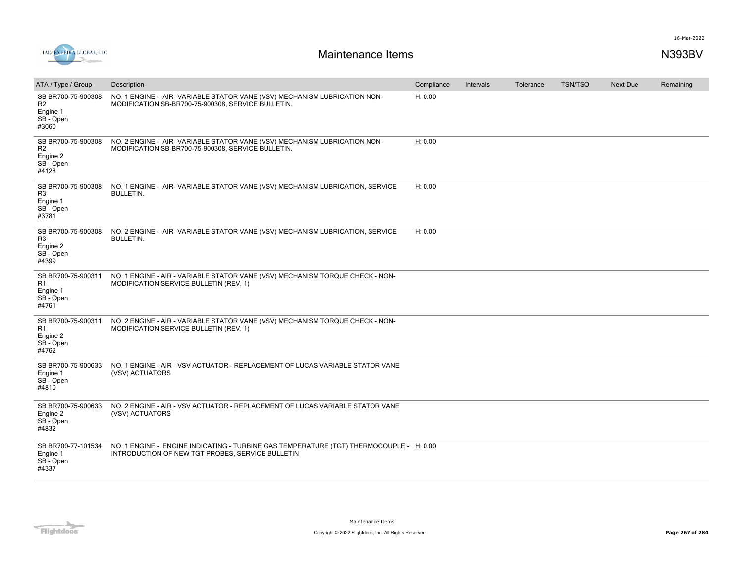# Maintenance Items

N393BV

16-Mar-2022

| ATA / Type / Group | Description | Compliance | Intervals | Tolerance | TSN/TSO | Next Due | Remaining |
|---|---|---|---|---|---|---|---|
| SB BR700-75-900308 R2 Engine 1 SB - Open #3060 | NO. 1 ENGINE - AIR- VARIABLE STATOR VANE (VSV) MECHANISM LUBRICATION NON-MODIFICATION SB-BR700-75-900308, SERVICE BULLETIN. | H: 0.00 | | | | | |
| SB BR700-75-900308 R2 Engine 2 SB - Open #4128 | NO. 2 ENGINE - AIR- VARIABLE STATOR VANE (VSV) MECHANISM LUBRICATION NON-MODIFICATION SB-BR700-75-900308, SERVICE BULLETIN. | H: 0.00 | | | | | |
| SB BR700-75-900308 R3 Engine 1 SB - Open #3781 | NO. 1 ENGINE - AIR- VARIABLE STATOR VANE (VSV) MECHANISM LUBRICATION, SERVICE BULLETIN. | H: 0.00 | | | | | |
| SB BR700-75-900308 R3 Engine 2 SB - Open #4399 | NO. 2 ENGINE - AIR- VARIABLE STATOR VANE (VSV) MECHANISM LUBRICATION, SERVICE BULLETIN. | H: 0.00 | | | | | |
| SB BR700-75-900311 R1 Engine 1 SB - Open #4761 | NO. 1 ENGINE - AIR - VARIABLE STATOR VANE (VSV) MECHANISM TORQUE CHECK - NON-MODIFICATION SERVICE BULLETIN (REV. 1) | | | | | | |
| SB BR700-75-900311 R1 Engine 2 SB - Open #4762 | NO. 2 ENGINE - AIR - VARIABLE STATOR VANE (VSV) MECHANISM TORQUE CHECK - NON-MODIFICATION SERVICE BULLETIN (REV. 1) | | | | | | |
| SB BR700-75-900633 Engine 1 SB - Open #4810 | NO. 1 ENGINE - AIR - VSV ACTUATOR - REPLACEMENT OF LUCAS VARIABLE STATOR VANE (VSV) ACTUATORS | | | | | | |
| SB BR700-75-900633 Engine 2 SB - Open #4832 | NO. 2 ENGINE - AIR - VSV ACTUATOR - REPLACEMENT OF LUCAS VARIABLE STATOR VANE (VSV) ACTUATORS | | | | | | |
| SB BR700-77-101534 Engine 1 SB - Open #4337 | NO. 1 ENGINE - ENGINE INDICATING - TURBINE GAS TEMPERATURE (TGT) THERMOCOUPLE - INTRODUCTION OF NEW TGT PROBES, SERVICE BULLETIN | H: 0.00 | | | | | |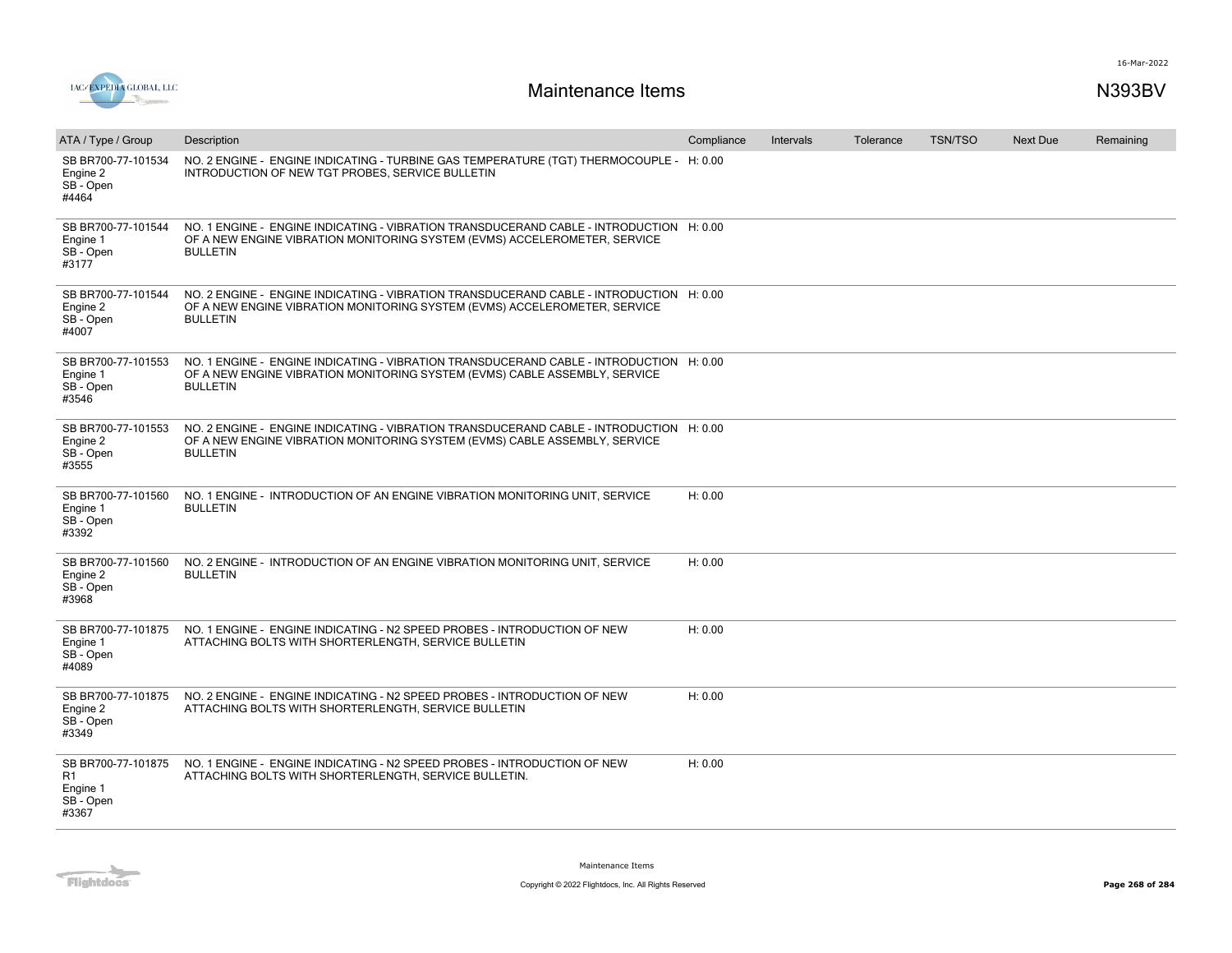# Maintenance Items

N393BV

16-Mar-2022

| ATA / Type / Group | Description | Compliance | Intervals | Tolerance | TSN/TSO | Next Due | Remaining |
|---|---|---|---|---|---|---|---|
| SB BR700-77-101534 Engine 2 SB - Open #4464 | NO. 2 ENGINE - ENGINE INDICATING - TURBINE GAS TEMPERATURE (TGT) THERMOCOUPLE - INTRODUCTION OF NEW TGT PROBES, SERVICE BULLETIN | H: 0.00 | | | | | |
| SB BR700-77-101544 Engine 1 SB - Open #3177 | NO. 1 ENGINE - ENGINE INDICATING - VIBRATION TRANSDUCERAND CABLE - INTRODUCTION OF A NEW ENGINE VIBRATION MONITORING SYSTEM (EVMS) ACCELEROMETER, SERVICE BULLETIN | H: 0.00 | | | | | |
| SB BR700-77-101544 Engine 2 SB - Open #4007 | NO. 2 ENGINE - ENGINE INDICATING - VIBRATION TRANSDUCERAND CABLE - INTRODUCTION OF A NEW ENGINE VIBRATION MONITORING SYSTEM (EVMS) ACCELEROMETER, SERVICE BULLETIN | H: 0.00 | | | | | |
| SB BR700-77-101553 Engine 1 SB - Open #3546 | NO. 1 ENGINE - ENGINE INDICATING - VIBRATION TRANSDUCERAND CABLE - INTRODUCTION OF A NEW ENGINE VIBRATION MONITORING SYSTEM (EVMS) CABLE ASSEMBLY, SERVICE BULLETIN | H: 0.00 | | | | | |
| SB BR700-77-101553 Engine 2 SB - Open #3555 | NO. 2 ENGINE - ENGINE INDICATING - VIBRATION TRANSDUCERAND CABLE - INTRODUCTION OF A NEW ENGINE VIBRATION MONITORING SYSTEM (EVMS) CABLE ASSEMBLY, SERVICE BULLETIN | H: 0.00 | | | | | |
| SB BR700-77-101560 Engine 1 SB - Open #3392 | NO. 1 ENGINE - INTRODUCTION OF AN ENGINE VIBRATION MONITORING UNIT, SERVICE BULLETIN | H: 0.00 | | | | | |
| SB BR700-77-101560 Engine 2 SB - Open #3968 | NO. 2 ENGINE - INTRODUCTION OF AN ENGINE VIBRATION MONITORING UNIT, SERVICE BULLETIN | H: 0.00 | | | | | |
| SB BR700-77-101875 Engine 1 SB - Open #4089 | NO. 1 ENGINE - ENGINE INDICATING - N2 SPEED PROBES - INTRODUCTION OF NEW ATTACHING BOLTS WITH SHORTERLENGTH, SERVICE BULLETIN | H: 0.00 | | | | | |
| SB BR700-77-101875 Engine 2 SB - Open #3349 | NO. 2 ENGINE - ENGINE INDICATING - N2 SPEED PROBES - INTRODUCTION OF NEW ATTACHING BOLTS WITH SHORTERLENGTH, SERVICE BULLETIN | H: 0.00 | | | | | |
| SB BR700-77-101875 R1 Engine 1 SB - Open #3367 | NO. 1 ENGINE - ENGINE INDICATING - N2 SPEED PROBES - INTRODUCTION OF NEW ATTACHING BOLTS WITH SHORTERLENGTH, SERVICE BULLETIN. | H: 0.00 | | | | | |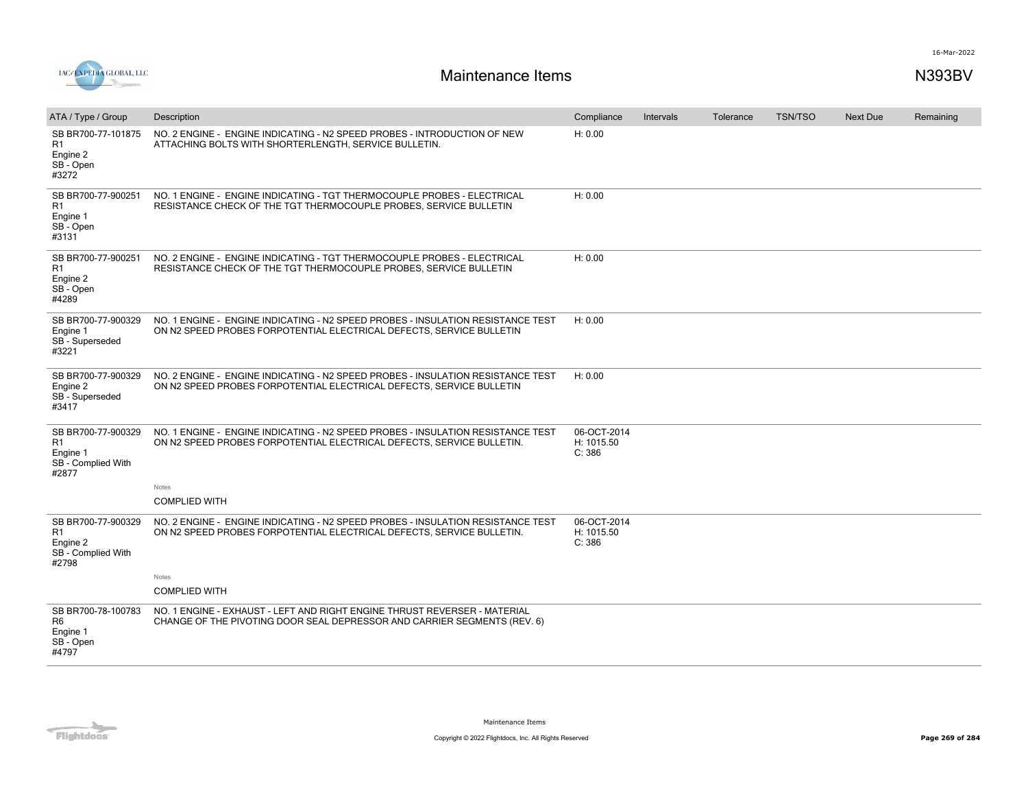# Maintenance Items

N393BV

| ATA / Type / Group | Description | Compliance | Intervals | Tolerance | TSN/TSO | Next Due | Remaining |
|---|---|---|---|---|---|---|---|
| SB BR700-77-101875 R1 Engine 2 SB - Open #3272 | NO. 2 ENGINE - ENGINE INDICATING - N2 SPEED PROBES - INTRODUCTION OF NEW ATTACHING BOLTS WITH SHORTERLENGTH, SERVICE BULLETIN. | H: 0.00 | | | | | |
| SB BR700-77-900251 R1 Engine 1 SB - Open #3131 | NO. 1 ENGINE - ENGINE INDICATING - TGT THERMOCOUPLE PROBES - ELECTRICAL RESISTANCE CHECK OF THE TGT THERMOCOUPLE PROBES, SERVICE BULLETIN | H: 0.00 | | | | | |
| SB BR700-77-900251 R1 Engine 2 SB - Open #4289 | NO. 2 ENGINE - ENGINE INDICATING - TGT THERMOCOUPLE PROBES - ELECTRICAL RESISTANCE CHECK OF THE TGT THERMOCOUPLE PROBES, SERVICE BULLETIN | H: 0.00 | | | | | |
| SB BR700-77-900329 Engine 1 SB - Superseded #3221 | NO. 1 ENGINE - ENGINE INDICATING - N2 SPEED PROBES - INSULATION RESISTANCE TEST ON N2 SPEED PROBES FORPOTENTIAL ELECTRICAL DEFECTS, SERVICE BULLETIN | H: 0.00 | | | | | |
| SB BR700-77-900329 Engine 2 SB - Superseded #3417 | NO. 2 ENGINE - ENGINE INDICATING - N2 SPEED PROBES - INSULATION RESISTANCE TEST ON N2 SPEED PROBES FORPOTENTIAL ELECTRICAL DEFECTS, SERVICE BULLETIN | H: 0.00 | | | | | |
| SB BR700-77-900329 R1 Engine 1 SB - Complied With #2877 | NO. 1 ENGINE - ENGINE INDICATING - N2 SPEED PROBES - INSULATION RESISTANCE TEST ON N2 SPEED PROBES FORPOTENTIAL ELECTRICAL DEFECTS, SERVICE BULLETIN. Notes: COMPLIED WITH | 06-OCT-2014 H: 1015.50 C: 386 | | | | | |
| SB BR700-77-900329 R1 Engine 2 SB - Complied With #2798 | NO. 2 ENGINE - ENGINE INDICATING - N2 SPEED PROBES - INSULATION RESISTANCE TEST ON N2 SPEED PROBES FORPOTENTIAL ELECTRICAL DEFECTS, SERVICE BULLETIN. Notes: COMPLIED WITH | 06-OCT-2014 H: 1015.50 C: 386 | | | | | |
| SB BR700-78-100783 R6 Engine 1 SB - Open #4797 | NO. 1 ENGINE - EXHAUST - LEFT AND RIGHT ENGINE THRUST REVERSER - MATERIAL CHANGE OF THE PIVOTING DOOR SEAL DEPRESSOR AND CARRIER SEGMENTS (REV. 6) | | | | | | |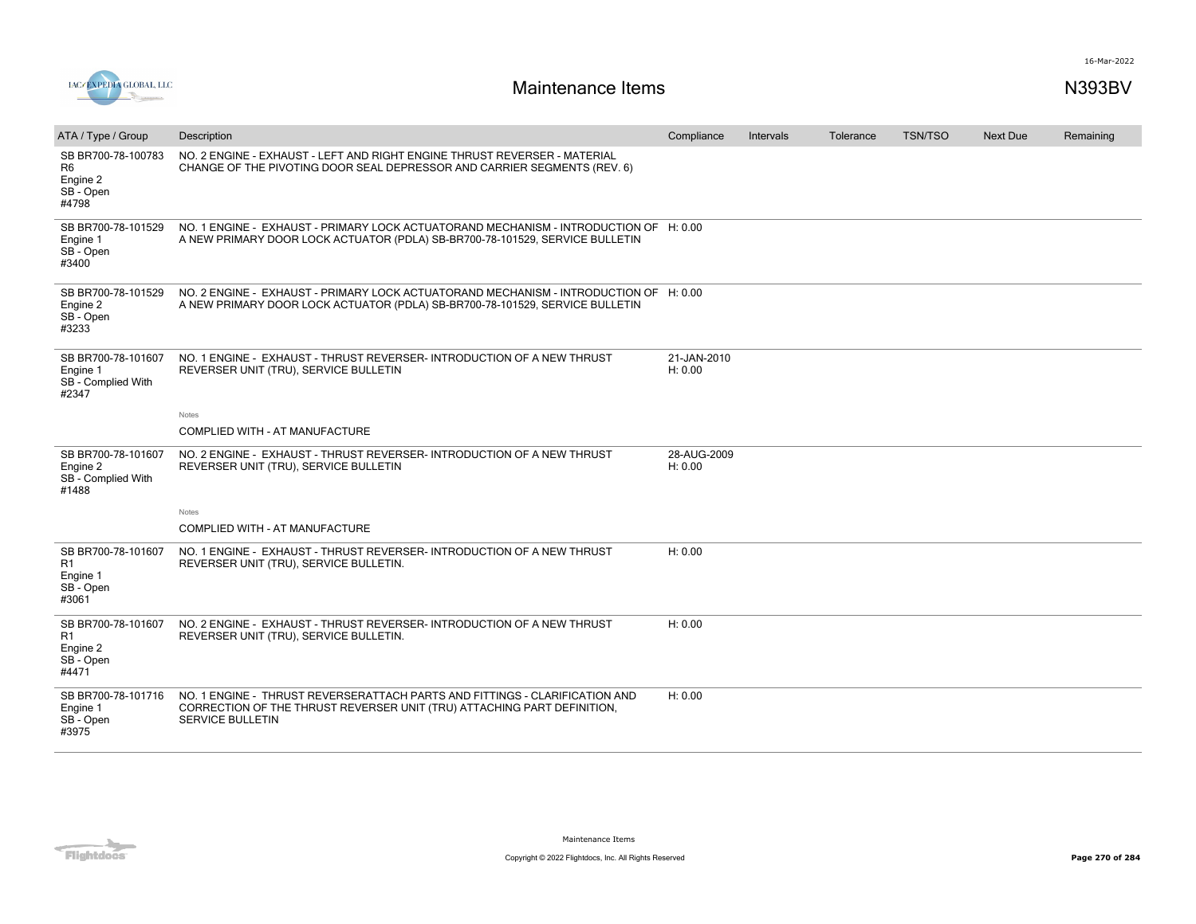# Maintenance Items

N393BV

| ATA / Type / Group | Description | Compliance | Intervals | Tolerance | TSN/TSO | Next Due | Remaining |
|---|---|---|---|---|---|---|---|
| SB BR700-78-100783 R6 Engine 2 SB - Open #4798 | NO. 2 ENGINE - EXHAUST - LEFT AND RIGHT ENGINE THRUST REVERSER - MATERIAL CHANGE OF THE PIVOTING DOOR SEAL DEPRESSOR AND CARRIER SEGMENTS (REV. 6) | | | | | | |
| SB BR700-78-101529 Engine 1 SB - Open #3400 | NO. 1 ENGINE - EXHAUST - PRIMARY LOCK ACTUATORAND MECHANISM - INTRODUCTION OF A NEW PRIMARY DOOR LOCK ACTUATOR (PDLA) SB-BR700-78-101529, SERVICE BULLETIN | H: 0.00 | | | | | |
| SB BR700-78-101529 Engine 2 SB - Open #3233 | NO. 2 ENGINE - EXHAUST - PRIMARY LOCK ACTUATORAND MECHANISM - INTRODUCTION OF A NEW PRIMARY DOOR LOCK ACTUATOR (PDLA) SB-BR700-78-101529, SERVICE BULLETIN | H: 0.00 | | | | | |
| SB BR700-78-101607 Engine 1 SB - Complied With #2347 | NO. 1 ENGINE - EXHAUST - THRUST REVERSER- INTRODUCTION OF A NEW THRUST REVERSER UNIT (TRU), SERVICE BULLETIN<br><br>Notes<br>COMPLIED WITH - AT MANUFACTURE | 21-JAN-2010 H: 0.00 | | | | | |
| SB BR700-78-101607 Engine 2 SB - Complied With #1488 | NO. 2 ENGINE - EXHAUST - THRUST REVERSER- INTRODUCTION OF A NEW THRUST REVERSER UNIT (TRU), SERVICE BULLETIN<br><br>Notes<br>COMPLIED WITH - AT MANUFACTURE | 28-AUG-2009 H: 0.00 | | | | | |
| SB BR700-78-101607 R1 Engine 1 SB - Open #3061 | NO. 1 ENGINE - EXHAUST - THRUST REVERSER- INTRODUCTION OF A NEW THRUST REVERSER UNIT (TRU), SERVICE BULLETIN. | H: 0.00 | | | | | |
| SB BR700-78-101607 R1 Engine 2 SB - Open #4471 | NO. 2 ENGINE - EXHAUST - THRUST REVERSER- INTRODUCTION OF A NEW THRUST REVERSER UNIT (TRU), SERVICE BULLETIN. | H: 0.00 | | | | | |
| SB BR700-78-101716 Engine 1 SB - Open #3975 | NO. 1 ENGINE - THRUST REVERSERATTACH PARTS AND FITTINGS - CLARIFICATION AND CORRECTION OF THE THRUST REVERSER UNIT (TRU) ATTACHING PART DEFINITION, SERVICE BULLETIN | H: 0.00 | | | | | |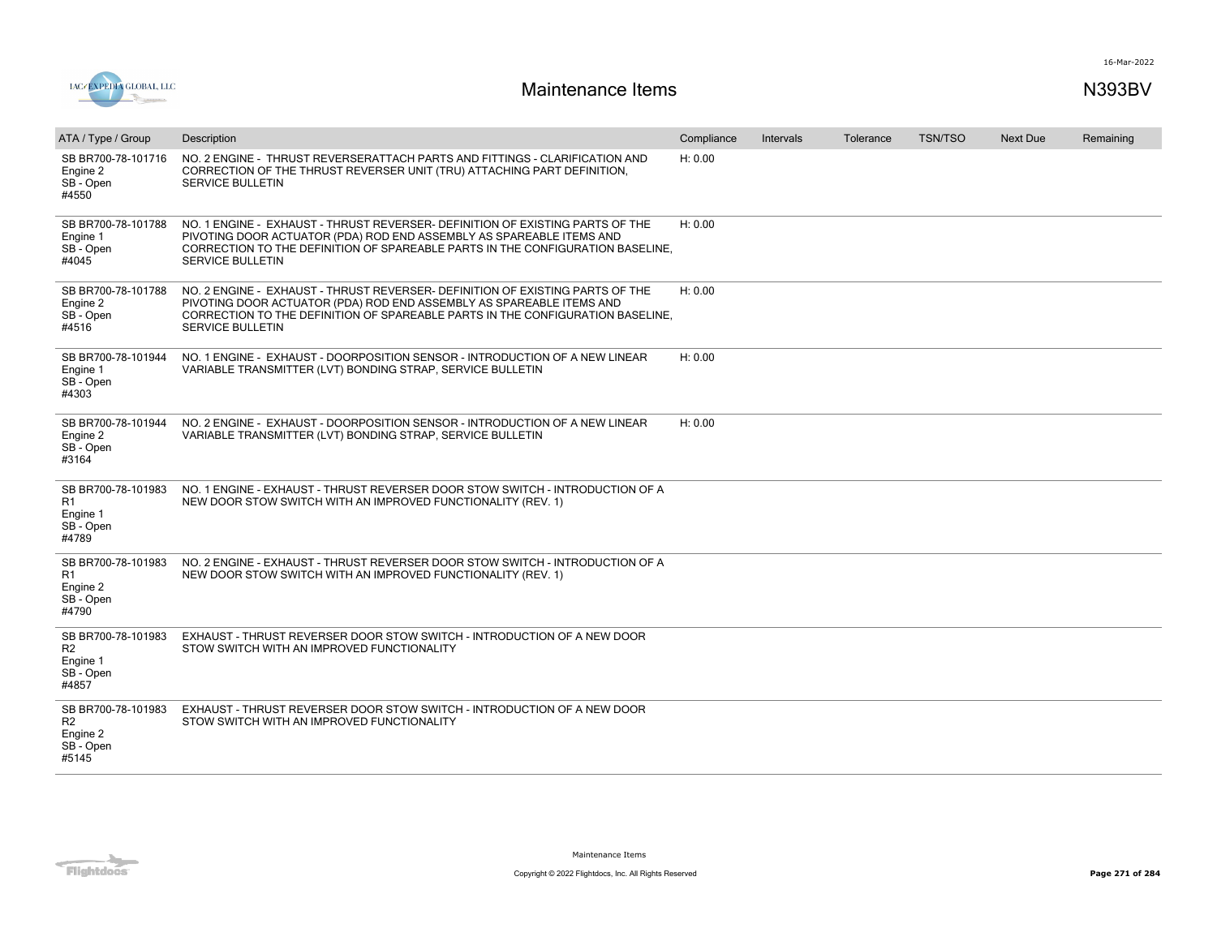# Maintenance Items

N393BV

16-Mar-2022

| ATA / Type / Group | Description | Compliance | Intervals | Tolerance | TSN/TSO | Next Due | Remaining |
|---|---|---|---|---|---|---|---|
| SB BR700-78-101716 Engine 2 SB - Open #4550 | NO. 2 ENGINE - THRUST REVERSERATTACH PARTS AND FITTINGS - CLARIFICATION AND CORRECTION OF THE THRUST REVERSER UNIT (TRU) ATTACHING PART DEFINITION, SERVICE BULLETIN | H: 0.00 | | | | | |
| SB BR700-78-101788 Engine 1 SB - Open #4045 | NO. 1 ENGINE - EXHAUST - THRUST REVERSER- DEFINITION OF EXISTING PARTS OF THE PIVOTING DOOR ACTUATOR (PDA) ROD END ASSEMBLY AS SPAREABLE ITEMS AND CORRECTION TO THE DEFINITION OF SPAREABLE PARTS IN THE CONFIGURATION BASELINE, SERVICE BULLETIN | H: 0.00 | | | | | |
| SB BR700-78-101788 Engine 2 SB - Open #4516 | NO. 2 ENGINE - EXHAUST - THRUST REVERSER- DEFINITION OF EXISTING PARTS OF THE PIVOTING DOOR ACTUATOR (PDA) ROD END ASSEMBLY AS SPAREABLE ITEMS AND CORRECTION TO THE DEFINITION OF SPAREABLE PARTS IN THE CONFIGURATION BASELINE, SERVICE BULLETIN | H: 0.00 | | | | | |
| SB BR700-78-101944 Engine 1 SB - Open #4303 | NO. 1 ENGINE - EXHAUST - DOORPOSITION SENSOR - INTRODUCTION OF A NEW LINEAR VARIABLE TRANSMITTER (LVT) BONDING STRAP, SERVICE BULLETIN | H: 0.00 | | | | | |
| SB BR700-78-101944 Engine 2 SB - Open #3164 | NO. 2 ENGINE - EXHAUST - DOORPOSITION SENSOR - INTRODUCTION OF A NEW LINEAR VARIABLE TRANSMITTER (LVT) BONDING STRAP, SERVICE BULLETIN | H: 0.00 | | | | | |
| SB BR700-78-101983 R1 Engine 1 SB - Open #4789 | NO. 1 ENGINE - EXHAUST - THRUST REVERSER DOOR STOW SWITCH - INTRODUCTION OF A NEW DOOR STOW SWITCH WITH AN IMPROVED FUNCTIONALITY (REV. 1) | | | | | | |
| SB BR700-78-101983 R1 Engine 2 SB - Open #4790 | NO. 2 ENGINE - EXHAUST - THRUST REVERSER DOOR STOW SWITCH - INTRODUCTION OF A NEW DOOR STOW SWITCH WITH AN IMPROVED FUNCTIONALITY (REV. 1) | | | | | | |
| SB BR700-78-101983 R2 Engine 1 SB - Open #4857 | EXHAUST - THRUST REVERSER DOOR STOW SWITCH - INTRODUCTION OF A NEW DOOR STOW SWITCH WITH AN IMPROVED FUNCTIONALITY | | | | | | |
| SB BR700-78-101983 R2 Engine 2 SB - Open #5145 | EXHAUST - THRUST REVERSER DOOR STOW SWITCH - INTRODUCTION OF A NEW DOOR STOW SWITCH WITH AN IMPROVED FUNCTIONALITY | | | | | | |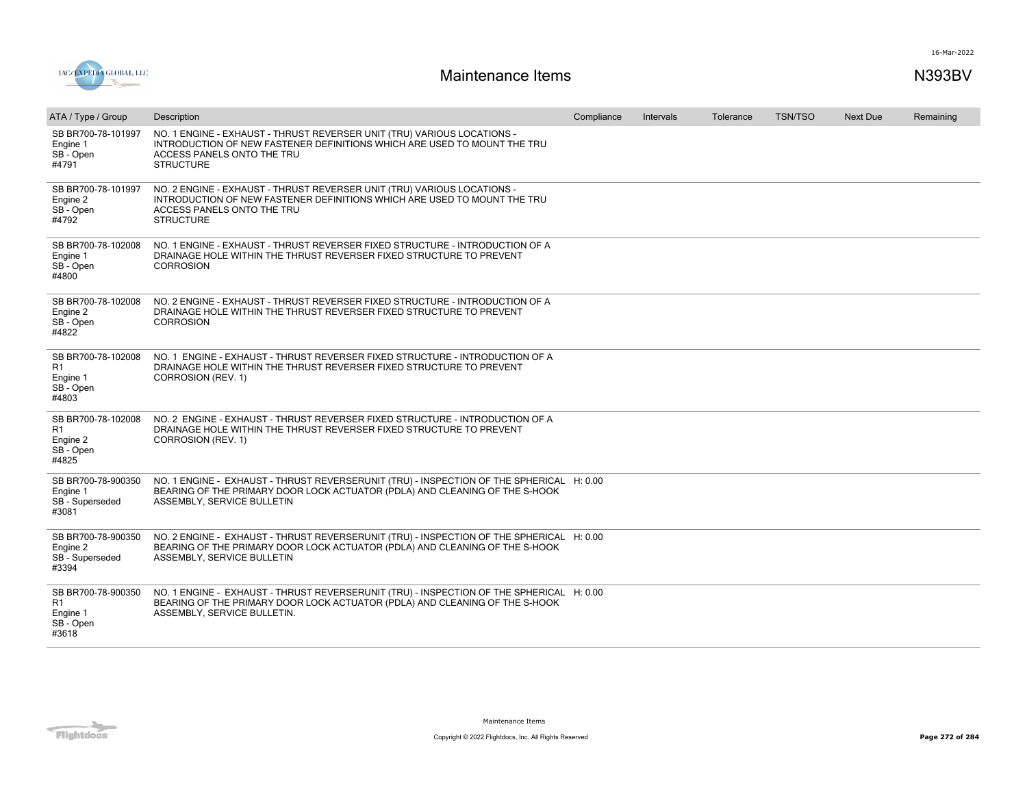| ATA / Type / Group | Description | Compliance | Intervals | Tolerance | TSN/TSO | Next Due | Remaining |
|---|---|---|---|---|---|---|---|
| SB BR700-78-101997<br>Engine 1<br>SB - Open<br>#4791 | NO. 1 ENGINE - EXHAUST - THRUST REVERSER UNIT (TRU) VARIOUS LOCATIONS - INTRODUCTION OF NEW FASTENER DEFINITIONS WHICH ARE USED TO MOUNT THE TRU ACCESS PANELS ONTO THE TRU STRUCTURE | | | | | | |
| SB BR700-78-101997<br>Engine 2<br>SB - Open<br>#4792 | NO. 2 ENGINE - EXHAUST - THRUST REVERSER UNIT (TRU) VARIOUS LOCATIONS - INTRODUCTION OF NEW FASTENER DEFINITIONS WHICH ARE USED TO MOUNT THE TRU ACCESS PANELS ONTO THE TRU STRUCTURE | | | | | | |
| SB BR700-78-102008<br>Engine 1<br>SB - Open<br>#4800 | NO. 1 ENGINE - EXHAUST - THRUST REVERSER FIXED STRUCTURE - INTRODUCTION OF A DRAINAGE HOLE WITHIN THE THRUST REVERSER FIXED STRUCTURE TO PREVENT CORROSION | | | | | | |
| SB BR700-78-102008<br>Engine 2<br>SB - Open<br>#4822 | NO. 2 ENGINE - EXHAUST - THRUST REVERSER FIXED STRUCTURE - INTRODUCTION OF A DRAINAGE HOLE WITHIN THE THRUST REVERSER FIXED STRUCTURE TO PREVENT CORROSION | | | | | | |
| SB BR700-78-102008 R1<br>Engine 1<br>SB - Open<br>#4803 | NO. 1 ENGINE - EXHAUST - THRUST REVERSER FIXED STRUCTURE - INTRODUCTION OF A DRAINAGE HOLE WITHIN THE THRUST REVERSER FIXED STRUCTURE TO PREVENT CORROSION (REV. 1) | | | | | | |
| SB BR700-78-102008 R1<br>Engine 2<br>SB - Open<br>#4825 | NO. 2 ENGINE - EXHAUST - THRUST REVERSER FIXED STRUCTURE - INTRODUCTION OF A DRAINAGE HOLE WITHIN THE THRUST REVERSER FIXED STRUCTURE TO PREVENT CORROSION (REV. 1) | | | | | | |
| SB BR700-78-900350<br>Engine 1<br>SB - Superseded<br>#3081 | NO. 1 ENGINE - EXHAUST - THRUST REVERSERUNIT (TRU) - INSPECTION OF THE SPHERICAL BEARING OF THE PRIMARY DOOR LOCK ACTUATOR (PDLA) AND CLEANING OF THE S-HOOK ASSEMBLY, SERVICE BULLETIN | H: 0.00 | | | | | |
| SB BR700-78-900350<br>Engine 2<br>SB - Superseded<br>#3394 | NO. 2 ENGINE - EXHAUST - THRUST REVERSERUNIT (TRU) - INSPECTION OF THE SPHERICAL BEARING OF THE PRIMARY DOOR LOCK ACTUATOR (PDLA) AND CLEANING OF THE S-HOOK ASSEMBLY, SERVICE BULLETIN | H: 0.00 | | | | | |
| SB BR700-78-900350 R1<br>Engine 1<br>SB - Open<br>#3618 | NO. 1 ENGINE - EXHAUST - THRUST REVERSERUNIT (TRU) - INSPECTION OF THE SPHERICAL BEARING OF THE PRIMARY DOOR LOCK ACTUATOR (PDLA) AND CLEANING OF THE S-HOOK ASSEMBLY, SERVICE BULLETIN. | H: 0.00 | | | | | |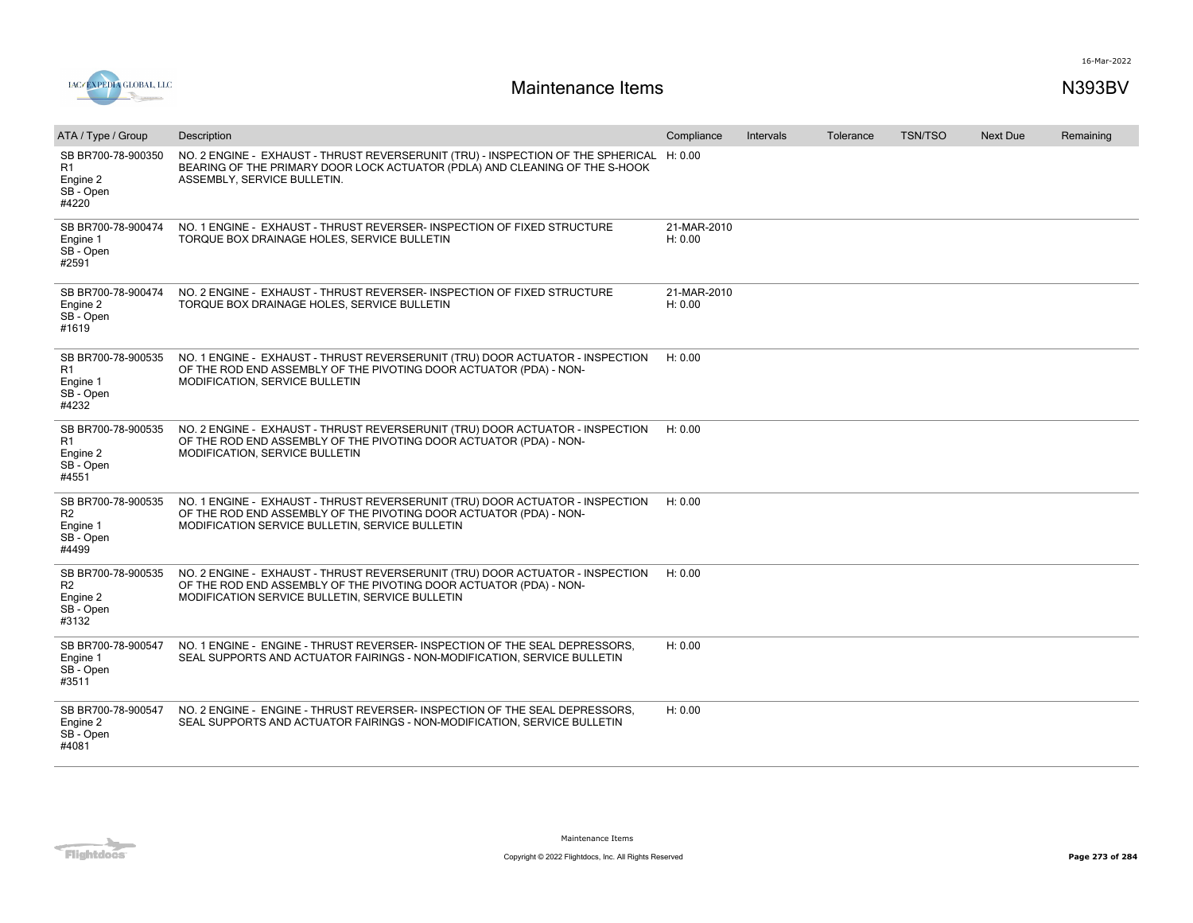## Maintenance Items

N393BV

| ATA / Type / Group | Description | Compliance | Intervals | Tolerance | TSN/TSO | Next Due | Remaining |
|---|---|---|---|---|---|---|---|
| SB BR700-78-900350 R1 Engine 2 SB - Open #4220 | NO. 2 ENGINE - EXHAUST - THRUST REVERSERUNIT (TRU) - INSPECTION OF THE SPHERICAL BEARING OF THE PRIMARY DOOR LOCK ACTUATOR (PDLA) AND CLEANING OF THE S-HOOK ASSEMBLY, SERVICE BULLETIN. | H: 0.00 | | | | | |
| SB BR700-78-900474 Engine 1 SB - Open #2591 | NO. 1 ENGINE - EXHAUST - THRUST REVERSER- INSPECTION OF FIXED STRUCTURE TORQUE BOX DRAINAGE HOLES, SERVICE BULLETIN | 21-MAR-2010 H: 0.00 | | | | | |
| SB BR700-78-900474 Engine 2 SB - Open #1619 | NO. 2 ENGINE - EXHAUST - THRUST REVERSER- INSPECTION OF FIXED STRUCTURE TORQUE BOX DRAINAGE HOLES, SERVICE BULLETIN | 21-MAR-2010 H: 0.00 | | | | | |
| SB BR700-78-900535 R1 Engine 1 SB - Open #4232 | NO. 1 ENGINE - EXHAUST - THRUST REVERSERUNIT (TRU) DOOR ACTUATOR - INSPECTION OF THE ROD END ASSEMBLY OF THE PIVOTING DOOR ACTUATOR (PDA) - NON-MODIFICATION, SERVICE BULLETIN | H: 0.00 | | | | | |
| SB BR700-78-900535 R1 Engine 2 SB - Open #4551 | NO. 2 ENGINE - EXHAUST - THRUST REVERSERUNIT (TRU) DOOR ACTUATOR - INSPECTION OF THE ROD END ASSEMBLY OF THE PIVOTING DOOR ACTUATOR (PDA) - NON-MODIFICATION, SERVICE BULLETIN | H: 0.00 | | | | | |
| SB BR700-78-900535 R2 Engine 1 SB - Open #4499 | NO. 1 ENGINE - EXHAUST - THRUST REVERSERUNIT (TRU) DOOR ACTUATOR - INSPECTION OF THE ROD END ASSEMBLY OF THE PIVOTING DOOR ACTUATOR (PDA) - NON-MODIFICATION SERVICE BULLETIN, SERVICE BULLETIN | H: 0.00 | | | | | |
| SB BR700-78-900535 R2 Engine 2 SB - Open #3132 | NO. 2 ENGINE - EXHAUST - THRUST REVERSERUNIT (TRU) DOOR ACTUATOR - INSPECTION OF THE ROD END ASSEMBLY OF THE PIVOTING DOOR ACTUATOR (PDA) - NON-MODIFICATION SERVICE BULLETIN, SERVICE BULLETIN | H: 0.00 | | | | | |
| SB BR700-78-900547 Engine 1 SB - Open #3511 | NO. 1 ENGINE - ENGINE - THRUST REVERSER- INSPECTION OF THE SEAL DEPRESSORS, SEAL SUPPORTS AND ACTUATOR FAIRINGS - NON-MODIFICATION, SERVICE BULLETIN | H: 0.00 | | | | | |
| SB BR700-78-900547 Engine 2 SB - Open #4081 | NO. 2 ENGINE - ENGINE - THRUST REVERSER- INSPECTION OF THE SEAL DEPRESSORS, SEAL SUPPORTS AND ACTUATOR FAIRINGS - NON-MODIFICATION, SERVICE BULLETIN | H: 0.00 | | | | | |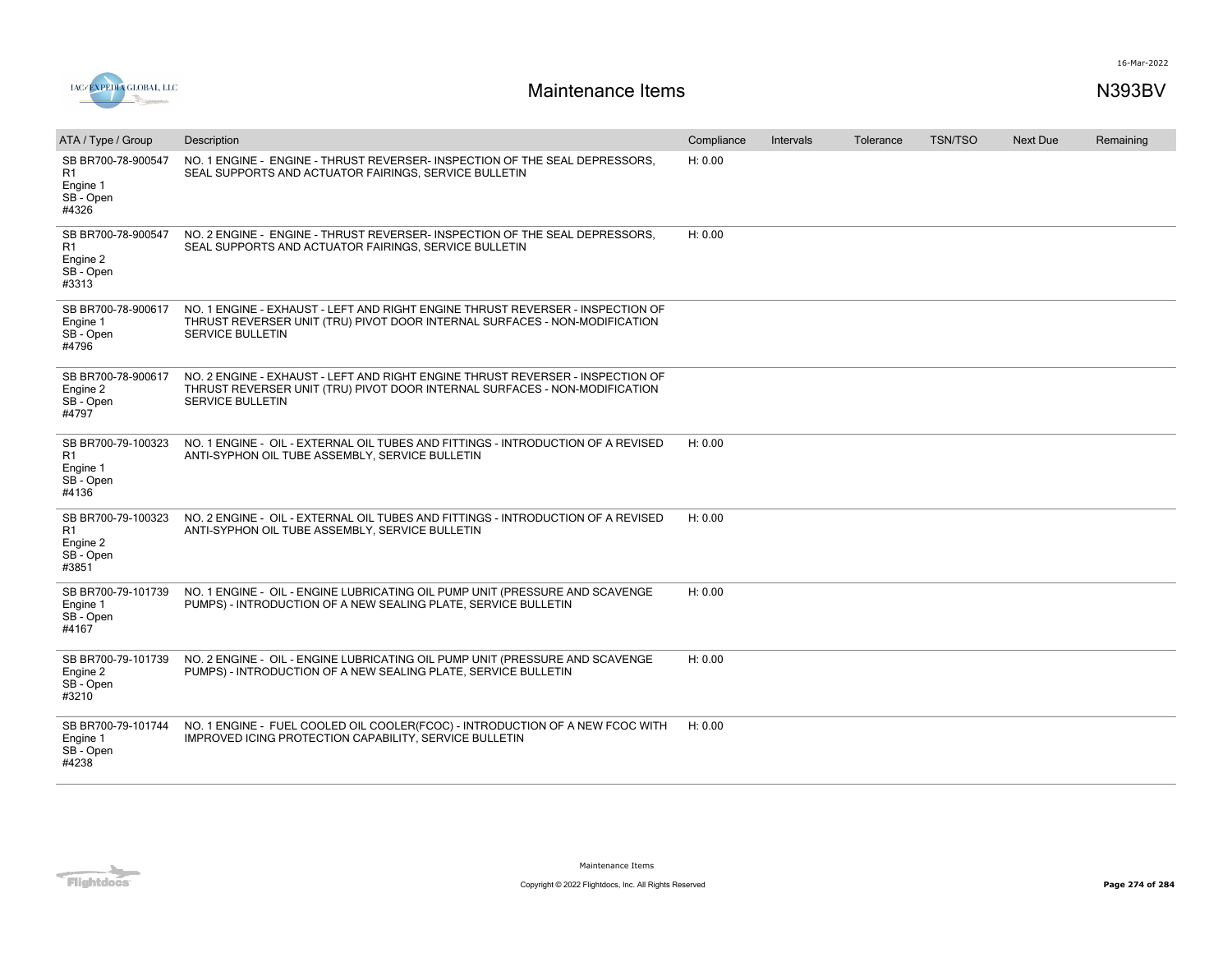# Maintenance Items

N393BV

| ATA / Type / Group | Description | Compliance | Intervals | Tolerance | TSN/TSO | Next Due | Remaining |
|---|---|---|---|---|---|---|---|
| SB BR700-78-900547 R1<br>Engine 1<br>SB - Open<br>#4326 | NO. 1 ENGINE - ENGINE - THRUST REVERSER- INSPECTION OF THE SEAL DEPRESSORS, SEAL SUPPORTS AND ACTUATOR FAIRINGS, SERVICE BULLETIN | H: 0.00 | | | | | |
| SB BR700-78-900547 R1<br>Engine 2<br>SB - Open<br>#3313 | NO. 2 ENGINE - ENGINE - THRUST REVERSER- INSPECTION OF THE SEAL DEPRESSORS, SEAL SUPPORTS AND ACTUATOR FAIRINGS, SERVICE BULLETIN | H: 0.00 | | | | | |
| SB BR700-78-900617<br>Engine 1<br>SB - Open<br>#4796 | NO. 1 ENGINE - EXHAUST - LEFT AND RIGHT ENGINE THRUST REVERSER - INSPECTION OF THRUST REVERSER UNIT (TRU) PIVOT DOOR INTERNAL SURFACES - NON-MODIFICATION SERVICE BULLETIN | | | | | | |
| SB BR700-78-900617<br>Engine 2<br>SB - Open<br>#4797 | NO. 2 ENGINE - EXHAUST - LEFT AND RIGHT ENGINE THRUST REVERSER - INSPECTION OF THRUST REVERSER UNIT (TRU) PIVOT DOOR INTERNAL SURFACES - NON-MODIFICATION SERVICE BULLETIN | | | | | | |
| SB BR700-79-100323 R1<br>Engine 1<br>SB - Open<br>#4136 | NO. 1 ENGINE - OIL - EXTERNAL OIL TUBES AND FITTINGS - INTRODUCTION OF A REVISED ANTI-SYPHON OIL TUBE ASSEMBLY, SERVICE BULLETIN | H: 0.00 | | | | | |
| SB BR700-79-100323 R1<br>Engine 2<br>SB - Open<br>#3851 | NO. 2 ENGINE - OIL - EXTERNAL OIL TUBES AND FITTINGS - INTRODUCTION OF A REVISED ANTI-SYPHON OIL TUBE ASSEMBLY, SERVICE BULLETIN | H: 0.00 | | | | | |
| SB BR700-79-101739<br>Engine 1<br>SB - Open<br>#4167 | NO. 1 ENGINE - OIL - ENGINE LUBRICATING OIL PUMP UNIT (PRESSURE AND SCAVENGE PUMPS) - INTRODUCTION OF A NEW SEALING PLATE, SERVICE BULLETIN | H: 0.00 | | | | | |
| SB BR700-79-101739<br>Engine 2<br>SB - Open<br>#3210 | NO. 2 ENGINE - OIL - ENGINE LUBRICATING OIL PUMP UNIT (PRESSURE AND SCAVENGE PUMPS) - INTRODUCTION OF A NEW SEALING PLATE, SERVICE BULLETIN | H: 0.00 | | | | | |
| SB BR700-79-101744<br>Engine 1<br>SB - Open<br>#4238 | NO. 1 ENGINE - FUEL COOLED OIL COOLER(FCOC) - INTRODUCTION OF A NEW FCOC WITH IMPROVED ICING PROTECTION CAPABILITY, SERVICE BULLETIN | H: 0.00 | | | | | |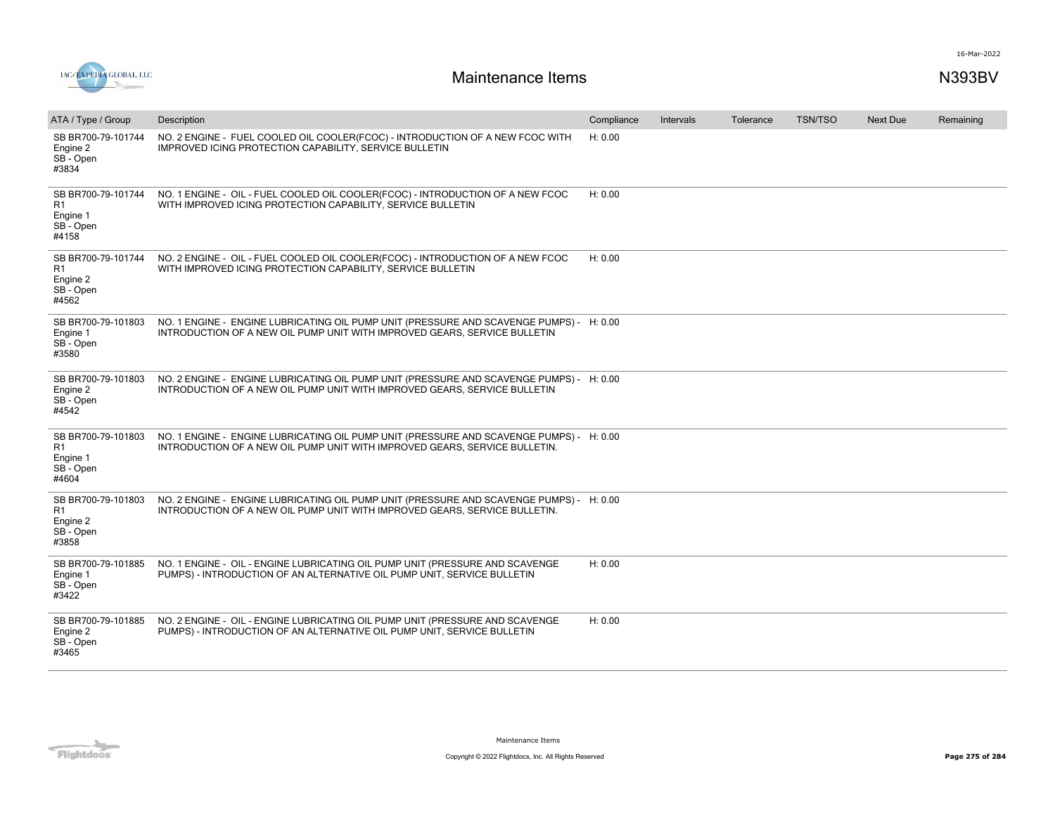# Maintenance Items

N393BV

| ATA / Type / Group | Description | Compliance | Intervals | Tolerance | TSN/TSO | Next Due | Remaining |
|---|---|---|---|---|---|---|---|
| SB BR700-79-101744 Engine 2 SB - Open #3834 | NO. 2 ENGINE - FUEL COOLED OIL COOLER(FCOC) - INTRODUCTION OF A NEW FCOC WITH IMPROVED ICING PROTECTION CAPABILITY, SERVICE BULLETIN | H: 0.00 | | | | | |
| SB BR700-79-101744 R1 Engine 1 SB - Open #4158 | NO. 1 ENGINE - OIL - FUEL COOLED OIL COOLER(FCOC) - INTRODUCTION OF A NEW FCOC WITH IMPROVED ICING PROTECTION CAPABILITY, SERVICE BULLETIN | H: 0.00 | | | | | |
| SB BR700-79-101744 R1 Engine 2 SB - Open #4562 | NO. 2 ENGINE - OIL - FUEL COOLED OIL COOLER(FCOC) - INTRODUCTION OF A NEW FCOC WITH IMPROVED ICING PROTECTION CAPABILITY, SERVICE BULLETIN | H: 0.00 | | | | | |
| SB BR700-79-101803 Engine 1 SB - Open #3580 | NO. 1 ENGINE - ENGINE LUBRICATING OIL PUMP UNIT (PRESSURE AND SCAVENGE PUMPS) - INTRODUCTION OF A NEW OIL PUMP UNIT WITH IMPROVED GEARS, SERVICE BULLETIN | H: 0.00 | | | | | |
| SB BR700-79-101803 Engine 2 SB - Open #4542 | NO. 2 ENGINE - ENGINE LUBRICATING OIL PUMP UNIT (PRESSURE AND SCAVENGE PUMPS) - INTRODUCTION OF A NEW OIL PUMP UNIT WITH IMPROVED GEARS, SERVICE BULLETIN | H: 0.00 | | | | | |
| SB BR700-79-101803 R1 Engine 1 SB - Open #4604 | NO. 1 ENGINE - ENGINE LUBRICATING OIL PUMP UNIT (PRESSURE AND SCAVENGE PUMPS) - INTRODUCTION OF A NEW OIL PUMP UNIT WITH IMPROVED GEARS, SERVICE BULLETIN. | H: 0.00 | | | | | |
| SB BR700-79-101803 R1 Engine 2 SB - Open #3858 | NO. 2 ENGINE - ENGINE LUBRICATING OIL PUMP UNIT (PRESSURE AND SCAVENGE PUMPS) - INTRODUCTION OF A NEW OIL PUMP UNIT WITH IMPROVED GEARS, SERVICE BULLETIN. | H: 0.00 | | | | | |
| SB BR700-79-101885 Engine 1 SB - Open #3422 | NO. 1 ENGINE - OIL - ENGINE LUBRICATING OIL PUMP UNIT (PRESSURE AND SCAVENGE PUMPS) - INTRODUCTION OF AN ALTERNATIVE OIL PUMP UNIT, SERVICE BULLETIN | H: 0.00 | | | | | |
| SB BR700-79-101885 Engine 2 SB - Open #3465 | NO. 2 ENGINE - OIL - ENGINE LUBRICATING OIL PUMP UNIT (PRESSURE AND SCAVENGE PUMPS) - INTRODUCTION OF AN ALTERNATIVE OIL PUMP UNIT, SERVICE BULLETIN | H: 0.00 | | | | | |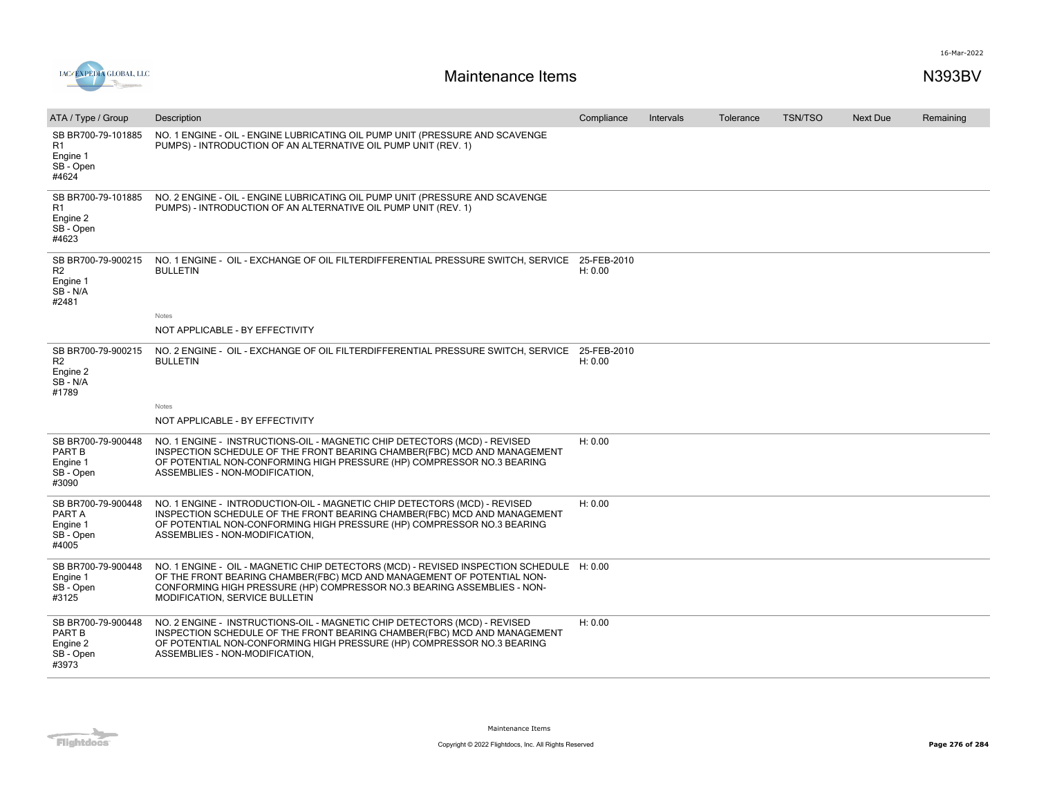# Maintenance Items

N393BV

| ATA / Type / Group | Description | Compliance | Intervals | Tolerance | TSN/TSO | Next Due | Remaining |
|---|---|---|---|---|---|---|---|
| SB BR700-79-101885 R1 Engine 1 SB - Open #4624 | NO. 1 ENGINE - OIL - ENGINE LUBRICATING OIL PUMP UNIT (PRESSURE AND SCAVENGE PUMPS) - INTRODUCTION OF AN ALTERNATIVE OIL PUMP UNIT (REV. 1) | | | | | | |
| SB BR700-79-101885 R1 Engine 2 SB - Open #4623 | NO. 2 ENGINE - OIL - ENGINE LUBRICATING OIL PUMP UNIT (PRESSURE AND SCAVENGE PUMPS) - INTRODUCTION OF AN ALTERNATIVE OIL PUMP UNIT (REV. 1) | | | | | | |
| SB BR700-79-900215 R2 Engine 1 SB - N/A #2481 | NO. 1 ENGINE - OIL - EXCHANGE OF OIL FILTERDIFFERENTIAL PRESSURE SWITCH, SERVICE BULLETIN<br><br>Notes<br>NOT APPLICABLE - BY EFFECTIVITY | 25-FEB-2010 H: 0.00 | | | | | |
| SB BR700-79-900215 R2 Engine 2 SB - N/A #1789 | NO. 2 ENGINE - OIL - EXCHANGE OF OIL FILTERDIFFERENTIAL PRESSURE SWITCH, SERVICE BULLETIN<br><br>Notes<br>NOT APPLICABLE - BY EFFECTIVITY | 25-FEB-2010 H: 0.00 | | | | | |
| SB BR700-79-900448 PART B Engine 1 SB - Open #3090 | NO. 1 ENGINE - INSTRUCTIONS-OIL - MAGNETIC CHIP DETECTORS (MCD) - REVISED INSPECTION SCHEDULE OF THE FRONT BEARING CHAMBER(FBC) MCD AND MANAGEMENT OF POTENTIAL NON-CONFORMING HIGH PRESSURE (HP) COMPRESSOR NO.3 BEARING ASSEMBLIES - NON-MODIFICATION, | H: 0.00 | | | | | |
| SB BR700-79-900448 PART A Engine 1 SB - Open #4005 | NO. 1 ENGINE - INTRODUCTION-OIL - MAGNETIC CHIP DETECTORS (MCD) - REVISED INSPECTION SCHEDULE OF THE FRONT BEARING CHAMBER(FBC) MCD AND MANAGEMENT OF POTENTIAL NON-CONFORMING HIGH PRESSURE (HP) COMPRESSOR NO.3 BEARING ASSEMBLIES - NON-MODIFICATION, | H: 0.00 | | | | | |
| SB BR700-79-900448 Engine 1 SB - Open #3125 | NO. 1 ENGINE - OIL - MAGNETIC CHIP DETECTORS (MCD) - REVISED INSPECTION SCHEDULE OF THE FRONT BEARING CHAMBER(FBC) MCD AND MANAGEMENT OF POTENTIAL NON-CONFORMING HIGH PRESSURE (HP) COMPRESSOR NO.3 BEARING ASSEMBLIES - NON-MODIFICATION, SERVICE BULLETIN | H: 0.00 | | | | | |
| SB BR700-79-900448 PART B Engine 2 SB - Open #3973 | NO. 2 ENGINE - INSTRUCTIONS-OIL - MAGNETIC CHIP DETECTORS (MCD) - REVISED INSPECTION SCHEDULE OF THE FRONT BEARING CHAMBER(FBC) MCD AND MANAGEMENT OF POTENTIAL NON-CONFORMING HIGH PRESSURE (HP) COMPRESSOR NO.3 BEARING ASSEMBLIES - NON-MODIFICATION, | H: 0.00 | | | | | |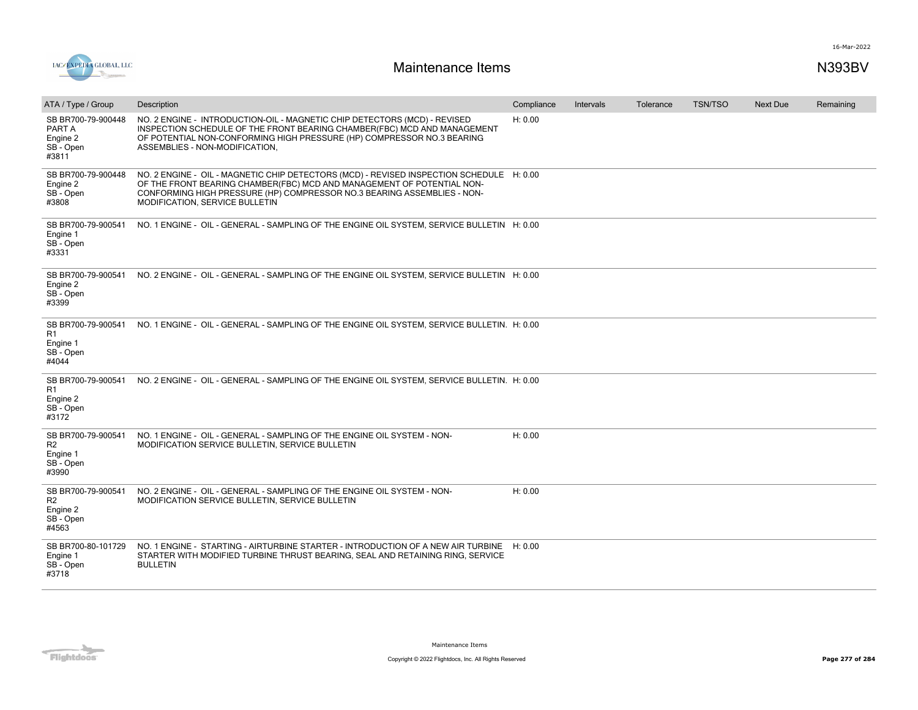# Maintenance Items

N393BV

| ATA / Type / Group | Description | Compliance | Intervals | Tolerance | TSN/TSO | Next Due | Remaining |
|---|---|---|---|---|---|---|---|
| SB BR700-79-900448 PART A Engine 2 SB - Open #3811 | NO. 2 ENGINE - INTRODUCTION-OIL - MAGNETIC CHIP DETECTORS (MCD) - REVISED INSPECTION SCHEDULE OF THE FRONT BEARING CHAMBER(FBC) MCD AND MANAGEMENT OF POTENTIAL NON-CONFORMING HIGH PRESSURE (HP) COMPRESSOR NO.3 BEARING ASSEMBLIES - NON-MODIFICATION, | H: 0.00 | | | | | |
| SB BR700-79-900448 Engine 2 SB - Open #3808 | NO. 2 ENGINE - OIL - MAGNETIC CHIP DETECTORS (MCD) - REVISED INSPECTION SCHEDULE OF THE FRONT BEARING CHAMBER(FBC) MCD AND MANAGEMENT OF POTENTIAL NON-CONFORMING HIGH PRESSURE (HP) COMPRESSOR NO.3 BEARING ASSEMBLIES - NON-MODIFICATION, SERVICE BULLETIN | H: 0.00 | | | | | |
| SB BR700-79-900541 Engine 1 SB - Open #3331 | NO. 1 ENGINE - OIL - GENERAL - SAMPLING OF THE ENGINE OIL SYSTEM, SERVICE BULLETIN | H: 0.00 | | | | | |
| SB BR700-79-900541 Engine 2 SB - Open #3399 | NO. 2 ENGINE - OIL - GENERAL - SAMPLING OF THE ENGINE OIL SYSTEM, SERVICE BULLETIN | H: 0.00 | | | | | |
| SB BR700-79-900541 R1 Engine 1 SB - Open #4044 | NO. 1 ENGINE - OIL - GENERAL - SAMPLING OF THE ENGINE OIL SYSTEM, SERVICE BULLETIN. | H: 0.00 | | | | | |
| SB BR700-79-900541 R1 Engine 2 SB - Open #3172 | NO. 2 ENGINE - OIL - GENERAL - SAMPLING OF THE ENGINE OIL SYSTEM, SERVICE BULLETIN. | H: 0.00 | | | | | |
| SB BR700-79-900541 R2 Engine 1 SB - Open #3990 | NO. 1 ENGINE - OIL - GENERAL - SAMPLING OF THE ENGINE OIL SYSTEM - NON-MODIFICATION SERVICE BULLETIN, SERVICE BULLETIN | H: 0.00 | | | | | |
| SB BR700-79-900541 R2 Engine 2 SB - Open #4563 | NO. 2 ENGINE - OIL - GENERAL - SAMPLING OF THE ENGINE OIL SYSTEM - NON-MODIFICATION SERVICE BULLETIN, SERVICE BULLETIN | H: 0.00 | | | | | |
| SB BR700-80-101729 Engine 1 SB - Open #3718 | NO. 1 ENGINE - STARTING - AIRTURBINE STARTER - INTRODUCTION OF A NEW AIR TURBINE STARTER WITH MODIFIED TURBINE THRUST BEARING, SEAL AND RETAINING RING, SERVICE BULLETIN | H: 0.00 | | | | | |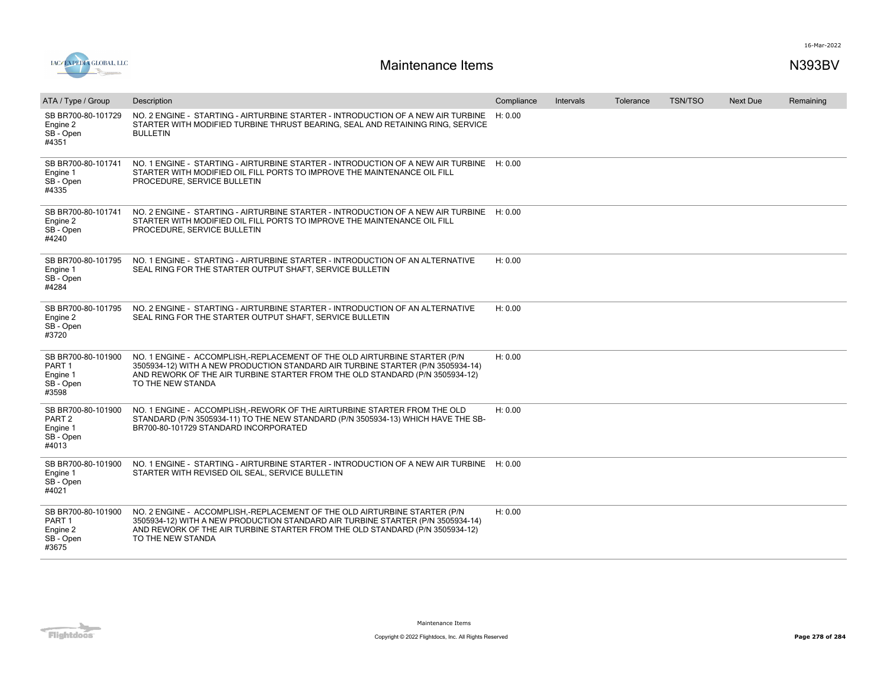# Maintenance Items

N393BV

| ATA / Type / Group | Description | Compliance | Intervals | Tolerance | TSN/TSO | Next Due | Remaining |
|---|---|---|---|---|---|---|---|
| SB BR700-80-101729 Engine 2 SB - Open #4351 | NO. 2 ENGINE - STARTING - AIRTURBINE STARTER - INTRODUCTION OF A NEW AIR TURBINE STARTER WITH MODIFIED TURBINE THRUST BEARING, SEAL AND RETAINING RING, SERVICE BULLETIN | H: 0.00 | | | | | |
| SB BR700-80-101741 Engine 1 SB - Open #4335 | NO. 1 ENGINE - STARTING - AIRTURBINE STARTER - INTRODUCTION OF A NEW AIR TURBINE STARTER WITH MODIFIED OIL FILL PORTS TO IMPROVE THE MAINTENANCE OIL FILL PROCEDURE, SERVICE BULLETIN | H: 0.00 | | | | | |
| SB BR700-80-101741 Engine 2 SB - Open #4240 | NO. 2 ENGINE - STARTING - AIRTURBINE STARTER - INTRODUCTION OF A NEW AIR TURBINE STARTER WITH MODIFIED OIL FILL PORTS TO IMPROVE THE MAINTENANCE OIL FILL PROCEDURE, SERVICE BULLETIN | H: 0.00 | | | | | |
| SB BR700-80-101795 Engine 1 SB - Open #4284 | NO. 1 ENGINE - STARTING - AIRTURBINE STARTER - INTRODUCTION OF AN ALTERNATIVE SEAL RING FOR THE STARTER OUTPUT SHAFT, SERVICE BULLETIN | H: 0.00 | | | | | |
| SB BR700-80-101795 Engine 2 SB - Open #3720 | NO. 2 ENGINE - STARTING - AIRTURBINE STARTER - INTRODUCTION OF AN ALTERNATIVE SEAL RING FOR THE STARTER OUTPUT SHAFT, SERVICE BULLETIN | H: 0.00 | | | | | |
| SB BR700-80-101900 PART 1 Engine 1 SB - Open #3598 | NO. 1 ENGINE - ACCOMPLISH,-REPLACEMENT OF THE OLD AIRTURBINE STARTER (P/N 3505934-12) WITH A NEW PRODUCTION STANDARD AIR TURBINE STARTER (P/N 3505934-14) AND REWORK OF THE AIR TURBINE STARTER FROM THE OLD STANDARD (P/N 3505934-12) TO THE NEW STANDA | H: 0.00 | | | | | |
| SB BR700-80-101900 PART 2 Engine 1 SB - Open #4013 | NO. 1 ENGINE - ACCOMPLISH,-REWORK OF THE AIRTURBINE STARTER FROM THE OLD STANDARD (P/N 3505934-11) TO THE NEW STANDARD (P/N 3505934-13) WHICH HAVE THE SB-BR700-80-101729 STANDARD INCORPORATED | H: 0.00 | | | | | |
| SB BR700-80-101900 Engine 1 SB - Open #4021 | NO. 1 ENGINE - STARTING - AIRTURBINE STARTER - INTRODUCTION OF A NEW AIR TURBINE STARTER WITH REVISED OIL SEAL, SERVICE BULLETIN | H: 0.00 | | | | | |
| SB BR700-80-101900 PART 1 Engine 2 SB - Open #3675 | NO. 2 ENGINE - ACCOMPLISH,-REPLACEMENT OF THE OLD AIRTURBINE STARTER (P/N 3505934-12) WITH A NEW PRODUCTION STANDARD AIR TURBINE STARTER (P/N 3505934-14) AND REWORK OF THE AIR TURBINE STARTER FROM THE OLD STANDARD (P/N 3505934-12) TO THE NEW STANDA | H: 0.00 | | | | | |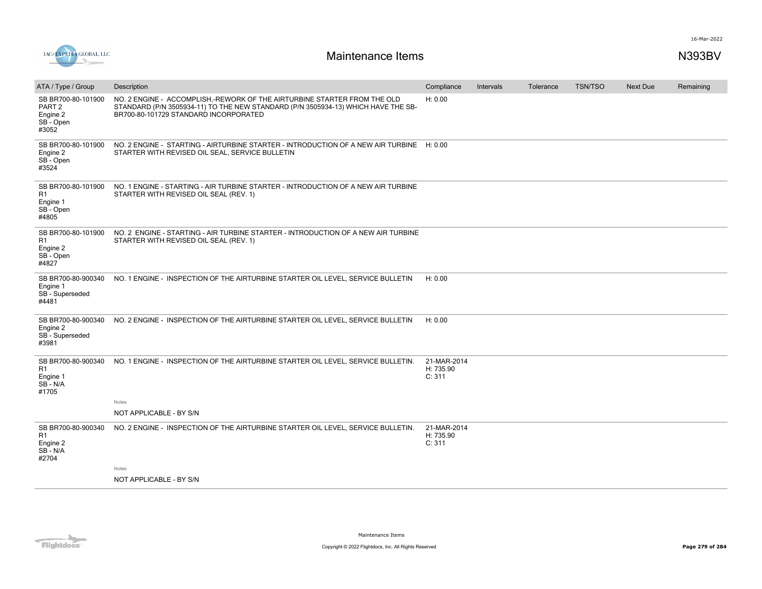# Maintenance Items

N393BV

| ATA / Type / Group | Description | Compliance | Intervals | Tolerance | TSN/TSO | Next Due | Remaining |
|---|---|---|---|---|---|---|---|
| SB BR700-80-101900 PART 2 Engine 2 SB - Open #3052 | NO. 2 ENGINE - ACCOMPLISH,-REWORK OF THE AIRTURBINE STARTER FROM THE OLD STANDARD (P/N 3505934-11) TO THE NEW STANDARD (P/N 3505934-13) WHICH HAVE THE SB-BR700-80-101729 STANDARD INCORPORATED | H: 0.00 | | | | | |
| SB BR700-80-101900 Engine 2 SB - Open #3524 | NO. 2 ENGINE - STARTING - AIRTURBINE STARTER - INTRODUCTION OF A NEW AIR TURBINE STARTER WITH REVISED OIL SEAL, SERVICE BULLETIN | H: 0.00 | | | | | |
| SB BR700-80-101900 R1 Engine 1 SB - Open #4805 | NO. 1 ENGINE - STARTING - AIR TURBINE STARTER - INTRODUCTION OF A NEW AIR TURBINE STARTER WITH REVISED OIL SEAL (REV. 1) | | | | | | |
| SB BR700-80-101900 R1 Engine 2 SB - Open #4827 | NO. 2 ENGINE - STARTING - AIR TURBINE STARTER - INTRODUCTION OF A NEW AIR TURBINE STARTER WITH REVISED OIL SEAL (REV. 1) | | | | | | |
| SB BR700-80-900340 Engine 1 SB - Superseded #4481 | NO. 1 ENGINE - INSPECTION OF THE AIRTURBINE STARTER OIL LEVEL, SERVICE BULLETIN | H: 0.00 | | | | | |
| SB BR700-80-900340 Engine 2 SB - Superseded #3981 | NO. 2 ENGINE - INSPECTION OF THE AIRTURBINE STARTER OIL LEVEL, SERVICE BULLETIN | H: 0.00 | | | | | |
| SB BR700-80-900340 R1 Engine 1 SB - N/A #1705 | NO. 1 ENGINE - INSPECTION OF THE AIRTURBINE STARTER OIL LEVEL, SERVICE BULLETIN. | 21-MAR-2014 H: 735.90 C: 311 | | | | | |
| | Notes<br>NOT APPLICABLE - BY S/N | | | | | | |
| SB BR700-80-900340 R1 Engine 2 SB - N/A #2704 | NO. 2 ENGINE - INSPECTION OF THE AIRTURBINE STARTER OIL LEVEL, SERVICE BULLETIN. | 21-MAR-2014 H: 735.90 C: 311 | | | | | |
| | Notes<br>NOT APPLICABLE - BY S/N | | | | | | |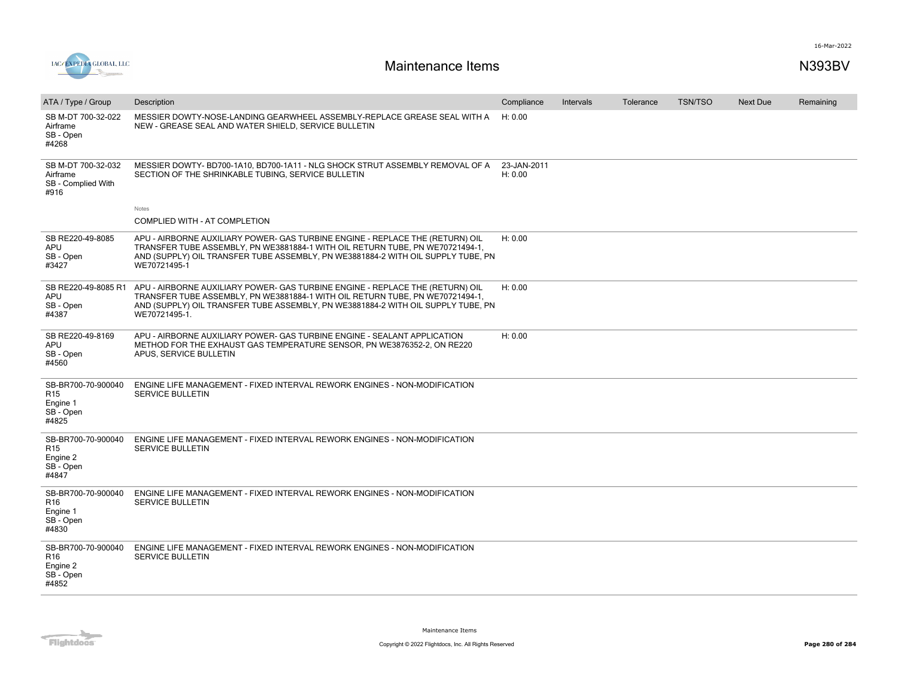# Maintenance Items

N393BV

| ATA / Type / Group | Description | Compliance | Intervals | Tolerance | TSN/TSO | Next Due | Remaining |
|---|---|---|---|---|---|---|---|
| SB M-DT 700-32-022<br>Airframe<br>SB - Open<br>#4268 | MESSIER DOWTY-NOSE-LANDING GEARWHEEL ASSEMBLY-REPLACE GREASE SEAL WITH A NEW - GREASE SEAL AND WATER SHIELD, SERVICE BULLETIN | H: 0.00 | | | | | |
| SB M-DT 700-32-032<br>Airframe<br>SB - Complied With<br>#916 | MESSIER DOWTY- BD700-1A10, BD700-1A11 - NLG SHOCK STRUT ASSEMBLY REMOVAL OF A SECTION OF THE SHRINKABLE TUBING, SERVICE BULLETIN<br><br>Notes<br>COMPLIED WITH - AT COMPLETION | 23-JAN-2011<br>H: 0.00 | | | | | |
| SB RE220-49-8085<br>APU<br>SB - Open<br>#3427 | APU - AIRBORNE AUXILIARY POWER- GAS TURBINE ENGINE - REPLACE THE (RETURN) OIL TRANSFER TUBE ASSEMBLY, PN WE3881884-1 WITH OIL RETURN TUBE, PN WE70721494-1, AND (SUPPLY) OIL TRANSFER TUBE ASSEMBLY, PN WE3881884-2 WITH OIL SUPPLY TUBE, PN WE70721495-1 | H: 0.00 | | | | | |
| SB RE220-49-8085 R1<br>APU<br>SB - Open<br>#4387 | APU - AIRBORNE AUXILIARY POWER- GAS TURBINE ENGINE - REPLACE THE (RETURN) OIL TRANSFER TUBE ASSEMBLY, PN WE3881884-1 WITH OIL RETURN TUBE, PN WE70721494-1, AND (SUPPLY) OIL TRANSFER TUBE ASSEMBLY, PN WE3881884-2 WITH OIL SUPPLY TUBE, PN WE70721495-1. | H: 0.00 | | | | | |
| SB RE220-49-8169<br>APU<br>SB - Open<br>#4560 | APU - AIRBORNE AUXILIARY POWER- GAS TURBINE ENGINE - SEALANT APPLICATION METHOD FOR THE EXHAUST GAS TEMPERATURE SENSOR, PN WE3876352-2, ON RE220 APUS, SERVICE BULLETIN | H: 0.00 | | | | | |
| SB-BR700-70-900040 R15<br>Engine 1<br>SB - Open<br>#4825 | ENGINE LIFE MANAGEMENT - FIXED INTERVAL REWORK ENGINES - NON-MODIFICATION SERVICE BULLETIN | | | | | | |
| SB-BR700-70-900040 R15<br>Engine 2<br>SB - Open<br>#4847 | ENGINE LIFE MANAGEMENT - FIXED INTERVAL REWORK ENGINES - NON-MODIFICATION SERVICE BULLETIN | | | | | | |
| SB-BR700-70-900040 R16<br>Engine 1<br>SB - Open<br>#4830 | ENGINE LIFE MANAGEMENT - FIXED INTERVAL REWORK ENGINES - NON-MODIFICATION SERVICE BULLETIN | | | | | | |
| SB-BR700-70-900040 R16<br>Engine 2<br>SB - Open<br>#4852 | ENGINE LIFE MANAGEMENT - FIXED INTERVAL REWORK ENGINES - NON-MODIFICATION SERVICE BULLETIN | | | | | | |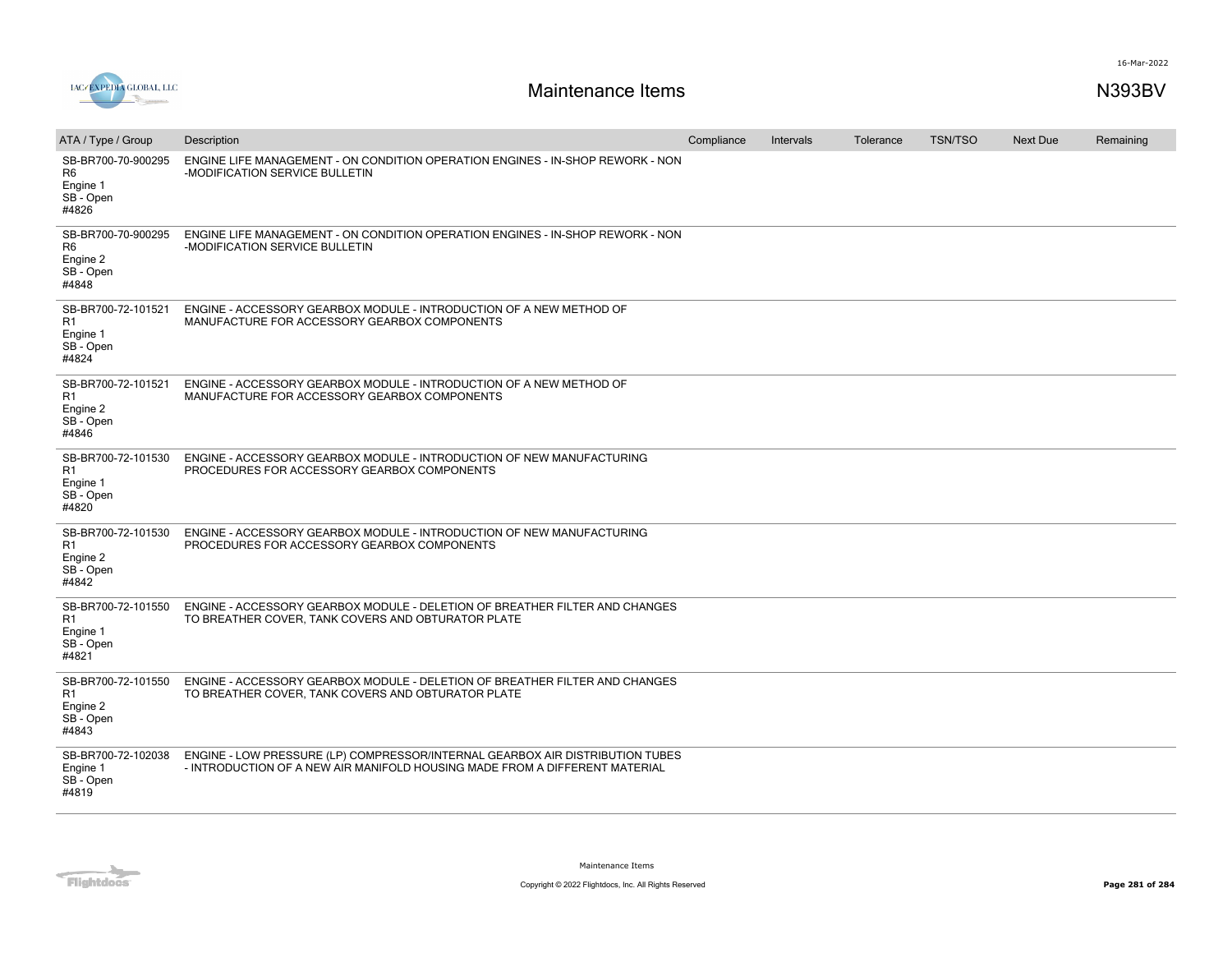# Maintenance Items

N393BV

| ATA / Type / Group | Description | Compliance | Intervals | Tolerance | TSN/TSO | Next Due | Remaining |
|---|---|---|---|---|---|---|---|
| SB-BR700-70-900295 R6 Engine 1 SB - Open #4826 | ENGINE LIFE MANAGEMENT - ON CONDITION OPERATION ENGINES - IN-SHOP REWORK - NON -MODIFICATION SERVICE BULLETIN | | | | | | |
| SB-BR700-70-900295 R6 Engine 2 SB - Open #4848 | ENGINE LIFE MANAGEMENT - ON CONDITION OPERATION ENGINES - IN-SHOP REWORK - NON -MODIFICATION SERVICE BULLETIN | | | | | | |
| SB-BR700-72-101521 R1 Engine 1 SB - Open #4824 | ENGINE - ACCESSORY GEARBOX MODULE - INTRODUCTION OF A NEW METHOD OF MANUFACTURE FOR ACCESSORY GEARBOX COMPONENTS | | | | | | |
| SB-BR700-72-101521 R1 Engine 2 SB - Open #4846 | ENGINE - ACCESSORY GEARBOX MODULE - INTRODUCTION OF A NEW METHOD OF MANUFACTURE FOR ACCESSORY GEARBOX COMPONENTS | | | | | | |
| SB-BR700-72-101530 R1 Engine 1 SB - Open #4820 | ENGINE - ACCESSORY GEARBOX MODULE - INTRODUCTION OF NEW MANUFACTURING PROCEDURES FOR ACCESSORY GEARBOX COMPONENTS | | | | | | |
| SB-BR700-72-101530 R1 Engine 2 SB - Open #4842 | ENGINE - ACCESSORY GEARBOX MODULE - INTRODUCTION OF NEW MANUFACTURING PROCEDURES FOR ACCESSORY GEARBOX COMPONENTS | | | | | | |
| SB-BR700-72-101550 R1 Engine 1 SB - Open #4821 | ENGINE - ACCESSORY GEARBOX MODULE - DELETION OF BREATHER FILTER AND CHANGES TO BREATHER COVER, TANK COVERS AND OBTURATOR PLATE | | | | | | |
| SB-BR700-72-101550 R1 Engine 2 SB - Open #4843 | ENGINE - ACCESSORY GEARBOX MODULE - DELETION OF BREATHER FILTER AND CHANGES TO BREATHER COVER, TANK COVERS AND OBTURATOR PLATE | | | | | | |
| SB-BR700-72-102038 Engine 1 SB - Open #4819 | ENGINE - LOW PRESSURE (LP) COMPRESSOR/INTERNAL GEARBOX AIR DISTRIBUTION TUBES - INTRODUCTION OF A NEW AIR MANIFOLD HOUSING MADE FROM A DIFFERENT MATERIAL | | | | | | |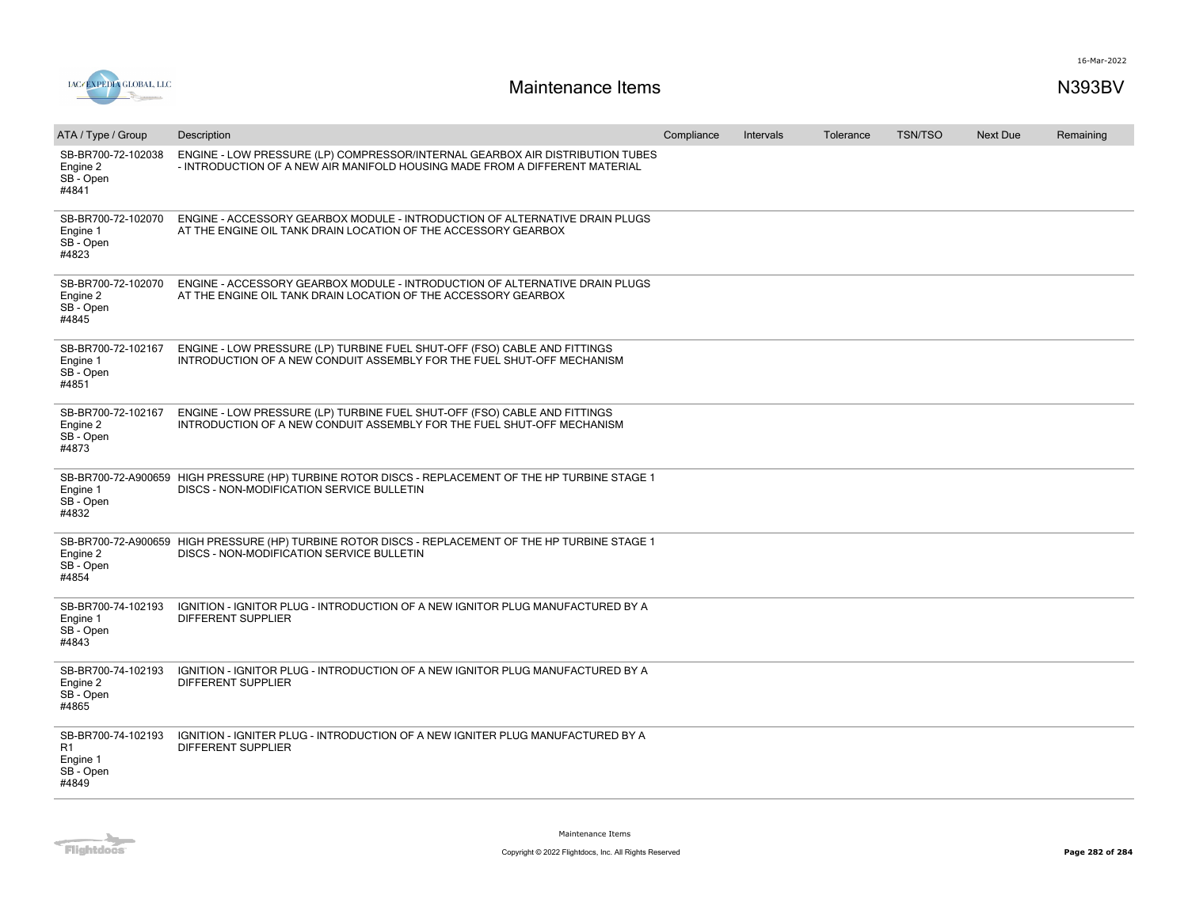16-Mar-2022

# Maintenance Items

N393BV

| ATA / Type / Group | Description | Compliance | Intervals | Tolerance | TSN/TSO | Next Due | Remaining |
|---|---|---|---|---|---|---|---|
| SB-BR700-72-102038 Engine 2 SB - Open #4841 | ENGINE - LOW PRESSURE (LP) COMPRESSOR/INTERNAL GEARBOX AIR DISTRIBUTION TUBES - INTRODUCTION OF A NEW AIR MANIFOLD HOUSING MADE FROM A DIFFERENT MATERIAL | | | | | | |
| SB-BR700-72-102070 Engine 1 SB - Open #4823 | ENGINE - ACCESSORY GEARBOX MODULE - INTRODUCTION OF ALTERNATIVE DRAIN PLUGS AT THE ENGINE OIL TANK DRAIN LOCATION OF THE ACCESSORY GEARBOX | | | | | | |
| SB-BR700-72-102070 Engine 2 SB - Open #4845 | ENGINE - ACCESSORY GEARBOX MODULE - INTRODUCTION OF ALTERNATIVE DRAIN PLUGS AT THE ENGINE OIL TANK DRAIN LOCATION OF THE ACCESSORY GEARBOX | | | | | | |
| SB-BR700-72-102167 Engine 1 SB - Open #4851 | ENGINE - LOW PRESSURE (LP) TURBINE FUEL SHUT-OFF (FSO) CABLE AND FITTINGS INTRODUCTION OF A NEW CONDUIT ASSEMBLY FOR THE FUEL SHUT-OFF MECHANISM | | | | | | |
| SB-BR700-72-102167 Engine 2 SB - Open #4873 | ENGINE - LOW PRESSURE (LP) TURBINE FUEL SHUT-OFF (FSO) CABLE AND FITTINGS INTRODUCTION OF A NEW CONDUIT ASSEMBLY FOR THE FUEL SHUT-OFF MECHANISM | | | | | | |
| SB-BR700-72-A900659 Engine 1 SB - Open #4832 | HIGH PRESSURE (HP) TURBINE ROTOR DISCS - REPLACEMENT OF THE HP TURBINE STAGE 1 DISCS - NON-MODIFICATION SERVICE BULLETIN | | | | | | |
| SB-BR700-72-A900659 Engine 2 SB - Open #4854 | HIGH PRESSURE (HP) TURBINE ROTOR DISCS - REPLACEMENT OF THE HP TURBINE STAGE 1 DISCS - NON-MODIFICATION SERVICE BULLETIN | | | | | | |
| SB-BR700-74-102193 Engine 1 SB - Open #4843 | IGNITION - IGNITOR PLUG - INTRODUCTION OF A NEW IGNITOR PLUG MANUFACTURED BY A DIFFERENT SUPPLIER | | | | | | |
| SB-BR700-74-102193 Engine 2 SB - Open #4865 | IGNITION - IGNITOR PLUG - INTRODUCTION OF A NEW IGNITOR PLUG MANUFACTURED BY A DIFFERENT SUPPLIER | | | | | | |
| SB-BR700-74-102193 R1 Engine 1 SB - Open #4849 | IGNITION - IGNITER PLUG - INTRODUCTION OF A NEW IGNITER PLUG MANUFACTURED BY A DIFFERENT SUPPLIER | | | | | | |

Maintenance Items

Copyright © 2022 Flightdocs, Inc. All Rights Reserved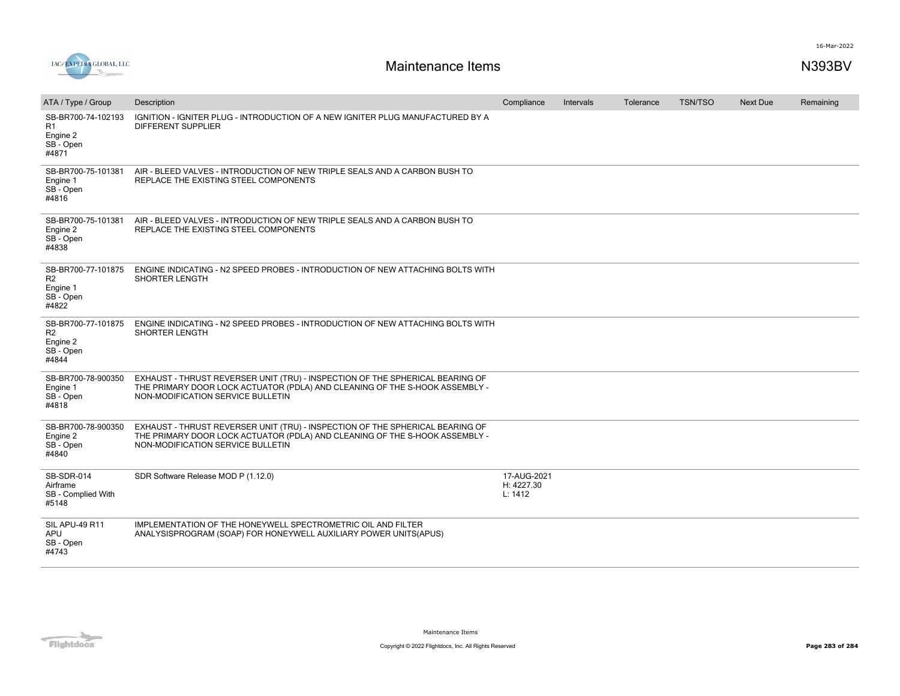| ATA / Type / Group | Description | Compliance | Intervals | Tolerance | TSN/TSO | Next Due | Remaining |
|---|---|---|---|---|---|---|---|
| SB-BR700-74-102193 R1<br>Engine 2<br>SB - Open<br>#4871 | IGNITION - IGNITER PLUG - INTRODUCTION OF A NEW IGNITER PLUG MANUFACTURED BY A DIFFERENT SUPPLIER | | | | | | |
| SB-BR700-75-101381<br>Engine 1<br>SB - Open<br>#4816 | AIR - BLEED VALVES - INTRODUCTION OF NEW TRIPLE SEALS AND A CARBON BUSH TO REPLACE THE EXISTING STEEL COMPONENTS | | | | | | |
| SB-BR700-75-101381<br>Engine 2<br>SB - Open<br>#4838 | AIR - BLEED VALVES - INTRODUCTION OF NEW TRIPLE SEALS AND A CARBON BUSH TO REPLACE THE EXISTING STEEL COMPONENTS | | | | | | |
| SB-BR700-77-101875 R2<br>Engine 1<br>SB - Open<br>#4822 | ENGINE INDICATING - N2 SPEED PROBES - INTRODUCTION OF NEW ATTACHING BOLTS WITH SHORTER LENGTH | | | | | | |
| SB-BR700-77-101875 R2<br>Engine 2<br>SB - Open<br>#4844 | ENGINE INDICATING - N2 SPEED PROBES - INTRODUCTION OF NEW ATTACHING BOLTS WITH SHORTER LENGTH | | | | | | |
| SB-BR700-78-900350<br>Engine 1<br>SB - Open<br>#4818 | EXHAUST - THRUST REVERSER UNIT (TRU) - INSPECTION OF THE SPHERICAL BEARING OF THE PRIMARY DOOR LOCK ACTUATOR (PDLA) AND CLEANING OF THE S-HOOK ASSEMBLY - NON-MODIFICATION SERVICE BULLETIN | | | | | | |
| SB-BR700-78-900350<br>Engine 2<br>SB - Open<br>#4840 | EXHAUST - THRUST REVERSER UNIT (TRU) - INSPECTION OF THE SPHERICAL BEARING OF THE PRIMARY DOOR LOCK ACTUATOR (PDLA) AND CLEANING OF THE S-HOOK ASSEMBLY - NON-MODIFICATION SERVICE BULLETIN | | | | | | |
| SB-SDR-014<br>Airframe<br>SB - Complied With<br>#5148 | SDR Software Release MOD P (1.12.0) | 17-AUG-2021<br>H: 4227.30<br>L: 1412 | | | | | |
| SIL APU-49 R11<br>APU<br>SB - Open<br>#4743 | IMPLEMENTATION OF THE HONEYWELL SPECTROMETRIC OIL AND FILTER ANALYSISPROGRAM (SOAP) FOR HONEYWELL AUXILIARY POWER UNITS(APUS) | | | | | | |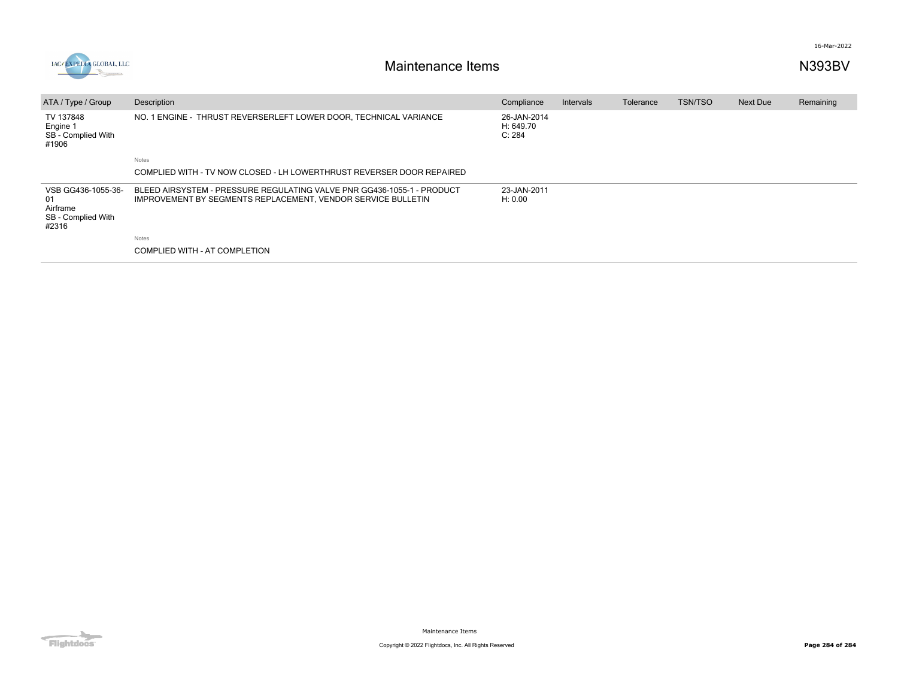# Maintenance Items

N393BV

| ATA / Type / Group | Description | Compliance | Intervals | Tolerance | TSN/TSO | Next Due | Remaining |
|---|---|---|---|---|---|---|---|
| TV 137848 Engine 1 SB - Complied With #1906 | NO. 1 ENGINE - THRUST REVERSERLEFT LOWER DOOR, TECHNICAL VARIANCE | 26-JAN-2014 H: 649.70 C: 284 | | | | | |
| | Notes<br>COMPLIED WITH - TV NOW CLOSED - LH LOWERTHRUST REVERSER DOOR REPAIRED | | | | | | |
| VSB GG436-1055-36-01 Airframe SB - Complied With #2316 | BLEED AIRSYSTEM - PRESSURE REGULATING VALVE PNR GG436-1055-1 - PRODUCT IMPROVEMENT BY SEGMENTS REPLACEMENT, VENDOR SERVICE BULLETIN | 23-JAN-2011 H: 0.00 | | | | | |
| | Notes<br>COMPLIED WITH - AT COMPLETION | | | | | | |